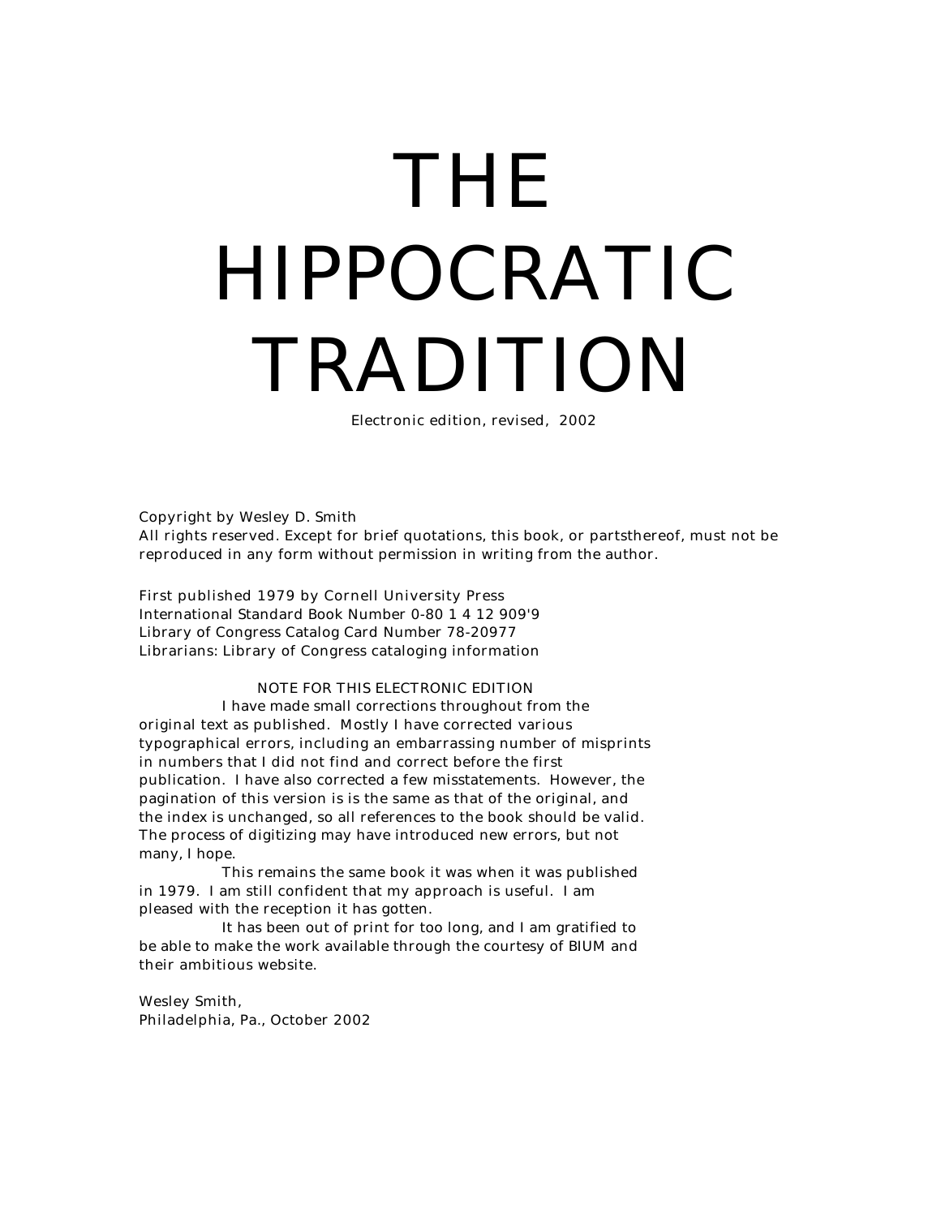# THE HIPPOCRATIC TRADITION

Electronic edition, revised, 2002

Copyright by Wesley D. Smith
All rights reserved. Except for brief quotations, this book, or partsthereof, must not be reproduced in any form without permission in writing from the author.

First published 1979 by Cornell University Press
International Standard Book Number 0-80 1 4 12 909'9
Library of Congress Catalog Card Number 78-20977
Librarians: Library of Congress cataloging information

NOTE FOR THIS ELECTRONIC EDITION

I have made small corrections throughout from the original text as published. Mostly I have corrected various typographical errors, including an embarrassing number of misprints in numbers that I did not find and correct before the first publication. I have also corrected a few misstatements. However, the pagination of this version is is the same as that of the original, and the index is unchanged, so all references to the book should be valid. The process of digitizing may have introduced new errors, but not many, I hope.

This remains the same book it was when it was published in 1979. I am still confident that my approach is useful. I am pleased with the reception it has gotten.

It has been out of print for too long, and I am gratified to be able to make the work available through the courtesy of BIUM and their ambitious website.

Wesley Smith,
Philadelphia, Pa., October 2002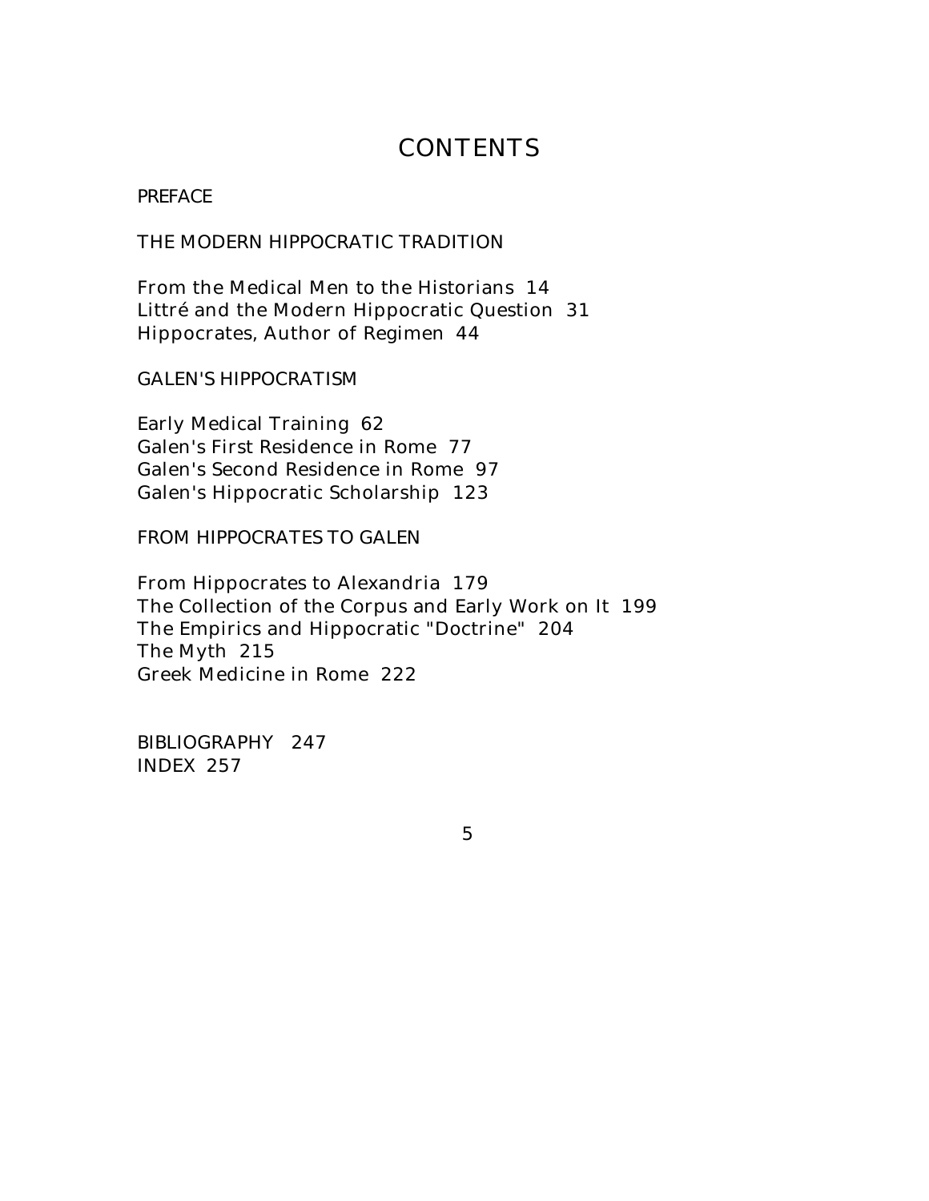# CONTENTS

PREFACE

THE MODERN HIPPOCRATIC TRADITION

From the Medical Men to the Historians 14
Littré and the Modern Hippocratic Question 31
Hippocrates, Author of Regimen 44

GALEN'S HIPPOCRATISM

Early Medical Training 62
Galen's First Residence in Rome 77
Galen's Second Residence in Rome 97
Galen's Hippocratic Scholarship 123

FROM HIPPOCRATES TO GALEN

From Hippocrates to Alexandria 179
The Collection of the Corpus and Early Work on It 199
The Empirics and Hippocratic "Doctrine" 204
The Myth 215
Greek Medicine in Rome 222

BIBLIOGRAPHY 247
INDEX 257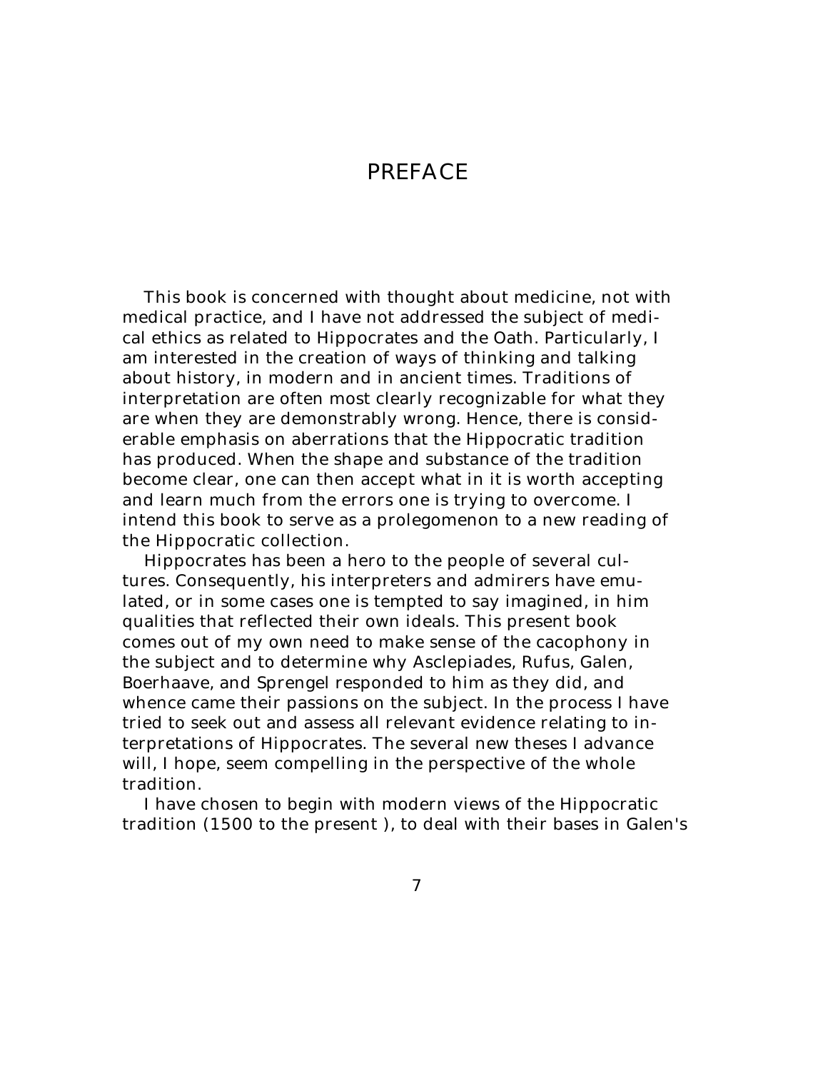# PREFACE

This book is concerned with thought about medicine, not with medical practice, and I have not addressed the subject of medical ethics as related to Hippocrates and the Oath. Particularly, I am interested in the creation of ways of thinking and talking about history, in modern and in ancient times. Traditions of interpretation are often most clearly recognizable for what they are when they are demonstrably wrong. Hence, there is considerable emphasis on aberrations that the Hippocratic tradition has produced. When the shape and substance of the tradition become clear, one can then accept what in it is worth accepting and learn much from the errors one is trying to overcome. I intend this book to serve as a prolegomenon to a new reading of the Hippocratic collection.

Hippocrates has been a hero to the people of several cultures. Consequently, his interpreters and admirers have emulated, or in some cases one is tempted to say imagined, in him qualities that reflected their own ideals. This present book comes out of my own need to make sense of the cacophony in the subject and to determine why Asclepiades, Rufus, Galen, Boerhaave, and Sprengel responded to him as they did, and whence came their passions on the subject. In the process I have tried to seek out and assess all relevant evidence relating to interpretations of Hippocrates. The several new theses I advance will, I hope, seem compelling in the perspective of the whole tradition.

I have chosen to begin with modern views of the Hippocratic tradition (1500 to the present ), to deal with their bases in Galen's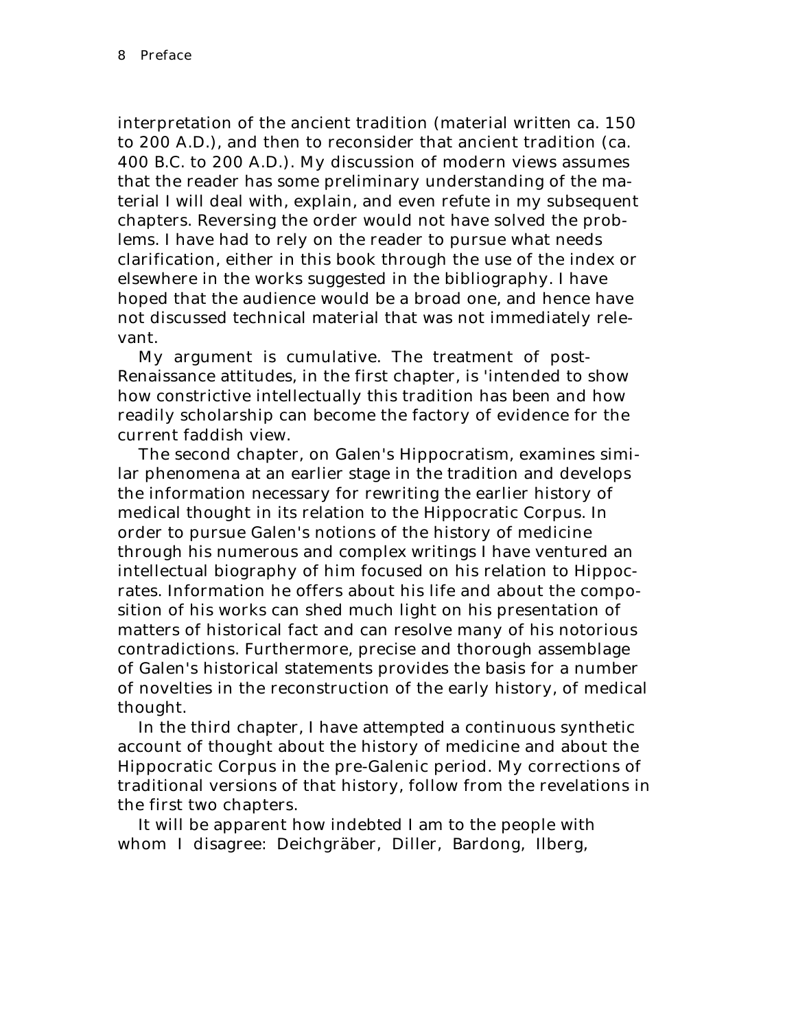interpretation of the ancient tradition (material written ca. 150 to 200 A.D.), and then to reconsider that ancient tradition (ca. 400 B.C. to 200 A.D.). My discussion of modern views assumes that the reader has some preliminary understanding of the material I will deal with, explain, and even refute in my subsequent chapters. Reversing the order would not have solved the problems. I have had to rely on the reader to pursue what needs clarification, either in this book through the use of the index or elsewhere in the works suggested in the bibliography. I have hoped that the audience would be a broad one, and hence have not discussed technical material that was not immediately relevant.

My argument is cumulative. The treatment of post-Renaissance attitudes, in the first chapter, is 'intended to show how constrictive intellectually this tradition has been and how readily scholarship can become the factory of evidence for the current faddish view.

The second chapter, on Galen's Hippocratism, examines similar phenomena at an earlier stage in the tradition and develops the information necessary for rewriting the earlier history of medical thought in its relation to the Hippocratic Corpus. In order to pursue Galen's notions of the history of medicine through his numerous and complex writings I have ventured an intellectual biography of him focused on his relation to Hippocrates. Information he offers about his life and about the composition of his works can shed much light on his presentation of matters of historical fact and can resolve many of his notorious contradictions. Furthermore, precise and thorough assemblage of Galen's historical statements provides the basis for a number of novelties in the reconstruction of the early history, of medical thought.

In the third chapter, I have attempted a continuous synthetic account of thought about the history of medicine and about the Hippocratic Corpus in the pre-Galenic period. My corrections of traditional versions of that history, follow from the revelations in the first two chapters.

It will be apparent how indebted I am to the people with whom I disagree: Deichgräber, Diller, Bardong, Ilberg,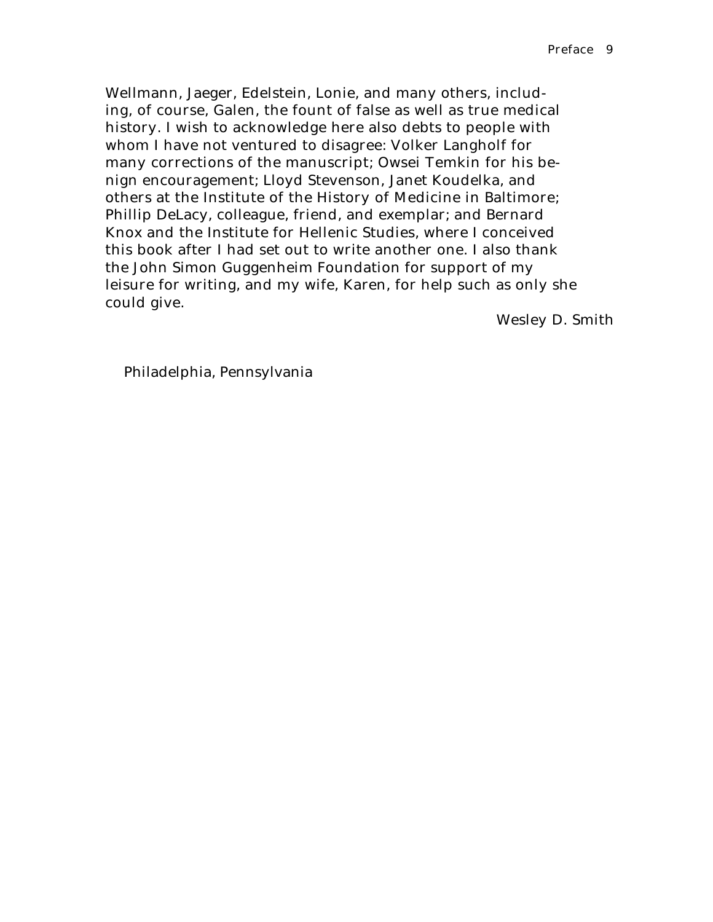Wellmann, Jaeger, Edelstein, Lonie, and many others, including, of course, Galen, the fount of false as well as true medical history. I wish to acknowledge here also debts to people with whom I have not ventured to disagree: Volker Langholf for many corrections of the manuscript; Owsei Temkin for his benign encouragement; Lloyd Stevenson, Janet Koudelka, and others at the Institute of the History of Medicine in Baltimore; Phillip DeLacy, colleague, friend, and exemplar; and Bernard Knox and the Institute for Hellenic Studies, where I conceived this book after I had set out to write another one. I also thank the John Simon Guggenheim Foundation for support of my leisure for writing, and my wife, Karen, for help such as only she could give.

Wesley D. Smith

Philadelphia, Pennsylvania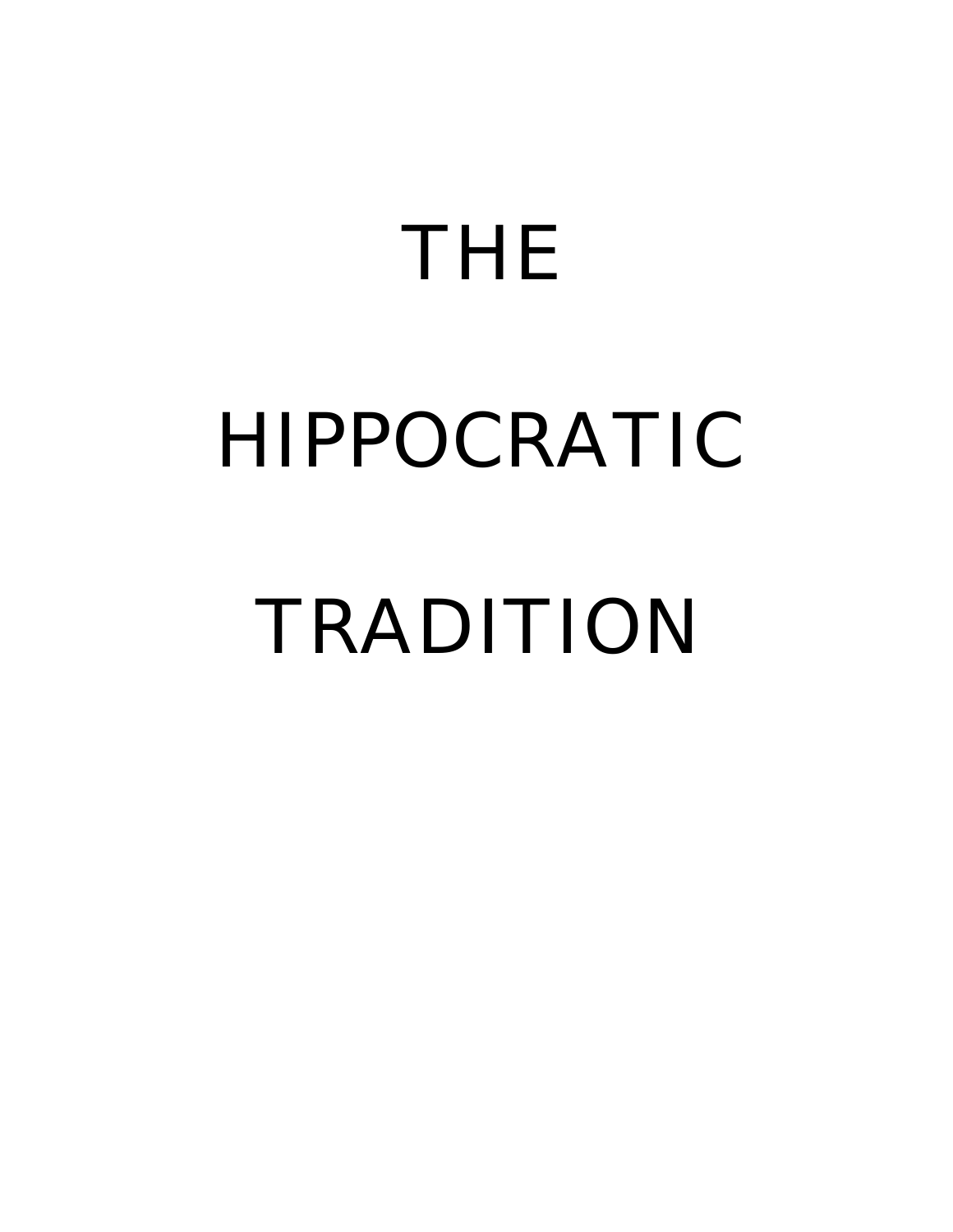# THE

# HIPPOCRATIC

# TRADITION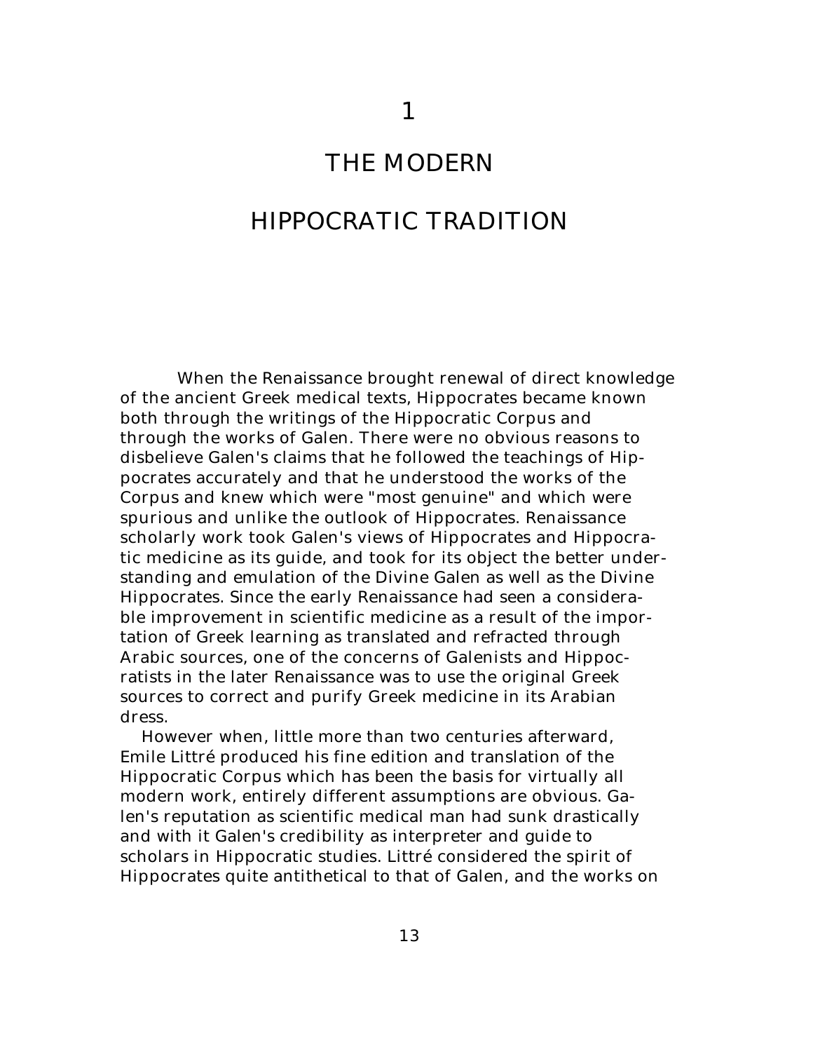# 1

# THE MODERN HIPPOCRATIC TRADITION

When the Renaissance brought renewal of direct knowledge of the ancient Greek medical texts, Hippocrates became known both through the writings of the Hippocratic Corpus and through the works of Galen. There were no obvious reasons to disbelieve Galen's claims that he followed the teachings of Hippocrates accurately and that he understood the works of the Corpus and knew which were "most genuine" and which were spurious and unlike the outlook of Hippocrates. Renaissance scholarly work took Galen's views of Hippocrates and Hippocratic medicine as its guide, and took for its object the better understanding and emulation of the Divine Galen as well as the Divine Hippocrates. Since the early Renaissance had seen a considerable improvement in scientific medicine as a result of the importation of Greek learning as translated and refracted through Arabic sources, one of the concerns of Galenists and Hippocratists in the later Renaissance was to use the original Greek sources to correct and purify Greek medicine in its Arabian dress.

However when, little more than two centuries afterward, Emile Littré produced his fine edition and translation of the Hippocratic Corpus which has been the basis for virtually all modern work, entirely different assumptions are obvious. Galen's reputation as scientific medical man had sunk drastically and with it Galen's credibility as interpreter and guide to scholars in Hippocratic studies. Littré considered the spirit of Hippocrates quite antithetical to that of Galen, and the works on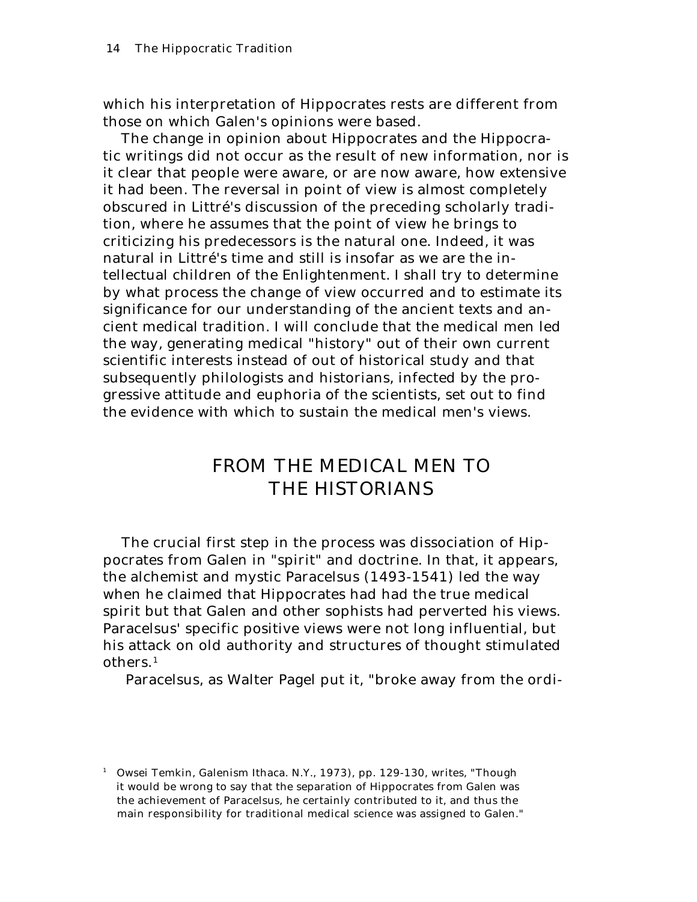which his interpretation of Hippocrates rests are different from those on which Galen's opinions were based.

The change in opinion about Hippocrates and the Hippocratic writings did not occur as the result of new information, nor is it clear that people were aware, or are now aware, how extensive it had been. The reversal in point of view is almost completely obscured in Littré's discussion of the preceding scholarly tradition, where he assumes that the point of view he brings to criticizing his predecessors is the natural one. Indeed, it was natural in Littré's time and still is insofar as we are the intellectual children of the Enlightenment. I shall try to determine by what process the change of view occurred and to estimate its significance for our understanding of the ancient texts and ancient medical tradition. I will conclude that the medical men led the way, generating medical "history" out of their own current scientific interests instead of out of historical study and that subsequently philologists and historians, infected by the progressive attitude and euphoria of the scientists, set out to find the evidence with which to sustain the medical men's views.

## FROM THE MEDICAL MEN TO THE HISTORIANS

The crucial first step in the process was dissociation of Hippocrates from Galen in "spirit" and doctrine. In that, it appears, the alchemist and mystic Paracelsus (1493-1541) led the way when he claimed that Hippocrates had had the true medical spirit but that Galen and other sophists had perverted his views. Paracelsus' specific positive views were not long influential, but his attack on old authority and structures of thought stimulated others.[1]

Paracelsus, as Walter Pagel put it, "broke away from the ordi-

[1] Owsei Temkin, Galenism Ithaca. N.Y., 1973), pp. 129-130, writes, "Though it would be wrong to say that the separation of Hippocrates from Galen was the achievement of Paracelsus, he certainly contributed to it, and thus the main responsibility for traditional medical science was assigned to Galen."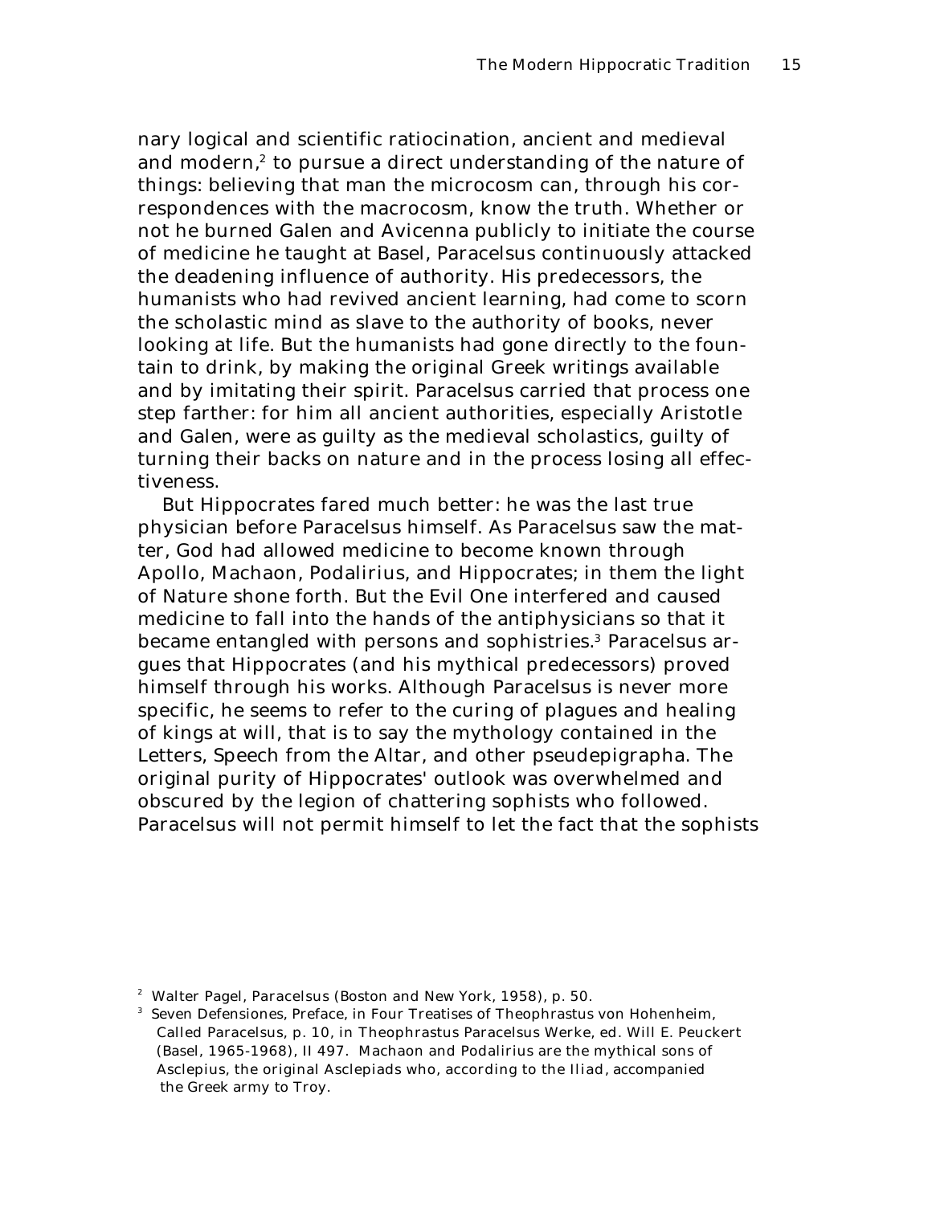nary logical and scientific ratiocination, ancient and medieval and modern,[2] to pursue a direct understanding of the nature of things: believing that man the microcosm can, through his correspondences with the macrocosm, know the truth. Whether or not he burned Galen and Avicenna publicly to initiate the course of medicine he taught at Basel, Paracelsus continuously attacked the deadening influence of authority. His predecessors, the humanists who had revived ancient learning, had come to scorn the scholastic mind as slave to the authority of books, never looking at life. But the humanists had gone directly to the fountain to drink, by making the original Greek writings available and by imitating their spirit. Paracelsus carried that process one step farther: for him all ancient authorities, especially Aristotle and Galen, were as guilty as the medieval scholastics, guilty of turning their backs on nature and in the process losing all effectiveness.

But Hippocrates fared much better: he was the last true physician before Paracelsus himself. As Paracelsus saw the matter, God had allowed medicine to become known through Apollo, Machaon, Podalirius, and Hippocrates; in them the light of Nature shone forth. But the Evil One interfered and caused medicine to fall into the hands of the antiphysicians so that it became entangled with persons and sophistries.[3] Paracelsus argues that Hippocrates (and his mythical predecessors) proved himself through his works. Although Paracelsus is never more specific, he seems to refer to the curing of plagues and healing of kings at will, that is to say the mythology contained in the Letters, Speech from the Altar, and other pseudepigrapha. The original purity of Hippocrates' outlook was overwhelmed and obscured by the legion of chattering sophists who followed. Paracelsus will not permit himself to let the fact that the sophists

[2] Walter Pagel, *Paracelsus* (Boston and New York, 1958), p. 50.

[3] *Seven Defensiones*, Preface, in *Four Treatises of Theophrastus von Hohenheim, Called Paracelsus*, p. 10, in *Theophrastus Paracelsus Werke*, ed. Will E. Peuckert (Basel, 1965-1968), II 497. Machaon and Podalirius are the mythical sons of Asclepius, the original Asclepiads who, according to the *Iliad*, accompanied the Greek army to Troy.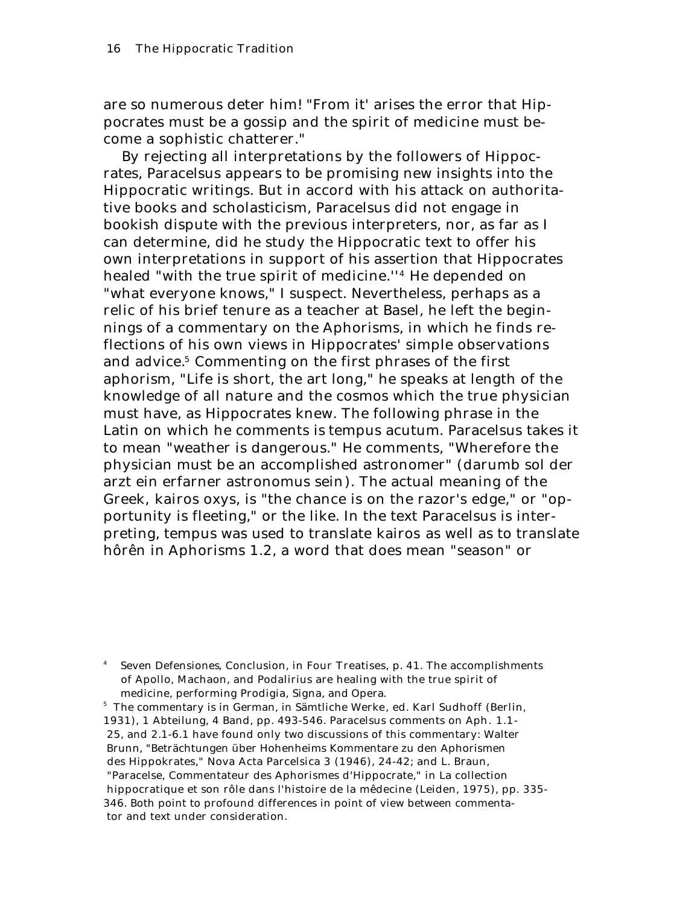are so numerous deter him! "From it' arises the error that Hippocrates must be a gossip and the spirit of medicine must become a sophistic chatterer."

By rejecting all interpretations by the followers of Hippocrates, Paracelsus appears to be promising new insights into the Hippocratic writings. But in accord with his attack on authoritative books and scholasticism, Paracelsus did not engage in bookish dispute with the previous interpreters, nor, as far as I can determine, did he study the Hippocratic text to offer his own interpretations in support of his assertion that Hippocrates healed "with the true spirit of medicine.''[4] He depended on "what everyone knows," I suspect. Nevertheless, perhaps as a relic of his brief tenure as a teacher at Basel, he left the beginnings of a commentary on the Aphorisms, in which he finds reflections of his own views in Hippocrates' simple observations and advice.[5] Commenting on the first phrases of the first aphorism, "Life is short, the art long," he speaks at length of the knowledge of all nature and the cosmos which the true physician must have, as Hippocrates knew. The following phrase in the Latin on which he comments is *tempus acutum*. Paracelsus takes it to mean "weather is dangerous." He comments, "Wherefore the physician must be an accomplished astronomer" (darumb sol der arzt ein erfarner astronomus sein). The actual meaning of the Greek, *kairos oxys*, is "the chance is on the razor's edge," or "opportunity is fleeting," or the like. In the text Paracelsus is interpreting, *tempus* was used to translate *kairos* as well as to translate *hôrên* in Aphorisms 1.2, a word that does mean "season" or

---

[4] *Seven Defensiones*, Conclusion, in *Four Treatises*, p. 41. The accomplishments of Apollo, Machaon, and Podalirius are healing with the true spirit of medicine, performing *Prodigia*, *Signa*, and *Opera*.

[5] The commentary is in German, in *Sämtliche Werke*, ed. Karl Sudhoff (Berlin, 1931), 1 Abteilung, 4 Band, pp. 493-546. Paracelsus comments on Aph. 1.1-25, and 2.1-6.1 have found only two discussions of this commentary: Walter Brunn, "Beträchtungen über Hohenheims Kommentare zu den Aphorismen des Hippokrates," *Nova Acta Parcelsica* 3 (1946), 24-42; and L. Braun, "Paracelse, Commentateur des Aphorismes d'Hippocrate," in *La collection hippocratique et son rôle dans l'histoire de la mêdecine* (Leiden, 1975), pp. 335-346. Both point to profound differences in point of view between commentator and text under consideration.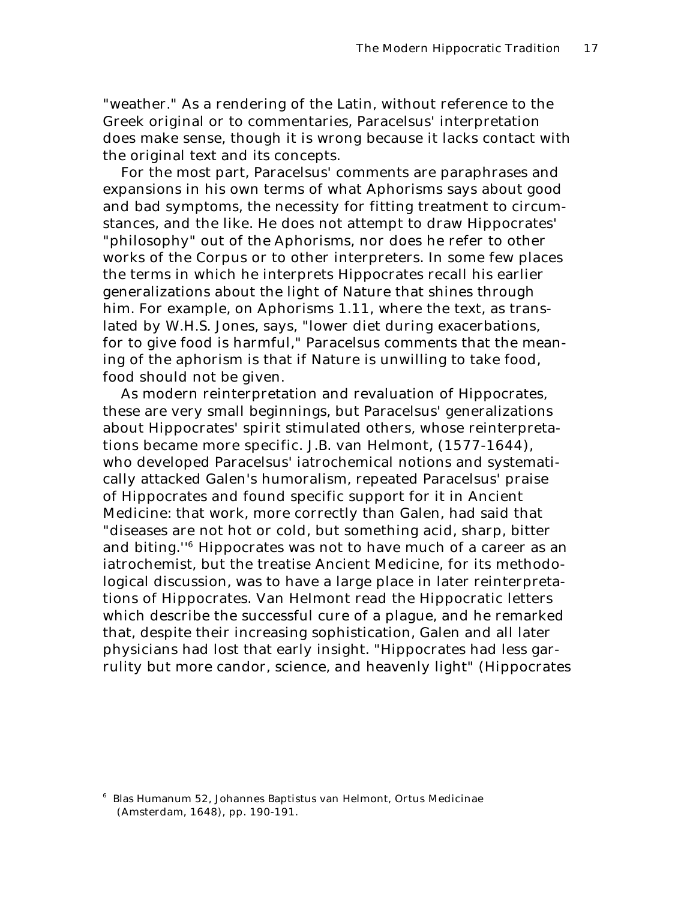"weather." As a rendering of the Latin, without reference to the Greek original or to commentaries, Paracelsus' interpretation does make sense, though it is wrong because it lacks contact with the original text and its concepts.

For the most part, Paracelsus' comments are paraphrases and expansions in his own terms of what *Aphorisms* says about good and bad symptoms, the necessity for fitting treatment to circumstances, and the like. He does not attempt to draw Hippocrates' "philosophy" out of the *Aphorisms*, nor does he refer to other works of the Corpus or to other interpreters. In some few places the terms in which he interprets Hippocrates recall his earlier generalizations about the light of Nature that shines through him. For example, on *Aphorisms* 1.11, where the text, as translated by W.H.S. Jones, says, "lower diet during exacerbations, for to give food is harmful," Paracelsus comments that the meaning of the aphorism is that if Nature is unwilling to take food, food should not be given.

As modern reinterpretation and revaluation of Hippocrates, these are very small beginnings, but Paracelsus' generalizations about Hippocrates' spirit stimulated others, whose reinterpretations became more specific. J.B. van Helmont, (1577-1644), who developed Paracelsus' iatrochemical notions and systematically attacked Galen's humoralism, repeated Paracelsus' praise of Hippocrates and found specific support for it in *Ancient Medicine*: that work, more correctly than Galen, had said that "diseases are not hot or cold, but something acid, sharp, bitter and biting."[6] Hippocrates was not to have much of a career as an iatrochemist, but the treatise *Ancient Medicine*, for its methodological discussion, was to have a large place in later reinterpretations of Hippocrates. Van Helmont read the Hippocratic letters which describe the successful cure of a plague, and he remarked that, despite their increasing sophistication, Galen and all later physicians had lost that early insight. "Hippocrates had less garrulity but more candor, science, and heavenly light" (Hippocrates

[6] *Blas Humanum* 52, Johannes Baptistus van Helmont, *Ortus Medicinae* (Amsterdam, 1648), pp. 190-191.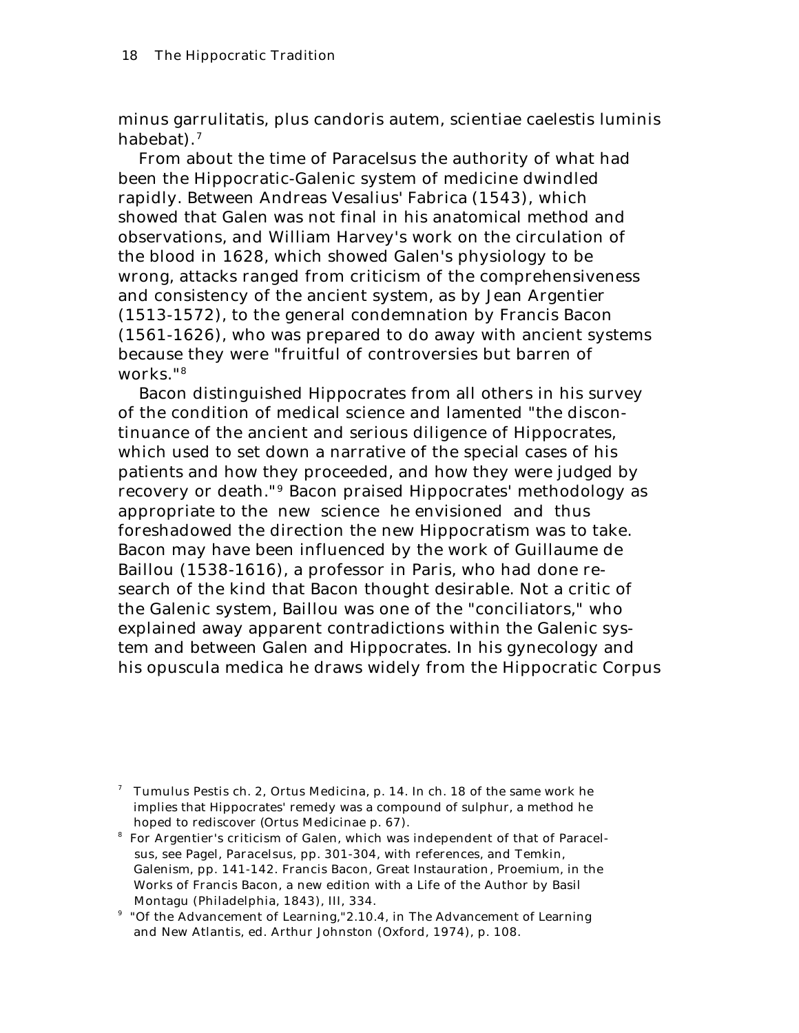minus garrulitatis, plus candoris autem, scientiae caelestis luminis habebat).[7]

From about the time of Paracelsus the authority of what had been the Hippocratic-Galenic system of medicine dwindled rapidly. Between Andreas Vesalius' *Fabrica* (1543), which showed that Galen was not final in his anatomical method and observations, and William Harvey's work on the circulation of the blood in 1628, which showed Galen's physiology to be wrong, attacks ranged from criticism of the comprehensiveness and consistency of the ancient system, as by Jean Argentier (1513-1572), to the general condemnation by Francis Bacon (1561-1626), who was prepared to do away with ancient systems because they were "fruitful of controversies but barren of works."[8]

Bacon distinguished Hippocrates from all others in his survey of the condition of medical science and lamented "the discontinuance of the ancient and serious diligence of Hippocrates, which used to set down a narrative of the special cases of his patients and how they proceeded, and how they were judged by recovery or death."[9] Bacon praised Hippocrates' methodology as appropriate to the new science he envisioned and thus foreshadowed the direction the new Hippocratism was to take. Bacon may have been influenced by the work of Guillaume de Baillou (1538-1616), a professor in Paris, who had done research of the kind that Bacon thought desirable. Not a critic of the Galenic system, Baillou was one of the "conciliators," who explained away apparent contradictions within the Galenic system and between Galen and Hippocrates. In his gynecology and his *opuscula medica* he draws widely from the Hippocratic Corpus

---

[7] *Tumulus Pestis* ch. 2, *Ortus Medicina*, p. 14. In ch. 18 of the same work he implies that Hippocrates' remedy was a compound of sulphur, a method he hoped to rediscover (*Ortus Medicinae* p. 67).

[8] For Argentier's criticism of Galen, which was independent of that of Paracelsus, see Pagel, *Paracelsus*, pp. 301-304, with references, and Temkin, *Galenism*, pp. 141-142. Francis Bacon, *Great Instauration*, Proemium, in the *Works of Francis Bacon*, a new edition with a Life of the Author by Basil Montagu (Philadelphia, 1843), III, 334.

[9] "Of the Advancement of Learning,"2.10.4, in *The Advancement of Learning and New Atlantis*, ed. Arthur Johnston (Oxford, 1974), p. 108.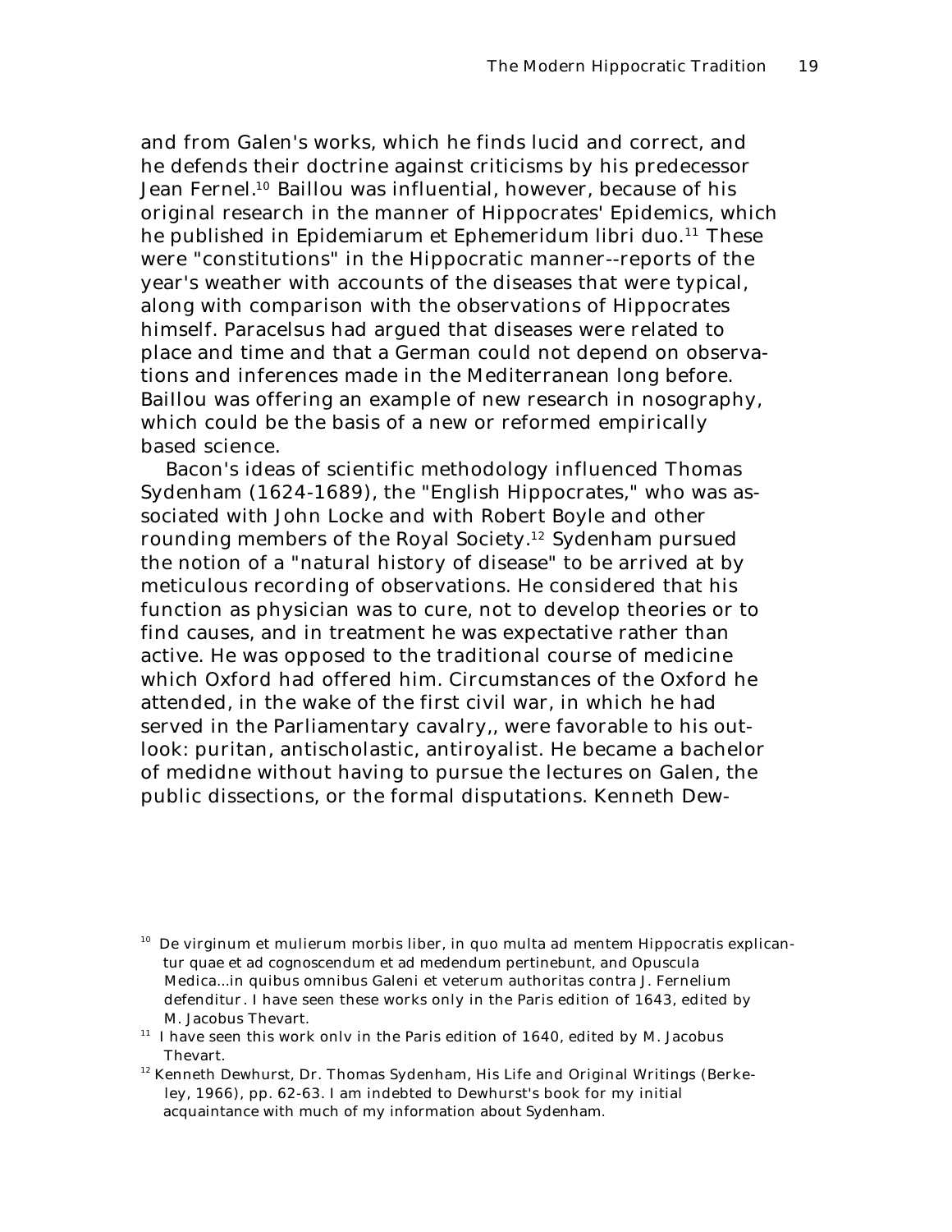and from Galen's works, which he finds lucid and correct, and he defends their doctrine against criticisms by his predecessor Jean Fernel.[10] Baillou was influential, however, because of his original research in the manner of Hippocrates' Epidemics, which he published in *Epidemiarum et Ephemeridum libri duo*.[11] These were "constitutions" in the Hippocratic manner--reports of the year's weather with accounts of the diseases that were typical, along with comparison with the observations of Hippocrates himself. Paracelsus had argued that diseases were related to place and time and that a German could not depend on observations and inferences made in the Mediterranean long before. Baillou was offering an example of new research in nosography, which could be the basis of a new or reformed empirically based science.

Bacon's ideas of scientific methodology influenced Thomas Sydenham (1624-1689), the "English Hippocrates," who was associated with John Locke and with Robert Boyle and other rounding members of the Royal Society.[12] Sydenham pursued the notion of a "natural history of disease" to be arrived at by meticulous recording of observations. He considered that his function as physician was to cure, not to develop theories or to find causes, and in treatment he was expectative rather than active. He was opposed to the traditional course of medicine which Oxford had offered him. Circumstances of the Oxford he attended, in the wake of the first civil war, in which he had served in the Parliamentary cavalry,, were favorable to his outlook: puritan, antischolastic, antiroyalist. He became a bachelor of medidne without having to pursue the lectures on Galen, the public dissections, or the formal disputations. Kenneth Dew-

[10] *De virginum et mulierum morbis liber, in quo multa ad mentem Hippocratis explicantur quae et ad cognoscendum et ad medendum pertinebunt*, and *Opuscula Medica...in quibus omnibus Galeni et veterum authoritas contra J. Fernelium defenditur*. I have seen these works only in the Paris edition of 1643, edited by M. Jacobus Thevart.

[11] I have seen this work onlv in the Paris edition of 1640, edited by M. Jacobus Thevart.

[12] Kenneth Dewhurst, *Dr. Thomas Sydenham, His Life and Original Writings* (Berkeley, 1966), pp. 62-63. I am indebted to Dewhurst's book for my initial acquaintance with much of my information about Sydenham.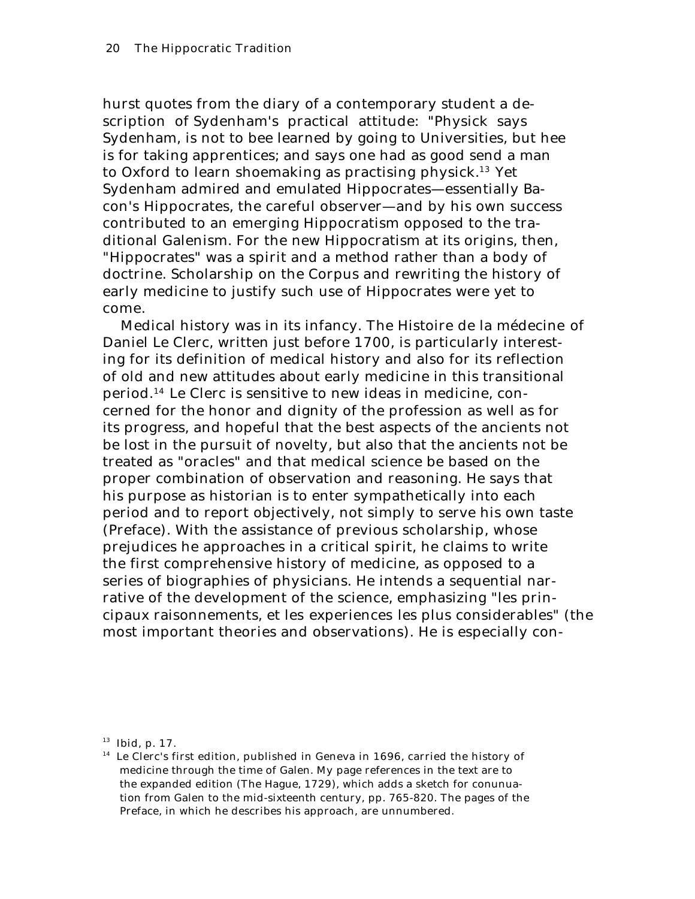hurst quotes from the diary of a contemporary student a description of Sydenham's practical attitude: "Physick says Sydenham, is not to bee learned by going to Universities, but hee is for taking apprentices; and says one had as good send a man to Oxford to learn shoemaking as practising physick.[13] Yet Sydenham admired and emulated Hippocrates—essentially Bacon's Hippocrates, the careful observer—and by his own success contributed to an emerging Hippocratism opposed to the traditional Galenism. For the new Hippocratism at its origins, then, "Hippocrates" was a spirit and a method rather than a body of doctrine. Scholarship on the Corpus and rewriting the history of early medicine to justify such use of Hippocrates were yet to come.

Medical history was in its infancy. The Histoire de la médecine of Daniel Le Clerc, written just before 1700, is particularly interesting for its definition of medical history and also for its reflection of old and new attitudes about early medicine in this transitional period.[14] Le Clerc is sensitive to new ideas in medicine, concerned for the honor and dignity of the profession as well as for its progress, and hopeful that the best aspects of the ancients not be lost in the pursuit of novelty, but also that the ancients not be treated as "oracles" and that medical science be based on the proper combination of observation and reasoning. He says that his purpose as historian is to enter sympathetically into each period and to report objectively, not simply to serve his own taste (Preface). With the assistance of previous scholarship, whose prejudices he approaches in a critical spirit, he claims to write the first comprehensive history of medicine, as opposed to a series of biographies of physicians. He intends a sequential narrative of the development of the science, emphasizing "les principaux raisonnements, et les experiences les plus considerables" (the most important theories and observations). He is especially con-

[13] Ibid, p. 17.

[14] Le Clerc's first edition, published in Geneva in 1696, carried the history of medicine through the time of Galen. My page references in the text are to the expanded edition (The Hague, 1729), which adds a sketch for conunuation from Galen to the mid-sixteenth century, pp. 765-820. The pages of the Preface, in which he describes his approach, are unnumbered.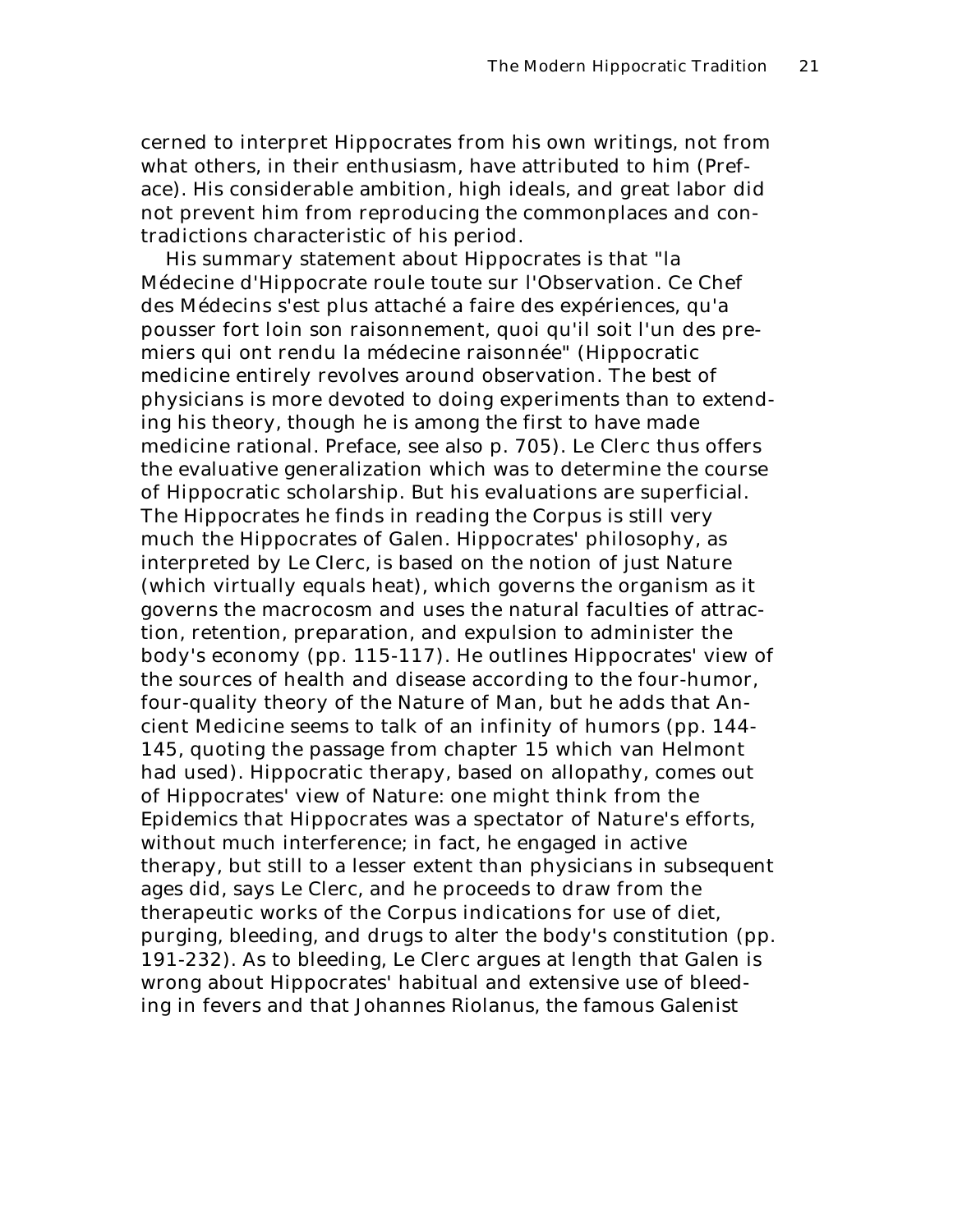cerned to interpret Hippocrates from his own writings, not from what others, in their enthusiasm, have attributed to him (Preface). His considerable ambition, high ideals, and great labor did not prevent him from reproducing the commonplaces and contradictions characteristic of his period.

His summary statement about Hippocrates is that "la Médecine d'Hippocrate roule toute sur l'Observation. Ce Chef des Médecins s'est plus attaché a faire des expériences, qu'a pousser fort loin son raisonnement, quoi qu'il soit l'un des premiers qui ont rendu la médecine raisonnée" (Hippocratic medicine entirely revolves around observation. The best of physicians is more devoted to doing experiments than to extending his theory, though he is among the first to have made medicine rational. Preface, see also p. 705). Le Clerc thus offers the evaluative generalization which was to determine the course of Hippocratic scholarship. But his evaluations are superficial. The Hippocrates he finds in reading the Corpus is still very much the Hippocrates of Galen. Hippocrates' philosophy, as interpreted by Le Clerc, is based on the notion of just Nature (which virtually equals heat), which governs the organism as it governs the macrocosm and uses the natural faculties of attraction, retention, preparation, and expulsion to administer the body's economy (pp. 115-117). He outlines Hippocrates' view of the sources of health and disease according to the four-humor, four-quality theory of the Nature of Man, but he adds that Ancient Medicine seems to talk of an infinity of humors (pp. 144-145, quoting the passage from chapter 15 which van Helmont had used). Hippocratic therapy, based on allopathy, comes out of Hippocrates' view of Nature: one might think from the Epidemics that Hippocrates was a spectator of Nature's efforts, without much interference; in fact, he engaged in active therapy, but still to a lesser extent than physicians in subsequent ages did, says Le Clerc, and he proceeds to draw from the therapeutic works of the Corpus indications for use of diet, purging, bleeding, and drugs to alter the body's constitution (pp. 191-232). As to bleeding, Le Clerc argues at length that Galen is wrong about Hippocrates' habitual and extensive use of bleeding in fevers and that Johannes Riolanus, the famous Galenist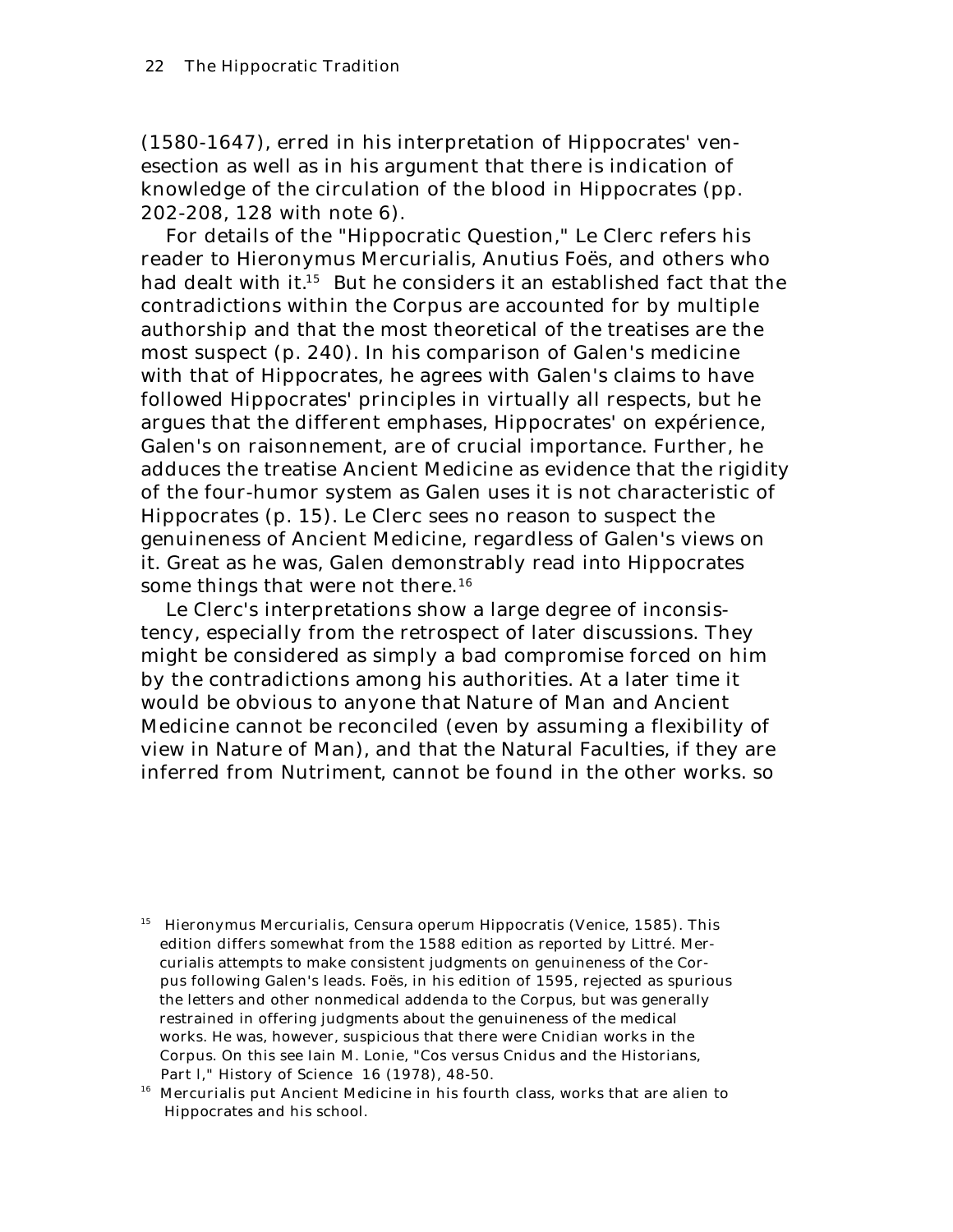(1580-1647), erred in his interpretation of Hippocrates' venesection as well as in his argument that there is indication of knowledge of the circulation of the blood in Hippocrates (pp. 202-208, 128 with note 6).

For details of the "Hippocratic Question," Le Clerc refers his reader to Hieronymus Mercurialis, Anutius Foës, and others who had dealt with it.[15] But he considers it an established fact that the contradictions within the Corpus are accounted for by multiple authorship and that the most theoretical of the treatises are the most suspect (p. 240). In his comparison of Galen's medicine with that of Hippocrates, he agrees with Galen's claims to have followed Hippocrates' principles in virtually all respects, but he argues that the different emphases, Hippocrates' on expérience, Galen's on raisonnement, are of crucial importance. Further, he adduces the treatise Ancient Medicine as evidence that the rigidity of the four-humor system as Galen uses it is not characteristic of Hippocrates (p. 15). Le Clerc sees no reason to suspect the genuineness of Ancient Medicine, regardless of Galen's views on it. Great as he was, Galen demonstrably read into Hippocrates some things that were not there.[16]

Le Clerc's interpretations show a large degree of inconsistency, especially from the retrospect of later discussions. They might be considered as simply a bad compromise forced on him by the contradictions among his authorities. At a later time it would be obvious to anyone that Nature of Man and Ancient Medicine cannot be reconciled (even by assuming a flexibility of view in Nature of Man), and that the Natural Faculties, if they are inferred from Nutriment, cannot be found in the other works. so

---

[15] Hieronymus Mercurialis, Censura operum Hippocratis (Venice, 1585). This edition differs somewhat from the 1588 edition as reported by Littré. Mercurialis attempts to make consistent judgments on genuineness of the Corpus following Galen's leads. Foës, in his edition of 1595, rejected as spurious the letters and other nonmedical addenda to the Corpus, but was generally restrained in offering judgments about the genuineness of the medical works. He was, however, suspicious that there were Cnidian works in the Corpus. On this see Iain M. Lonie, "Cos versus Cnidus and the Historians, Part I," History of Science 16 (1978), 48-50.

[16] Mercurialis put Ancient Medicine in his fourth class, works that are alien to Hippocrates and his school.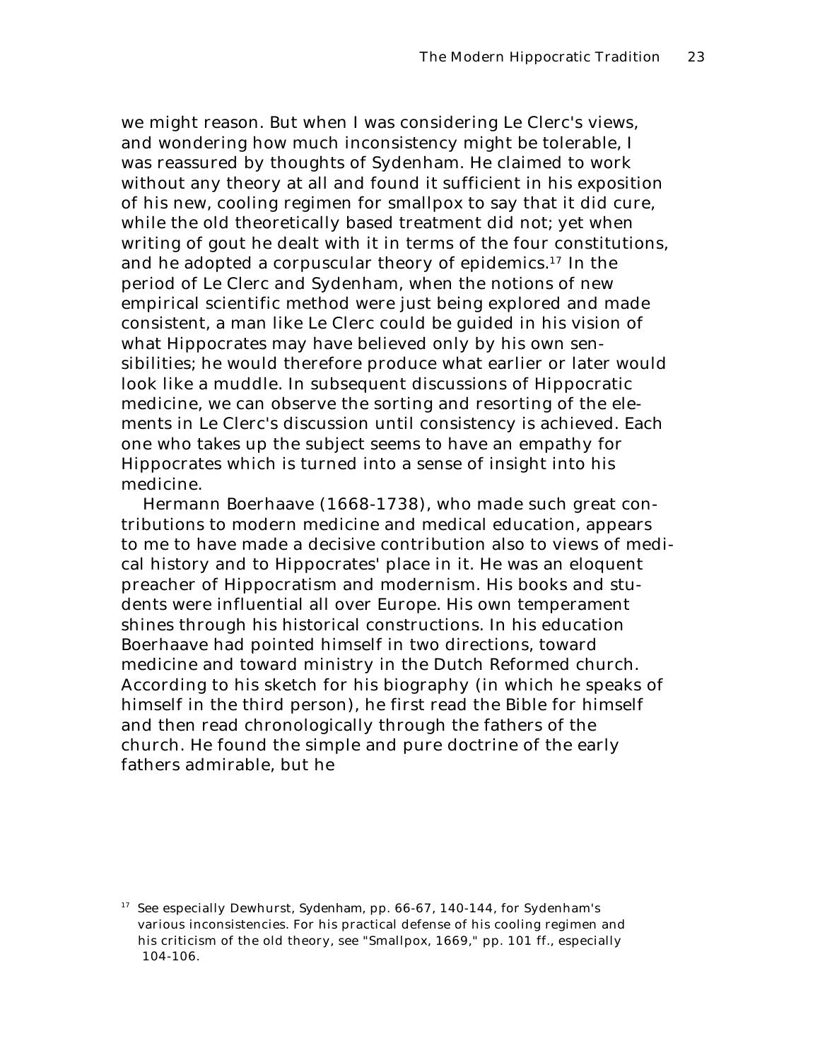we might reason. But when I was considering Le Clerc's views, and wondering how much inconsistency might be tolerable, I was reassured by thoughts of Sydenham. He claimed to work without any theory at all and found it sufficient in his exposition of his new, cooling regimen for smallpox to say that it did cure, while the old theoretically based treatment did not; yet when writing of gout he dealt with it in terms of the four constitutions, and he adopted a corpuscular theory of epidemics.[17] In the period of Le Clerc and Sydenham, when the notions of new empirical scientific method were just being explored and made consistent, a man like Le Clerc could be guided in his vision of what Hippocrates may have believed only by his own sensibilities; he would therefore produce what earlier or later would look like a muddle. In subsequent discussions of Hippocratic medicine, we can observe the sorting and resorting of the elements in Le Clerc's discussion until consistency is achieved. Each one who takes up the subject seems to have an empathy for Hippocrates which is turned into a sense of insight into his medicine.

Hermann Boerhaave (1668-1738), who made such great contributions to modern medicine and medical education, appears to me to have made a decisive contribution also to views of medical history and to Hippocrates' place in it. He was an eloquent preacher of Hippocratism and modernism. His books and students were influential all over Europe. His own temperament shines through his historical constructions. In his education Boerhaave had pointed himself in two directions, toward medicine and toward ministry in the Dutch Reformed church. According to his sketch for his biography (in which he speaks of himself in the third person), he first read the Bible for himself and then read chronologically through the fathers of the church. He found the simple and pure doctrine of the early fathers admirable, but he

[17] See especially Dewhurst, *Sydenham*, pp. 66-67, 140-144, for Sydenham's various inconsistencies. For his practical defense of his cooling regimen and his criticism of the old theory, see "Smallpox, 1669," pp. 101 ff., especially 104-106.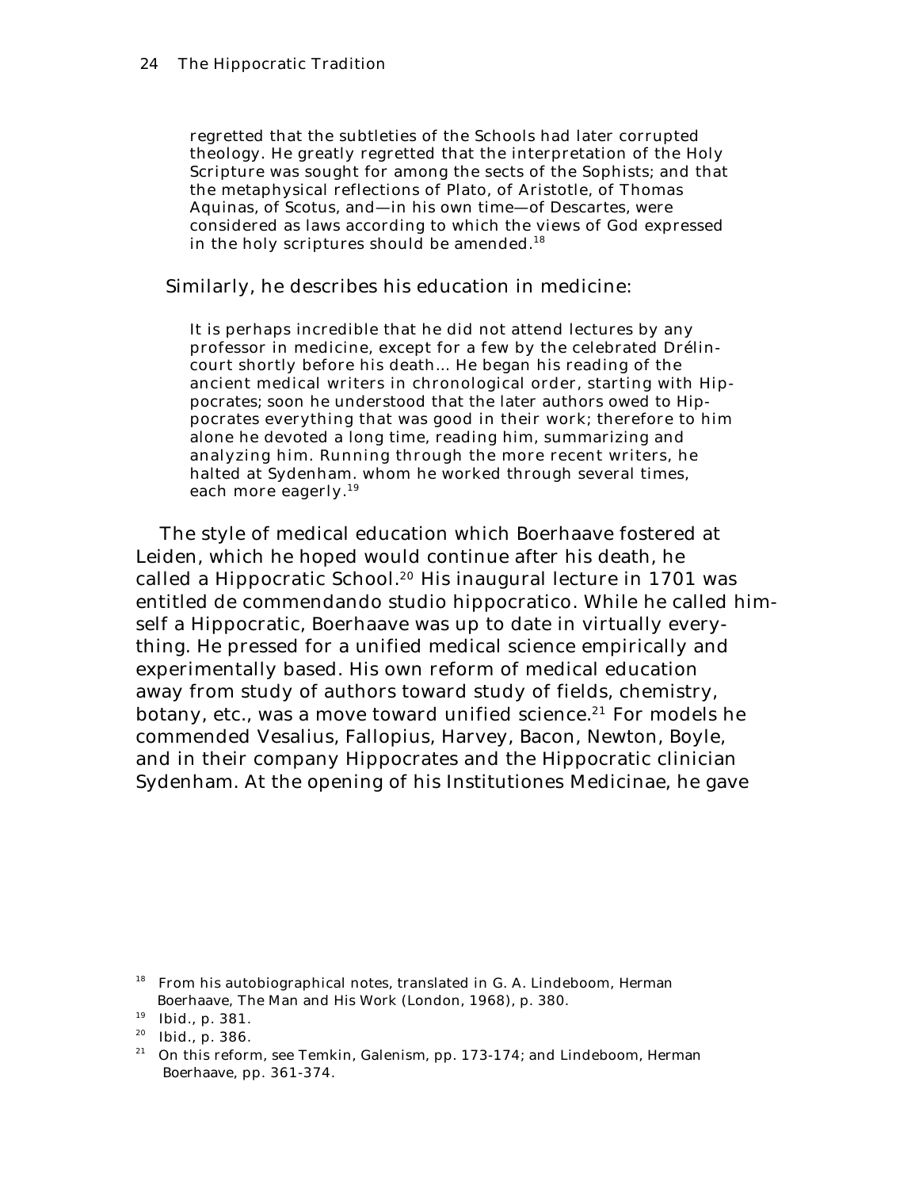> regretted that the subtleties of the Schools had later corrupted theology. He greatly regretted that the interpretation of the Holy Scripture was sought for among the sects of the Sophists; and that the metaphysical reflections of Plato, of Aristotle, of Thomas Aquinas, of Scotus, and—in his own time—of Descartes, were considered as laws according to which the views of God expressed in the holy scriptures should be amended.[18]

Similarly, he describes his education in medicine:

> It is perhaps incredible that he did not attend lectures by any professor in medicine, except for a few by the celebrated Drélincourt shortly before his death... He began his reading of the ancient medical writers in chronological order, starting with Hippocrates; soon he understood that the later authors owed to Hippocrates everything that was good in their work; therefore to him alone he devoted a long time, reading him, summarizing and analyzing him. Running through the more recent writers, he halted at Sydenham. whom he worked through several times, each more eagerly.[19]

The style of medical education which Boerhaave fostered at Leiden, which he hoped would continue after his death, he called a Hippocratic School.[20] His inaugural lecture in 1701 was entitled de commendando studio hippocratico. While he called himself a Hippocratic, Boerhaave was up to date in virtually everything. He pressed for a unified medical science empirically and experimentally based. His own reform of medical education away from study of authors toward study of fields, chemistry, botany, etc., was a move toward unified science.[21] For models he commended Vesalius, Fallopius, Harvey, Bacon, Newton, Boyle, and in their company Hippocrates and the Hippocratic clinician Sydenham. At the opening of his Institutiones Medicinae, he gave

---

[18] From his autobiographical notes, translated in G. A. Lindeboom, Herman Boerhaave, The Man and His Work (London, 1968), p. 380.

[19] Ibid., p. 381.

[20] Ibid., p. 386.

[21] On this reform, see Temkin, Galenism, pp. 173-174; and Lindeboom, Herman Boerhaave, pp. 361-374.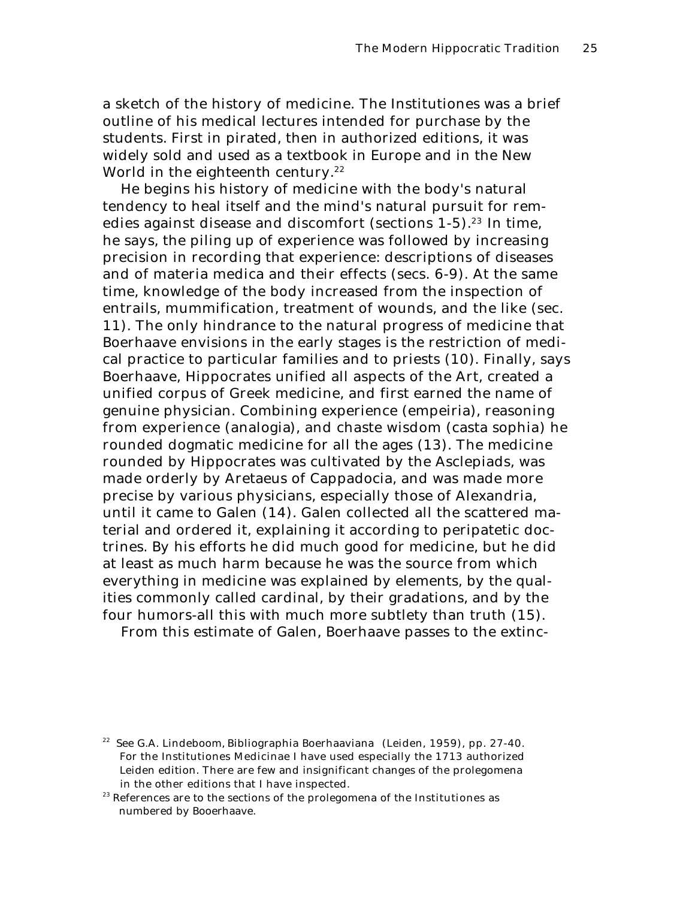a sketch of the history of medicine. The *Institutiones* was a brief outline of his medical lectures intended for purchase by the students. First in pirated, then in authorized editions, it was widely sold and used as a textbook in Europe and in the New World in the eighteenth century.[22]

He begins his history of medicine with the body's natural tendency to heal itself and the mind's natural pursuit for remedies against disease and discomfort (sections 1-5).[23] In time, he says, the piling up of experience was followed by increasing precision in recording that experience: descriptions of diseases and of materia medica and their effects (secs. 6-9). At the same time, knowledge of the body increased from the inspection of entrails, mummification, treatment of wounds, and the like (sec. 11). The only hindrance to the natural progress of medicine that Boerhaave envisions in the early stages is the restriction of medical practice to particular families and to priests (10). Finally, says Boerhaave, Hippocrates unified all aspects of the Art, created a unified corpus of Greek medicine, and first earned the name of genuine physician. Combining experience (*empeiria*), reasoning from experience (*analogia*), and chaste wisdom (*casta sophia*) he rounded dogmatic medicine for all the ages (13). The medicine rounded by Hippocrates was cultivated by the Asclepiads, was made orderly by Aretaeus of Cappadocia, and was made more precise by various physicians, especially those of Alexandria, until it came to Galen (14). Galen collected all the scattered material and ordered it, explaining it according to peripatetic doctrines. By his efforts he did much good for medicine, but he did at least as much harm because he was the source from which everything in medicine was explained by elements, by the qualities commonly called cardinal, by their gradations, and by the four humors-all this with much more subtlety than truth (15).

From this estimate of Galen, Boerhaave passes to the extinc-

---

[22] See G.A. Lindeboom, *Bibliographia Boerhaaviana* (Leiden, 1959), pp. 27-40. For the *Institutiones Medicinae* I have used especially the 1713 authorized Leiden edition. There are few and insignificant changes of the prolegomena in the other editions that I have inspected.

[23] References are to the sections of the prolegomena of the *Institutiones* as numbered by Booerhaave.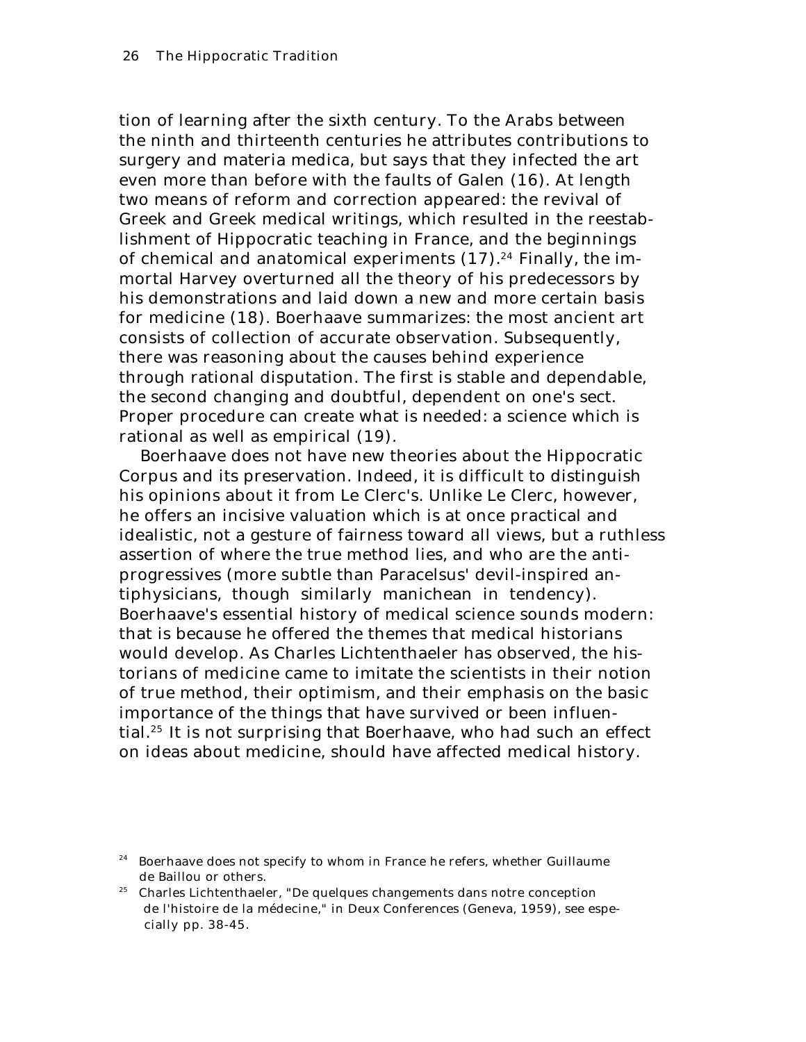tion of learning after the sixth century. To the Arabs between the ninth and thirteenth centuries he attributes contributions to surgery and materia medica, but says that they infected the art even more than before with the faults of Galen (16). At length two means of reform and correction appeared: the revival of Greek and Greek medical writings, which resulted in the reestablishment of Hippocratic teaching in France, and the beginnings of chemical and anatomical experiments (17).[24] Finally, the immortal Harvey overturned all the theory of his predecessors by his demonstrations and laid down a new and more certain basis for medicine (18). Boerhaave summarizes: the most ancient art consists of collection of accurate observation. Subsequently, there was reasoning about the causes behind experience through rational disputation. The first is stable and dependable, the second changing and doubtful, dependent on one's sect. Proper procedure can create what is needed: a science which is rational as well as empirical (19).

Boerhaave does not have new theories about the Hippocratic Corpus and its preservation. Indeed, it is difficult to distinguish his opinions about it from Le Clerc's. Unlike Le Clerc, however, he offers an incisive valuation which is at once practical and idealistic, not a gesture of fairness toward all views, but a ruthless assertion of where the true method lies, and who are the anti-progressives (more subtle than Paracelsus' devil-inspired antiphysicians, though similarly manichean in tendency). Boerhaave's essential history of medical science sounds modern: that is because he offered the themes that medical historians would develop. As Charles Lichtenthaeler has observed, the historians of medicine came to imitate the scientists in their notion of true method, their optimism, and their emphasis on the basic importance of the things that have survived or been influential.[25] It is not surprising that Boerhaave, who had such an effect on ideas about medicine, should have affected medical history.

[24] Boerhaave does not specify to whom in France he refers, whether Guillaume de Baillou or others.

[25] Charles Lichtenthaeler, "De quelques changements dans notre conception de l'histoire de la médecine," in *Deux Conferences* (Geneva, 1959), see especially pp. 38-45.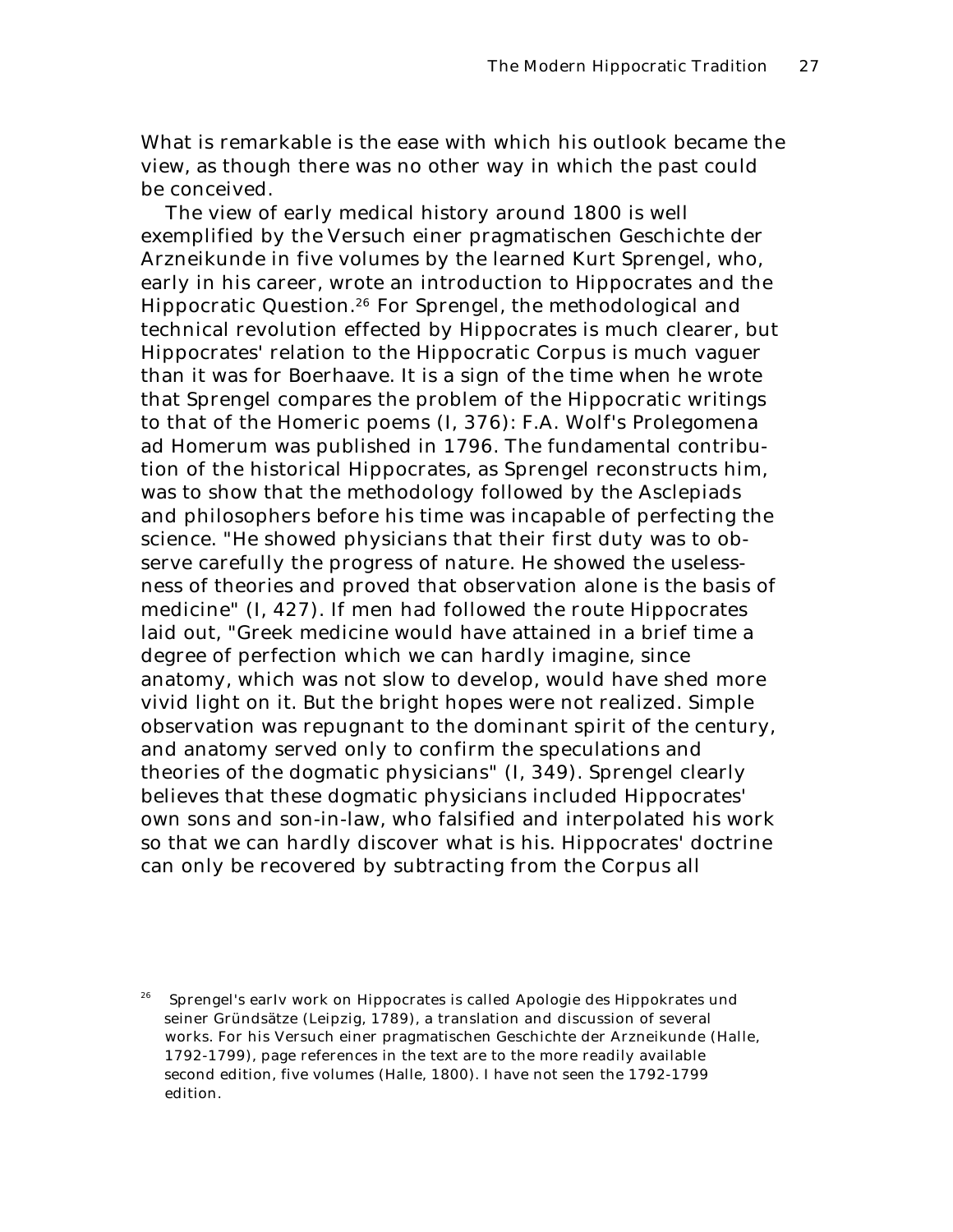What is remarkable is the ease with which his outlook became the view, as though there was no other way in which the past could be conceived.

The view of early medical history around 1800 is well exemplified by the *Versuch einer pragmatischen Geschichte der Arzneikunde* in five volumes by the learned Kurt Sprengel, who, early in his career, wrote an introduction to Hippocrates and the Hippocratic Question.[26] For Sprengel, the methodological and technical revolution effected by Hippocrates is much clearer, but Hippocrates' relation to the Hippocratic Corpus is much vaguer than it was for Boerhaave. It is a sign of the time when he wrote that Sprengel compares the problem of the Hippocratic writings to that of the Homeric poems (I, 376): F.A. Wolf's *Prolegomena ad Homerum* was published in 1796. The fundamental contribution of the historical Hippocrates, as Sprengel reconstructs him, was to show that the methodology followed by the Asclepiads and philosophers before his time was incapable of perfecting the science. "He showed physicians that their first duty was to observe carefully the progress of nature. He showed the uselessness of theories and proved that observation alone is the basis of medicine" (I, 427). If men had followed the route Hippocrates laid out, "Greek medicine would have attained in a brief time a degree of perfection which we can hardly imagine, since anatomy, which was not slow to develop, would have shed more vivid light on it. But the bright hopes were not realized. Simple observation was repugnant to the dominant spirit of the century, and anatomy served only to confirm the speculations and theories of the dogmatic physicians" (I, 349). Sprengel clearly believes that these dogmatic physicians included Hippocrates' own sons and son-in-law, who falsified and interpolated his work so that we can hardly discover what is his. Hippocrates' doctrine can only be recovered by subtracting from the Corpus all

[26] Sprengel's earlv work on Hippocrates is called *Apologie des Hippokrates und seiner Gründsätze* (Leipzig, 1789), a translation and discussion of several works. For his *Versuch einer pragmatischen Geschichte der Arzneikunde* (Halle, 1792-1799), page references in the text are to the more readily available second edition, five volumes (Halle, 1800). I have not seen the 1792-1799 edition.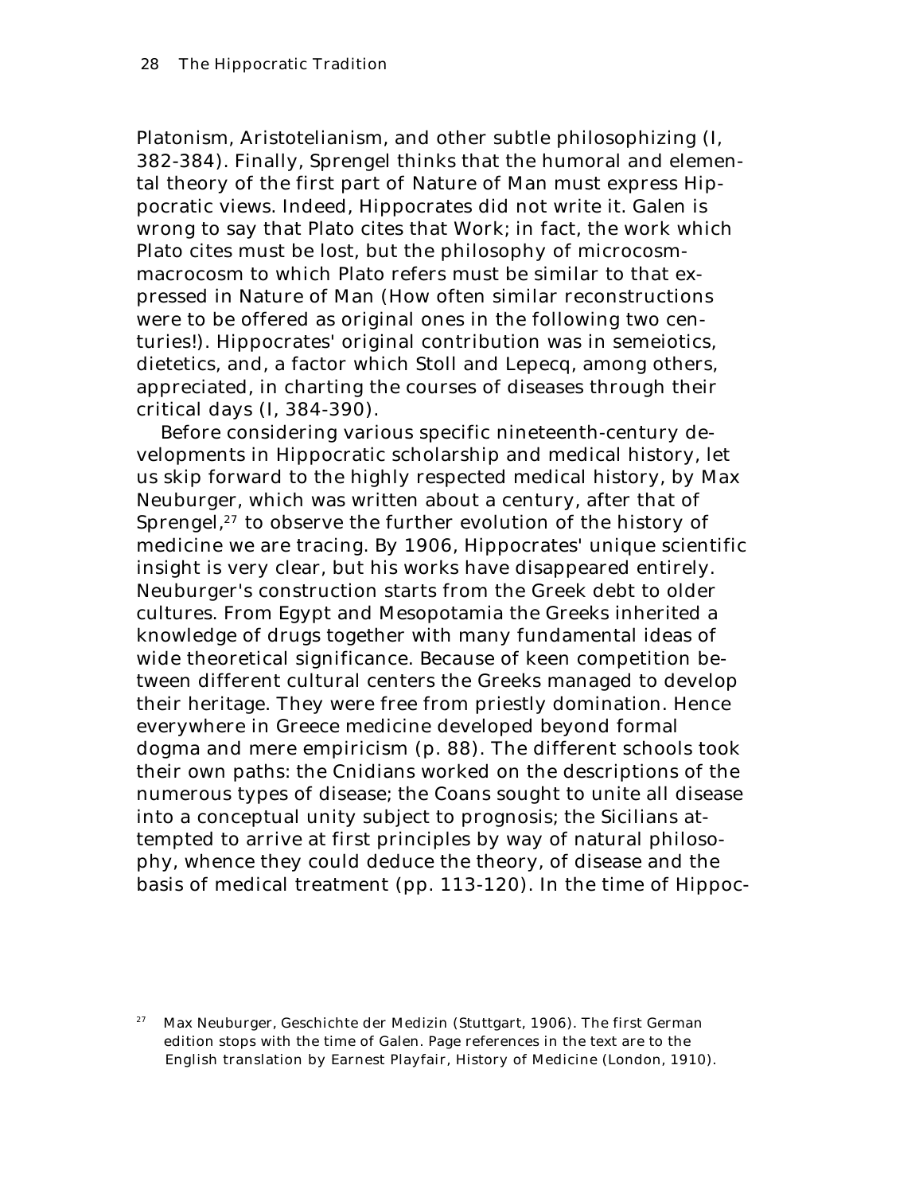Platonism, Aristotelianism, and other subtle philosophizing (I, 382-384). Finally, Sprengel thinks that the humoral and elemental theory of the first part of Nature of Man must express Hippocratic views. Indeed, Hippocrates did not write it. Galen is wrong to say that Plato cites that Work; in fact, the work which Plato cites must be lost, but the philosophy of microcosm-macrocosm to which Plato refers must be similar to that expressed in Nature of Man (How often similar reconstructions were to be offered as original ones in the following two centuries!). Hippocrates' original contribution was in semeiotics, dietetics, and, a factor which Stoll and Lepecq, among others, appreciated, in charting the courses of diseases through their critical days (I, 384-390).

Before considering various specific nineteenth-century developments in Hippocratic scholarship and medical history, let us skip forward to the highly respected medical history, by Max Neuburger, which was written about a century, after that of Sprengel,[27] to observe the further evolution of the history of medicine we are tracing. By 1906, Hippocrates' unique scientific insight is very clear, but his works have disappeared entirely. Neuburger's construction starts from the Greek debt to older cultures. From Egypt and Mesopotamia the Greeks inherited a knowledge of drugs together with many fundamental ideas of wide theoretical significance. Because of keen competition between different cultural centers the Greeks managed to develop their heritage. They were free from priestly domination. Hence everywhere in Greece medicine developed beyond formal dogma and mere empiricism (p. 88). The different schools took their own paths: the Cnidians worked on the descriptions of the numerous types of disease; the Coans sought to unite all disease into a conceptual unity subject to prognosis; the Sicilians attempted to arrive at first principles by way of natural philosophy, whence they could deduce the theory, of disease and the basis of medical treatment (pp. 113-120). In the time of Hippoc-

[27] Max Neuburger, Geschichte der Medizin (Stuttgart, 1906). The first German edition stops with the time of Galen. Page references in the text are to the English translation by Earnest Playfair, History of Medicine (London, 1910).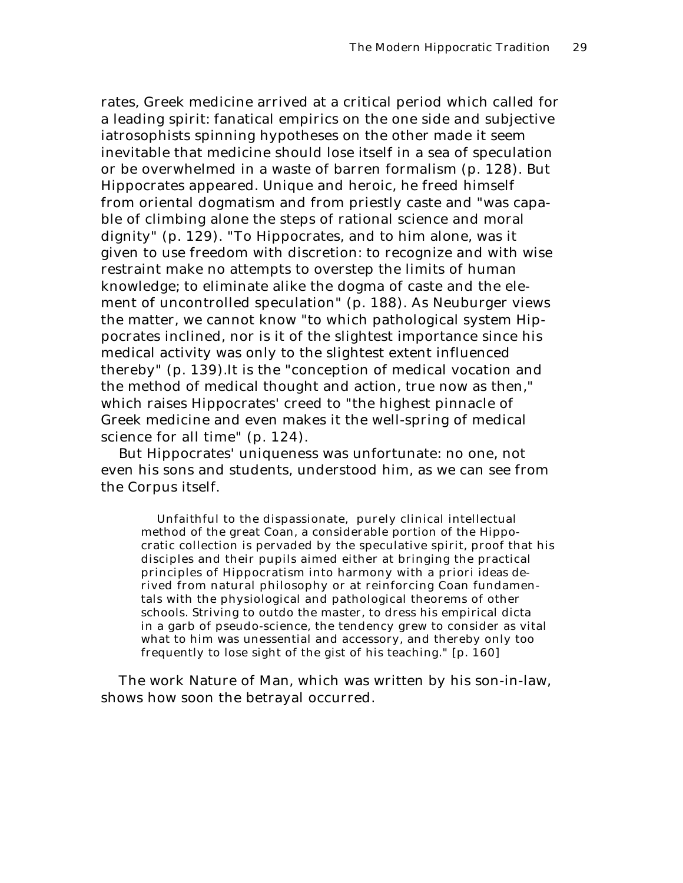rates, Greek medicine arrived at a critical period which called for a leading spirit: fanatical empirics on the one side and subjective iatrosophists spinning hypotheses on the other made it seem inevitable that medicine should lose itself in a sea of speculation or be overwhelmed in a waste of barren formalism (p. 128). But Hippocrates appeared. Unique and heroic, he freed himself from oriental dogmatism and from priestly caste and "was capable of climbing alone the steps of rational science and moral dignity" (p. 129). "To Hippocrates, and to him alone, was it given to use freedom with discretion: to recognize and with wise restraint make no attempts to overstep the limits of human knowledge; to eliminate alike the dogma of caste and the element of uncontrolled speculation" (p. 188). As Neuburger views the matter, we cannot know "to which pathological system Hippocrates inclined, nor is it of the slightest importance since his medical activity was only to the slightest extent influenced thereby" (p. 139).It is the "conception of medical vocation and the method of medical thought and action, true now as then," which raises Hippocrates' creed to "the highest pinnacle of Greek medicine and even makes it the well-spring of medical science for all time" (p. 124).

But Hippocrates' uniqueness was unfortunate: no one, not even his sons and students, understood him, as we can see from the Corpus itself.

> Unfaithful to the dispassionate, purely clinical intellectual method of the great Coan, a considerable portion of the Hippocratic collection is pervaded by the speculative spirit, proof that his disciples and their pupils aimed either at bringing the practical principles of Hippocratism into harmony with a priori ideas derived from natural philosophy or at reinforcing Coan fundamentals with the physiological and pathological theorems of other schools. Striving to outdo the master, to dress his empirical dicta in a garb of pseudo-science, the tendency grew to consider as vital what to him was unessential and accessory, and thereby only too frequently to lose sight of the gist of his teaching." [p. 160]

The work Nature of Man, which was written by his son-in-law, shows how soon the betrayal occurred.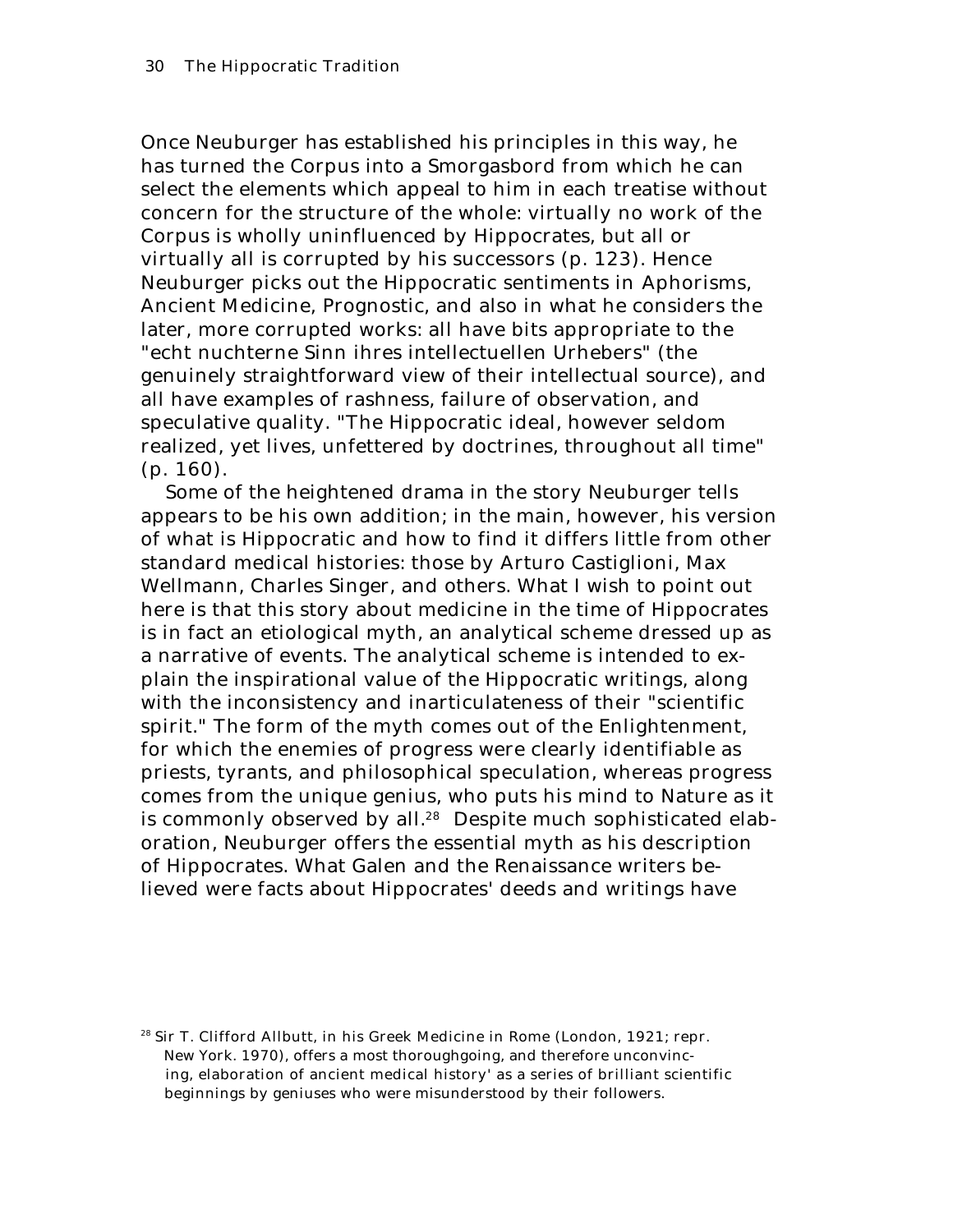Once Neuburger has established his principles in this way, he has turned the Corpus into a Smorgasbord from which he can select the elements which appeal to him in each treatise without concern for the structure of the whole: virtually no work of the Corpus is wholly uninfluenced by Hippocrates, but all or virtually all is corrupted by his successors (p. 123). Hence Neuburger picks out the Hippocratic sentiments in Aphorisms, Ancient Medicine, Prognostic, and also in what he considers the later, more corrupted works: all have bits appropriate to the "echt nuchterne Sinn ihres intellectuellen Urhebers" (the genuinely straightforward view of their intellectual source), and all have examples of rashness, failure of observation, and speculative quality. "The Hippocratic ideal, however seldom realized, yet lives, unfettered by doctrines, throughout all time" (p. 160).

Some of the heightened drama in the story Neuburger tells appears to be his own addition; in the main, however, his version of what is Hippocratic and how to find it differs little from other standard medical histories: those by Arturo Castiglioni, Max Wellmann, Charles Singer, and others. What I wish to point out here is that this story about medicine in the time of Hippocrates is in fact an etiological myth, an analytical scheme dressed up as a narrative of events. The analytical scheme is intended to explain the inspirational value of the Hippocratic writings, along with the inconsistency and inarticulateness of their "scientific spirit." The form of the myth comes out of the Enlightenment, for which the enemies of progress were clearly identifiable as priests, tyrants, and philosophical speculation, whereas progress comes from the unique genius, who puts his mind to Nature as it is commonly observed by all.[28] Despite much sophisticated elaboration, Neuburger offers the essential myth as his description of Hippocrates. What Galen and the Renaissance writers believed were facts about Hippocrates' deeds and writings have

[28] Sir T. Clifford Allbutt, in his *Greek Medicine in Rome* (London, 1921; repr. New York. 1970), offers a most thoroughgoing, and therefore unconvincing, elaboration of ancient medical history' as a series of brilliant scientific beginnings by geniuses who were misunderstood by their followers.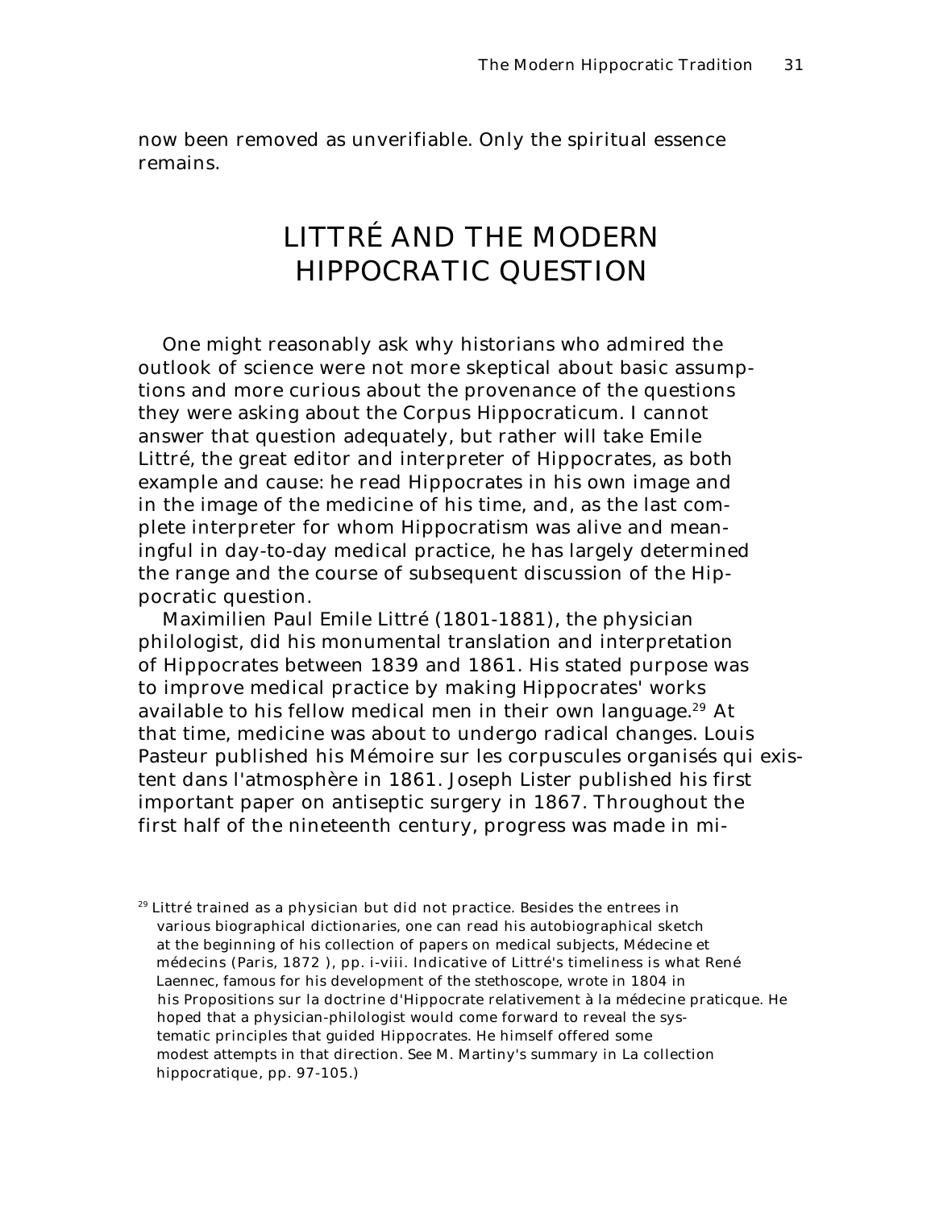now been removed as unverifiable. Only the spiritual essence remains.

## LITTRÉ AND THE MODERN HIPPOCRATIC QUESTION

One might reasonably ask why historians who admired the outlook of science were not more skeptical about basic assumptions and more curious about the provenance of the questions they were asking about the Corpus Hippocraticum. I cannot answer that question adequately, but rather will take Emile Littré, the great editor and interpreter of Hippocrates, as both example and cause: he read Hippocrates in his own image and in the image of the medicine of his time, and, as the last complete interpreter for whom Hippocratism was alive and meaningful in day-to-day medical practice, he has largely determined the range and the course of subsequent discussion of the Hippocratic question.

Maximilien Paul Emile Littré (1801-1881), the physician philologist, did his monumental translation and interpretation of Hippocrates between 1839 and 1861. His stated purpose was to improve medical practice by making Hippocrates' works available to his fellow medical men in their own language.[29] At that time, medicine was about to undergo radical changes. Louis Pasteur published his *Mémoire sur les corpuscules organisés qui existent dans l'atmosphère* in 1861. Joseph Lister published his first important paper on antiseptic surgery in 1867. Throughout the first half of the nineteenth century, progress was made in mi-

[29] Littré trained as a physician but did not practice. Besides the entrees in various biographical dictionaries, one can read his autobiographical sketch at the beginning of his collection of papers on medical subjects, *Médecine et médecins* (Paris, 1872 ), pp. i-viii. Indicative of Littré's timeliness is what René Laennec, famous for his development of the stethoscope, wrote in 1804 in his *Propositions sur la doctrine d'Hippocrate relativement à la médecine praticque.* He hoped that a physician-philologist would come forward to reveal the systematic principles that guided Hippocrates. He himself offered some modest attempts in that direction. See M. Martiny's summary in *La collection hippocratique*, pp. 97-105.)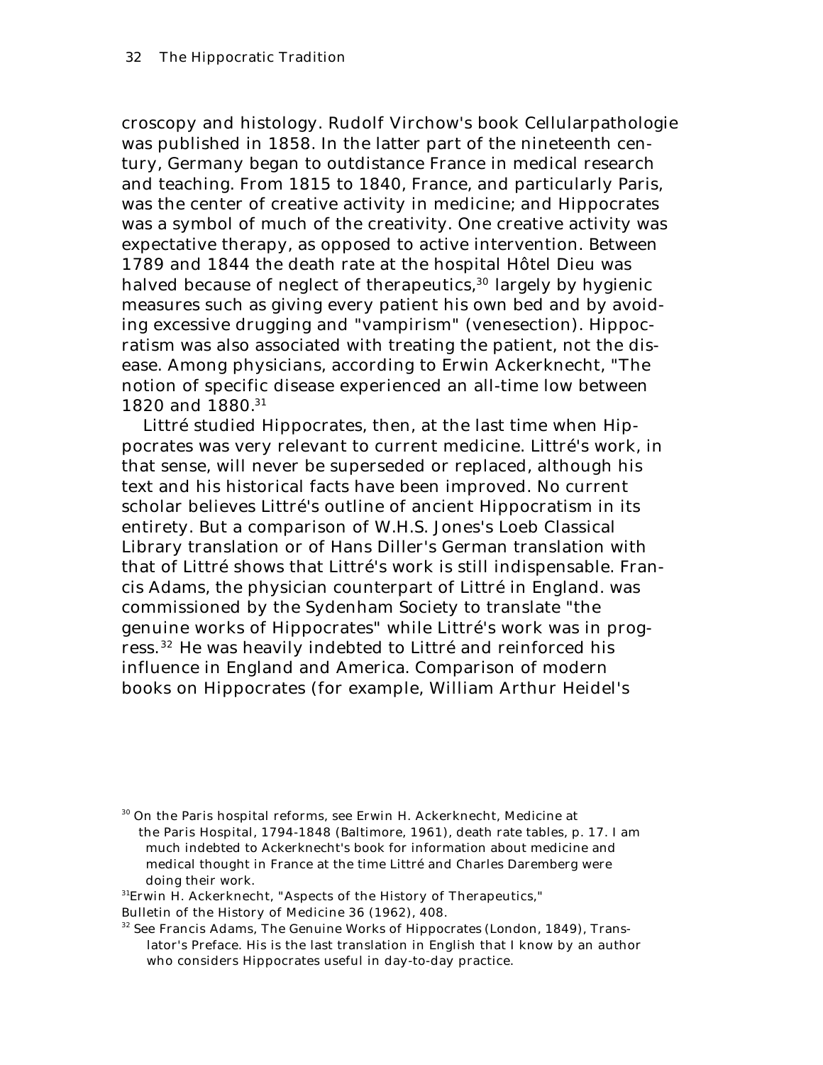croscopy and histology. Rudolf Virchow's book Cellularpathologie was published in 1858. In the latter part of the nineteenth century, Germany began to outdistance France in medical research and teaching. From 1815 to 1840, France, and particularly Paris, was the center of creative activity in medicine; and Hippocrates was a symbol of much of the creativity. One creative activity was expectative therapy, as opposed to active intervention. Between 1789 and 1844 the death rate at the hospital Hôtel Dieu was halved because of neglect of therapeutics,[30] largely by hygienic measures such as giving every patient his own bed and by avoiding excessive drugging and "vampirism" (venesection). Hippocratism was also associated with treating the patient, not the disease. Among physicians, according to Erwin Ackerknecht, "The notion of specific disease experienced an all-time low between 1820 and 1880.[31]

Littré studied Hippocrates, then, at the last time when Hippocrates was very relevant to current medicine. Littré's work, in that sense, will never be superseded or replaced, although his text and his historical facts have been improved. No current scholar believes Littré's outline of ancient Hippocratism in its entirety. But a comparison of W.H.S. Jones's Loeb Classical Library translation or of Hans Diller's German translation with that of Littré shows that Littré's work is still indispensable. Francis Adams, the physician counterpart of Littré in England. was commissioned by the Sydenham Society to translate "the genuine works of Hippocrates" while Littré's work was in progress.[32] He was heavily indebted to Littré and reinforced his influence in England and America. Comparison of modern books on Hippocrates (for example, William Arthur Heidel's

---

[30] On the Paris hospital reforms, see Erwin H. Ackerknecht, Medicine at the Paris Hospital, 1794-1848 (Baltimore, 1961), death rate tables, p. 17. I am much indebted to Ackerknecht's book for information about medicine and medical thought in France at the time Littré and Charles Daremberg were doing their work.

[31] Erwin H. Ackerknecht, "Aspects of the History of Therapeutics," Bulletin of the History of Medicine 36 (1962), 408.

[32] See Francis Adams, The Genuine Works of Hippocrates (London, 1849), Translator's Preface. His is the last translation in English that I know by an author who considers Hippocrates useful in day-to-day practice.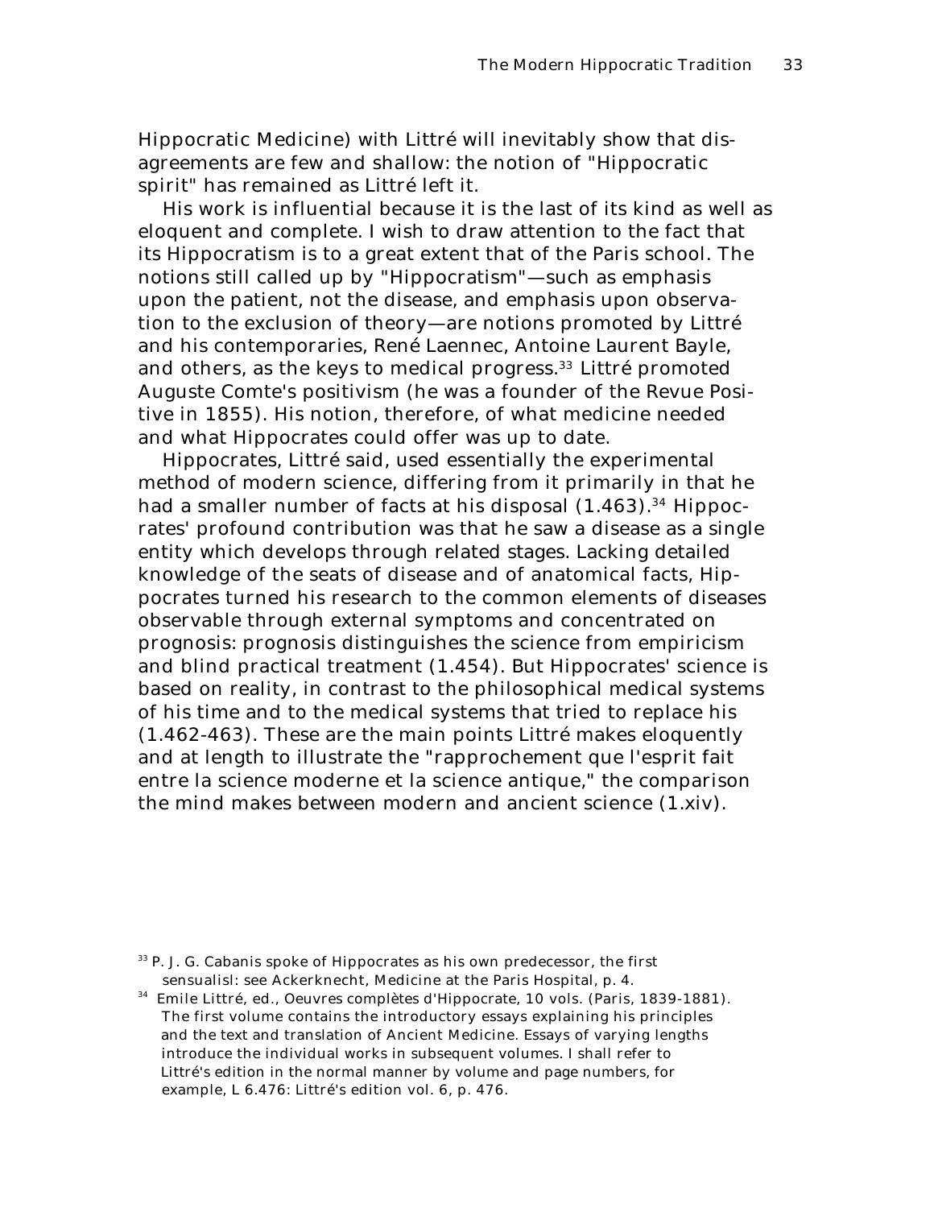Hippocratic Medicine) with Littré will inevitably show that disagreements are few and shallow: the notion of "Hippocratic spirit" has remained as Littré left it.

His work is influential because it is the last of its kind as well as eloquent and complete. I wish to draw attention to the fact that its Hippocratism is to a great extent that of the Paris school. The notions still called up by "Hippocratism"—such as emphasis upon the patient, not the disease, and emphasis upon observation to the exclusion of theory—are notions promoted by Littré and his contemporaries, René Laennec, Antoine Laurent Bayle, and others, as the keys to medical progress.[33] Littré promoted Auguste Comte's positivism (he was a founder of the *Revue Positive* in 1855). His notion, therefore, of what medicine needed and what Hippocrates could offer was up to date.

Hippocrates, Littré said, used essentially the experimental method of modern science, differing from it primarily in that he had a smaller number of facts at his disposal (1.463).[34] Hippocrates' profound contribution was that he saw a disease as a single entity which develops through related stages. Lacking detailed knowledge of the seats of disease and of anatomical facts, Hippocrates turned his research to the common elements of diseases observable through external symptoms and concentrated on prognosis: prognosis distinguishes the science from empiricism and blind practical treatment (1.454). But Hippocrates' science is based on reality, in contrast to the philosophical medical systems of his time and to the medical systems that tried to replace his (1.462-463). These are the main points Littré makes eloquently and at length to illustrate the "rapprochement que l'esprit fait entre la science moderne et la science antique," the comparison the mind makes between modern and ancient science (1.xiv).

[33] P. J. G. Cabanis spoke of Hippocrates as his own predecessor, the first sensualisl: see Ackerknecht, *Medicine at the Paris Hospital*, p. 4.

[34] Emile Littré, ed., *Oeuvres complètes d'Hippocrate*, 10 vols. (Paris, 1839-1881). The first volume contains the introductory essays explaining his principles and the text and translation of *Ancient Medicine*. Essays of varying lengths introduce the individual works in subsequent volumes. I shall refer to Littré's edition in the normal manner by volume and page numbers, for example, L 6.476: Littré's edition vol. 6, p. 476.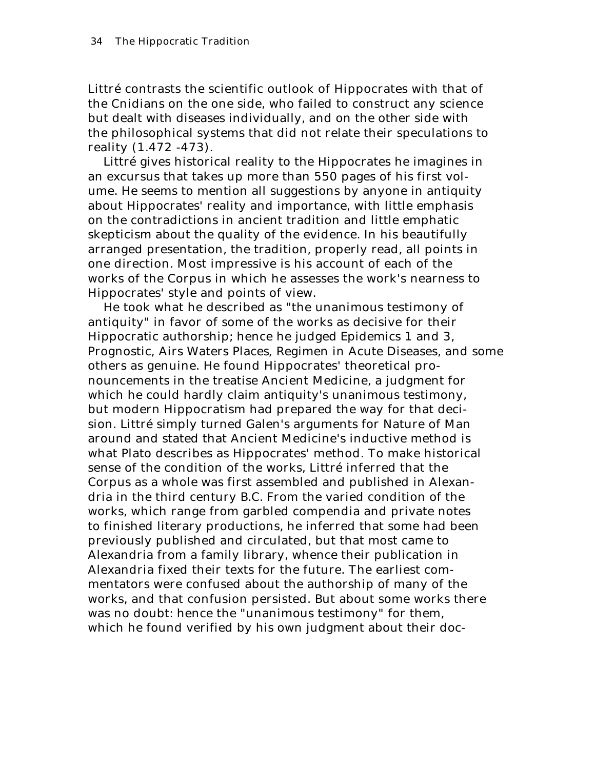Littré contrasts the scientific outlook of Hippocrates with that of the Cnidians on the one side, who failed to construct any science but dealt with diseases individually, and on the other side with the philosophical systems that did not relate their speculations to reality (1.472 -473).

Littré gives historical reality to the Hippocrates he imagines in an excursus that takes up more than 550 pages of his first volume. He seems to mention all suggestions by anyone in antiquity about Hippocrates' reality and importance, with little emphasis on the contradictions in ancient tradition and little emphatic skepticism about the quality of the evidence. In his beautifully arranged presentation, the tradition, properly read, all points in one direction. Most impressive is his account of each of the works of the Corpus in which he assesses the work's nearness to Hippocrates' style and points of view.

He took what he described as "the unanimous testimony of antiquity" in favor of some of the works as decisive for their Hippocratic authorship; hence he judged Epidemics 1 and 3, Prognostic, Airs Waters Places, Regimen in Acute Diseases, and some others as genuine. He found Hippocrates' theoretical pronouncements in the treatise Ancient Medicine, a judgment for which he could hardly claim antiquity's unanimous testimony, but modern Hippocratism had prepared the way for that decision. Littré simply turned Galen's arguments for Nature of Man around and stated that Ancient Medicine's inductive method is what Plato describes as Hippocrates' method. To make historical sense of the condition of the works, Littré inferred that the Corpus as a whole was first assembled and published in Alexandria in the third century B.C. From the varied condition of the works, which range from garbled compendia and private notes to finished literary productions, he inferred that some had been previously published and circulated, but that most came to Alexandria from a family library, whence their publication in Alexandria fixed their texts for the future. The earliest commentators were confused about the authorship of many of the works, and that confusion persisted. But about some works there was no doubt: hence the "unanimous testimony" for them, which he found verified by his own judgment about their doc-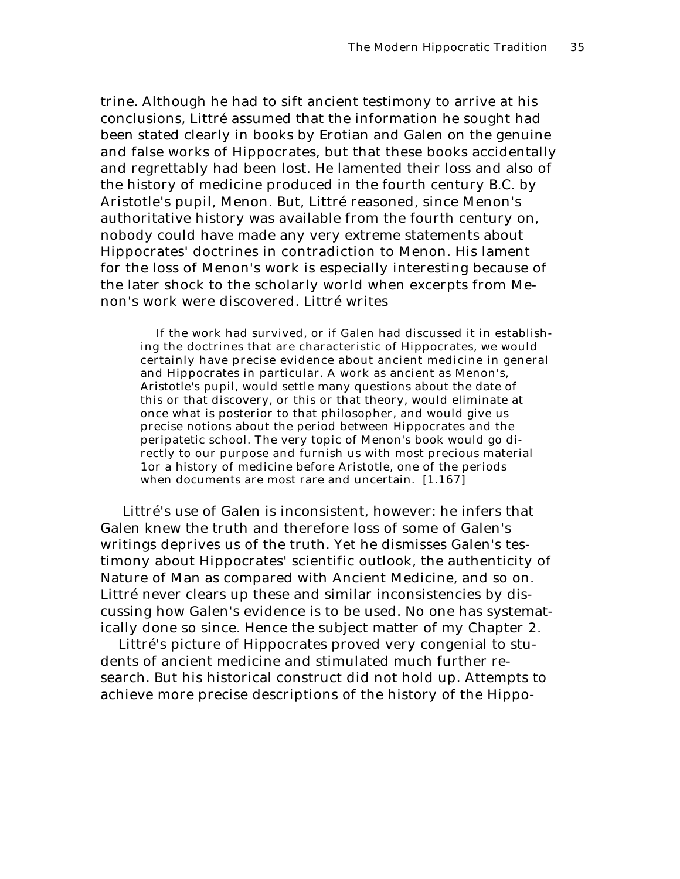trine. Although he had to sift ancient testimony to arrive at his conclusions, Littré assumed that the information he sought had been stated clearly in books by Erotian and Galen on the genuine and false works of Hippocrates, but that these books accidentally and regrettably had been lost. He lamented their loss and also of the history of medicine produced in the fourth century B.C. by Aristotle's pupil, Menon. But, Littré reasoned, since Menon's authoritative history was available from the fourth century on, nobody could have made any very extreme statements about Hippocrates' doctrines in contradiction to Menon. His lament for the loss of Menon's work is especially interesting because of the later shock to the scholarly world when excerpts from Menon's work were discovered. Littré writes

> If the work had survived, or if Galen had discussed it in establishing the doctrines that are characteristic of Hippocrates, we would certainly have precise evidence about ancient medicine in general and Hippocrates in particular. A work as ancient as Menon's, Aristotle's pupil, would settle many questions about the date of this or that discovery, or this or that theory, would eliminate at once what is posterior to that philosopher, and would give us precise notions about the period between Hippocrates and the peripatetic school. The very topic of Menon's book would go directly to our purpose and furnish us with most precious material 1or a history of medicine before Aristotle, one of the periods when documents are most rare and uncertain. [1.167]

Littré's use of Galen is inconsistent, however: he infers that Galen knew the truth and therefore loss of some of Galen's writings deprives us of the truth. Yet he dismisses Galen's testimony about Hippocrates' scientific outlook, the authenticity of Nature of Man as compared with Ancient Medicine, and so on. Littré never clears up these and similar inconsistencies by discussing how Galen's evidence is to be used. No one has systematically done so since. Hence the subject matter of my Chapter 2.

Littré's picture of Hippocrates proved very congenial to students of ancient medicine and stimulated much further research. But his historical construct did not hold up. Attempts to achieve more precise descriptions of the history of the Hippo-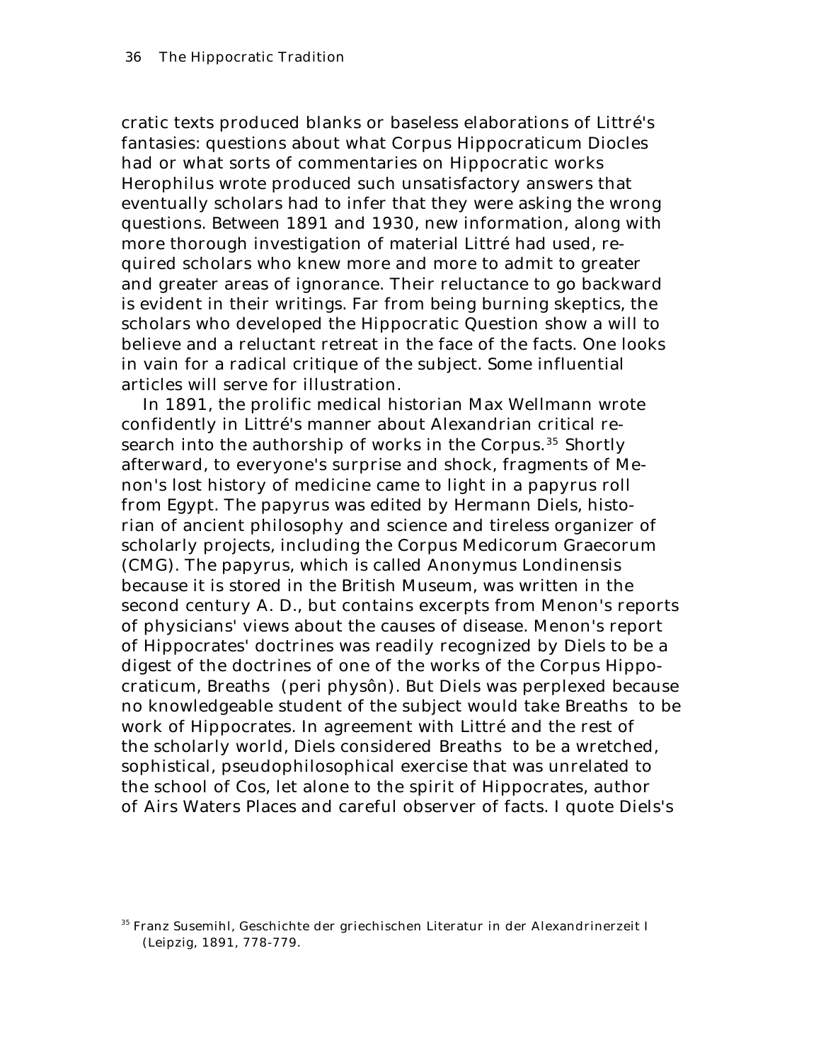cratic texts produced blanks or baseless elaborations of Littré's fantasies: questions about what Corpus Hippocraticum Diocles had or what sorts of commentaries on Hippocratic works Herophilus wrote produced such unsatisfactory answers that eventually scholars had to infer that they were asking the wrong questions. Between 1891 and 1930, new information, along with more thorough investigation of material Littré had used, required scholars who knew more and more to admit to greater and greater areas of ignorance. Their reluctance to go backward is evident in their writings. Far from being burning skeptics, the scholars who developed the Hippocratic Question show a will to believe and a reluctant retreat in the face of the facts. One looks in vain for a radical critique of the subject. Some influential articles will serve for illustration.

In 1891, the prolific medical historian Max Wellmann wrote confidently in Littré's manner about Alexandrian critical research into the authorship of works in the Corpus.[35] Shortly afterward, to everyone's surprise and shock, fragments of Menon's lost history of medicine came to light in a papyrus roll from Egypt. The papyrus was edited by Hermann Diels, historian of ancient philosophy and science and tireless organizer of scholarly projects, including the Corpus Medicorum Graecorum (CMG). The papyrus, which is called Anonymus Londinensis because it is stored in the British Museum, was written in the second century A. D., but contains excerpts from Menon's reports of physicians' views about the causes of disease. Menon's report of Hippocrates' doctrines was readily recognized by Diels to be a digest of the doctrines of one of the works of the Corpus Hippocraticum, *Breaths* (*peri physôn*). But Diels was perplexed because no knowledgeable student of the subject would take *Breaths* to be work of Hippocrates. In agreement with Littré and the rest of the scholarly world, Diels considered *Breaths* to be a wretched, sophistical, pseudophilosophical exercise that was unrelated to the school of Cos, let alone to the spirit of Hippocrates, author of *Airs Waters Places* and careful observer of facts. I quote Diels's

[35] Franz Susemihl, *Geschichte der griechischen Literatur in der Alexandrinerzeit* I (Leipzig, 1891, 778-779.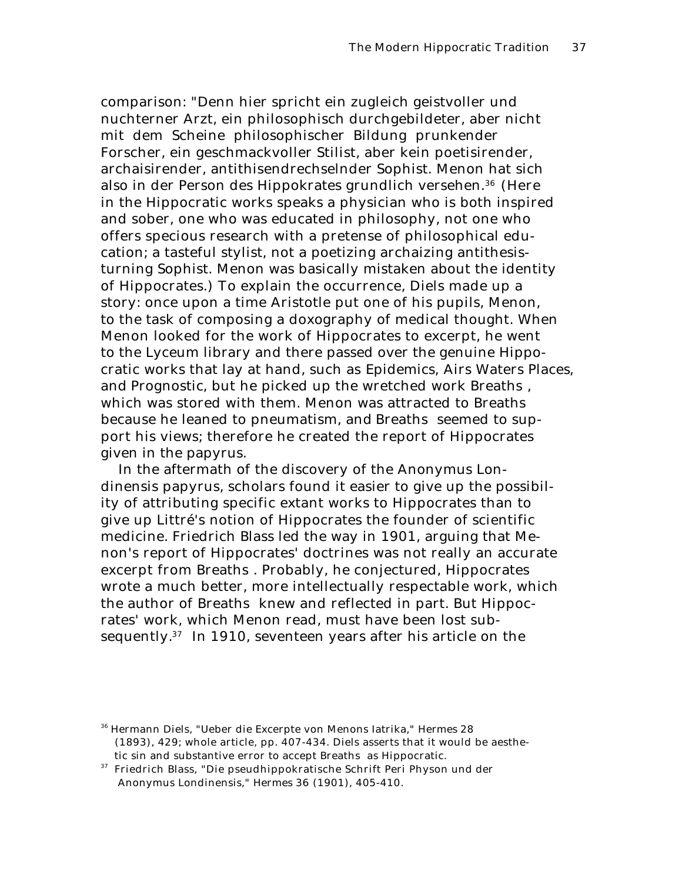comparison: "Denn hier spricht ein zugleich geistvoller und nuchterner Arzt, ein philosophisch durchgebildeter, aber nicht mit dem Scheine philosophischer Bildung prunkender Forscher, ein geschmackvoller Stilist, aber kein poetisirender, archaisirender, antithisendrechselnder Sophist. Menon hat sich also in der Person des Hippokrates grundlich versehen.[36] (Here in the Hippocratic works speaks a physician who is both inspired and sober, one who was educated in philosophy, not one who offers specious research with a pretense of philosophical education; a tasteful stylist, not a poetizing archaizing antithesis-turning Sophist. Menon was basically mistaken about the identity of Hippocrates.) To explain the occurrence, Diels made up a story: once upon a time Aristotle put one of his pupils, Menon, to the task of composing a doxography of medical thought. When Menon looked for the work of Hippocrates to excerpt, he went to the Lyceum library and there passed over the genuine Hippocratic works that lay at hand, such as *Epidemics*, *Airs Waters Places*, and *Prognostic*, but he picked up the wretched work *Breaths*, which was stored with them. Menon was attracted to *Breaths* because he leaned to pneumatism, and *Breaths* seemed to support his views; therefore he created the report of Hippocrates given in the papyrus.

In the aftermath of the discovery of the Anonymus Londinensis papyrus, scholars found it easier to give up the possibility of attributing specific extant works to Hippocrates than to give up Littré's notion of Hippocrates the founder of scientific medicine. Friedrich Blass led the way in 1901, arguing that Menon's report of Hippocrates' doctrines was not really an accurate excerpt from *Breaths*. Probably, he conjectured, Hippocrates wrote a much better, more intellectually respectable work, which the author of *Breaths* knew and reflected in part. But Hippocrates' work, which Menon read, must have been lost subsequently.[37] In 1910, seventeen years after his article on the

[36] Hermann Diels, "Ueber die Excerpte von Menons Iatrika," *Hermes* 28 (1893), 429; whole article, pp. 407-434. Diels asserts that it would be aesthetic sin and substantive error to accept *Breaths* as Hippocratic.

[37] Friedrich Blass, "Die pseudhippokratische Schrift Peri Physon und der Anonymus Londinensis," *Hermes* 36 (1901), 405-410.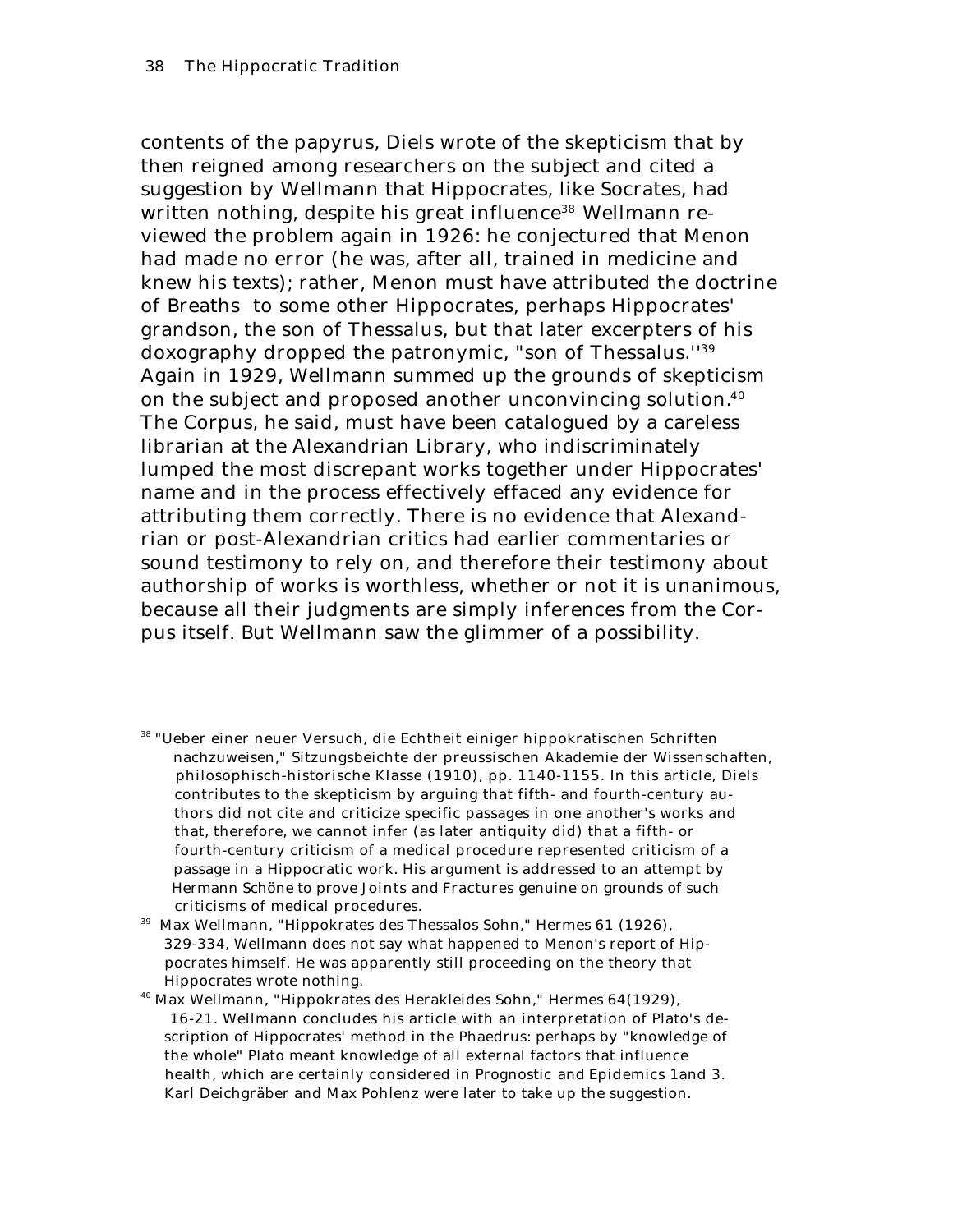contents of the papyrus, Diels wrote of the skepticism that by then reigned among researchers on the subject and cited a suggestion by Wellmann that Hippocrates, like Socrates, had written nothing, despite his great influence[38] Wellmann reviewed the problem again in 1926: he conjectured that Menon had made no error (he was, after all, trained in medicine and knew his texts); rather, Menon must have attributed the doctrine of Breaths to some other Hippocrates, perhaps Hippocrates' grandson, the son of Thessalus, but that later excerpters of his doxography dropped the patronymic, "son of Thessalus.''[39] Again in 1929, Wellmann summed up the grounds of skepticism on the subject and proposed another unconvincing solution.[40] The Corpus, he said, must have been catalogued by a careless librarian at the Alexandrian Library, who indiscriminately lumped the most discrepant works together under Hippocrates' name and in the process effectively effaced any evidence for attributing them correctly. There is no evidence that Alexandrian or post-Alexandrian critics had earlier commentaries or sound testimony to rely on, and therefore their testimony about authorship of works is worthless, whether or not it is unanimous, because all their judgments are simply inferences from the Corpus itself. But Wellmann saw the glimmer of a possibility.

[38] "Ueber einer neuer Versuch, die Echtheit einiger hippokratischen Schriften nachzuweisen," Sitzungsbeichte der preussischen Akademie der Wissenschaften, philosophisch-historische Klasse (1910), pp. 1140-1155. In this article, Diels contributes to the skepticism by arguing that fifth- and fourth-century authors did not cite and criticize specific passages in one another's works and that, therefore, we cannot infer (as later antiquity did) that a fifth- or fourth-century criticism of a medical procedure represented criticism of a passage in a Hippocratic work. His argument is addressed to an attempt by Hermann Schöne to prove Joints and Fractures genuine on grounds of such criticisms of medical procedures.

[39] Max Wellmann, "Hippokrates des Thessalos Sohn," Hermes 61 (1926), 329-334, Wellmann does not say what happened to Menon's report of Hippocrates himself. He was apparently still proceeding on the theory that Hippocrates wrote nothing.

[40] Max Wellmann, "Hippokrates des Herakleides Sohn," Hermes 64(1929), 16-21. Wellmann concludes his article with an interpretation of Plato's description of Hippocrates' method in the Phaedrus: perhaps by "knowledge of the whole" Plato meant knowledge of all external factors that influence health, which are certainly considered in Prognostic and Epidemics 1and 3. Karl Deichgräber and Max Pohlenz were later to take up the suggestion.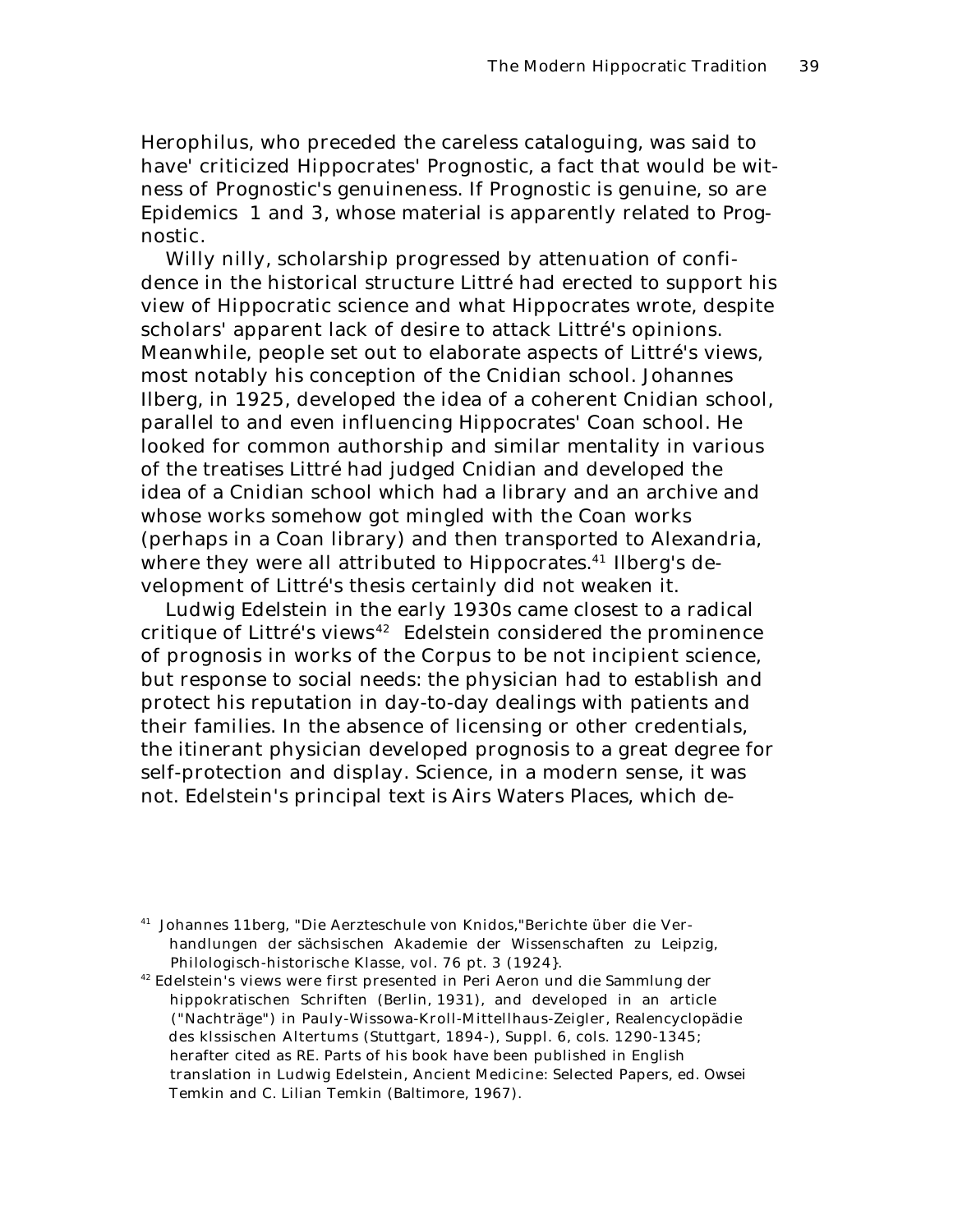Herophilus, who preceded the careless cataloguing, was said to have' criticized Hippocrates' Prognostic, a fact that would be witness of Prognostic's genuineness. If Prognostic is genuine, so are Epidemics 1 and 3, whose material is apparently related to Prognostic.

Willy nilly, scholarship progressed by attenuation of confidence in the historical structure Littré had erected to support his view of Hippocratic science and what Hippocrates wrote, despite scholars' apparent lack of desire to attack Littré's opinions. Meanwhile, people set out to elaborate aspects of Littré's views, most notably his conception of the Cnidian school. Johannes Ilberg, in 1925, developed the idea of a coherent Cnidian school, parallel to and even influencing Hippocrates' Coan school. He looked for common authorship and similar mentality in various of the treatises Littré had judged Cnidian and developed the idea of a Cnidian school which had a library and an archive and whose works somehow got mingled with the Coan works (perhaps in a Coan library) and then transported to Alexandria, where they were all attributed to Hippocrates.[41] Ilberg's development of Littré's thesis certainly did not weaken it.

Ludwig Edelstein in the early 1930s came closest to a radical critique of Littré's views[42] Edelstein considered the prominence of prognosis in works of the Corpus to be not incipient science, but response to social needs: the physician had to establish and protect his reputation in day-to-day dealings with patients and their families. In the absence of licensing or other credentials, the itinerant physician developed prognosis to a great degree for self-protection and display. Science, in a modern sense, it was not. Edelstein's principal text is Airs Waters Places, which de-

[41] Johannes 11berg, "Die Aerzteschule von Knidos,"Berichte über die Verhandlungen der sächsischen Akademie der Wissenschaften zu Leipzig, Philologisch-historische Klasse, vol. 76 pt. 3 (1924}.

[42] Edelstein's views were first presented in Peri Aeron und die Sammlung der hippokratischen Schriften (Berlin, 1931), and developed in an article ("Nachträge") in Pauly-Wissowa-Kroll-Mittellhaus-Zeigler, Realencyclopädie des klssischen Altertums (Stuttgart, 1894-), Suppl. 6, cols. 1290-1345; herafter cited as RE. Parts of his book have been published in English translation in Ludwig Edelstein, Ancient Medicine: Selected Papers, ed. Owsei Temkin and C. Lilian Temkin (Baltimore, 1967).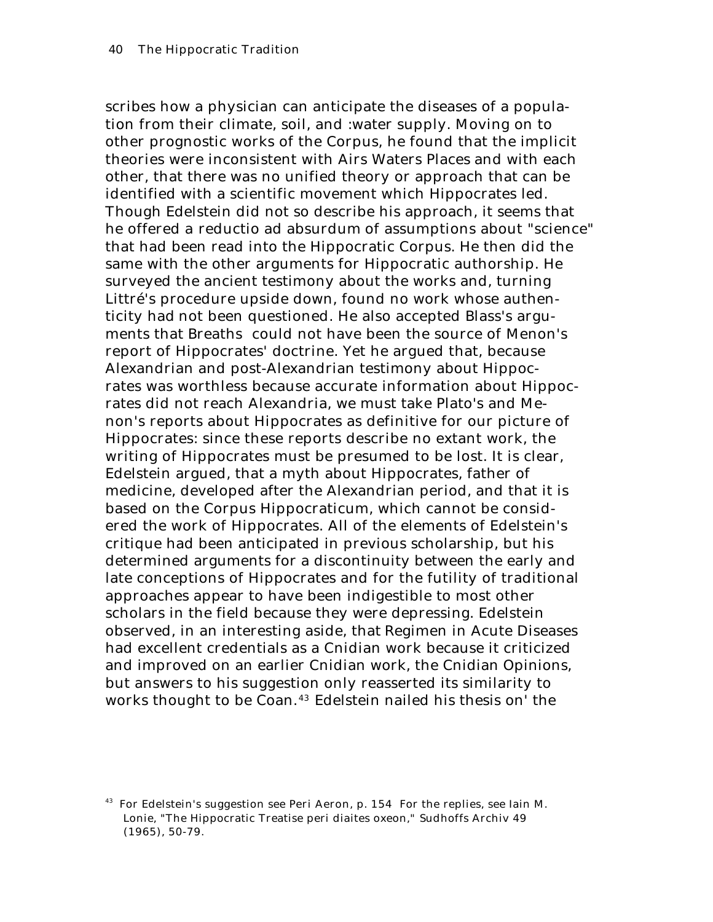scribes how a physician can anticipate the diseases of a population from their climate, soil, and :water supply. Moving on to other prognostic works of the Corpus, he found that the implicit theories were inconsistent with Airs Waters Places and with each other, that there was no unified theory or approach that can be identified with a scientific movement which Hippocrates led. Though Edelstein did not so describe his approach, it seems that he offered a reductio ad absurdum of assumptions about "science" that had been read into the Hippocratic Corpus. He then did the same with the other arguments for Hippocratic authorship. He surveyed the ancient testimony about the works and, turning Littré's procedure upside down, found no work whose authenticity had not been questioned. He also accepted Blass's arguments that Breaths could not have been the source of Menon's report of Hippocrates' doctrine. Yet he argued that, because Alexandrian and post-Alexandrian testimony about Hippocrates was worthless because accurate information about Hippocrates did not reach Alexandria, we must take Plato's and Menon's reports about Hippocrates as definitive for our picture of Hippocrates: since these reports describe no extant work, the writing of Hippocrates must be presumed to be lost. It is clear, Edelstein argued, that a myth about Hippocrates, father of medicine, developed after the Alexandrian period, and that it is based on the Corpus Hippocraticum, which cannot be considered the work of Hippocrates. All of the elements of Edelstein's critique had been anticipated in previous scholarship, but his determined arguments for a discontinuity between the early and late conceptions of Hippocrates and for the futility of traditional approaches appear to have been indigestible to most other scholars in the field because they were depressing. Edelstein observed, in an interesting aside, that Regimen in Acute Diseases had excellent credentials as a Cnidian work because it criticized and improved on an earlier Cnidian work, the Cnidian Opinions, but answers to his suggestion only reasserted its similarity to works thought to be Coan.[43] Edelstein nailed his thesis on' the

[43] For Edelstein's suggestion see Peri Aeron, p. 154 For the replies, see Iain M. Lonie, "The Hippocratic Treatise peri diaites oxeon," Sudhoffs Archiv 49 (1965), 50-79.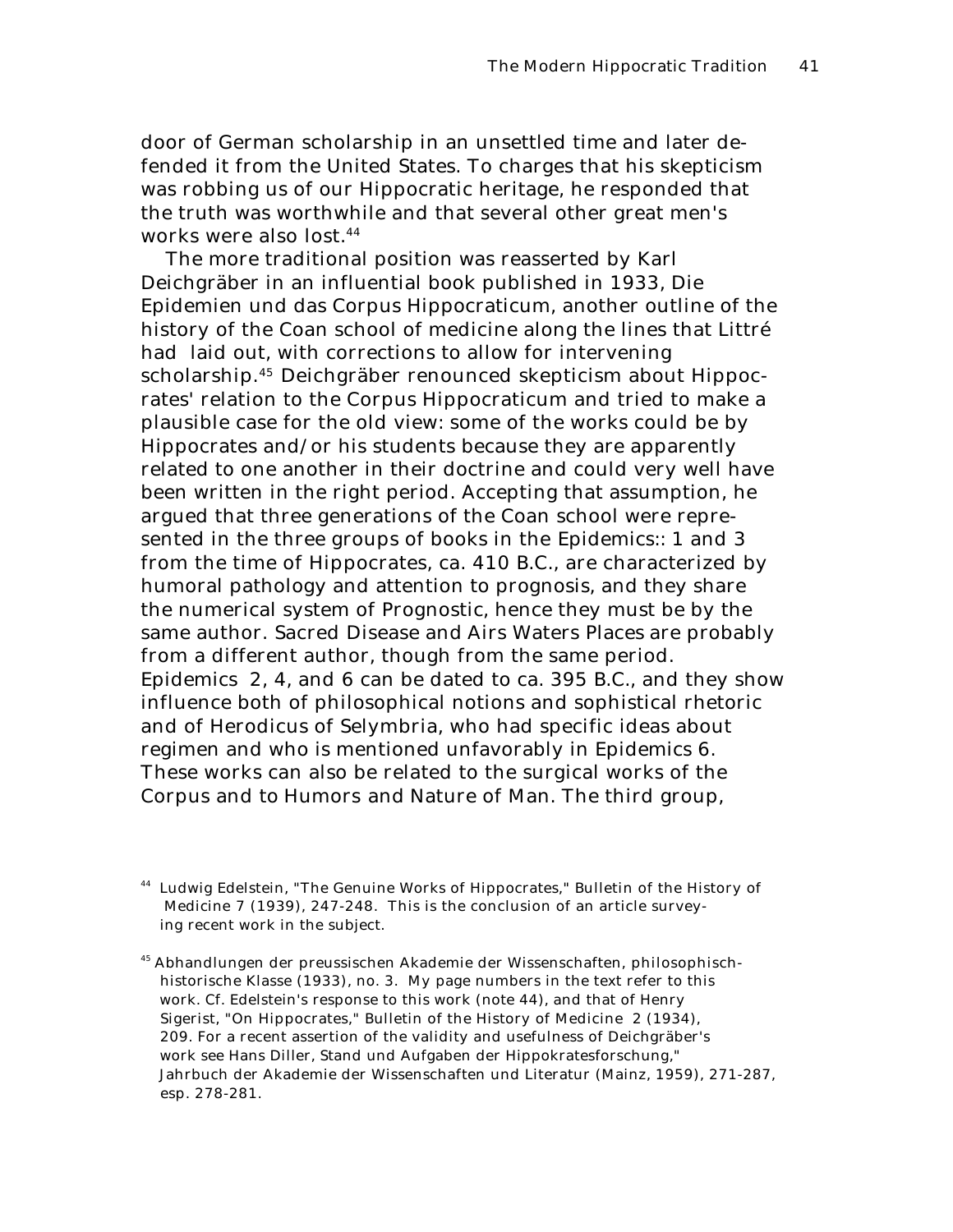door of German scholarship in an unsettled time and later defended it from the United States. To charges that his skepticism was robbing us of our Hippocratic heritage, he responded that the truth was worthwhile and that several other great men's works were also lost.[44]

The more traditional position was reasserted by Karl Deichgräber in an influential book published in 1933, *Die Epidemien und das Corpus Hippocraticum*, another outline of the history of the Coan school of medicine along the lines that Littré had laid out, with corrections to allow for intervening scholarship.[45] Deichgräber renounced skepticism about Hippocrates' relation to the Corpus Hippocraticum and tried to make a plausible case for the old view: some of the works could be by Hippocrates and/or his students because they are apparently related to one another in their doctrine and could very well have been written in the right period. Accepting that assumption, he argued that three generations of the Coan school were represented in the three groups of books in the *Epidemics*:: 1 and 3 from the time of Hippocrates, ca. 410 B.C., are characterized by humoral pathology and attention to prognosis, and they share the numerical system of *Prognostic*, hence they must be by the same author. *Sacred Disease* and *Airs Waters Places* are probably from a different author, though from the same period. *Epidemics* 2, 4, and 6 can be dated to ca. 395 B.C., and they show influence both of philosophical notions and sophistical rhetoric and of Herodicus of Selymbria, who had specific ideas about regimen and who is mentioned unfavorably in *Epidemics* 6. These works can also be related to the surgical works of the Corpus and to *Humors* and *Nature of Man*. The third group,

---

[44] Ludwig Edelstein, "The Genuine Works of Hippocrates," *Bulletin of the History of Medicine* 7 (1939), 247-248. This is the conclusion of an article surveying recent work in the subject.

[45] *Abhandlungen der preussischen Akademie der Wissenschaften, philosophisch-historische Klasse* (1933), no. 3. My page numbers in the text refer to this work. Cf. Edelstein's response to this work (note 44), and that of Henry Sigerist, "On Hippocrates," *Bulletin of the History of Medicine* 2 (1934), 209. For a recent assertion of the validity and usefulness of Deichgräber's work see Hans Diller, Stand und Aufgaben der Hippokratesforschung," *Jahrbuch der Akademie der Wissenschaften und Literatur* (Mainz, 1959), 271-287, esp. 278-281.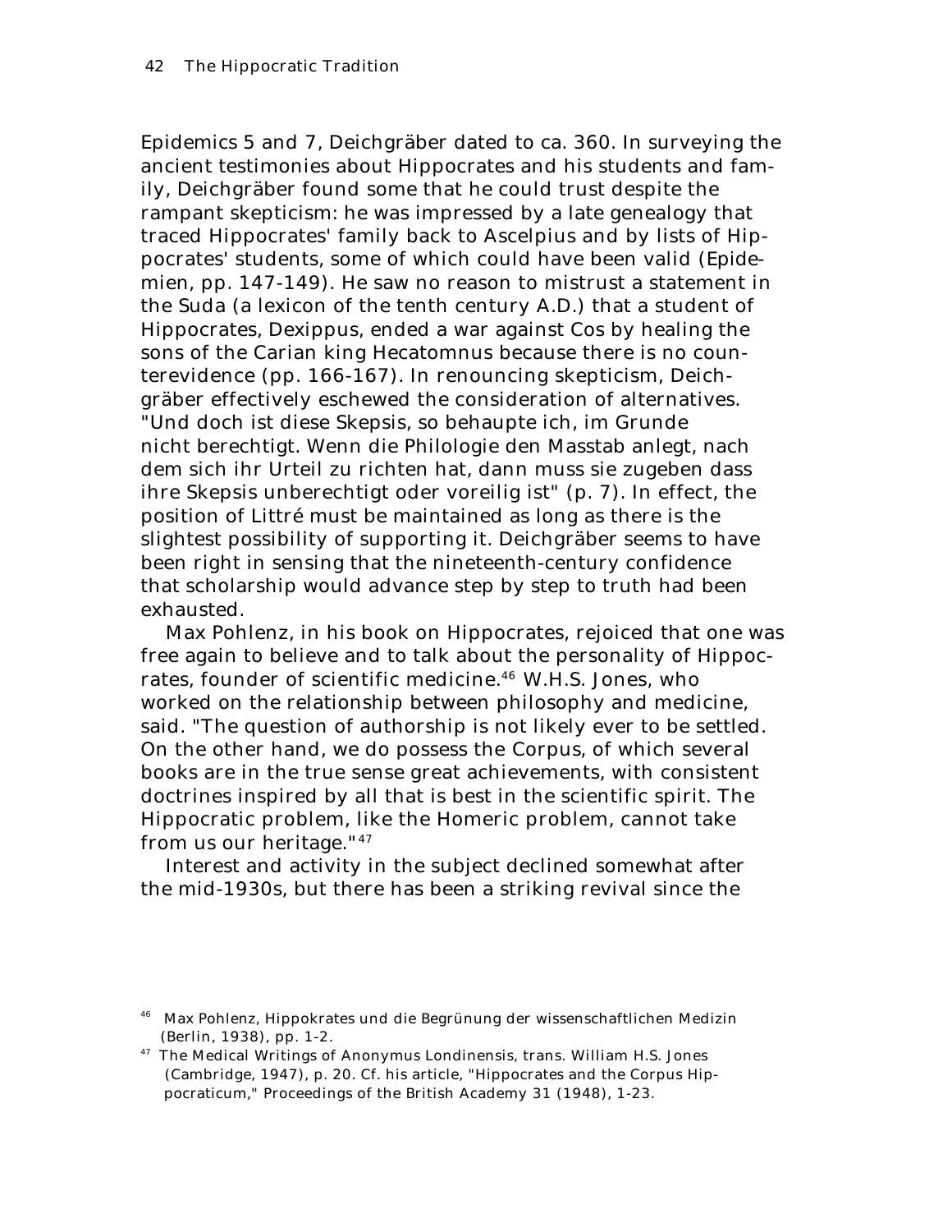Epidemics 5 and 7, Deichgräber dated to ca. 360. In surveying the ancient testimonies about Hippocrates and his students and family, Deichgräber found some that he could trust despite the rampant skepticism: he was impressed by a late genealogy that traced Hippocrates' family back to Ascelpius and by lists of Hippocrates' students, some of which could have been valid (Epidemien, pp. 147-149). He saw no reason to mistrust a statement in the Suda (a lexicon of the tenth century A.D.) that a student of Hippocrates, Dexippus, ended a war against Cos by healing the sons of the Carian king Hecatomnus because there is no counterevidence (pp. 166-167). In renouncing skepticism, Deichgräber effectively eschewed the consideration of alternatives. "Und doch ist diese Skepsis, so behaupte ich, im Grunde nicht berechtigt. Wenn die Philologie den Masstab anlegt, nach dem sich ihr Urteil zu richten hat, dann muss sie zugeben dass ihre Skepsis unberechtigt oder voreilig ist" (p. 7). In effect, the position of Littré must be maintained as long as there is the slightest possibility of supporting it. Deichgräber seems to have been right in sensing that the nineteenth-century confidence that scholarship would advance step by step to truth had been exhausted.

Max Pohlenz, in his book on Hippocrates, rejoiced that one was free again to believe and to talk about the personality of Hippocrates, founder of scientific medicine.[46] W.H.S. Jones, who worked on the relationship between philosophy and medicine, said. "The question of authorship is not likely ever to be settled. On the other hand, we do possess the Corpus, of which several books are in the true sense great achievements, with consistent doctrines inspired by all that is best in the scientific spirit. The Hippocratic problem, like the Homeric problem, cannot take from us our heritage."[47]

Interest and activity in the subject declined somewhat after the mid-1930s, but there has been a striking revival since the

[46] Max Pohlenz, Hippokrates und die Begrünung der wissenschaftlichen Medizin (Berlin, 1938), pp. 1-2.

[47] The Medical Writings of Anonymus Londinensis, trans. William H.S. Jones (Cambridge, 1947), p. 20. Cf. his article, "Hippocrates and the Corpus Hippocraticum," Proceedings of the British Academy 31 (1948), 1-23.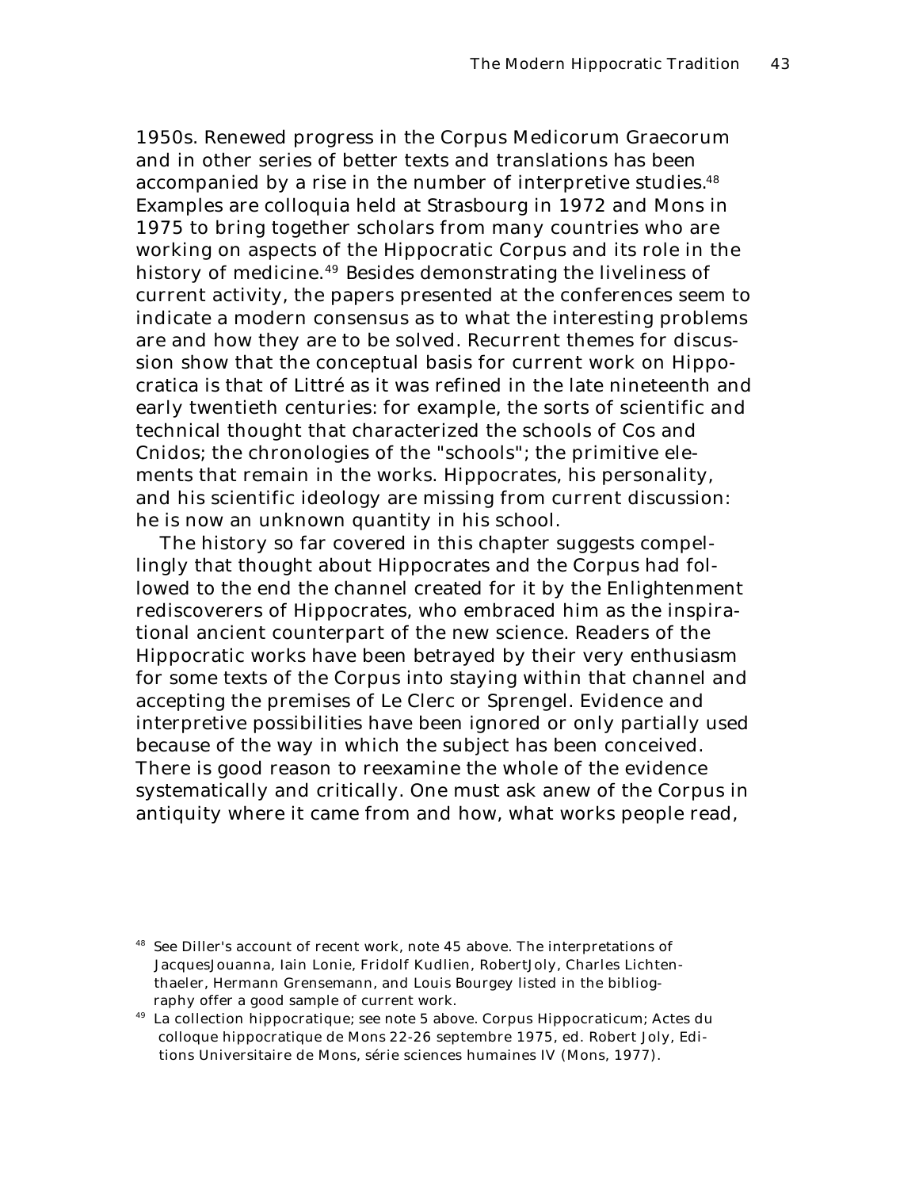1950s. Renewed progress in the Corpus Medicorum Graecorum and in other series of better texts and translations has been accompanied by a rise in the number of interpretive studies.[48] Examples are colloquia held at Strasbourg in 1972 and Mons in 1975 to bring together scholars from many countries who are working on aspects of the Hippocratic Corpus and its role in the history of medicine.[49] Besides demonstrating the liveliness of current activity, the papers presented at the conferences seem to indicate a modern consensus as to what the interesting problems are and how they are to be solved. Recurrent themes for discussion show that the conceptual basis for current work on Hippocratica is that of Littré as it was refined in the late nineteenth and early twentieth centuries: for example, the sorts of scientific and technical thought that characterized the schools of Cos and Cnidos; the chronologies of the "schools"; the primitive elements that remain in the works. Hippocrates, his personality, and his scientific ideology are missing from current discussion: he is now an unknown quantity in his school.

The history so far covered in this chapter suggests compellingly that thought about Hippocrates and the Corpus had followed to the end the channel created for it by the Enlightenment rediscoverers of Hippocrates, who embraced him as the inspirational ancient counterpart of the new science. Readers of the Hippocratic works have been betrayed by their very enthusiasm for some texts of the Corpus into staying within that channel and accepting the premises of Le Clerc or Sprengel. Evidence and interpretive possibilities have been ignored or only partially used because of the way in which the subject has been conceived. There is good reason to reexamine the whole of the evidence systematically and critically. One must ask anew of the Corpus in antiquity where it came from and how, what works people read,

[48] See Diller's account of recent work, note 45 above. The interpretations of JacquesJouanna, Iain Lonie, Fridolf Kudlien, RobertJoly, Charles Lichtenthaeler, Hermann Grensemann, and Louis Bourgey listed in the bibliography offer a good sample of current work.

[49] *La collection hippocratique*; see note 5 above. *Corpus Hippocraticum; Actes du colloque hippocratique de Mons 22-26 septembre 1975*, ed. Robert Joly, Editions Universitaire de Mons, série sciences humaines IV (Mons, 1977).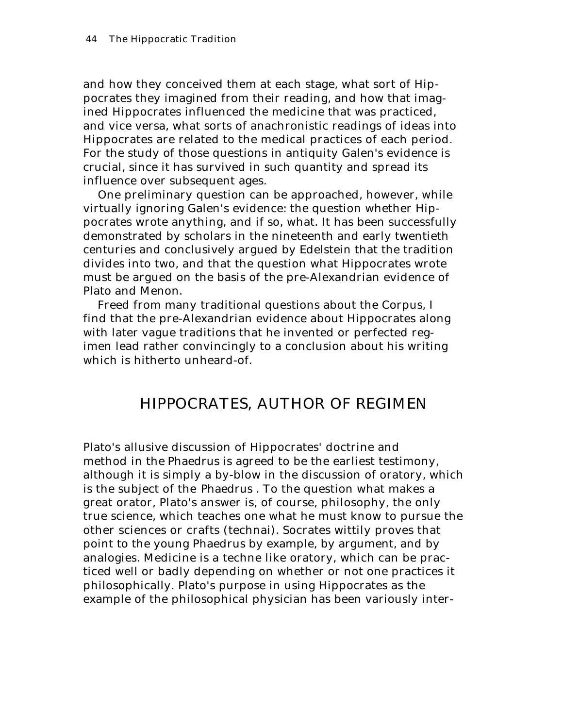and how they conceived them at each stage, what sort of Hippocrates they imagined from their reading, and how that imagined Hippocrates influenced the medicine that was practiced, and vice versa, what sorts of anachronistic readings of ideas into Hippocrates are related to the medical practices of each period. For the study of those questions in antiquity Galen's evidence is crucial, since it has survived in such quantity and spread its influence over subsequent ages.

One preliminary question can be approached, however, while virtually ignoring Galen's evidence: the question whether Hippocrates wrote anything, and if so, what. It has been successfully demonstrated by scholars in the nineteenth and early twentieth centuries and conclusively argued by Edelstein that the tradition divides into two, and that the question what Hippocrates wrote must be argued on the basis of the pre-Alexandrian evidence of Plato and Menon.

Freed from many traditional questions about the Corpus, I find that the pre-Alexandrian evidence about Hippocrates along with later vague traditions that he invented or perfected regimen lead rather convincingly to a conclusion about his writing which is hitherto unheard-of.

## HIPPOCRATES, AUTHOR OF REGIMEN

Plato's allusive discussion of Hippocrates' doctrine and method in the *Phaedrus* is agreed to be the earliest testimony, although it is simply a by-blow in the discussion of oratory, which is the subject of the *Phaedrus* . To the question what makes a great orator, Plato's answer is, of course, philosophy, the only true science, which teaches one what he must know to pursue the other sciences or crafts (technai). Socrates wittily proves that point to the young Phaedrus by example, by argument, and by analogies. Medicine is a techne like oratory, which can be practiced well or badly depending on whether or not one practices it philosophically. Plato's purpose in using Hippocrates as the example of the philosophical physician has been variously inter-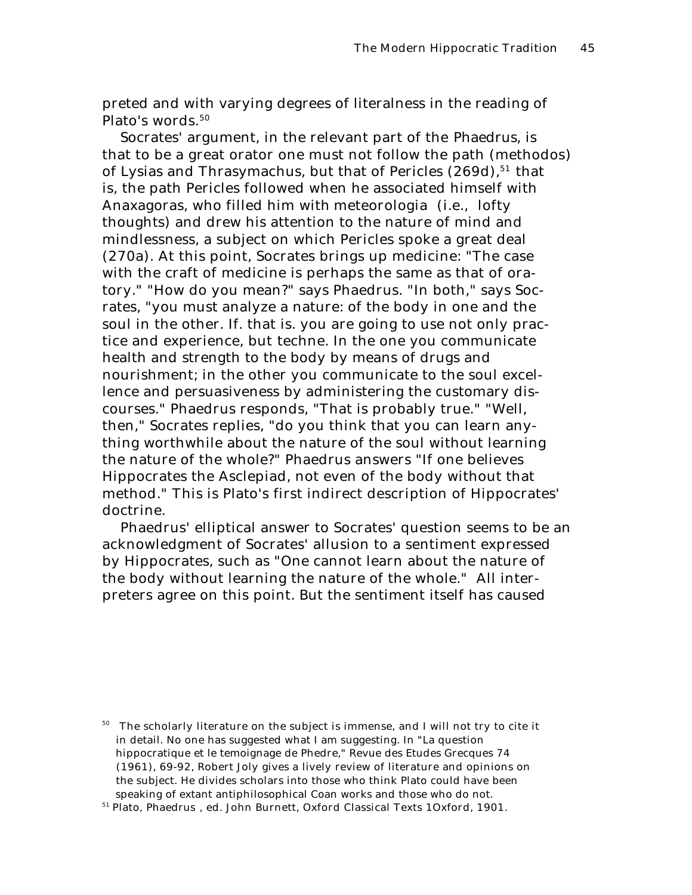preted and with varying degrees of literalness in the reading of Plato's words.[50]

Socrates' argument, in the relevant part of the Phaedrus, is that to be a great orator one must not follow the path (methodos) of Lysias and Thrasymachus, but that of Pericles (269d),[51] that is, the path Pericles followed when he associated himself with Anaxagoras, who filled him with meteorologia (i.e., lofty thoughts) and drew his attention to the nature of mind and mindlessness, a subject on which Pericles spoke a great deal (270a). At this point, Socrates brings up medicine: "The case with the craft of medicine is perhaps the same as that of oratory." "How do you mean?" says Phaedrus. "In both," says Socrates, "you must analyze a nature: of the body in one and the soul in the other. If. that is. you are going to use not only practice and experience, but techne. In the one you communicate health and strength to the body by means of drugs and nourishment; in the other you communicate to the soul excellence and persuasiveness by administering the customary discourses." Phaedrus responds, "That is probably true." "Well, then," Socrates replies, "do you think that you can learn anything worthwhile about the nature of the soul without learning the nature of the whole?" Phaedrus answers "If one believes Hippocrates the Asclepiad, not even of the body without that method." This is Plato's first indirect description of Hippocrates' doctrine.

Phaedrus' elliptical answer to Socrates' question seems to be an acknowledgment of Socrates' allusion to a sentiment expressed by Hippocrates, such as "One cannot learn about the nature of the body without learning the nature of the whole." All interpreters agree on this point. But the sentiment itself has caused

[50] The scholarly literature on the subject is immense, and I will not try to cite it in detail. No one has suggested what I am suggesting. In "La question hippocratique et le temoignage de Phedre," Revue des Etudes Grecques 74 (1961), 69-92, Robert Joly gives a lively review of literature and opinions on the subject. He divides scholars into those who think Plato could have been speaking of extant antiphilosophical Coan works and those who do not.

[51] Plato, Phaedrus , ed. John Burnett, Oxford Classical Texts 1Oxford, 1901.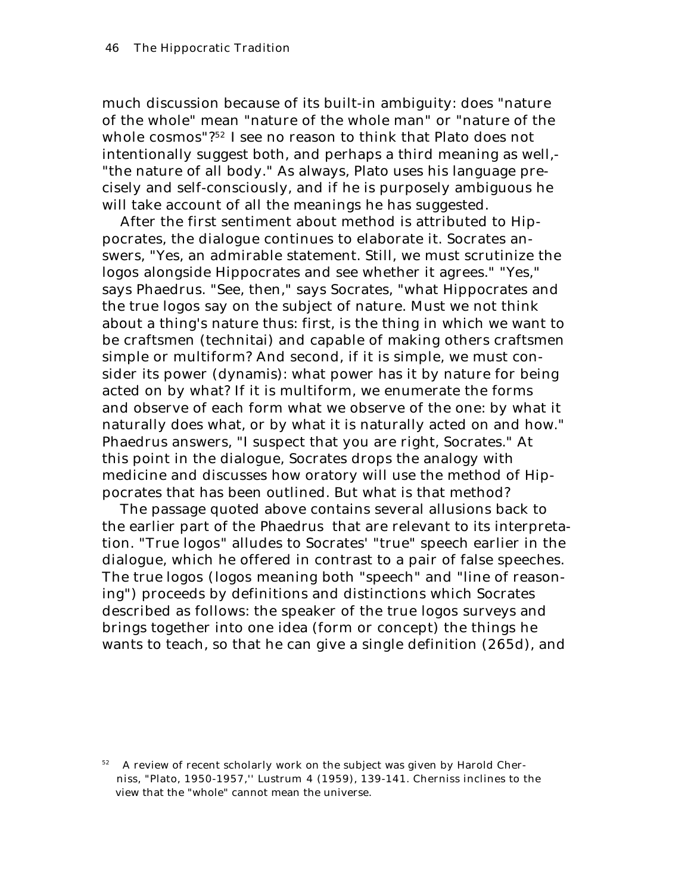much discussion because of its built-in ambiguity: does "nature of the whole" mean "nature of the whole man" or "nature of the whole cosmos"?[52] I see no reason to think that Plato does not intentionally suggest both, and perhaps a third meaning as well,- "the nature of all body." As always, Plato uses his language precisely and self-consciously, and if he is purposely ambiguous he will take account of all the meanings he has suggested.

After the first sentiment about method is attributed to Hippocrates, the dialogue continues to elaborate it. Socrates answers, "Yes, an admirable statement. Still, we must scrutinize the logos alongside Hippocrates and see whether it agrees." "Yes," says Phaedrus. "See, then," says Socrates, "what Hippocrates and the true logos say on the subject of nature. Must we not think about a thing's nature thus: first, is the thing in which we want to be craftsmen (technitai) and capable of making others craftsmen simple or multiform? And second, if it is simple, we must consider its power (dynamis): what power has it by nature for being acted on by what? If it is multiform, we enumerate the forms and observe of each form what we observe of the one: by what it naturally does what, or by what it is naturally acted on and how." Phaedrus answers, "I suspect that you are right, Socrates." At this point in the dialogue, Socrates drops the analogy with medicine and discusses how oratory will use the method of Hippocrates that has been outlined. But what is that method?

The passage quoted above contains several allusions back to the earlier part of the *Phaedrus* that are relevant to its interpretation. "True logos" alludes to Socrates' "true" speech earlier in the dialogue, which he offered in contrast to a pair of false speeches. The true logos (logos meaning both "speech" and "line of reasoning") proceeds by definitions and distinctions which Socrates described as follows: the speaker of the true logos surveys and brings together into one idea (form or concept) the things he wants to teach, so that he can give a single definition (265d), and

[52] A review of recent scholarly work on the subject was given by Harold Cherniss, "Plato, 1950-1957," *Lustrum* 4 (1959), 139-141. Cherniss inclines to the view that the "whole" cannot mean the universe.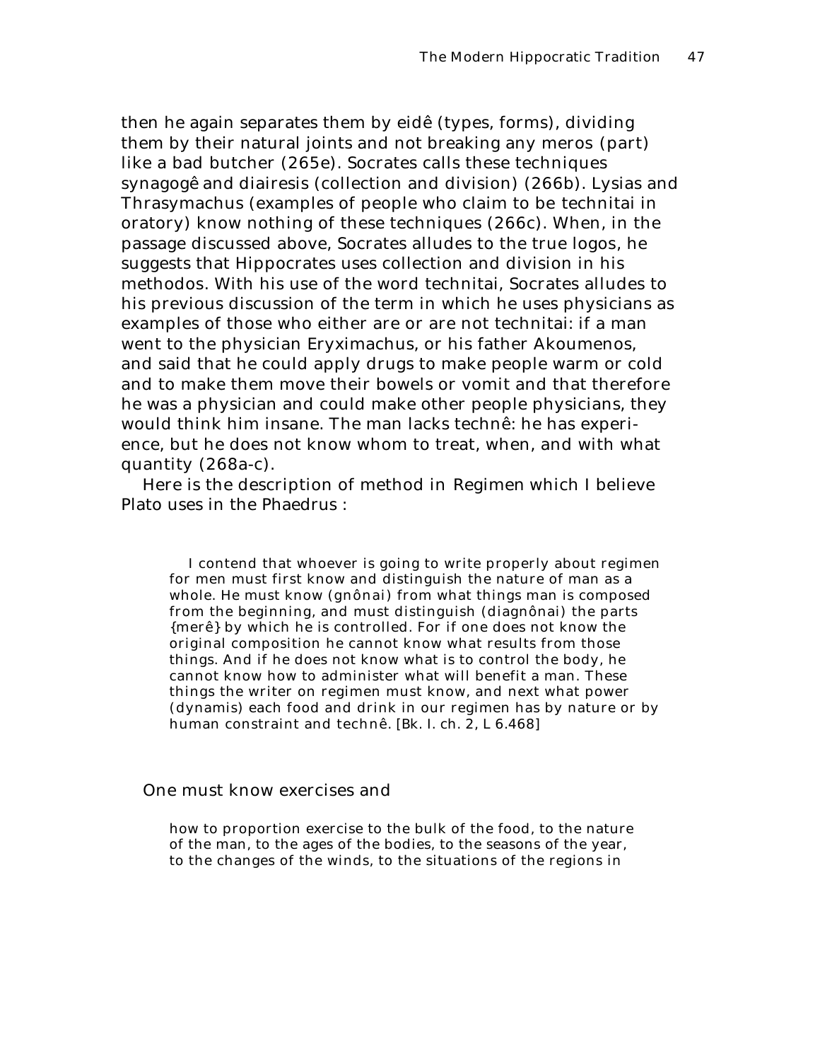then he again separates them by eidê (types, forms), dividing them by their natural joints and not breaking any meros (part) like a bad butcher (265e). Socrates calls these techniques synagogê and diairesis (collection and division) (266b). Lysias and Thrasymachus (examples of people who claim to be technitai in oratory) know nothing of these techniques (266c). When, in the passage discussed above, Socrates alludes to the true logos, he suggests that Hippocrates uses collection and division in his methodos. With his use of the word technitai, Socrates alludes to his previous discussion of the term in which he uses physicians as examples of those who either are or are not technitai: if a man went to the physician Eryximachus, or his father Akoumenos, and said that he could apply drugs to make people warm or cold and to make them move their bowels or vomit and that therefore he was a physician and could make other people physicians, they would think him insane. The man lacks technê: he has experience, but he does not know whom to treat, when, and with what quantity (268a-c).

Here is the description of method in Regimen which I believe Plato uses in the Phaedrus :

> I contend that whoever is going to write properly about regimen for men must first know and distinguish the nature of man as a whole. He must know (gnônai) from what things man is composed from the beginning, and must distinguish (diagnônai) the parts {merê} by which he is controlled. For if one does not know the original composition he cannot know what results from those things. And if he does not know what is to control the body, he cannot know how to administer what will benefit a man. These things the writer on regimen must know, and next what power (dynamis) each food and drink in our regimen has by nature or by human constraint and technê. [Bk. I. ch. 2, L 6.468]

One must know exercises and

> how to proportion exercise to the bulk of the food, to the nature of the man, to the ages of the bodies, to the seasons of the year, to the changes of the winds, to the situations of the regions in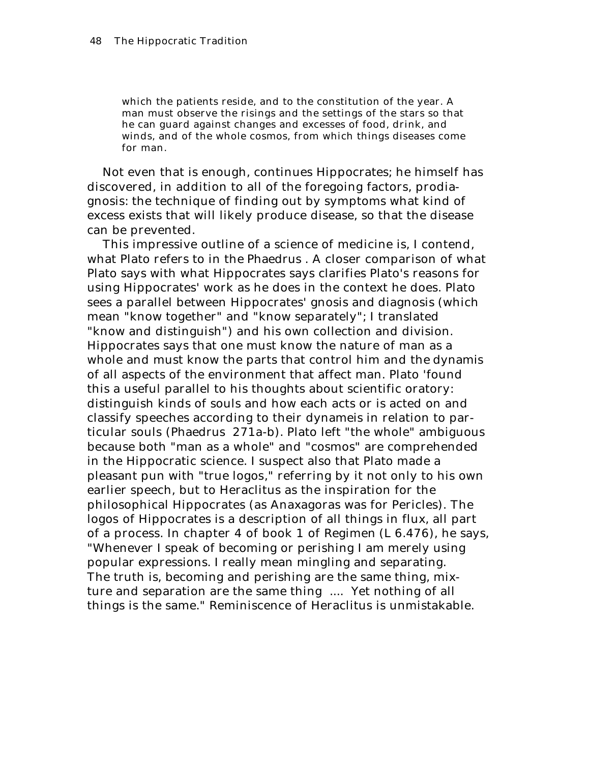> which the patients reside, and to the constitution of the year. A man must observe the risings and the settings of the stars so that he can guard against changes and excesses of food, drink, and winds, and of the whole cosmos, from which things diseases come for man.

Not even that is enough, continues Hippocrates; he himself has discovered, in addition to all of the foregoing factors, prodiagnosis: the technique of finding out by symptoms what kind of excess exists that will likely produce disease, so that the disease can be prevented.

This impressive outline of a science of medicine is, I contend, what Plato refers to in the *Phaedrus*. A closer comparison of what Plato says with what Hippocrates says clarifies Plato's reasons for using Hippocrates' work as he does in the context he does. Plato sees a parallel between Hippocrates' gnosis and diagnosis (which mean "know together" and "know separately"; I translated "know and distinguish") and his own collection and division. Hippocrates says that one must know the nature of man as a whole and must know the parts that control him and the dynamis of all aspects of the environment that affect man. Plato 'found this a useful parallel to his thoughts about scientific oratory: distinguish kinds of souls and how each acts or is acted on and classify speeches according to their dynameis in relation to particular souls (*Phaedrus* 271a-b). Plato left "the whole" ambiguous because both "man as a whole" and "cosmos" are comprehended in the Hippocratic science. I suspect also that Plato made a pleasant pun with "true logos," referring by it not only to his own earlier speech, but to Heraclitus as the inspiration for the philosophical Hippocrates (as Anaxagoras was for Pericles). The logos of Hippocrates is a description of all things in flux, all part of a process. In chapter 4 of book 1 of *Regimen* (L 6.476), he says, "Whenever I speak of becoming or perishing I am merely using popular expressions. I really mean mingling and separating. The truth is, becoming and perishing are the same thing, mixture and separation are the same thing .... Yet nothing of all things is the same." Reminiscence of Heraclitus is unmistakable.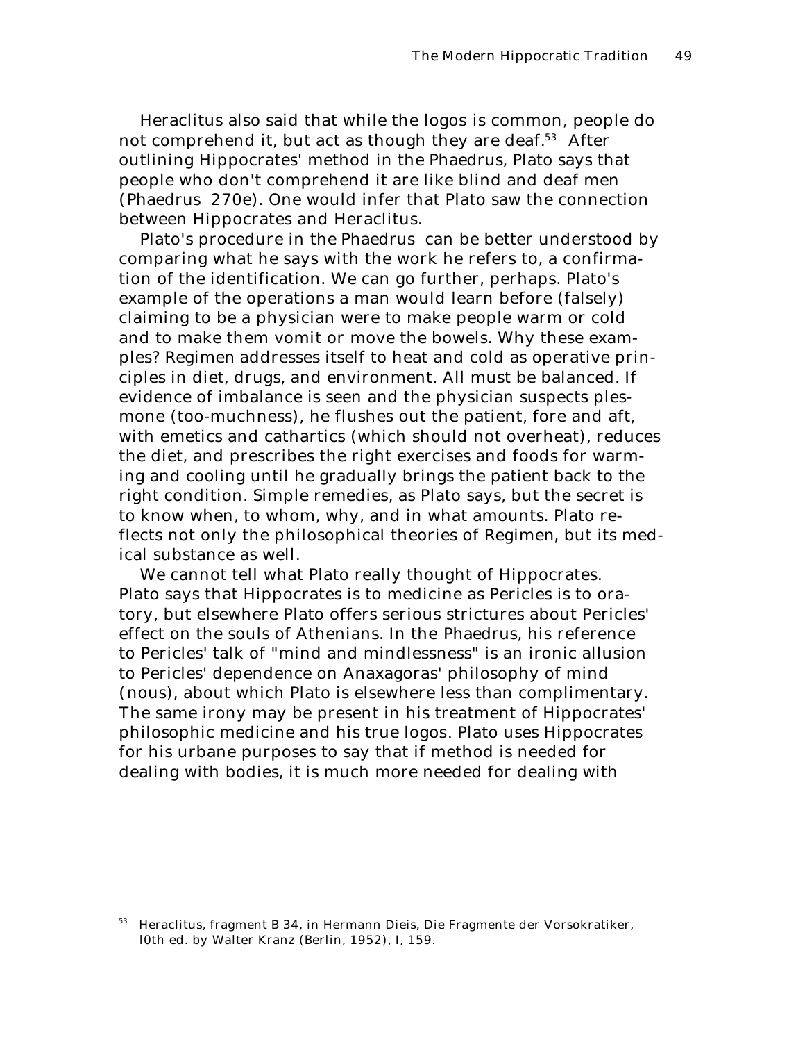Heraclitus also said that while the logos is common, people do not comprehend it, but act as though they are deaf.[53] After outlining Hippocrates' method in the *Phaedrus*, Plato says that people who don't comprehend it are like blind and deaf men (*Phaedrus* 270e). One would infer that Plato saw the connection between Hippocrates and Heraclitus.

Plato's procedure in the *Phaedrus* can be better understood by comparing what he says with the work he refers to, a confirmation of the identification. We can go further, perhaps. Plato's example of the operations a man would learn before (falsely) claiming to be a physician were to make people warm or cold and to make them vomit or move the bowels. Why these examples? *Regimen* addresses itself to heat and cold as operative principles in diet, drugs, and environment. All must be balanced. If evidence of imbalance is seen and the physician suspects plesmone (too-muchness), he flushes out the patient, fore and aft, with emetics and cathartics (which should not overheat), reduces the diet, and prescribes the right exercises and foods for warming and cooling until he gradually brings the patient back to the right condition. Simple remedies, as Plato says, but the secret is to know when, to whom, why, and in what amounts. Plato reflects not only the philosophical theories of *Regimen*, but its medical substance as well.

We cannot tell what Plato really thought of Hippocrates. Plato says that Hippocrates is to medicine as Pericles is to oratory, but elsewhere Plato offers serious strictures about Pericles' effect on the souls of Athenians. In the *Phaedrus*, his reference to Pericles' talk of "mind and mindlessness" is an ironic allusion to Pericles' dependence on Anaxagoras' philosophy of mind (nous), about which Plato is elsewhere less than complimentary. The same irony may be present in his treatment of Hippocrates' philosophic medicine and his true logos. Plato uses Hippocrates for his urbane purposes to say that if method is needed for dealing with bodies, it is much more needed for dealing with

[53] Heraclitus, fragment B 34, in Hermann Diels, *Die Fragmente der Vorsokratiker*, 10th ed. by Walter Kranz (Berlin, 1952), I, 159.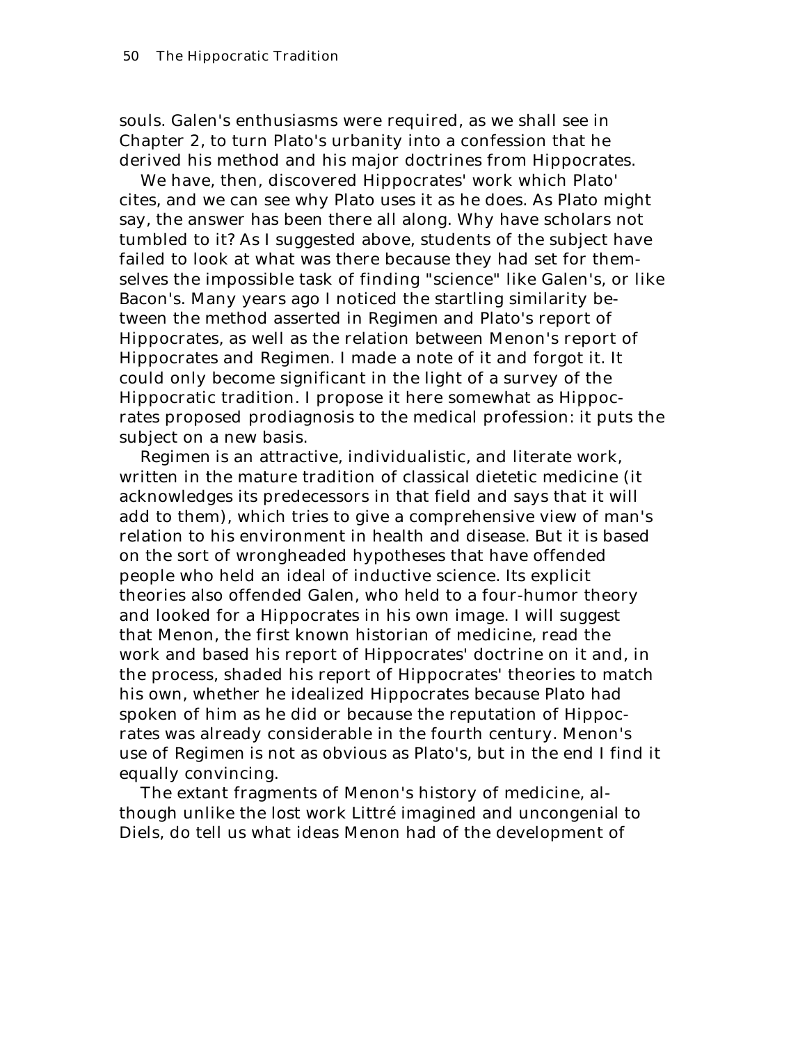souls. Galen's enthusiasms were required, as we shall see in Chapter 2, to turn Plato's urbanity into a confession that he derived his method and his major doctrines from Hippocrates.

We have, then, discovered Hippocrates' work which Plato' cites, and we can see why Plato uses it as he does. As Plato might say, the answer has been there all along. Why have scholars not tumbled to it? As I suggested above, students of the subject have failed to look at what was there because they had set for themselves the impossible task of finding "science" like Galen's, or like Bacon's. Many years ago I noticed the startling similarity between the method asserted in Regimen and Plato's report of Hippocrates, as well as the relation between Menon's report of Hippocrates and Regimen. I made a note of it and forgot it. It could only become significant in the light of a survey of the Hippocratic tradition. I propose it here somewhat as Hippocrates proposed prodiagnosis to the medical profession: it puts the subject on a new basis.

Regimen is an attractive, individualistic, and literate work, written in the mature tradition of classical dietetic medicine (it acknowledges its predecessors in that field and says that it will add to them), which tries to give a comprehensive view of man's relation to his environment in health and disease. But it is based on the sort of wrongheaded hypotheses that have offended people who held an ideal of inductive science. Its explicit theories also offended Galen, who held to a four-humor theory and looked for a Hippocrates in his own image. I will suggest that Menon, the first known historian of medicine, read the work and based his report of Hippocrates' doctrine on it and, in the process, shaded his report of Hippocrates' theories to match his own, whether he idealized Hippocrates because Plato had spoken of him as he did or because the reputation of Hippocrates was already considerable in the fourth century. Menon's use of Regimen is not as obvious as Plato's, but in the end I find it equally convincing.

The extant fragments of Menon's history of medicine, although unlike the lost work Littré imagined and uncongenial to Diels, do tell us what ideas Menon had of the development of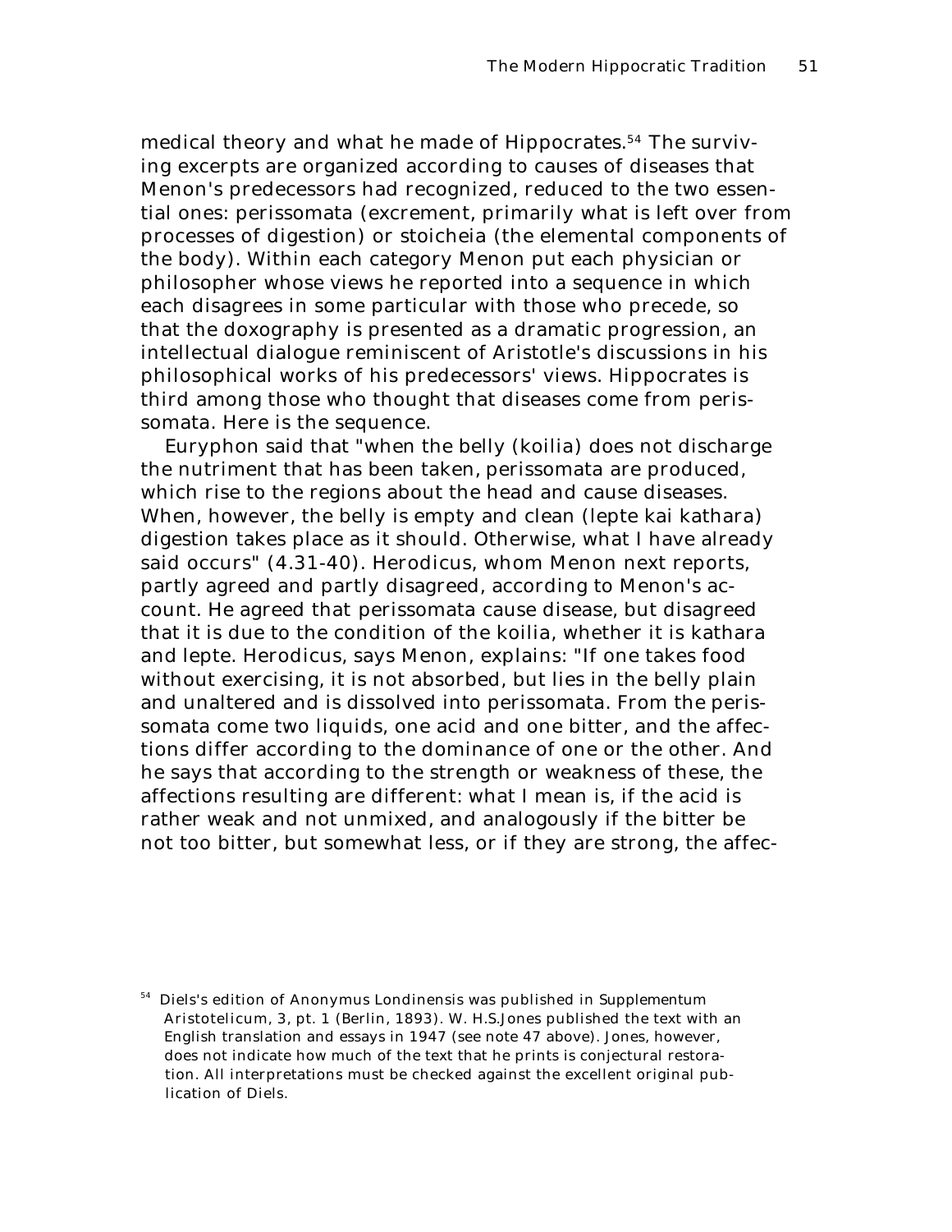medical theory and what he made of Hippocrates.[54] The surviving excerpts are organized according to causes of diseases that Menon's predecessors had recognized, reduced to the two essential ones: perissomata (excrement, primarily what is left over from processes of digestion) or stoicheia (the elemental components of the body). Within each category Menon put each physician or philosopher whose views he reported into a sequence in which each disagrees in some particular with those who precede, so that the doxography is presented as a dramatic progression, an intellectual dialogue reminiscent of Aristotle's discussions in his philosophical works of his predecessors' views. Hippocrates is third among those who thought that diseases come from perissomata. Here is the sequence.

Euryphon said that "when the belly (koilia) does not discharge the nutriment that has been taken, perissomata are produced, which rise to the regions about the head and cause diseases. When, however, the belly is empty and clean (lepte kai kathara) digestion takes place as it should. Otherwise, what I have already said occurs" (4.31-40). Herodicus, whom Menon next reports, partly agreed and partly disagreed, according to Menon's account. He agreed that perissomata cause disease, but disagreed that it is due to the condition of the koilia, whether it is kathara and lepte. Herodicus, says Menon, explains: "If one takes food without exercising, it is not absorbed, but lies in the belly plain and unaltered and is dissolved into perissomata. From the perissomata come two liquids, one acid and one bitter, and the affections differ according to the dominance of one or the other. And he says that according to the strength or weakness of these, the affections resulting are different: what I mean is, if the acid is rather weak and not unmixed, and analogously if the bitter be not too bitter, but somewhat less, or if they are strong, the affec-

[54] Diels's edition of Anonymus Londinensis was published in *Supplementum Aristotelicum*, 3, pt. 1 (Berlin, 1893). W. H.S.Jones published the text with an English translation and essays in 1947 (see note 47 above). Jones, however, does not indicate how much of the text that he prints is conjectural restoration. All interpretations must be checked against the excellent original publication of Diels.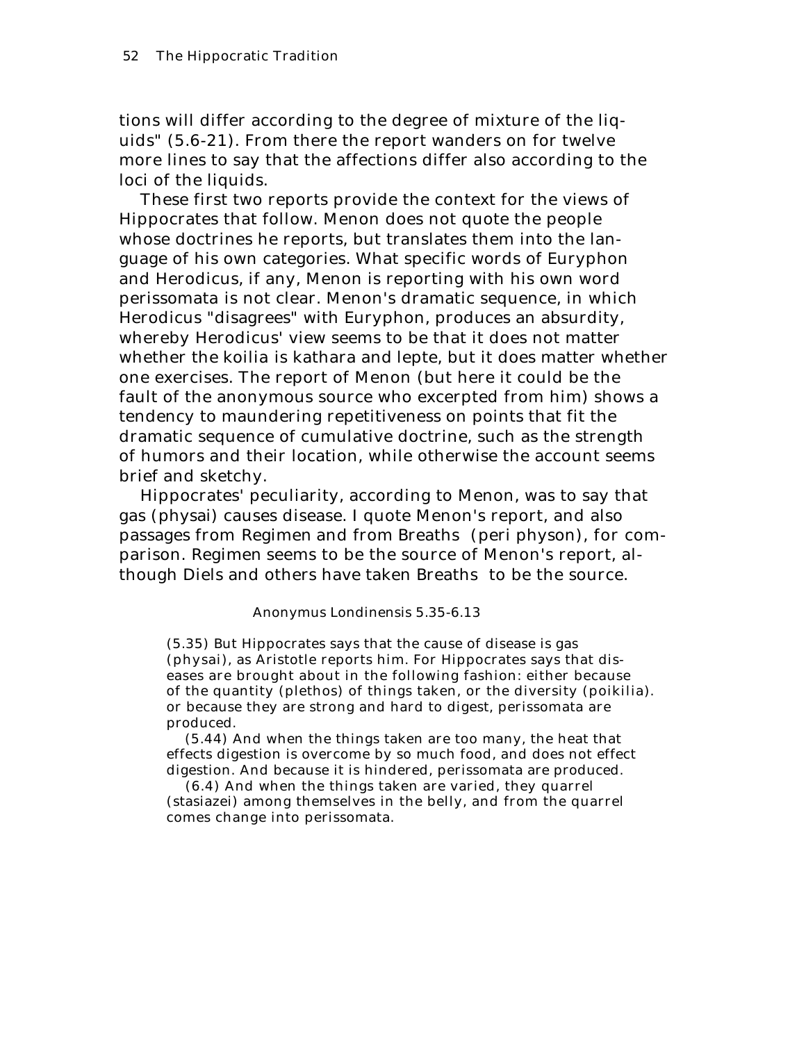tions will differ according to the degree of mixture of the liquids" (5.6-21). From there the report wanders on for twelve more lines to say that the affections differ also according to the loci of the liquids.

These first two reports provide the context for the views of Hippocrates that follow. Menon does not quote the people whose doctrines he reports, but translates them into the language of his own categories. What specific words of Euryphon and Herodicus, if any, Menon is reporting with his own word perissomata is not clear. Menon's dramatic sequence, in which Herodicus "disagrees" with Euryphon, produces an absurdity, whereby Herodicus' view seems to be that it does not matter whether the koilia is kathara and lepte, but it does matter whether one exercises. The report of Menon (but here it could be the fault of the anonymous source who excerpted from him) shows a tendency to maundering repetitiveness on points that fit the dramatic sequence of cumulative doctrine, such as the strength of humors and their location, while otherwise the account seems brief and sketchy.

Hippocrates' peculiarity, according to Menon, was to say that gas (physai) causes disease. I quote Menon's report, and also passages from Regimen and from Breaths (peri physon), for comparison. Regimen seems to be the source of Menon's report, although Diels and others have taken Breaths to be the source.

Anonymus Londinensis 5.35-6.13

(5.35) But Hippocrates says that the cause of disease is gas (physai), as Aristotle reports him. For Hippocrates says that diseases are brought about in the following fashion: either because of the quantity (plethos) of things taken, or the diversity (poikilia). or because they are strong and hard to digest, perissomata are produced.

(5.44) And when the things taken are too many, the heat that effects digestion is overcome by so much food, and does not effect digestion. And because it is hindered, perissomata are produced.

(6.4) And when the things taken are varied, they quarrel (stasiazei) among themselves in the belly, and from the quarrel comes change into perissomata.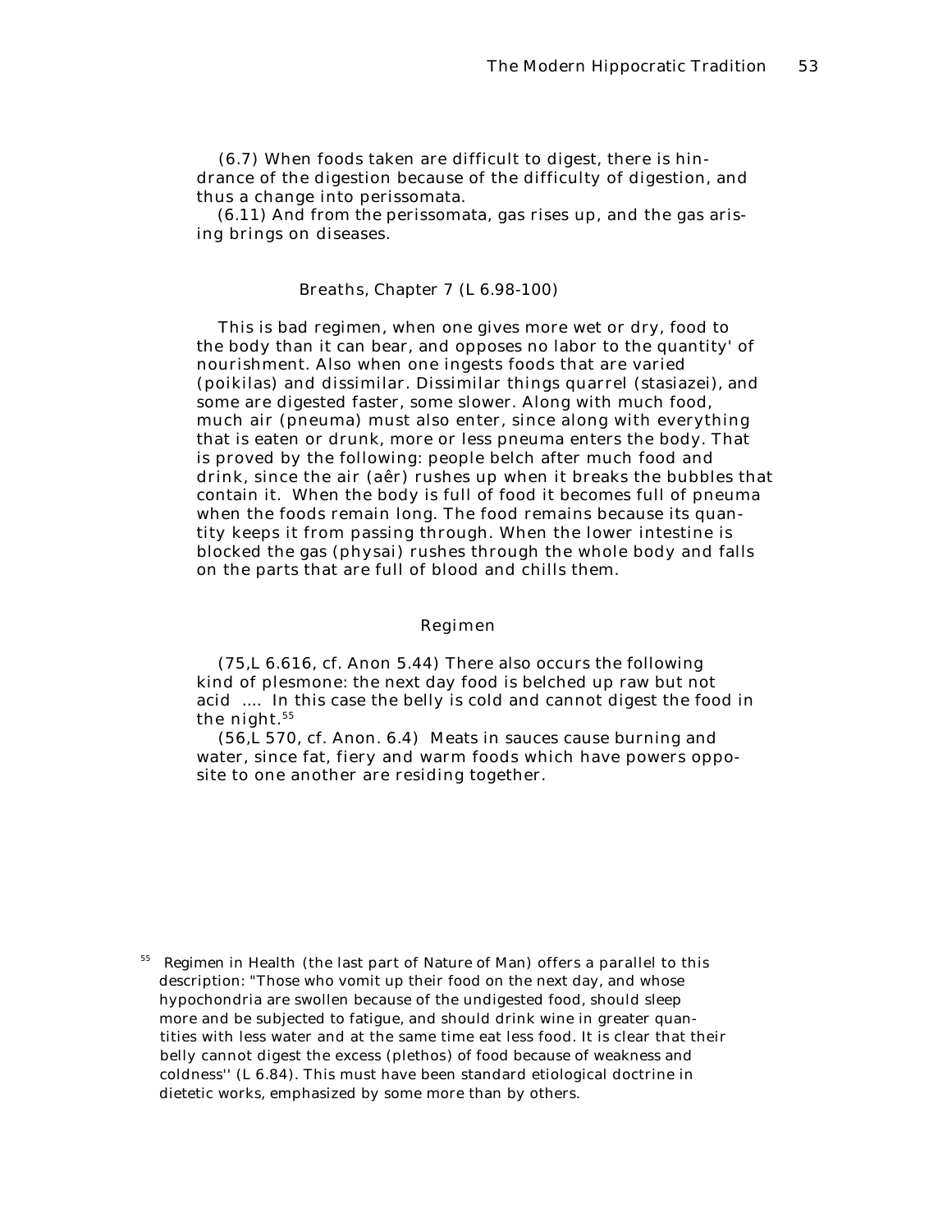(6.7) When foods taken are difficult to digest, there is hindrance of the digestion because of the difficulty of digestion, and thus a change into perissomata.

(6.11) And from the perissomata, gas rises up, and the gas arising brings on diseases.

### *Breaths*, Chapter 7 (L 6.98-100)

This is bad regimen, when one gives more wet or dry, food to the body than it can bear, and opposes no labor to the quantity' of nourishment. Also when one ingests foods that are varied (*poikilas*) and dissimilar. Dissimilar things quarrel (*stasiazei*), and some are digested faster, some slower. Along with much food, much air (*pneuma*) must also enter, since along with everything that is eaten or drunk, more or less pneuma enters the body. That is proved by the following: people belch after much food and drink, since the air (*aêr*) rushes up when it breaks the bubbles that contain it. When the body is full of food it becomes full of pneuma when the foods remain long. The food remains because its quantity keeps it from passing through. When the lower intestine is blocked the gas (*physai*) rushes through the whole body and falls on the parts that are full of blood and chills them.

### *Regimen*

(75,L 6.616, cf. Anon 5.44) There also occurs the following kind of plesmone: the next day food is belched up raw but not acid .... In this case the belly is cold and cannot digest the food in the night.[55]

(56,L 570, cf. Anon. 6.4) Meats in sauces cause burning and water, since fat, fiery and warm foods which have powers opposite to one another are residing together.

[55] *Regimen in Health* (the last part of *Nature of Man*) offers a parallel to this description: "Those who vomit up their food on the next day, and whose hypochondria are swollen because of the undigested food, should sleep more and be subjected to fatigue, and should drink wine in greater quantities with less water and at the same time eat less food. It is clear that their belly cannot digest the excess (*plethos*) of food because of weakness and coldness'' (L 6.84). This must have been standard etiological doctrine in dietetic works, emphasized by some more than by others.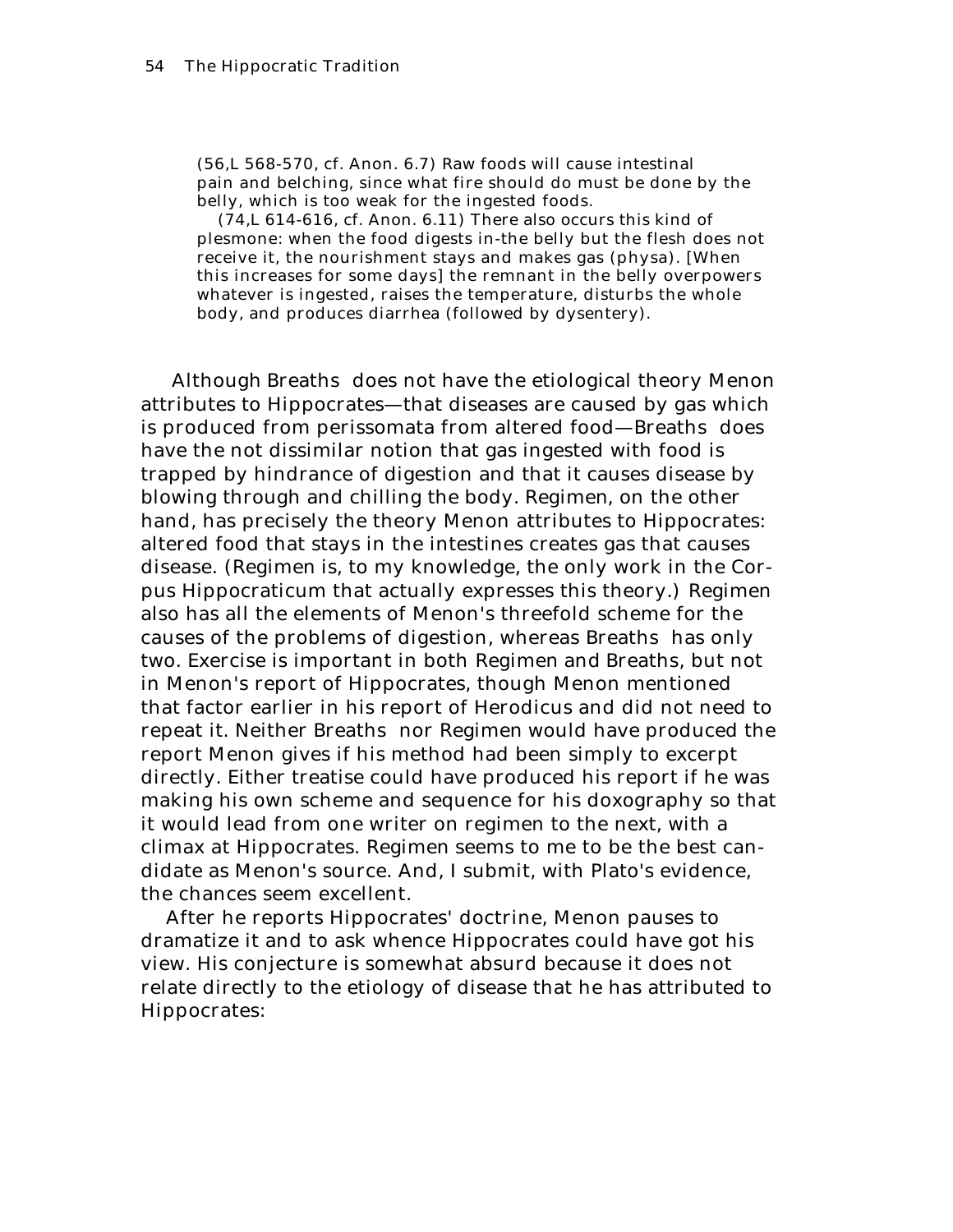(56,L 568-570, cf. Anon. 6.7) Raw foods will cause intestinal pain and belching, since what fire should do must be done by the belly, which is too weak for the ingested foods.

(74,L 614-616, cf. Anon. 6.11) There also occurs this kind of plesmone: when the food digests in-the belly but the flesh does not receive it, the nourishment stays and makes gas (*physa*). [When this increases for some days] the remnant in the belly overpowers whatever is ingested, raises the temperature, disturbs the whole body, and produces diarrhea (followed by dysentery).

Although *Breaths* does not have the etiological theory Menon attributes to Hippocrates—that diseases are caused by gas which is produced from perissomata from altered food—*Breaths* does have the not dissimilar notion that gas ingested with food is trapped by hindrance of digestion and that it causes disease by blowing through and chilling the body. *Regimen*, on the other hand, has precisely the theory Menon attributes to Hippocrates: altered food that stays in the intestines creates gas that causes disease. (*Regimen* is, to my knowledge, the only work in the Corpus Hippocraticum that actually expresses this theory.) *Regimen* also has all the elements of Menon's threefold scheme for the causes of the problems of digestion, whereas *Breaths* has only two. Exercise is important in both *Regimen* and *Breaths*, but not in Menon's report of Hippocrates, though Menon mentioned that factor earlier in his report of Herodicus and did not need to repeat it. Neither *Breaths* nor *Regimen* would have produced the report Menon gives if his method had been simply to excerpt directly. Either treatise could have produced his report if he was making his own scheme and sequence for his doxography so that it would lead from one writer on regimen to the next, with a climax at Hippocrates. *Regimen* seems to me to be the best candidate as Menon's source. And, I submit, with Plato's evidence, the chances seem excellent.

After he reports Hippocrates' doctrine, Menon pauses to dramatize it and to ask whence Hippocrates could have got his view. His conjecture is somewhat absurd because it does not relate directly to the etiology of disease that he has attributed to Hippocrates: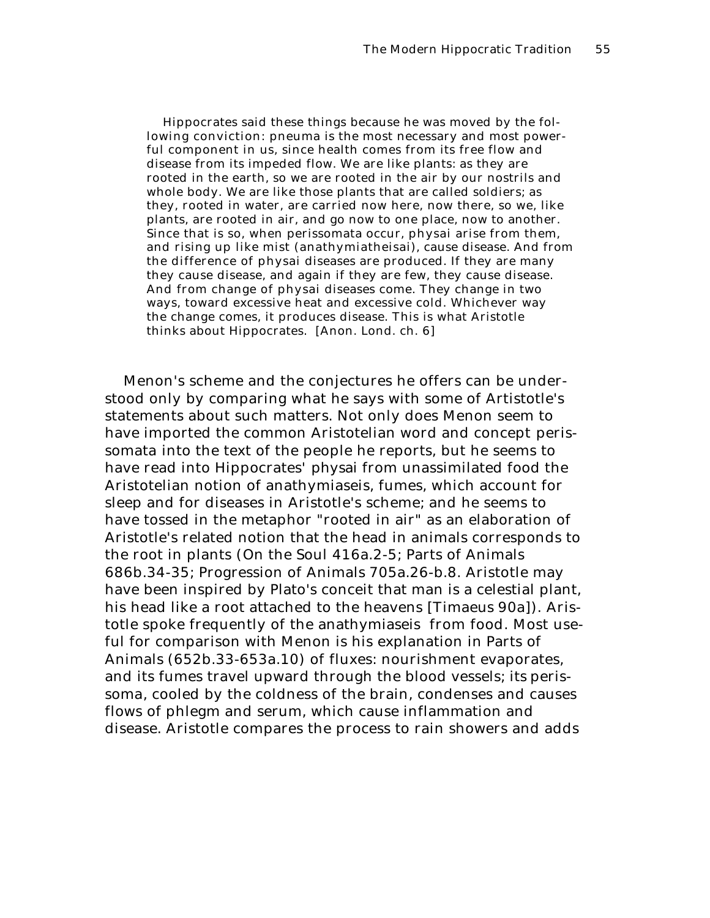> Hippocrates said these things because he was moved by the following conviction: pneuma is the most necessary and most powerful component in us, since health comes from its free flow and disease from its impeded flow. We are like plants: as they are rooted in the earth, so we are rooted in the air by our nostrils and whole body. We are like those plants that are called soldiers; as they, rooted in water, are carried now here, now there, so we, like plants, are rooted in air, and go now to one place, now to another. Since that is so, when perissomata occur, physai arise from them, and rising up like mist (anathymiatheisai), cause disease. And from the difference of physai diseases are produced. If they are many they cause disease, and again if they are few, they cause disease. And from change of physai diseases come. They change in two ways, toward excessive heat and excessive cold. Whichever way the change comes, it produces disease. This is what Aristotle thinks about Hippocrates. [Anon. Lond. ch. 6]

Menon's scheme and the conjectures he offers can be understood only by comparing what he says with some of Artistotle's statements about such matters. Not only does Menon seem to have imported the common Aristotelian word and concept perissomata into the text of the people he reports, but he seems to have read into Hippocrates' physai from unassimilated food the Aristotelian notion of anathymiaseis, fumes, which account for sleep and for diseases in Aristotle's scheme; and he seems to have tossed in the metaphor "rooted in air" as an elaboration of Aristotle's related notion that the head in animals corresponds to the root in plants (On the Soul 416a.2-5; Parts of Animals 686b.34-35; Progression of Animals 705a.26-b.8. Aristotle may have been inspired by Plato's conceit that man is a celestial plant, his head like a root attached to the heavens [Timaeus 90a]). Aristotle spoke frequently of the anathymiaseis from food. Most useful for comparison with Menon is his explanation in Parts of Animals (652b.33-653a.10) of fluxes: nourishment evaporates, and its fumes travel upward through the blood vessels; its perissoma, cooled by the coldness of the brain, condenses and causes flows of phlegm and serum, which cause inflammation and disease. Aristotle compares the process to rain showers and adds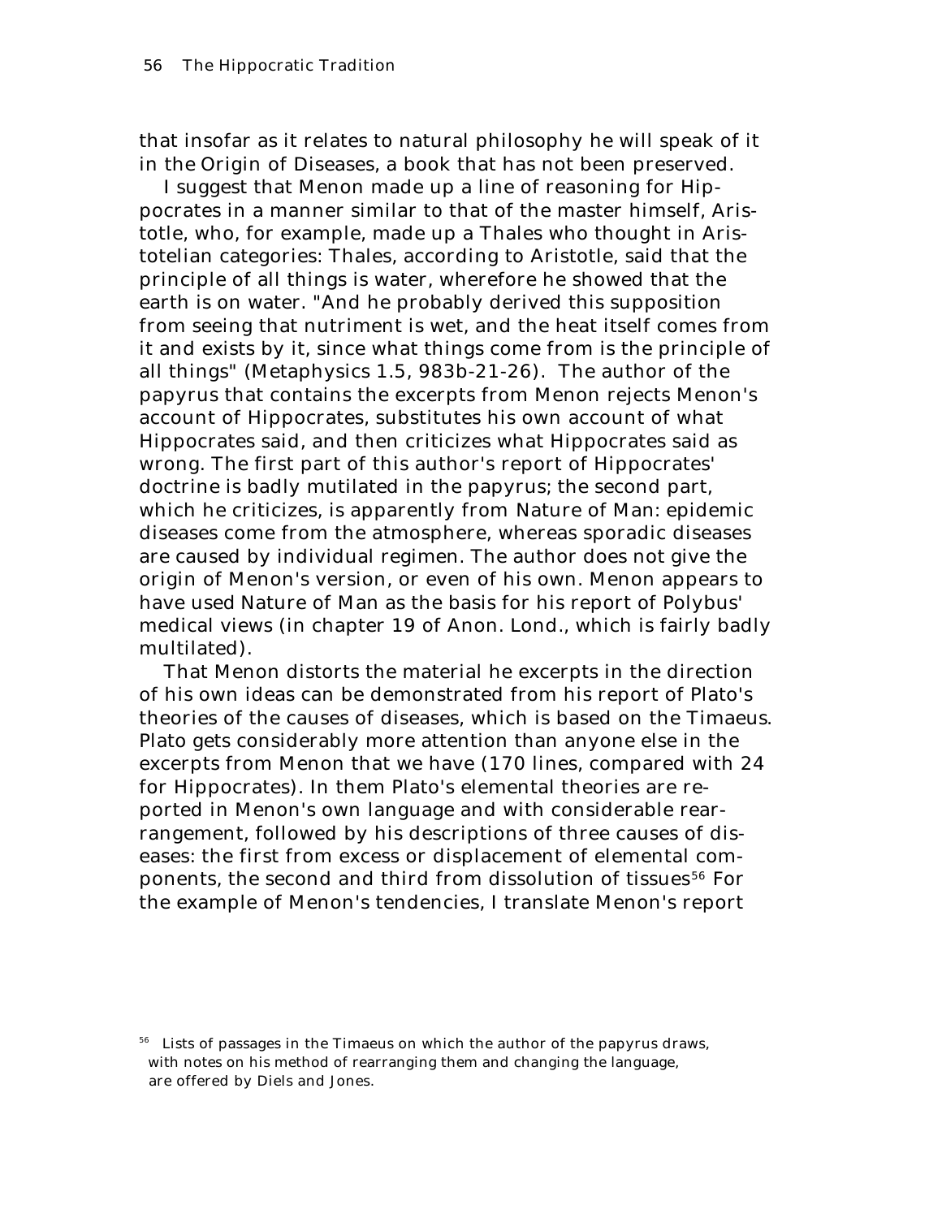that insofar as it relates to natural philosophy he will speak of it in the Origin of Diseases, a book that has not been preserved.

I suggest that Menon made up a line of reasoning for Hippocrates in a manner similar to that of the master himself, Aristotle, who, for example, made up a Thales who thought in Aristotelian categories: Thales, according to Aristotle, said that the principle of all things is water, wherefore he showed that the earth is on water. "And he probably derived this supposition from seeing that nutriment is wet, and the heat itself comes from it and exists by it, since what things come from is the principle of all things" (Metaphysics 1.5, 983b-21-26). The author of the papyrus that contains the excerpts from Menon rejects Menon's account of Hippocrates, substitutes his own account of what Hippocrates said, and then criticizes what Hippocrates said as wrong. The first part of this author's report of Hippocrates' doctrine is badly mutilated in the papyrus; the second part, which he criticizes, is apparently from Nature of Man: epidemic diseases come from the atmosphere, whereas sporadic diseases are caused by individual regimen. The author does not give the origin of Menon's version, or even of his own. Menon appears to have used Nature of Man as the basis for his report of Polybus' medical views (in chapter 19 of Anon. Lond., which is fairly badly multilated).

That Menon distorts the material he excerpts in the direction of his own ideas can be demonstrated from his report of Plato's theories of the causes of diseases, which is based on the Timaeus. Plato gets considerably more attention than anyone else in the excerpts from Menon that we have (170 lines, compared with 24 for Hippocrates). In them Plato's elemental theories are reported in Menon's own language and with considerable rearrangement, followed by his descriptions of three causes of diseases: the first from excess or displacement of elemental components, the second and third from dissolution of tissues[56] For the example of Menon's tendencies, I translate Menon's report

[56] Lists of passages in the Timaeus on which the author of the papyrus draws, with notes on his method of rearranging them and changing the language, are offered by Diels and Jones.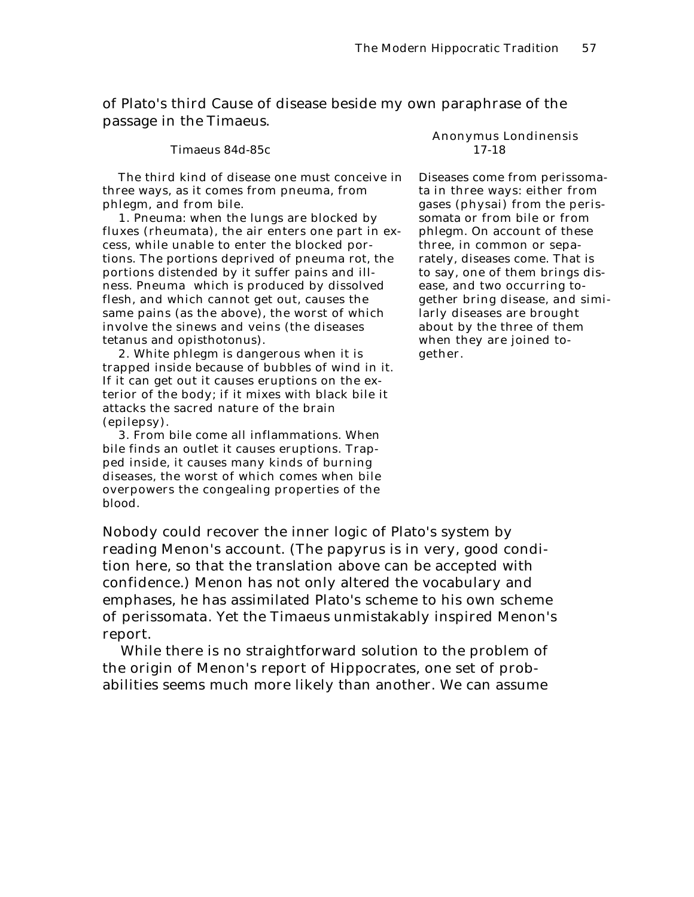of Plato's third Cause of disease beside my own paraphrase of the passage in the Timaeus.

| Timaeus 84d-85c | Anonymus Londinensis 17-18 |
| --- | --- |
| The third kind of disease one must conceive in three ways, as it comes from pneuma, from phlegm, and from bile.<br>1. Pneuma: when the lungs are blocked by fluxes (rheumata), the air enters one part in excess, while unable to enter the blocked portions. The portions deprived of pneuma rot, the portions distended by it suffer pains and illness. Pneuma which is produced by dissolved flesh, and which cannot get out, causes the same pains (as the above), the worst of which involve the sinews and veins (the diseases tetanus and opisthotonus).<br>2. White phlegm is dangerous when it is trapped inside because of bubbles of wind in it. If it can get out it causes eruptions on the exterior of the body; if it mixes with black bile it attacks the sacred nature of the brain (epilepsy).<br>3. From bile come all inflammations. When bile finds an outlet it causes eruptions. Trapped inside, it causes many kinds of burning diseases, the worst of which comes when bile overpowers the congealing properties of the blood. | Diseases come from perissomata in three ways: either from gases (physai) from the perissomata or from bile or from phlegm. On account of these three, in common or separately, diseases come. That is to say, one of them brings disease, and two occurring together bring disease, and similarly diseases are brought about by the three of them when they are joined together. |

Nobody could recover the inner logic of Plato's system by reading Menon's account. (The papyrus is in very, good condition here, so that the translation above can be accepted with confidence.) Menon has not only altered the vocabulary and emphases, he has assimilated Plato's scheme to his own scheme of perissomata. Yet the Timaeus unmistakably inspired Menon's report.

While there is no straightforward solution to the problem of the origin of Menon's report of Hippocrates, one set of probabilities seems much more likely than another. We can assume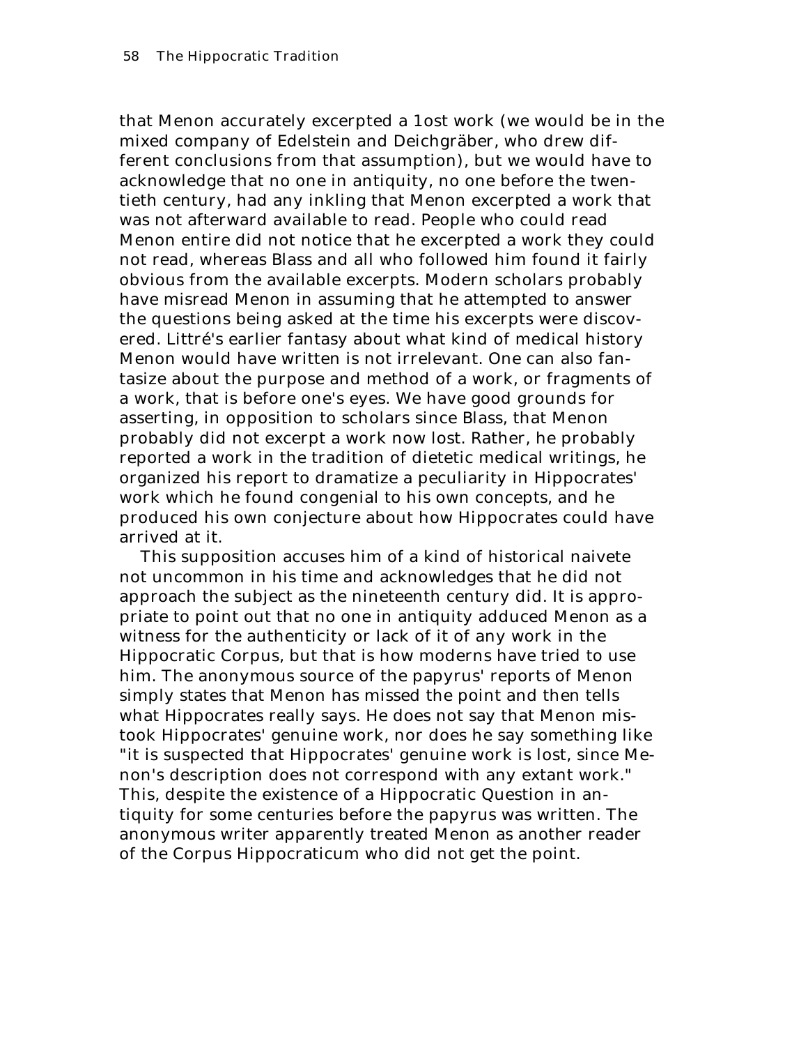that Menon accurately excerpted a lost work (we would be in the mixed company of Edelstein and Deichgräber, who drew different conclusions from that assumption), but we would have to acknowledge that no one in antiquity, no one before the twentieth century, had any inkling that Menon excerpted a work that was not afterward available to read. People who could read Menon entire did not notice that he excerpted a work they could not read, whereas Blass and all who followed him found it fairly obvious from the available excerpts. Modern scholars probably have misread Menon in assuming that he attempted to answer the questions being asked at the time his excerpts were discovered. Littré's earlier fantasy about what kind of medical history Menon would have written is not irrelevant. One can also fantasize about the purpose and method of a work, or fragments of a work, that is before one's eyes. We have good grounds for asserting, in opposition to scholars since Blass, that Menon probably did not excerpt a work now lost. Rather, he probably reported a work in the tradition of dietetic medical writings, he organized his report to dramatize a peculiarity in Hippocrates' work which he found congenial to his own concepts, and he produced his own conjecture about how Hippocrates could have arrived at it.

This supposition accuses him of a kind of historical naivete not uncommon in his time and acknowledges that he did not approach the subject as the nineteenth century did. It is appropriate to point out that no one in antiquity adduced Menon as a witness for the authenticity or lack of it of any work in the Hippocratic Corpus, but that is how moderns have tried to use him. The anonymous source of the papyrus' reports of Menon simply states that Menon has missed the point and then tells what Hippocrates really says. He does not say that Menon mistook Hippocrates' genuine work, nor does he say something like "it is suspected that Hippocrates' genuine work is lost, since Menon's description does not correspond with any extant work." This, despite the existence of a Hippocratic Question in antiquity for some centuries before the papyrus was written. The anonymous writer apparently treated Menon as another reader of the Corpus Hippocraticum who did not get the point.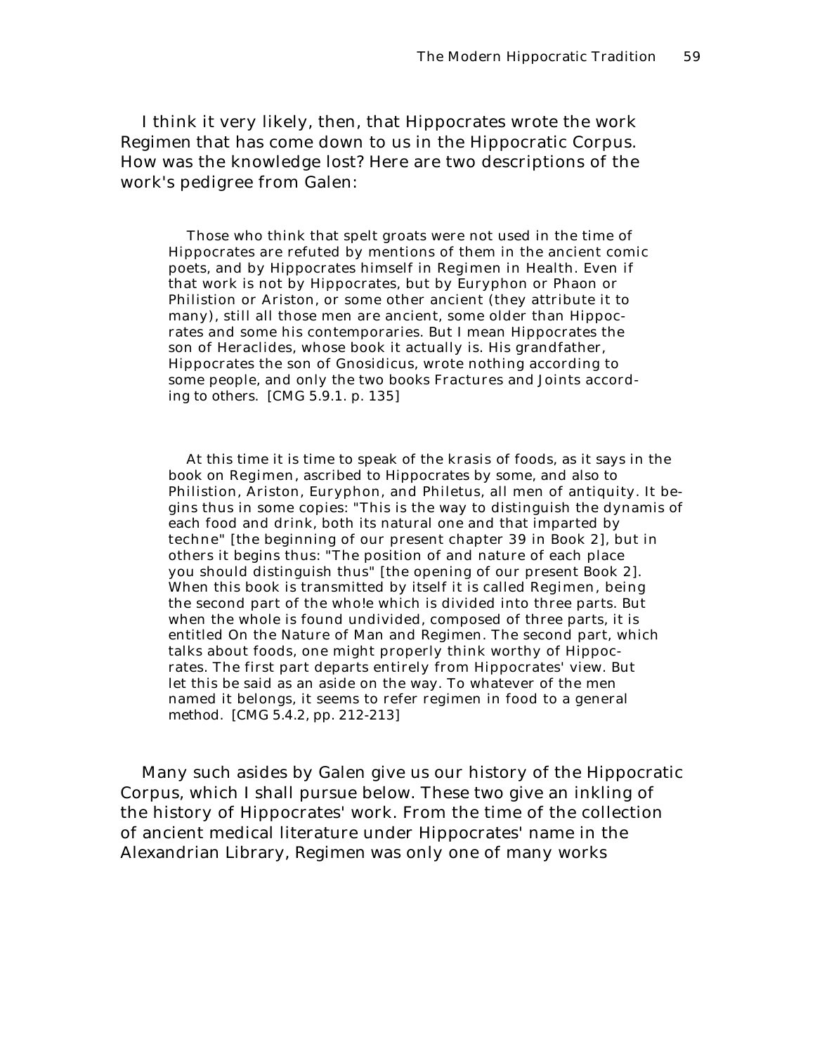I think it very likely, then, that Hippocrates wrote the work Regimen that has come down to us in the Hippocratic Corpus. How was the knowledge lost? Here are two descriptions of the work's pedigree from Galen:

> Those who think that spelt groats were not used in the time of Hippocrates are refuted by mentions of them in the ancient comic poets, and by Hippocrates himself in Regimen in Health. Even if that work is not by Hippocrates, but by Euryphon or Phaon or Philistion or Ariston, or some other ancient (they attribute it to many), still all those men are ancient, some older than Hippocrates and some his contemporaries. But I mean Hippocrates the son of Heraclides, whose book it actually is. His grandfather, Hippocrates the son of Gnosidicus, wrote nothing according to some people, and only the two books Fractures and Joints according to others. [CMG 5.9.1. p. 135]

> At this time it is time to speak of the krasis of foods, as it says in the book on Regimen, ascribed to Hippocrates by some, and also to Philistion, Ariston, Euryphon, and Philetus, all men of antiquity. It begins thus in some copies: "This is the way to distinguish the dynamis of each food and drink, both its natural one and that imparted by techne" [the beginning of our present chapter 39 in Book 2], but in others it begins thus: "The position of and nature of each place you should distinguish thus" [the opening of our present Book 2]. When this book is transmitted by itself it is called Regimen, being the second part of the who!e which is divided into three parts. But when the whole is found undivided, composed of three parts, it is entitled On the Nature of Man and Regimen. The second part, which talks about foods, one might properly think worthy of Hippocrates. The first part departs entirely from Hippocrates' view. But let this be said as an aside on the way. To whatever of the men named it belongs, it seems to refer regimen in food to a general method. [CMG 5.4.2, pp. 212-213]

Many such asides by Galen give us our history of the Hippocratic Corpus, which I shall pursue below. These two give an inkling of the history of Hippocrates' work. From the time of the collection of ancient medical literature under Hippocrates' name in the Alexandrian Library, Regimen was only one of many works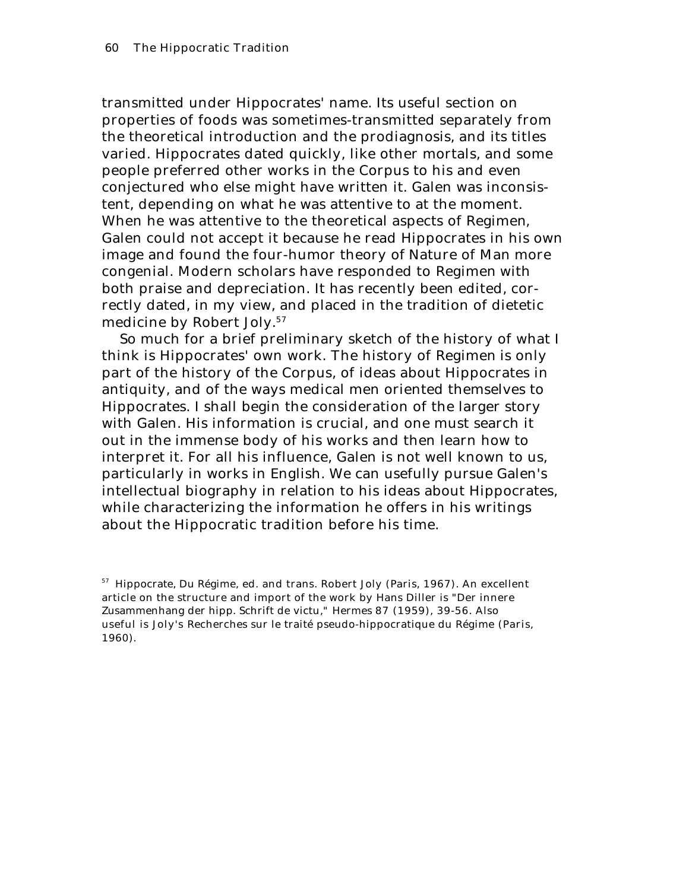transmitted under Hippocrates' name. Its useful section on properties of foods was sometimes-transmitted separately from the theoretical introduction and the prodiagnosis, and its titles varied. Hippocrates dated quickly, like other mortals, and some people preferred other works in the Corpus to his and even conjectured who else might have written it. Galen was inconsistent, depending on what he was attentive to at the moment. When he was attentive to the theoretical aspects of Regimen, Galen could not accept it because he read Hippocrates in his own image and found the four-humor theory of Nature of Man more congenial. Modern scholars have responded to Regimen with both praise and depreciation. It has recently been edited, correctly dated, in my view, and placed in the tradition of dietetic medicine by Robert Joly.[57]

So much for a brief preliminary sketch of the history of what I think is Hippocrates' own work. The history of Regimen is only part of the history of the Corpus, of ideas about Hippocrates in antiquity, and of the ways medical men oriented themselves to Hippocrates. I shall begin the consideration of the larger story with Galen. His information is crucial, and one must search it out in the immense body of his works and then learn how to interpret it. For all his influence, Galen is not well known to us, particularly in works in English. We can usefully pursue Galen's intellectual biography in relation to his ideas about Hippocrates, while characterizing the information he offers in his writings about the Hippocratic tradition before his time.

[57] Hippocrate, Du Régime, ed. and trans. Robert Joly (Paris, 1967). An excellent article on the structure and import of the work by Hans Diller is "Der innere Zusammenhang der hipp. Schrift de victu," Hermes 87 (1959), 39-56. Also useful is Joly's Recherches sur le traité pseudo-hippocratique du Régime (Paris, 1960).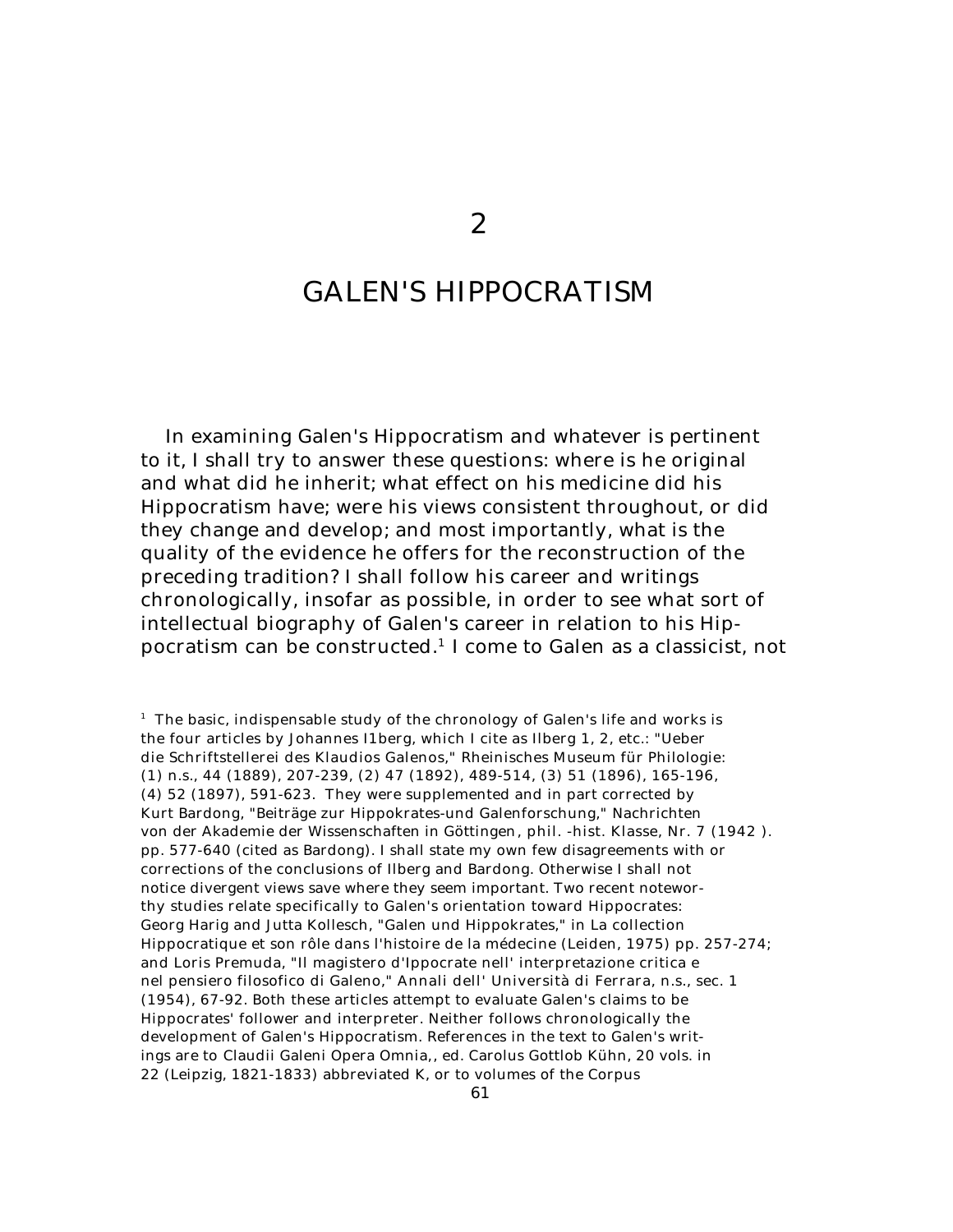# 2

# GALEN'S HIPPOCRATISM

In examining Galen's Hippocratism and whatever is pertinent to it, I shall try to answer these questions: where is he original and what did he inherit; what effect on his medicine did his Hippocratism have; were his views consistent throughout, or did they change and develop; and most importantly, what is the quality of the evidence he offers for the reconstruction of the preceding tradition? I shall follow his career and writings chronologically, insofar as possible, in order to see what sort of intellectual biography of Galen's career in relation to his Hippocratism can be constructed.[1] I come to Galen as a classicist, not

[1] The basic, indispensable study of the chronology of Galen's life and works is the four articles by Johannes I1berg, which I cite as Ilberg 1, 2, etc.: "Ueber die Schriftstellerei des Klaudios Galenos," Rheinisches Museum für Philologie: (1) n.s., 44 (1889), 207-239, (2) 47 (1892), 489-514, (3) 51 (1896), 165-196, (4) 52 (1897), 591-623. They were supplemented and in part corrected by Kurt Bardong, "Beiträge zur Hippokrates-und Galenforschung," Nachrichten von der Akademie der Wissenschaften in Göttingen, phil. -hist. Klasse, Nr. 7 (1942 ). pp. 577-640 (cited as Bardong). I shall state my own few disagreements with or corrections of the conclusions of Ilberg and Bardong. Otherwise I shall not notice divergent views save where they seem important. Two recent noteworthy studies relate specifically to Galen's orientation toward Hippocrates: Georg Harig and Jutta Kollesch, "Galen und Hippokrates," in La collection Hippocratique et son rôle dans l'histoire de la médecine (Leiden, 1975) pp. 257-274; and Loris Premuda, "Il magistero d'Ippocrate nell' interpretazione critica e nel pensiero filosofico di Galeno," Annali dell' Università di Ferrara, n.s., sec. 1 (1954), 67-92. Both these articles attempt to evaluate Galen's claims to be Hippocrates' follower and interpreter. Neither follows chronologically the development of Galen's Hippocratism. References in the text to Galen's writings are to Claudii Galeni Opera Omnia,, ed. Carolus Gottlob Kühn, 20 vols. in 22 (Leipzig, 1821-1833) abbreviated K, or to volumes of the Corpus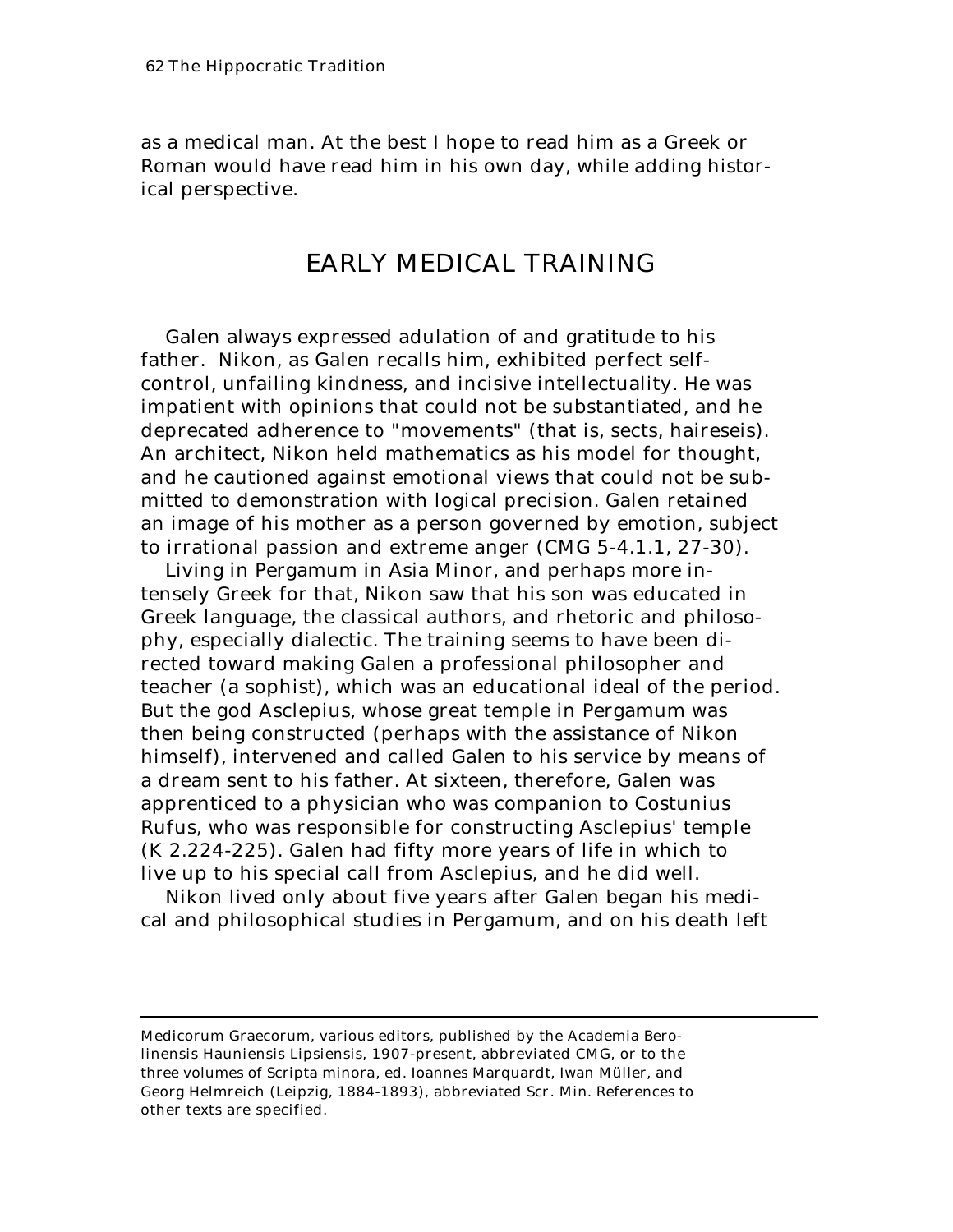as a medical man. At the best I hope to read him as a Greek or Roman would have read him in his own day, while adding historical perspective.

## EARLY MEDICAL TRAINING

Galen always expressed adulation of and gratitude to his father. Nikon, as Galen recalls him, exhibited perfect self-control, unfailing kindness, and incisive intellectuality. He was impatient with opinions that could not be substantiated, and he deprecated adherence to "movements" (that is, sects, haireseis). An architect, Nikon held mathematics as his model for thought, and he cautioned against emotional views that could not be submitted to demonstration with logical precision. Galen retained an image of his mother as a person governed by emotion, subject to irrational passion and extreme anger (CMG 5-4.1.1, 27-30).

Living in Pergamum in Asia Minor, and perhaps more intensely Greek for that, Nikon saw that his son was educated in Greek language, the classical authors, and rhetoric and philosophy, especially dialectic. The training seems to have been directed toward making Galen a professional philosopher and teacher (a sophist), which was an educational ideal of the period. But the god Asclepius, whose great temple in Pergamum was then being constructed (perhaps with the assistance of Nikon himself), intervened and called Galen to his service by means of a dream sent to his father. At sixteen, therefore, Galen was apprenticed to a physician who was companion to Costunius Rufus, who was responsible for constructing Asclepius' temple (K 2.224-225). Galen had fifty more years of life in which to live up to his special call from Asclepius, and he did well.

Nikon lived only about five years after Galen began his medical and philosophical studies in Pergamum, and on his death left

---

Medicorum Graecorum, various editors, published by the Academia Berolinensis Hauniensis Lipsiensis, 1907-present, abbreviated CMG, or to the three volumes of Scripta minora, ed. Ioannes Marquardt, Iwan Müller, and Georg Helmreich (Leipzig, 1884-1893), abbreviated Scr. Min. References to other texts are specified.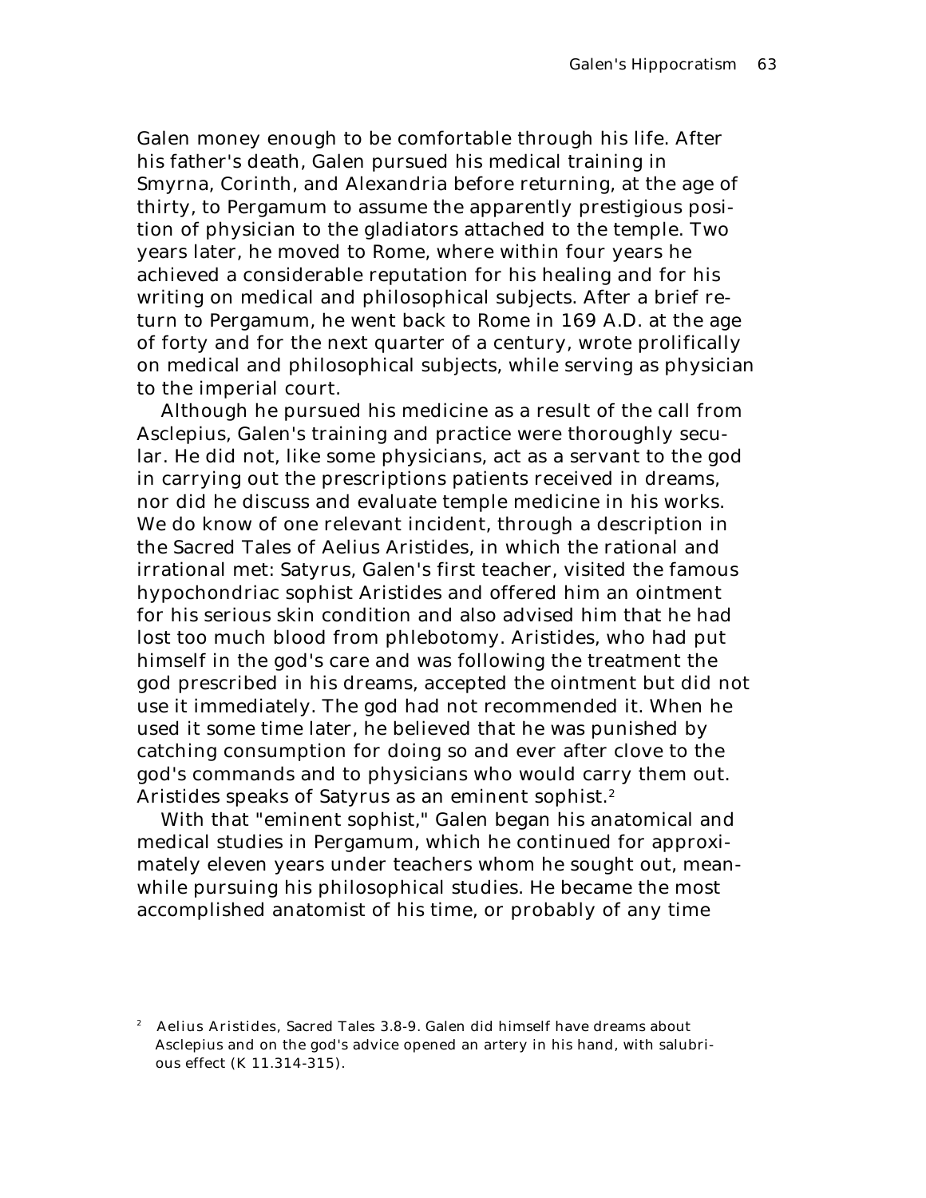Galen money enough to be comfortable through his life. After his father's death, Galen pursued his medical training in Smyrna, Corinth, and Alexandria before returning, at the age of thirty, to Pergamum to assume the apparently prestigious position of physician to the gladiators attached to the temple. Two years later, he moved to Rome, where within four years he achieved a considerable reputation for his healing and for his writing on medical and philosophical subjects. After a brief return to Pergamum, he went back to Rome in 169 A.D. at the age of forty and for the next quarter of a century, wrote prolifically on medical and philosophical subjects, while serving as physician to the imperial court.

Although he pursued his medicine as a result of the call from Asclepius, Galen's training and practice were thoroughly secular. He did not, like some physicians, act as a servant to the god in carrying out the prescriptions patients received in dreams, nor did he discuss and evaluate temple medicine in his works. We do know of one relevant incident, through a description in the *Sacred Tales* of Aelius Aristides, in which the rational and irrational met: Satyrus, Galen's first teacher, visited the famous hypochondriac sophist Aristides and offered him an ointment for his serious skin condition and also advised him that he had lost too much blood from phlebotomy. Aristides, who had put himself in the god's care and was following the treatment the god prescribed in his dreams, accepted the ointment but did not use it immediately. The god had not recommended it. When he used it some time later, he believed that he was punished by catching consumption for doing so and ever after clove to the god's commands and to physicians who would carry them out. Aristides speaks of Satyrus as an eminent sophist.[2]

With that "eminent sophist," Galen began his anatomical and medical studies in Pergamum, which he continued for approximately eleven years under teachers whom he sought out, meanwhile pursuing his philosophical studies. He became the most accomplished anatomist of his time, or probably of any time

[2] Aelius Aristides, *Sacred Tales* 3.8-9. Galen did himself have dreams about Asclepius and on the god's advice opened an artery in his hand, with salubrious effect (K 11.314-315).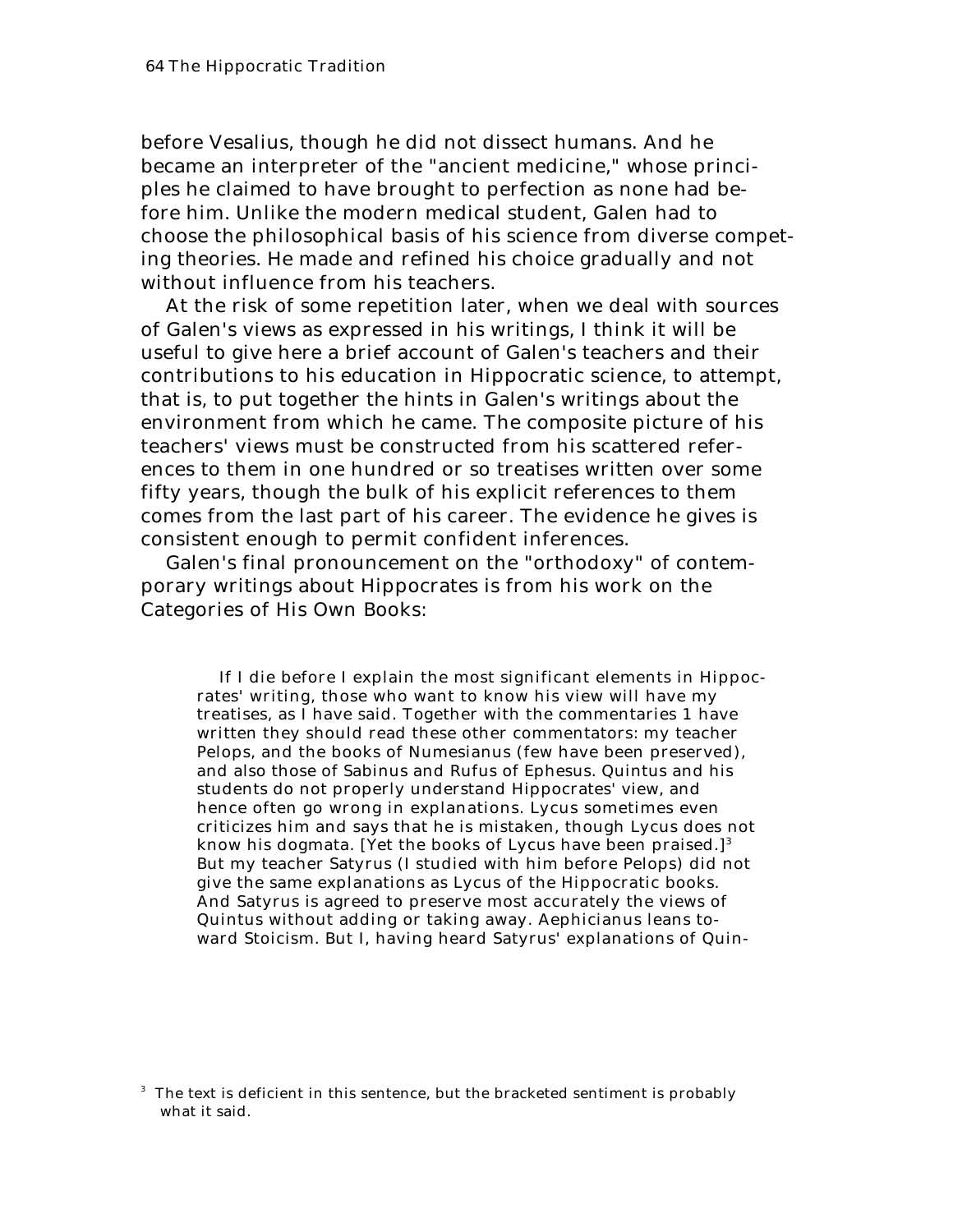before Vesalius, though he did not dissect humans. And he became an interpreter of the "ancient medicine," whose principles he claimed to have brought to perfection as none had before him. Unlike the modern medical student, Galen had to choose the philosophical basis of his science from diverse competing theories. He made and refined his choice gradually and not without influence from his teachers.

At the risk of some repetition later, when we deal with sources of Galen's views as expressed in his writings, I think it will be useful to give here a brief account of Galen's teachers and their contributions to his education in Hippocratic science, to attempt, that is, to put together the hints in Galen's writings about the environment from which he came. The composite picture of his teachers' views must be constructed from his scattered references to them in one hundred or so treatises written over some fifty years, though the bulk of his explicit references to them comes from the last part of his career. The evidence he gives is consistent enough to permit confident inferences.

Galen's final pronouncement on the "orthodoxy" of contemporary writings about Hippocrates is from his work on the Categories of His Own Books:

> If I die before I explain the most significant elements in Hippocrates' writing, those who want to know his view will have my treatises, as I have said. Together with the commentaries 1 have written they should read these other commentators: my teacher Pelops, and the books of Numesianus (few have been preserved), and also those of Sabinus and Rufus of Ephesus. Quintus and his students do not properly understand Hippocrates' view, and hence often go wrong in explanations. Lycus sometimes even criticizes him and says that he is mistaken, though Lycus does not know his dogmata. [Yet the books of Lycus have been praised.][3] But my teacher Satyrus (I studied with him before Pelops) did not give the same explanations as Lycus of the Hippocratic books. And Satyrus is agreed to preserve most accurately the views of Quintus without adding or taking away. Aephicianus leans toward Stoicism. But I, having heard Satyrus' explanations of Quin-

[3] The text is deficient in this sentence, but the bracketed sentiment is probably what it said.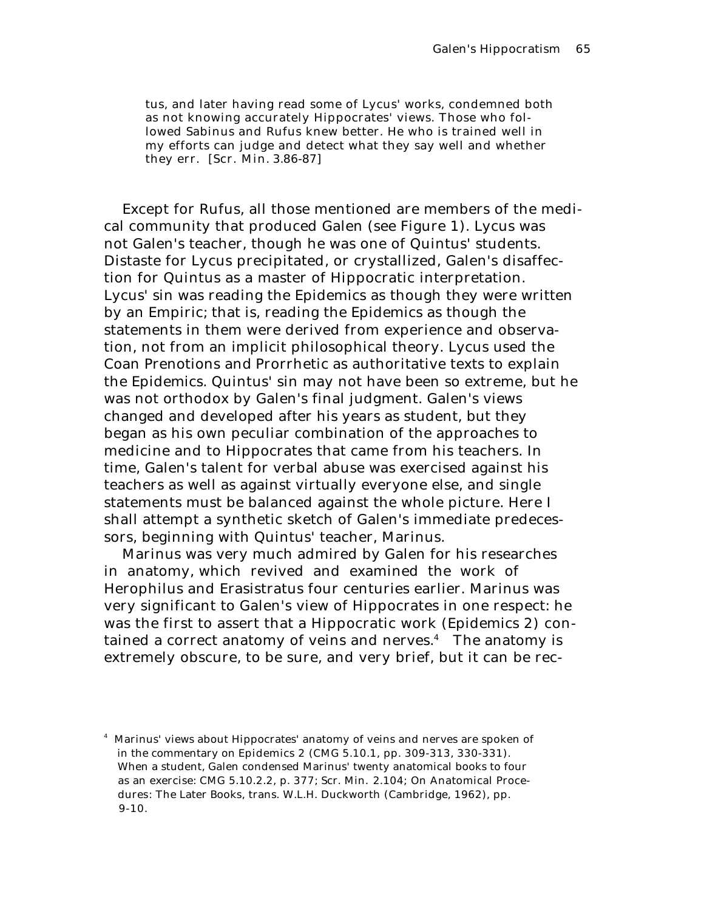> tus, and later having read some of Lycus' works, condemned both as not knowing accurately Hippocrates' views. Those who followed Sabinus and Rufus knew better. He who is trained well in my efforts can judge and detect what they say well and whether they err. [Scr. Min. 3.86-87]

Except for Rufus, all those mentioned are members of the medical community that produced Galen (see Figure 1). Lycus was not Galen's teacher, though he was one of Quintus' students. Distaste for Lycus precipitated, or crystallized, Galen's disaffection for Quintus as a master of Hippocratic interpretation. Lycus' sin was reading the *Epidemics* as though they were written by an Empiric; that is, reading the *Epidemics* as though the statements in them were derived from experience and observation, not from an implicit philosophical theory. Lycus used the *Coan Prenotions* and *Prorrhetic* as authoritative texts to explain the *Epidemics*. Quintus' sin may not have been so extreme, but he was not orthodox by Galen's final judgment. Galen's views changed and developed after his years as student, but they began as his own peculiar combination of the approaches to medicine and to Hippocrates that came from his teachers. In time, Galen's talent for verbal abuse was exercised against his teachers as well as against virtually everyone else, and single statements must be balanced against the whole picture. Here I shall attempt a synthetic sketch of Galen's immediate predecessors, beginning with Quintus' teacher, Marinus.

Marinus was very much admired by Galen for his researches in anatomy, which revived and examined the work of Herophilus and Erasistratus four centuries earlier. Marinus was very significant to Galen's view of Hippocrates in one respect: he was the first to assert that a Hippocratic work (*Epidemics* 2) contained a correct anatomy of veins and nerves.[4] The anatomy is extremely obscure, to be sure, and very brief, but it can be rec-

[4] Marinus' views about Hippocrates' anatomy of veins and nerves are spoken of in the commentary on *Epidemics* 2 (CMG 5.10.1, pp. 309-313, 330-331). When a student, Galen condensed Marinus' twenty anatomical books to four as an exercise: CMG 5.10.2.2, p. 377; Scr. Min. 2.104; *On Anatomical Procedures: The Later Books*, trans. W.L.H. Duckworth (Cambridge, 1962), pp. 9-10.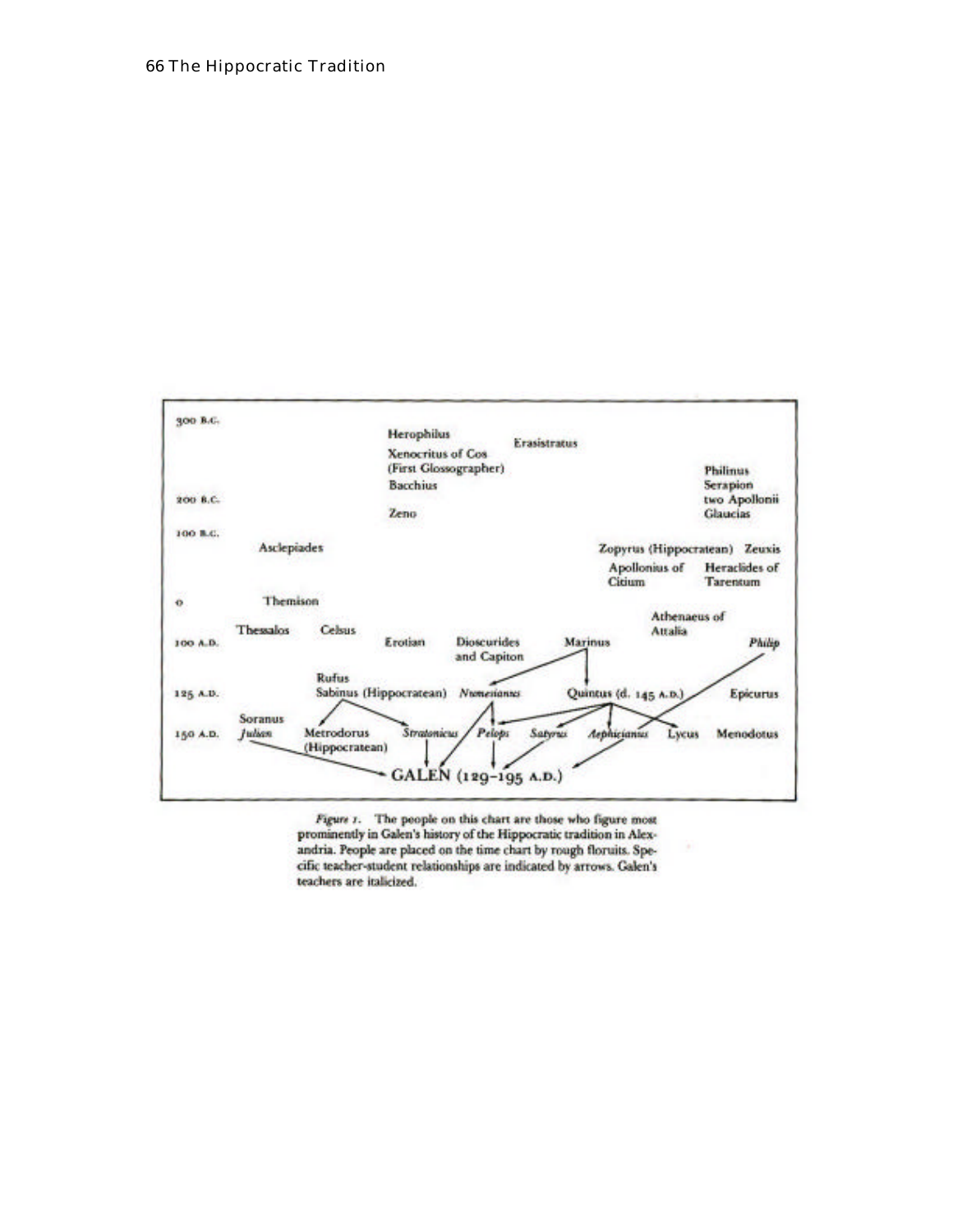300 B.C.

Herophilus

Erasistratus

Xenocritus of Cos (First Glossographer)

Bacchius

Philinus

Serapion

two Apollonii

Glaucias

200 B.C.

Zeno

100 B.C.

Asclepiades

Zopyrus (Hippocratean)

Zeuxis

Apollonius of Citium

Heraclides of Tarentum

0

Themison

Athenaeus of Attalia

Thessalos

Celsus

100 A.D.

Erotian

Dioscurides and Capiton

Marinus

*Philip*

Rufus

125 A.D.

Sabinus (Hippocratean)

*Numesianus*

Quintus (d. 145 A.D.)

Epicurus

Soranus

150 A.D.

*Julian*

Metrodorus (Hippocratean)

*Stratonicus*

*Pelops*

*Satyrus*

*Aephicianus*

Lycus

Menodotus

GALEN (129–195 A.D.)

*Figure 1.* The people on this chart are those who figure most prominently in Galen's history of the Hippocratic tradition in Alexandria. People are placed on the time chart by rough floruits. Specific teacher-student relationships are indicated by arrows. Galen's teachers are italicized.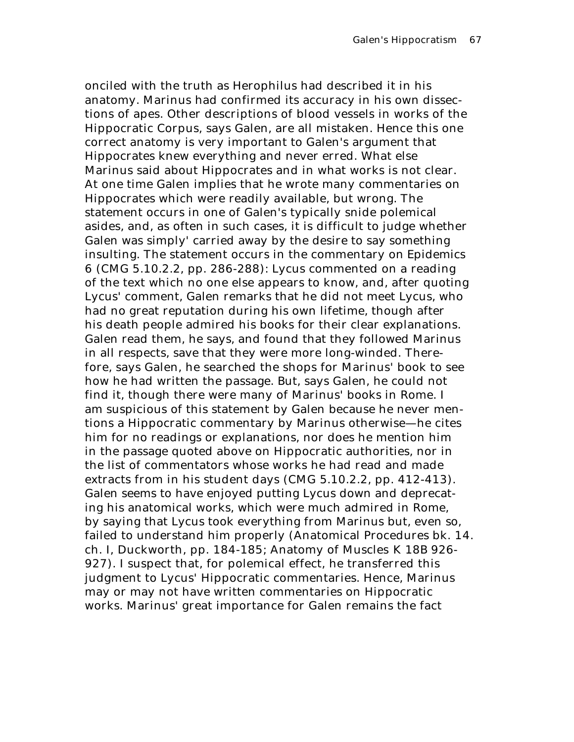onciled with the truth as Herophilus had described it in his anatomy. Marinus had confirmed its accuracy in his own dissections of apes. Other descriptions of blood vessels in works of the Hippocratic Corpus, says Galen, are all mistaken. Hence this one correct anatomy is very important to Galen's argument that Hippocrates knew everything and never erred. What else Marinus said about Hippocrates and in what works is not clear. At one time Galen implies that he wrote many commentaries on Hippocrates which were readily available, but wrong. The statement occurs in one of Galen's typically snide polemical asides, and, as often in such cases, it is difficult to judge whether Galen was simply' carried away by the desire to say something insulting. The statement occurs in the commentary on *Epidemics 6* (CMG 5.10.2.2, pp. 286-288): Lycus commented on a reading of the text which no one else appears to know, and, after quoting Lycus' comment, Galen remarks that he did not meet Lycus, who had no great reputation during his own lifetime, though after his death people admired his books for their clear explanations. Galen read them, he says, and found that they followed Marinus in all respects, save that they were more long-winded. Therefore, says Galen, he searched the shops for Marinus' book to see how he had written the passage. But, says Galen, he could not find it, though there were many of Marinus' books in Rome. I am suspicious of this statement by Galen because he never mentions a Hippocratic commentary by Marinus otherwise—he cites him for no readings or explanations, nor does he mention him in the passage quoted above on Hippocratic authorities, nor in the list of commentators whose works he had read and made extracts from in his student days (CMG 5.10.2.2, pp. 412-413). Galen seems to have enjoyed putting Lycus down and deprecating his anatomical works, which were much admired in Rome, by saying that Lycus took everything from Marinus but, even so, failed to understand him properly (*Anatomical Procedures* bk. 14. ch. I, Duckworth, pp. 184-185; *Anatomy of Muscles* K 18B 926-927). I suspect that, for polemical effect, he transferred this judgment to Lycus' Hippocratic commentaries. Hence, Marinus may or may not have written commentaries on Hippocratic works. Marinus' great importance for Galen remains the fact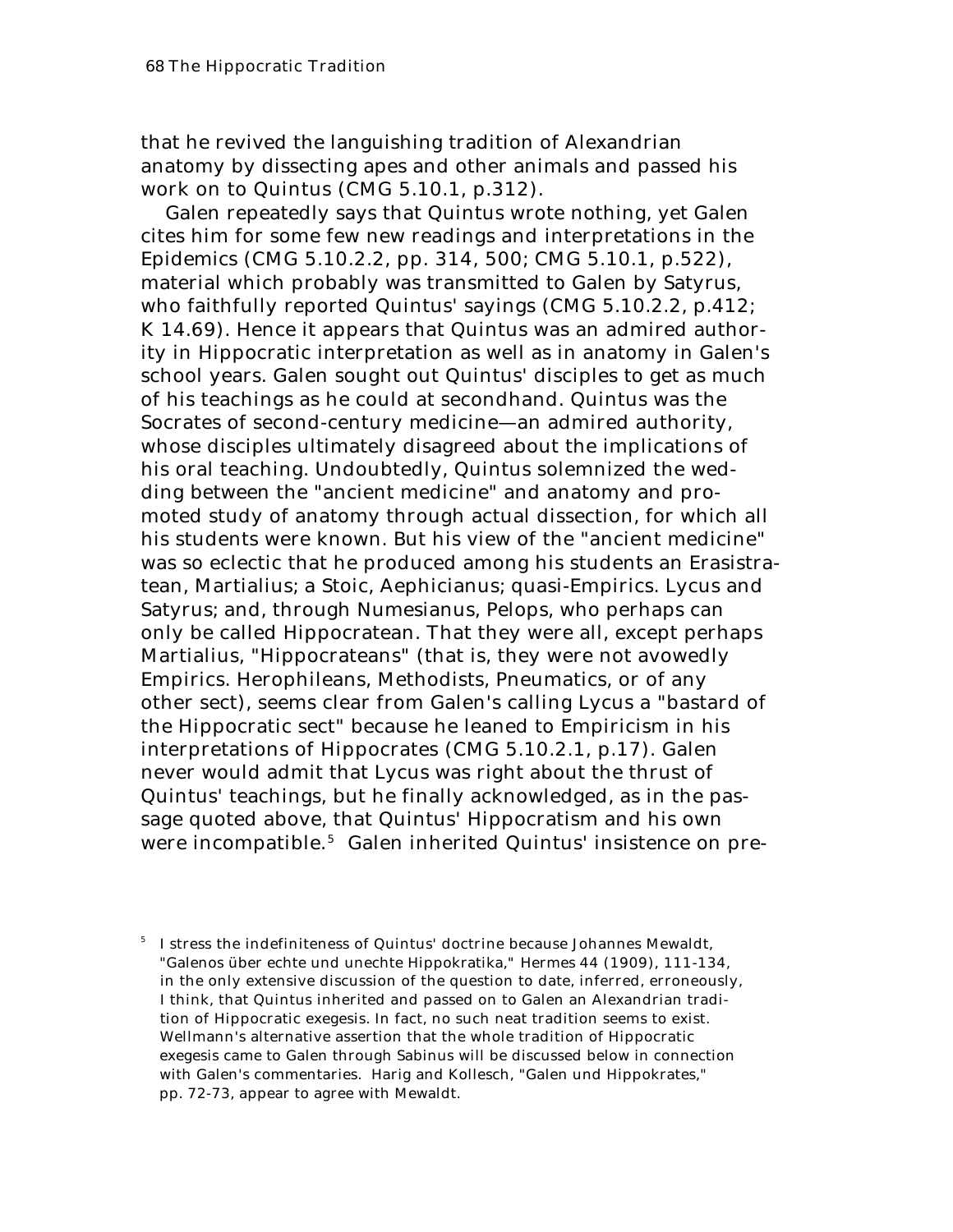that he revived the languishing tradition of Alexandrian anatomy by dissecting apes and other animals and passed his work on to Quintus (CMG 5.10.1, p.312).

Galen repeatedly says that Quintus wrote nothing, yet Galen cites him for some few new readings and interpretations in the Epidemics (CMG 5.10.2.2, pp. 314, 500; CMG 5.10.1, p.522), material which probably was transmitted to Galen by Satyrus, who faithfully reported Quintus' sayings (CMG 5.10.2.2, p.412; K 14.69). Hence it appears that Quintus was an admired authority in Hippocratic interpretation as well as in anatomy in Galen's school years. Galen sought out Quintus' disciples to get as much of his teachings as he could at secondhand. Quintus was the Socrates of second-century medicine—an admired authority, whose disciples ultimately disagreed about the implications of his oral teaching. Undoubtedly, Quintus solemnized the wedding between the "ancient medicine" and anatomy and promoted study of anatomy through actual dissection, for which all his students were known. But his view of the "ancient medicine" was so eclectic that he produced among his students an Erasistratean, Martialius; a Stoic, Aephicianus; quasi-Empirics. Lycus and Satyrus; and, through Numesianus, Pelops, who perhaps can only be called Hippocratean. That they were all, except perhaps Martialius, "Hippocrateans" (that is, they were not avowedly Empirics. Herophileans, Methodists, Pneumatics, or of any other sect), seems clear from Galen's calling Lycus a "bastard of the Hippocratic sect" because he leaned to Empiricism in his interpretations of Hippocrates (CMG 5.10.2.1, p.17). Galen never would admit that Lycus was right about the thrust of Quintus' teachings, but he finally acknowledged, as in the passage quoted above, that Quintus' Hippocratism and his own were incompatible.[5] Galen inherited Quintus' insistence on pre-

[5] I stress the indefiniteness of Quintus' doctrine because Johannes Mewaldt, "Galenos über echte und unechte Hippokratika," Hermes 44 (1909), 111-134, in the only extensive discussion of the question to date, inferred, erroneously, I think, that Quintus inherited and passed on to Galen an Alexandrian tradition of Hippocratic exegesis. In fact, no such neat tradition seems to exist. Wellmann's alternative assertion that the whole tradition of Hippocratic exegesis came to Galen through Sabinus will be discussed below in connection with Galen's commentaries. Harig and Kollesch, "Galen und Hippokrates," pp. 72-73, appear to agree with Mewaldt.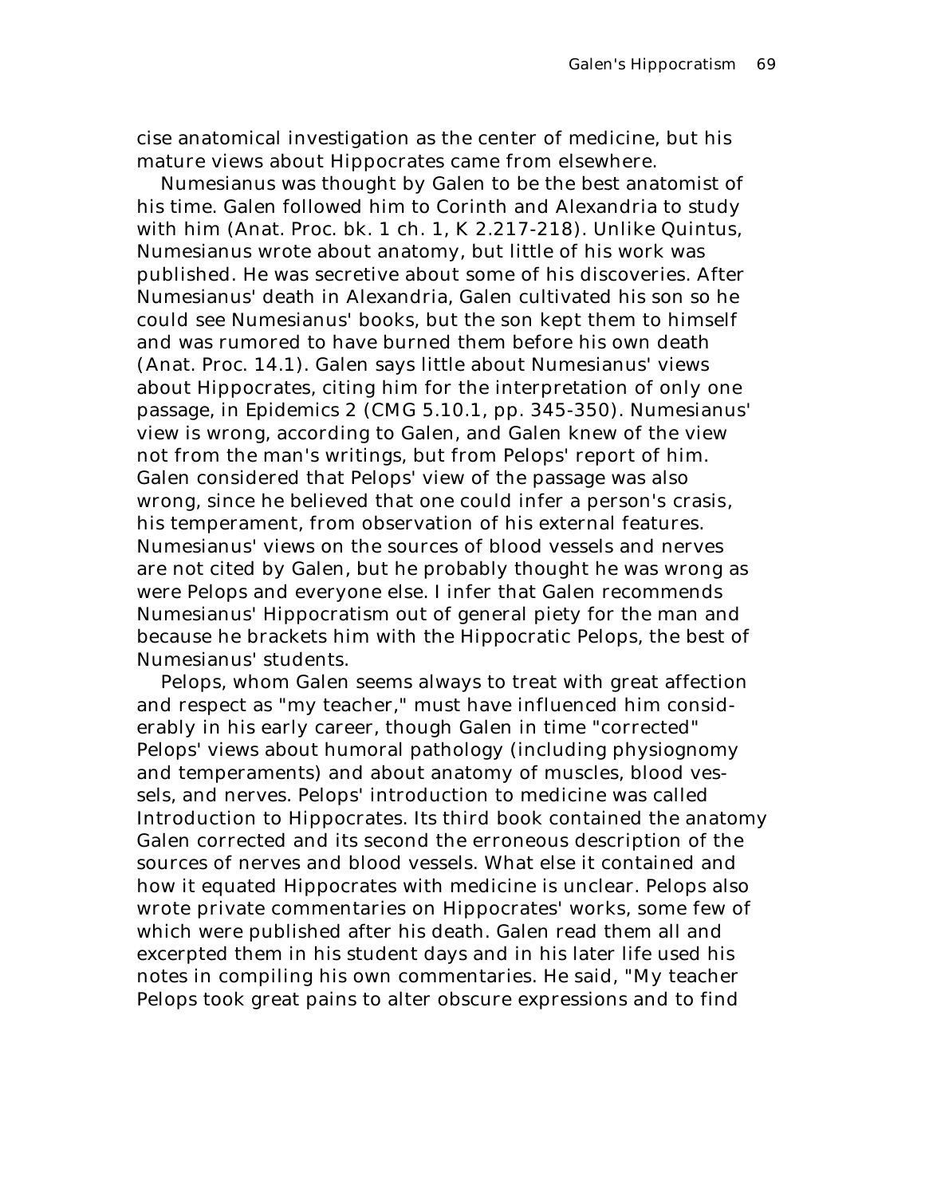cise anatomical investigation as the center of medicine, but his mature views about Hippocrates came from elsewhere.

Numesianus was thought by Galen to be the best anatomist of his time. Galen followed him to Corinth and Alexandria to study with him (Anat. Proc. bk. 1 ch. 1, K 2.217-218). Unlike Quintus, Numesianus wrote about anatomy, but little of his work was published. He was secretive about some of his discoveries. After Numesianus' death in Alexandria, Galen cultivated his son so he could see Numesianus' books, but the son kept them to himself and was rumored to have burned them before his own death (Anat. Proc. 14.1). Galen says little about Numesianus' views about Hippocrates, citing him for the interpretation of only one passage, in Epidemics 2 (CMG 5.10.1, pp. 345-350). Numesianus' view is wrong, according to Galen, and Galen knew of the view not from the man's writings, but from Pelops' report of him. Galen considered that Pelops' view of the passage was also wrong, since he believed that one could infer a person's crasis, his temperament, from observation of his external features. Numesianus' views on the sources of blood vessels and nerves are not cited by Galen, but he probably thought he was wrong as were Pelops and everyone else. I infer that Galen recommends Numesianus' Hippocratism out of general piety for the man and because he brackets him with the Hippocratic Pelops, the best of Numesianus' students.

Pelops, whom Galen seems always to treat with great affection and respect as "my teacher," must have influenced him considerably in his early career, though Galen in time "corrected" Pelops' views about humoral pathology (including physiognomy and temperaments) and about anatomy of muscles, blood vessels, and nerves. Pelops' introduction to medicine was called Introduction to Hippocrates. Its third book contained the anatomy Galen corrected and its second the erroneous description of the sources of nerves and blood vessels. What else it contained and how it equated Hippocrates with medicine is unclear. Pelops also wrote private commentaries on Hippocrates' works, some few of which were published after his death. Galen read them all and excerpted them in his student days and in his later life used his notes in compiling his own commentaries. He said, "My teacher Pelops took great pains to alter obscure expressions and to find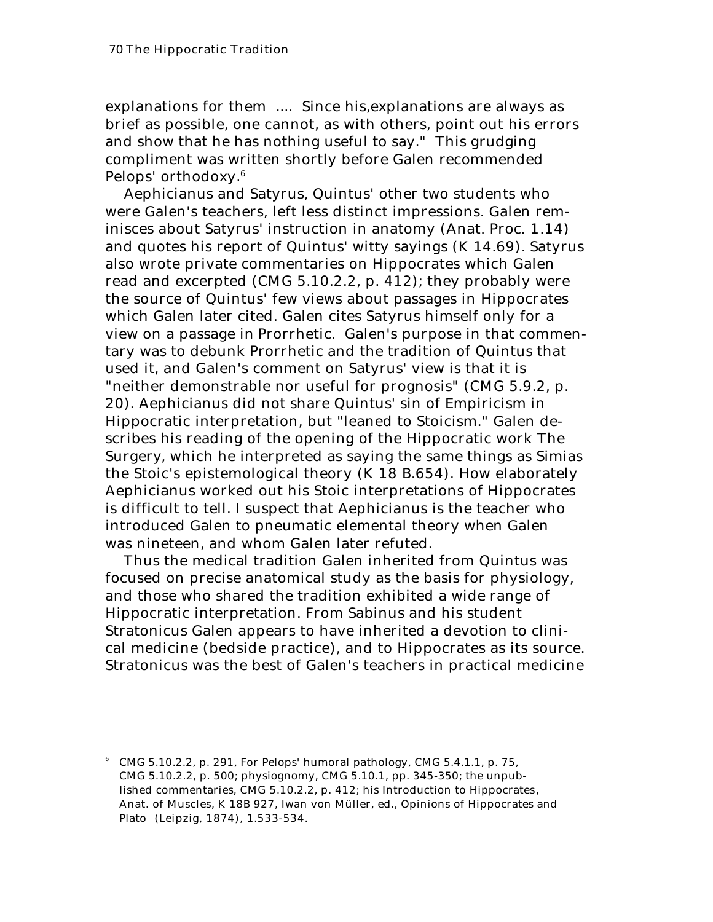explanations for them .... Since his,explanations are always as brief as possible, one cannot, as with others, point out his errors and show that he has nothing useful to say." This grudging compliment was written shortly before Galen recommended Pelops' orthodoxy.[6]

Aephicianus and Satyrus, Quintus' other two students who were Galen's teachers, left less distinct impressions. Galen reminisces about Satyrus' instruction in anatomy (Anat. Proc. 1.14) and quotes his report of Quintus' witty sayings (K 14.69). Satyrus also wrote private commentaries on Hippocrates which Galen read and excerpted (CMG 5.10.2.2, p. 412); they probably were the source of Quintus' few views about passages in Hippocrates which Galen later cited. Galen cites Satyrus himself only for a view on a passage in Prorrhetic. Galen's purpose in that commentary was to debunk Prorrhetic and the tradition of Quintus that used it, and Galen's comment on Satyrus' view is that it is "neither demonstrable nor useful for prognosis" (CMG 5.9.2, p. 20). Aephicianus did not share Quintus' sin of Empiricism in Hippocratic interpretation, but "leaned to Stoicism." Galen describes his reading of the opening of the Hippocratic work The Surgery, which he interpreted as saying the same things as Simias the Stoic's epistemological theory (K 18 B.654). How elaborately Aephicianus worked out his Stoic interpretations of Hippocrates is difficult to tell. I suspect that Aephicianus is the teacher who introduced Galen to pneumatic elemental theory when Galen was nineteen, and whom Galen later refuted.

Thus the medical tradition Galen inherited from Quintus was focused on precise anatomical study as the basis for physiology, and those who shared the tradition exhibited a wide range of Hippocratic interpretation. From Sabinus and his student Stratonicus Galen appears to have inherited a devotion to clinical medicine (bedside practice), and to Hippocrates as its source. Stratonicus was the best of Galen's teachers in practical medicine

[6] CMG 5.10.2.2, p. 291, For Pelops' humoral pathology, CMG 5.4.1.1, p. 75, CMG 5.10.2.2, p. 500; physiognomy, CMG 5.10.1, pp. 345-350; the unpublished commentaries, CMG 5.10.2.2, p. 412; his Introduction to Hippocrates, Anat. of Muscles, K 18B 927, Iwan von Müller, ed., *Opinions of Hippocrates and Plato* (Leipzig, 1874), 1.533-534.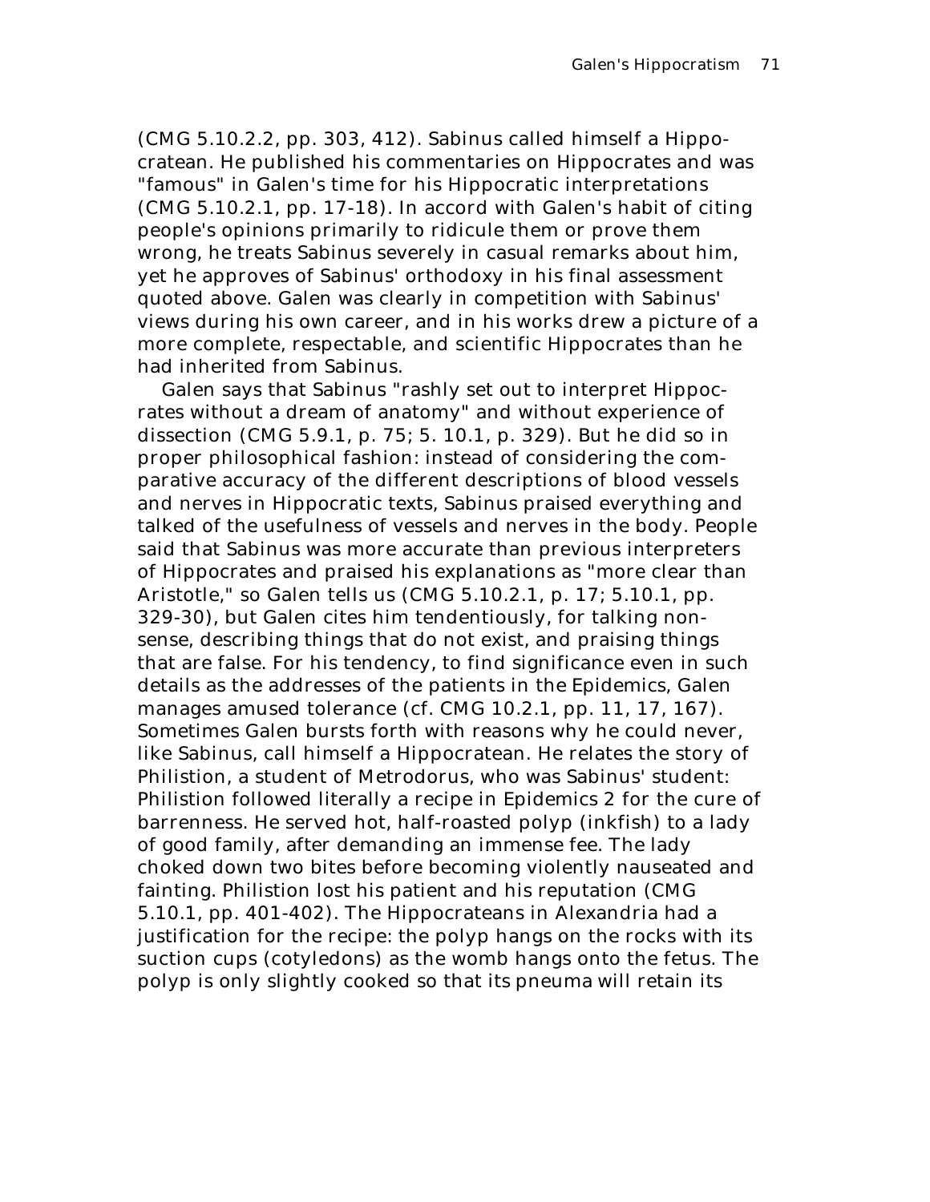(CMG 5.10.2.2, pp. 303, 412). Sabinus called himself a Hippocratean. He published his commentaries on Hippocrates and was "famous" in Galen's time for his Hippocratic interpretations (CMG 5.10.2.1, pp. 17-18). In accord with Galen's habit of citing people's opinions primarily to ridicule them or prove them wrong, he treats Sabinus severely in casual remarks about him, yet he approves of Sabinus' orthodoxy in his final assessment quoted above. Galen was clearly in competition with Sabinus' views during his own career, and in his works drew a picture of a more complete, respectable, and scientific Hippocrates than he had inherited from Sabinus.

Galen says that Sabinus "rashly set out to interpret Hippocrates without a dream of anatomy" and without experience of dissection (CMG 5.9.1, p. 75; 5. 10.1, p. 329). But he did so in proper philosophical fashion: instead of considering the comparative accuracy of the different descriptions of blood vessels and nerves in Hippocratic texts, Sabinus praised everything and talked of the usefulness of vessels and nerves in the body. People said that Sabinus was more accurate than previous interpreters of Hippocrates and praised his explanations as "more clear than Aristotle," so Galen tells us (CMG 5.10.2.1, p. 17; 5.10.1, pp. 329-30), but Galen cites him tendentiously, for talking nonsense, describing things that do not exist, and praising things that are false. For his tendency, to find significance even in such details as the addresses of the patients in the *Epidemics*, Galen manages amused tolerance (cf. CMG 10.2.1, pp. 11, 17, 167). Sometimes Galen bursts forth with reasons why he could never, like Sabinus, call himself a Hippocratean. He relates the story of Philistion, a student of Metrodorus, who was Sabinus' student: Philistion followed literally a recipe in *Epidemics* 2 for the cure of barrenness. He served hot, half-roasted polyp (inkfish) to a lady of good family, after demanding an immense fee. The lady choked down two bites before becoming violently nauseated and fainting. Philistion lost his patient and his reputation (CMG 5.10.1, pp. 401-402). The Hippocrateans in Alexandria had a justification for the recipe: the polyp hangs on the rocks with its suction cups (cotyledons) as the womb hangs onto the fetus. The polyp is only slightly cooked so that its *pneuma* will retain its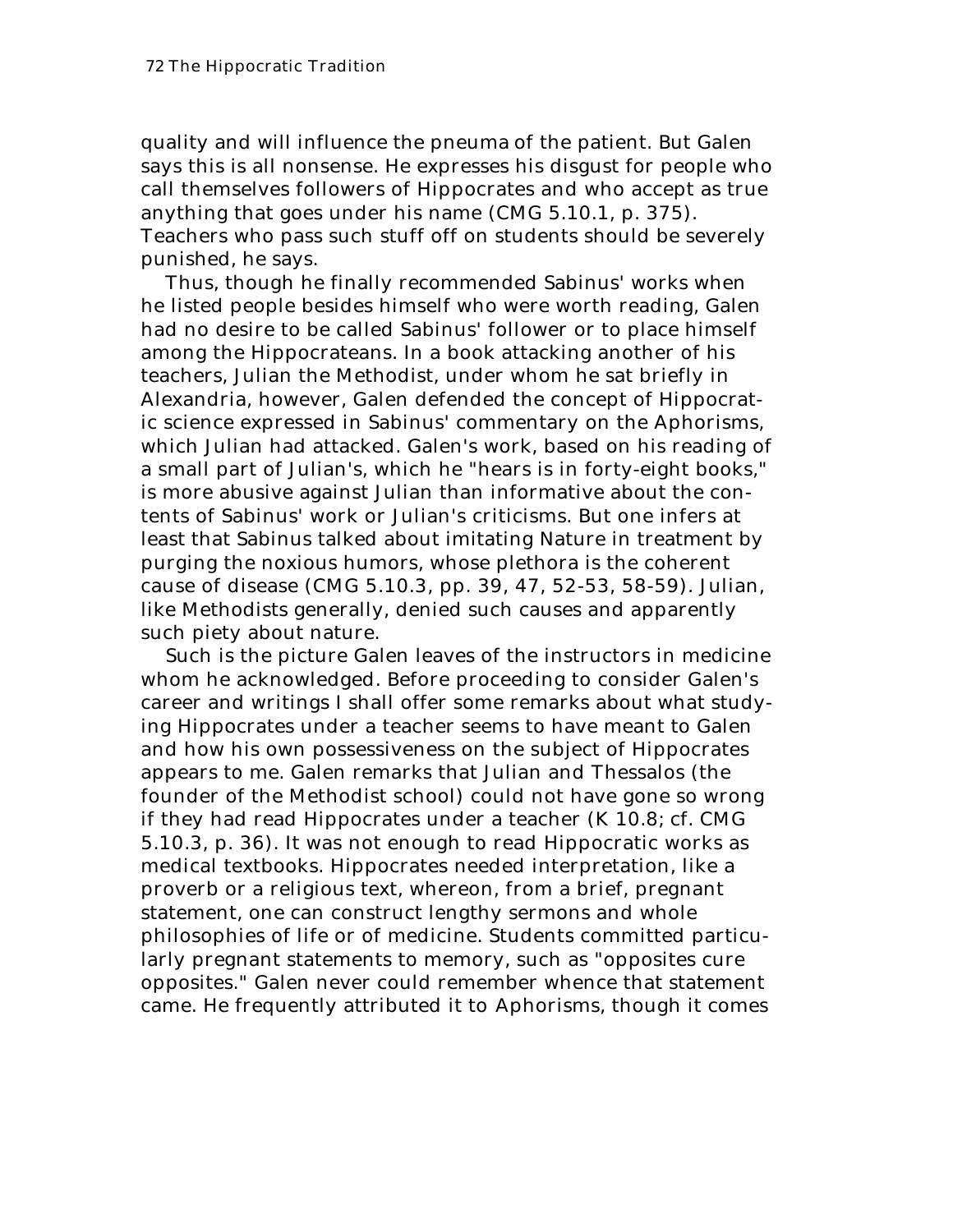quality and will influence the pneuma of the patient. But Galen says this is all nonsense. He expresses his disgust for people who call themselves followers of Hippocrates and who accept as true anything that goes under his name (CMG 5.10.1, p. 375). Teachers who pass such stuff off on students should be severely punished, he says.

Thus, though he finally recommended Sabinus' works when he listed people besides himself who were worth reading, Galen had no desire to be called Sabinus' follower or to place himself among the Hippocrateans. In a book attacking another of his teachers, Julian the Methodist, under whom he sat briefly in Alexandria, however, Galen defended the concept of Hippocratic science expressed in Sabinus' commentary on the Aphorisms, which Julian had attacked. Galen's work, based on his reading of a small part of Julian's, which he "hears is in forty-eight books," is more abusive against Julian than informative about the contents of Sabinus' work or Julian's criticisms. But one infers at least that Sabinus talked about imitating Nature in treatment by purging the noxious humors, whose plethora is the coherent cause of disease (CMG 5.10.3, pp. 39, 47, 52-53, 58-59). Julian, like Methodists generally, denied such causes and apparently such piety about nature.

Such is the picture Galen leaves of the instructors in medicine whom he acknowledged. Before proceeding to consider Galen's career and writings I shall offer some remarks about what studying Hippocrates under a teacher seems to have meant to Galen and how his own possessiveness on the subject of Hippocrates appears to me. Galen remarks that Julian and Thessalos (the founder of the Methodist school) could not have gone so wrong if they had read Hippocrates under a teacher (K 10.8; cf. CMG 5.10.3, p. 36). It was not enough to read Hippocratic works as medical textbooks. Hippocrates needed interpretation, like a proverb or a religious text, whereon, from a brief, pregnant statement, one can construct lengthy sermons and whole philosophies of life or of medicine. Students committed particularly pregnant statements to memory, such as "opposites cure opposites." Galen never could remember whence that statement came. He frequently attributed it to Aphorisms, though it comes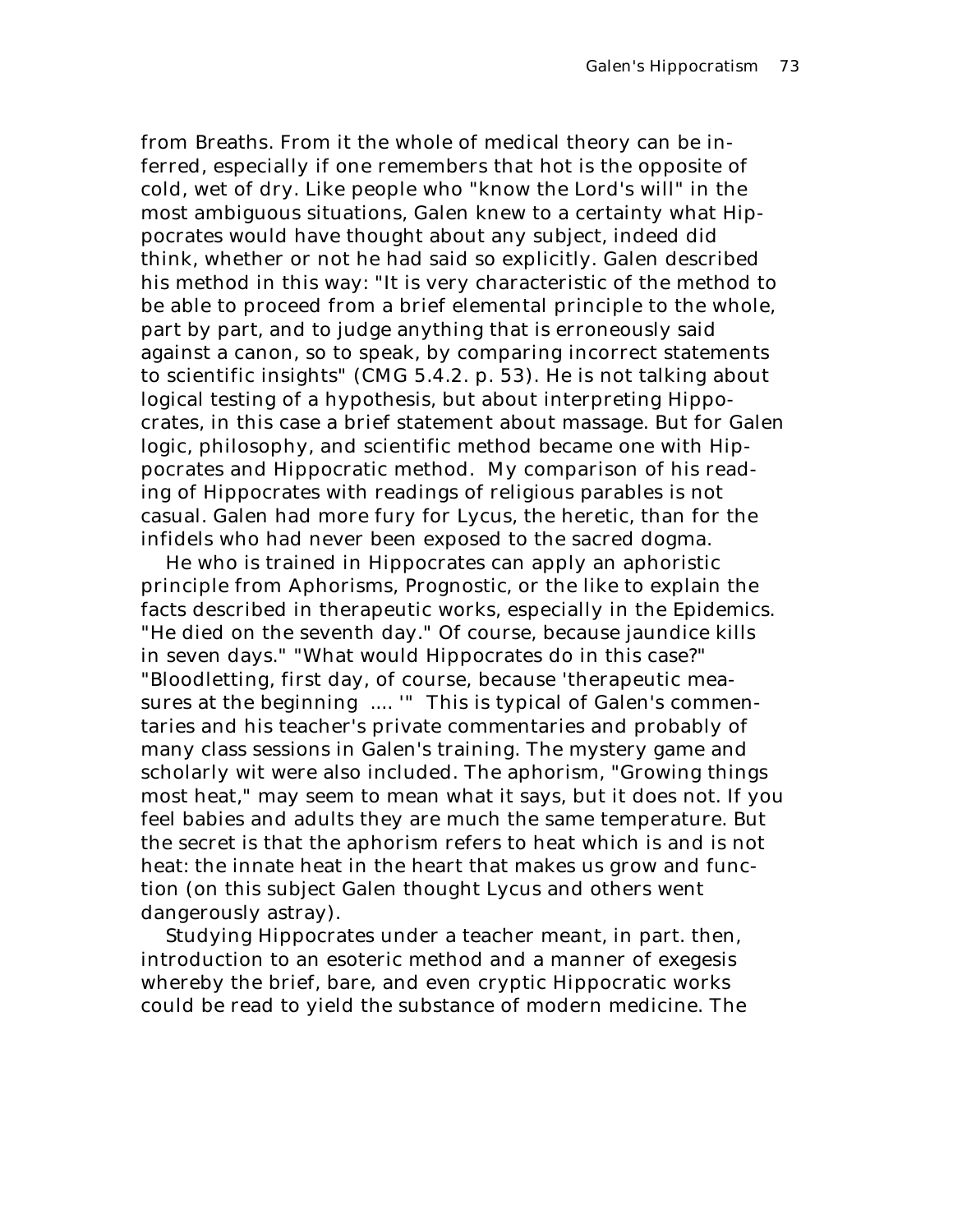from Breaths. From it the whole of medical theory can be inferred, especially if one remembers that hot is the opposite of cold, wet of dry. Like people who "know the Lord's will" in the most ambiguous situations, Galen knew to a certainty what Hippocrates would have thought about any subject, indeed did think, whether or not he had said so explicitly. Galen described his method in this way: "It is very characteristic of the method to be able to proceed from a brief elemental principle to the whole, part by part, and to judge anything that is erroneously said against a canon, so to speak, by comparing incorrect statements to scientific insights" (CMG 5.4.2. p. 53). He is not talking about logical testing of a hypothesis, but about interpreting Hippocrates, in this case a brief statement about massage. But for Galen logic, philosophy, and scientific method became one with Hippocrates and Hippocratic method. My comparison of his reading of Hippocrates with readings of religious parables is not casual. Galen had more fury for Lycus, the heretic, than for the infidels who had never been exposed to the sacred dogma.

He who is trained in Hippocrates can apply an aphoristic principle from Aphorisms, Prognostic, or the like to explain the facts described in therapeutic works, especially in the Epidemics. "He died on the seventh day." Of course, because jaundice kills in seven days." "What would Hippocrates do in this case?" "Bloodletting, first day, of course, because 'therapeutic measures at the beginning .... '" This is typical of Galen's commentaries and his teacher's private commentaries and probably of many class sessions in Galen's training. The mystery game and scholarly wit were also included. The aphorism, "Growing things most heat," may seem to mean what it says, but it does not. If you feel babies and adults they are much the same temperature. But the secret is that the aphorism refers to heat which is and is not heat: the innate heat in the heart that makes us grow and function (on this subject Galen thought Lycus and others went dangerously astray).

Studying Hippocrates under a teacher meant, in part. then, introduction to an esoteric method and a manner of exegesis whereby the brief, bare, and even cryptic Hippocratic works could be read to yield the substance of modern medicine. The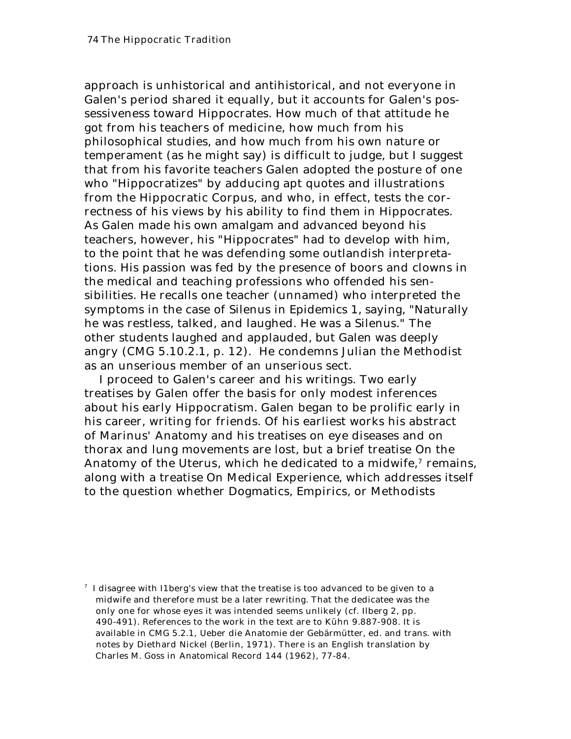approach is unhistorical and antihistorical, and not everyone in Galen's period shared it equally, but it accounts for Galen's possessiveness toward Hippocrates. How much of that attitude he got from his teachers of medicine, how much from his philosophical studies, and how much from his own nature or temperament (as he might say) is difficult to judge, but I suggest that from his favorite teachers Galen adopted the posture of one who "Hippocratizes" by adducing apt quotes and illustrations from the Hippocratic Corpus, and who, in effect, tests the correctness of his views by his ability to find them in Hippocrates. As Galen made his own amalgam and advanced beyond his teachers, however, his "Hippocrates" had to develop with him, to the point that he was defending some outlandish interpretations. His passion was fed by the presence of boors and clowns in the medical and teaching professions who offended his sensibilities. He recalls one teacher (unnamed) who interpreted the symptoms in the case of Silenus in Epidemics 1, saying, "Naturally he was restless, talked, and laughed. He was a Silenus." The other students laughed and applauded, but Galen was deeply angry (CMG 5.10.2.1, p. 12). He condemns Julian the Methodist as an unserious member of an unserious sect.

I proceed to Galen's career and his writings. Two early treatises by Galen offer the basis for only modest inferences about his early Hippocratism. Galen began to be prolific early in his career, writing for friends. Of his earliest works his abstract of Marinus' Anatomy and his treatises on eye diseases and on thorax and lung movements are lost, but a brief treatise On the Anatomy of the Uterus, which he dedicated to a midwife,[7] remains, along with a treatise On Medical Experience, which addresses itself to the question whether Dogmatics, Empirics, or Methodists

[7] I disagree with I1berg's view that the treatise is too advanced to be given to a midwife and therefore must be a later rewriting. That the dedicatee was the only one for whose eyes it was intended seems unlikely (cf. Ilberg 2, pp. 490-491). References to the work in the text are to Kühn 9.887-908. It is available in CMG 5.2.1, Ueber die Anatomie der Gebärmütter, ed. and trans. with notes by Diethard Nickel (Berlin, 1971). There is an English translation by Charles M. Goss in Anatomical Record 144 (1962), 77-84.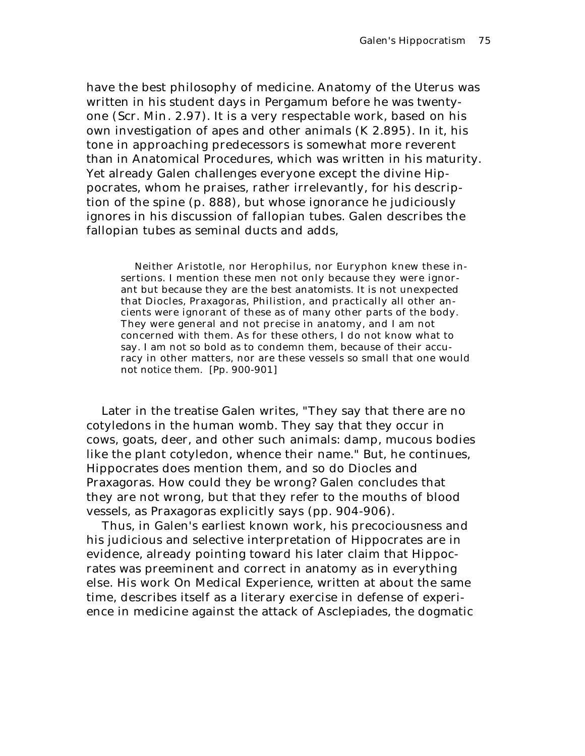have the best philosophy of medicine. Anatomy of the Uterus was written in his student days in Pergamum before he was twenty-one (Scr. Min. 2.97). It is a very respectable work, based on his own investigation of apes and other animals (K 2.895). In it, his tone in approaching predecessors is somewhat more reverent than in Anatomical Procedures, which was written in his maturity. Yet already Galen challenges everyone except the divine Hippocrates, whom he praises, rather irrelevantly, for his description of the spine (p. 888), but whose ignorance he judiciously ignores in his discussion of fallopian tubes. Galen describes the fallopian tubes as seminal ducts and adds,

> Neither Aristotle, nor Herophilus, nor Euryphon knew these insertions. I mention these men not only because they were ignorant but because they are the best anatomists. It is not unexpected that Diocles, Praxagoras, Philistion, and practically all other ancients were ignorant of these as of many other parts of the body. They were general and not precise in anatomy, and I am not concerned with them. As for these others, I do not know what to say. I am not so bold as to condemn them, because of their accuracy in other matters, nor are these vessels so small that one would not notice them. [Pp. 900-901]

Later in the treatise Galen writes, "They say that there are no cotyledons in the human womb. They say that they occur in cows, goats, deer, and other such animals: damp, mucous bodies like the plant cotyledon, whence their name." But, he continues, Hippocrates does mention them, and so do Diocles and Praxagoras. How could they be wrong? Galen concludes that they are not wrong, but that they refer to the mouths of blood vessels, as Praxagoras explicitly says (pp. 904-906).

Thus, in Galen's earliest known work, his precociousness and his judicious and selective interpretation of Hippocrates are in evidence, already pointing toward his later claim that Hippocrates was preeminent and correct in anatomy as in everything else. His work On Medical Experience, written at about the same time, describes itself as a literary exercise in defense of experience in medicine against the attack of Asclepiades, the dogmatic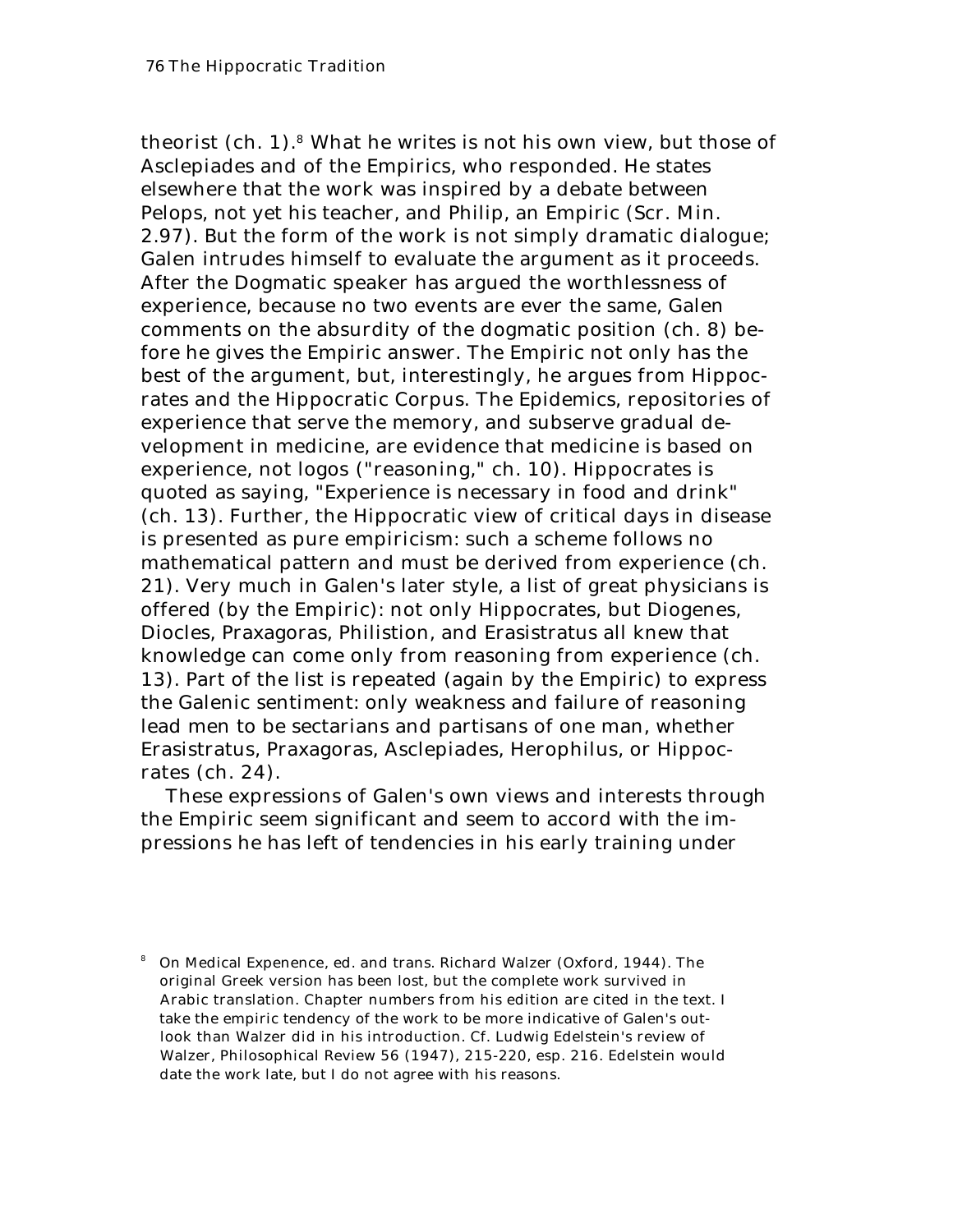theorist (ch. 1).[8] What he writes is not his own view, but those of Asclepiades and of the Empirics, who responded. He states elsewhere that the work was inspired by a debate between Pelops, not yet his teacher, and Philip, an Empiric (Scr. Min. 2.97). But the form of the work is not simply dramatic dialogue; Galen intrudes himself to evaluate the argument as it proceeds. After the Dogmatic speaker has argued the worthlessness of experience, because no two events are ever the same, Galen comments on the absurdity of the dogmatic position (ch. 8) before he gives the Empiric answer. The Empiric not only has the best of the argument, but, interestingly, he argues from Hippocrates and the Hippocratic Corpus. The Epidemics, repositories of experience that serve the memory, and subserve gradual development in medicine, are evidence that medicine is based on experience, not logos ("reasoning," ch. 10). Hippocrates is quoted as saying, "Experience is necessary in food and drink" (ch. 13). Further, the Hippocratic view of critical days in disease is presented as pure empiricism: such a scheme follows no mathematical pattern and must be derived from experience (ch. 21). Very much in Galen's later style, a list of great physicians is offered (by the Empiric): not only Hippocrates, but Diogenes, Diocles, Praxagoras, Philistion, and Erasistratus all knew that knowledge can come only from reasoning from experience (ch. 13). Part of the list is repeated (again by the Empiric) to express the Galenic sentiment: only weakness and failure of reasoning lead men to be sectarians and partisans of one man, whether Erasistratus, Praxagoras, Asclepiades, Herophilus, or Hippocrates (ch. 24).

These expressions of Galen's own views and interests through the Empiric seem significant and seem to accord with the impressions he has left of tendencies in his early training under

[8] On Medical Expenence, ed. and trans. Richard Walzer (Oxford, 1944). The original Greek version has been lost, but the complete work survived in Arabic translation. Chapter numbers from his edition are cited in the text. I take the empiric tendency of the work to be more indicative of Galen's outlook than Walzer did in his introduction. Cf. Ludwig Edelstein's review of Walzer, Philosophical Review 56 (1947), 215-220, esp. 216. Edelstein would date the work late, but I do not agree with his reasons.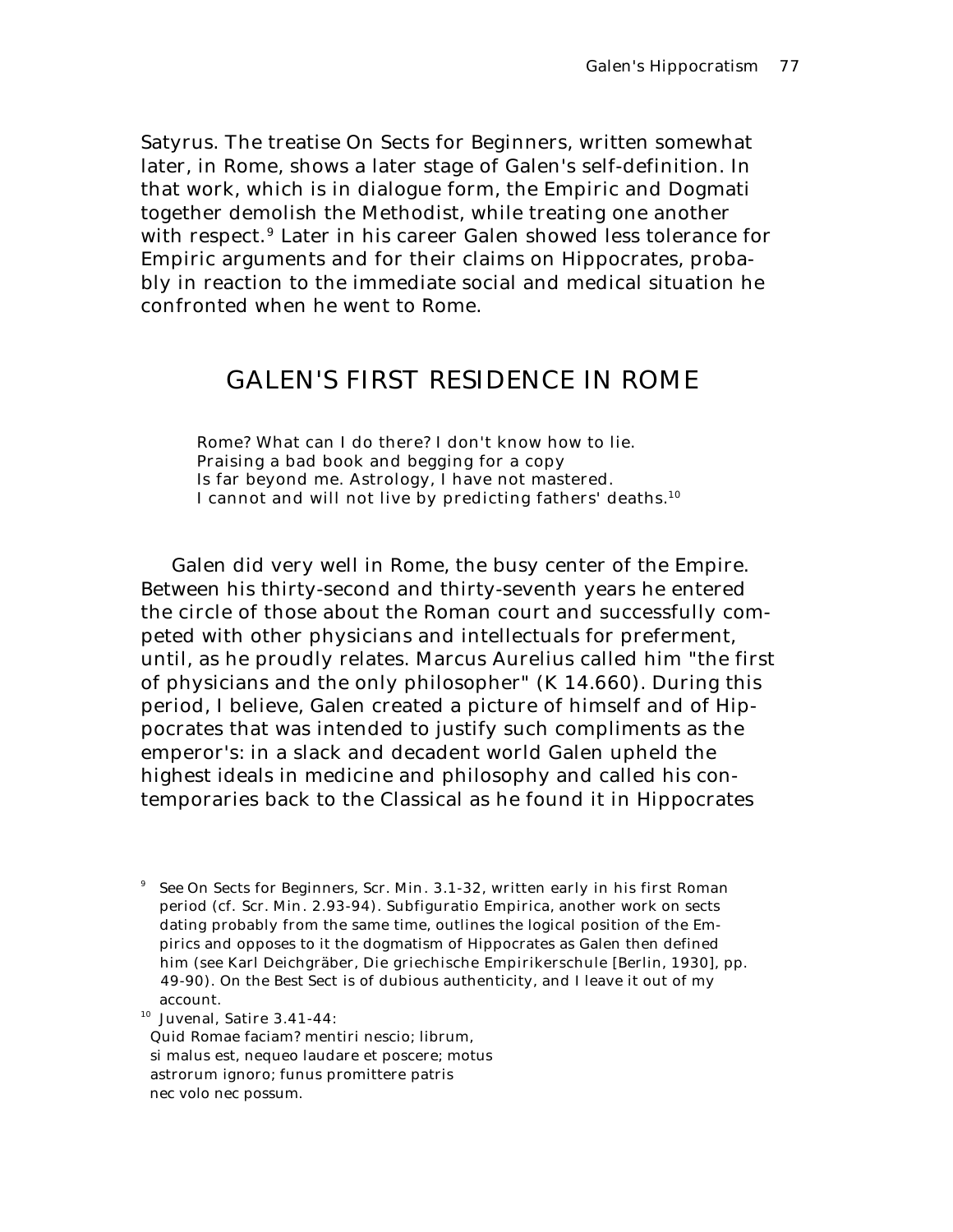Satyrus. The treatise *On Sects for Beginners*, written somewhat later, in Rome, shows a later stage of Galen's self-definition. In that work, which is in dialogue form, the Empiric and Dogmati together demolish the Methodist, while treating one another with respect.[9] Later in his career Galen showed less tolerance for Empiric arguments and for their claims on Hippocrates, probably in reaction to the immediate social and medical situation he confronted when he went to Rome.

## GALEN'S FIRST RESIDENCE IN ROME

> Rome? What can I do there? I don't know how to lie.
> Praising a bad book and begging for a copy
> Is far beyond me. Astrology, I have not mastered.
> I cannot and will not live by predicting fathers' deaths.[10]

Galen did very well in Rome, the busy center of the Empire. Between his thirty-second and thirty-seventh years he entered the circle of those about the Roman court and successfully competed with other physicians and intellectuals for preferment, until, as he proudly relates. Marcus Aurelius called him "the first of physicians and the only philosopher" (K 14.660). During this period, I believe, Galen created a picture of himself and of Hippocrates that was intended to justify such compliments as the emperor's: in a slack and decadent world Galen upheld the highest ideals in medicine and philosophy and called his contemporaries back to the Classical as he found it in Hippocrates

---

[9] See *On Sects for Beginners*, *Scr. Min.* 3.1-32, written early in his first Roman period (cf. *Scr. Min.* 2.93-94). *Subfiguratio Empirica*, another work on sects dating probably from the same time, outlines the logical position of the Empirics and opposes to it the dogmatism of Hippocrates as Galen then defined him (see Karl Deichgräber, *Die griechische Empirikerschule* [Berlin, 1930], pp. 49-90). *On the Best Sect* is of dubious authenticity, and I leave it out of my account.

[10] Juvenal, *Satire* 3.41-44:
*Quid Romae faciam? mentiri nescio; librum,*
*si malus est, nequeo laudare et poscere; motus*
*astrorum ignoro; funus promittere patris*
*nec volo nec possum.*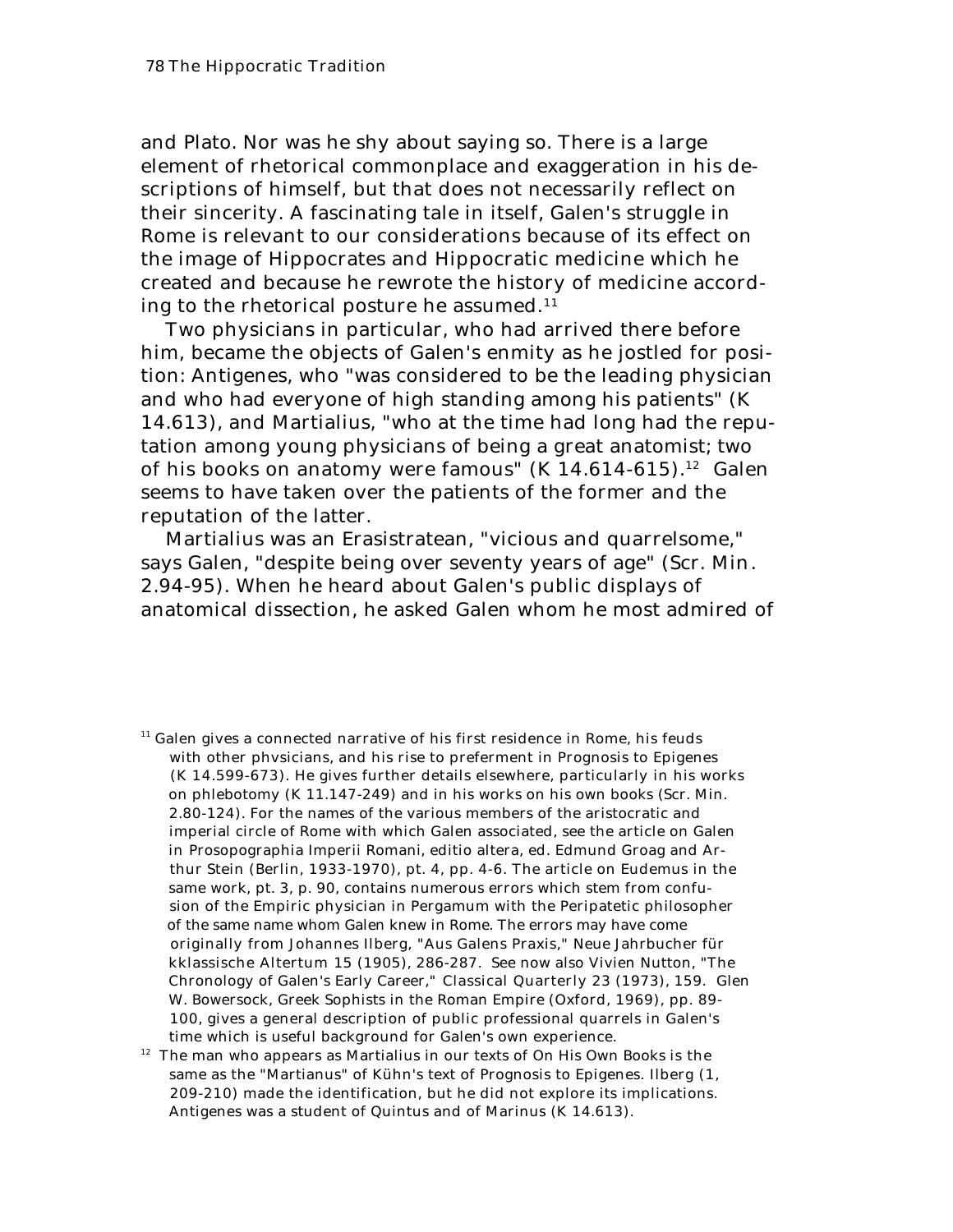and Plato. Nor was he shy about saying so. There is a large element of rhetorical commonplace and exaggeration in his descriptions of himself, but that does not necessarily reflect on their sincerity. A fascinating tale in itself, Galen's struggle in Rome is relevant to our considerations because of its effect on the image of Hippocrates and Hippocratic medicine which he created and because he rewrote the history of medicine according to the rhetorical posture he assumed.[11]

Two physicians in particular, who had arrived there before him, became the objects of Galen's enmity as he jostled for position: Antigenes, who "was considered to be the leading physician and who had everyone of high standing among his patients" (K 14.613), and Martialius, "who at the time had long had the reputation among young physicians of being a great anatomist; two of his books on anatomy were famous" (K 14.614-615).[12] Galen seems to have taken over the patients of the former and the reputation of the latter.

Martialius was an Erasistratean, "vicious and quarrelsome," says Galen, "despite being over seventy years of age" (*Scr. Min.* 2.94-95). When he heard about Galen's public displays of anatomical dissection, he asked Galen whom he most admired of

---

[11] Galen gives a connected narrative of his first residence in Rome, his feuds with other phvsicians, and his rise to preferment in *Prognosis to Epigenes* (K 14.599-673). He gives further details elsewhere, particularly in his works on phlebotomy (K 11.147-249) and in his works on his own books (*Scr. Min.* 2.80-124). For the names of the various members of the aristocratic and imperial circle of Rome with which Galen associated, see the article on Galen in *Prosopographia Imperii Romani, editio altera*, ed. Edmund Groag and Arthur Stein (Berlin, 1933-1970), pt. 4, pp. 4-6. The article on Eudemus in the same work, pt. 3, p. 90, contains numerous errors which stem from confusion of the Empiric physician in Pergamum with the Peripatetic philosopher of the same name whom Galen knew in Rome. The errors may have come originally from Johannes Ilberg, "Aus Galens Praxis," *Neue Jahrbucher für kklassische Altertum* 15 (1905), 286-287. See now also Vivien Nutton, "The Chronology of Galen's Early Career," *Classical Quarterly* 23 (1973), 159. Glen W. Bowersock, *Greek Sophists in the Roman Empire* (Oxford, 1969), pp. 89-100, gives a general description of public professional quarrels in Galen's time which is useful background for Galen's own experience.

[12] The man who appears as Martialius in our texts of *On His Own Books* is the same as the "Martianus" of Kühn's text of *Prognosis to Epigenes*. Ilberg (1, 209-210) made the identification, but he did not explore its implications. Antigenes was a student of Quintus and of Marinus (K 14.613).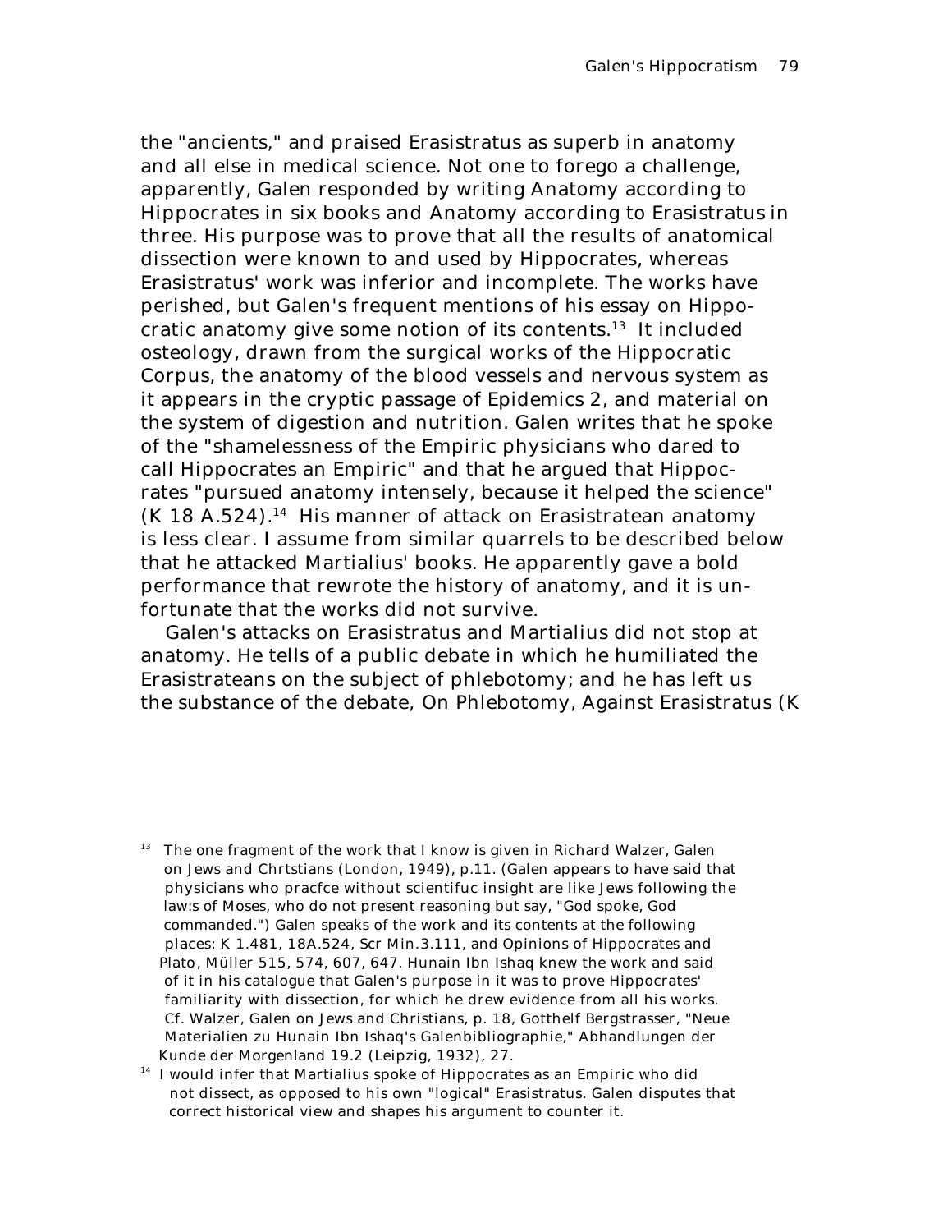the "ancients," and praised Erasistratus as superb in anatomy and all else in medical science. Not one to forego a challenge, apparently, Galen responded by writing *Anatomy according to Hippocrates* in six books and *Anatomy according to Erasistratus* in three. His purpose was to prove that all the results of anatomical dissection were known to and used by Hippocrates, whereas Erasistratus' work was inferior and incomplete. The works have perished, but Galen's frequent mentions of his essay on Hippocratic anatomy give some notion of its contents.[13] It included osteology, drawn from the surgical works of the Hippocratic Corpus, the anatomy of the blood vessels and nervous system as it appears in the cryptic passage of *Epidemics* 2, and material on the system of digestion and nutrition. Galen writes that he spoke of the "shamelessness of the Empiric physicians who dared to call Hippocrates an Empiric" and that he argued that Hippocrates "pursued anatomy intensely, because it helped the science" (K 18 A.524).[14] His manner of attack on Erasistratean anatomy is less clear. I assume from similar quarrels to be described below that he attacked Martialius' books. He apparently gave a bold performance that rewrote the history of anatomy, and it is unfortunate that the works did not survive.

Galen's attacks on Erasistratus and Martialius did not stop at anatomy. He tells of a public debate in which he humiliated the Erasistrateans on the subject of phlebotomy; and he has left us the substance of the debate, *On Phlebotomy, Against Erasistratus* (K

---

[13] The one fragment of the work that I know is given in Richard Walzer, *Galen on Jews and Chrtstians* (London, 1949), p.11. (Galen appears to have said that physicians who pracfce without scientifuc insight are like Jews following the law:s of Moses, who do not present reasoning but say, "God spoke, God commanded.") Galen speaks of the work and its contents at the following places: K 1.481, 18A.524, *Scr Min*.3.111, and *Opinions of Hippocrates and Plato*, Müller 515, 574, 607, 647. Hunain Ibn Ishaq knew the work and said of it in his catalogue that Galen's purpose in it was to prove Hippocrates' familiarity with dissection, for which he drew evidence from all his works. Cf. Walzer, *Galen on Jews and Christians*, p. 18, Gotthelf Bergstrasser, "Neue Materialien zu Hunain Ibn Ishaq's Galenbibliographie," *Abhandlungen der Kunde der Morgenland* 19.2 (Leipzig, 1932), 27.

[14] I would infer that Martialius spoke of Hippocrates as an Empiric who did not dissect, as opposed to his own "logical" Erasistratus. Galen disputes that correct historical view and shapes his argument to counter it.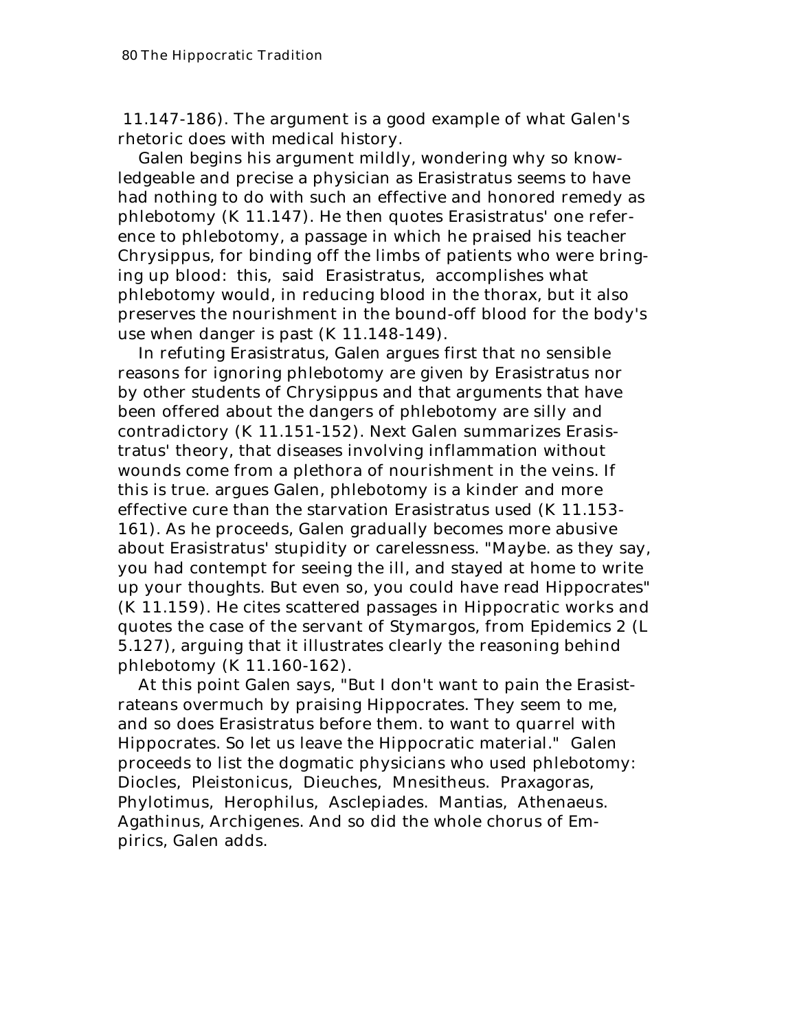11.147-186). The argument is a good example of what Galen's rhetoric does with medical history.

Galen begins his argument mildly, wondering why so knowledgeable and precise a physician as Erasistratus seems to have had nothing to do with such an effective and honored remedy as phlebotomy (K 11.147). He then quotes Erasistratus' one reference to phlebotomy, a passage in which he praised his teacher Chrysippus, for binding off the limbs of patients who were bringing up blood: this, said Erasistratus, accomplishes what phlebotomy would, in reducing blood in the thorax, but it also preserves the nourishment in the bound-off blood for the body's use when danger is past (K 11.148-149).

In refuting Erasistratus, Galen argues first that no sensible reasons for ignoring phlebotomy are given by Erasistratus nor by other students of Chrysippus and that arguments that have been offered about the dangers of phlebotomy are silly and contradictory (K 11.151-152). Next Galen summarizes Erasistratus' theory, that diseases involving inflammation without wounds come from a plethora of nourishment in the veins. If this is true. argues Galen, phlebotomy is a kinder and more effective cure than the starvation Erasistratus used (K 11.153-161). As he proceeds, Galen gradually becomes more abusive about Erasistratus' stupidity or carelessness. "Maybe. as they say, you had contempt for seeing the ill, and stayed at home to write up your thoughts. But even so, you could have read Hippocrates" (K 11.159). He cites scattered passages in Hippocratic works and quotes the case of the servant of Stymargos, from Epidemics 2 (L 5.127), arguing that it illustrates clearly the reasoning behind phlebotomy (K 11.160-162).

At this point Galen says, "But I don't want to pain the Erasistrateans overmuch by praising Hippocrates. They seem to me, and so does Erasistratus before them. to want to quarrel with Hippocrates. So let us leave the Hippocratic material." Galen proceeds to list the dogmatic physicians who used phlebotomy: Diocles, Pleistonicus, Dieuches, Mnesitheus. Praxagoras, Phylotimus, Herophilus, Asclepiades. Mantias, Athenaeus. Agathinus, Archigenes. And so did the whole chorus of Empirics, Galen adds.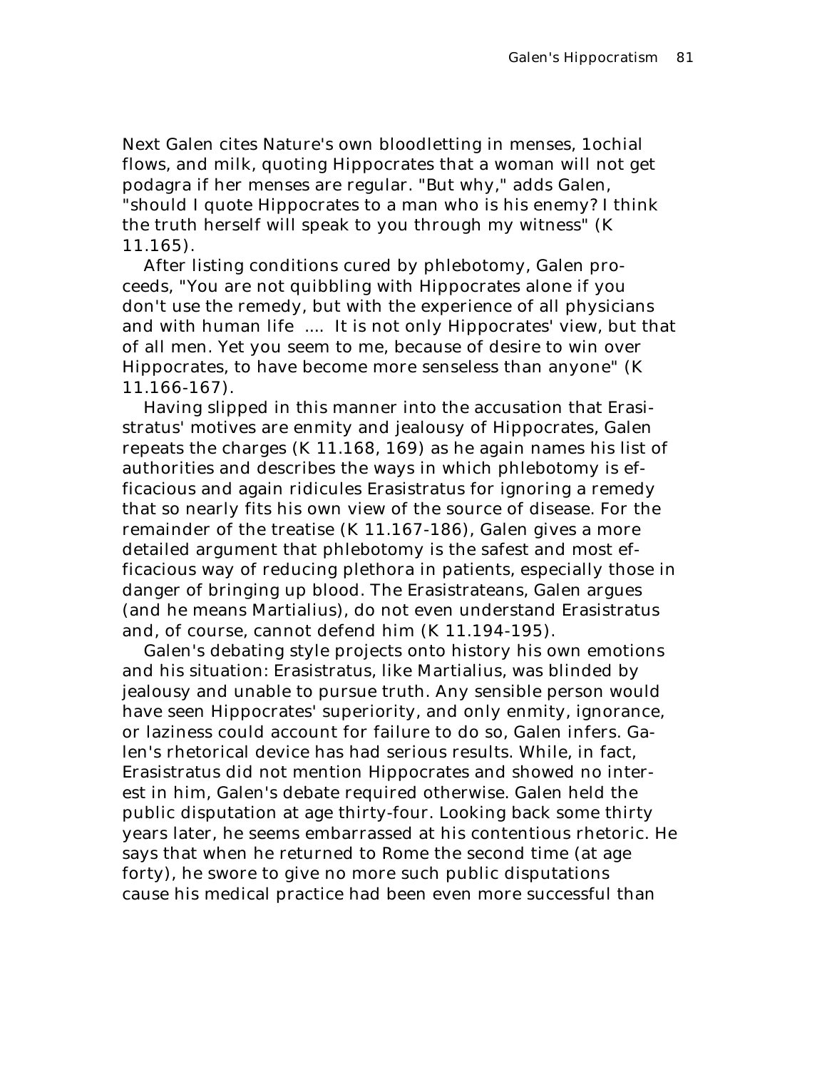Next Galen cites Nature's own bloodletting in menses, 1ochial flows, and milk, quoting Hippocrates that a woman will not get podagra if her menses are regular. "But why," adds Galen, "should I quote Hippocrates to a man who is his enemy? I think the truth herself will speak to you through my witness" (K 11.165).

After listing conditions cured by phlebotomy, Galen proceeds, "You are not quibbling with Hippocrates alone if you don't use the remedy, but with the experience of all physicians and with human life .... It is not only Hippocrates' view, but that of all men. Yet you seem to me, because of desire to win over Hippocrates, to have become more senseless than anyone" (K 11.166-167).

Having slipped in this manner into the accusation that Erasistratus' motives are enmity and jealousy of Hippocrates, Galen repeats the charges (K 11.168, 169) as he again names his list of authorities and describes the ways in which phlebotomy is efficacious and again ridicules Erasistratus for ignoring a remedy that so nearly fits his own view of the source of disease. For the remainder of the treatise (K 11.167-186), Galen gives a more detailed argument that phlebotomy is the safest and most efficacious way of reducing plethora in patients, especially those in danger of bringing up blood. The Erasistrateans, Galen argues (and he means Martialius), do not even understand Erasistratus and, of course, cannot defend him (K 11.194-195).

Galen's debating style projects onto history his own emotions and his situation: Erasistratus, like Martialius, was blinded by jealousy and unable to pursue truth. Any sensible person would have seen Hippocrates' superiority, and only enmity, ignorance, or laziness could account for failure to do so, Galen infers. Galen's rhetorical device has had serious results. While, in fact, Erasistratus did not mention Hippocrates and showed no interest in him, Galen's debate required otherwise. Galen held the public disputation at age thirty-four. Looking back some thirty years later, he seems embarrassed at his contentious rhetoric. He says that when he returned to Rome the second time (at age forty), he swore to give no more such public disputations cause his medical practice had been even more successful than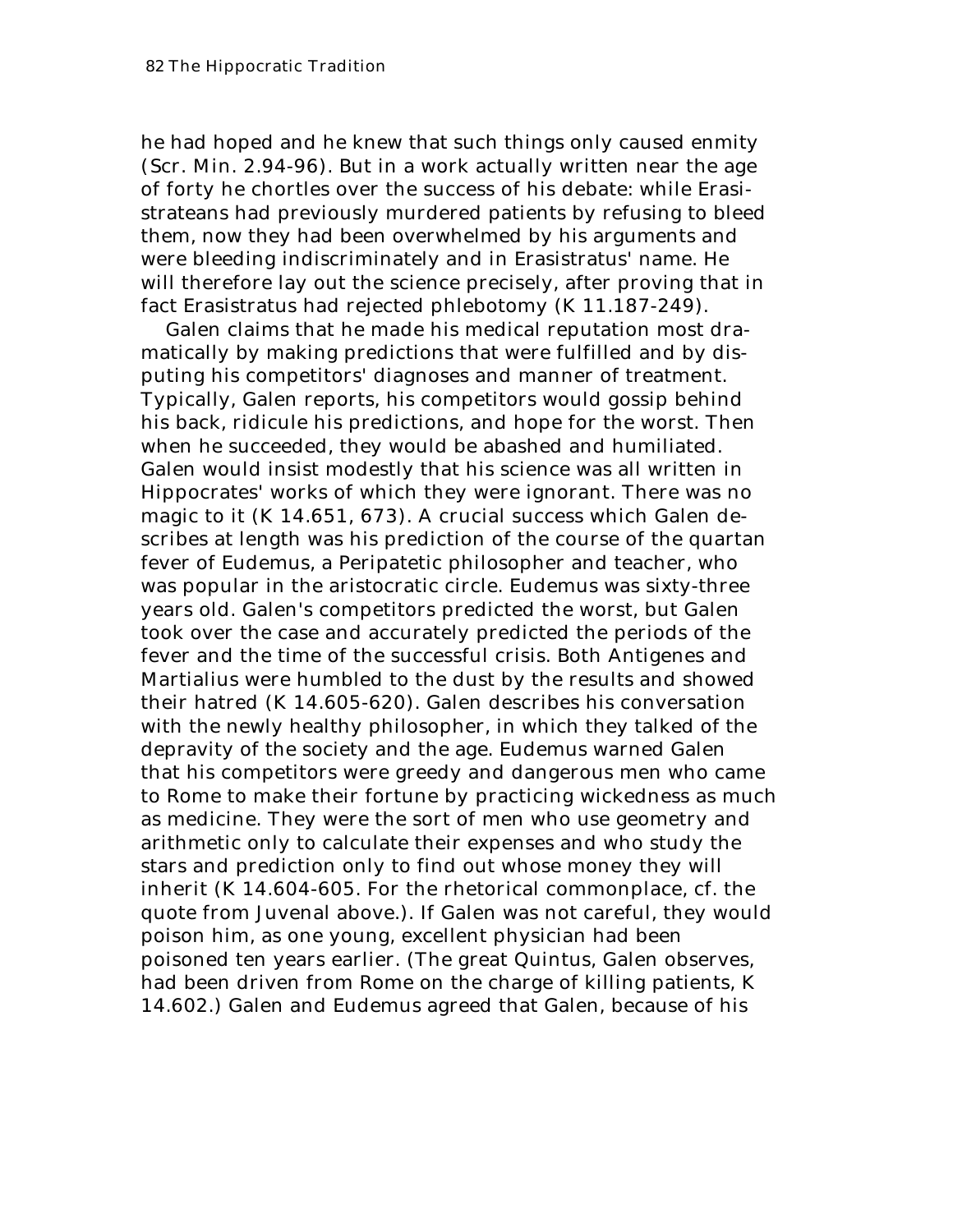he had hoped and he knew that such things only caused enmity (Scr. Min. 2.94-96). But in a work actually written near the age of forty he chortles over the success of his debate: while Erasistrateans had previously murdered patients by refusing to bleed them, now they had been overwhelmed by his arguments and were bleeding indiscriminately and in Erasistratus' name. He will therefore lay out the science precisely, after proving that in fact Erasistratus had rejected phlebotomy (K 11.187-249).

Galen claims that he made his medical reputation most dramatically by making predictions that were fulfilled and by disputing his competitors' diagnoses and manner of treatment. Typically, Galen reports, his competitors would gossip behind his back, ridicule his predictions, and hope for the worst. Then when he succeeded, they would be abashed and humiliated. Galen would insist modestly that his science was all written in Hippocrates' works of which they were ignorant. There was no magic to it (K 14.651, 673). A crucial success which Galen describes at length was his prediction of the course of the quartan fever of Eudemus, a Peripatetic philosopher and teacher, who was popular in the aristocratic circle. Eudemus was sixty-three years old. Galen's competitors predicted the worst, but Galen took over the case and accurately predicted the periods of the fever and the time of the successful crisis. Both Antigenes and Martialius were humbled to the dust by the results and showed their hatred (K 14.605-620). Galen describes his conversation with the newly healthy philosopher, in which they talked of the depravity of the society and the age. Eudemus warned Galen that his competitors were greedy and dangerous men who came to Rome to make their fortune by practicing wickedness as much as medicine. They were the sort of men who use geometry and arithmetic only to calculate their expenses and who study the stars and prediction only to find out whose money they will inherit (K 14.604-605. For the rhetorical commonplace, cf. the quote from Juvenal above.). If Galen was not careful, they would poison him, as one young, excellent physician had been poisoned ten years earlier. (The great Quintus, Galen observes, had been driven from Rome on the charge of killing patients, K 14.602.) Galen and Eudemus agreed that Galen, because of his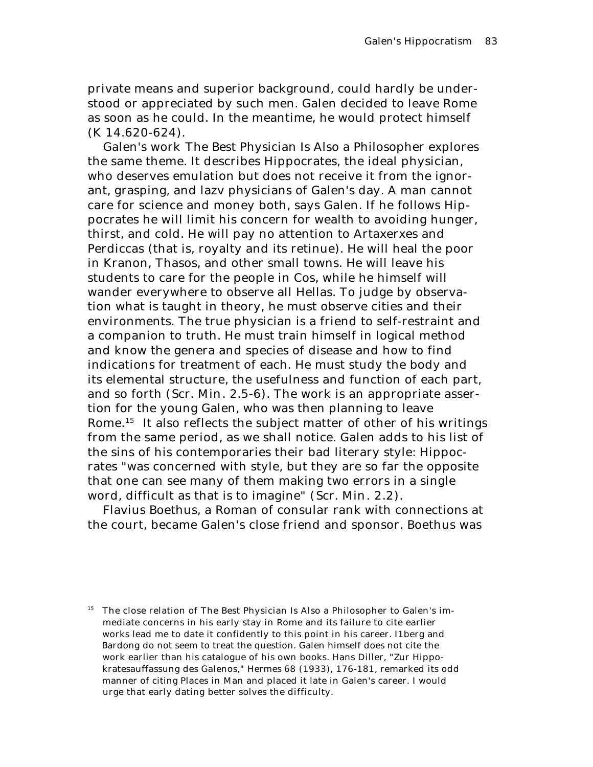private means and superior background, could hardly be understood or appreciated by such men. Galen decided to leave Rome as soon as he could. In the meantime, he would protect himself (K 14.620-624).

Galen's work *The Best Physician Is Also a Philosopher* explores the same theme. It describes Hippocrates, the ideal physician, who deserves emulation but does not receive it from the ignorant, grasping, and lazv physicians of Galen's day. A man cannot care for science and money both, says Galen. If he follows Hippocrates he will limit his concern for wealth to avoiding hunger, thirst, and cold. He will pay no attention to Artaxerxes and Perdiccas (that is, royalty and its retinue). He will heal the poor in Kranon, Thasos, and other small towns. He will leave his students to care for the people in Cos, while he himself will wander everywhere to observe all Hellas. To judge by observation what is taught in theory, he must observe cities and their environments. The true physician is a friend to self-restraint and a companion to truth. He must train himself in logical method and know the genera and species of disease and how to find indications for treatment of each. He must study the body and its elemental structure, the usefulness and function of each part, and so forth (*Scr. Min.* 2.5-6). The work is an appropriate assertion for the young Galen, who was then planning to leave Rome.[15] It also reflects the subject matter of other of his writings from the same period, as we shall notice. Galen adds to his list of the sins of his contemporaries their bad literary style: Hippocrates "was concerned with style, but they are so far the opposite that one can see many of them making two errors in a single word, difficult as that is to imagine" (*Scr. Min.* 2.2).

Flavius Boethus, a Roman of consular rank with connections at the court, became Galen's close friend and sponsor. Boethus was

[15] The close relation of *The Best Physician Is Also a Philosopher* to Galen's immediate concerns in his early stay in Rome and its failure to cite earlier works lead me to date it confidently to this point in his career. I1berg and Bardong do not seem to treat the question. Galen himself does not cite the work earlier than his catalogue of his own books. Hans Diller, "Zur Hippokratesauffassung des Galenos," *Hermes* 68 (1933), 176-181, remarked its odd manner of citing *Places in Man* and placed it late in Galen's career. I would urge that early dating better solves the difficulty.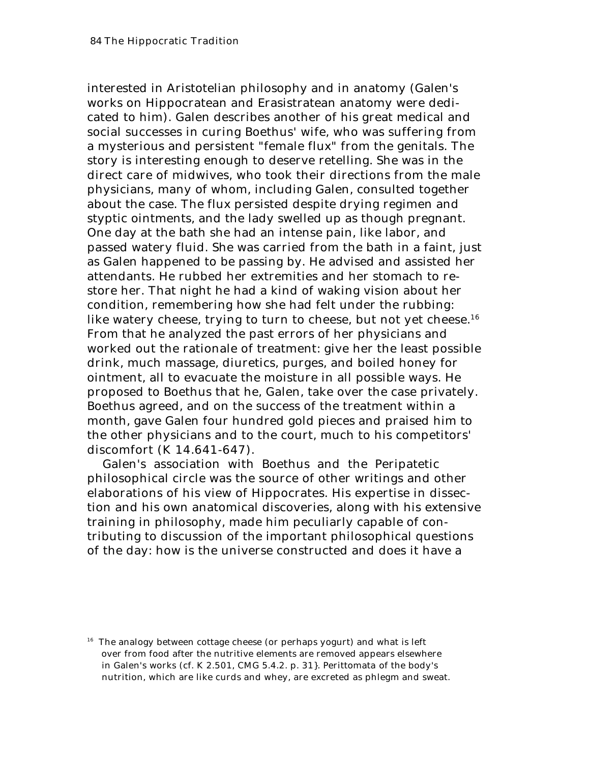interested in Aristotelian philosophy and in anatomy (Galen's works on Hippocratean and Erasistratean anatomy were dedicated to him). Galen describes another of his great medical and social successes in curing Boethus' wife, who was suffering from a mysterious and persistent "female flux" from the genitals. The story is interesting enough to deserve retelling. She was in the direct care of midwives, who took their directions from the male physicians, many of whom, including Galen, consulted together about the case. The flux persisted despite drying regimen and styptic ointments, and the lady swelled up as though pregnant. One day at the bath she had an intense pain, like labor, and passed watery fluid. She was carried from the bath in a faint, just as Galen happened to be passing by. He advised and assisted her attendants. He rubbed her extremities and her stomach to restore her. That night he had a kind of waking vision about her condition, remembering how she had felt under the rubbing: like watery cheese, trying to turn to cheese, but not yet cheese.[16] From that he analyzed the past errors of her physicians and worked out the rationale of treatment: give her the least possible drink, much massage, diuretics, purges, and boiled honey for ointment, all to evacuate the moisture in all possible ways. He proposed to Boethus that he, Galen, take over the case privately. Boethus agreed, and on the success of the treatment within a month, gave Galen four hundred gold pieces and praised him to the other physicians and to the court, much to his competitors' discomfort (K 14.641-647).

Galen's association with Boethus and the Peripatetic philosophical circle was the source of other writings and other elaborations of his view of Hippocrates. His expertise in dissection and his own anatomical discoveries, along with his extensive training in philosophy, made him peculiarly capable of contributing to discussion of the important philosophical questions of the day: how is the universe constructed and does it have a

[16] The analogy between cottage cheese (or perhaps yogurt) and what is left over from food after the nutritive elements are removed appears elsewhere in Galen's works (cf. K 2.501, CMG 5.4.2. p. 31}. Perittomata of the body's nutrition, which are like curds and whey, are excreted as phlegm and sweat.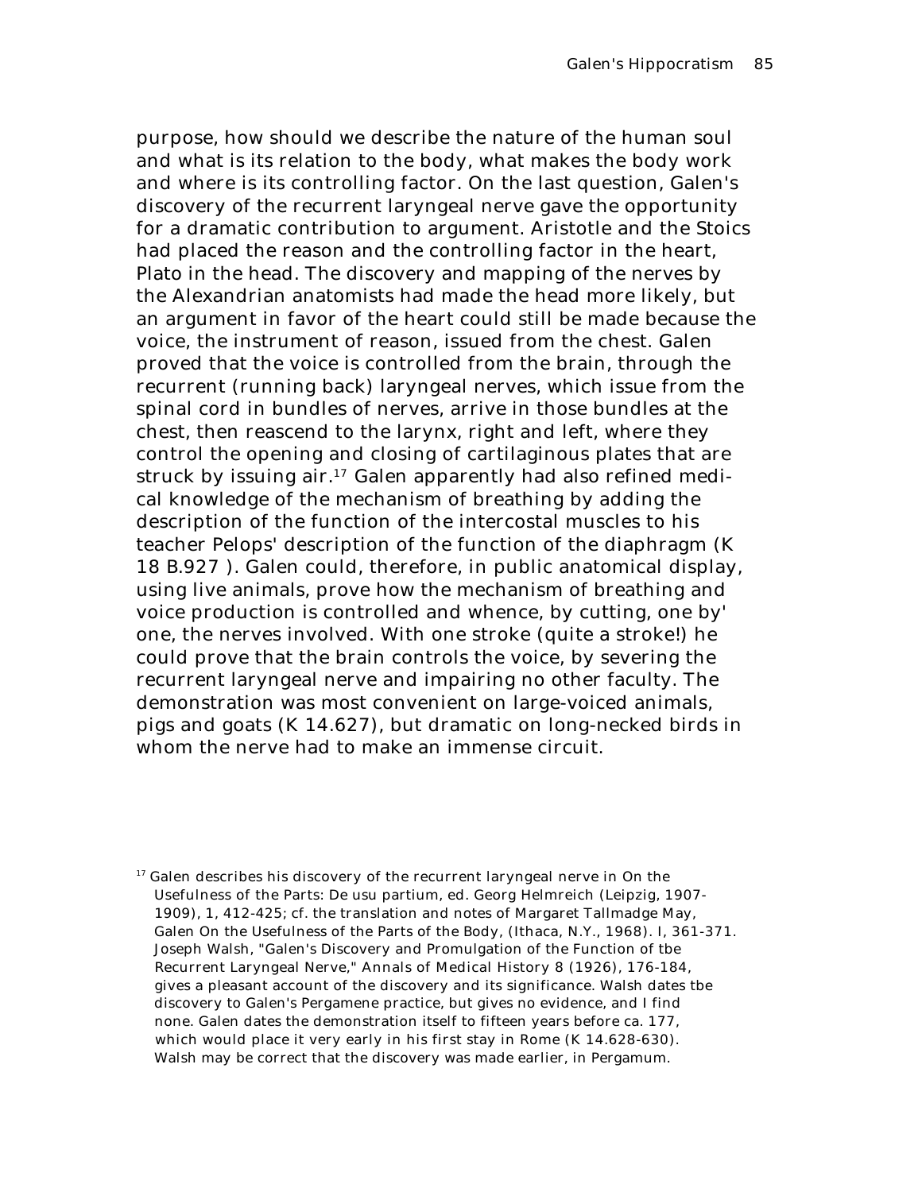purpose, how should we describe the nature of the human soul and what is its relation to the body, what makes the body work and where is its controlling factor. On the last question, Galen's discovery of the recurrent laryngeal nerve gave the opportunity for a dramatic contribution to argument. Aristotle and the Stoics had placed the reason and the controlling factor in the heart, Plato in the head. The discovery and mapping of the nerves by the Alexandrian anatomists had made the head more likely, but an argument in favor of the heart could still be made because the voice, the instrument of reason, issued from the chest. Galen proved that the voice is controlled from the brain, through the recurrent (running back) laryngeal nerves, which issue from the spinal cord in bundles of nerves, arrive in those bundles at the chest, then reascend to the larynx, right and left, where they control the opening and closing of cartilaginous plates that are struck by issuing air.[17] Galen apparently had also refined medical knowledge of the mechanism of breathing by adding the description of the function of the intercostal muscles to his teacher Pelops' description of the function of the diaphragm (K 18 B.927 ). Galen could, therefore, in public anatomical display, using live animals, prove how the mechanism of breathing and voice production is controlled and whence, by cutting, one by' one, the nerves involved. With one stroke (quite a stroke!) he could prove that the brain controls the voice, by severing the recurrent laryngeal nerve and impairing no other faculty. The demonstration was most convenient on large-voiced animals, pigs and goats (K 14.627), but dramatic on long-necked birds in whom the nerve had to make an immense circuit.

[17] Galen describes his discovery of the recurrent laryngeal nerve in On the Usefulness of the Parts: De usu partium, ed. Georg Helmreich (Leipzig, 1907-1909), 1, 412-425; cf. the translation and notes of Margaret Tallmadge May, Galen On the Usefulness of the Parts of the Body, (Ithaca, N.Y., 1968). I, 361-371. Joseph Walsh, "Galen's Discovery and Promulgation of the Function of tbe Recurrent Laryngeal Nerve," Annals of Medical History 8 (1926), 176-184, gives a pleasant account of the discovery and its significance. Walsh dates tbe discovery to Galen's Pergamene practice, but gives no evidence, and I find none. Galen dates the demonstration itself to fifteen years before ca. 177, which would place it very early in his first stay in Rome (K 14.628-630). Walsh may be correct that the discovery was made earlier, in Pergamum.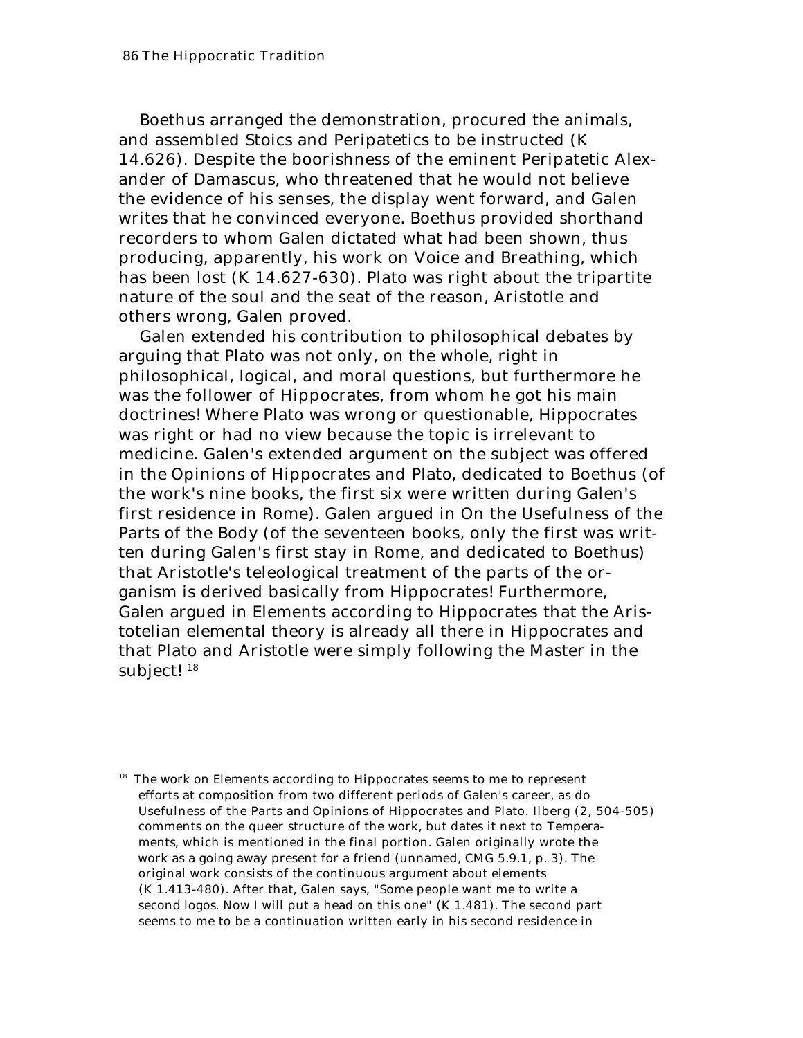Boethus arranged the demonstration, procured the animals, and assembled Stoics and Peripatetics to be instructed (K 14.626). Despite the boorishness of the eminent Peripatetic Alexander of Damascus, who threatened that he would not believe the evidence of his senses, the display went forward, and Galen writes that he convinced everyone. Boethus provided shorthand recorders to whom Galen dictated what had been shown, thus producing, apparently, his work on Voice and Breathing, which has been lost (K 14.627-630). Plato was right about the tripartite nature of the soul and the seat of the reason, Aristotle and others wrong, Galen proved.

Galen extended his contribution to philosophical debates by arguing that Plato was not only, on the whole, right in philosophical, logical, and moral questions, but furthermore he was the follower of Hippocrates, from whom he got his main doctrines! Where Plato was wrong or questionable, Hippocrates was right or had no view because the topic is irrelevant to medicine. Galen's extended argument on the subject was offered in the Opinions of Hippocrates and Plato, dedicated to Boethus (of the work's nine books, the first six were written during Galen's first residence in Rome). Galen argued in On the Usefulness of the Parts of the Body (of the seventeen books, only the first was written during Galen's first stay in Rome, and dedicated to Boethus) that Aristotle's teleological treatment of the parts of the organism is derived basically from Hippocrates! Furthermore, Galen argued in Elements according to Hippocrates that the Aristotelian elemental theory is already all there in Hippocrates and that Plato and Aristotle were simply following the Master in the subject! [18]

[18] The work on Elements according to Hippocrates seems to me to represent efforts at composition from two different periods of Galen's career, as do Usefulness of the Parts and Opinions of Hippocrates and Plato. Ilberg (2, 504-505) comments on the queer structure of the work, but dates it next to Temperaments, which is mentioned in the final portion. Galen originally wrote the work as a going away present for a friend (unnamed, CMG 5.9.1, p. 3). The original work consists of the continuous argument about elements (K 1.413-480). After that, Galen says, "Some people want me to write a second logos. Now I will put a head on this one" (K 1.481). The second part seems to me to be a continuation written early in his second residence in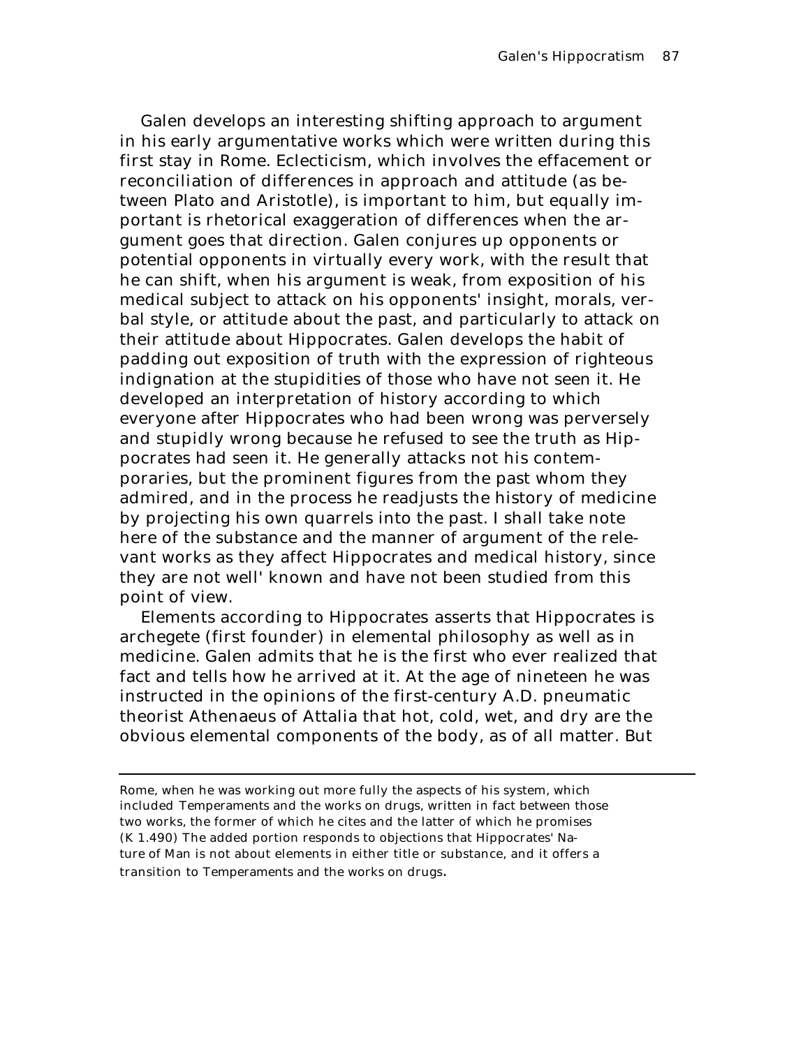Galen develops an interesting shifting approach to argument in his early argumentative works which were written during this first stay in Rome. Eclecticism, which involves the effacement or reconciliation of differences in approach and attitude (as between Plato and Aristotle), is important to him, but equally important is rhetorical exaggeration of differences when the argument goes that direction. Galen conjures up opponents or potential opponents in virtually every work, with the result that he can shift, when his argument is weak, from exposition of his medical subject to attack on his opponents' insight, morals, verbal style, or attitude about the past, and particularly to attack on their attitude about Hippocrates. Galen develops the habit of padding out exposition of truth with the expression of righteous indignation at the stupidities of those who have not seen it. He developed an interpretation of history according to which everyone after Hippocrates who had been wrong was perversely and stupidly wrong because he refused to see the truth as Hippocrates had seen it. He generally attacks not his contemporaries, but the prominent figures from the past whom they admired, and in the process he readjusts the history of medicine by projecting his own quarrels into the past. I shall take note here of the substance and the manner of argument of the relevant works as they affect Hippocrates and medical history, since they are not well' known and have not been studied from this point of view.

*Elements according to Hippocrates* asserts that Hippocrates is archegete (first founder) in elemental philosophy as well as in medicine. Galen admits that he is the first who ever realized that fact and tells how he arrived at it. At the age of nineteen he was instructed in the opinions of the first-century A.D. pneumatic theorist Athenaeus of Attalia that hot, cold, wet, and dry are the obvious elemental components of the body, as of all matter. But

---

Rome, when he was working out more fully the aspects of his system, which included *Temperaments* and the works on drugs, written in fact between those two works, the former of which he cites and the latter of which he promises (K 1.490) The added portion responds to objections that Hippocrates' *Nature of Man* is not about elements in either title or substance, and it offers a transition to *Temperaments* and the works on drugs.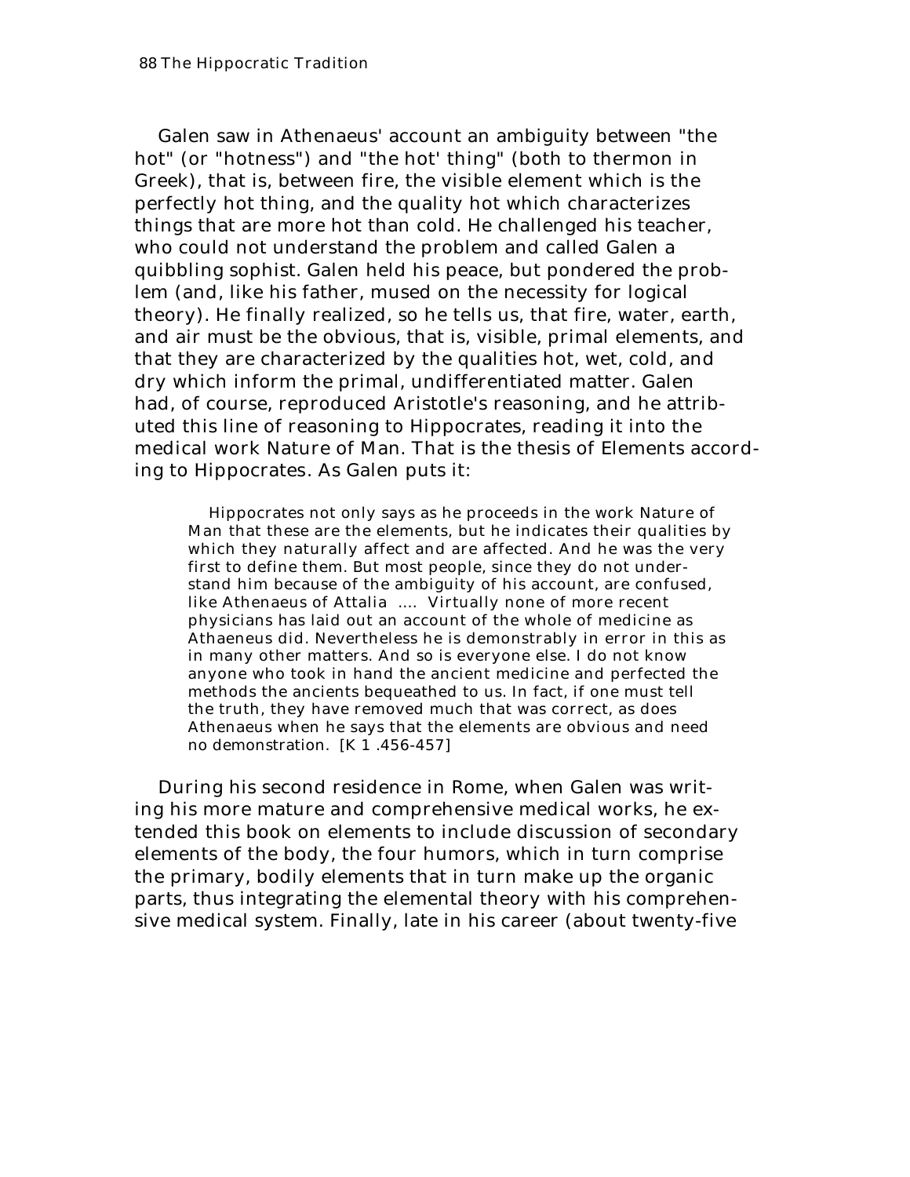Galen saw in Athenaeus' account an ambiguity between "the hot" (or "hotness") and "the hot' thing" (both to thermon in Greek), that is, between fire, the visible element which is the perfectly hot thing, and the quality hot which characterizes things that are more hot than cold. He challenged his teacher, who could not understand the problem and called Galen a quibbling sophist. Galen held his peace, but pondered the problem (and, like his father, mused on the necessity for logical theory). He finally realized, so he tells us, that fire, water, earth, and air must be the obvious, that is, visible, primal elements, and that they are characterized by the qualities hot, wet, cold, and dry which inform the primal, undifferentiated matter. Galen had, of course, reproduced Aristotle's reasoning, and he attributed this line of reasoning to Hippocrates, reading it into the medical work Nature of Man. That is the thesis of Elements according to Hippocrates. As Galen puts it:

> Hippocrates not only says as he proceeds in the work Nature of Man that these are the elements, but he indicates their qualities by which they naturally affect and are affected. And he was the very first to define them. But most people, since they do not understand him because of the ambiguity of his account, are confused, like Athenaeus of Attalia .... Virtually none of more recent physicians has laid out an account of the whole of medicine as Athaeneus did. Nevertheless he is demonstrably in error in this as in many other matters. And so is everyone else. I do not know anyone who took in hand the ancient medicine and perfected the methods the ancients bequeathed to us. In fact, if one must tell the truth, they have removed much that was correct, as does Athenaeus when he says that the elements are obvious and need no demonstration. [K 1 .456-457]

During his second residence in Rome, when Galen was writing his more mature and comprehensive medical works, he extended this book on elements to include discussion of secondary elements of the body, the four humors, which in turn comprise the primary, bodily elements that in turn make up the organic parts, thus integrating the elemental theory with his comprehensive medical system. Finally, late in his career (about twenty-five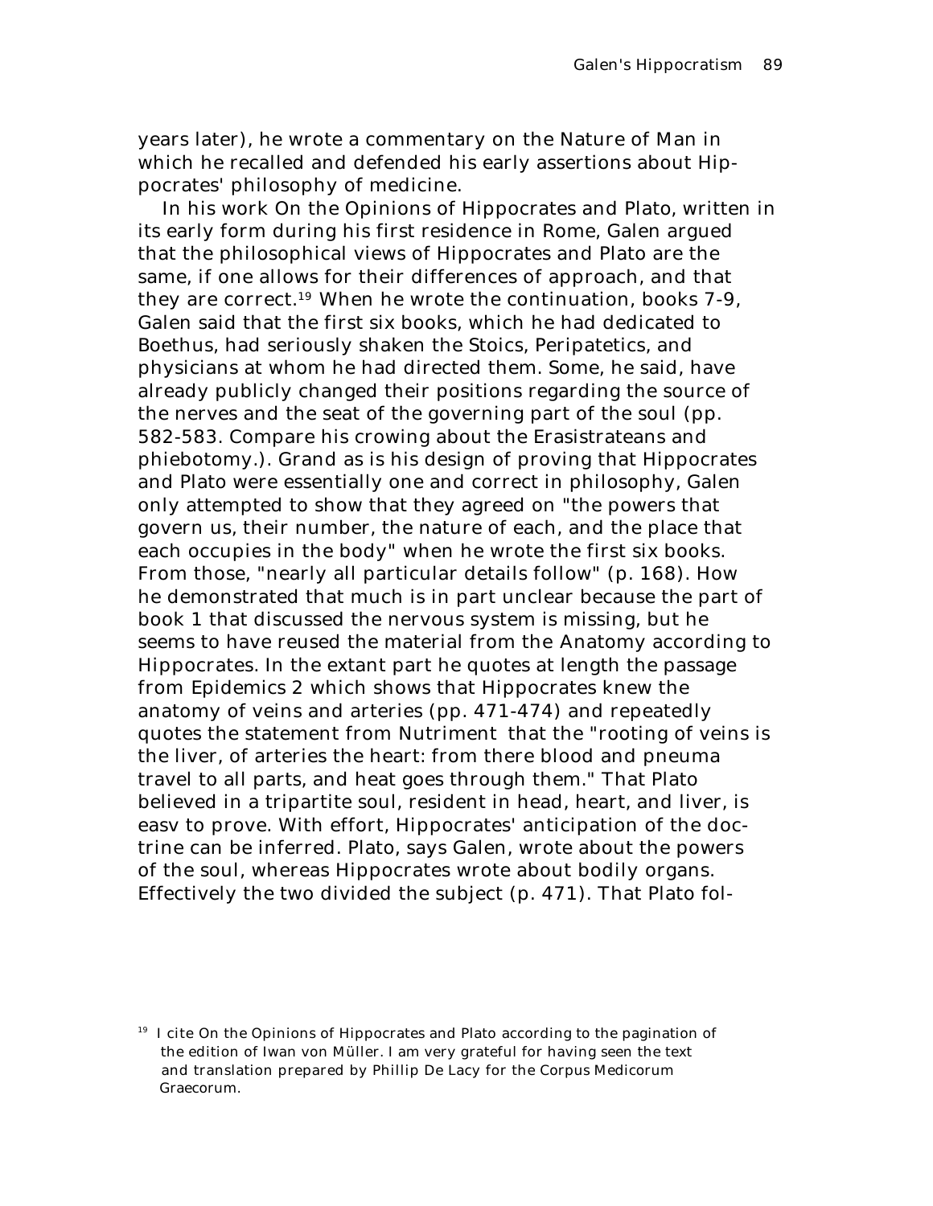years later), he wrote a commentary on the Nature of Man in which he recalled and defended his early assertions about Hippocrates' philosophy of medicine.

In his work On the Opinions of Hippocrates and Plato, written in its early form during his first residence in Rome, Galen argued that the philosophical views of Hippocrates and Plato are the same, if one allows for their differences of approach, and that they are correct.[19] When he wrote the continuation, books 7-9, Galen said that the first six books, which he had dedicated to Boethus, had seriously shaken the Stoics, Peripatetics, and physicians at whom he had directed them. Some, he said, have already publicly changed their positions regarding the source of the nerves and the seat of the governing part of the soul (pp. 582-583. Compare his crowing about the Erasistrateans and phiebotomy.). Grand as is his design of proving that Hippocrates and Plato were essentially one and correct in philosophy, Galen only attempted to show that they agreed on "the powers that govern us, their number, the nature of each, and the place that each occupies in the body" when he wrote the first six books. From those, "nearly all particular details follow" (p. 168). How he demonstrated that much is in part unclear because the part of book 1 that discussed the nervous system is missing, but he seems to have reused the material from the Anatomy according to Hippocrates. In the extant part he quotes at length the passage from Epidemics 2 which shows that Hippocrates knew the anatomy of veins and arteries (pp. 471-474) and repeatedly quotes the statement from Nutriment that the "rooting of veins is the liver, of arteries the heart: from there blood and pneuma travel to all parts, and heat goes through them." That Plato believed in a tripartite soul, resident in head, heart, and liver, is easv to prove. With effort, Hippocrates' anticipation of the doctrine can be inferred. Plato, says Galen, wrote about the powers of the soul, whereas Hippocrates wrote about bodily organs. Effectively the two divided the subject (p. 471). That Plato fol-

[19] I cite On the Opinions of Hippocrates and Plato according to the pagination of the edition of Iwan von Müller. I am very grateful for having seen the text and translation prepared by Phillip De Lacy for the Corpus Medicorum Graecorum.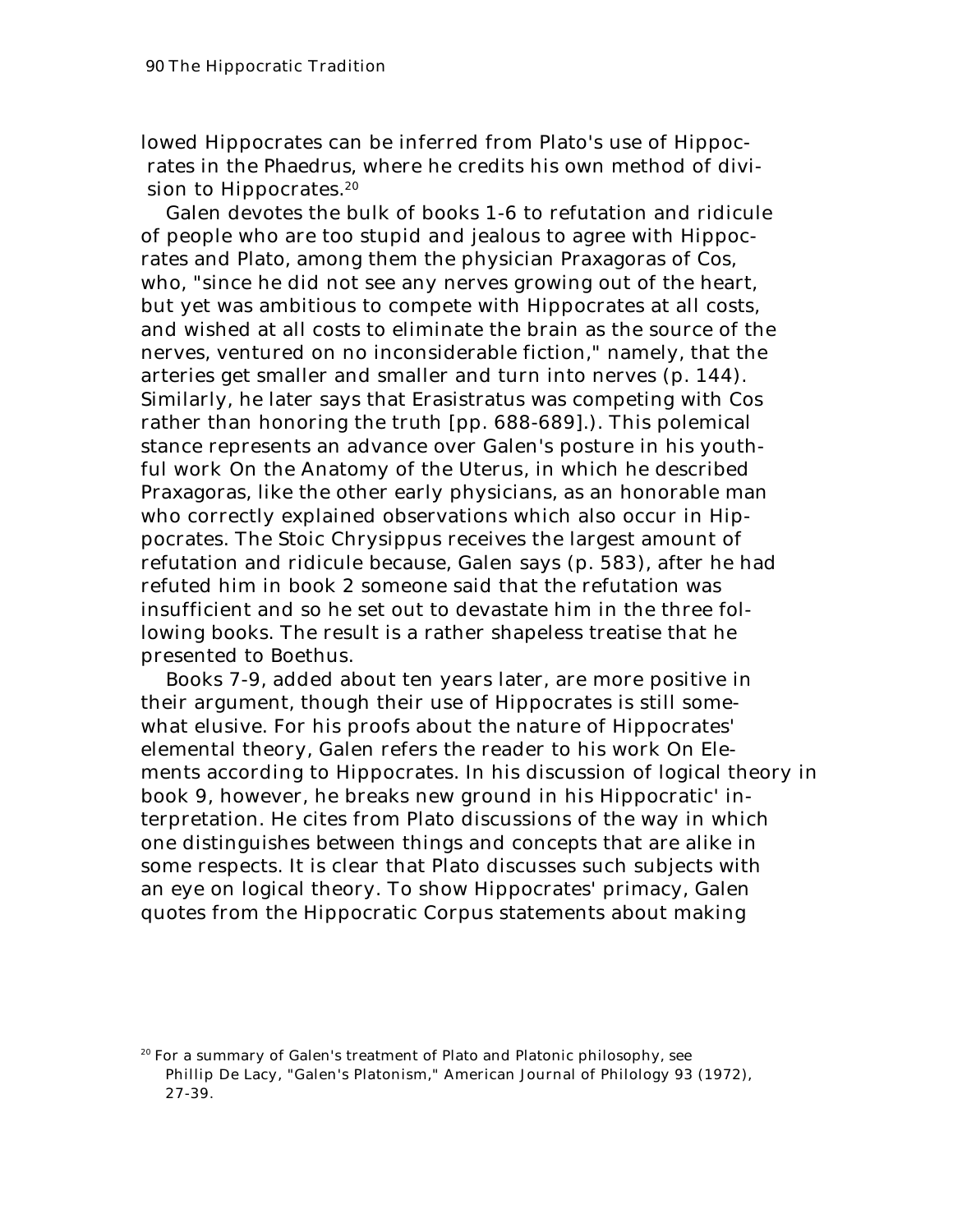lowed Hippocrates can be inferred from Plato's use of Hippocrates in the Phaedrus, where he credits his own method of division to Hippocrates.[20]

Galen devotes the bulk of books 1-6 to refutation and ridicule of people who are too stupid and jealous to agree with Hippocrates and Plato, among them the physician Praxagoras of Cos, who, "since he did not see any nerves growing out of the heart, but yet was ambitious to compete with Hippocrates at all costs, and wished at all costs to eliminate the brain as the source of the nerves, ventured on no inconsiderable fiction," namely, that the arteries get smaller and smaller and turn into nerves (p. 144). Similarly, he later says that Erasistratus was competing with Cos rather than honoring the truth [pp. 688-689].). This polemical stance represents an advance over Galen's posture in his youthful work On the Anatomy of the Uterus, in which he described Praxagoras, like the other early physicians, as an honorable man who correctly explained observations which also occur in Hippocrates. The Stoic Chrysippus receives the largest amount of refutation and ridicule because, Galen says (p. 583), after he had refuted him in book 2 someone said that the refutation was insufficient and so he set out to devastate him in the three following books. The result is a rather shapeless treatise that he presented to Boethus.

Books 7-9, added about ten years later, are more positive in their argument, though their use of Hippocrates is still somewhat elusive. For his proofs about the nature of Hippocrates' elemental theory, Galen refers the reader to his work On Elements according to Hippocrates. In his discussion of logical theory in book 9, however, he breaks new ground in his Hippocratic' interpretation. He cites from Plato discussions of the way in which one distinguishes between things and concepts that are alike in some respects. It is clear that Plato discusses such subjects with an eye on logical theory. To show Hippocrates' primacy, Galen quotes from the Hippocratic Corpus statements about making

[20] For a summary of Galen's treatment of Plato and Platonic philosophy, see Phillip De Lacy, "Galen's Platonism," American Journal of Philology 93 (1972), 27-39.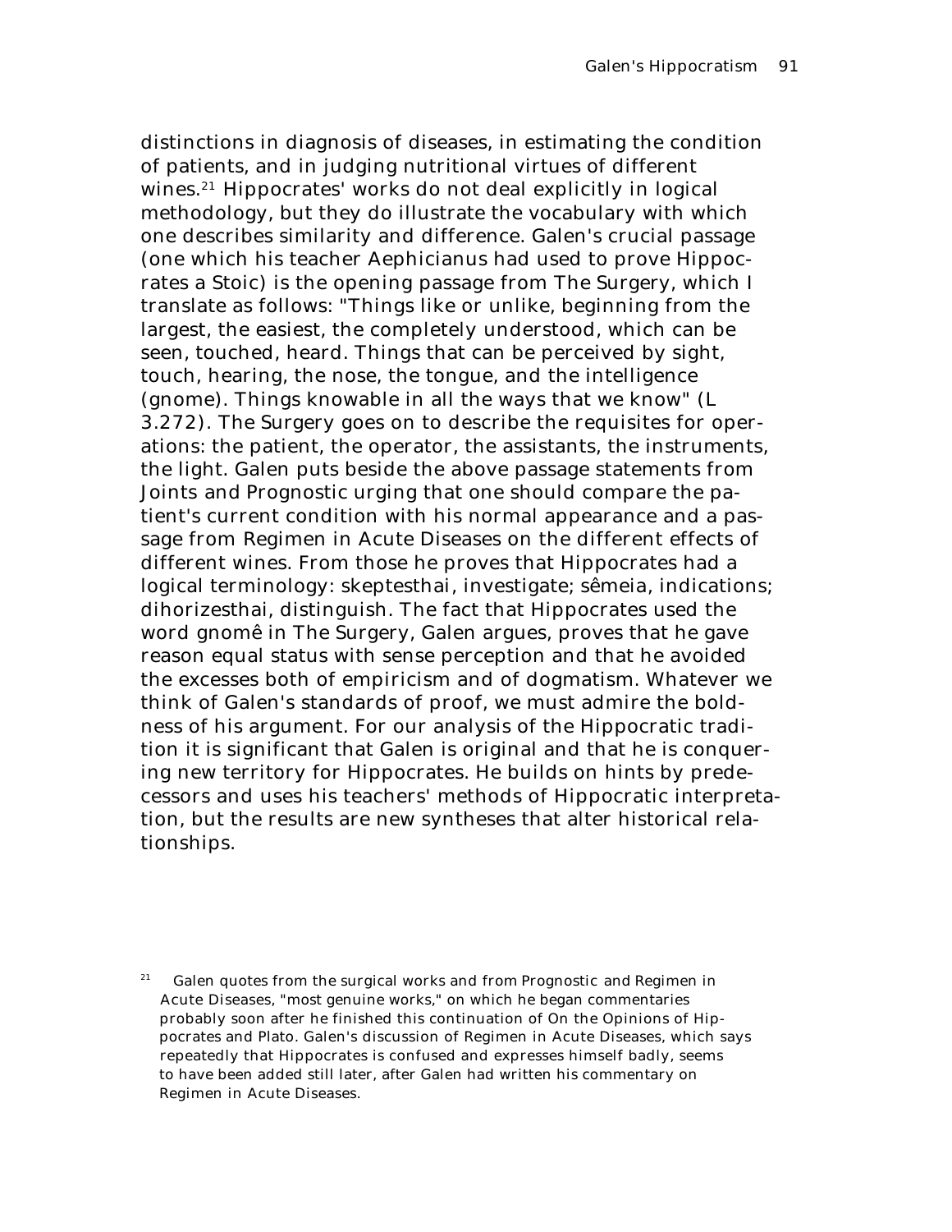distinctions in diagnosis of diseases, in estimating the condition of patients, and in judging nutritional virtues of different wines.[21] Hippocrates' works do not deal explicitly in logical methodology, but they do illustrate the vocabulary with which one describes similarity and difference. Galen's crucial passage (one which his teacher Aephicianus had used to prove Hippocrates a Stoic) is the opening passage from *The Surgery*, which I translate as follows: "Things like or unlike, beginning from the largest, the easiest, the completely understood, which can be seen, touched, heard. Things that can be perceived by sight, touch, hearing, the nose, the tongue, and the intelligence (*gnome*). Things knowable in all the ways that we know" (L 3.272). *The Surgery* goes on to describe the requisites for operations: the patient, the operator, the assistants, the instruments, the light. Galen puts beside the above passage statements from *Joints* and *Prognostic* urging that one should compare the patient's current condition with his normal appearance and a passage from *Regimen in Acute Diseases* on the different effects of different wines. From those he proves that Hippocrates had a logical terminology: *skeptesthai*, investigate; *sêmeia*, indications; *dihorizesthai*, distinguish. The fact that Hippocrates used the word *gnomê* in *The Surgery*, Galen argues, proves that he gave reason equal status with sense perception and that he avoided the excesses both of empiricism and of dogmatism. Whatever we think of Galen's standards of proof, we must admire the boldness of his argument. For our analysis of the Hippocratic tradition it is significant that Galen is original and that he is conquering new territory for Hippocrates. He builds on hints by predecessors and uses his teachers' methods of Hippocratic interpretation, but the results are new syntheses that alter historical relationships.

[21] Galen quotes from the surgical works and from *Prognostic* and *Regimen in Acute Diseases*, "most genuine works," on which he began commentaries probably soon after he finished this continuation of *On the Opinions of Hippocrates and Plato*. Galen's discussion of *Regimen in Acute Diseases*, which says repeatedly that Hippocrates is confused and expresses himself badly, seems to have been added still later, after Galen had written his commentary on *Regimen in Acute Diseases*.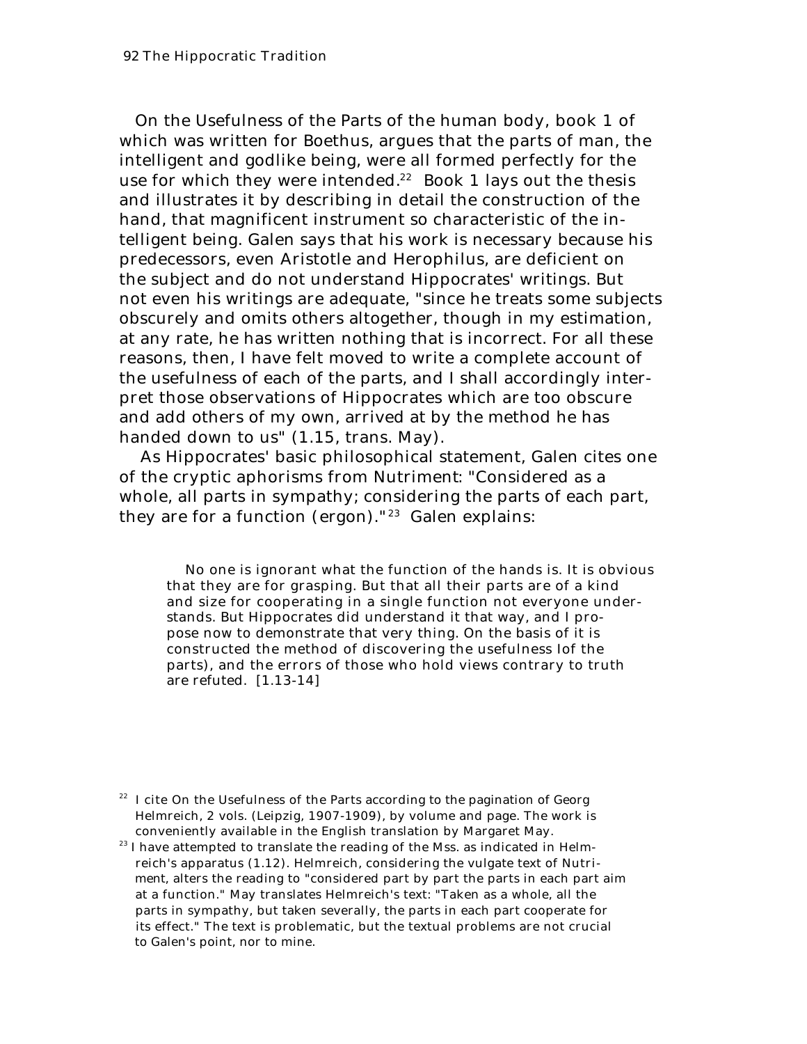On the Usefulness of the Parts of the human body, book 1 of which was written for Boethus, argues that the parts of man, the intelligent and godlike being, were all formed perfectly for the use for which they were intended.[22] Book 1 lays out the thesis and illustrates it by describing in detail the construction of the hand, that magnificent instrument so characteristic of the intelligent being. Galen says that his work is necessary because his predecessors, even Aristotle and Herophilus, are deficient on the subject and do not understand Hippocrates' writings. But not even his writings are adequate, "since he treats some subjects obscurely and omits others altogether, though in my estimation, at any rate, he has written nothing that is incorrect. For all these reasons, then, I have felt moved to write a complete account of the usefulness of each of the parts, and I shall accordingly interpret those observations of Hippocrates which are too obscure and add others of my own, arrived at by the method he has handed down to us" (1.15, trans. May).

As Hippocrates' basic philosophical statement, Galen cites one of the cryptic aphorisms from Nutriment: "Considered as a whole, all parts in sympathy; considering the parts of each part, they are for a function (ergon)."[23] Galen explains:

> No one is ignorant what the function of the hands is. It is obvious that they are for grasping. But that all their parts are of a kind and size for cooperating in a single function not everyone understands. But Hippocrates did understand it that way, and I propose now to demonstrate that very thing. On the basis of it is constructed the method of discovering the usefulness Iof the parts), and the errors of those who hold views contrary to truth are refuted. [1.13-14]

[22] I cite On the Usefulness of the Parts according to the pagination of Georg Helmreich, 2 vols. (Leipzig, 1907-1909), by volume and page. The work is conveniently available in the English translation by Margaret May.

[23] I have attempted to translate the reading of the Mss. as indicated in Helmreich's apparatus (1.12). Helmreich, considering the vulgate text of Nutriment, alters the reading to "considered part by part the parts in each part aim at a function." May translates Helmreich's text: "Taken as a whole, all the parts in sympathy, but taken severally, the parts in each part cooperate for its effect." The text is problematic, but the textual problems are not crucial to Galen's point, nor to mine.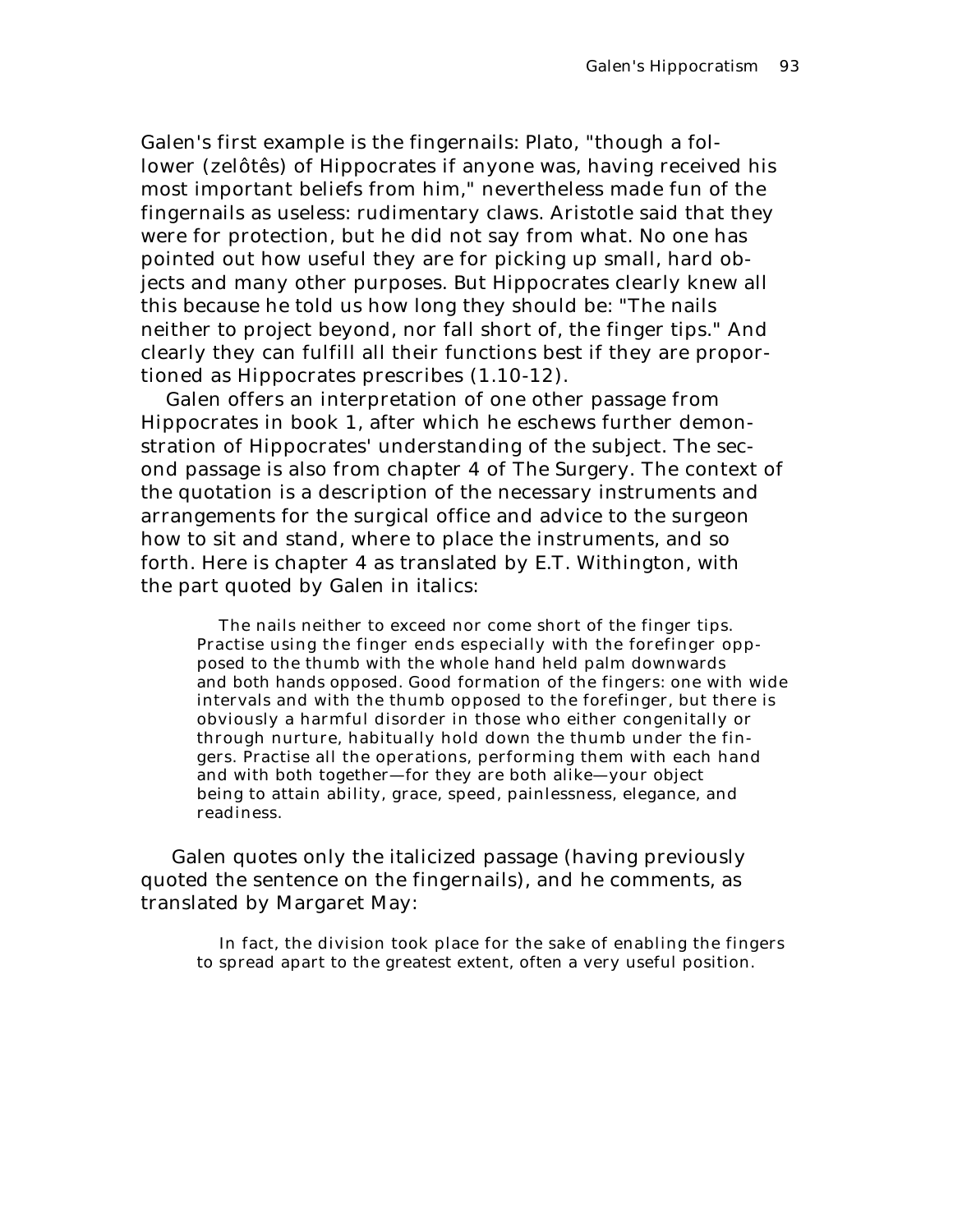Galen's first example is the fingernails: Plato, "though a follower (zelôtês) of Hippocrates if anyone was, having received his most important beliefs from him," nevertheless made fun of the fingernails as useless: rudimentary claws. Aristotle said that they were for protection, but he did not say from what. No one has pointed out how useful they are for picking up small, hard objects and many other purposes. But Hippocrates clearly knew all this because he told us how long they should be: "The nails neither to project beyond, nor fall short of, the finger tips." And clearly they can fulfill all their functions best if they are proportioned as Hippocrates prescribes (1.10-12).

Galen offers an interpretation of one other passage from Hippocrates in book 1, after which he eschews further demonstration of Hippocrates' understanding of the subject. The second passage is also from chapter 4 of The Surgery. The context of the quotation is a description of the necessary instruments and arrangements for the surgical office and advice to the surgeon how to sit and stand, where to place the instruments, and so forth. Here is chapter 4 as translated by E.T. Withington, with the part quoted by Galen in italics:

> The nails neither to exceed nor come short of the finger tips. Practise using the finger ends especially with the forefinger oppposed to the thumb with the whole hand held palm downwards and both hands opposed. Good formation of the fingers: one with wide intervals and with the thumb opposed to the forefinger, but there is obviously a harmful disorder in those who either congenitally or through nurture, habitually hold down the thumb under the fingers. Practise all the operations, performing them with each hand and with both together—for they are both alike—your object being to attain ability, grace, speed, painlessness, elegance, and readiness.

Galen quotes only the italicized passage (having previously quoted the sentence on the fingernails), and he comments, as translated by Margaret May:

> In fact, the division took place for the sake of enabling the fingers to spread apart to the greatest extent, often a very useful position.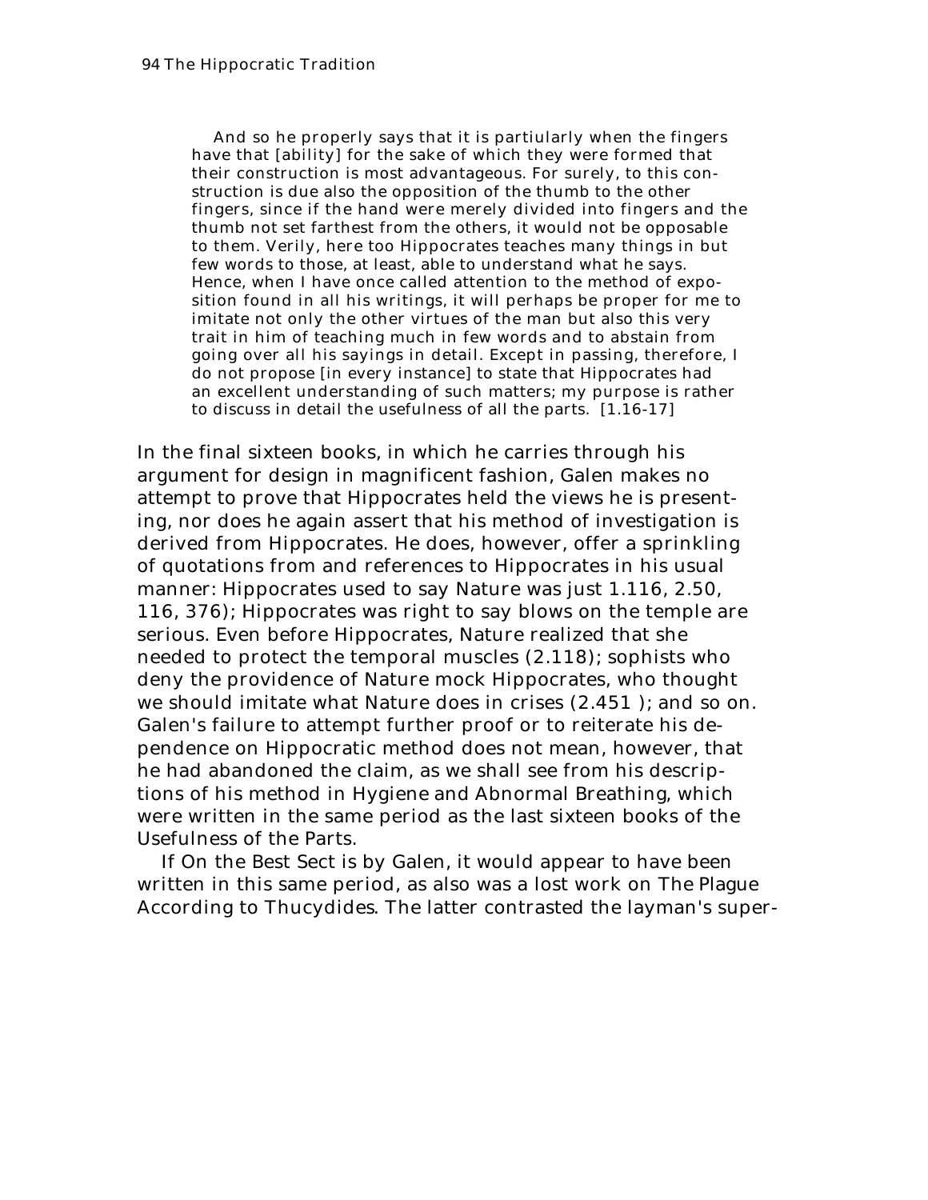> And so he properly says that it is partiularly when the fingers have that [ability] for the sake of which they were formed that their construction is most advantageous. For surely, to this construction is due also the opposition of the thumb to the other fingers, since if the hand were merely divided into fingers and the thumb not set farthest from the others, it would not be opposable to them. Verily, here too Hippocrates teaches many things in but few words to those, at least, able to understand what he says. Hence, when I have once called attention to the method of exposition found in all his writings, it will perhaps be proper for me to imitate not only the other virtues of the man but also this very trait in him of teaching much in few words and to abstain from going over all his sayings in detail. Except in passing, therefore, I do not propose [in every instance] to state that Hippocrates had an excellent understanding of such matters; my purpose is rather to discuss in detail the usefulness of all the parts. [1.16-17]

In the final sixteen books, in which he carries through his argument for design in magnificent fashion, Galen makes no attempt to prove that Hippocrates held the views he is presenting, nor does he again assert that his method of investigation is derived from Hippocrates. He does, however, offer a sprinkling of quotations from and references to Hippocrates in his usual manner: Hippocrates used to say Nature was just 1.116, 2.50, 116, 376); Hippocrates was right to say blows on the temple are serious. Even before Hippocrates, Nature realized that she needed to protect the temporal muscles (2.118); sophists who deny the providence of Nature mock Hippocrates, who thought we should imitate what Nature does in crises (2.451 ); and so on. Galen's failure to attempt further proof or to reiterate his dependence on Hippocratic method does not mean, however, that he had abandoned the claim, as we shall see from his descriptions of his method in *Hygiene* and *Abnormal Breathing*, which were written in the same period as the last sixteen books of the *Usefulness of the Parts*.

If *On the Best Sect* is by Galen, it would appear to have been written in this same period, as also was a lost work on *The Plague According to Thucydides*. The latter contrasted the layman's super-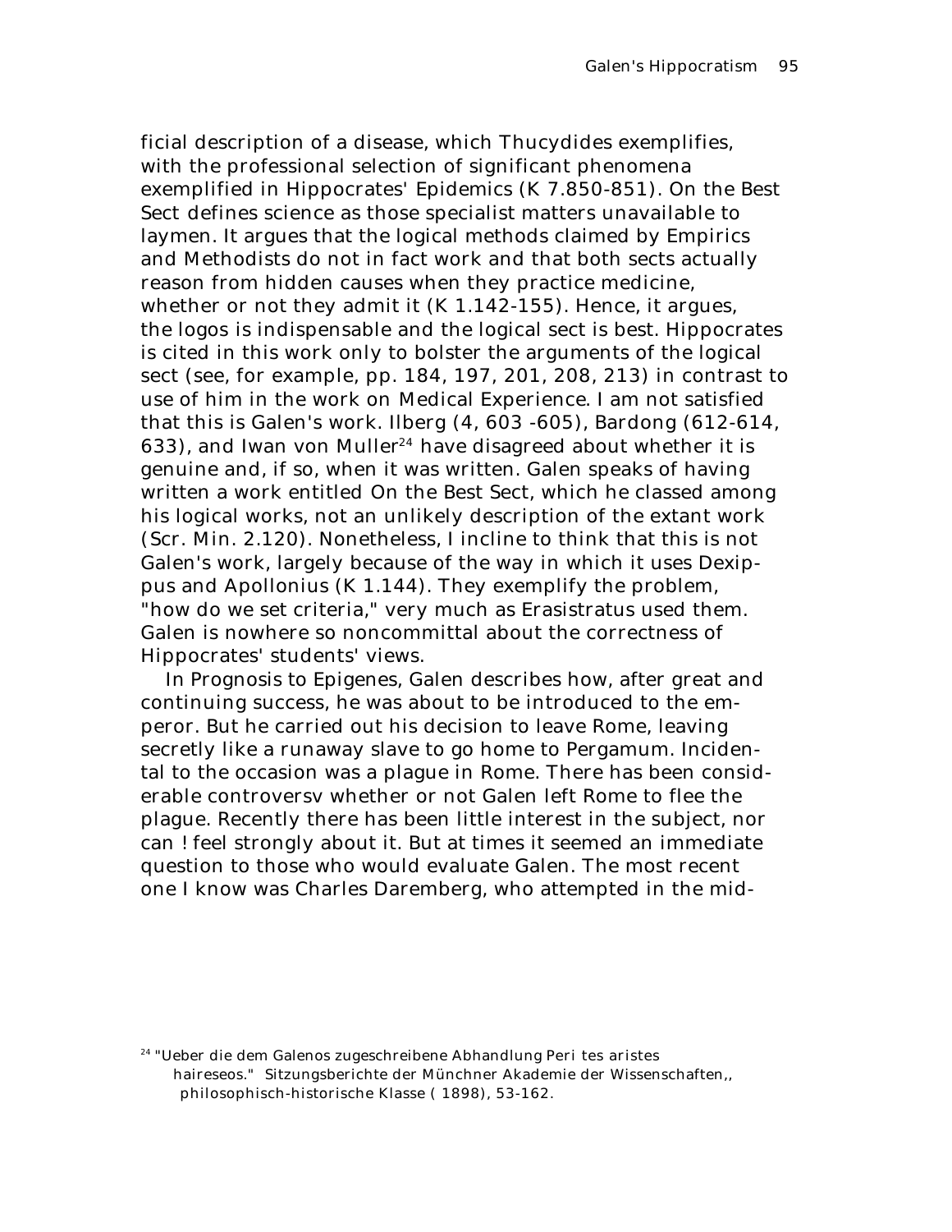ficial description of a disease, which Thucydides exemplifies, with the professional selection of significant phenomena exemplified in Hippocrates' *Epidemics* (K 7.850-851). *On the Best Sect* defines science as those specialist matters unavailable to laymen. It argues that the logical methods claimed by Empirics and Methodists do not in fact work and that both sects actually reason from hidden causes when they practice medicine, whether or not they admit it (K 1.142-155). Hence, it argues, the logos is indispensable and the logical sect is best. Hippocrates is cited in this work only to bolster the arguments of the logical sect (see, for example, pp. 184, 197, 201, 208, 213) in contrast to use of him in the work on *Medical Experience*. I am not satisfied that this is Galen's work. Ilberg (4, 603 -605), Bardong (612-614, 633), and Iwan von Muller[24] have disagreed about whether it is genuine and, if so, when it was written. Galen speaks of having written a work entitled *On the Best Sect*, which he classed among his logical works, not an unlikely description of the extant work (*Scr. Min.* 2.120). Nonetheless, I incline to think that this is not Galen's work, largely because of the way in which it uses Dexippus and Apollonius (K 1.144). They exemplify the problem, "how do we set criteria," very much as Erasistratus used them. Galen is nowhere so noncommittal about the correctness of Hippocrates' students' views.

In *Prognosis to Epigenes*, Galen describes how, after great and continuing success, he was about to be introduced to the emperor. But he carried out his decision to leave Rome, leaving secretly like a runaway slave to go home to Pergamum. Incidental to the occasion was a plague in Rome. There has been considerable controversv whether or not Galen left Rome to flee the plague. Recently there has been little interest in the subject, nor can ! feel strongly about it. But at times it seemed an immediate question to those who would evaluate Galen. The most recent one I know was Charles Daremberg, who attempted in the mid-

[24] "Ueber die dem Galenos zugeschreibene Abhandlung *Peri tes aristes haireseos*." *Sitzungsberichte der Münchner Akademie der Wissenschaften,, philosophisch-historische Klasse* ( 1898), 53-162.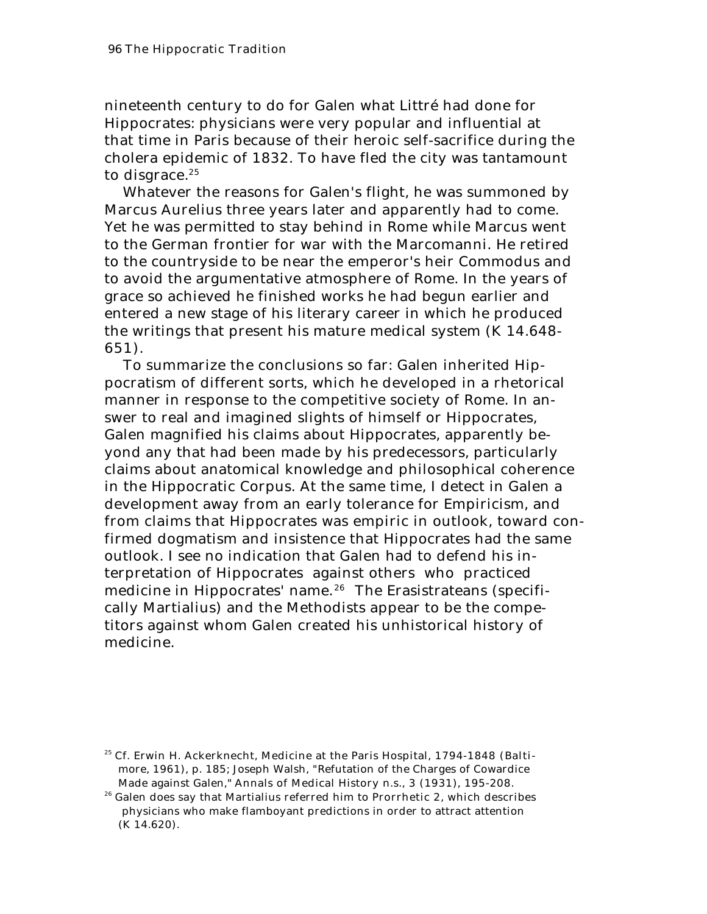nineteenth century to do for Galen what Littré had done for Hippocrates: physicians were very popular and influential at that time in Paris because of their heroic self-sacrifice during the cholera epidemic of 1832. To have fled the city was tantamount to disgrace.[25]

Whatever the reasons for Galen's flight, he was summoned by Marcus Aurelius three years later and apparently had to come. Yet he was permitted to stay behind in Rome while Marcus went to the German frontier for war with the Marcomanni. He retired to the countryside to be near the emperor's heir Commodus and to avoid the argumentative atmosphere of Rome. In the years of grace so achieved he finished works he had begun earlier and entered a new stage of his literary career in which he produced the writings that present his mature medical system (K 14.648-651).

To summarize the conclusions so far: Galen inherited Hippocratism of different sorts, which he developed in a rhetorical manner in response to the competitive society of Rome. In answer to real and imagined slights of himself or Hippocrates, Galen magnified his claims about Hippocrates, apparently beyond any that had been made by his predecessors, particularly claims about anatomical knowledge and philosophical coherence in the Hippocratic Corpus. At the same time, I detect in Galen a development away from an early tolerance for Empiricism, and from claims that Hippocrates was empiric in outlook, toward confirmed dogmatism and insistence that Hippocrates had the same outlook. I see no indication that Galen had to defend his interpretation of Hippocrates against others who practiced medicine in Hippocrates' name.[26] The Erasistrateans (specifically Martialius) and the Methodists appear to be the competitors against whom Galen created his unhistorical history of medicine.

---

[25] Cf. Erwin H. Ackerknecht, Medicine at the Paris Hospital, 1794-1848 (Baltimore, 1961), p. 185; Joseph Walsh, "Refutation of the Charges of Cowardice Made against Galen," Annals of Medical History n.s., 3 (1931), 195-208.

[26] Galen does say that Martialius referred him to Prorrhetic 2, which describes physicians who make flamboyant predictions in order to attract attention (K 14.620).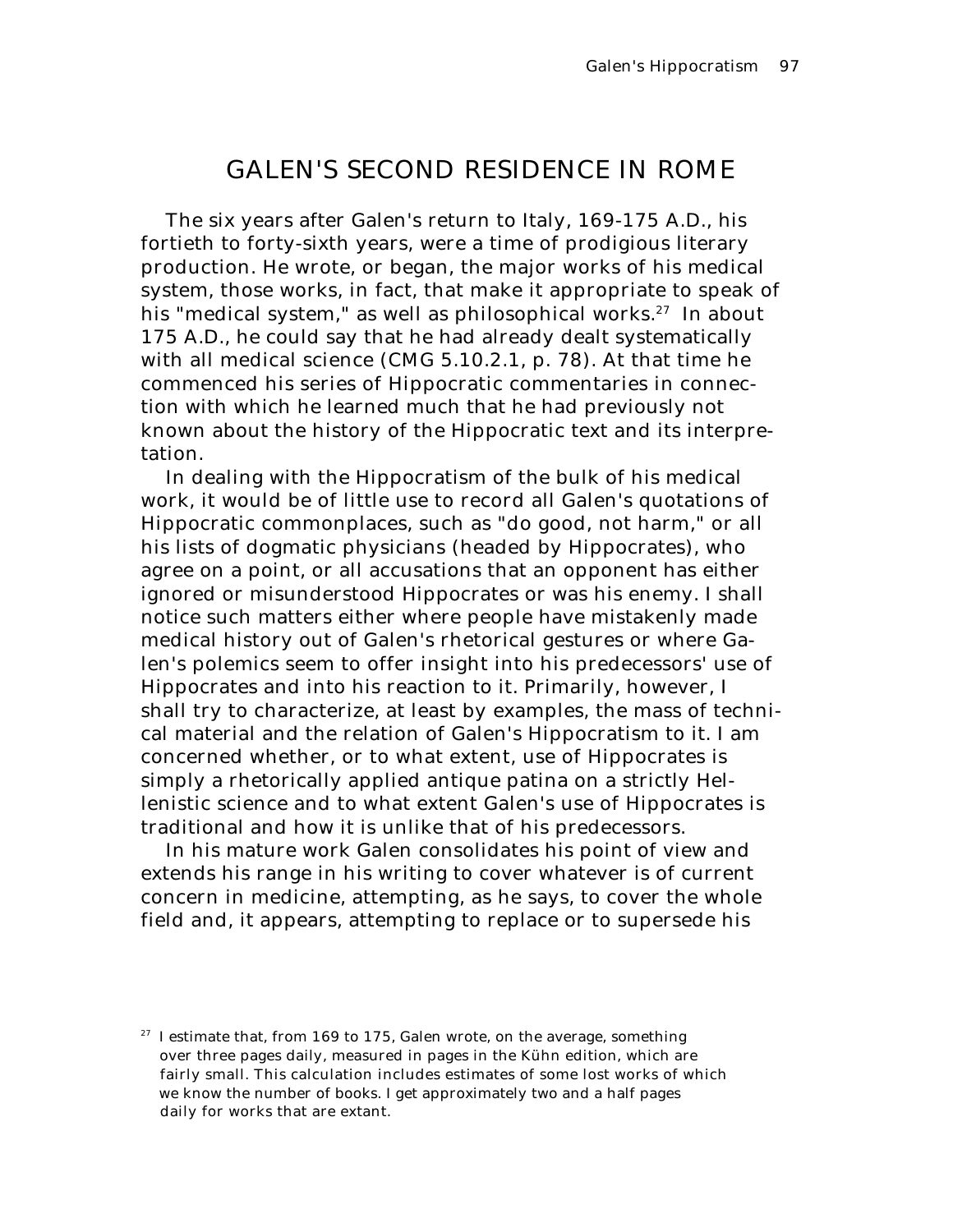## GALEN'S SECOND RESIDENCE IN ROME

The six years after Galen's return to Italy, 169-175 A.D., his fortieth to forty-sixth years, were a time of prodigious literary production. He wrote, or began, the major works of his medical system, those works, in fact, that make it appropriate to speak of his "medical system," as well as philosophical works.[27] In about 175 A.D., he could say that he had already dealt systematically with all medical science (CMG 5.10.2.1, p. 78). At that time he commenced his series of Hippocratic commentaries in connection with which he learned much that he had previously not known about the history of the Hippocratic text and its interpretation.

In dealing with the Hippocratism of the bulk of his medical work, it would be of little use to record all Galen's quotations of Hippocratic commonplaces, such as "do good, not harm," or all his lists of dogmatic physicians (headed by Hippocrates), who agree on a point, or all accusations that an opponent has either ignored or misunderstood Hippocrates or was his enemy. I shall notice such matters either where people have mistakenly made medical history out of Galen's rhetorical gestures or where Galen's polemics seem to offer insight into his predecessors' use of Hippocrates and into his reaction to it. Primarily, however, I shall try to characterize, at least by examples, the mass of technical material and the relation of Galen's Hippocratism to it. I am concerned whether, or to what extent, use of Hippocrates is simply a rhetorically applied antique patina on a strictly Hellenistic science and to what extent Galen's use of Hippocrates is traditional and how it is unlike that of his predecessors.

In his mature work Galen consolidates his point of view and extends his range in his writing to cover whatever is of current concern in medicine, attempting, as he says, to cover the whole field and, it appears, attempting to replace or to supersede his

[27] I estimate that, from 169 to 175, Galen wrote, on the average, something over three pages daily, measured in pages in the Kühn edition, which are fairly small. This calculation includes estimates of some lost works of which we know the number of books. I get approximately two and a half pages daily for works that are extant.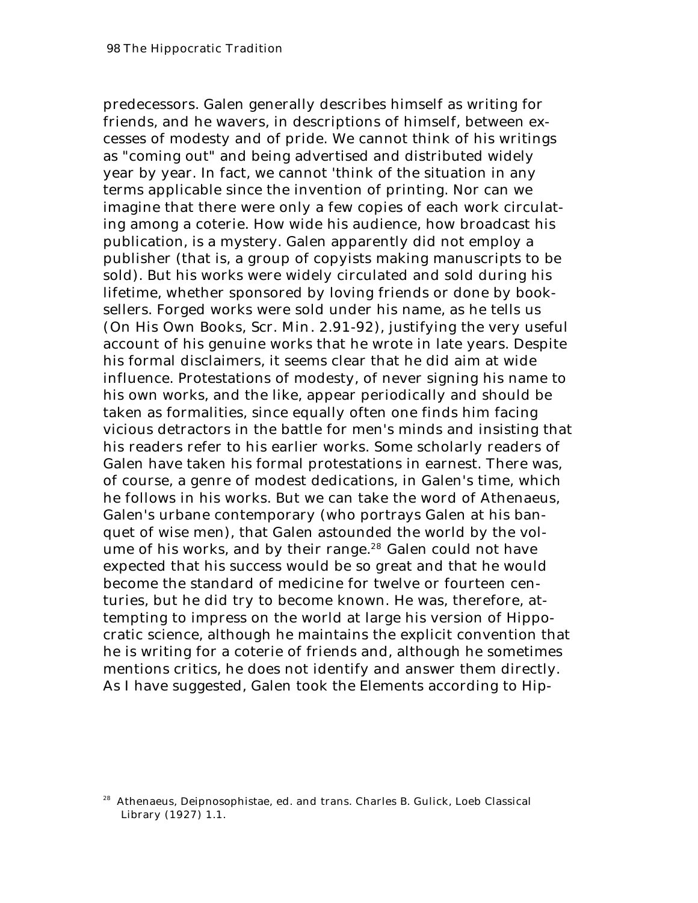predecessors. Galen generally describes himself as writing for friends, and he wavers, in descriptions of himself, between excesses of modesty and of pride. We cannot think of his writings as "coming out" and being advertised and distributed widely year by year. In fact, we cannot 'think of the situation in any terms applicable since the invention of printing. Nor can we imagine that there were only a few copies of each work circulating among a coterie. How wide his audience, how broadcast his publication, is a mystery. Galen apparently did not employ a publisher (that is, a group of copyists making manuscripts to be sold). But his works were widely circulated and sold during his lifetime, whether sponsored by loving friends or done by booksellers. Forged works were sold under his name, as he tells us (*On His Own Books*, *Scr. Min*. 2.91-92), justifying the very useful account of his genuine works that he wrote in late years. Despite his formal disclaimers, it seems clear that he did aim at wide influence. Protestations of modesty, of never signing his name to his own works, and the like, appear periodically and should be taken as formalities, since equally often one finds him facing vicious detractors in the battle for men's minds and insisting that his readers refer to his earlier works. Some scholarly readers of Galen have taken his formal protestations in earnest. There was, of course, a genre of modest dedications, in Galen's time, which he follows in his works. But we can take the word of Athenaeus, Galen's urbane contemporary (who portrays Galen at his banquet of wise men), that Galen astounded the world by the volume of his works, and by their range.[28] Galen could not have expected that his success would be so great and that he would become the standard of medicine for twelve or fourteen centuries, but he did try to become known. He was, therefore, attempting to impress on the world at large his version of Hippocratic science, although he maintains the explicit convention that he is writing for a coterie of friends and, although he sometimes mentions critics, he does not identify and answer them directly. As I have suggested, Galen took the *Elements according to Hip-*

[28] Athenaeus, *Deipnosophistae*, ed. and trans. Charles B. Gulick, Loeb Classical Library (1927) 1.1.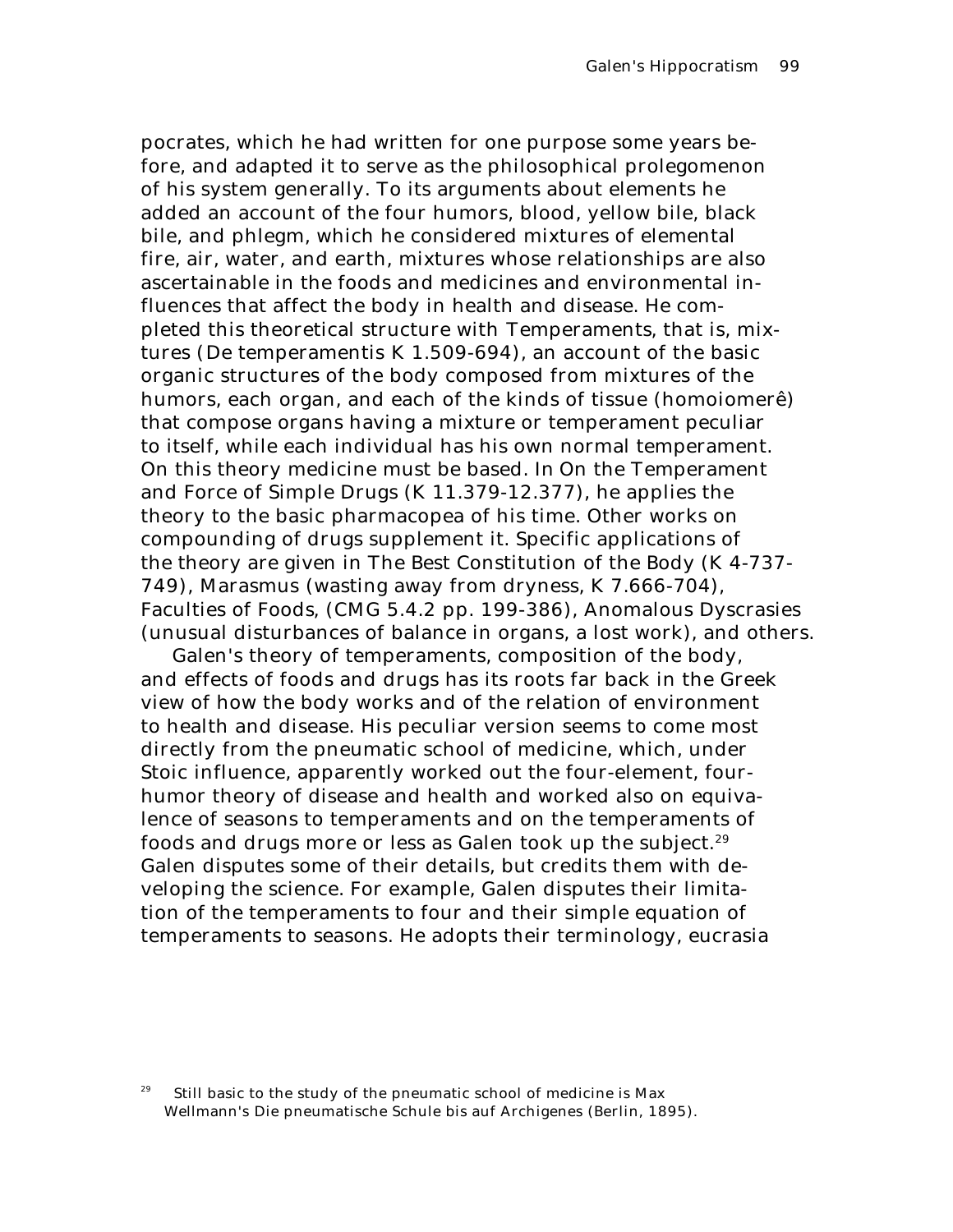pocrates, which he had written for one purpose some years before, and adapted it to serve as the philosophical prolegomenon of his system generally. To its arguments about elements he added an account of the four humors, blood, yellow bile, black bile, and phlegm, which he considered mixtures of elemental fire, air, water, and earth, mixtures whose relationships are also ascertainable in the foods and medicines and environmental influences that affect the body in health and disease. He completed this theoretical structure with Temperaments, that is, mixtures (*De temperamentis* K 1.509-694), an account of the basic organic structures of the body composed from mixtures of the humors, each organ, and each of the kinds of tissue (*homoiomerê*) that compose organs having a mixture or temperament peculiar to itself, while each individual has his own normal temperament. On this theory medicine must be based. In *On the Temperament and Force of Simple Drugs* (K 11.379-12.377), he applies the theory to the basic pharmacopea of his time. Other works on compounding of drugs supplement it. Specific applications of the theory are given in *The Best Constitution of the Body* (K 4-737-749), *Marasmus* (wasting away from dryness, K 7.666-704), *Faculties of Foods*, (CMG 5.4.2 pp. 199-386), *Anomalous Dyscrasies* (unusual disturbances of balance in organs, a lost work), and others.

Galen's theory of temperaments, composition of the body, and effects of foods and drugs has its roots far back in the Greek view of how the body works and of the relation of environment to health and disease. His peculiar version seems to come most directly from the pneumatic school of medicine, which, under Stoic influence, apparently worked out the four-element, four-humor theory of disease and health and worked also on equivalence of seasons to temperaments and on the temperaments of foods and drugs more or less as Galen took up the subject.[29] Galen disputes some of their details, but credits them with developing the science. For example, Galen disputes their limitation of the temperaments to four and their simple equation of temperaments to seasons. He adopts their terminology, eucrasia

[29] Still basic to the study of the pneumatic school of medicine is Max Wellmann's *Die pneumatische Schule bis auf Archigenes* (Berlin, 1895).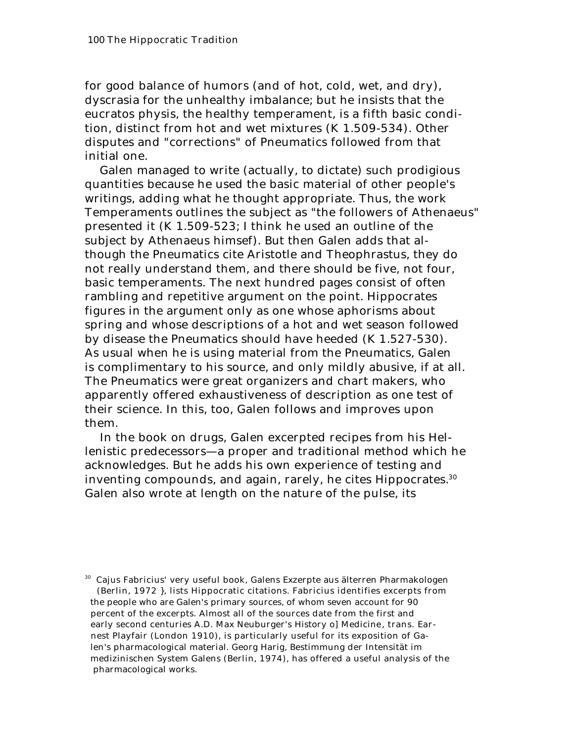for good balance of humors (and of hot, cold, wet, and dry), dyscrasia for the unhealthy imbalance; but he insists that the eucratos physis, the healthy temperament, is a fifth basic condition, distinct from hot and wet mixtures (K 1.509-534). Other disputes and "corrections" of Pneumatics followed from that initial one.

Galen managed to write (actually, to dictate) such prodigious quantities because he used the basic material of other people's writings, adding what he thought appropriate. Thus, the work Temperaments outlines the subject as "the followers of Athenaeus" presented it (K 1.509-523; I think he used an outline of the subject by Athenaeus himsef). But then Galen adds that although the Pneumatics cite Aristotle and Theophrastus, they do not really understand them, and there should be five, not four, basic temperaments. The next hundred pages consist of often rambling and repetitive argument on the point. Hippocrates figures in the argument only as one whose aphorisms about spring and whose descriptions of a hot and wet season followed by disease the Pneumatics should have heeded (K 1.527-530). As usual when he is using material from the Pneumatics, Galen is complimentary to his source, and only mildly abusive, if at all. The Pneumatics were great organizers and chart makers, who apparently offered exhaustiveness of description as one test of their science. In this, too, Galen follows and improves upon them.

In the book on drugs, Galen excerpted recipes from his Hellenistic predecessors—a proper and traditional method which he acknowledges. But he adds his own experience of testing and inventing compounds, and again, rarely, he cites Hippocrates.[30] Galen also wrote at length on the nature of the pulse, its

[30] Cajus Fabricius' very useful book, Galens Exzerpte aus älterren Pharmakologen (Berlin, 1972 }, lists Hippocratic citations. Fabricius identifies excerpts from the people who are Galen's primary sources, of whom seven account for 90 percent of the excerpts. Almost all of the sources date from the first and early second centuries A.D. Max Neuburger's History o] Medicine, trans. Earnest Playfair (London 1910), is particularly useful for its exposition of Galen's pharmacological material. Georg Harig, Bestimmung der Intensität im medizinischen System Galens (Berlin, 1974), has offered a useful analysis of the pharmacological works.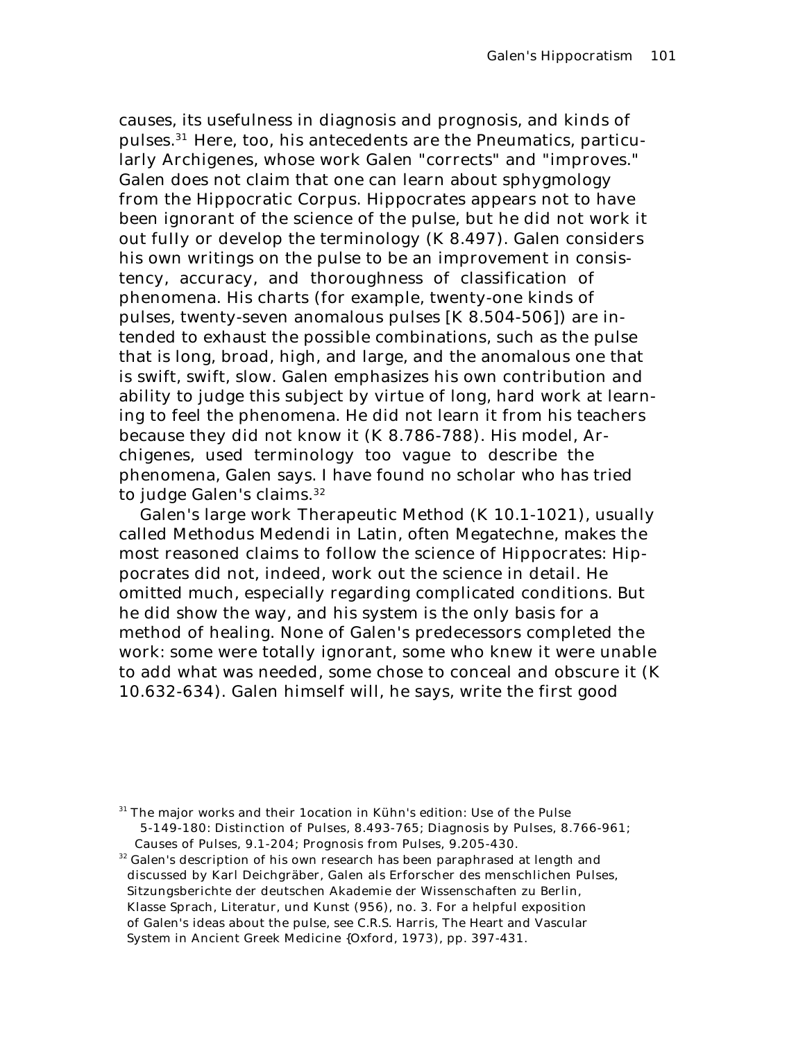causes, its usefulness in diagnosis and prognosis, and kinds of pulses.[31] Here, too, his antecedents are the Pneumatics, particularly Archigenes, whose work Galen "corrects" and "improves." Galen does not claim that one can learn about sphygmology from the Hippocratic Corpus. Hippocrates appears not to have been ignorant of the science of the pulse, but he did not work it out fully or develop the terminology (K 8.497). Galen considers his own writings on the pulse to be an improvement in consistency, accuracy, and thoroughness of classification of phenomena. His charts (for example, twenty-one kinds of pulses, twenty-seven anomalous pulses [K 8.504-506]) are intended to exhaust the possible combinations, such as the pulse that is long, broad, high, and large, and the anomalous one that is swift, swift, slow. Galen emphasizes his own contribution and ability to judge this subject by virtue of long, hard work at learning to feel the phenomena. He did not learn it from his teachers because they did not know it (K 8.786-788). His model, Archigenes, used terminology too vague to describe the phenomena, Galen says. I have found no scholar who has tried to judge Galen's claims.[32]

Galen's large work *Therapeutic Method* (K 10.1-1021), usually called *Methodus Medendi* in Latin, often *Megatechne*, makes the most reasoned claims to follow the science of Hippocrates: Hippocrates did not, indeed, work out the science in detail. He omitted much, especially regarding complicated conditions. But he did show the way, and his system is the only basis for a method of healing. None of Galen's predecessors completed the work: some were totally ignorant, some who knew it were unable to add what was needed, some chose to conceal and obscure it (K 10.632-634). Galen himself will, he says, write the first good

---

[31] The major works and their 1ocation in Kühn's edition: *Use of the Pulse* 5-149-180: *Distinction of Pulses*, 8.493-765; *Diagnosis by Pulses*, 8.766-961; *Causes of Pulses*, 9.1-204; *Prognosis from Pulses*, 9.205-430.

[32] Galen's description of his own research has been paraphrased at length and discussed by Karl Deichgräber, *Galen als Erforscher des menschlichen Pulses*, Sitzungsberichte der deutschen Akademie der Wissenschaften zu Berlin, Klasse Sprach, Literatur, und Kunst (956), no. 3. For a helpful exposition of Galen's ideas about the pulse, see C.R.S. Harris, *The Heart and Vascular System in Ancient Greek Medicine* {Oxford, 1973), pp. 397-431.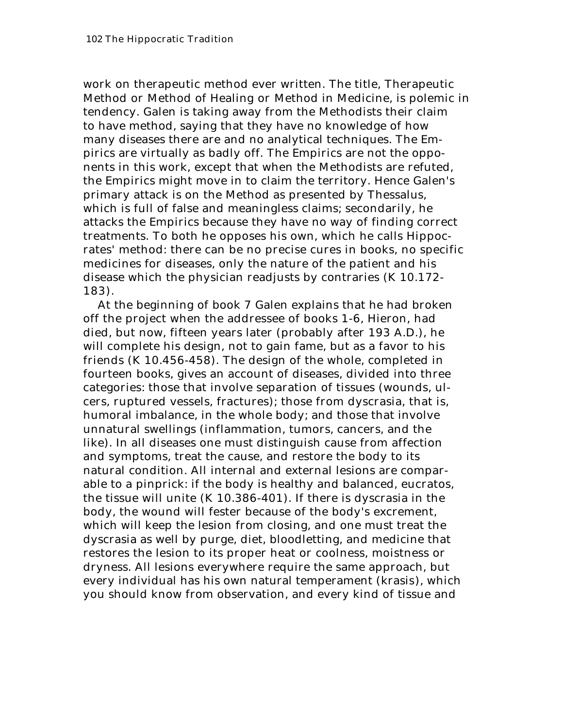work on therapeutic method ever written. The title, Therapeutic Method or Method of Healing or Method in Medicine, is polemic in tendency. Galen is taking away from the Methodists their claim to have method, saying that they have no knowledge of how many diseases there are and no analytical techniques. The Empirics are virtually as badly off. The Empirics are not the opponents in this work, except that when the Methodists are refuted, the Empirics might move in to claim the territory. Hence Galen's primary attack is on the Method as presented by Thessalus, which is full of false and meaningless claims; secondarily, he attacks the Empirics because they have no way of finding correct treatments. To both he opposes his own, which he calls Hippocrates' method: there can be no precise cures in books, no specific medicines for diseases, only the nature of the patient and his disease which the physician readjusts by contraries (K 10.172-183).

At the beginning of book 7 Galen explains that he had broken off the project when the addressee of books 1-6, Hieron, had died, but now, fifteen years later (probably after 193 A.D.), he will complete his design, not to gain fame, but as a favor to his friends (K 10.456-458). The design of the whole, completed in fourteen books, gives an account of diseases, divided into three categories: those that involve separation of tissues (wounds, ulcers, ruptured vessels, fractures); those from dyscrasia, that is, humoral imbalance, in the whole body; and those that involve unnatural swellings (inflammation, tumors, cancers, and the like). In all diseases one must distinguish cause from affection and symptoms, treat the cause, and restore the body to its natural condition. All internal and external lesions are comparable to a pinprick: if the body is healthy and balanced, eucratos, the tissue will unite (K 10.386-401). If there is dyscrasia in the body, the wound will fester because of the body's excrement, which will keep the lesion from closing, and one must treat the dyscrasia as well by purge, diet, bloodletting, and medicine that restores the lesion to its proper heat or coolness, moistness or dryness. All lesions everywhere require the same approach, but every individual has his own natural temperament (krasis), which you should know from observation, and every kind of tissue and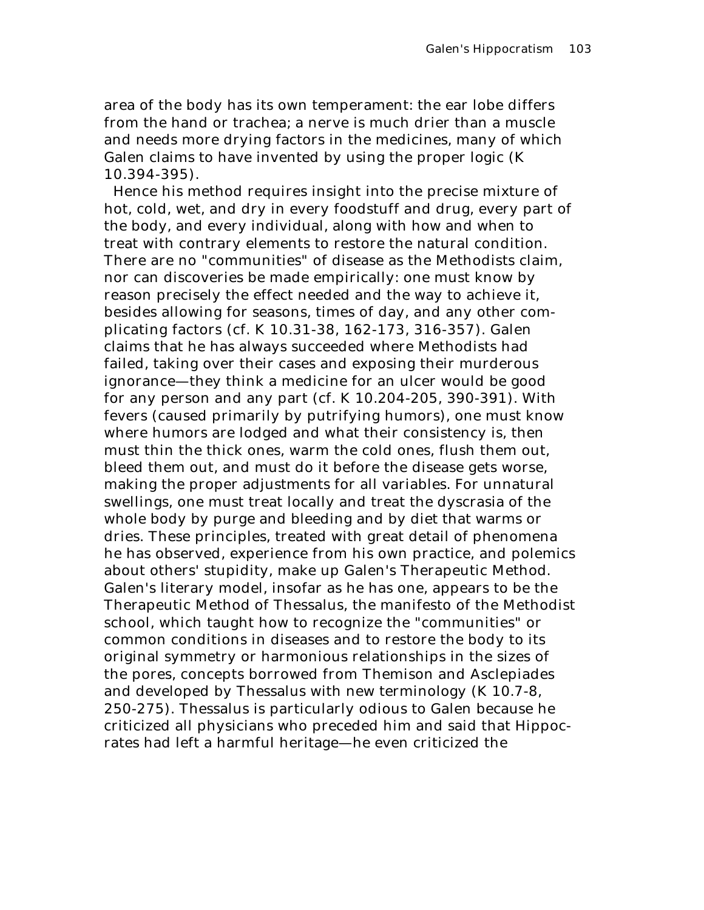area of the body has its own temperament: the ear lobe differs from the hand or trachea; a nerve is much drier than a muscle and needs more drying factors in the medicines, many of which Galen claims to have invented by using the proper logic (K 10.394-395).

Hence his method requires insight into the precise mixture of hot, cold, wet, and dry in every foodstuff and drug, every part of the body, and every individual, along with how and when to treat with contrary elements to restore the natural condition. There are no "communities" of disease as the Methodists claim, nor can discoveries be made empirically: one must know by reason precisely the effect needed and the way to achieve it, besides allowing for seasons, times of day, and any other complicating factors (cf. K 10.31-38, 162-173, 316-357). Galen claims that he has always succeeded where Methodists had failed, taking over their cases and exposing their murderous ignorance—they think a medicine for an ulcer would be good for any person and any part (cf. K 10.204-205, 390-391). With fevers (caused primarily by putrifying humors), one must know where humors are lodged and what their consistency is, then must thin the thick ones, warm the cold ones, flush them out, bleed them out, and must do it before the disease gets worse, making the proper adjustments for all variables. For unnatural swellings, one must treat locally and treat the dyscrasia of the whole body by purge and bleeding and by diet that warms or dries. These principles, treated with great detail of phenomena he has observed, experience from his own practice, and polemics about others' stupidity, make up Galen's Therapeutic Method. Galen's literary model, insofar as he has one, appears to be the Therapeutic Method of Thessalus, the manifesto of the Methodist school, which taught how to recognize the "communities" or common conditions in diseases and to restore the body to its original symmetry or harmonious relationships in the sizes of the pores, concepts borrowed from Themison and Asclepiades and developed by Thessalus with new terminology (K 10.7-8, 250-275). Thessalus is particularly odious to Galen because he criticized all physicians who preceded him and said that Hippocrates had left a harmful heritage—he even criticized the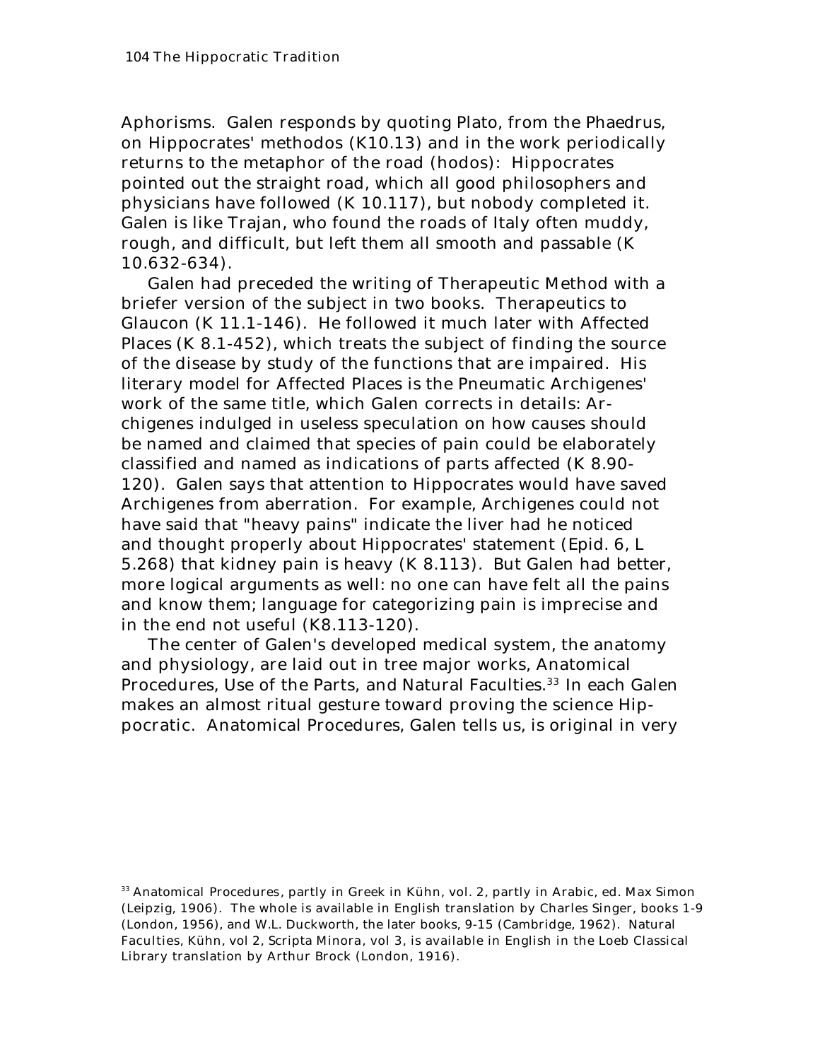Aphorisms. Galen responds by quoting Plato, from the Phaedrus, on Hippocrates' methodos (K10.13) and in the work periodically returns to the metaphor of the road (hodos): Hippocrates pointed out the straight road, which all good philosophers and physicians have followed (K 10.117), but nobody completed it. Galen is like Trajan, who found the roads of Italy often muddy, rough, and difficult, but left them all smooth and passable (K 10.632-634).

Galen had preceded the writing of Therapeutic Method with a briefer version of the subject in two books. Therapeutics to Glaucon (K 11.1-146). He followed it much later with Affected Places (K 8.1-452), which treats the subject of finding the source of the disease by study of the functions that are impaired. His literary model for Affected Places is the Pneumatic Archigenes' work of the same title, which Galen corrects in details: Archigenes indulged in useless speculation on how causes should be named and claimed that species of pain could be elaborately classified and named as indications of parts affected (K 8.90-120). Galen says that attention to Hippocrates would have saved Archigenes from aberration. For example, Archigenes could not have said that "heavy pains" indicate the liver had he noticed and thought properly about Hippocrates' statement (Epid. 6, L 5.268) that kidney pain is heavy (K 8.113). But Galen had better, more logical arguments as well: no one can have felt all the pains and know them; language for categorizing pain is imprecise and in the end not useful (K8.113-120).

The center of Galen's developed medical system, the anatomy and physiology, are laid out in tree major works, Anatomical Procedures, Use of the Parts, and Natural Faculties.[33] In each Galen makes an almost ritual gesture toward proving the science Hippocratic. Anatomical Procedures, Galen tells us, is original in very

[33] Anatomical Procedures, partly in Greek in Kühn, vol. 2, partly in Arabic, ed. Max Simon (Leipzig, 1906). The whole is available in English translation by Charles Singer, books 1-9 (London, 1956), and W.L. Duckworth, the later books, 9-15 (Cambridge, 1962). Natural Faculties, Kühn, vol 2, Scripta Minora, vol 3, is available in English in the Loeb Classical Library translation by Arthur Brock (London, 1916).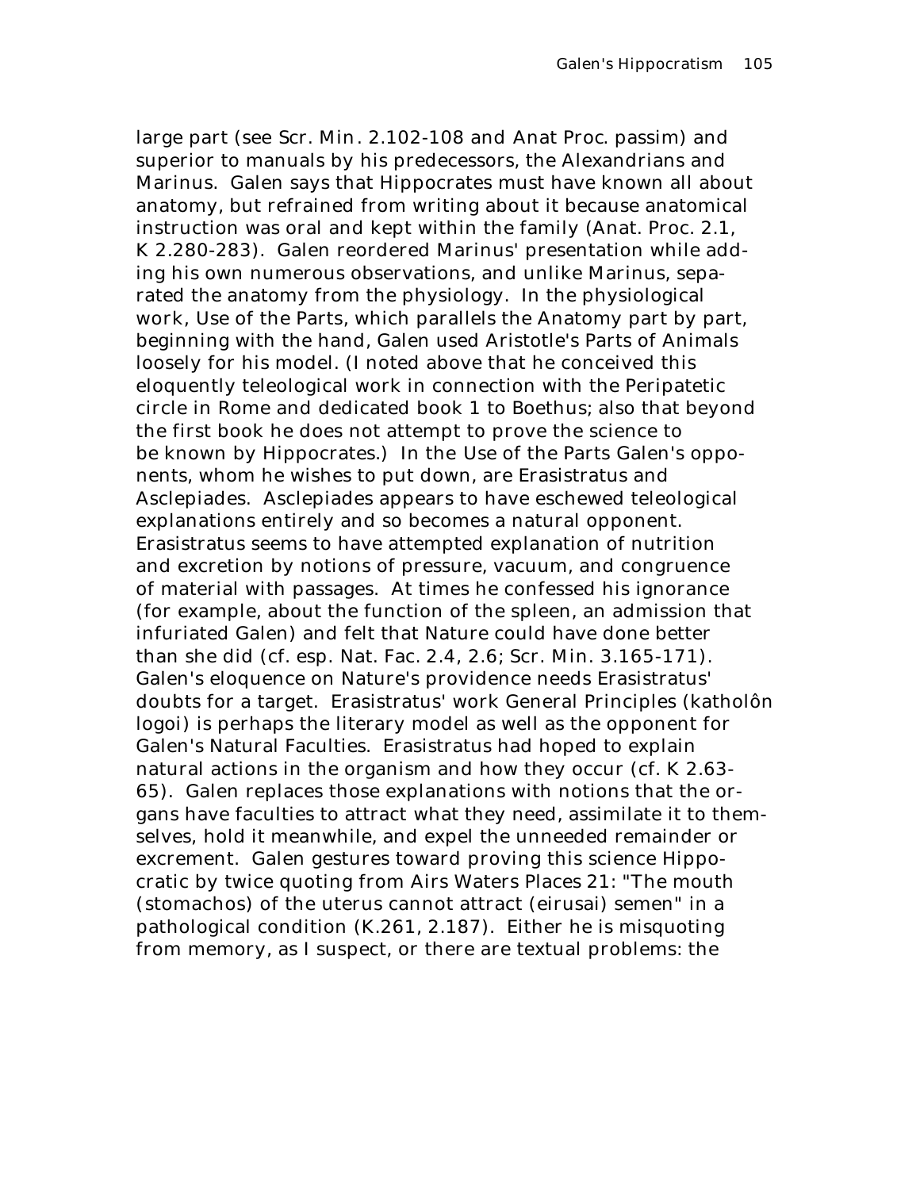large part (see Scr. Min. 2.102-108 and Anat Proc. passim) and superior to manuals by his predecessors, the Alexandrians and Marinus. Galen says that Hippocrates must have known all about anatomy, but refrained from writing about it because anatomical instruction was oral and kept within the family (Anat. Proc. 2.1, K 2.280-283). Galen reordered Marinus' presentation while adding his own numerous observations, and unlike Marinus, separated the anatomy from the physiology. In the physiological work, Use of the Parts, which parallels the Anatomy part by part, beginning with the hand, Galen used Aristotle's Parts of Animals loosely for his model. (I noted above that he conceived this eloquently teleological work in connection with the Peripatetic circle in Rome and dedicated book 1 to Boethus; also that beyond the first book he does not attempt to prove the science to be known by Hippocrates.) In the Use of the Parts Galen's opponents, whom he wishes to put down, are Erasistratus and Asclepiades. Asclepiades appears to have eschewed teleological explanations entirely and so becomes a natural opponent. Erasistratus seems to have attempted explanation of nutrition and excretion by notions of pressure, vacuum, and congruence of material with passages. At times he confessed his ignorance (for example, about the function of the spleen, an admission that infuriated Galen) and felt that Nature could have done better than she did (cf. esp. Nat. Fac. 2.4, 2.6; Scr. Min. 3.165-171). Galen's eloquence on Nature's providence needs Erasistratus' doubts for a target. Erasistratus' work General Principles (katholôn logoi) is perhaps the literary model as well as the opponent for Galen's Natural Faculties. Erasistratus had hoped to explain natural actions in the organism and how they occur (cf. K 2.63-65). Galen replaces those explanations with notions that the organs have faculties to attract what they need, assimilate it to themselves, hold it meanwhile, and expel the unneeded remainder or excrement. Galen gestures toward proving this science Hippocratic by twice quoting from Airs Waters Places 21: "The mouth (stomachos) of the uterus cannot attract (eirusai) semen" in a pathological condition (K.261, 2.187). Either he is misquoting from memory, as I suspect, or there are textual problems: the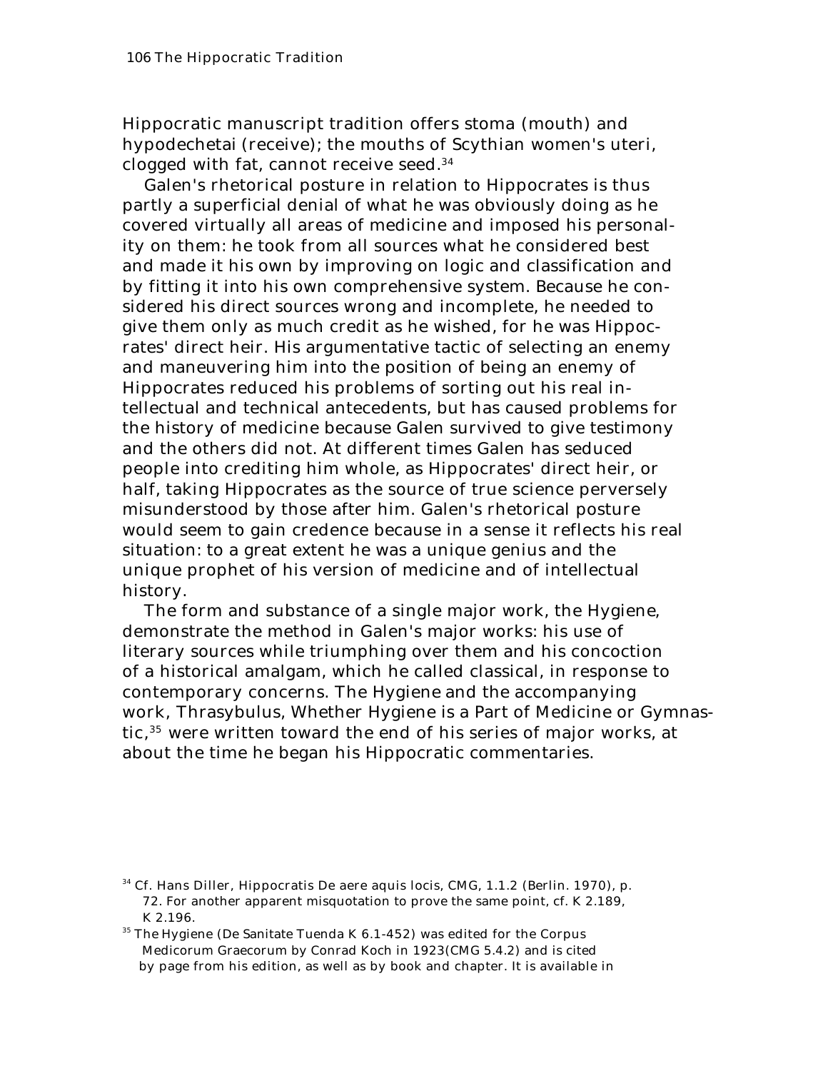Hippocratic manuscript tradition offers stoma (mouth) and hypodechetai (receive); the mouths of Scythian women's uteri, clogged with fat, cannot receive seed.[34]

Galen's rhetorical posture in relation to Hippocrates is thus partly a superficial denial of what he was obviously doing as he covered virtually all areas of medicine and imposed his personality on them: he took from all sources what he considered best and made it his own by improving on logic and classification and by fitting it into his own comprehensive system. Because he considered his direct sources wrong and incomplete, he needed to give them only as much credit as he wished, for he was Hippocrates' direct heir. His argumentative tactic of selecting an enemy and maneuvering him into the position of being an enemy of Hippocrates reduced his problems of sorting out his real intellectual and technical antecedents, but has caused problems for the history of medicine because Galen survived to give testimony and the others did not. At different times Galen has seduced people into crediting him whole, as Hippocrates' direct heir, or half, taking Hippocrates as the source of true science perversely misunderstood by those after him. Galen's rhetorical posture would seem to gain credence because in a sense it reflects his real situation: to a great extent he was a unique genius and the unique prophet of his version of medicine and of intellectual history.

The form and substance of a single major work, the *Hygiene*, demonstrate the method in Galen's major works: his use of literary sources while triumphing over them and his concoction of a historical amalgam, which he called classical, in response to contemporary concerns. The *Hygiene* and the accompanying work, *Thrasybulus, Whether Hygiene is a Part of Medicine or Gymnastic*,[35] were written toward the end of his series of major works, at about the time he began his Hippocratic commentaries.

[34] Cf. Hans Diller, *Hippocratis De aere aquis locis*, CMG, 1.1.2 (Berlin. 1970), p. 72. For another apparent misquotation to prove the same point, cf. K 2.189, K 2.196.

[35] The *Hygiene* (*De Sanitate Tuenda* K 6.1-452) was edited for the Corpus Medicorum Graecorum by Conrad Koch in 1923(CMG 5.4.2) and is cited by page from his edition, as well as by book and chapter. It is available in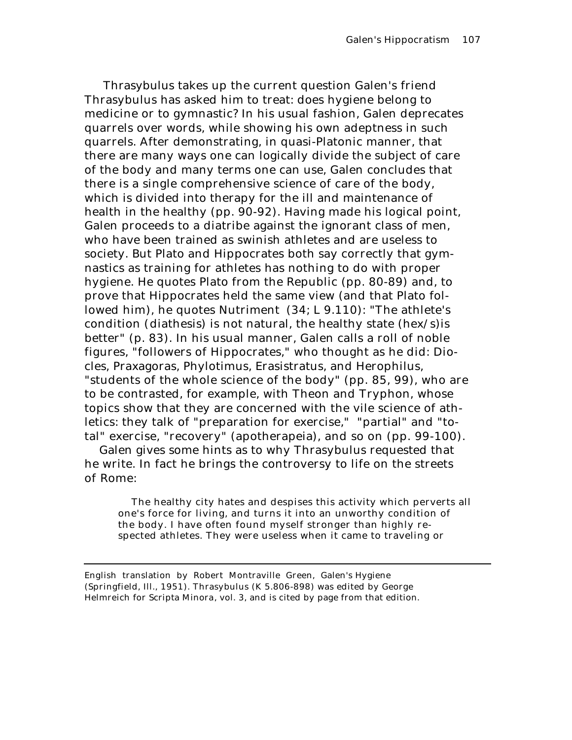*Thrasybulus* takes up the current question Galen's friend Thrasybulus has asked him to treat: does hygiene belong to medicine or to gymnastic? In his usual fashion, Galen deprecates quarrels over words, while showing his own adeptness in such quarrels. After demonstrating, in quasi-Platonic manner, that there are many ways one can logically divide the subject of care of the body and many terms one can use, Galen concludes that there is a single comprehensive science of care of the body, which is divided into therapy for the ill and maintenance of health in the healthy (pp. 90-92). Having made his logical point, Galen proceeds to a diatribe against the ignorant class of men, who have been trained as swinish athletes and are useless to society. But Plato and Hippocrates both say correctly that gymnastics as training for athletes has nothing to do with proper hygiene. He quotes Plato from the *Republic* (pp. 80-89) and, to prove that Hippocrates held the same view (and that Plato followed him), he quotes *Nutriment* (34; L 9.110): "The athlete's condition (*diathesis*) is not natural, the healthy state (*hex/s*)is better" (p. 83). In his usual manner, Galen calls a roll of noble figures, "followers of Hippocrates," who thought as he did: Diocles, Praxagoras, Phylotimus, Erasistratus, and Herophilus, "students of the whole science of the body" (pp. 85, 99), who are to be contrasted, for example, with Theon and Tryphon, whose topics show that they are concerned with the vile science of athletics: they talk of "preparation for exercise," "partial" and "total" exercise, "recovery" (*apotherapeia*), and so on (pp. 99-100).

Galen gives some hints as to why Thrasybulus requested that he write. In fact he brings the controversy to life on the streets of Rome:

> The healthy city hates and despises this activity which perverts all one's force for living, and turns it into an unworthy condition of the body. I have often found myself stronger than highly respected athletes. They were useless when it came to traveling or

---

English translation by Robert Montraville Green, *Galen's Hygiene* (Springfield, Ill., 1951). *Thrasybulus* (K 5.806-898) was edited by George Helmreich for *Scripta Minora*, vol. 3, and is cited by page from that edition.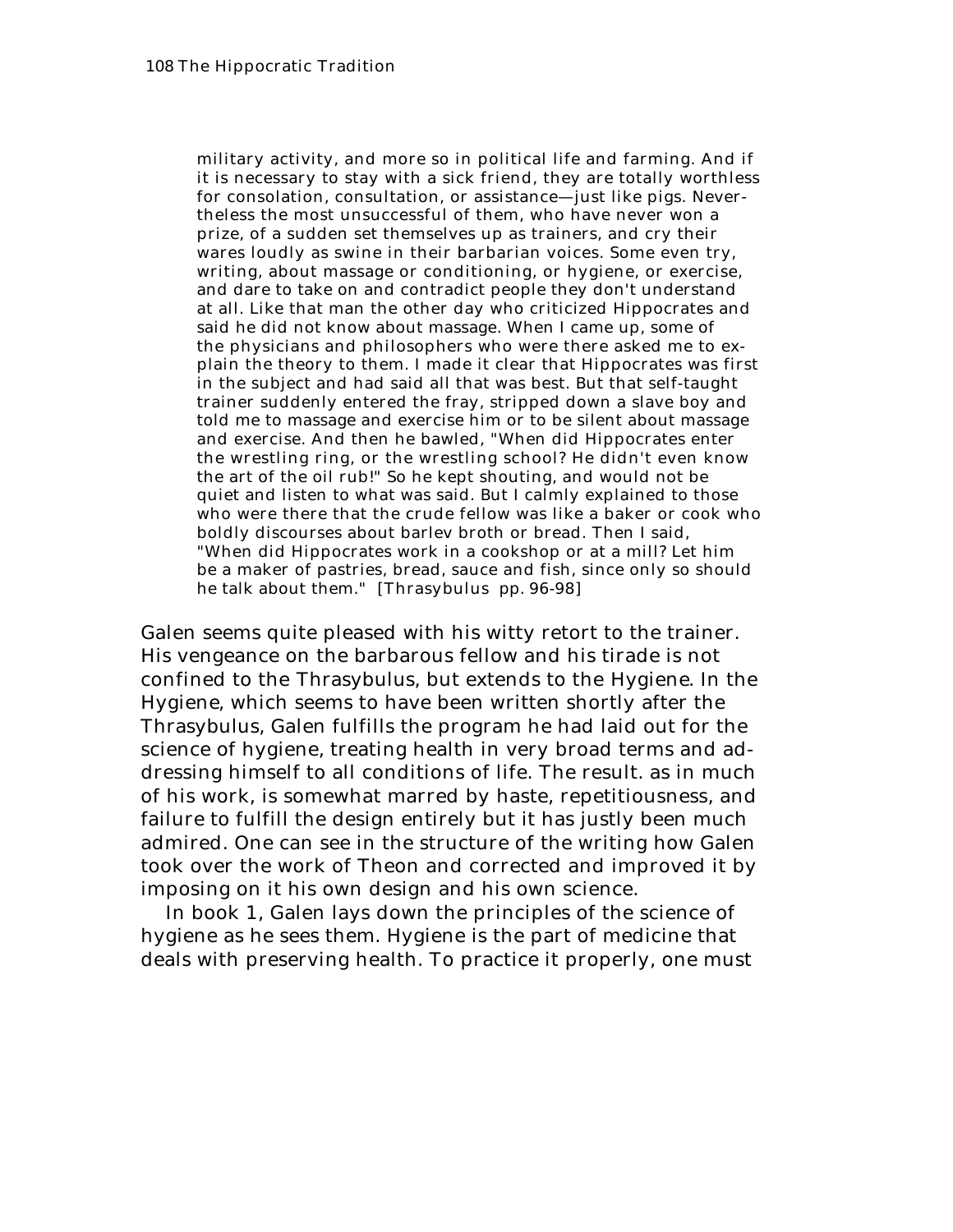> military activity, and more so in political life and farming. And if it is necessary to stay with a sick friend, they are totally worthless for consolation, consultation, or assistance—just like pigs. Nevertheless the most unsuccessful of them, who have never won a prize, of a sudden set themselves up as trainers, and cry their wares loudly as swine in their barbarian voices. Some even try, writing, about massage or conditioning, or hygiene, or exercise, and dare to take on and contradict people they don't understand at all. Like that man the other day who criticized Hippocrates and said he did not know about massage. When I came up, some of the physicians and philosophers who were there asked me to explain the theory to them. I made it clear that Hippocrates was first in the subject and had said all that was best. But that self-taught trainer suddenly entered the fray, stripped down a slave boy and told me to massage and exercise him or to be silent about massage and exercise. And then he bawled, "When did Hippocrates enter the wrestling ring, or the wrestling school? He didn't even know the art of the oil rub!" So he kept shouting, and would not be quiet and listen to what was said. But I calmly explained to those who were there that the crude fellow was like a baker or cook who boldly discourses about barlev broth or bread. Then I said, "When did Hippocrates work in a cookshop or at a mill? Let him be a maker of pastries, bread, sauce and fish, since only so should he talk about them." [*Thrasybulus* pp. 96-98]

Galen seems quite pleased with his witty retort to the trainer. His vengeance on the barbarous fellow and his tirade is not confined to the Thrasybulus, but extends to the Hygiene. In the Hygiene, which seems to have been written shortly after the Thrasybulus, Galen fulfills the program he had laid out for the science of hygiene, treating health in very broad terms and addressing himself to all conditions of life. The result. as in much of his work, is somewhat marred by haste, repetitiousness, and failure to fulfill the design entirely but it has justly been much admired. One can see in the structure of the writing how Galen took over the work of Theon and corrected and improved it by imposing on it his own design and his own science.

In book 1, Galen lays down the principles of the science of hygiene as he sees them. Hygiene is the part of medicine that deals with preserving health. To practice it properly, one must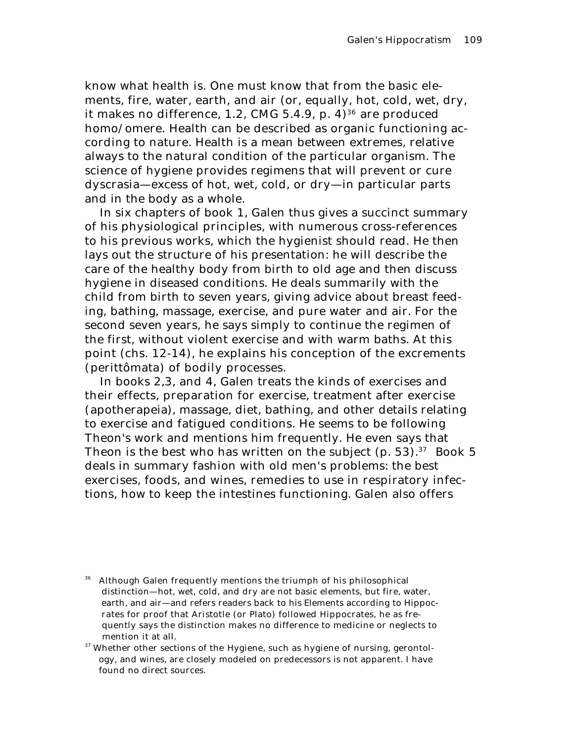know what health is. One must know that from the basic elements, fire, water, earth, and air (or, equally, hot, cold, wet, dry, it makes no difference, 1.2, CMG 5.4.9, p. 4)[36] are produced homo/omere. Health can be described as organic functioning according to nature. Health is a mean between extremes, relative always to the natural condition of the particular organism. The science of hygiene provides regimens that will prevent or cure dyscrasia—excess of hot, wet, cold, or dry—in particular parts and in the body as a whole.

In six chapters of book 1, Galen thus gives a succinct summary of his physiological principles, with numerous cross-references to his previous works, which the hygienist should read. He then lays out the structure of his presentation: he will describe the care of the healthy body from birth to old age and then discuss hygiene in diseased conditions. He deals summarily with the child from birth to seven years, giving advice about breast feeding, bathing, massage, exercise, and pure water and air. For the second seven years, he says simply to continue the regimen of the first, without violent exercise and with warm baths. At this point (chs. 12-14), he explains his conception of the excrements (perittômata) of bodily processes.

In books 2,3, and 4, Galen treats the kinds of exercises and their effects, preparation for exercise, treatment after exercise (apotherapeia), massage, diet, bathing, and other details relating to exercise and fatigued conditions. He seems to be following Theon's work and mentions him frequently. He even says that Theon is the best who has written on the subject (p. 53).[37] Book 5 deals in summary fashion with old men's problems: the best exercises, foods, and wines, remedies to use in respiratory infections, how to keep the intestines functioning. Galen also offers

[36] Although Galen frequently mentions the triumph of his philosophical distinction—hot, wet, cold, and dry are not basic elements, but fire, water, earth, and air—and refers readers back to his *Elements according to Hippocrates* for proof that Aristotle (or Plato) followed Hippocrates, he as frequently says the distinction makes no difference to medicine or neglects to mention it at all.

[37] Whether other sections of the *Hygiene*, such as hygiene of nursing, gerontology, and wines, are closely modeled on predecessors is not apparent. I have found no direct sources.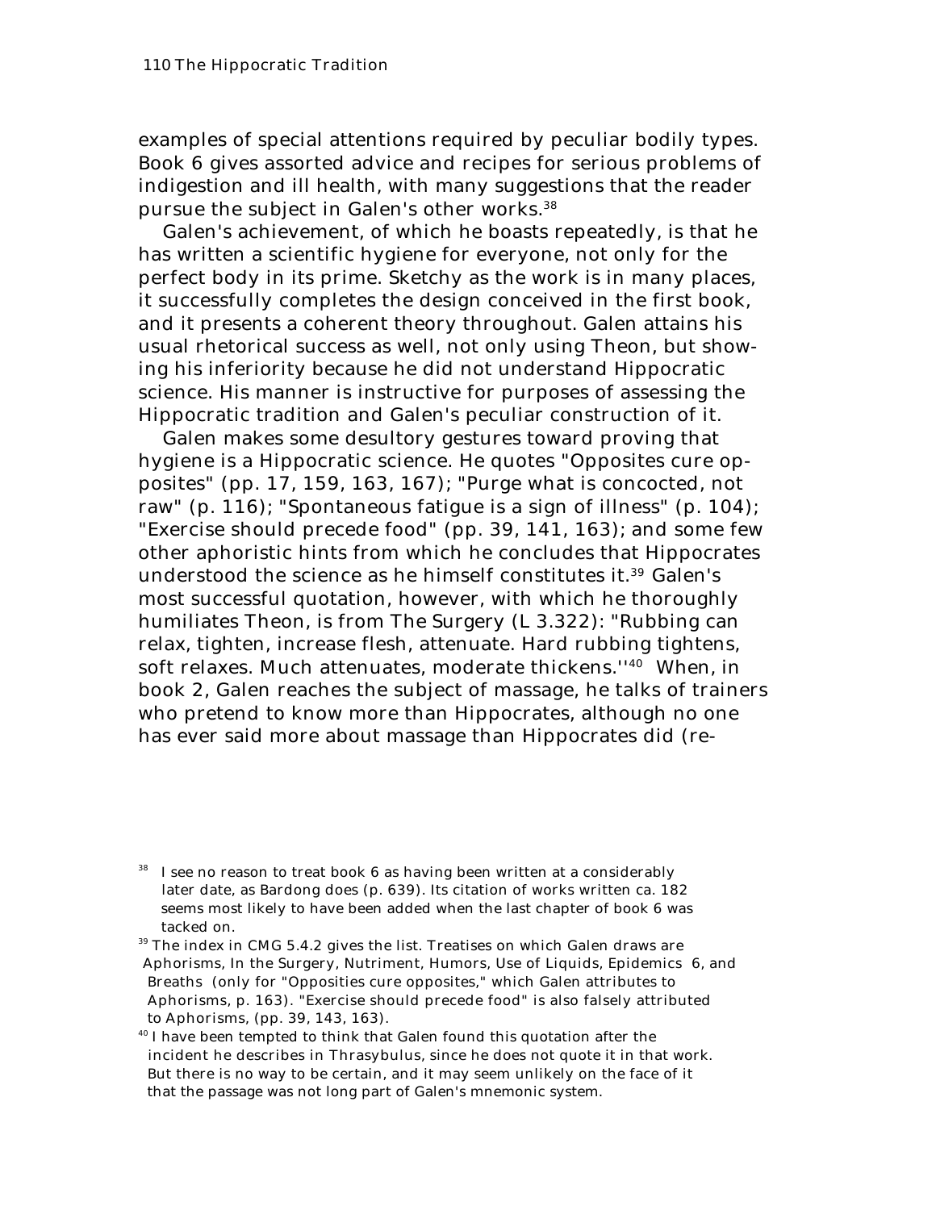examples of special attentions required by peculiar bodily types. Book 6 gives assorted advice and recipes for serious problems of indigestion and ill health, with many suggestions that the reader pursue the subject in Galen's other works.[38]

Galen's achievement, of which he boasts repeatedly, is that he has written a scientific hygiene for everyone, not only for the perfect body in its prime. Sketchy as the work is in many places, it successfully completes the design conceived in the first book, and it presents a coherent theory throughout. Galen attains his usual rhetorical success as well, not only using Theon, but showing his inferiority because he did not understand Hippocratic science. His manner is instructive for purposes of assessing the Hippocratic tradition and Galen's peculiar construction of it.

Galen makes some desultory gestures toward proving that hygiene is a Hippocratic science. He quotes "Opposites cure opposites" (pp. 17, 159, 163, 167); "Purge what is concocted, not raw" (p. 116); "Spontaneous fatigue is a sign of illness" (p. 104); "Exercise should precede food" (pp. 39, 141, 163); and some few other aphoristic hints from which he concludes that Hippocrates understood the science as he himself constitutes it.[39] Galen's most successful quotation, however, with which he thoroughly humiliates Theon, is from The Surgery (L 3.322): "Rubbing can relax, tighten, increase flesh, attenuate. Hard rubbing tightens, soft relaxes. Much attenuates, moderate thickens."[40] When, in book 2, Galen reaches the subject of massage, he talks of trainers who pretend to know more than Hippocrates, although no one has ever said more about massage than Hippocrates did (re-

---

[38] I see no reason to treat book 6 as having been written at a considerably later date, as Bardong does (p. 639). Its citation of works written ca. 182 seems most likely to have been added when the last chapter of book 6 was tacked on.

[39] The index in CMG 5.4.2 gives the list. Treatises on which Galen draws are Aphorisms, In the Surgery, Nutriment, Humors, Use of Liquids, Epidemics 6, and Breaths (only for "Oppositles cure opposites," which Galen attributes to Aphorisms, p. 163). "Exercise should precede food" is also falsely attributed to Aphorisms, (pp. 39, 143, 163).

[40] I have been tempted to think that Galen found this quotation after the incident he describes in Thrasybulus, since he does not quote it in that work. But there is no way to be certain, and it may seem unlikely on the face of it that the passage was not long part of Galen's mnemonic system.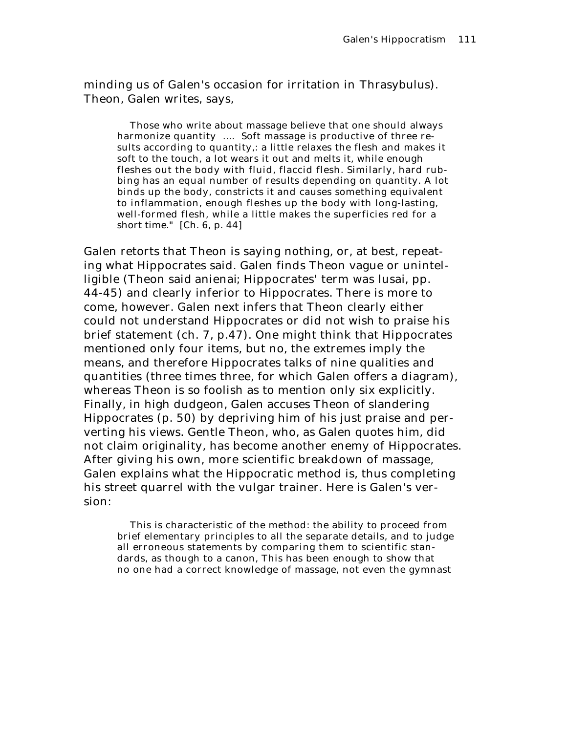minding us of Galen's occasion for irritation in Thrasybulus). Theon, Galen writes, says,

> Those who write about massage believe that one should always harmonize quantity .... Soft massage is productive of three results according to quantity,: a little relaxes the flesh and makes it soft to the touch, a lot wears it out and melts it, while enough fleshes out the body with fluid, flaccid flesh. Similarly, hard rubbing has an equal number of results depending on quantity. A lot binds up the body, constricts it and causes something equivalent to inflammation, enough fleshes up the body with long-lasting, well-formed flesh, while a little makes the superficies red for a short time." [Ch. 6, p. 44]

Galen retorts that Theon is saying nothing, or, at best, repeating what Hippocrates said. Galen finds Theon vague or unintelligible (Theon said anienai; Hippocrates' term was lusai, pp. 44-45) and clearly inferior to Hippocrates. There is more to come, however. Galen next infers that Theon clearly either could not understand Hippocrates or did not wish to praise his brief statement (ch. 7, p.47). One might think that Hippocrates mentioned only four items, but no, the extremes imply the means, and therefore Hippocrates talks of nine qualities and quantities (three times three, for which Galen offers a diagram), whereas Theon is so foolish as to mention only six explicitly. Finally, in high dudgeon, Galen accuses Theon of slandering Hippocrates (p. 50) by depriving him of his just praise and perverting his views. Gentle Theon, who, as Galen quotes him, did not claim originality, has become another enemy of Hippocrates. After giving his own, more scientific breakdown of massage, Galen explains what the Hippocratic method is, thus completing his street quarrel with the vulgar trainer. Here is Galen's version:

> This is characteristic of the method: the ability to proceed from brief elementary principles to all the separate details, and to judge all erroneous statements by comparing them to scientific standards, as though to a canon, This has been enough to show that no one had a correct knowledge of massage, not even the gymnast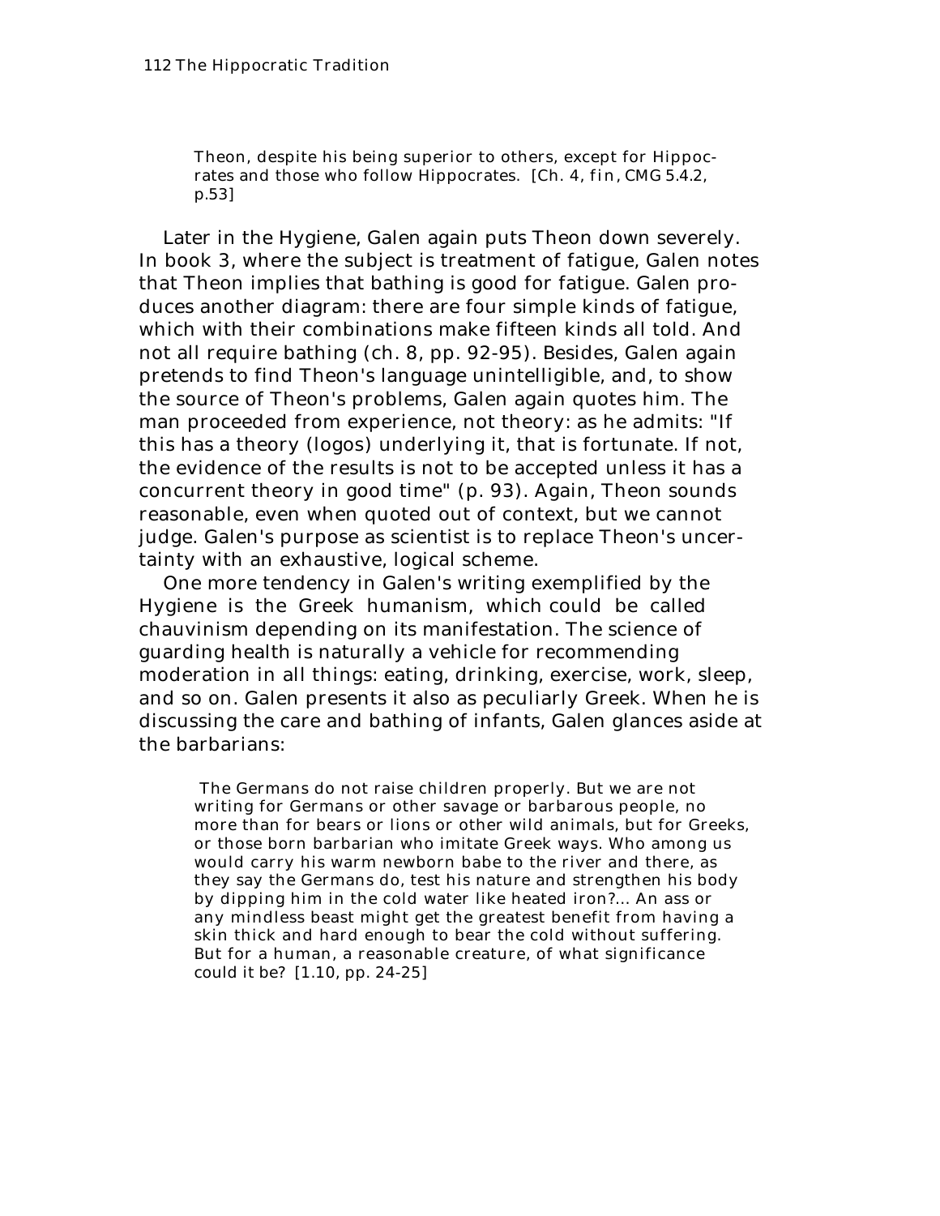> Theon, despite his being superior to others, except for Hippocrates and those who follow Hippocrates. [Ch. 4, *fin*, CMG 5.4.2, p.53]

Later in the Hygiene, Galen again puts Theon down severely. In book 3, where the subject is treatment of fatigue, Galen notes that Theon implies that bathing is good for fatigue. Galen produces another diagram: there are four simple kinds of fatigue, which with their combinations make fifteen kinds all told. And not all require bathing (ch. 8, pp. 92-95). Besides, Galen again pretends to find Theon's language unintelligible, and, to show the source of Theon's problems, Galen again quotes him. The man proceeded from experience, not theory: as he admits: "If this has a theory (logos) underlying it, that is fortunate. If not, the evidence of the results is not to be accepted unless it has a concurrent theory in good time" (p. 93). Again, Theon sounds reasonable, even when quoted out of context, but we cannot judge. Galen's purpose as scientist is to replace Theon's uncertainty with an exhaustive, logical scheme.

One more tendency in Galen's writing exemplified by the Hygiene is the Greek humanism, which could be called chauvinism depending on its manifestation. The science of guarding health is naturally a vehicle for recommending moderation in all things: eating, drinking, exercise, work, sleep, and so on. Galen presents it also as peculiarly Greek. When he is discussing the care and bathing of infants, Galen glances aside at the barbarians:

> The Germans do not raise children properly. But we are not writing for Germans or other savage or barbarous people, no more than for bears or lions or other wild animals, but for Greeks, or those born barbarian who imitate Greek ways. Who among us would carry his warm newborn babe to the river and there, as they say the Germans do, test his nature and strengthen his body by dipping him in the cold water like heated iron?... An ass or any mindless beast might get the greatest benefit from having a skin thick and hard enough to bear the cold without suffering. But for a human, a reasonable creature, of what significance could it be? [1.10, pp. 24-25]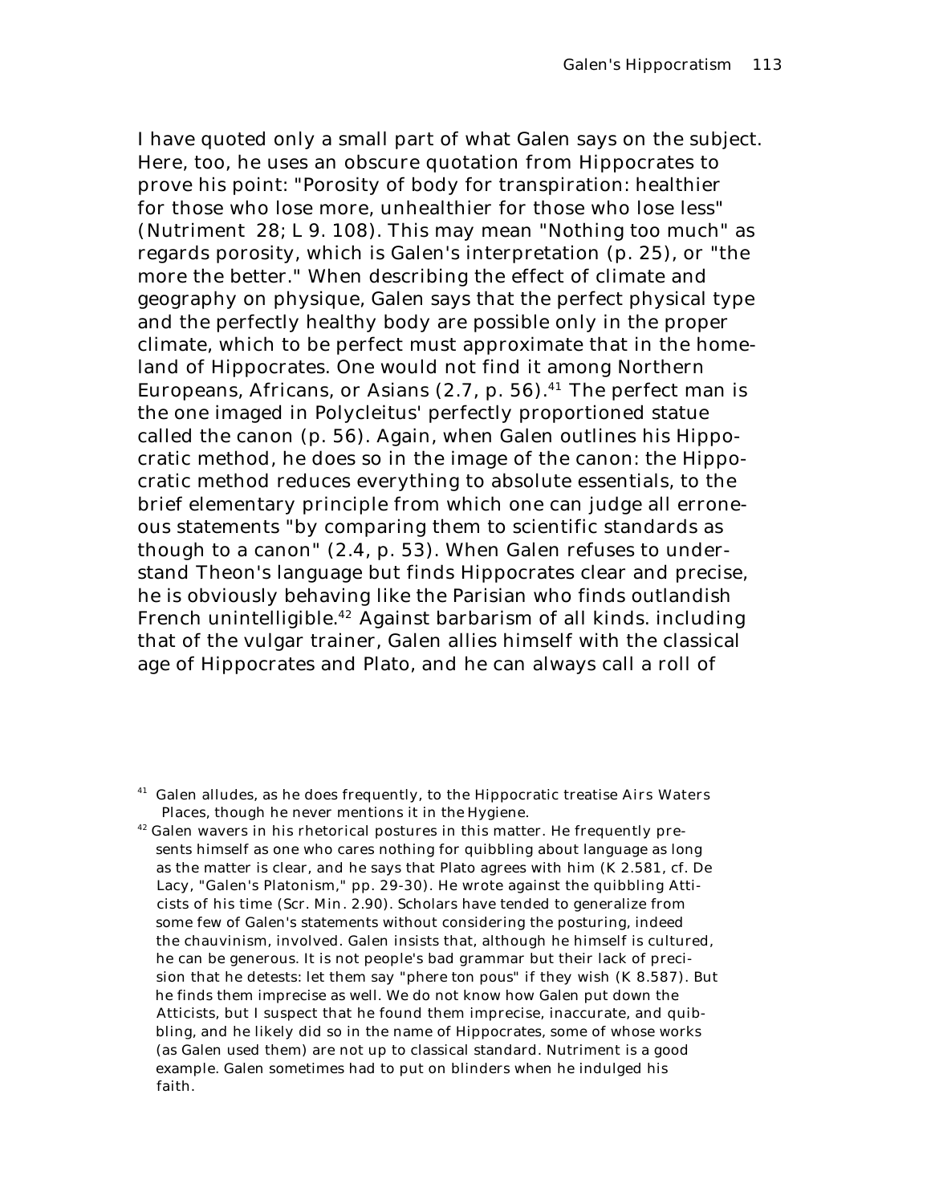I have quoted only a small part of what Galen says on the subject. Here, too, he uses an obscure quotation from Hippocrates to prove his point: "Porosity of body for transpiration: healthier for those who lose more, unhealthier for those who lose less" (*Nutriment* 28; L 9. 108). This may mean "Nothing too much" as regards porosity, which is Galen's interpretation (p. 25), or "the more the better." When describing the effect of climate and geography on physique, Galen says that the perfect physical type and the perfectly healthy body are possible only in the proper climate, which to be perfect must approximate that in the homeland of Hippocrates. One would not find it among Northern Europeans, Africans, or Asians (2.7, p. 56).[41] The perfect man is the one imaged in Polycleitus' perfectly proportioned statue called the canon (p. 56). Again, when Galen outlines his Hippocratic method, he does so in the image of the canon: the Hippocratic method reduces everything to absolute essentials, to the brief elementary principle from which one can judge all erroneous statements "by comparing them to scientific standards as though to a canon" (2.4, p. 53). When Galen refuses to understand Theon's language but finds Hippocrates clear and precise, he is obviously behaving like the Parisian who finds outlandish French unintelligible.[42] Against barbarism of all kinds. including that of the vulgar trainer, Galen allies himself with the classical age of Hippocrates and Plato, and he can always call a roll of

[41] Galen alludes, as he does frequently, to the Hippocratic treatise *Airs Waters Places*, though he never mentions it in the *Hygiene*.

[42] Galen wavers in his rhetorical postures in this matter. He frequently presents himself as one who cares nothing for quibbling about language as long as the matter is clear, and he says that Plato agrees with him (K 2.581, cf. De Lacy, "Galen's Platonism," pp. 29-30). He wrote against the quibbling Atticists of his time (*Scr. Min.* 2.90). Scholars have tended to generalize from some few of Galen's statements without considering the posturing, indeed the chauvinism, involved. Galen insists that, although he himself is cultured, he can be generous. It is not people's bad grammar but their lack of precision that he detests: let them say "phere ton pous" if they wish (K 8.587). But he finds them imprecise as well. We do not know how Galen put down the Atticists, but I suspect that he found them imprecise, inaccurate, and quibbling, and he likely did so in the name of Hippocrates, some of whose works (as Galen used them) are not up to classical standard. *Nutriment* is a good example. Galen sometimes had to put on blinders when he indulged his faith.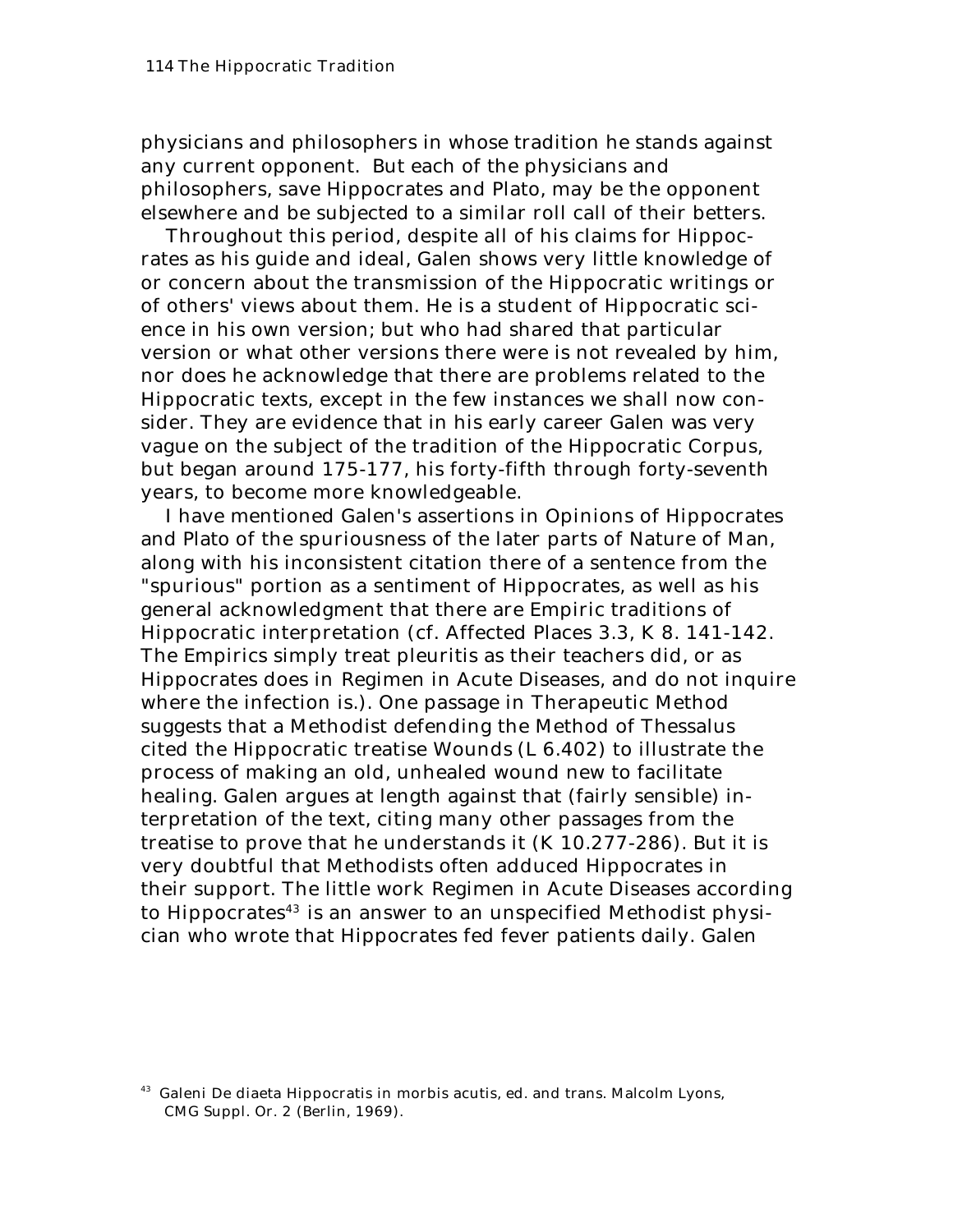physicians and philosophers in whose tradition he stands against any current opponent. But each of the physicians and philosophers, save Hippocrates and Plato, may be the opponent elsewhere and be subjected to a similar roll call of their betters.

Throughout this period, despite all of his claims for Hippocrates as his guide and ideal, Galen shows very little knowledge of or concern about the transmission of the Hippocratic writings or of others' views about them. He is a student of Hippocratic science in his own version; but who had shared that particular version or what other versions there were is not revealed by him, nor does he acknowledge that there are problems related to the Hippocratic texts, except in the few instances we shall now consider. They are evidence that in his early career Galen was very vague on the subject of the tradition of the Hippocratic Corpus, but began around 175-177, his forty-fifth through forty-seventh years, to become more knowledgeable.

I have mentioned Galen's assertions in *Opinions of Hippocrates and Plato* of the spuriousness of the later parts of *Nature of Man*, along with his inconsistent citation there of a sentence from the "spurious" portion as a sentiment of Hippocrates, as well as his general acknowledgment that there are Empiric traditions of Hippocratic interpretation (cf. *Affected Places* 3.3, K 8. 141-142. The Empirics simply treat pleuritis as their teachers did, or as Hippocrates does in *Regimen in Acute Diseases*, and do not inquire where the infection is.). One passage in *Therapeutic Method* suggests that a Methodist defending the Method of Thessalus cited the Hippocratic treatise *Wounds* (L 6.402) to illustrate the process of making an old, unhealed wound new to facilitate healing. Galen argues at length against that (fairly sensible) interpretation of the text, citing many other passages from the treatise to prove that he understands it (K 10.277-286). But it is very doubtful that Methodists often adduced Hippocrates in their support. The little work *Regimen in Acute Diseases according to Hippocrates*[43] is an answer to an unspecified Methodist physician who wrote that Hippocrates fed fever patients daily. Galen

[43] *Galeni De diaeta Hippocratis in morbis acutis*, ed. and trans. Malcolm Lyons, CMG Suppl. Or. 2 (Berlin, 1969).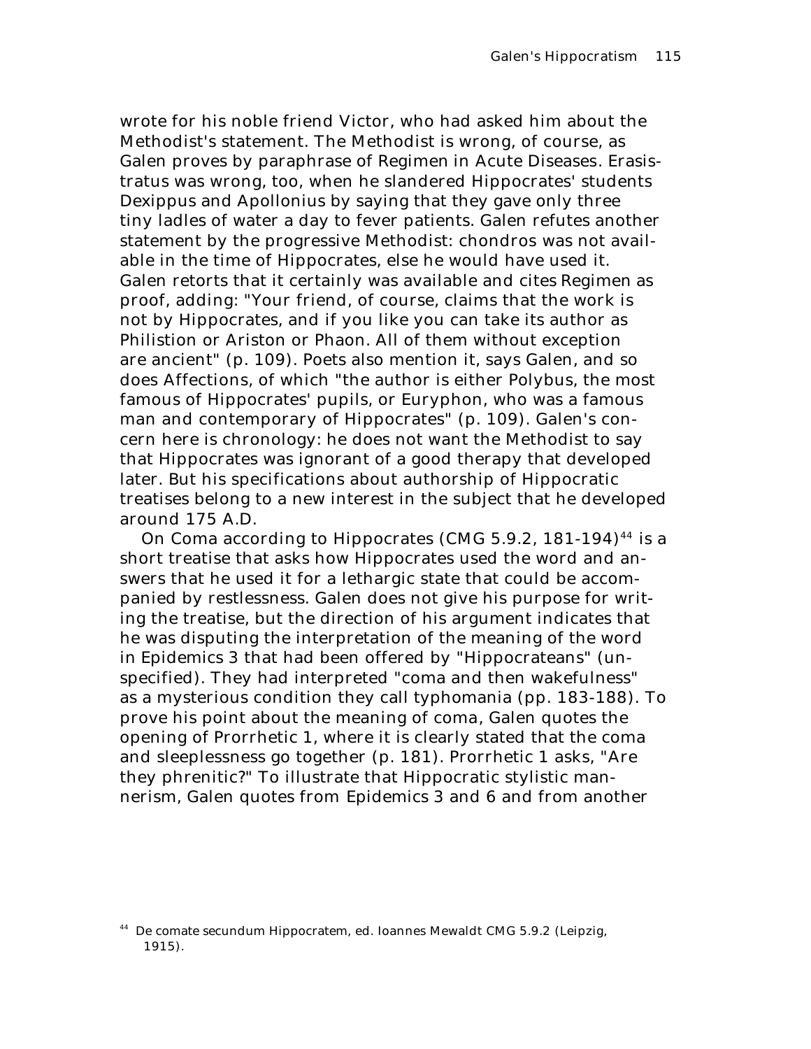wrote for his noble friend Victor, who had asked him about the Methodist's statement. The Methodist is wrong, of course, as Galen proves by paraphrase of *Regimen in Acute Diseases*. Erasistratus was wrong, too, when he slandered Hippocrates' students Dexippus and Apollonius by saying that they gave only three tiny ladles of water a day to fever patients. Galen refutes another statement by the progressive Methodist: chondros was not available in the time of Hippocrates, else he would have used it. Galen retorts that it certainly was available and cites *Regimen* as proof, adding: "Your friend, of course, claims that the work is not by Hippocrates, and if you like you can take its author as Philistion or Ariston or Phaon. All of them without exception are ancient" (p. 109). Poets also mention it, says Galen, and so does *Affections*, of which "the author is either Polybus, the most famous of Hippocrates' pupils, or Euryphon, who was a famous man and contemporary of Hippocrates" (p. 109). Galen's concern here is chronology: he does not want the Methodist to say that Hippocrates was ignorant of a good therapy that developed later. But his specifications about authorship of Hippocratic treatises belong to a new interest in the subject that he developed around 175 A.D.

*On Coma according to Hippocrates* (CMG 5.9.2, 181-194)[44] is a short treatise that asks how Hippocrates used the word and answers that he used it for a lethargic state that could be accompanied by restlessness. Galen does not give his purpose for writing the treatise, but the direction of his argument indicates that he was disputing the interpretation of the meaning of the word in *Epidemics 3* that had been offered by "Hippocrateans" (unspecified). They had interpreted "coma and then wakefulness" as a mysterious condition they call typhomania (pp. 183-188). To prove his point about the meaning of coma, Galen quotes the opening of *Prorrhetic 1*, where it is clearly stated that the coma and sleeplessness go together (p. 181). *Prorrhetic 1* asks, "Are they phrenitic?" To illustrate that Hippocratic stylistic mannerism, Galen quotes from *Epidemics 3* and *6* and from another

[44] *De comate secundum Hippocratem*, ed. Ioannes Mewaldt CMG 5.9.2 (Leipzig, 1915).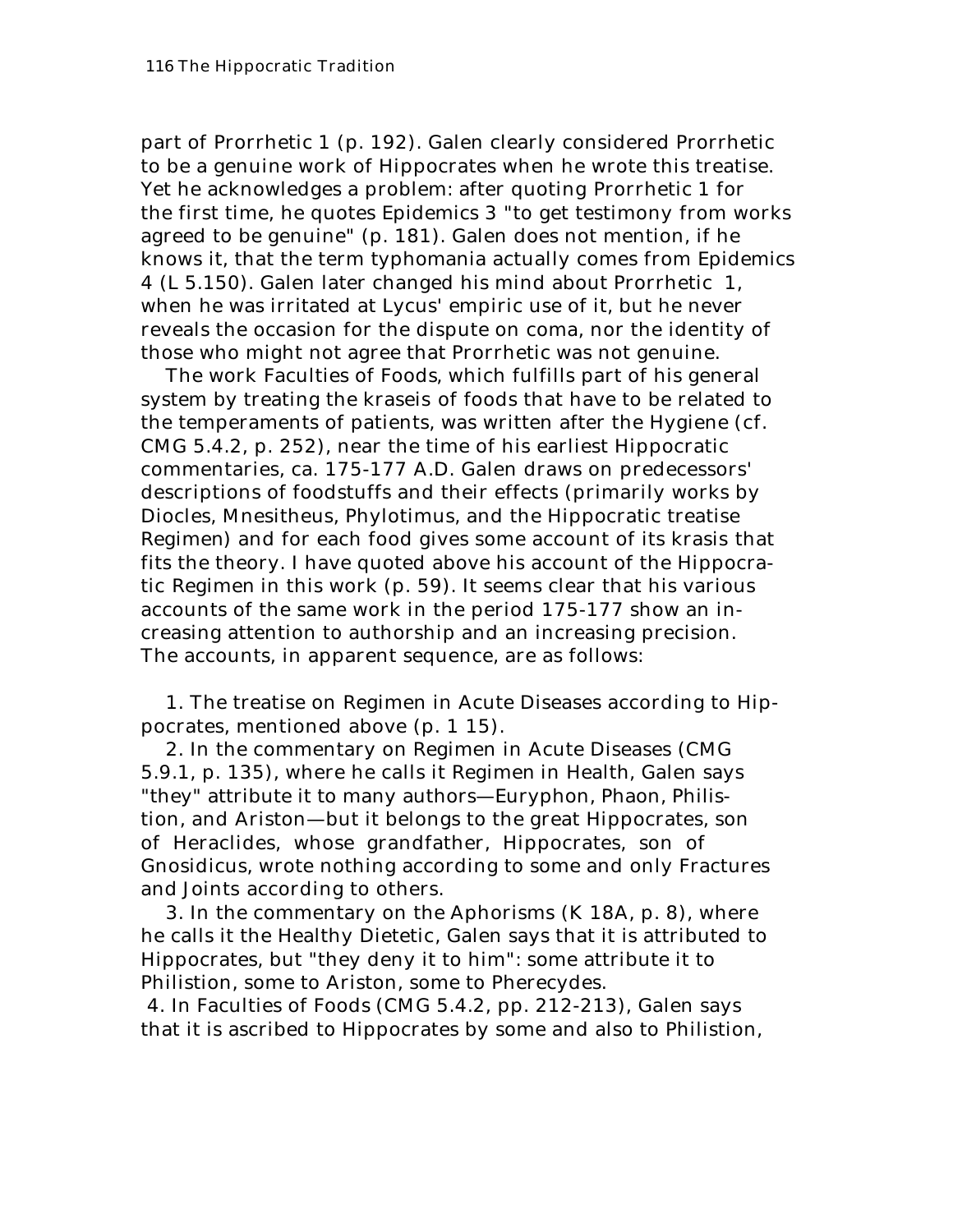part of Prorrhetic 1 (p. 192). Galen clearly considered Prorrhetic to be a genuine work of Hippocrates when he wrote this treatise. Yet he acknowledges a problem: after quoting Prorrhetic 1 for the first time, he quotes Epidemics 3 "to get testimony from works agreed to be genuine" (p. 181). Galen does not mention, if he knows it, that the term typhomania actually comes from Epidemics 4 (L 5.150). Galen later changed his mind about Prorrhetic 1, when he was irritated at Lycus' empiric use of it, but he never reveals the occasion for the dispute on coma, nor the identity of those who might not agree that Prorrhetic was not genuine.

The work Faculties of Foods, which fulfills part of his general system by treating the kraseis of foods that have to be related to the temperaments of patients, was written after the Hygiene (cf. CMG 5.4.2, p. 252), near the time of his earliest Hippocratic commentaries, ca. 175-177 A.D. Galen draws on predecessors' descriptions of foodstuffs and their effects (primarily works by Diocles, Mnesitheus, Phylotimus, and the Hippocratic treatise Regimen) and for each food gives some account of its krasis that fits the theory. I have quoted above his account of the Hippocratic Regimen in this work (p. 59). It seems clear that his various accounts of the same work in the period 175-177 show an increasing attention to authorship and an increasing precision. The accounts, in apparent sequence, are as follows:

1. The treatise on Regimen in Acute Diseases according to Hippocrates, mentioned above (p. 1 15).
2. In the commentary on Regimen in Acute Diseases (CMG 5.9.1, p. 135), where he calls it Regimen in Health, Galen says "they" attribute it to many authors—Euryphon, Phaon, Philistion, and Ariston—but it belongs to the great Hippocrates, son of Heraclides, whose grandfather, Hippocrates, son of Gnosidicus, wrote nothing according to some and only Fractures and Joints according to others.
3. In the commentary on the Aphorisms (K 18A, p. 8), where he calls it the Healthy Dietetic, Galen says that it is attributed to Hippocrates, but "they deny it to him": some attribute it to Philistion, some to Ariston, some to Pherecydes.
4. In Faculties of Foods (CMG 5.4.2, pp. 212-213), Galen says that it is ascribed to Hippocrates by some and also to Philistion,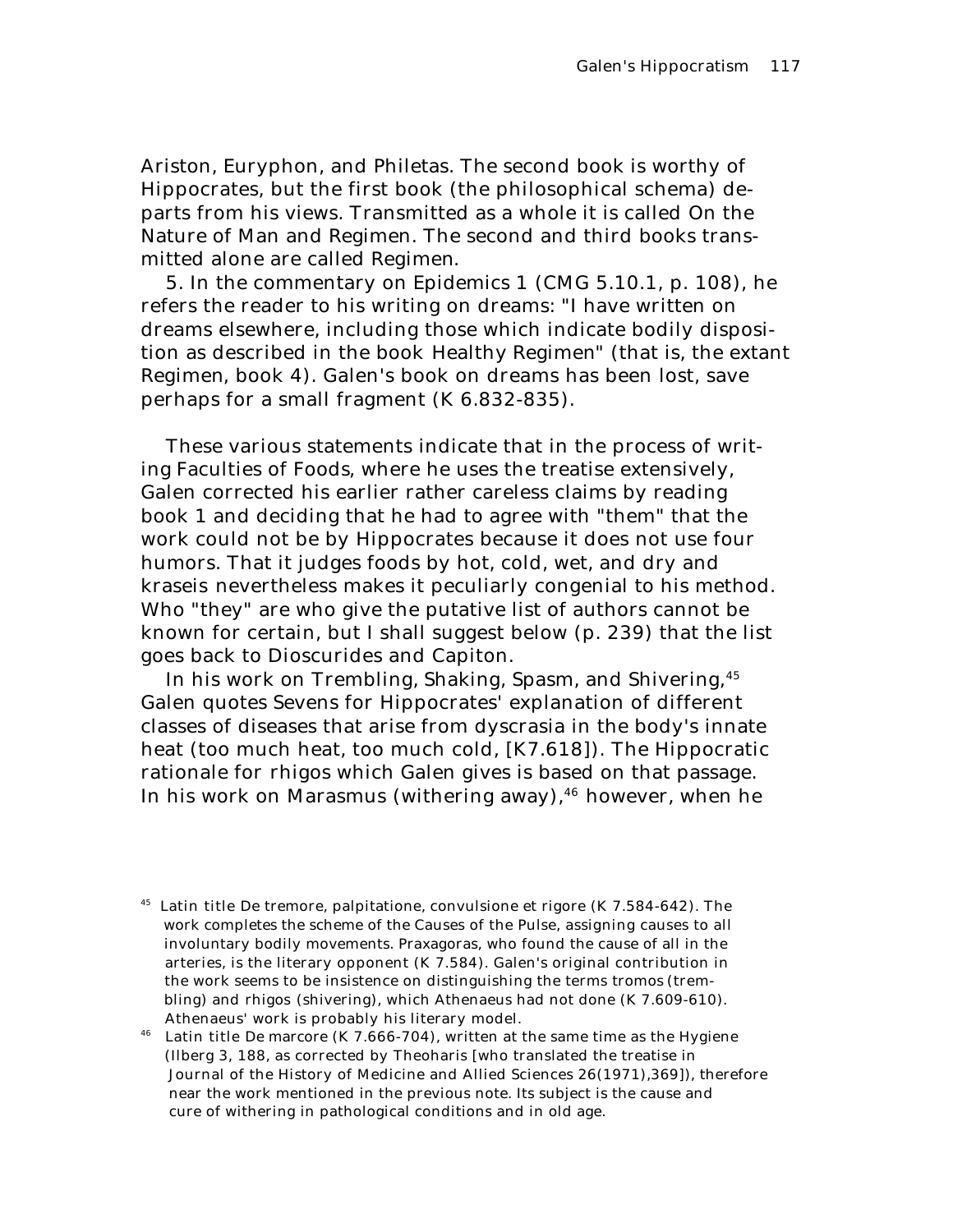Ariston, Euryphon, and Philetas. The second book is worthy of Hippocrates, but the first book (the philosophical schema) departs from his views. Transmitted as a whole it is called On the Nature of Man and Regimen. The second and third books transmitted alone are called Regimen.

5. In the commentary on Epidemics 1 (CMG 5.10.1, p. 108), he refers the reader to his writing on dreams: "I have written on dreams elsewhere, including those which indicate bodily disposition as described in the book Healthy Regimen" (that is, the extant Regimen, book 4). Galen's book on dreams has been lost, save perhaps for a small fragment (K 6.832-835).

These various statements indicate that in the process of writing Faculties of Foods, where he uses the treatise extensively, Galen corrected his earlier rather careless claims by reading book 1 and deciding that he had to agree with "them" that the work could not be by Hippocrates because it does not use four humors. That it judges foods by hot, cold, wet, and dry and kraseis nevertheless makes it peculiarly congenial to his method. Who "they" are who give the putative list of authors cannot be known for certain, but I shall suggest below (p. 239) that the list goes back to Dioscurides and Capiton.

In his work on Trembling, Shaking, Spasm, and Shivering,[45] Galen quotes Sevens for Hippocrates' explanation of different classes of diseases that arise from dyscrasia in the body's innate heat (too much heat, too much cold, [K7.618]). The Hippocratic rationale for rhigos which Galen gives is based on that passage. In his work on Marasmus (withering away),[46] however, when he

[45] Latin title De tremore, palpitatione, convulsione et rigore (K 7.584-642). The work completes the scheme of the Causes of the Pulse, assigning causes to all involuntary bodily movements. Praxagoras, who found the cause of all in the arteries, is the literary opponent (K 7.584). Galen's original contribution in the work seems to be insistence on distinguishing the terms tromos (trembling) and rhigos (shivering), which Athenaeus had not done (K 7.609-610). Athenaeus' work is probably his literary model.

[46] Latin title De marcore (K 7.666-704), written at the same time as the Hygiene (Ilberg 3, 188, as corrected by Theoharis [who translated the treatise in Journal of the History of Medicine and Allied Sciences 26(1971),369]), therefore near the work mentioned in the previous note. Its subject is the cause and cure of withering in pathological conditions and in old age.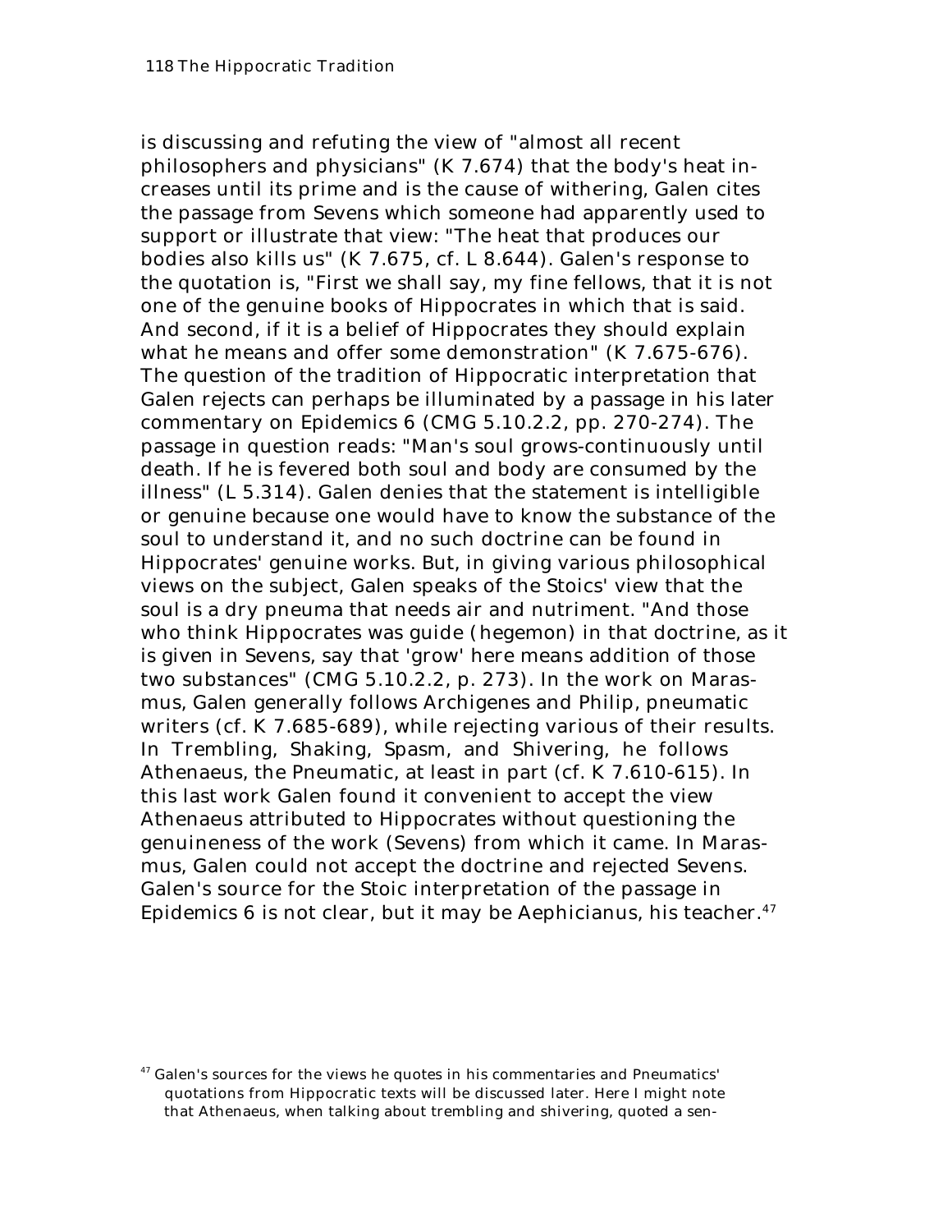is discussing and refuting the view of "almost all recent philosophers and physicians" (K 7.674) that the body's heat increases until its prime and is the cause of withering, Galen cites the passage from Sevens which someone had apparently used to support or illustrate that view: "The heat that produces our bodies also kills us" (K 7.675, cf. L 8.644). Galen's response to the quotation is, "First we shall say, my fine fellows, that it is not one of the genuine books of Hippocrates in which that is said. And second, if it is a belief of Hippocrates they should explain what he means and offer some demonstration" (K 7.675-676). The question of the tradition of Hippocratic interpretation that Galen rejects can perhaps be illuminated by a passage in his later commentary on Epidemics 6 (CMG 5.10.2.2, pp. 270-274). The passage in question reads: "Man's soul grows-continuously until death. If he is fevered both soul and body are consumed by the illness" (L 5.314). Galen denies that the statement is intelligible or genuine because one would have to know the substance of the soul to understand it, and no such doctrine can be found in Hippocrates' genuine works. But, in giving various philosophical views on the subject, Galen speaks of the Stoics' view that the soul is a dry pneuma that needs air and nutriment. "And those who think Hippocrates was guide (hegemon) in that doctrine, as it is given in Sevens, say that 'grow' here means addition of those two substances" (CMG 5.10.2.2, p. 273). In the work on Marasmus, Galen generally follows Archigenes and Philip, pneumatic writers (cf. K 7.685-689), while rejecting various of their results. In Trembling, Shaking, Spasm, and Shivering, he follows Athenaeus, the Pneumatic, at least in part (cf. K 7.610-615). In this last work Galen found it convenient to accept the view Athenaeus attributed to Hippocrates without questioning the genuineness of the work (Sevens) from which it came. In Marasmus, Galen could not accept the doctrine and rejected Sevens. Galen's source for the Stoic interpretation of the passage in Epidemics 6 is not clear, but it may be Aephicianus, his teacher.[47]

[47] Galen's sources for the views he quotes in his commentaries and Pneumatics' quotations from Hippocratic texts will be discussed later. Here I might note that Athenaeus, when talking about trembling and shivering, quoted a sen-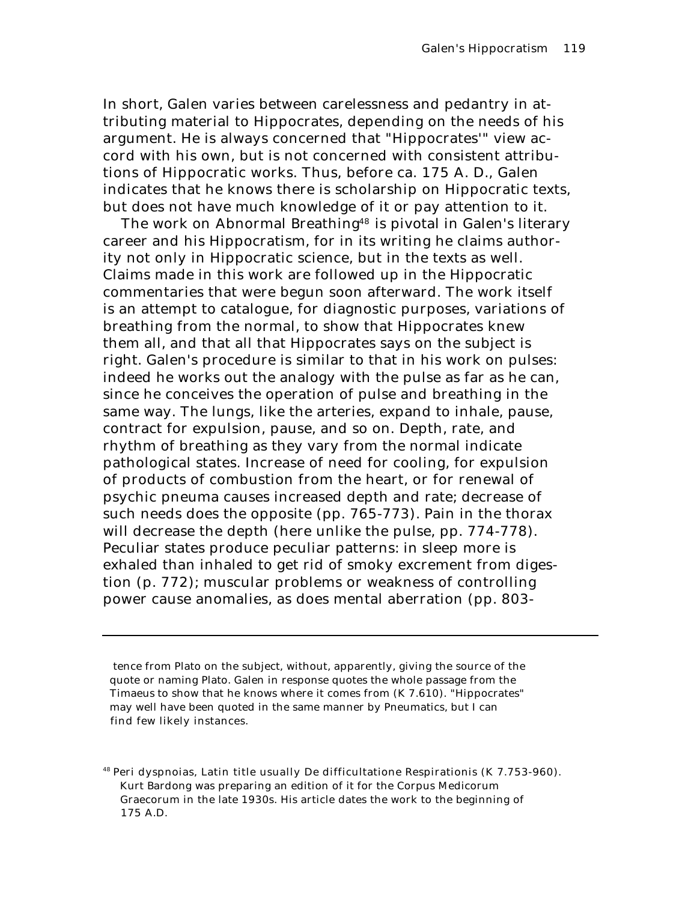In short, Galen varies between carelessness and pedantry in attributing material to Hippocrates, depending on the needs of his argument. He is always concerned that "Hippocrates'" view accord with his own, but is not concerned with consistent attributions of Hippocratic works. Thus, before ca. 175 A. D., Galen indicates that he knows there is scholarship on Hippocratic texts, but does not have much knowledge of it or pay attention to it.

The work on *Abnormal Breathing*[48] is pivotal in Galen's literary career and his Hippocratism, for in its writing he claims authority not only in Hippocratic science, but in the texts as well. Claims made in this work are followed up in the Hippocratic commentaries that were begun soon afterward. The work itself is an attempt to catalogue, for diagnostic purposes, variations of breathing from the normal, to show that Hippocrates knew them all, and that all that Hippocrates says on the subject is right. Galen's procedure is similar to that in his work on pulses: indeed he works out the analogy with the pulse as far as he can, since he conceives the operation of pulse and breathing in the same way. The lungs, like the arteries, expand to inhale, pause, contract for expulsion, pause, and so on. Depth, rate, and rhythm of breathing as they vary from the normal indicate pathological states. Increase of need for cooling, for expulsion of products of combustion from the heart, or for renewal of psychic pneuma causes increased depth and rate; decrease of such needs does the opposite (pp. 765-773). Pain in the thorax will decrease the depth (here unlike the pulse, pp. 774-778). Peculiar states produce peculiar patterns: in sleep more is exhaled than inhaled to get rid of smoky excrement from digestion (p. 772); muscular problems or weakness of controlling power cause anomalies, as does mental aberration (pp. 803-

---

tence from Plato on the subject, without, apparently, giving the source of the quote or naming Plato. Galen in response quotes the whole passage from the *Timaeus* to show that he knows where it comes from (K 7.610). "Hippocrates" may well have been quoted in the same manner by Pneumatics, but I can find few likely instances.

[48] *Peri dyspnoias*, Latin title usually *De difficultatione Respirationis* (K 7.753-960). Kurt Bardong was preparing an edition of it for the *Corpus Medicorum Graecorum* in the late 1930s. His article dates the work to the beginning of 175 A.D.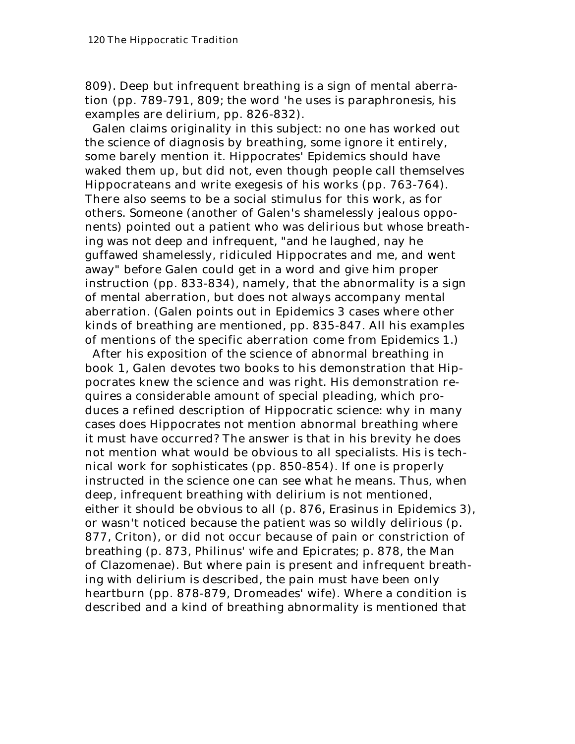809). Deep but infrequent breathing is a sign of mental aberration (pp. 789-791, 809; the word 'he uses is paraphronesis, his examples are delirium, pp. 826-832).

Galen claims originality in this subject: no one has worked out the science of diagnosis by breathing, some ignore it entirely, some barely mention it. Hippocrates' Epidemics should have waked them up, but did not, even though people call themselves Hippocrateans and write exegesis of his works (pp. 763-764). There also seems to be a social stimulus for this work, as for others. Someone (another of Galen's shamelessly jealous opponents) pointed out a patient who was delirious but whose breathing was not deep and infrequent, "and he laughed, nay he guffawed shamelessly, ridiculed Hippocrates and me, and went away" before Galen could get in a word and give him proper instruction (pp. 833-834), namely, that the abnormality is a sign of mental aberration, but does not always accompany mental aberration. (Galen points out in Epidemics 3 cases where other kinds of breathing are mentioned, pp. 835-847. All his examples of mentions of the specific aberration come from Epidemics 1.)

After his exposition of the science of abnormal breathing in book 1, Galen devotes two books to his demonstration that Hippocrates knew the science and was right. His demonstration requires a considerable amount of special pleading, which produces a refined description of Hippocratic science: why in many cases does Hippocrates not mention abnormal breathing where it must have occurred? The answer is that in his brevity he does not mention what would be obvious to all specialists. His is technical work for sophisticates (pp. 850-854). If one is properly instructed in the science one can see what he means. Thus, when deep, infrequent breathing with delirium is not mentioned, either it should be obvious to all (p. 876, Erasinus in Epidemics 3), or wasn't noticed because the patient was so wildly delirious (p. 877, Criton), or did not occur because of pain or constriction of breathing (p. 873, Philinus' wife and Epicrates; p. 878, the Man of Clazomenae). But where pain is present and infrequent breathing with delirium is described, the pain must have been only heartburn (pp. 878-879, Dromeades' wife). Where a condition is described and a kind of breathing abnormality is mentioned that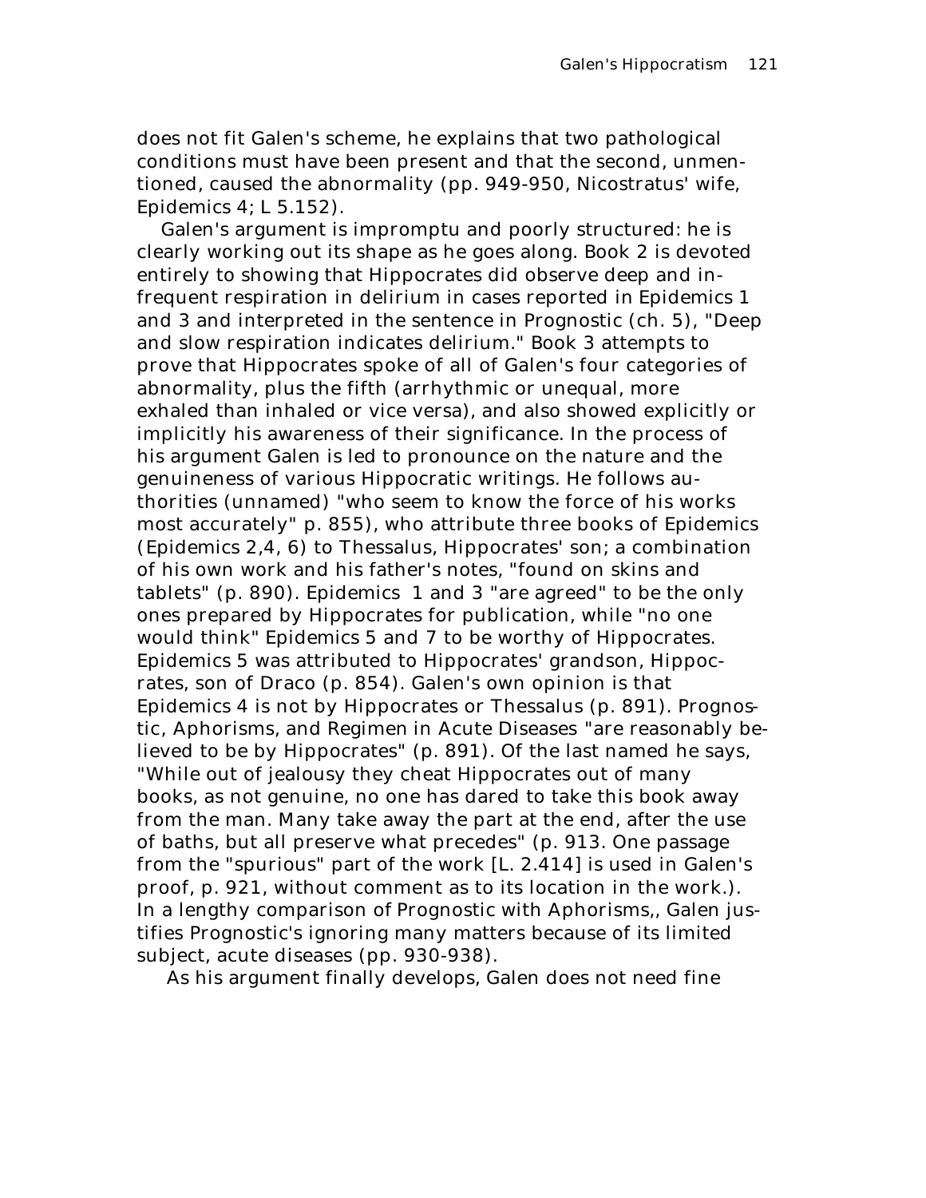does not fit Galen's scheme, he explains that two pathological conditions must have been present and that the second, unmentioned, caused the abnormality (pp. 949-950, Nicostratus' wife, Epidemics 4; L 5.152).

Galen's argument is impromptu and poorly structured: he is clearly working out its shape as he goes along. Book 2 is devoted entirely to showing that Hippocrates did observe deep and infrequent respiration in delirium in cases reported in Epidemics 1 and 3 and interpreted in the sentence in Prognostic (ch. 5), "Deep and slow respiration indicates delirium." Book 3 attempts to prove that Hippocrates spoke of all of Galen's four categories of abnormality, plus the fifth (arrhythmic or unequal, more exhaled than inhaled or vice versa), and also showed explicitly or implicitly his awareness of their significance. In the process of his argument Galen is led to pronounce on the nature and the genuineness of various Hippocratic writings. He follows authorities (unnamed) "who seem to know the force of his works most accurately" p. 855), who attribute three books of Epidemics (Epidemics 2,4, 6) to Thessalus, Hippocrates' son; a combination of his own work and his father's notes, "found on skins and tablets" (p. 890). Epidemics 1 and 3 "are agreed" to be the only ones prepared by Hippocrates for publication, while "no one would think" Epidemics 5 and 7 to be worthy of Hippocrates. Epidemics 5 was attributed to Hippocrates' grandson, Hippocrates, son of Draco (p. 854). Galen's own opinion is that Epidemics 4 is not by Hippocrates or Thessalus (p. 891). Prognostic, Aphorisms, and Regimen in Acute Diseases "are reasonably believed to be by Hippocrates" (p. 891). Of the last named he says, "While out of jealousy they cheat Hippocrates out of many books, as not genuine, no one has dared to take this book away from the man. Many take away the part at the end, after the use of baths, but all preserve what precedes" (p. 913. One passage from the "spurious" part of the work [L. 2.414] is used in Galen's proof, p. 921, without comment as to its location in the work.). In a lengthy comparison of Prognostic with Aphorisms,, Galen justifies Prognostic's ignoring many matters because of its limited subject, acute diseases (pp. 930-938).

As his argument finally develops, Galen does not need fine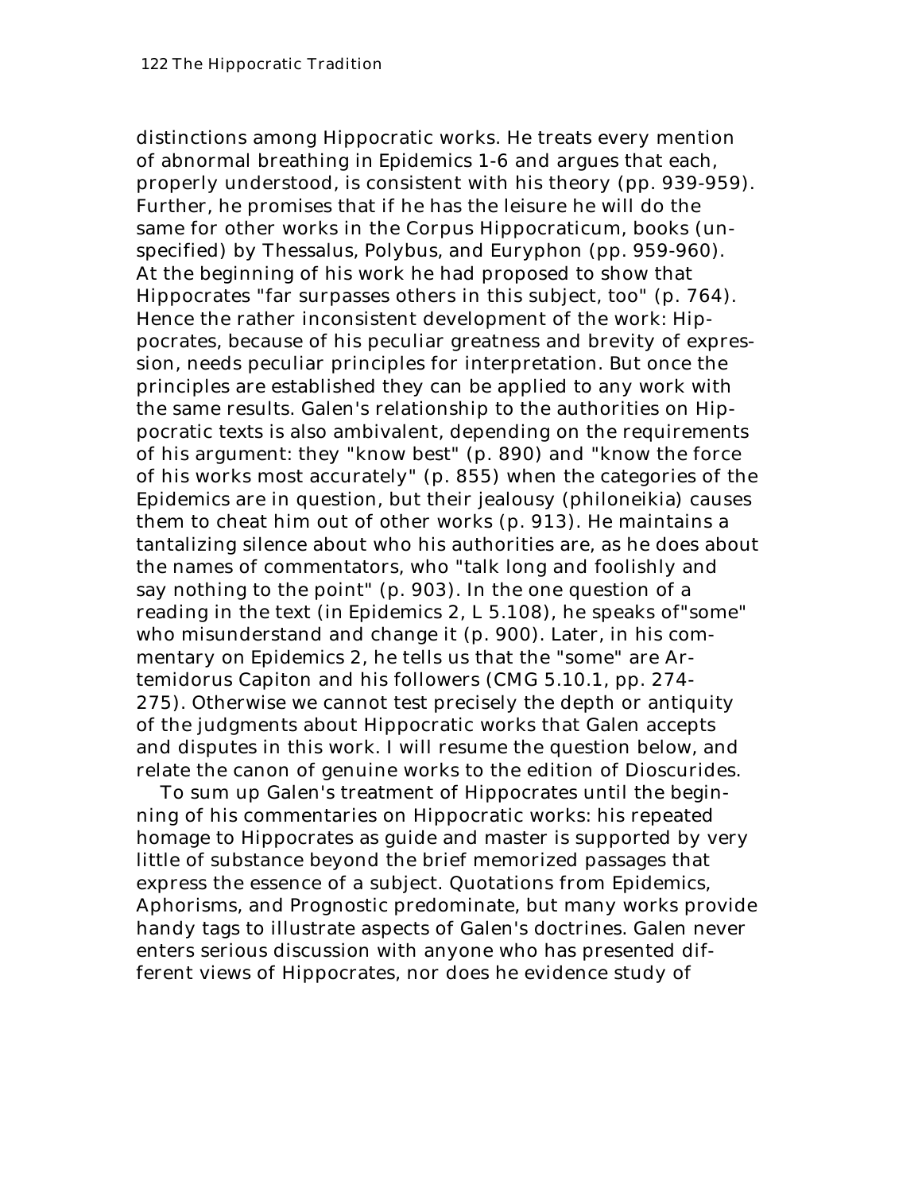distinctions among Hippocratic works. He treats every mention of abnormal breathing in Epidemics 1-6 and argues that each, properly understood, is consistent with his theory (pp. 939-959). Further, he promises that if he has the leisure he will do the same for other works in the Corpus Hippocraticum, books (unspecified) by Thessalus, Polybus, and Euryphon (pp. 959-960). At the beginning of his work he had proposed to show that Hippocrates "far surpasses others in this subject, too" (p. 764). Hence the rather inconsistent development of the work: Hippocrates, because of his peculiar greatness and brevity of expression, needs peculiar principles for interpretation. But once the principles are established they can be applied to any work with the same results. Galen's relationship to the authorities on Hippocratic texts is also ambivalent, depending on the requirements of his argument: they "know best" (p. 890) and "know the force of his works most accurately" (p. 855) when the categories of the Epidemics are in question, but their jealousy (philoneikia) causes them to cheat him out of other works (p. 913). He maintains a tantalizing silence about who his authorities are, as he does about the names of commentators, who "talk long and foolishly and say nothing to the point" (p. 903). In the one question of a reading in the text (in Epidemics 2, L 5.108), he speaks of"some" who misunderstand and change it (p. 900). Later, in his commentary on Epidemics 2, he tells us that the "some" are Artemidorus Capiton and his followers (CMG 5.10.1, pp. 274-275). Otherwise we cannot test precisely the depth or antiquity of the judgments about Hippocratic works that Galen accepts and disputes in this work. I will resume the question below, and relate the canon of genuine works to the edition of Dioscurides.

To sum up Galen's treatment of Hippocrates until the beginning of his commentaries on Hippocratic works: his repeated homage to Hippocrates as guide and master is supported by very little of substance beyond the brief memorized passages that express the essence of a subject. Quotations from Epidemics, Aphorisms, and Prognostic predominate, but many works provide handy tags to illustrate aspects of Galen's doctrines. Galen never enters serious discussion with anyone who has presented different views of Hippocrates, nor does he evidence study of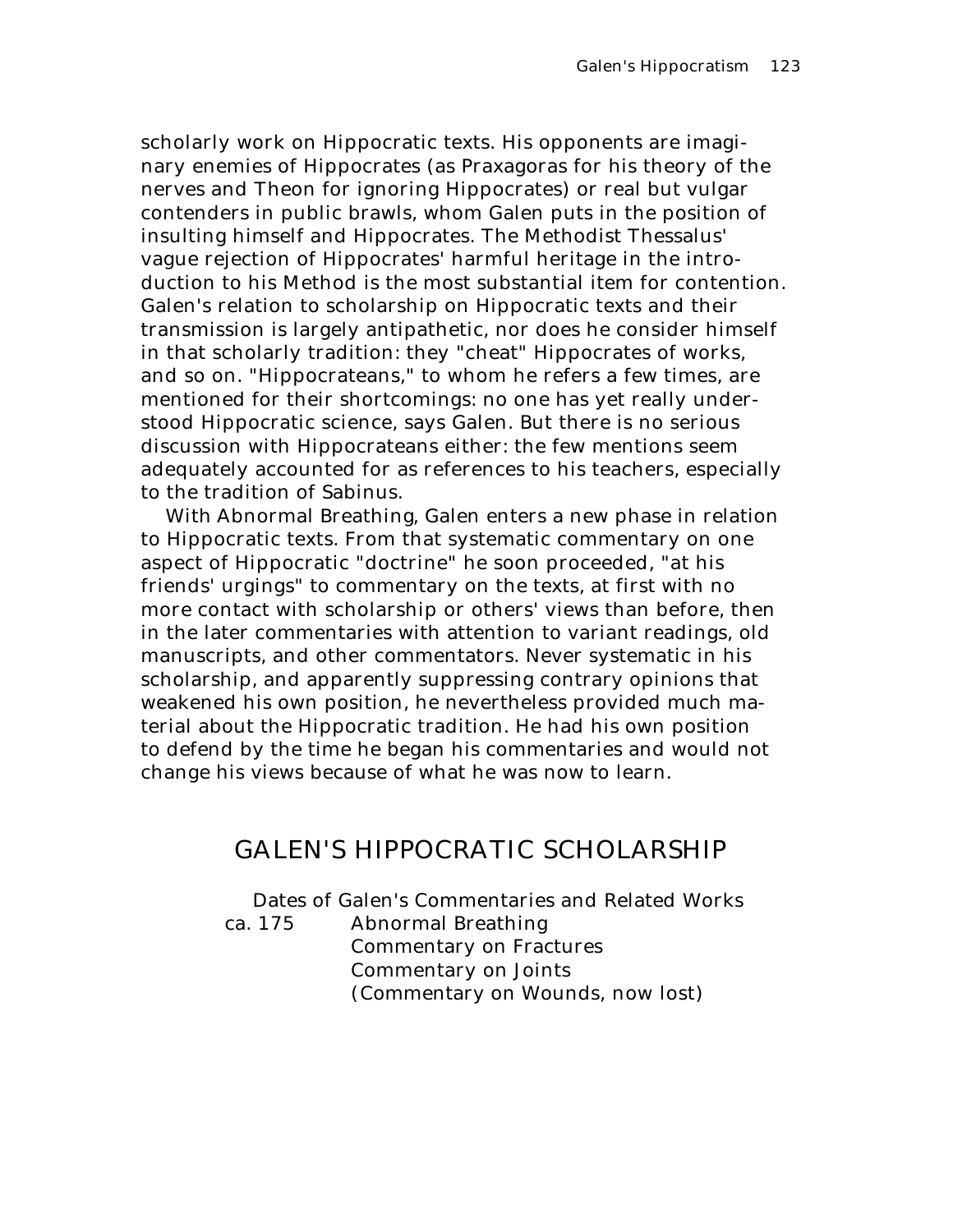scholarly work on Hippocratic texts. His opponents are imaginary enemies of Hippocrates (as Praxagoras for his theory of the nerves and Theon for ignoring Hippocrates) or real but vulgar contenders in public brawls, whom Galen puts in the position of insulting himself and Hippocrates. The Methodist Thessalus' vague rejection of Hippocrates' harmful heritage in the introduction to his Method is the most substantial item for contention. Galen's relation to scholarship on Hippocratic texts and their transmission is largely antipathetic, nor does he consider himself in that scholarly tradition: they "cheat" Hippocrates of works, and so on. "Hippocrateans," to whom he refers a few times, are mentioned for their shortcomings: no one has yet really understood Hippocratic science, says Galen. But there is no serious discussion with Hippocrateans either: the few mentions seem adequately accounted for as references to his teachers, especially to the tradition of Sabinus.

With Abnormal Breathing, Galen enters a new phase in relation to Hippocratic texts. From that systematic commentary on one aspect of Hippocratic "doctrine" he soon proceeded, "at his friends' urgings" to commentary on the texts, at first with no more contact with scholarship or others' views than before, then in the later commentaries with attention to variant readings, old manuscripts, and other commentators. Never systematic in his scholarship, and apparently suppressing contrary opinions that weakened his own position, he nevertheless provided much material about the Hippocratic tradition. He had his own position to defend by the time he began his commentaries and would not change his views because of what he was now to learn.

## GALEN'S HIPPOCRATIC SCHOLARSHIP

Dates of Galen's Commentaries and Related Works

| | |
|---|---|
| ca. 175 | Abnormal Breathing |
| | Commentary on Fractures |
| | Commentary on Joints |
| | (Commentary on Wounds, now lost) |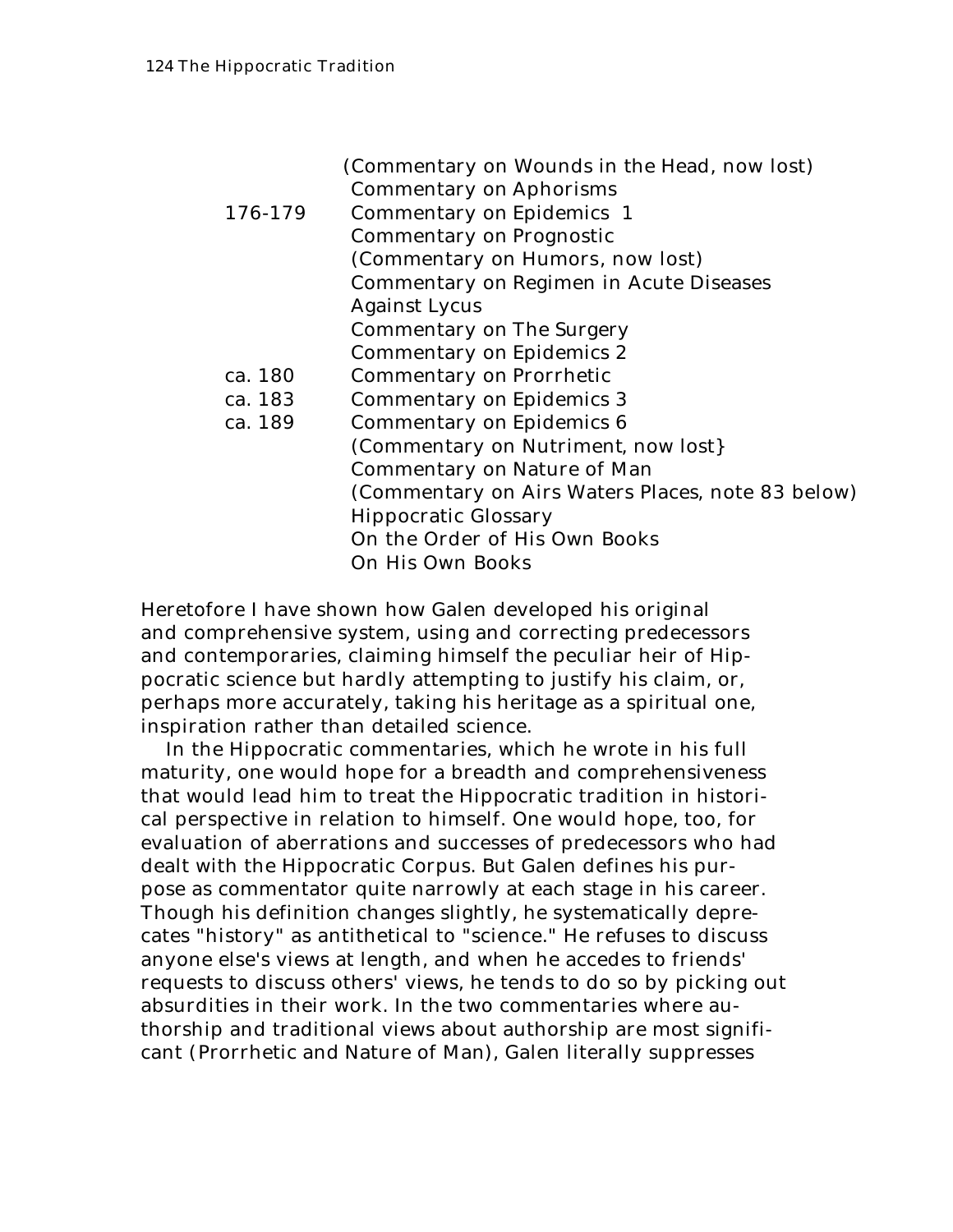| | |
|---|---|
| | (Commentary on Wounds in the Head, now lost) |
| | Commentary on Aphorisms |
| 176-179 | Commentary on Epidemics 1 |
| | Commentary on Prognostic |
| | (Commentary on Humors, now lost) |
| | Commentary on Regimen in Acute Diseases |
| | Against Lycus |
| | Commentary on The Surgery |
| | Commentary on Epidemics 2 |
| ca. 180 | Commentary on Prorrhetic |
| ca. 183 | Commentary on Epidemics 3 |
| ca. 189 | Commentary on Epidemics 6 |
| | (Commentary on Nutriment, now lost} |
| | Commentary on Nature of Man |
| | (Commentary on Airs Waters Places, note 83 below) |
| | Hippocratic Glossary |
| | On the Order of His Own Books |
| | On His Own Books |

Heretofore I have shown how Galen developed his original and comprehensive system, using and correcting predecessors and contemporaries, claiming himself the peculiar heir of Hippocratic science but hardly attempting to justify his claim, or, perhaps more accurately, taking his heritage as a spiritual one, inspiration rather than detailed science.

In the Hippocratic commentaries, which he wrote in his full maturity, one would hope for a breadth and comprehensiveness that would lead him to treat the Hippocratic tradition in historical perspective in relation to himself. One would hope, too, for evaluation of aberrations and successes of predecessors who had dealt with the Hippocratic Corpus. But Galen defines his purpose as commentator quite narrowly at each stage in his career. Though his definition changes slightly, he systematically deprecates "history" as antithetical to "science." He refuses to discuss anyone else's views at length, and when he accedes to friends' requests to discuss others' views, he tends to do so by picking out absurdities in their work. In the two commentaries where authorship and traditional views about authorship are most significant (Prorrhetic and Nature of Man), Galen literally suppresses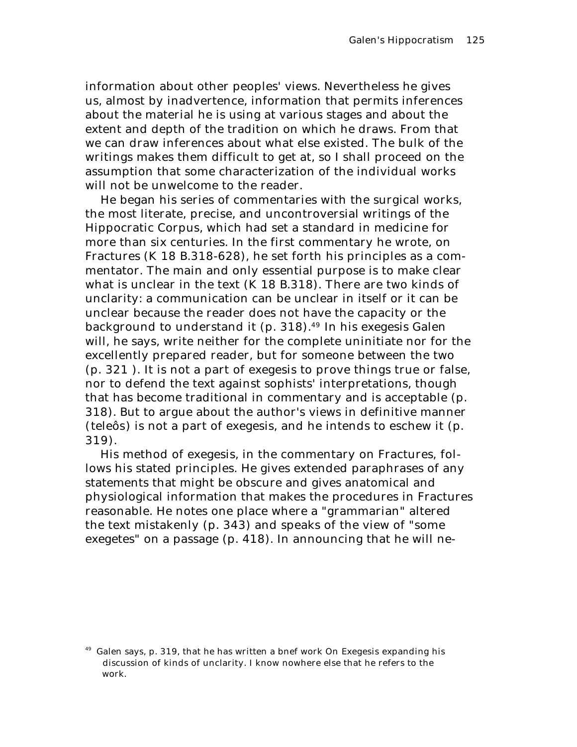information about other peoples' views. Nevertheless he gives us, almost by inadvertence, information that permits inferences about the material he is using at various stages and about the extent and depth of the tradition on which he draws. From that we can draw inferences about what else existed. The bulk of the writings makes them difficult to get at, so I shall proceed on the assumption that some characterization of the individual works will not be unwelcome to the reader.

He began his series of commentaries with the surgical works, the most literate, precise, and uncontroversial writings of the Hippocratic Corpus, which had set a standard in medicine for more than six centuries. In the first commentary he wrote, on Fractures (K 18 B.318-628), he set forth his principles as a commentator. The main and only essential purpose is to make clear what is unclear in the text (K 18 B.318). There are two kinds of unclarity: a communication can be unclear in itself or it can be unclear because the reader does not have the capacity or the background to understand it (p. 318).[49] In his exegesis Galen will, he says, write neither for the complete uninitiate nor for the excellently prepared reader, but for someone between the two (p. 321 ). It is not a part of exegesis to prove things true or false, nor to defend the text against sophists' interpretations, though that has become traditional in commentary and is acceptable (p. 318). But to argue about the author's views in definitive manner (teleôs) is not a part of exegesis, and he intends to eschew it (p. 319).

His method of exegesis, in the commentary on Fractures, follows his stated principles. He gives extended paraphrases of any statements that might be obscure and gives anatomical and physiological information that makes the procedures in Fractures reasonable. He notes one place where a "grammarian" altered the text mistakenly (p. 343) and speaks of the view of "some exegetes" on a passage (p. 418). In announcing that he will ne-

[49] Galen says, p. 319, that he has written a bnef work On Exegesis expanding his discussion of kinds of unclarity. I know nowhere else that he refers to the work.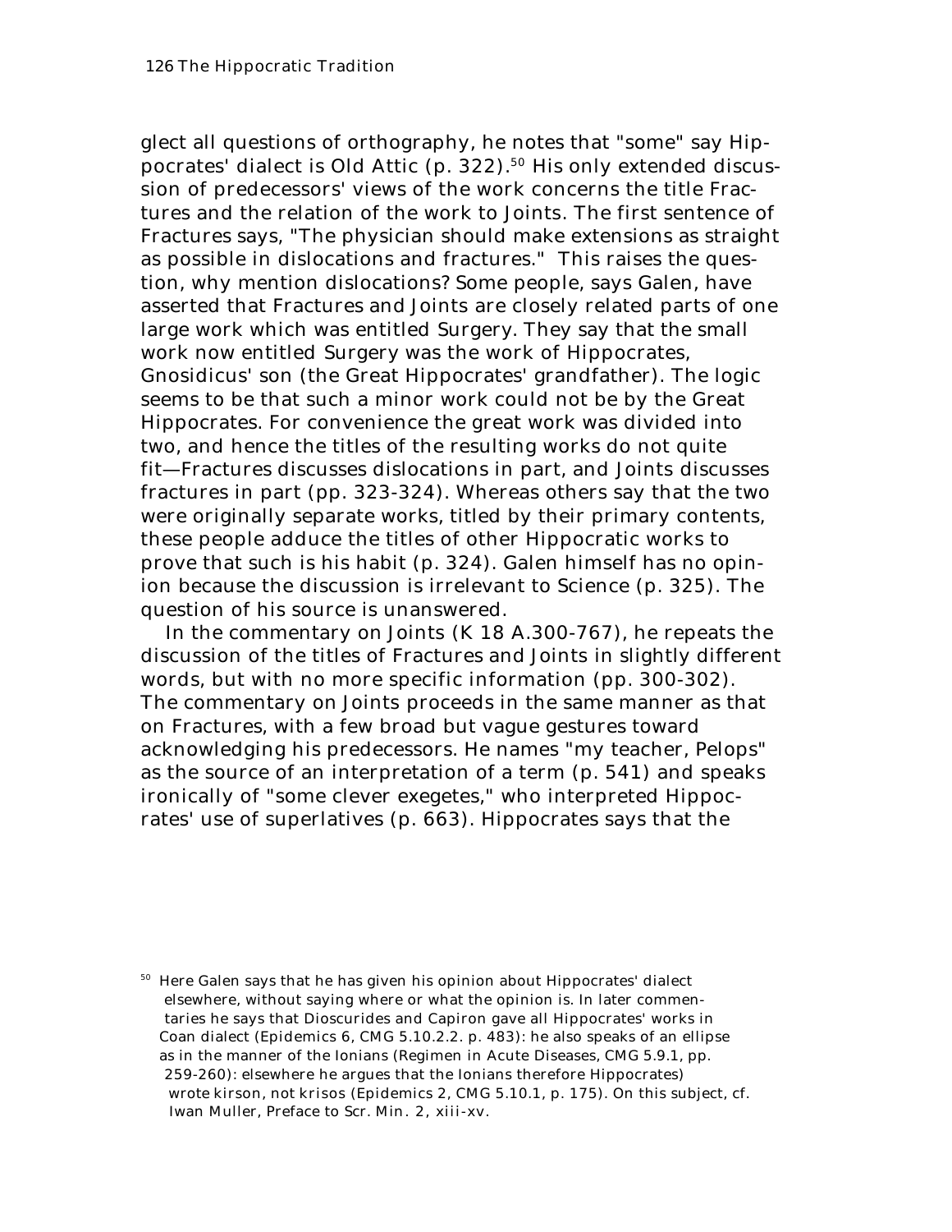glect all questions of orthography, he notes that "some" say Hippocrates' dialect is Old Attic (p. 322).[50] His only extended discussion of predecessors' views of the work concerns the title Fractures and the relation of the work to Joints. The first sentence of Fractures says, "The physician should make extensions as straight as possible in dislocations and fractures." This raises the question, why mention dislocations? Some people, says Galen, have asserted that Fractures and Joints are closely related parts of one large work which was entitled Surgery. They say that the small work now entitled Surgery was the work of Hippocrates, Gnosidicus' son (the Great Hippocrates' grandfather). The logic seems to be that such a minor work could not be by the Great Hippocrates. For convenience the great work was divided into two, and hence the titles of the resulting works do not quite fit—Fractures discusses dislocations in part, and Joints discusses fractures in part (pp. 323-324). Whereas others say that the two were originally separate works, titled by their primary contents, these people adduce the titles of other Hippocratic works to prove that such is his habit (p. 324). Galen himself has no opinion because the discussion is irrelevant to Science (p. 325). The question of his source is unanswered.

In the commentary on Joints (K 18 A.300-767), he repeats the discussion of the titles of Fractures and Joints in slightly different words, but with no more specific information (pp. 300-302). The commentary on Joints proceeds in the same manner as that on Fractures, with a few broad but vague gestures toward acknowledging his predecessors. He names "my teacher, Pelops" as the source of an interpretation of a term (p. 541) and speaks ironically of "some clever exegetes," who interpreted Hippocrates' use of superlatives (p. 663). Hippocrates says that the

[50] Here Galen says that he has given his opinion about Hippocrates' dialect elsewhere, without saying where or what the opinion is. In later commentaries he says that Dioscurides and Capiron gave all Hippocrates' works in Coan dialect (*Epidemics 6*, CMG 5.10.2.2. p. 483): he also speaks of an ellipse as in the manner of the Ionians (*Regimen in Acute Diseases*, CMG 5.9.1, pp. 259-260): elsewhere he argues that the Ionians therefore Hippocrates) wrote *kirson*, not *krisos* (*Epidemics 2*, CMG 5.10.1, p. 175). On this subject, cf. Iwan Muller, Preface to *Scr. Min.* 2, xiii-xv.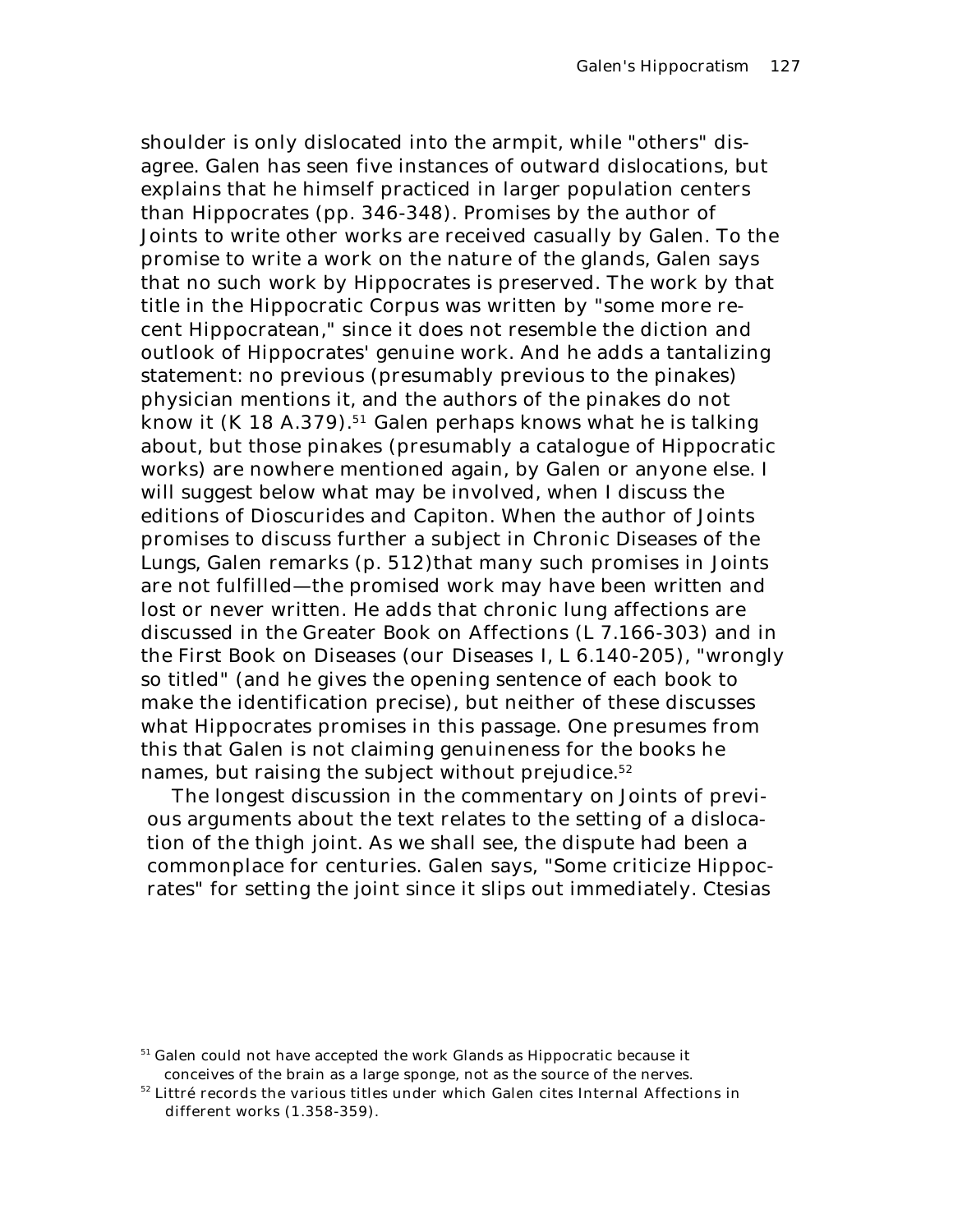shoulder is only dislocated into the armpit, while "others" disagree. Galen has seen five instances of outward dislocations, but explains that he himself practiced in larger population centers than Hippocrates (pp. 346-348). Promises by the author of Joints to write other works are received casually by Galen. To the promise to write a work on the nature of the glands, Galen says that no such work by Hippocrates is preserved. The work by that title in the Hippocratic Corpus was written by "some more recent Hippocratean," since it does not resemble the diction and outlook of Hippocrates' genuine work. And he adds a tantalizing statement: no previous (presumably previous to the pinakes) physician mentions it, and the authors of the pinakes do not know it (K 18 A.379).[51] Galen perhaps knows what he is talking about, but those pinakes (presumably a catalogue of Hippocratic works) are nowhere mentioned again, by Galen or anyone else. I will suggest below what may be involved, when I discuss the editions of Dioscurides and Capiton. When the author of Joints promises to discuss further a subject in Chronic Diseases of the Lungs, Galen remarks (p. 512)that many such promises in Joints are not fulfilled—the promised work may have been written and lost or never written. He adds that chronic lung affections are discussed in the Greater Book on Affections (L 7.166-303) and in the First Book on Diseases (our Diseases I, L 6.140-205), "wrongly so titled" (and he gives the opening sentence of each book to make the identification precise), but neither of these discusses what Hippocrates promises in this passage. One presumes from this that Galen is not claiming genuineness for the books he names, but raising the subject without prejudice.[52]

The longest discussion in the commentary on Joints of previous arguments about the text relates to the setting of a dislocation of the thigh joint. As we shall see, the dispute had been a commonplace for centuries. Galen says, "Some criticize Hippocrates" for setting the joint since it slips out immediately. Ctesias

[51] Galen could not have accepted the work Glands as Hippocratic because it conceives of the brain as a large sponge, not as the source of the nerves.

[52] Littré records the various titles under which Galen cites Internal Affections in different works (1.358-359).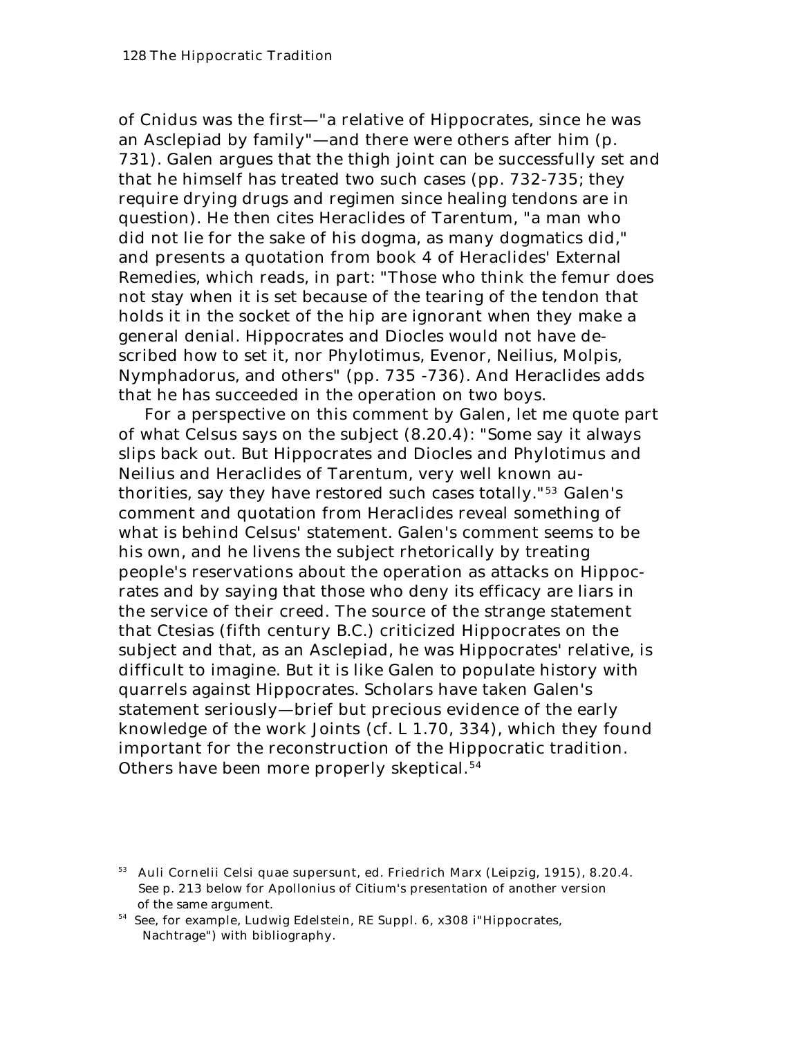of Cnidus was the first—"a relative of Hippocrates, since he was an Asclepiad by family"—and there were others after him (p. 731). Galen argues that the thigh joint can be successfully set and that he himself has treated two such cases (pp. 732-735; they require drying drugs and regimen since healing tendons are in question). He then cites Heraclides of Tarentum, "a man who did not lie for the sake of his dogma, as many dogmatics did," and presents a quotation from book 4 of Heraclides' External Remedies, which reads, in part: "Those who think the femur does not stay when it is set because of the tearing of the tendon that holds it in the socket of the hip are ignorant when they make a general denial. Hippocrates and Diocles would not have described how to set it, nor Phylotimus, Evenor, Neilius, Molpis, Nymphadorus, and others" (pp. 735 -736). And Heraclides adds that he has succeeded in the operation on two boys.

For a perspective on this comment by Galen, let me quote part of what Celsus says on the subject (8.20.4): "Some say it always slips back out. But Hippocrates and Diocles and Phylotimus and Neilius and Heraclides of Tarentum, very well known authorities, say they have restored such cases totally."[53] Galen's comment and quotation from Heraclides reveal something of what is behind Celsus' statement. Galen's comment seems to be his own, and he livens the subject rhetorically by treating people's reservations about the operation as attacks on Hippocrates and by saying that those who deny its efficacy are liars in the service of their creed. The source of the strange statement that Ctesias (fifth century B.C.) criticized Hippocrates on the subject and that, as an Asclepiad, he was Hippocrates' relative, is difficult to imagine. But it is like Galen to populate history with quarrels against Hippocrates. Scholars have taken Galen's statement seriously—brief but precious evidence of the early knowledge of the work Joints (cf. L 1.70, 334), which they found important for the reconstruction of the Hippocratic tradition. Others have been more properly skeptical.[54]

[53] Auli Cornelii Celsi quae supersunt, ed. Friedrich Marx (Leipzig, 1915), 8.20.4. See p. 213 below for Apollonius of Citium's presentation of another version of the same argument.

[54] See, for example, Ludwig Edelstein, RE Suppl. 6, x308 i"Hippocrates, Nachtrage") with bibliography.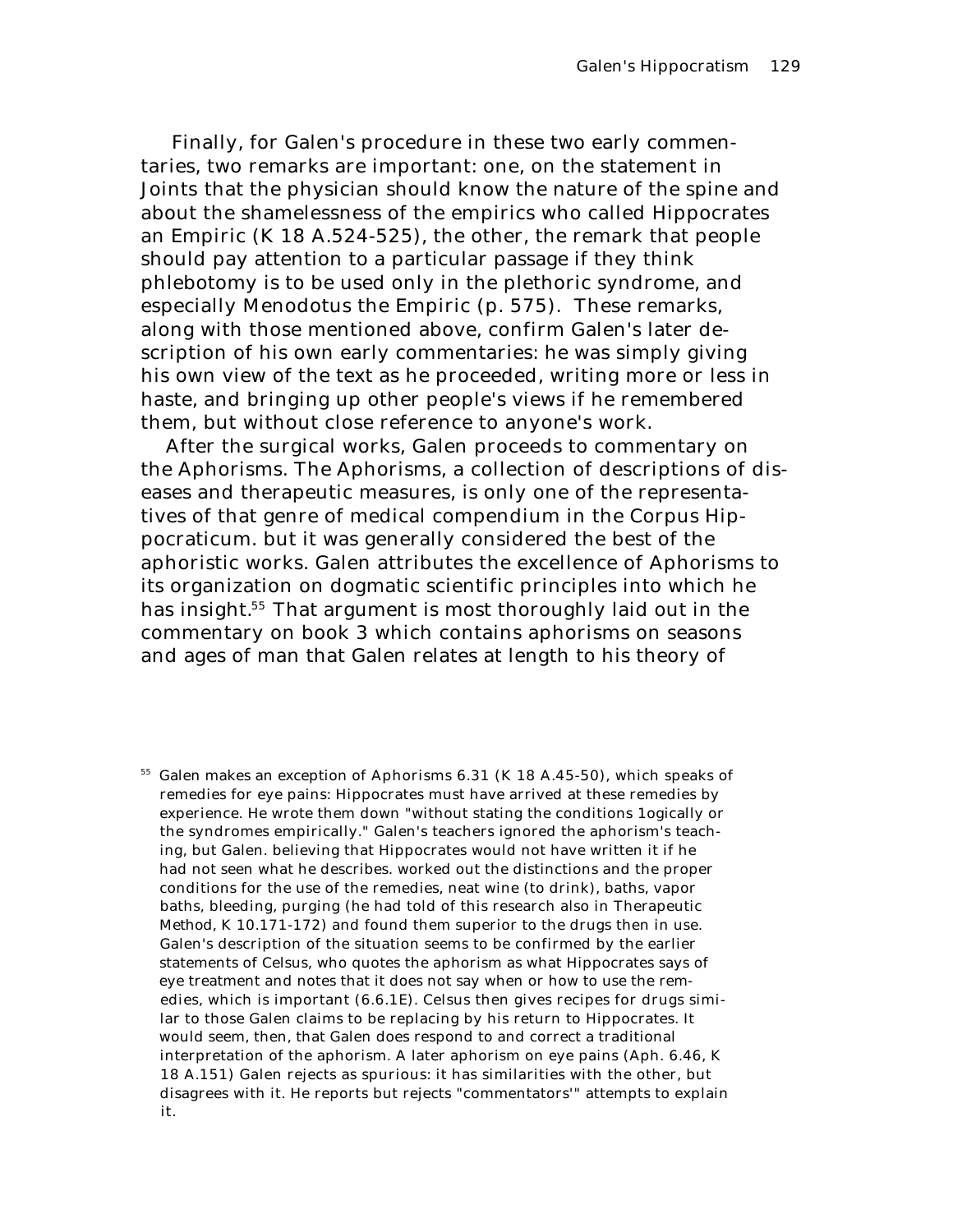Finally, for Galen's procedure in these two early commentaries, two remarks are important: one, on the statement in Joints that the physician should know the nature of the spine and about the shamelessness of the empirics who called Hippocrates an Empiric (K 18 A.524-525), the other, the remark that people should pay attention to a particular passage if they think phlebotomy is to be used only in the plethoric syndrome, and especially Menodotus the Empiric (p. 575). These remarks, along with those mentioned above, confirm Galen's later description of his own early commentaries: he was simply giving his own view of the text as he proceeded, writing more or less in haste, and bringing up other people's views if he remembered them, but without close reference to anyone's work.

After the surgical works, Galen proceeds to commentary on the Aphorisms. The Aphorisms, a collection of descriptions of diseases and therapeutic measures, is only one of the representatives of that genre of medical compendium in the Corpus Hippocraticum. but it was generally considered the best of the aphoristic works. Galen attributes the excellence of Aphorisms to its organization on dogmatic scientific principles into which he has insight.[55] That argument is most thoroughly laid out in the commentary on book 3 which contains aphorisms on seasons and ages of man that Galen relates at length to his theory of

[55] Galen makes an exception of Aphorisms 6.31 (K 18 A.45-50), which speaks of remedies for eye pains: Hippocrates must have arrived at these remedies by experience. He wrote them down "without stating the conditions 1ogically or the syndromes empirically." Galen's teachers ignored the aphorism's teaching, but Galen. believing that Hippocrates would not have written it if he had not seen what he describes. worked out the distinctions and the proper conditions for the use of the remedies, neat wine (to drink), baths, vapor baths, bleeding, purging (he had told of this research also in Therapeutic Method, K 10.171-172) and found them superior to the drugs then in use. Galen's description of the situation seems to be confirmed by the earlier statements of Celsus, who quotes the aphorism as what Hippocrates says of eye treatment and notes that it does not say when or how to use the remedies, which is important (6.6.1E). Celsus then gives recipes for drugs similar to those Galen claims to be replacing by his return to Hippocrates. It would seem, then, that Galen does respond to and correct a traditional interpretation of the aphorism. A later aphorism on eye pains (Aph. 6.46, K 18 A.151) Galen rejects as spurious: it has similarities with the other, but disagrees with it. He reports but rejects "commentators'" attempts to explain it.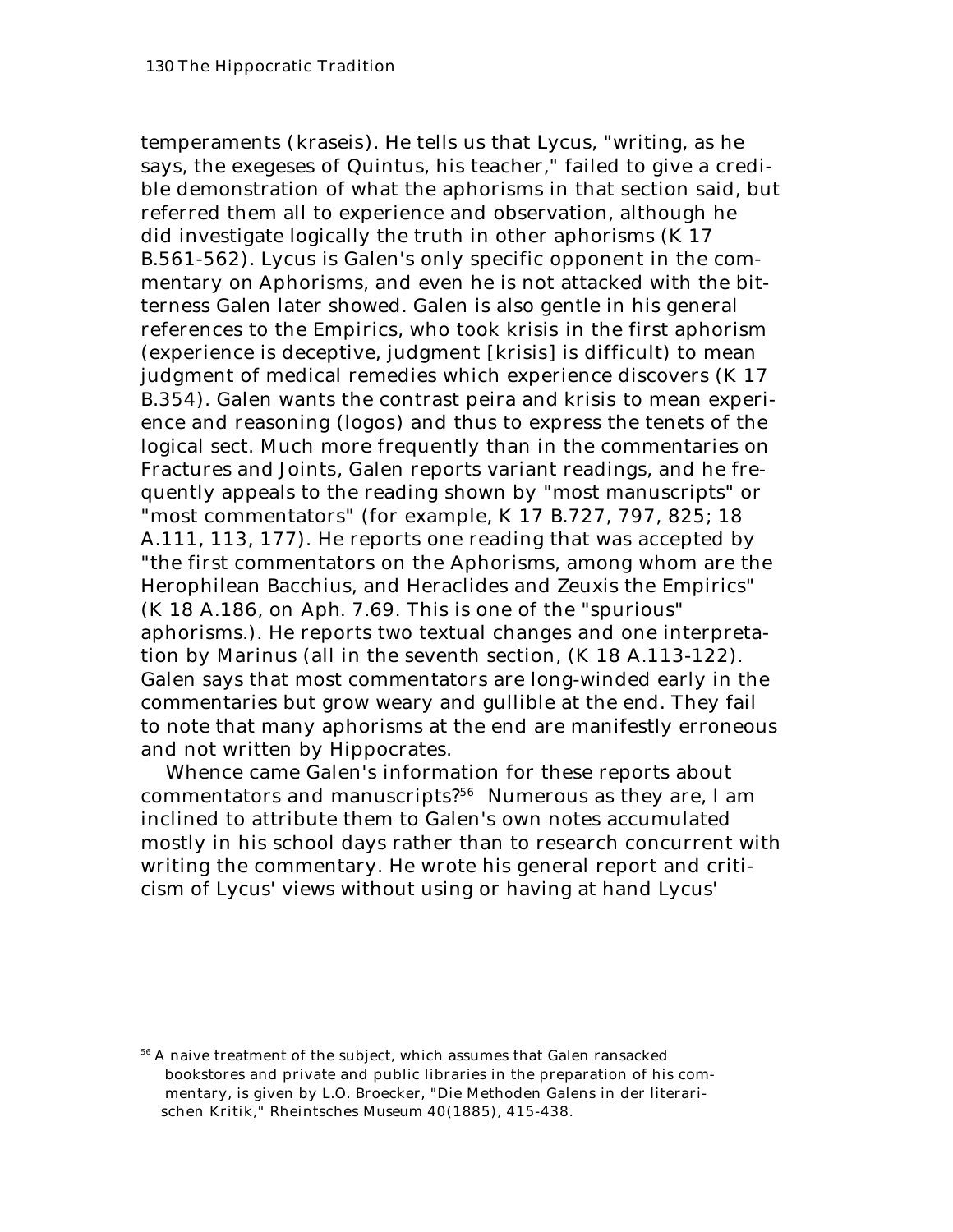temperaments (kraseis). He tells us that Lycus, "writing, as he says, the exegeses of Quintus, his teacher," failed to give a credible demonstration of what the aphorisms in that section said, but referred them all to experience and observation, although he did investigate logically the truth in other aphorisms (K 17 B.561-562). Lycus is Galen's only specific opponent in the commentary on Aphorisms, and even he is not attacked with the bitterness Galen later showed. Galen is also gentle in his general references to the Empirics, who took krisis in the first aphorism (experience is deceptive, judgment [krisis] is difficult) to mean judgment of medical remedies which experience discovers (K 17 B.354). Galen wants the contrast peira and krisis to mean experience and reasoning (logos) and thus to express the tenets of the logical sect. Much more frequently than in the commentaries on Fractures and Joints, Galen reports variant readings, and he frequently appeals to the reading shown by "most manuscripts" or "most commentators" (for example, K 17 B.727, 797, 825; 18 A.111, 113, 177). He reports one reading that was accepted by "the first commentators on the Aphorisms, among whom are the Herophilean Bacchius, and Heraclides and Zeuxis the Empirics" (K 18 A.186, on Aph. 7.69. This is one of the "spurious" aphorisms.). He reports two textual changes and one interpretation by Marinus (all in the seventh section, (K 18 A.113-122). Galen says that most commentators are long-winded early in the commentaries but grow weary and gullible at the end. They fail to note that many aphorisms at the end are manifestly erroneous and not written by Hippocrates.

Whence came Galen's information for these reports about commentators and manuscripts?[56] Numerous as they are, I am inclined to attribute them to Galen's own notes accumulated mostly in his school days rather than to research concurrent with writing the commentary. He wrote his general report and criticism of Lycus' views without using or having at hand Lycus'

[56] A naive treatment of the subject, which assumes that Galen ransacked bookstores and private and public libraries in the preparation of his commentary, is given by L.O. Broecker, "Die Methoden Galens in der literarischen Kritik," *Rheintsches Museum* 40(1885), 415-438.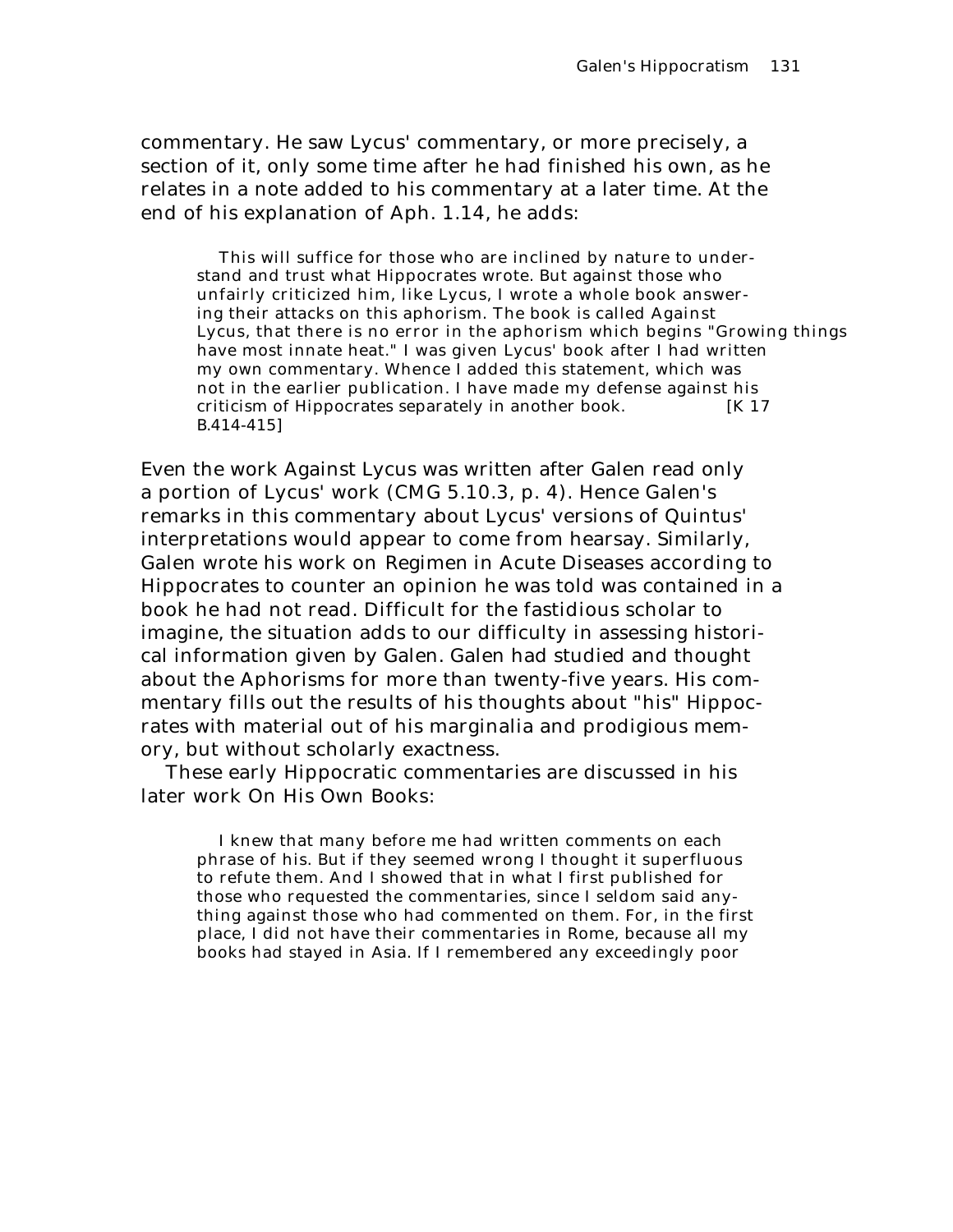commentary. He saw Lycus' commentary, or more precisely, a section of it, only some time after he had finished his own, as he relates in a note added to his commentary at a later time. At the end of his explanation of Aph. 1.14, he adds:

> This will suffice for those who are inclined by nature to understand and trust what Hippocrates wrote. But against those who unfairly criticized him, like Lycus, I wrote a whole book answering their attacks on this aphorism. The book is called Against Lycus, that there is no error in the aphorism which begins "Growing things have most innate heat." I was given Lycus' book after I had written my own commentary. Whence I added this statement, which was not in the earlier publication. I have made my defense against his criticism of Hippocrates separately in another book. [K 17 B.414-415]

Even the work Against Lycus was written after Galen read only a portion of Lycus' work (CMG 5.10.3, p. 4). Hence Galen's remarks in this commentary about Lycus' versions of Quintus' interpretations would appear to come from hearsay. Similarly, Galen wrote his work on Regimen in Acute Diseases according to Hippocrates to counter an opinion he was told was contained in a book he had not read. Difficult for the fastidious scholar to imagine, the situation adds to our difficulty in assessing historical information given by Galen. Galen had studied and thought about the Aphorisms for more than twenty-five years. His commentary fills out the results of his thoughts about "his" Hippocrates with material out of his marginalia and prodigious memory, but without scholarly exactness.

These early Hippocratic commentaries are discussed in his later work On His Own Books:

> I knew that many before me had written comments on each phrase of his. But if they seemed wrong I thought it superfluous to refute them. And I showed that in what I first published for those who requested the commentaries, since I seldom said anything against those who had commented on them. For, in the first place, I did not have their commentaries in Rome, because all my books had stayed in Asia. If I remembered any exceedingly poor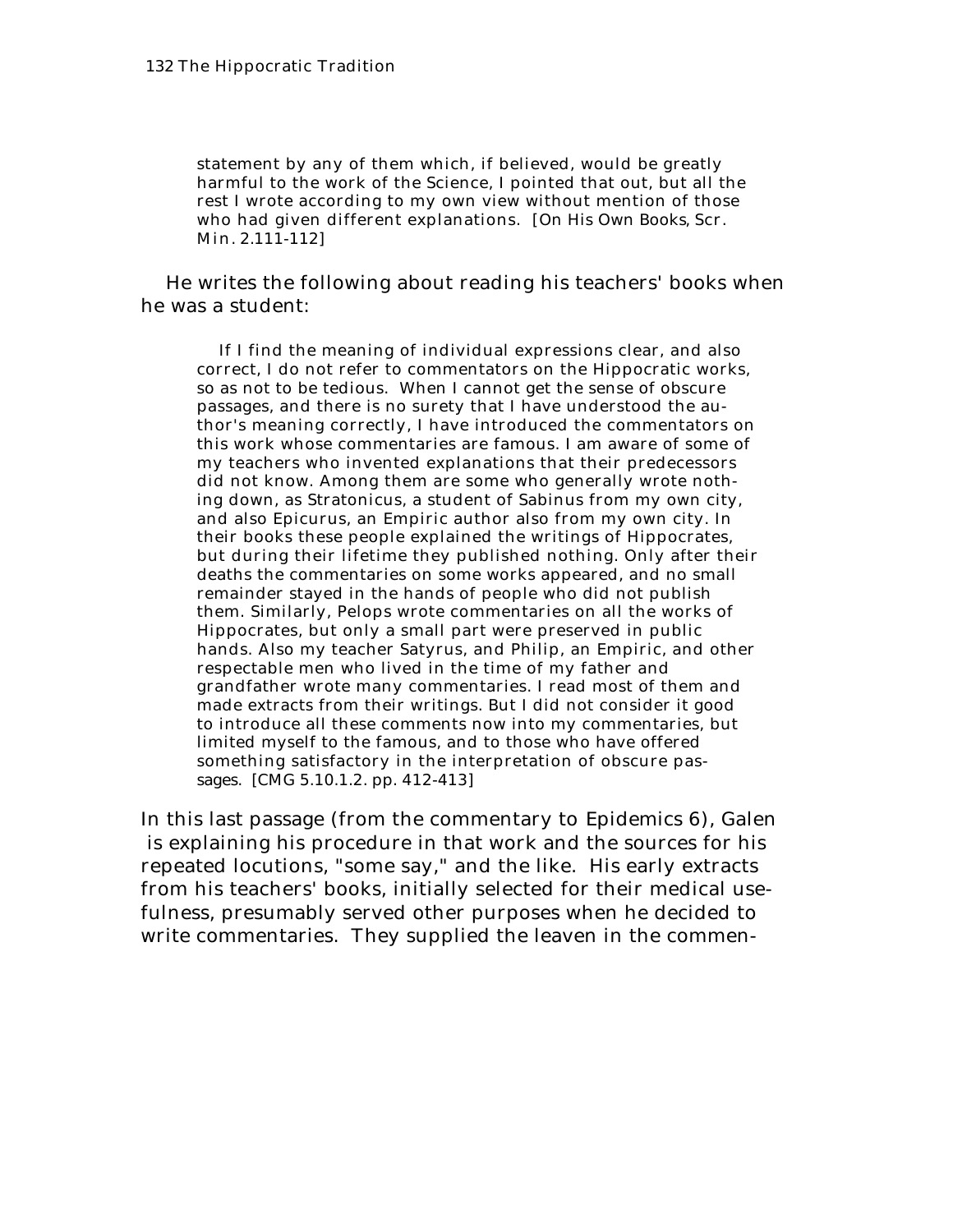> statement by any of them which, if believed, would be greatly harmful to the work of the Science, I pointed that out, but all the rest I wrote according to my own view without mention of those who had given different explanations. [*On His Own Books*, Scr. Min. 2.111-112]

He writes the following about reading his teachers' books when he was a student:

> If I find the meaning of individual expressions clear, and also correct, I do not refer to commentators on the Hippocratic works, so as not to be tedious. When I cannot get the sense of obscure passages, and there is no surety that I have understood the author's meaning correctly, I have introduced the commentators on this work whose commentaries are famous. I am aware of some of my teachers who invented explanations that their predecessors did not know. Among them are some who generally wrote nothing down, as Stratonicus, a student of Sabinus from my own city, and also Epicurus, an Empiric author also from my own city. In their books these people explained the writings of Hippocrates, but during their lifetime they published nothing. Only after their deaths the commentaries on some works appeared, and no small remainder stayed in the hands of people who did not publish them. Similarly, Pelops wrote commentaries on all the works of Hippocrates, but only a small part were preserved in public hands. Also my teacher Satyrus, and Philip, an Empiric, and other respectable men who lived in the time of my father and grandfather wrote many commentaries. I read most of them and made extracts from their writings. But I did not consider it good to introduce all these comments now into my commentaries, but limited myself to the famous, and to those who have offered something satisfactory in the interpretation of obscure passages. [CMG 5.10.1.2. pp. 412-413]

In this last passage (from the commentary to *Epidemics* 6), Galen is explaining his procedure in that work and the sources for his repeated locutions, "some say," and the like. His early extracts from his teachers' books, initially selected for their medical usefulness, presumably served other purposes when he decided to write commentaries. They supplied the leaven in the commen-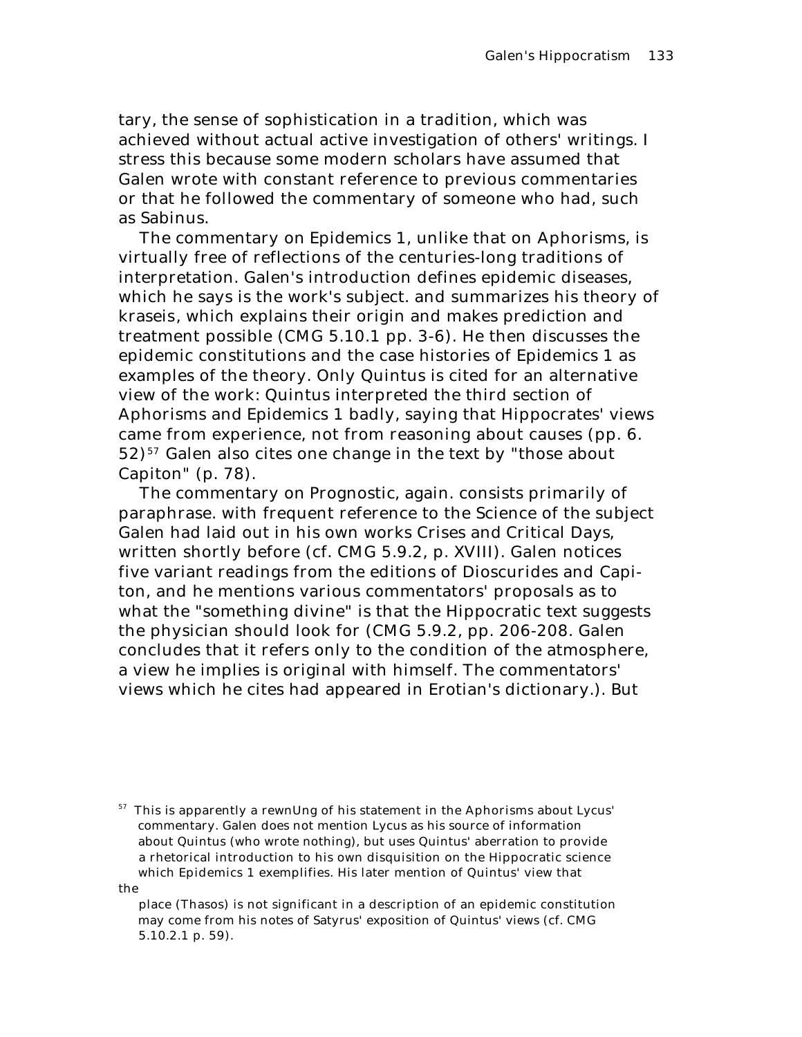tary, the sense of sophistication in a tradition, which was achieved without actual active investigation of others' writings. I stress this because some modern scholars have assumed that Galen wrote with constant reference to previous commentaries or that he followed the commentary of someone who had, such as Sabinus.

The commentary on *Epidemics* 1, unlike that on *Aphorisms*, is virtually free of reflections of the centuries-long traditions of interpretation. Galen's introduction defines epidemic diseases, which he says is the work's subject. and summarizes his theory of *kraseis*, which explains their origin and makes prediction and treatment possible (CMG 5.10.1 pp. 3-6). He then discusses the epidemic constitutions and the case histories of *Epidemics* 1 as examples of the theory. Only Quintus is cited for an alternative view of the work: Quintus interpreted the third section of *Aphorisms* and *Epidemics* 1 badly, saying that Hippocrates' views came from experience, not from reasoning about causes (pp. 6. 52)[57] Galen also cites one change in the text by "those about Capiton" (p. 78).

The commentary on *Prognostic*, again. consists primarily of paraphrase. with frequent reference to the Science of the subject Galen had laid out in his own works *Crises* and *Critical Days*, written shortly before (cf. CMG 5.9.2, p. XVIII). Galen notices five variant readings from the editions of Dioscurides and Capiton, and he mentions various commentators' proposals as to what the "something divine" is that the Hippocratic text suggests the physician should look for (CMG 5.9.2, pp. 206-208. Galen concludes that it refers only to the condition of the atmosphere, a view he implies is original with himself. The commentators' views which he cites had appeared in Erotian's dictionary.). But

[57] This is apparently a rewnUng of his statement in the *Aphorisms* about Lycus' commentary. Galen does not mention Lycus as his source of information about Quintus (who wrote nothing), but uses Quintus' aberration to provide a rhetorical introduction to his own disquisition on the Hippocratic science which *Epidemics* 1 exemplifies. His later mention of Quintus' view that the place (Thasos) is not significant in a description of an epidemic constitution may come from his notes of Satyrus' exposition of Quintus' views (cf. CMG 5.10.2.1 p. 59).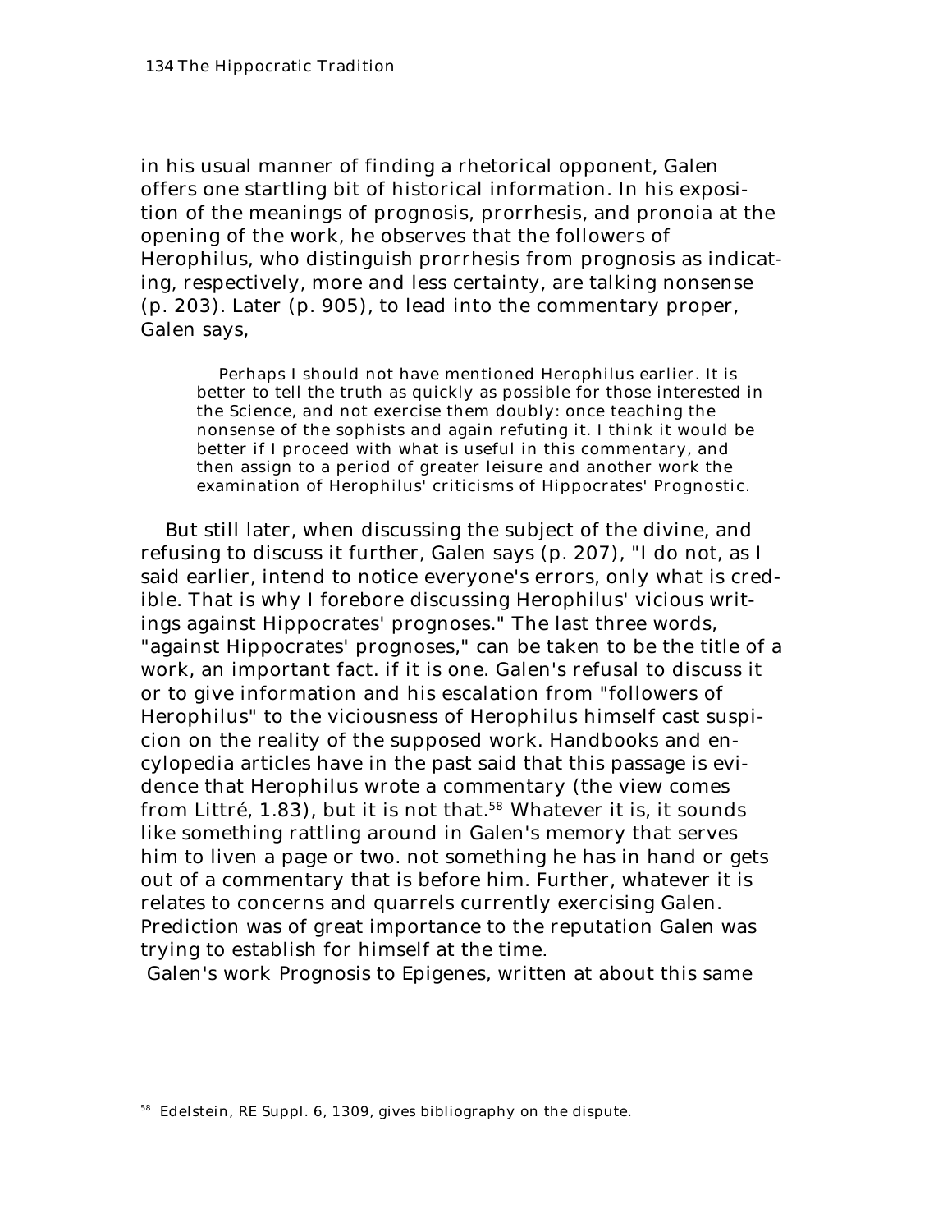in his usual manner of finding a rhetorical opponent, Galen offers one startling bit of historical information. In his exposition of the meanings of prognosis, prorrhesis, and pronoia at the opening of the work, he observes that the followers of Herophilus, who distinguish prorrhesis from prognosis as indicating, respectively, more and less certainty, are talking nonsense (p. 203). Later (p. 905), to lead into the commentary proper, Galen says,

> Perhaps I should not have mentioned Herophilus earlier. It is better to tell the truth as quickly as possible for those interested in the Science, and not exercise them doubly: once teaching the nonsense of the sophists and again refuting it. I think it would be better if I proceed with what is useful in this commentary, and then assign to a period of greater leisure and another work the examination of Herophilus' criticisms of Hippocrates' *Prognostic*.

But still later, when discussing the subject of the divine, and refusing to discuss it further, Galen says (p. 207), "I do not, as I said earlier, intend to notice everyone's errors, only what is credible. That is why I forebore discussing Herophilus' vicious writings against Hippocrates' prognoses." The last three words, "against Hippocrates' prognoses," can be taken to be the title of a work, an important fact. if it is one. Galen's refusal to discuss it or to give information and his escalation from "followers of Herophilus" to the viciousness of Herophilus himself cast suspicion on the reality of the supposed work. Handbooks and encylopedia articles have in the past said that this passage is evidence that Herophilus wrote a commentary (the view comes from Littré, 1.83), but it is not that.[58] Whatever it is, it sounds like something rattling around in Galen's memory that serves him to liven a page or two. not something he has in hand or gets out of a commentary that is before him. Further, whatever it is relates to concerns and quarrels currently exercising Galen. Prediction was of great importance to the reputation Galen was trying to establish for himself at the time.

Galen's work *Prognosis to Epigenes*, written at about this same

[58] Edelstein, *RE* Suppl. 6, 1309, gives bibliography on the dispute.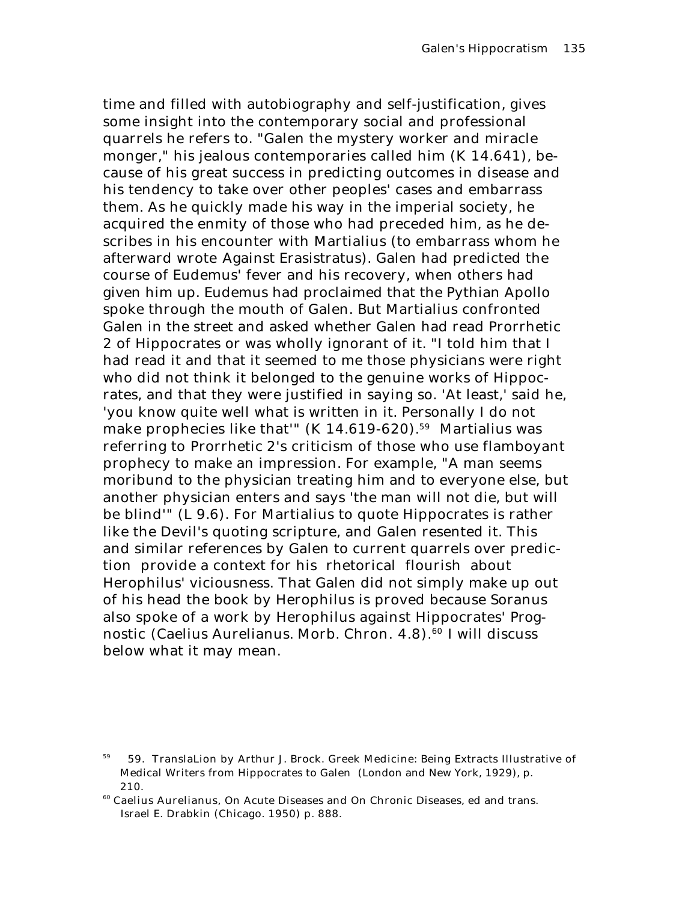time and filled with autobiography and self-justification, gives some insight into the contemporary social and professional quarrels he refers to. "Galen the mystery worker and miracle monger," his jealous contemporaries called him (K 14.641), because of his great success in predicting outcomes in disease and his tendency to take over other peoples' cases and embarrass them. As he quickly made his way in the imperial society, he acquired the enmity of those who had preceded him, as he describes in his encounter with Martialius (to embarrass whom he afterward wrote *Against Erasistratus*). Galen had predicted the course of Eudemus' fever and his recovery, when others had given him up. Eudemus had proclaimed that the Pythian Apollo spoke through the mouth of Galen. But Martialius confronted Galen in the street and asked whether Galen had read *Prorrhetic 2* of Hippocrates or was wholly ignorant of it. "I told him that I had read it and that it seemed to me those physicians were right who did not think it belonged to the genuine works of Hippocrates, and that they were justified in saying so. 'At least,' said he, 'you know quite well what is written in it. Personally I do not make prophecies like that'" (K 14.619-620).[59] Martialius was referring to *Prorrhetic 2*'s criticism of those who use flamboyant prophecy to make an impression. For example, "A man seems moribund to the physician treating him and to everyone else, but another physician enters and says 'the man will not die, but will be blind'" (L 9.6). For Martialius to quote Hippocrates is rather like the Devil's quoting scripture, and Galen resented it. This and similar references by Galen to current quarrels over prediction provide a context for his rhetorical flourish about Herophilus' viciousness. That Galen did not simply make up out of his head the book by Herophilus is proved because Soranus also spoke of a work by Herophilus against Hippocrates' *Prognostic* (Caelius Aurelianus. *Morb. Chron.* 4.8).[60] I will discuss below what it may mean.

---

[59] 59. TranslaLion by Arthur J. Brock. *Greek Medicine: Being Extracts Illustrative of Medical Writers from Hippocrates to Galen* (London and New York, 1929), p. 210.

[60] Caelius Aurelianus, *On Acute Diseases and On Chronic Diseases*, ed and trans. Israel E. Drabkin (Chicago. 1950) p. 888.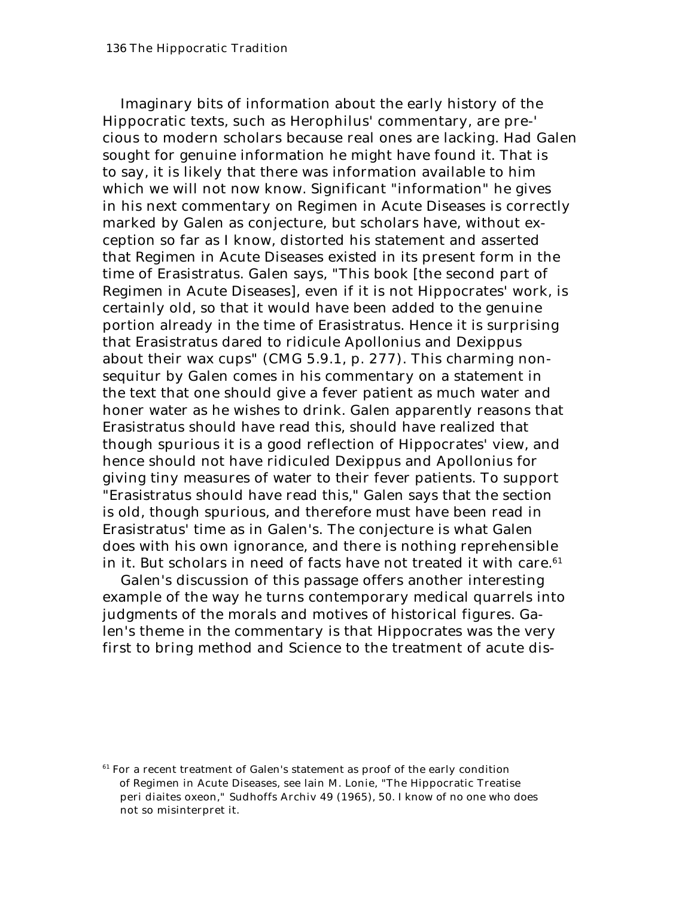Imaginary bits of information about the early history of the Hippocratic texts, such as Herophilus' commentary, are precious to modern scholars because real ones are lacking. Had Galen sought for genuine information he might have found it. That is to say, it is likely that there was information available to him which we will not now know. Significant "information" he gives in his next commentary on Regimen in Acute Diseases is correctly marked by Galen as conjecture, but scholars have, without exception so far as I know, distorted his statement and asserted that Regimen in Acute Diseases existed in its present form in the time of Erasistratus. Galen says, "This book [the second part of Regimen in Acute Diseases], even if it is not Hippocrates' work, is certainly old, so that it would have been added to the genuine portion already in the time of Erasistratus. Hence it is surprising that Erasistratus dared to ridicule Apollonius and Dexippus about their wax cups" (CMG 5.9.1, p. 277). This charming non-sequitur by Galen comes in his commentary on a statement in the text that one should give a fever patient as much water and honer water as he wishes to drink. Galen apparently reasons that Erasistratus should have read this, should have realized that though spurious it is a good reflection of Hippocrates' view, and hence should not have ridiculed Dexippus and Apollonius for giving tiny measures of water to their fever patients. To support "Erasistratus should have read this," Galen says that the section is old, though spurious, and therefore must have been read in Erasistratus' time as in Galen's. The conjecture is what Galen does with his own ignorance, and there is nothing reprehensible in it. But scholars in need of facts have not treated it with care.[61]

Galen's discussion of this passage offers another interesting example of the way he turns contemporary medical quarrels into judgments of the morals and motives of historical figures. Galen's theme in the commentary is that Hippocrates was the very first to bring method and Science to the treatment of acute dis-

[61] For a recent treatment of Galen's statement as proof of the early condition of Regimen in Acute Diseases, see Iain M. Lonie, "The Hippocratic Treatise peri diaites oxeon," Sudhoffs Archiv 49 (1965), 50. I know of no one who does not so misinterpret it.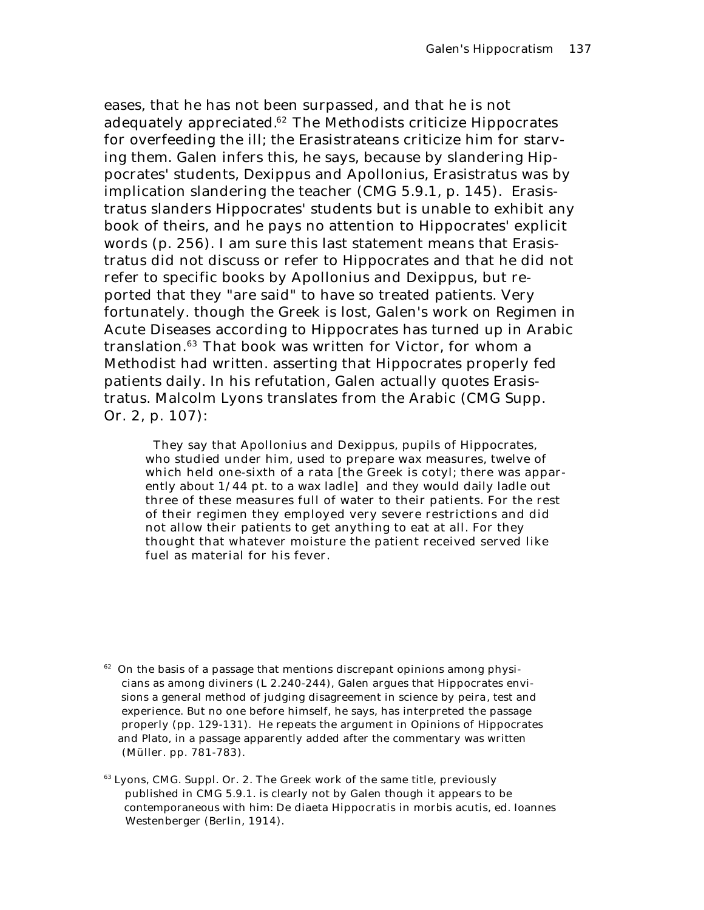eases, that he has not been surpassed, and that he is not adequately appreciated.[62] The Methodists criticize Hippocrates for overfeeding the ill; the Erasistrateans criticize him for starving them. Galen infers this, he says, because by slandering Hippocrates' students, Dexippus and Apollonius, Erasistratus was by implication slandering the teacher (CMG 5.9.1, p. 145). Erasistratus slanders Hippocrates' students but is unable to exhibit any book of theirs, and he pays no attention to Hippocrates' explicit words (p. 256). I am sure this last statement means that Erasistratus did not discuss or refer to Hippocrates and that he did not refer to specific books by Apollonius and Dexippus, but reported that they "are said" to have so treated patients. Very fortunately. though the Greek is lost, Galen's work on *Regimen in Acute Diseases according to Hippocrates* has turned up in Arabic translation.[63] That book was written for Victor, for whom a Methodist had written. asserting that Hippocrates properly fed patients daily. In his refutation, Galen actually quotes Erasistratus. Malcolm Lyons translates from the Arabic (CMG Supp. Or. 2, p. 107):

> They say that Apollonius and Dexippus, pupils of Hippocrates, who studied under him, used to prepare wax measures, twelve of which held one-sixth of a rata [the Greek is cotyl; there was apparently about 1/44 pt. to a wax ladle] and they would daily ladle out three of these measures full of water to their patients. For the rest of their regimen they employed very severe restrictions and did not allow their patients to get anything to eat at all. For they thought that whatever moisture the patient received served like fuel as material for his fever.

---

[62] On the basis of a passage that mentions discrepant opinions among physicians as among diviners (L 2.240-244), Galen argues that Hippocrates envisions a general method of judging disagreement in science by *peira*, test and experience. But no one before himself, he says, has interpreted the passage properly (pp. 129-131). He repeats the argument in *Opinions of Hippocrates and Plato*, in a passage apparently added after the commentary was written (Müller. pp. 781-783).

[63] Lyons, CMG. Suppl. Or. 2. The Greek work of the same title, previously published in CMG 5.9.1. is clearly not by Galen though it appears to be contemporaneous with him: *De diaeta Hippocratis in morbis acutis*, ed. Ioannes Westenberger (Berlin, 1914).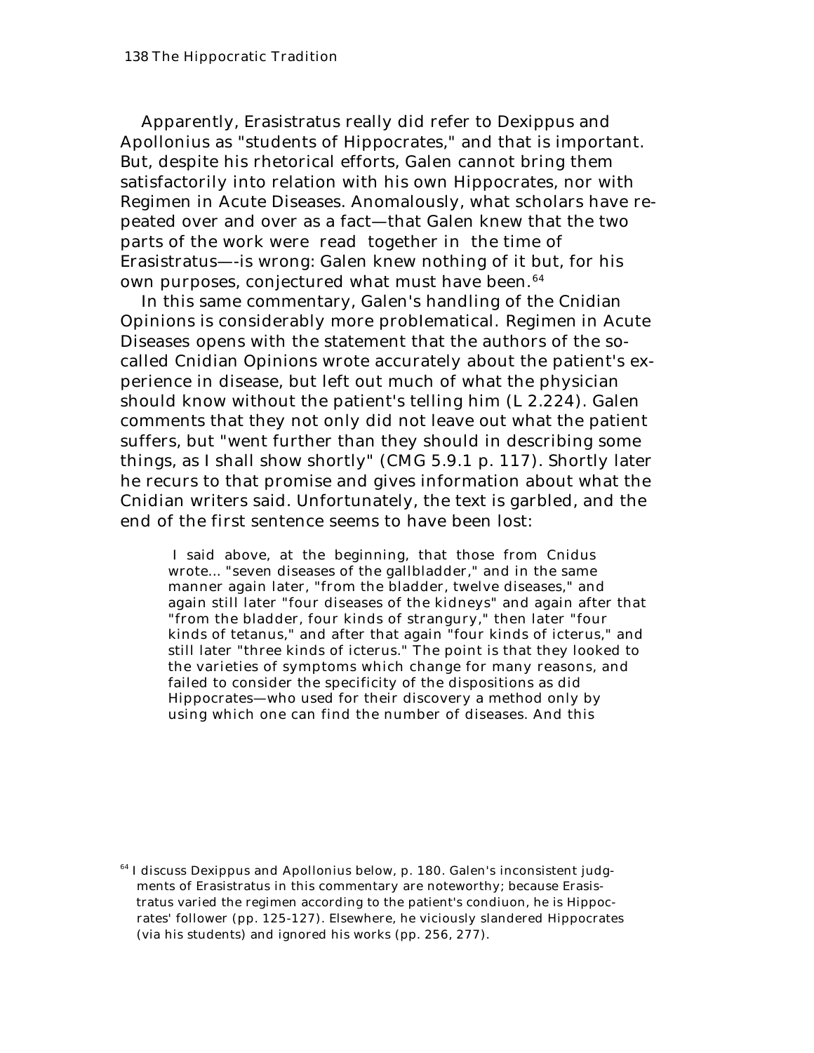Apparently, Erasistratus really did refer to Dexippus and Apollonius as "students of Hippocrates," and that is important. But, despite his rhetorical efforts, Galen cannot bring them satisfactorily into relation with his own Hippocrates, nor with Regimen in Acute Diseases. Anomalously, what scholars have repeated over and over as a fact—that Galen knew that the two parts of the work were read together in the time of Erasistratus—-is wrong: Galen knew nothing of it but, for his own purposes, conjectured what must have been.[64]

In this same commentary, Galen's handling of the Cnidian Opinions is considerably more problematical. Regimen in Acute Diseases opens with the statement that the authors of the so-called Cnidian Opinions wrote accurately about the patient's experience in disease, but left out much of what the physician should know without the patient's telling him (L 2.224). Galen comments that they not only did not leave out what the patient suffers, but "went further than they should in describing some things, as I shall show shortly" (CMG 5.9.1 p. 117). Shortly later he recurs to that promise and gives information about what the Cnidian writers said. Unfortunately, the text is garbled, and the end of the first sentence seems to have been lost:

> I said above, at the beginning, that those from Cnidus wrote... "seven diseases of the gallbladder," and in the same manner again later, "from the bladder, twelve diseases," and again still later "four diseases of the kidneys" and again after that "from the bladder, four kinds of strangury," then later "four kinds of tetanus," and after that again "four kinds of icterus," and still later "three kinds of icterus." The point is that they looked to the varieties of symptoms which change for many reasons, and failed to consider the specificity of the dispositions as did Hippocrates—who used for their discovery a method only by using which one can find the number of diseases. And this

[64] I discuss Dexippus and Apollonius below, p. 180. Galen's inconsistent judgments of Erasistratus in this commentary are noteworthy; because Erasistratus varied the regimen according to the patient's condiuon, he is Hippocrates' follower (pp. 125-127). Elsewhere, he viciously slandered Hippocrates (via his students) and ignored his works (pp. 256, 277).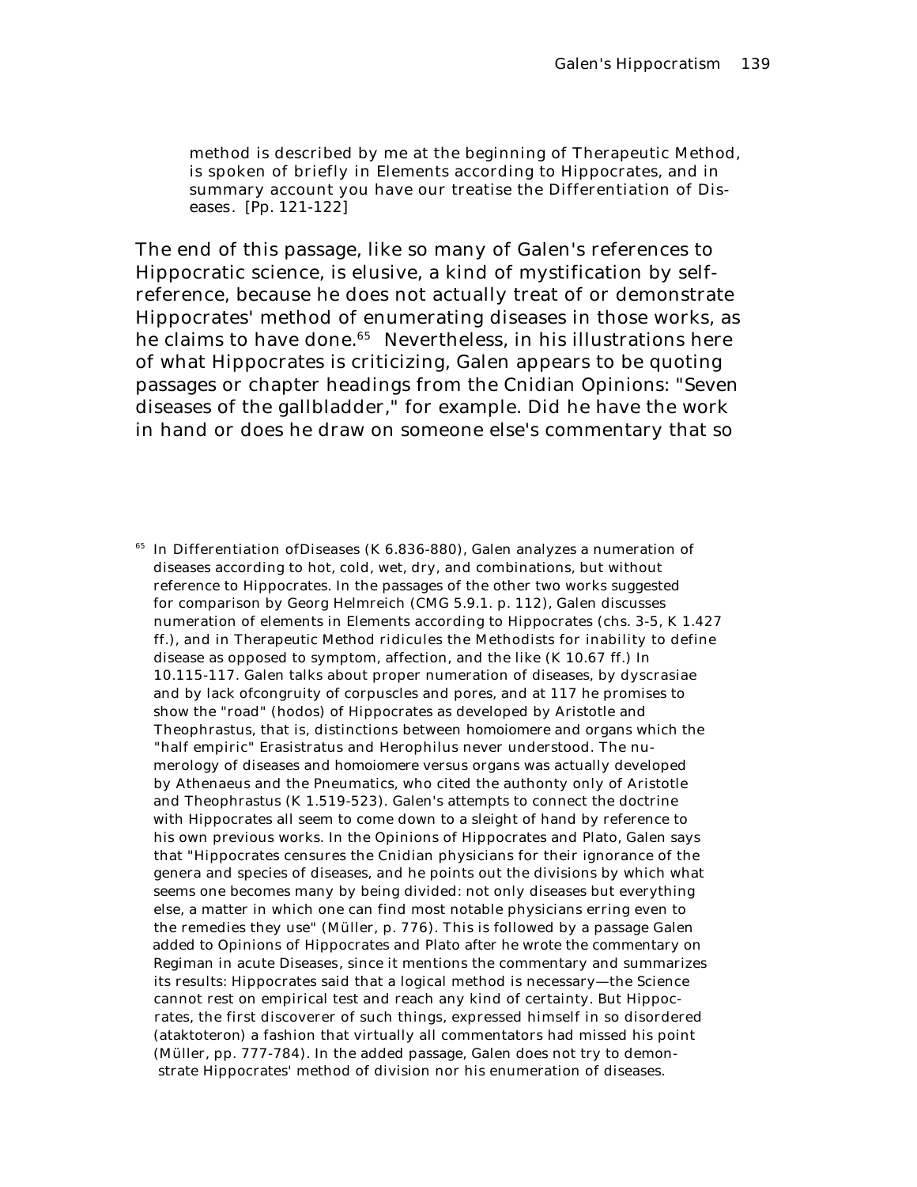method is described by me at the beginning of Therapeutic Method, is spoken of briefly in Elements according to Hippocrates, and in summary account you have our treatise the Differentiation of Diseases. [Pp. 121-122]

The end of this passage, like so many of Galen's references to Hippocratic science, is elusive, a kind of mystification by self-reference, because he does not actually treat of or demonstrate Hippocrates' method of enumerating diseases in those works, as he claims to have done.[65] Nevertheless, in his illustrations here of what Hippocrates is criticizing, Galen appears to be quoting passages or chapter headings from the Cnidian Opinions: "Seven diseases of the gallbladder," for example. Did he have the work in hand or does he draw on someone else's commentary that so

[65] In Differentiation ofDiseases (K 6.836-880), Galen analyzes a numeration of diseases according to hot, cold, wet, dry, and combinations, but without reference to Hippocrates. In the passages of the other two works suggested for comparison by Georg Helmreich (CMG 5.9.1. p. 112), Galen discusses numeration of elements in Elements according to Hippocrates (chs. 3-5, K 1.427 ff.), and in Therapeutic Method ridicules the Methodists for inability to define disease as opposed to symptom, affection, and the like (K 10.67 ff.) In 10.115-117. Galen talks about proper numeration of diseases, by dyscrasiae and by lack ofcongruity of corpuscles and pores, and at 117 he promises to show the "road" (hodos) of Hippocrates as developed by Aristotle and Theophrastus, that is, distinctions between homoiomere and organs which the "half empiric" Erasistratus and Herophilus never understood. The numerology of diseases and homoiomere versus organs was actually developed by Athenaeus and the Pneumatics, who cited the authonty only of Aristotle and Theophrastus (K 1.519-523). Galen's attempts to connect the doctrine with Hippocrates all seem to come down to a sleight of hand by reference to his own previous works. In the Opinions of Hippocrates and Plato, Galen says that "Hippocrates censures the Cnidian physicians for their ignorance of the genera and species of diseases, and he points out the divisions by which what seems one becomes many by being divided: not only diseases but everything else, a matter in which one can find most notable physicians erring even to the remedies they use" (Müller, p. 776). This is followed by a passage Galen added to Opinions of Hippocrates and Plato after he wrote the commentary on Regiman in acute Diseases, since it mentions the commentary and summarizes its results: Hippocrates said that a logical method is necessary—the Science cannot rest on empirical test and reach any kind of certainty. But Hippocrates, the first discoverer of such things, expressed himself in so disordered (ataktoteron) a fashion that virtually all commentators had missed his point (Müller, pp. 777-784). In the added passage, Galen does not try to demonstrate Hippocrates' method of division nor his enumeration of diseases.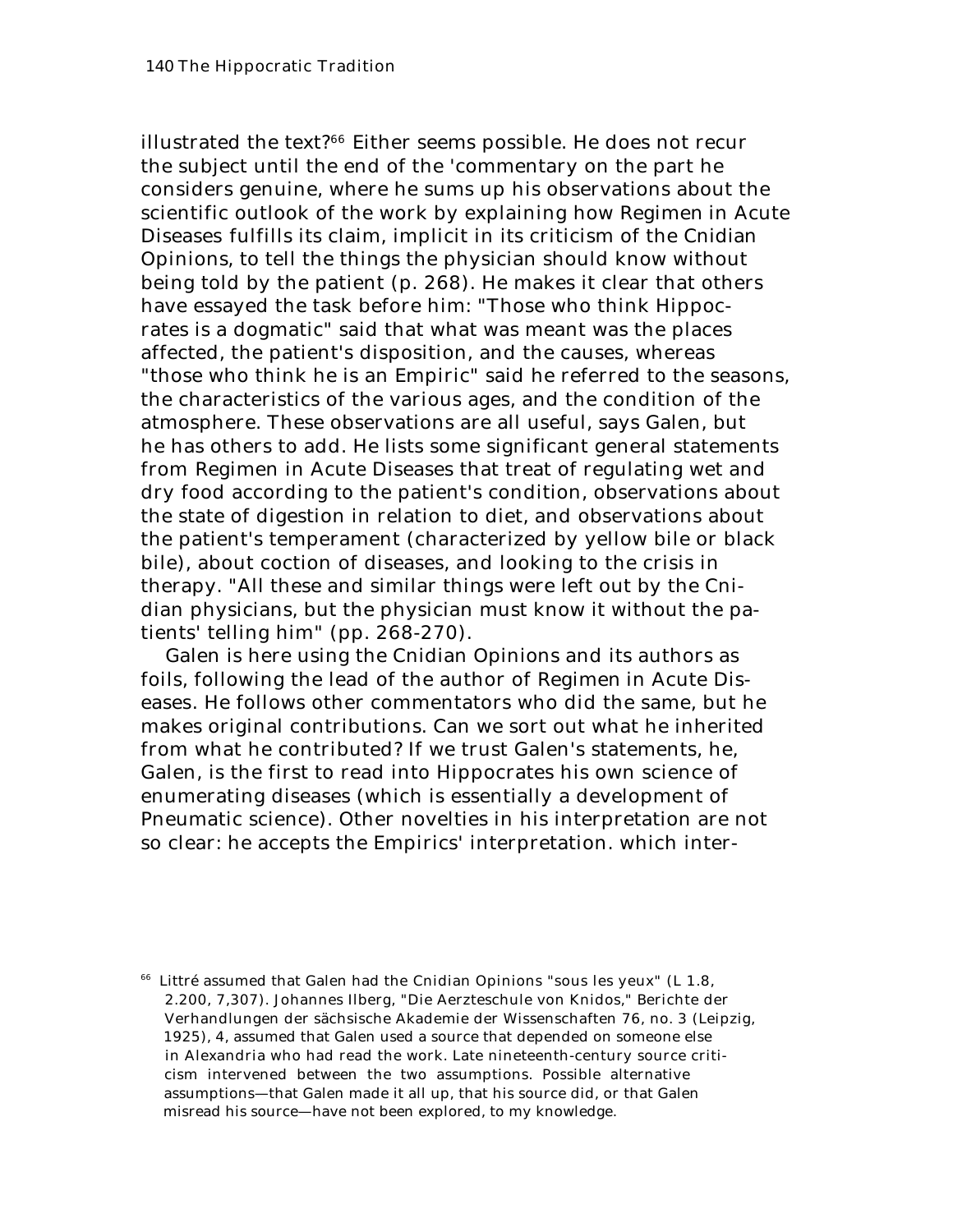illustrated the text?[66] Either seems possible. He does not recur the subject until the end of the 'commentary on the part he considers genuine, where he sums up his observations about the scientific outlook of the work by explaining how Regimen in Acute Diseases fulfills its claim, implicit in its criticism of the Cnidian Opinions, to tell the things the physician should know without being told by the patient (p. 268). He makes it clear that others have essayed the task before him: "Those who think Hippocrates is a dogmatic" said that what was meant was the places affected, the patient's disposition, and the causes, whereas "those who think he is an Empiric" said he referred to the seasons, the characteristics of the various ages, and the condition of the atmosphere. These observations are all useful, says Galen, but he has others to add. He lists some significant general statements from Regimen in Acute Diseases that treat of regulating wet and dry food according to the patient's condition, observations about the state of digestion in relation to diet, and observations about the patient's temperament (characterized by yellow bile or black bile), about coction of diseases, and looking to the crisis in therapy. "All these and similar things were left out by the Cnidian physicians, but the physician must know it without the patients' telling him" (pp. 268-270).

Galen is here using the Cnidian Opinions and its authors as foils, following the lead of the author of Regimen in Acute Diseases. He follows other commentators who did the same, but he makes original contributions. Can we sort out what he inherited from what he contributed? If we trust Galen's statements, he, Galen, is the first to read into Hippocrates his own science of enumerating diseases (which is essentially a development of Pneumatic science). Other novelties in his interpretation are not so clear: he accepts the Empirics' interpretation. which inter-

[66] Littré assumed that Galen had the Cnidian Opinions "sous les yeux" (L 1.8, 2.200, 7,307). Johannes Ilberg, "Die Aerzteschule von Knidos," Berichte der Verhandlungen der sächsische Akademie der Wissenschaften 76, no. 3 (Leipzig, 1925), 4, assumed that Galen used a source that depended on someone else in Alexandria who had read the work. Late nineteenth-century source criticism intervened between the two assumptions. Possible alternative assumptions—that Galen made it all up, that his source did, or that Galen misread his source—have not been explored, to my knowledge.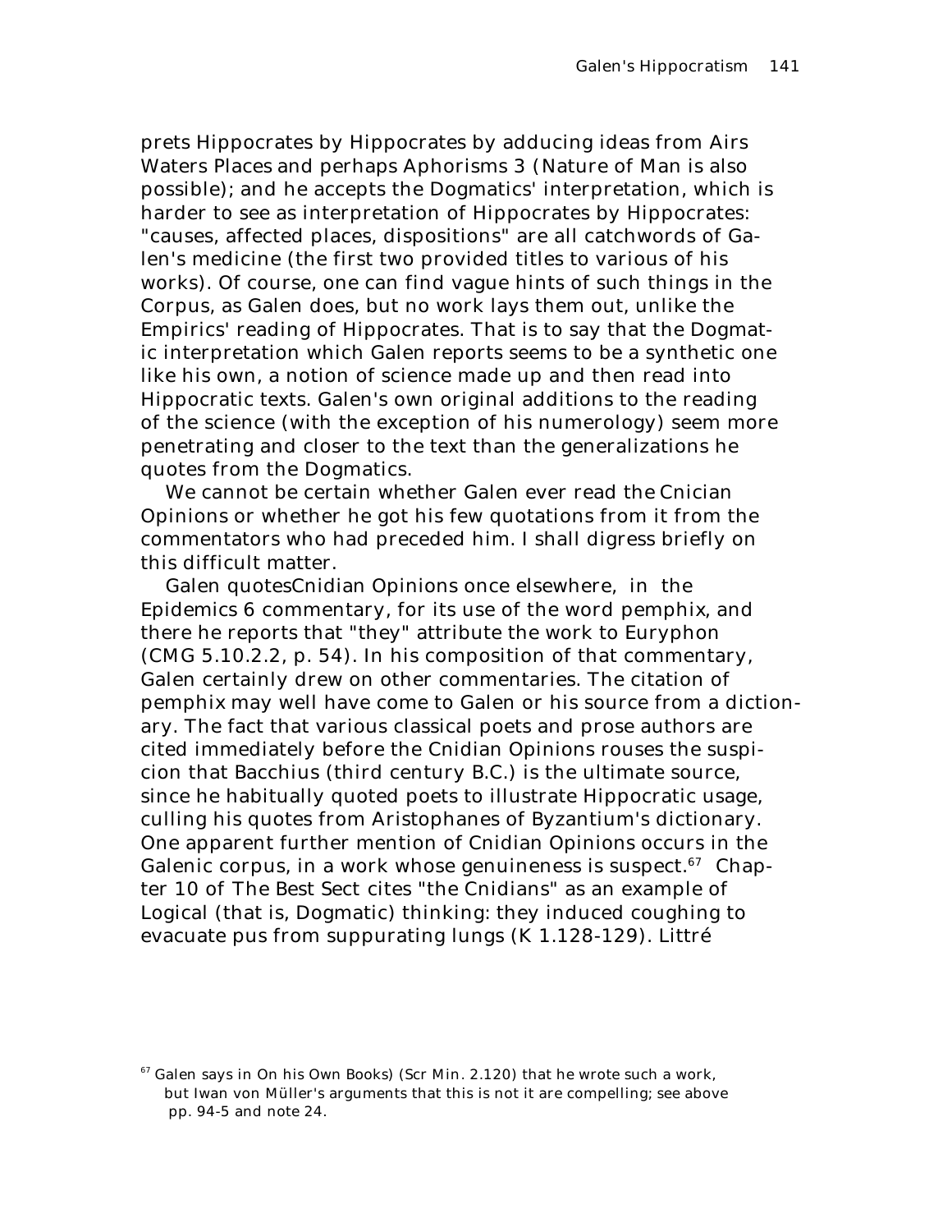prets Hippocrates by Hippocrates by adducing ideas from *Airs Waters Places* and perhaps *Aphorisms* 3 (*Nature of Man* is also possible); and he accepts the Dogmatics' interpretation, which is harder to see as interpretation of Hippocrates by Hippocrates: "causes, affected places, dispositions" are all catchwords of Galen's medicine (the first two provided titles to various of his works). Of course, one can find vague hints of such things in the Corpus, as Galen does, but no work lays them out, unlike the Empirics' reading of Hippocrates. That is to say that the Dogmatic interpretation which Galen reports seems to be a synthetic one like his own, a notion of science made up and then read into Hippocratic texts. Galen's own original additions to the reading of the science (with the exception of his numerology) seem more penetrating and closer to the text than the generalizations he quotes from the Dogmatics.

We cannot be certain whether Galen ever read the *Cnician Opinions* or whether he got his few quotations from it from the commentators who had preceded him. I shall digress briefly on this difficult matter.

Galen quotes*Cnidian Opinions* once elsewhere, in the *Epidemics* 6 commentary, for its use of the word *pemphix*, and there he reports that "they" attribute the work to Euryphon (CMG 5.10.2.2, p. 54). In his composition of that commentary, Galen certainly drew on other commentaries. The citation of *pemphix* may well have come to Galen or his source from a dictionary. The fact that various classical poets and prose authors are cited immediately before the *Cnidian Opinions* rouses the suspicion that Bacchius (third century B.C.) is the ultimate source, since he habitually quoted poets to illustrate Hippocratic usage, culling his quotes from Aristophanes of Byzantium's dictionary. One apparent further mention of *Cnidian Opinions* occurs in the Galenic corpus, in a work whose genuineness is suspect.[67] Chapter 10 of *The Best Sect* cites "the Cnidians" as an example of Logical (that is, Dogmatic) thinking: they induced coughing to evacuate pus from suppurating lungs (K 1.128-129). Littré

[67] Galen says in *On his Own Books*) (*Scr Min.* 2.120) that he wrote such a work, but Iwan von Müller's arguments that this is not it are compelling; see above pp. 94-5 and note 24.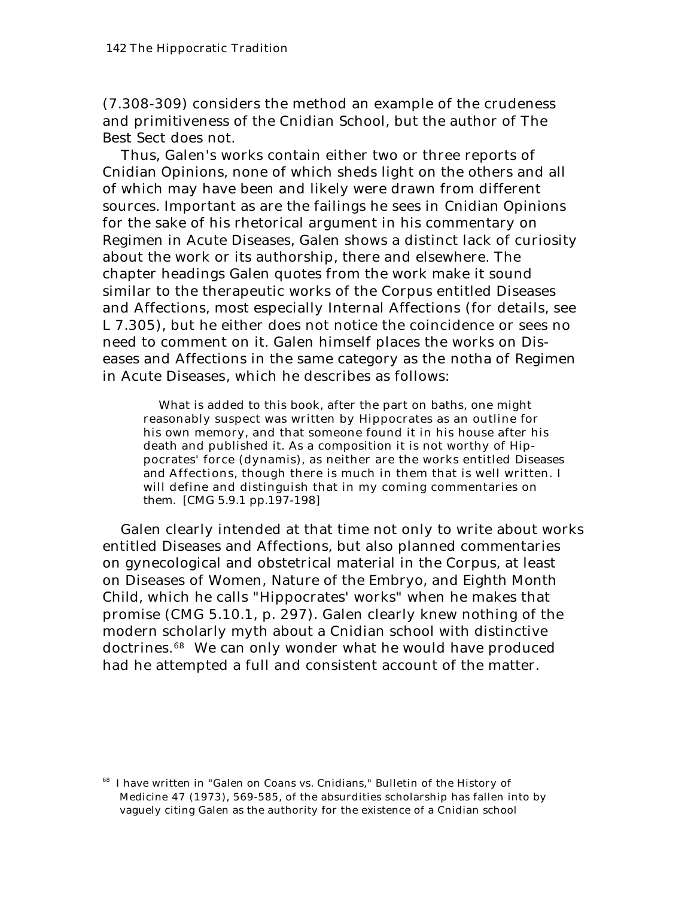(7.308-309) considers the method an example of the crudeness and primitiveness of the Cnidian School, but the author of The Best Sect does not.

Thus, Galen's works contain either two or three reports of Cnidian Opinions, none of which sheds light on the others and all of which may have been and likely were drawn from different sources. Important as are the failings he sees in Cnidian Opinions for the sake of his rhetorical argument in his commentary on Regimen in Acute Diseases, Galen shows a distinct lack of curiosity about the work or its authorship, there and elsewhere. The chapter headings Galen quotes from the work make it sound similar to the therapeutic works of the Corpus entitled Diseases and Affections, most especially Internal Affections (for details, see L 7.305), but he either does not notice the coincidence or sees no need to comment on it. Galen himself places the works on Diseases and Affections in the same category as the notha of Regimen in Acute Diseases, which he describes as follows:

> What is added to this book, after the part on baths, one might reasonably suspect was written by Hippocrates as an outline for his own memory, and that someone found it in his house after his death and published it. As a composition it is not worthy of Hippocrates' force (dynamis), as neither are the works entitled Diseases and Affections, though there is much in them that is well written. I will define and distinguish that in my coming commentaries on them. [CMG 5.9.1 pp.197-198]

Galen clearly intended at that time not only to write about works entitled Diseases and Affections, but also planned commentaries on gynecological and obstetrical material in the Corpus, at least on Diseases of Women, Nature of the Embryo, and Eighth Month Child, which he calls "Hippocrates' works" when he makes that promise (CMG 5.10.1, p. 297). Galen clearly knew nothing of the modern scholarly myth about a Cnidian school with distinctive doctrines.[68] We can only wonder what he would have produced had he attempted a full and consistent account of the matter.

[68] I have written in "Galen on Coans vs. Cnidians," Bulletin of the History of Medicine 47 (1973), 569-585, of the absurdities scholarship has fallen into by vaguely citing Galen as the authority for the existence of a Cnidian school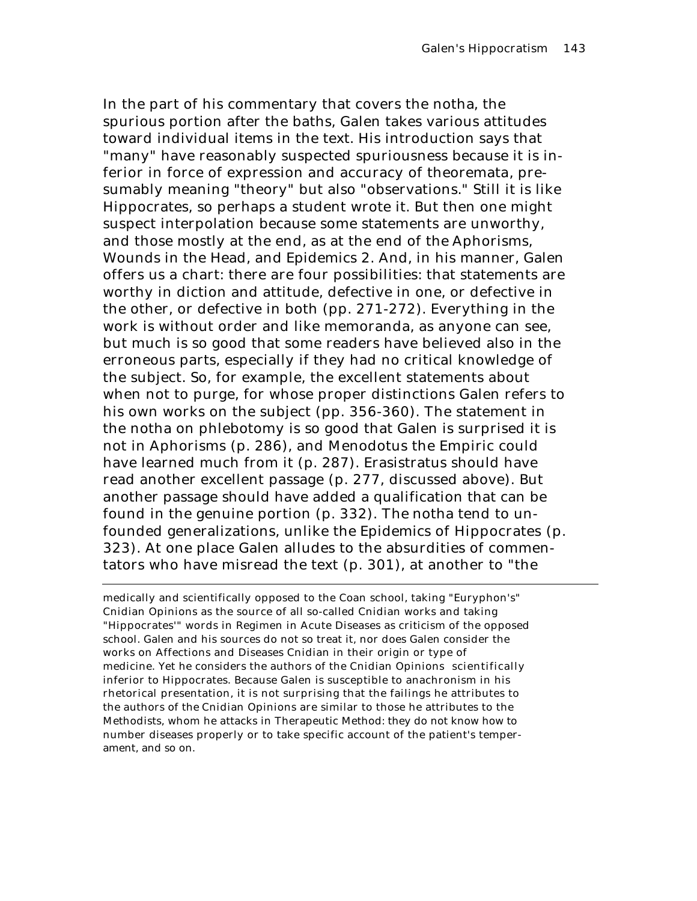In the part of his commentary that covers the notha, the spurious portion after the baths, Galen takes various attitudes toward individual items in the text. His introduction says that "many" have reasonably suspected spuriousness because it is inferior in force of expression and accuracy of theoremata, presumably meaning "theory" but also "observations." Still it is like Hippocrates, so perhaps a student wrote it. But then one might suspect interpolation because some statements are unworthy, and those mostly at the end, as at the end of the Aphorisms, Wounds in the Head, and Epidemics 2. And, in his manner, Galen offers us a chart: there are four possibilities: that statements are worthy in diction and attitude, defective in one, or defective in the other, or defective in both (pp. 271-272). Everything in the work is without order and like memoranda, as anyone can see, but much is so good that some readers have believed also in the erroneous parts, especially if they had no critical knowledge of the subject. So, for example, the excellent statements about when not to purge, for whose proper distinctions Galen refers to his own works on the subject (pp. 356-360). The statement in the notha on phlebotomy is so good that Galen is surprised it is not in Aphorisms (p. 286), and Menodotus the Empiric could have learned much from it (p. 287). Erasistratus should have read another excellent passage (p. 277, discussed above). But another passage should have added a qualification that can be found in the genuine portion (p. 332). The notha tend to unfounded generalizations, unlike the Epidemics of Hippocrates (p. 323). At one place Galen alludes to the absurdities of commentators who have misread the text (p. 301), at another to "the

---

medically and scientifically opposed to the Coan school, taking "Euryphon's" Cnidian Opinions as the source of all so-called Cnidian works and taking "Hippocrates'" words in Regimen in Acute Diseases as criticism of the opposed school. Galen and his sources do not so treat it, nor does Galen consider the works on Affections and Diseases Cnidian in their origin or type of medicine. Yet he considers the authors of the Cnidian Opinions scientifically inferior to Hippocrates. Because Galen is susceptible to anachronism in his rhetorical presentation, it is not surprising that the failings he attributes to the authors of the Cnidian Opinions are similar to those he attributes to the Methodists, whom he attacks in Therapeutic Method: they do not know how to number diseases properly or to take specific account of the patient's temperament, and so on.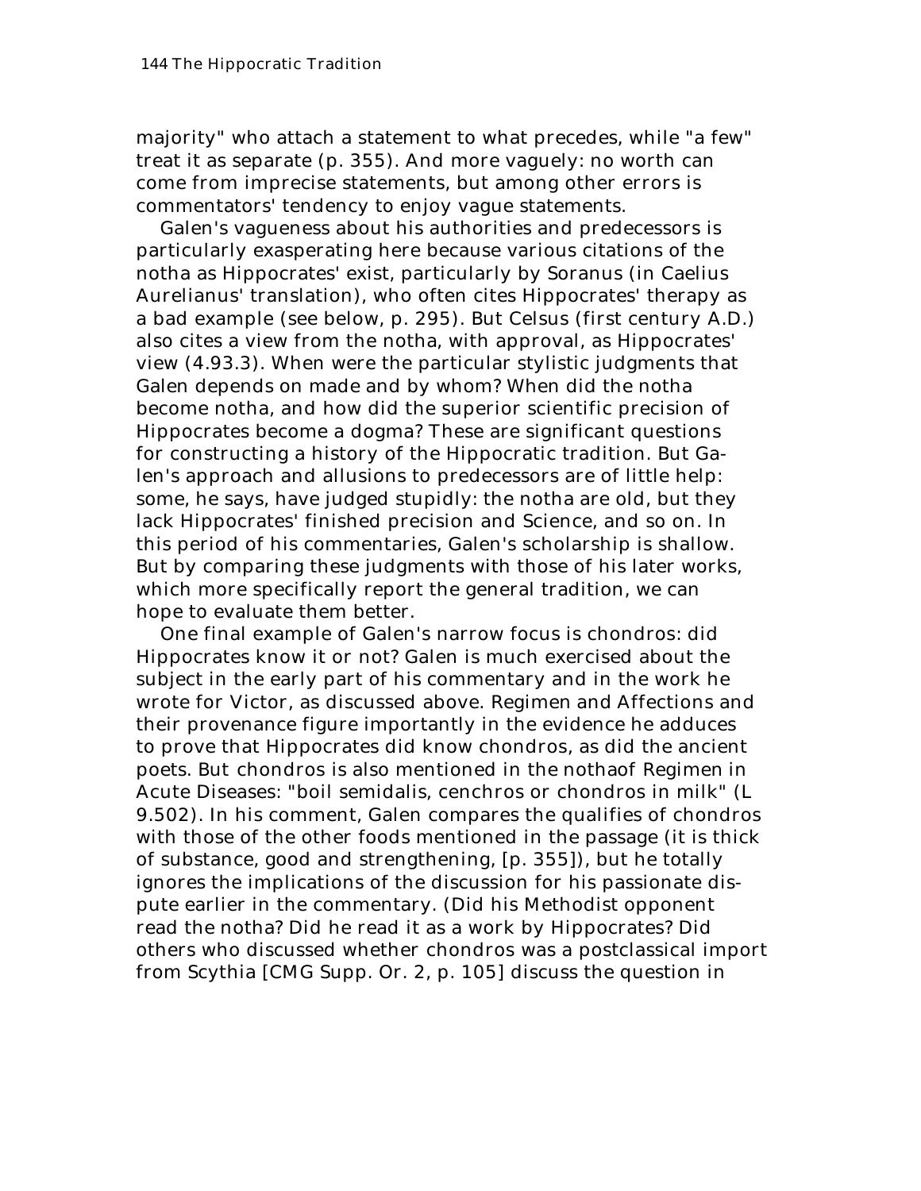majority" who attach a statement to what precedes, while "a few" treat it as separate (p. 355). And more vaguely: no worth can come from imprecise statements, but among other errors is commentators' tendency to enjoy vague statements.

Galen's vagueness about his authorities and predecessors is particularly exasperating here because various citations of the notha as Hippocrates' exist, particularly by Soranus (in Caelius Aurelianus' translation), who often cites Hippocrates' therapy as a bad example (see below, p. 295). But Celsus (first century A.D.) also cites a view from the notha, with approval, as Hippocrates' view (4.93.3). When were the particular stylistic judgments that Galen depends on made and by whom? When did the notha become notha, and how did the superior scientific precision of Hippocrates become a dogma? These are significant questions for constructing a history of the Hippocratic tradition. But Galen's approach and allusions to predecessors are of little help: some, he says, have judged stupidly: the notha are old, but they lack Hippocrates' finished precision and Science, and so on. In this period of his commentaries, Galen's scholarship is shallow. But by comparing these judgments with those of his later works, which more specifically report the general tradition, we can hope to evaluate them better.

One final example of Galen's narrow focus is chondros: did Hippocrates know it or not? Galen is much exercised about the subject in the early part of his commentary and in the work he wrote for Victor, as discussed above. Regimen and Affections and their provenance figure importantly in the evidence he adduces to prove that Hippocrates did know chondros, as did the ancient poets. But chondros is also mentioned in the nothaof Regimen in Acute Diseases: "boil semidalis, cenchros or chondros in milk" (L 9.502). In his comment, Galen compares the qualifies of chondros with those of the other foods mentioned in the passage (it is thick of substance, good and strengthening, [p. 355]), but he totally ignores the implications of the discussion for his passionate dispute earlier in the commentary. (Did his Methodist opponent read the notha? Did he read it as a work by Hippocrates? Did others who discussed whether chondros was a postclassical import from Scythia [CMG Supp. Or. 2, p. 105] discuss the question in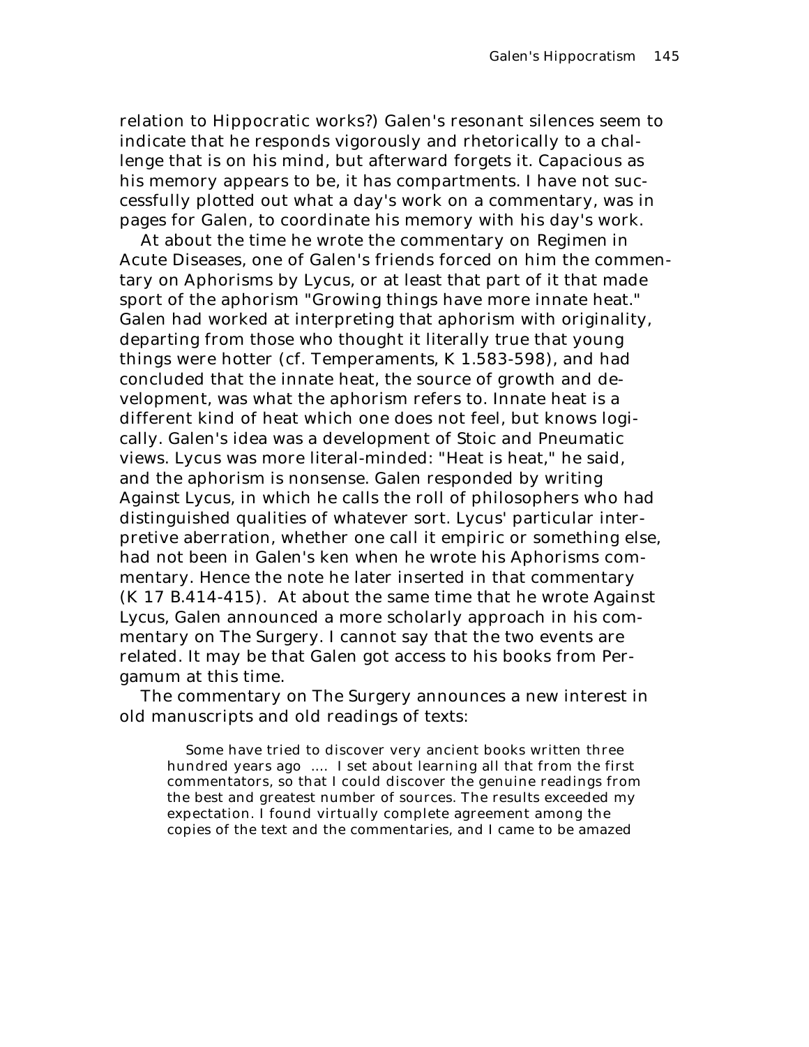relation to Hippocratic works?) Galen's resonant silences seem to indicate that he responds vigorously and rhetorically to a challenge that is on his mind, but afterward forgets it. Capacious as his memory appears to be, it has compartments. I have not successfully plotted out what a day's work on a commentary, was in pages for Galen, to coordinate his memory with his day's work.

At about the time he wrote the commentary on *Regimen in Acute Diseases*, one of Galen's friends forced on him the commentary on *Aphorisms* by Lycus, or at least that part of it that made sport of the aphorism "Growing things have more innate heat." Galen had worked at interpreting that aphorism with originality, departing from those who thought it literally true that young things were hotter (cf. *Temperaments*, K 1.583-598), and had concluded that the innate heat, the source of growth and development, was what the aphorism refers to. Innate heat is a different kind of heat which one does not feel, but knows logically. Galen's idea was a development of Stoic and Pneumatic views. Lycus was more literal-minded: "Heat is heat," he said, and the aphorism is nonsense. Galen responded by writing *Against Lycus*, in which he calls the roll of philosophers who had distinguished qualities of whatever sort. Lycus' particular interpretive aberration, whether one call it empiric or something else, had not been in Galen's ken when he wrote his *Aphorisms* commentary. Hence the note he later inserted in that commentary (K 17 B.414-415). At about the same time that he wrote *Against Lycus*, Galen announced a more scholarly approach in his commentary on *The Surgery*. I cannot say that the two events are related. It may be that Galen got access to his books from Pergamum at this time.

The commentary on *The Surgery* announces a new interest in old manuscripts and old readings of texts:

> Some have tried to discover very ancient books written three hundred years ago .... I set about learning all that from the first commentators, so that I could discover the genuine readings from the best and greatest number of sources. The results exceeded my expectation. I found virtually complete agreement among the copies of the text and the commentaries, and I came to be amazed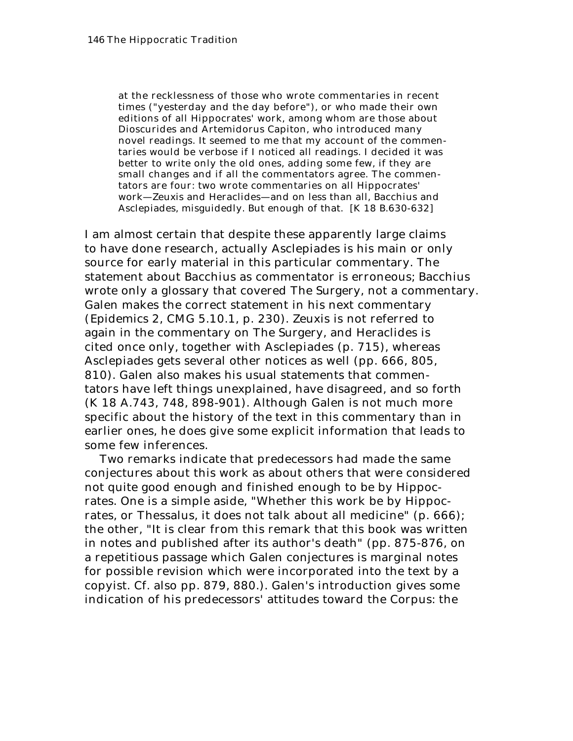> at the recklessness of those who wrote commentaries in recent times ("yesterday and the day before"), or who made their own editions of all Hippocrates' work, among whom are those about Dioscurides and Artemidorus Capiton, who introduced many novel readings. It seemed to me that my account of the commentaries would be verbose if I noticed all readings. I decided it was better to write only the old ones, adding some few, if they are small changes and if all the commentators agree. The commentators are four: two wrote commentaries on all Hippocrates' work—Zeuxis and Heraclides—and on less than all, Bacchius and Asclepiades, misguidedly. But enough of that. [K 18 B.630-632]

I am almost certain that despite these apparently large claims to have done research, actually Asclepiades is his main or only source for early material in this particular commentary. The statement about Bacchius as commentator is erroneous; Bacchius wrote only a glossary that covered The Surgery, not a commentary. Galen makes the correct statement in his next commentary (Epidemics 2, CMG 5.10.1, p. 230). Zeuxis is not referred to again in the commentary on The Surgery, and Heraclides is cited once only, together with Asclepiades (p. 715), whereas Asclepiades gets several other notices as well (pp. 666, 805, 810). Galen also makes his usual statements that commentators have left things unexplained, have disagreed, and so forth (K 18 A.743, 748, 898-901). Although Galen is not much more specific about the history of the text in this commentary than in earlier ones, he does give some explicit information that leads to some few inferences.

Two remarks indicate that predecessors had made the same conjectures about this work as about others that were considered not quite good enough and finished enough to be by Hippocrates. One is a simple aside, "Whether this work be by Hippocrates, or Thessalus, it does not talk about all medicine" (p. 666); the other, "It is clear from this remark that this book was written in notes and published after its author's death" (pp. 875-876, on a repetitious passage which Galen conjectures is marginal notes for possible revision which were incorporated into the text by a copyist. Cf. also pp. 879, 880.). Galen's introduction gives some indication of his predecessors' attitudes toward the Corpus: the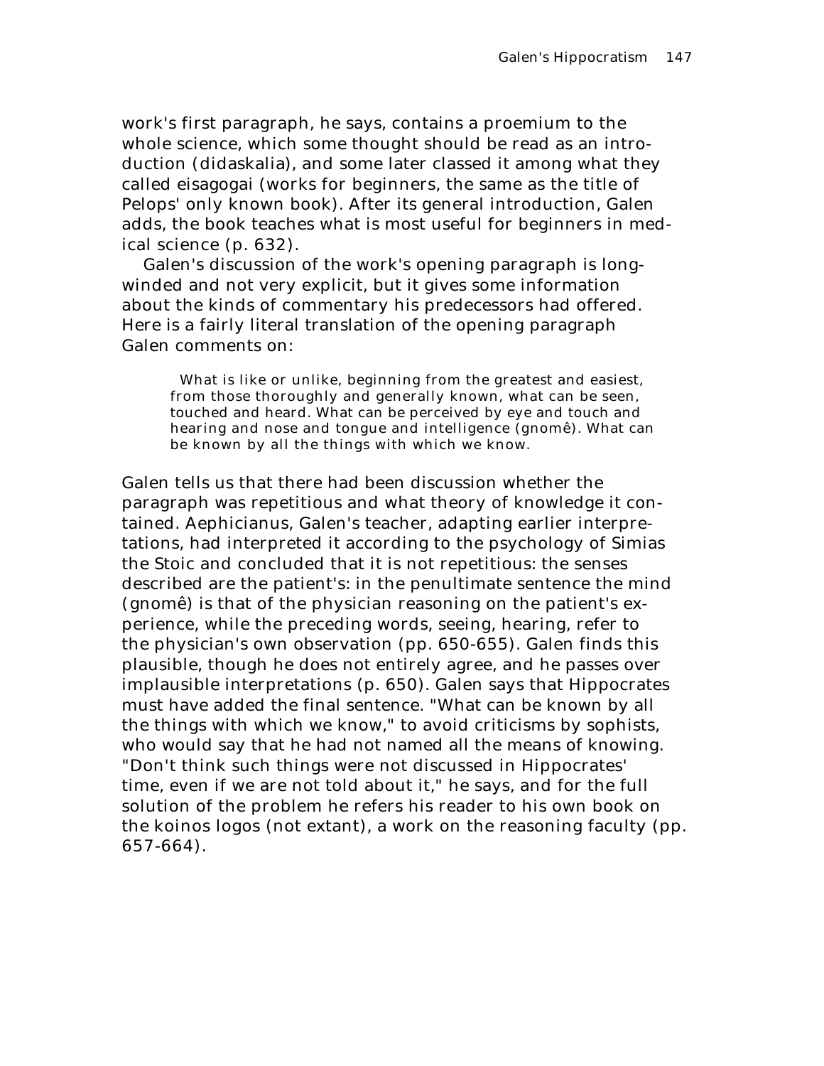work's first paragraph, he says, contains a proemium to the whole science, which some thought should be read as an introduction (didaskalia), and some later classed it among what they called eisagogai (works for beginners, the same as the title of Pelops' only known book). After its general introduction, Galen adds, the book teaches what is most useful for beginners in medical science (p. 632).

Galen's discussion of the work's opening paragraph is longwinded and not very explicit, but it gives some information about the kinds of commentary his predecessors had offered. Here is a fairly literal translation of the opening paragraph Galen comments on:

> What is like or unlike, beginning from the greatest and easiest, from those thoroughly and generally known, what can be seen, touched and heard. What can be perceived by eye and touch and hearing and nose and tongue and intelligence (gnomê). What can be known by all the things with which we know.

Galen tells us that there had been discussion whether the paragraph was repetitious and what theory of knowledge it contained. Aephicianus, Galen's teacher, adapting earlier interpretations, had interpreted it according to the psychology of Simias the Stoic and concluded that it is not repetitious: the senses described are the patient's: in the penultimate sentence the mind (gnomê) is that of the physician reasoning on the patient's experience, while the preceding words, seeing, hearing, refer to the physician's own observation (pp. 650-655). Galen finds this plausible, though he does not entirely agree, and he passes over implausible interpretations (p. 650). Galen says that Hippocrates must have added the final sentence. "What can be known by all the things with which we know," to avoid criticisms by sophists, who would say that he had not named all the means of knowing. "Don't think such things were not discussed in Hippocrates' time, even if we are not told about it," he says, and for the full solution of the problem he refers his reader to his own book on the koinos logos (not extant), a work on the reasoning faculty (pp. 657-664).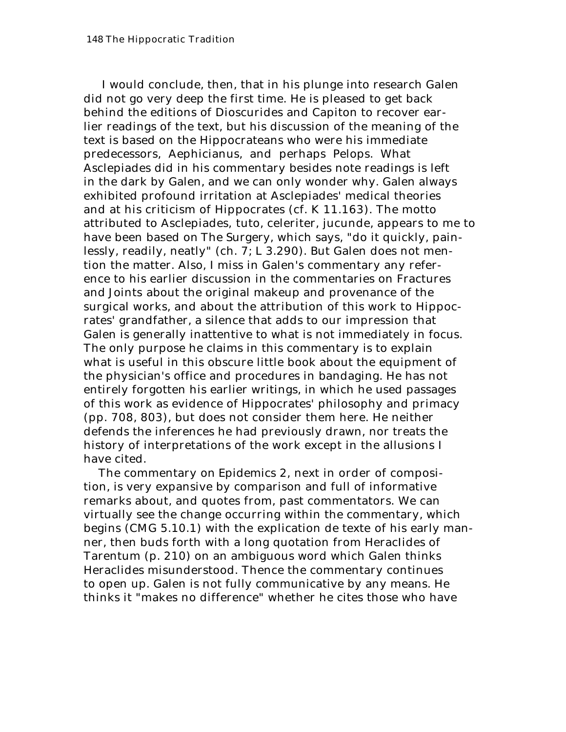I would conclude, then, that in his plunge into research Galen did not go very deep the first time. He is pleased to get back behind the editions of Dioscurides and Capiton to recover earlier readings of the text, but his discussion of the meaning of the text is based on the Hippocrateans who were his immediate predecessors, Aephicianus, and perhaps Pelops. What Asclepiades did in his commentary besides note readings is left in the dark by Galen, and we can only wonder why. Galen always exhibited profound irritation at Asclepiades' medical theories and at his criticism of Hippocrates (cf. K 11.163). The motto attributed to Asclepiades, *tuto, celeriter, jucunde*, appears to me to have been based on *The Surgery*, which says, "do it quickly, painlessly, readily, neatly" (ch. 7; L 3.290). But Galen does not mention the matter. Also, I miss in Galen's commentary any reference to his earlier discussion in the commentaries on *Fractures* and *Joints* about the original makeup and provenance of the surgical works, and about the attribution of this work to Hippocrates' grandfather, a silence that adds to our impression that Galen is generally inattentive to what is not immediately in focus. The only purpose he claims in this commentary is to explain what is useful in this obscure little book about the equipment of the physician's office and procedures in bandaging. He has not entirely forgotten his earlier writings, in which he used passages of this work as evidence of Hippocrates' philosophy and primacy (pp. 708, 803), but does not consider them here. He neither defends the inferences he had previously drawn, nor treats the history of interpretations of the work except in the allusions I have cited.

The commentary on *Epidemics* 2, next in order of composition, is very expansive by comparison and full of informative remarks about, and quotes from, past commentators. We can virtually see the change occurring within the commentary, which begins (CMG 5.10.1) with the *explication de texte* of his early manner, then buds forth with a long quotation from Heraclides of Tarentum (p. 210) on an ambiguous word which Galen thinks Heraclides misunderstood. Thence the commentary continues to open up. Galen is not fully communicative by any means. He thinks it "makes no difference" whether he cites those who have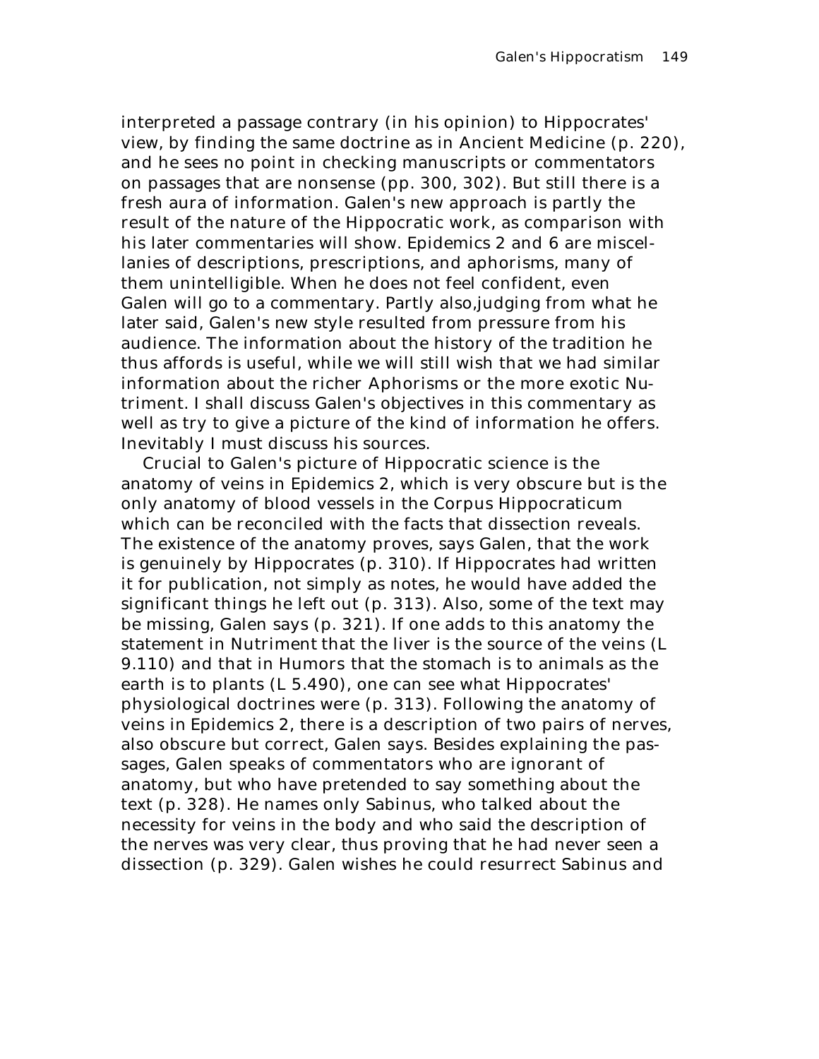interpreted a passage contrary (in his opinion) to Hippocrates' view, by finding the same doctrine as in *Ancient Medicine* (p. 220), and he sees no point in checking manuscripts or commentators on passages that are nonsense (pp. 300, 302). But still there is a fresh aura of information. Galen's new approach is partly the result of the nature of the Hippocratic work, as comparison with his later commentaries will show. *Epidemics* 2 and 6 are miscellanies of descriptions, prescriptions, and aphorisms, many of them unintelligible. When he does not feel confident, even Galen will go to a commentary. Partly also,judging from what he later said, Galen's new style resulted from pressure from his audience. The information about the history of the tradition he thus affords is useful, while we will still wish that we had similar information about the richer *Aphorisms* or the more exotic *Nutriment*. I shall discuss Galen's objectives in this commentary as well as try to give a picture of the kind of information he offers. Inevitably I must discuss his sources.

Crucial to Galen's picture of Hippocratic science is the anatomy of veins in *Epidemics* 2, which is very obscure but is the only anatomy of blood vessels in the Corpus Hippocraticum which can be reconciled with the facts that dissection reveals. The existence of the anatomy proves, says Galen, that the work is genuinely by Hippocrates (p. 310). If Hippocrates had written it for publication, not simply as notes, he would have added the significant things he left out (p. 313). Also, some of the text may be missing, Galen says (p. 321). If one adds to this anatomy the statement in *Nutriment* that the liver is the source of the veins (L 9.110) and that in *Humors* that the stomach is to animals as the earth is to plants (L 5.490), one can see what Hippocrates' physiological doctrines were (p. 313). Following the anatomy of veins in *Epidemics* 2, there is a description of two pairs of nerves, also obscure but correct, Galen says. Besides explaining the passages, Galen speaks of commentators who are ignorant of anatomy, but who have pretended to say something about the text (p. 328). He names only Sabinus, who talked about the necessity for veins in the body and who said the description of the nerves was very clear, thus proving that he had never seen a dissection (p. 329). Galen wishes he could resurrect Sabinus and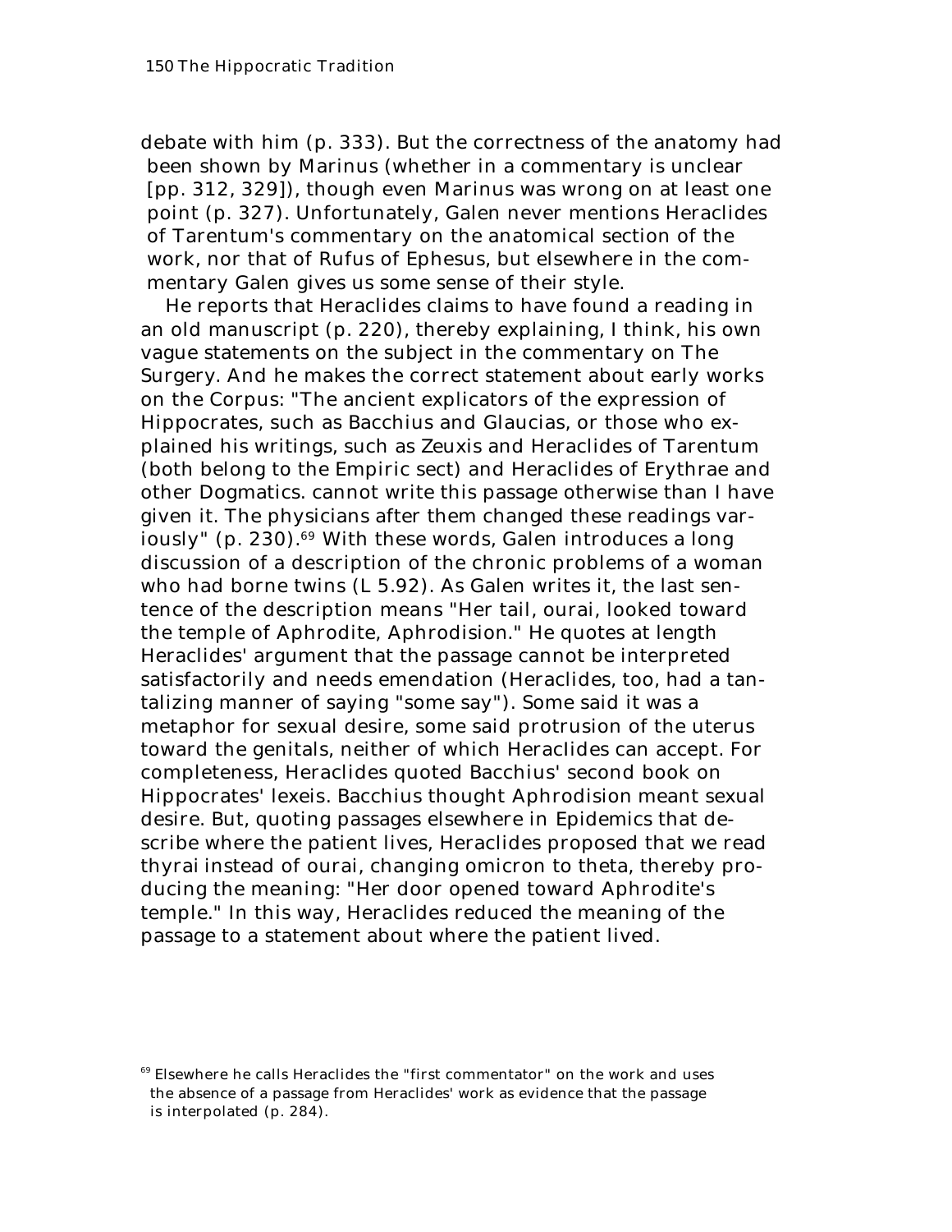debate with him (p. 333). But the correctness of the anatomy had been shown by Marinus (whether in a commentary is unclear [pp. 312, 329]), though even Marinus was wrong on at least one point (p. 327). Unfortunately, Galen never mentions Heraclides of Tarentum's commentary on the anatomical section of the work, nor that of Rufus of Ephesus, but elsewhere in the commentary Galen gives us some sense of their style.

He reports that Heraclides claims to have found a reading in an old manuscript (p. 220), thereby explaining, I think, his own vague statements on the subject in the commentary on The Surgery. And he makes the correct statement about early works on the Corpus: "The ancient explicators of the expression of Hippocrates, such as Bacchius and Glaucias, or those who explained his writings, such as Zeuxis and Heraclides of Tarentum (both belong to the Empiric sect) and Heraclides of Erythrae and other Dogmatics. cannot write this passage otherwise than I have given it. The physicians after them changed these readings variously" (p. 230).[69] With these words, Galen introduces a long discussion of a description of the chronic problems of a woman who had borne twins (L 5.92). As Galen writes it, the last sentence of the description means "Her tail, ourai, looked toward the temple of Aphrodite, Aphrodision." He quotes at length Heraclides' argument that the passage cannot be interpreted satisfactorily and needs emendation (Heraclides, too, had a tantalizing manner of saying "some say"). Some said it was a metaphor for sexual desire, some said protrusion of the uterus toward the genitals, neither of which Heraclides can accept. For completeness, Heraclides quoted Bacchius' second book on Hippocrates' lexeis. Bacchius thought Aphrodision meant sexual desire. But, quoting passages elsewhere in Epidemics that describe where the patient lives, Heraclides proposed that we read thyrai instead of ourai, changing omicron to theta, thereby producing the meaning: "Her door opened toward Aphrodite's temple." In this way, Heraclides reduced the meaning of the passage to a statement about where the patient lived.

[69] Elsewhere he calls Heraclides the "first commentator" on the work and uses the absence of a passage from Heraclides' work as evidence that the passage is interpolated (p. 284).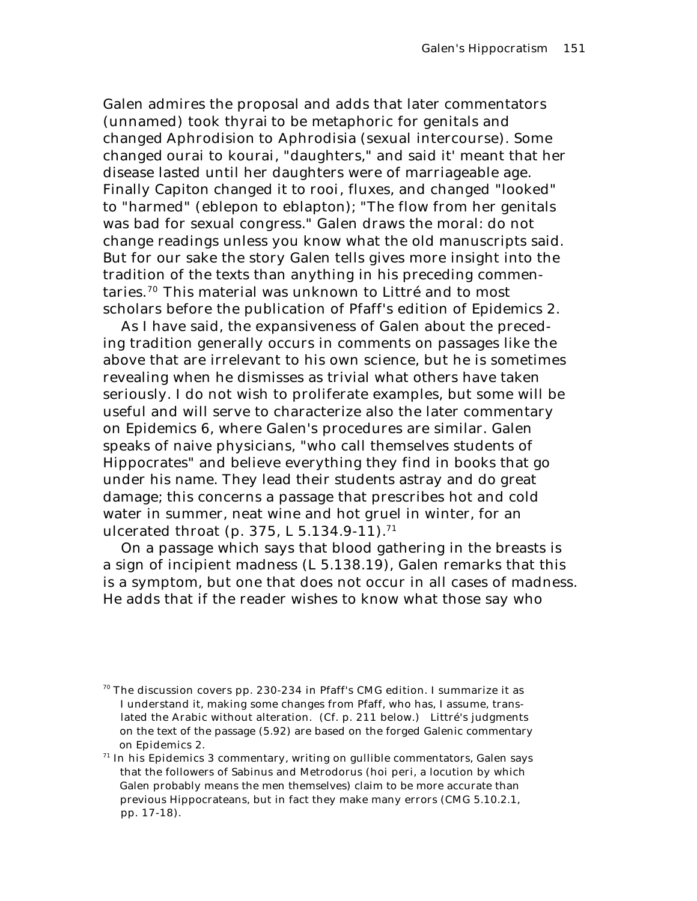Galen admires the proposal and adds that later commentators (unnamed) took thyrai to be metaphoric for genitals and changed Aphrodision to Aphrodisia (sexual intercourse). Some changed ourai to kourai, "daughters," and said it' meant that her disease lasted until her daughters were of marriageable age. Finally Capiton changed it to rooi, fluxes, and changed "looked" to "harmed" (eblepon to eblapton); "The flow from her genitals was bad for sexual congress." Galen draws the moral: do not change readings unless you know what the old manuscripts said. But for our sake the story Galen tells gives more insight into the tradition of the texts than anything in his preceding commentaries.[70] This material was unknown to Littré and to most scholars before the publication of Pfaff's edition of Epidemics 2.

As I have said, the expansiveness of Galen about the preceding tradition generally occurs in comments on passages like the above that are irrelevant to his own science, but he is sometimes revealing when he dismisses as trivial what others have taken seriously. I do not wish to proliferate examples, but some will be useful and will serve to characterize also the later commentary on Epidemics 6, where Galen's procedures are similar. Galen speaks of naive physicians, "who call themselves students of Hippocrates" and believe everything they find in books that go under his name. They lead their students astray and do great damage; this concerns a passage that prescribes hot and cold water in summer, neat wine and hot gruel in winter, for an ulcerated throat (p. 375, L 5.134.9-11).[71]

On a passage which says that blood gathering in the breasts is a sign of incipient madness (L 5.138.19), Galen remarks that this is a symptom, but one that does not occur in all cases of madness. He adds that if the reader wishes to know what those say who

[70] The discussion covers pp. 230-234 in Pfaff's CMG edition. I summarize it as I understand it, making some changes from Pfaff, who has, I assume, translated the Arabic without alteration. (Cf. p. 211 below.) Littré's judgments on the text of the passage (5.92) are based on the forged Galenic commentary on Epidemics 2.

[71] In his Epidemics 3 commentary, writing on gullible commentators, Galen says that the followers of Sabinus and Metrodorus (hoi peri, a locution by which Galen probably means the men themselves) claim to be more accurate than previous Hippocrateans, but in fact they make many errors (CMG 5.10.2.1, pp. 17-18).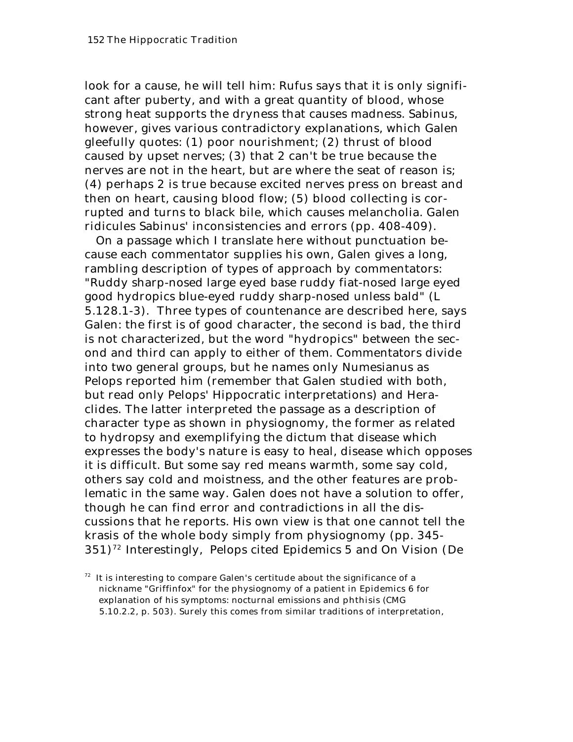look for a cause, he will tell him: Rufus says that it is only significant after puberty, and with a great quantity of blood, whose strong heat supports the dryness that causes madness. Sabinus, however, gives various contradictory explanations, which Galen gleefully quotes: (1) poor nourishment; (2) thrust of blood caused by upset nerves; (3) that 2 can't be true because the nerves are not in the heart, but are where the seat of reason is; (4) perhaps 2 is true because excited nerves press on breast and then on heart, causing blood flow; (5) blood collecting is corrupted and turns to black bile, which causes melancholia. Galen ridicules Sabinus' inconsistencies and errors (pp. 408-409).

On a passage which I translate here without punctuation because each commentator supplies his own, Galen gives a long, rambling description of types of approach by commentators: "Ruddy sharp-nosed large eyed base ruddy fiat-nosed large eyed good hydropics blue-eyed ruddy sharp-nosed unless bald" (L 5.128.1-3). Three types of countenance are described here, says Galen: the first is of good character, the second is bad, the third is not characterized, but the word "hydropics" between the second and third can apply to either of them. Commentators divide into two general groups, but he names only Numesianus as Pelops reported him (remember that Galen studied with both, but read only Pelops' Hippocratic interpretations) and Heraclides. The latter interpreted the passage as a description of character type as shown in physiognomy, the former as related to hydropsy and exemplifying the dictum that disease which expresses the body's nature is easy to heal, disease which opposes it is difficult. But some say red means warmth, some say cold, others say cold and moistness, and the other features are problematic in the same way. Galen does not have a solution to offer, though he can find error and contradictions in all the discussions that he reports. His own view is that one cannot tell the krasis of the whole body simply from physiognomy (pp. 345-351)[72] Interestingly, Pelops cited Epidemics 5 and On Vision (De

[72] It is interesting to compare Galen's certitude about the significance of a nickname "Griffinfox" for the physiognomy of a patient in Epidemics 6 for explanation of his symptoms: nocturnal emissions and phthisis (CMG 5.10.2.2, p. 503). Surely this comes from similar traditions of interpretation,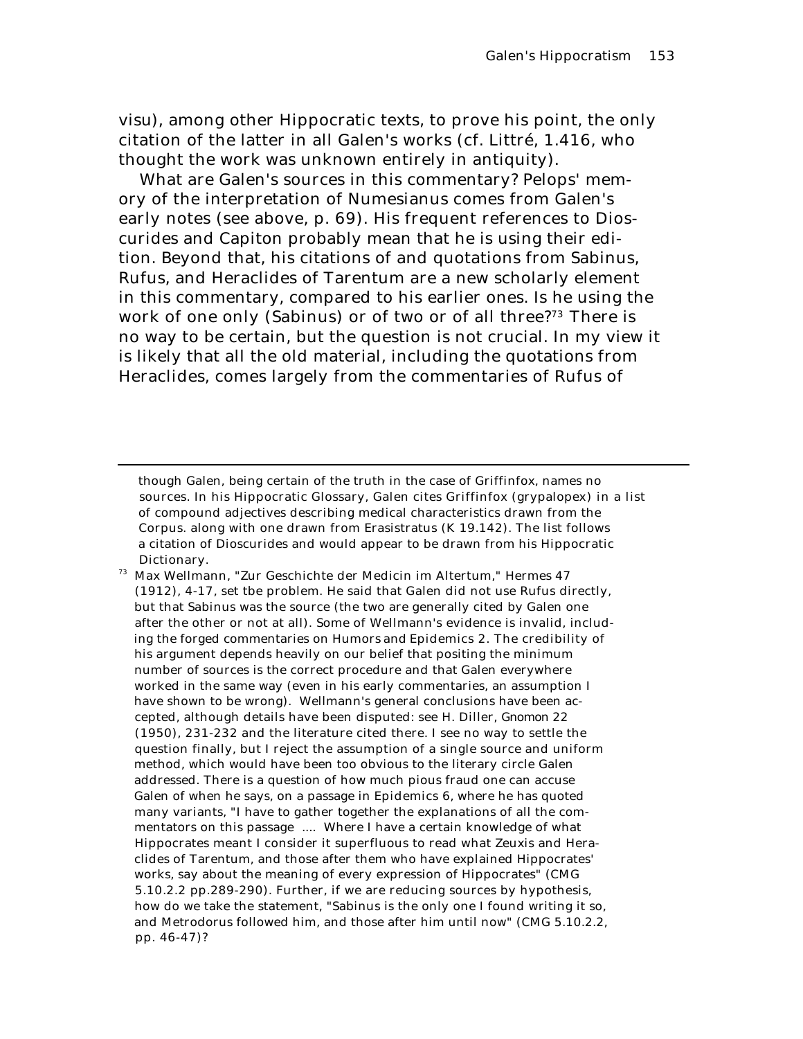visu), among other Hippocratic texts, to prove his point, the only citation of the latter in all Galen's works (cf. Littré, 1.416, who thought the work was unknown entirely in antiquity).

What are Galen's sources in this commentary? Pelops' memory of the interpretation of Numesianus comes from Galen's early notes (see above, p. 69). His frequent references to Dioscurides and Capiton probably mean that he is using their edition. Beyond that, his citations of and quotations from Sabinus, Rufus, and Heraclides of Tarentum are a new scholarly element in this commentary, compared to his earlier ones. Is he using the work of one only (Sabinus) or of two or of all three?[73] There is no way to be certain, but the question is not crucial. In my view it is likely that all the old material, including the quotations from Heraclides, comes largely from the commentaries of Rufus of

---

though Galen, being certain of the truth in the case of Griffinfox, names no sources. In his Hippocratic Glossary, Galen cites Griffinfox (grypalopex) in a list of compound adjectives describing medical characteristics drawn from the Corpus. along with one drawn from Erasistratus (K 19.142). The list follows a citation of Dioscurides and would appear to be drawn from his Hippocratic Dictionary.

[73] Max Wellmann, "Zur Geschichte der Medicin im Altertum," Hermes 47 (1912), 4-17, set tbe problem. He said that Galen did not use Rufus directly, but that Sabinus was the source (the two are generally cited by Galen one after the other or not at all). Some of Wellmann's evidence is invalid, including the forged commentaries on *Humors* and *Epidemics* 2. The credibility of his argument depends heavily on our belief that positing the minimum number of sources is the correct procedure and that Galen everywhere worked in the same way (even in his early commentaries, an assumption I have shown to be wrong). Wellmann's general conclusions have been accepted, although details have been disputed: see H. Diller, *Gnomon* 22 (1950), 231-232 and the literature cited there. I see no way to settle the question finally, but I reject the assumption of a single source and uniform method, which would have been too obvious to the literary circle Galen addressed. There is a question of how much pious fraud one can accuse Galen of when he says, on a passage in *Epidemics* 6, where he has quoted many variants, "I have to gather together the explanations of all the commentators on this passage .... Where I have a certain knowledge of what Hippocrates meant I consider it superfluous to read what Zeuxis and Heraclides of Tarentum, and those after them who have explained Hippocrates' works, say about the meaning of every expression of Hippocrates" (CMG 5.10.2.2 pp.289-290). Further, if we are reducing sources by hypothesis, how do we take the statement, "Sabinus is the only one I found writing it so, and Metrodorus followed him, and those after him until now" (CMG 5.10.2.2, pp. 46-47)?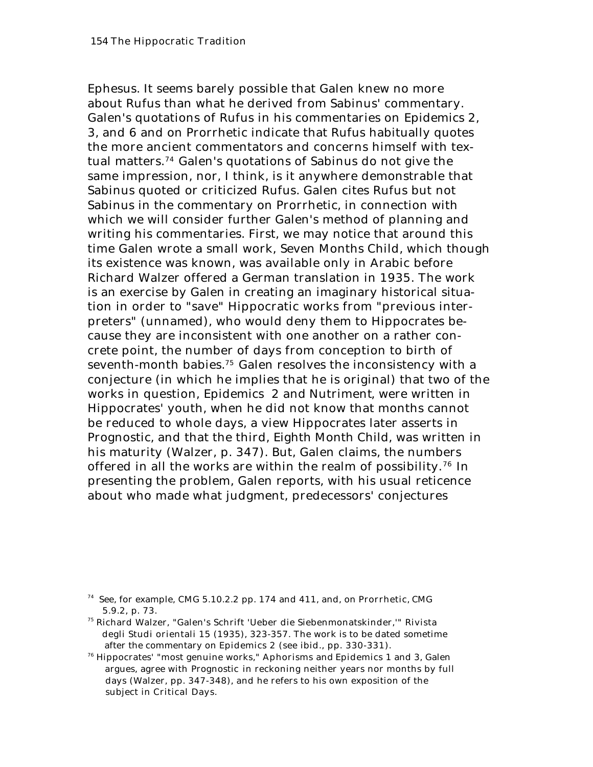Ephesus. It seems barely possible that Galen knew no more about Rufus than what he derived from Sabinus' commentary. Galen's quotations of Rufus in his commentaries on Epidemics 2, 3, and 6 and on Prorrhetic indicate that Rufus habitually quotes the more ancient commentators and concerns himself with textual matters.[74] Galen's quotations of Sabinus do not give the same impression, nor, I think, is it anywhere demonstrable that Sabinus quoted or criticized Rufus. Galen cites Rufus but not Sabinus in the commentary on Prorrhetic, in connection with which we will consider further Galen's method of planning and writing his commentaries. First, we may notice that around this time Galen wrote a small work, Seven Months Child, which though its existence was known, was available only in Arabic before Richard Walzer offered a German translation in 1935. The work is an exercise by Galen in creating an imaginary historical situation in order to "save" Hippocratic works from "previous interpreters" (unnamed), who would deny them to Hippocrates because they are inconsistent with one another on a rather concrete point, the number of days from conception to birth of seventh-month babies.[75] Galen resolves the inconsistency with a conjecture (in which he implies that he is original) that two of the works in question, Epidemics 2 and Nutriment, were written in Hippocrates' youth, when he did not know that months cannot be reduced to whole days, a view Hippocrates later asserts in Prognostic, and that the third, Eighth Month Child, was written in his maturity (Walzer, p. 347). But, Galen claims, the numbers offered in all the works are within the realm of possibility.[76] In presenting the problem, Galen reports, with his usual reticence about who made what judgment, predecessors' conjectures

[74] See, for example, CMG 5.10.2.2 pp. 174 and 411, and, on Prorrhetic, CMG 5.9.2, p. 73.

[75] Richard Walzer, "Galen's Schrift 'Ueber die Siebenmonatskinder,'" Rivista degli Studi orientali 15 (1935), 323-357. The work is to be dated sometime after the commentary on Epidemics 2 (see ibid., pp. 330-331).

[76] Hippocrates' "most genuine works," Aphorisms and Epidemics 1 and 3, Galen argues, agree with Prognostic in reckoning neither years nor months by full days (Walzer, pp. 347-348), and he refers to his own exposition of the subject in Critical Days.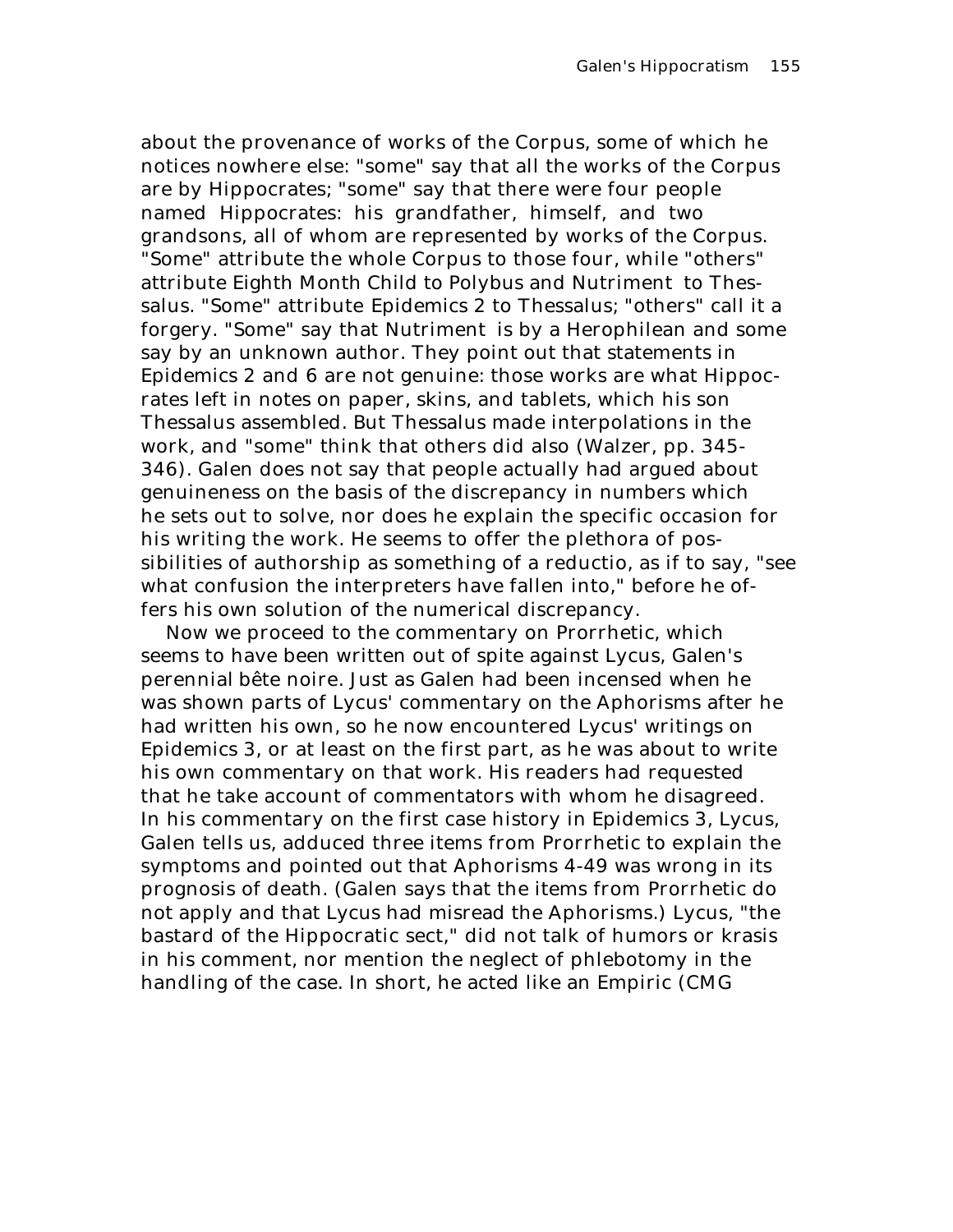about the provenance of works of the Corpus, some of which he notices nowhere else: "some" say that all the works of the Corpus are by Hippocrates; "some" say that there were four people named Hippocrates: his grandfather, himself, and two grandsons, all of whom are represented by works of the Corpus. "Some" attribute the whole Corpus to those four, while "others" attribute *Eighth Month Child* to Polybus and *Nutriment* to Thessalus. "Some" attribute *Epidemics* 2 to Thessalus; "others" call it a forgery. "Some" say that *Nutriment* is by a Herophilean and some say by an unknown author. They point out that statements in *Epidemics* 2 and 6 are not genuine: those works are what Hippocrates left in notes on paper, skins, and tablets, which his son Thessalus assembled. But Thessalus made interpolations in the work, and "some" think that others did also (Walzer, pp. 345-346). Galen does not say that people actually had argued about genuineness on the basis of the discrepancy in numbers which he sets out to solve, nor does he explain the specific occasion for his writing the work. He seems to offer the plethora of possibilities of authorship as something of a reductio, as if to say, "see what confusion the interpreters have fallen into," before he offers his own solution of the numerical discrepancy.

Now we proceed to the commentary on *Prorrhetic*, which seems to have been written out of spite against Lycus, Galen's perennial bête noire. Just as Galen had been incensed when he was shown parts of Lycus' commentary on the *Aphorisms* after he had written his own, so he now encountered Lycus' writings on *Epidemics* 3, or at least on the first part, as he was about to write his own commentary on that work. His readers had requested that he take account of commentators with whom he disagreed. In his commentary on the first case history in *Epidemics* 3, Lycus, Galen tells us, adduced three items from *Prorrhetic* to explain the symptoms and pointed out that *Aphorisms* 4-49 was wrong in its prognosis of death. (Galen says that the items from *Prorrhetic* do not apply and that Lycus had misread the *Aphorisms*.) Lycus, "the bastard of the Hippocratic sect," did not talk of humors or krasis in his comment, nor mention the neglect of phlebotomy in the handling of the case. In short, he acted like an Empiric (CMG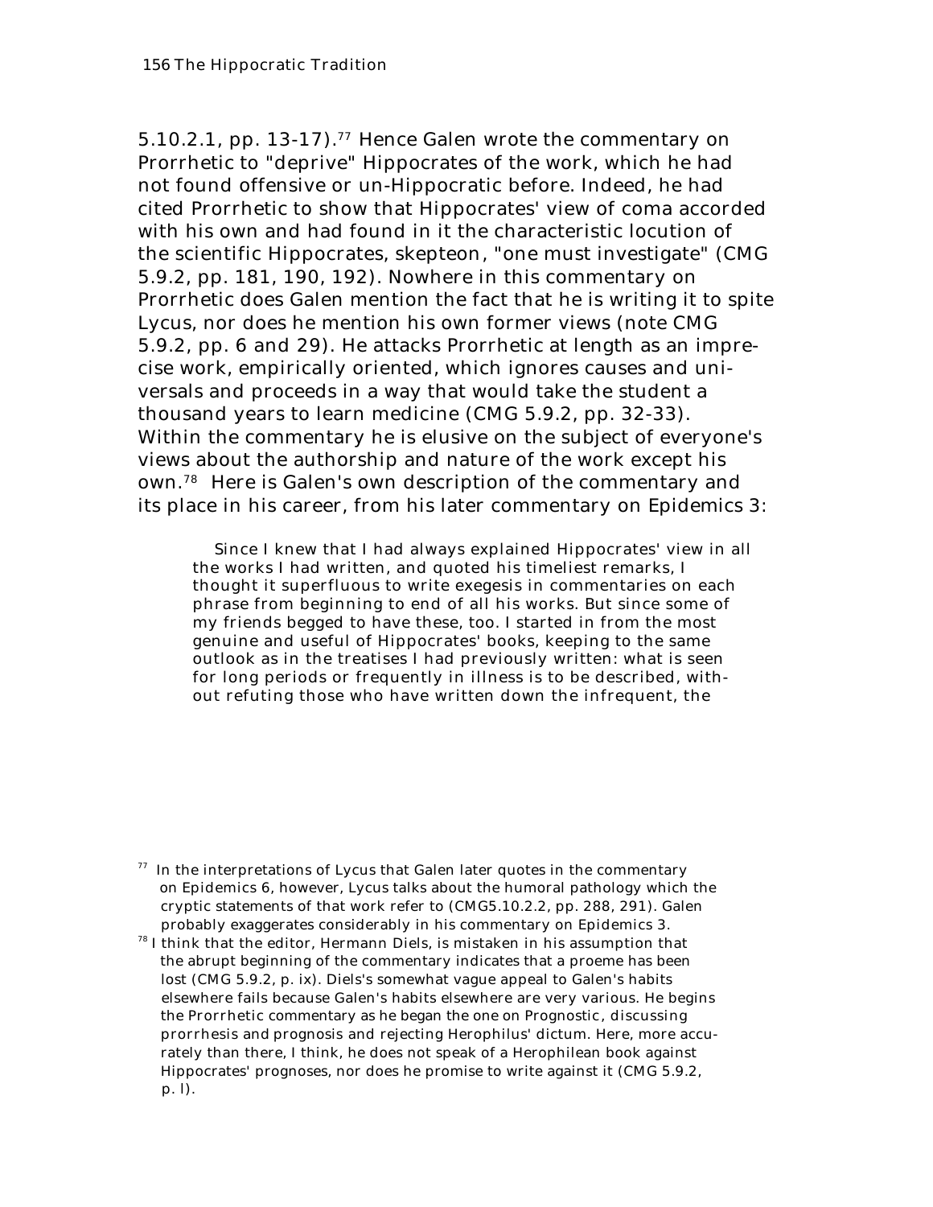5.10.2.1, pp. 13-17).[77] Hence Galen wrote the commentary on Prorrhetic to "deprive" Hippocrates of the work, which he had not found offensive or un-Hippocratic before. Indeed, he had cited Prorrhetic to show that Hippocrates' view of coma accorded with his own and had found in it the characteristic locution of the scientific Hippocrates, skepteon, "one must investigate" (CMG 5.9.2, pp. 181, 190, 192). Nowhere in this commentary on Prorrhetic does Galen mention the fact that he is writing it to spite Lycus, nor does he mention his own former views (note CMG 5.9.2, pp. 6 and 29). He attacks Prorrhetic at length as an imprecise work, empirically oriented, which ignores causes and universals and proceeds in a way that would take the student a thousand years to learn medicine (CMG 5.9.2, pp. 32-33). Within the commentary he is elusive on the subject of everyone's views about the authorship and nature of the work except his own.[78] Here is Galen's own description of the commentary and its place in his career, from his later commentary on Epidemics 3:

> Since I knew that I had always explained Hippocrates' view in all the works I had written, and quoted his timeliest remarks, I thought it superfluous to write exegesis in commentaries on each phrase from beginning to end of all his works. But since some of my friends begged to have these, too. I started in from the most genuine and useful of Hippocrates' books, keeping to the same outlook as in the treatises I had previously written: what is seen for long periods or frequently in illness is to be described, without refuting those who have written down the infrequent, the

[77] In the interpretations of Lycus that Galen later quotes in the commentary on Epidemics 6, however, Lycus talks about the humoral pathology which the cryptic statements of that work refer to (CMG5.10.2.2, pp. 288, 291). Galen probably exaggerates considerably in his commentary on Epidemics 3.

[78] I think that the editor, Hermann Diels, is mistaken in his assumption that the abrupt beginning of the commentary indicates that a proeme has been lost (CMG 5.9.2, p. ix). Diels's somewhat vague appeal to Galen's habits elsewhere fails because Galen's habits elsewhere are very various. He begins the Prorrhetic commentary as he began the one on Prognostic, discussing prorrhesis and prognosis and rejecting Herophilus' dictum. Here, more accurately than there, I think, he does not speak of a Herophilean book against Hippocrates' prognoses, nor does he promise to write against it (CMG 5.9.2, p. l).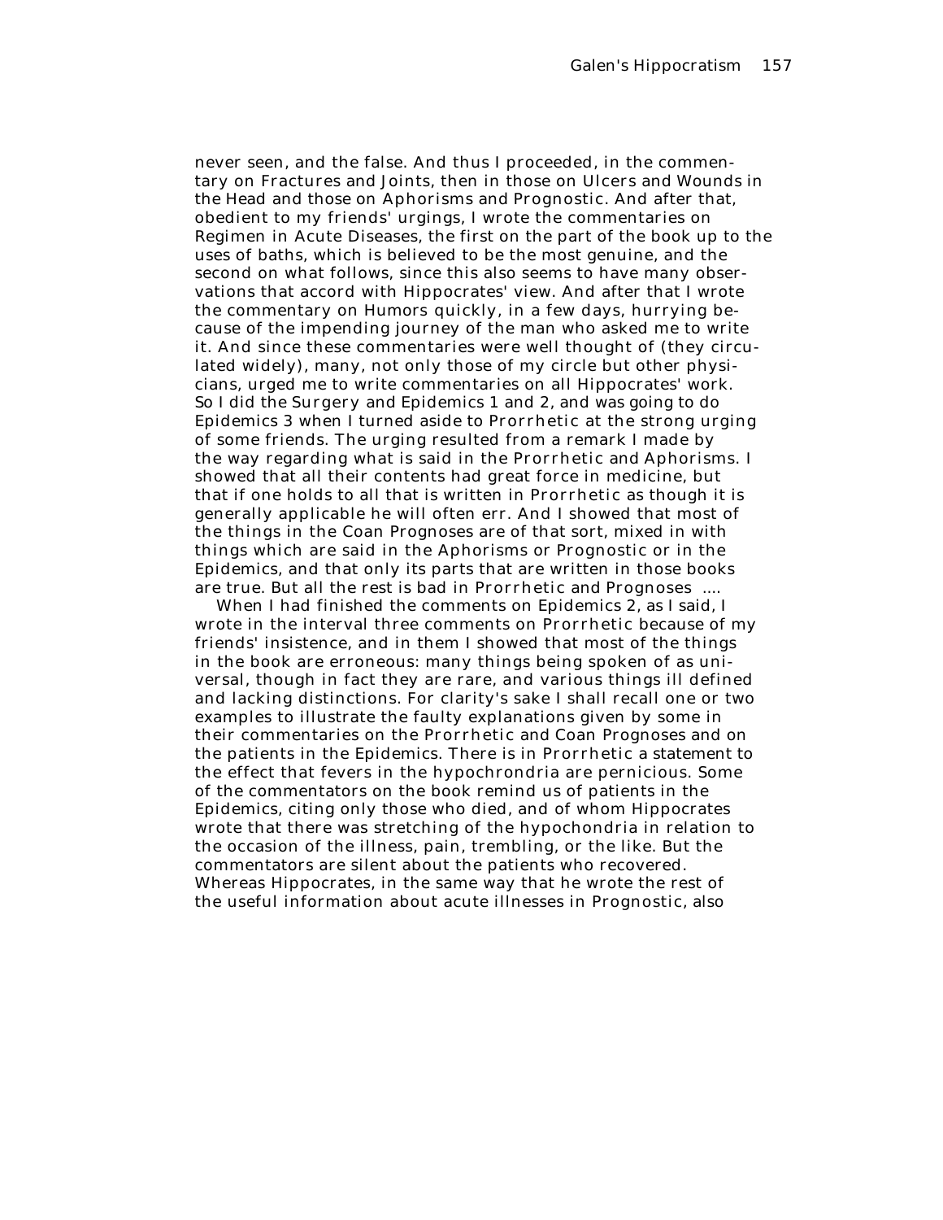never seen, and the false. And thus I proceeded, in the commentary on *Fractures* and *Joints*, then in those on *Ulcers* and *Wounds in the Head* and those on *Aphorisms* and *Prognostic*. And after that, obedient to my friends' urgings, I wrote the commentaries on *Regimen in Acute Diseases*, the first on the part of the book up to the uses of baths, which is believed to be the most genuine, and the second on what follows, since this also seems to have many observations that accord with Hippocrates' view. And after that I wrote the commentary on *Humors* quickly, in a few days, hurrying because of the impending journey of the man who asked me to write it. And since these commentaries were well thought of (they circulated widely), many, not only those of my circle but other physicians, urged me to write commentaries on all Hippocrates' work. So I did the *Surgery* and *Epidemics* 1 and 2, and was going to do *Epidemics* 3 when I turned aside to *Prorrhetic* at the strong urging of some friends. The urging resulted from a remark I made by the way regarding what is said in the *Prorrhetic* and *Aphorisms*. I showed that all their contents had great force in medicine, but that if one holds to all that is written in *Prorrhetic* as though it is generally applicable he will often err. And I showed that most of the things in the *Coan Prognoses* are of that sort, mixed in with things which are said in the *Aphorisms* or *Prognostic* or in the *Epidemics*, and that only its parts that are written in those books are true. But all the rest is bad in *Prorrhetic* and *Prognoses* ....

When I had finished the comments on *Epidemics* 2, as I said, I wrote in the interval three comments on *Prorrhetic* because of my friends' insistence, and in them I showed that most of the things in the book are erroneous: many things being spoken of as universal, though in fact they are rare, and various things ill defined and lacking distinctions. For clarity's sake I shall recall one or two examples to illustrate the faulty explanations given by some in their commentaries on the *Prorrhetic* and *Coan Prognoses* and on the patients in the *Epidemics*. There is in *Prorrhetic* a statement to the effect that fevers in the hypochrondria are pernicious. Some of the commentators on the book remind us of patients in the *Epidemics*, citing only those who died, and of whom Hippocrates wrote that there was stretching of the hypochondria in relation to the occasion of the illness, pain, trembling, or the like. But the commentators are silent about the patients who recovered. Whereas Hippocrates, in the same way that he wrote the rest of the useful information about acute illnesses in *Prognostic*, also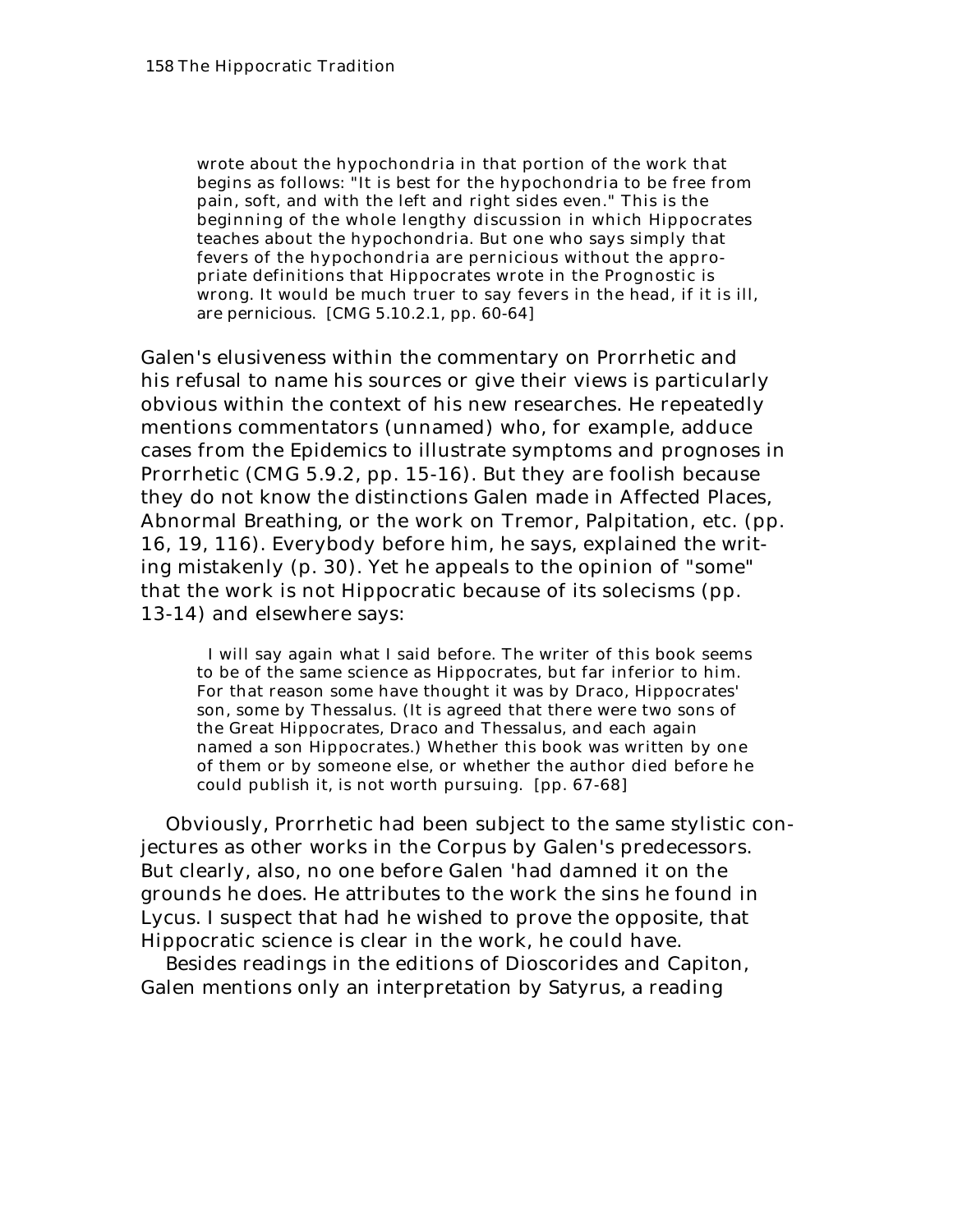> wrote about the hypochondria in that portion of the work that begins as follows: "It is best for the hypochondria to be free from pain, soft, and with the left and right sides even." This is the beginning of the whole lengthy discussion in which Hippocrates teaches about the hypochondria. But one who says simply that fevers of the hypochondria are pernicious without the appropriate definitions that Hippocrates wrote in the Prognostic is wrong. It would be much truer to say fevers in the head, if it is ill, are pernicious. [CMG 5.10.2.1, pp. 60-64]

Galen's elusiveness within the commentary on Prorrhetic and his refusal to name his sources or give their views is particularly obvious within the context of his new researches. He repeatedly mentions commentators (unnamed) who, for example, adduce cases from the Epidemics to illustrate symptoms and prognoses in Prorrhetic (CMG 5.9.2, pp. 15-16). But they are foolish because they do not know the distinctions Galen made in Affected Places, Abnormal Breathing, or the work on Tremor, Palpitation, etc. (pp. 16, 19, 116). Everybody before him, he says, explained the writing mistakenly (p. 30). Yet he appeals to the opinion of "some" that the work is not Hippocratic because of its solecisms (pp. 13-14) and elsewhere says:

> I will say again what I said before. The writer of this book seems to be of the same science as Hippocrates, but far inferior to him. For that reason some have thought it was by Draco, Hippocrates' son, some by Thessalus. (It is agreed that there were two sons of the Great Hippocrates, Draco and Thessalus, and each again named a son Hippocrates.) Whether this book was written by one of them or by someone else, or whether the author died before he could publish it, is not worth pursuing. [pp. 67-68]

Obviously, Prorrhetic had been subject to the same stylistic conjectures as other works in the Corpus by Galen's predecessors. But clearly, also, no one before Galen 'had damned it on the grounds he does. He attributes to the work the sins he found in Lycus. I suspect that had he wished to prove the opposite, that Hippocratic science is clear in the work, he could have.

Besides readings in the editions of Dioscorides and Capiton, Galen mentions only an interpretation by Satyrus, a reading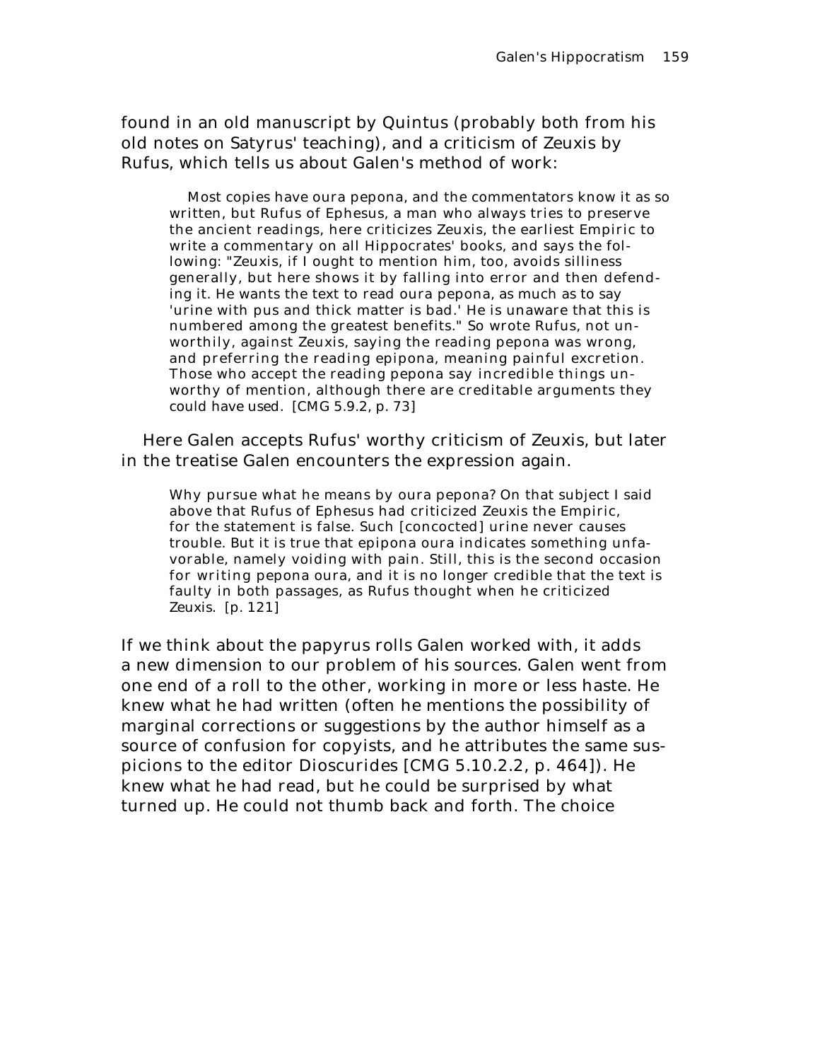found in an old manuscript by Quintus (probably both from his old notes on Satyrus' teaching), and a criticism of Zeuxis by Rufus, which tells us about Galen's method of work:

> Most copies have oura pepona, and the commentators know it as so written, but Rufus of Ephesus, a man who always tries to preserve the ancient readings, here criticizes Zeuxis, the earliest Empiric to write a commentary on all Hippocrates' books, and says the following: "Zeuxis, if I ought to mention him, too, avoids silliness generally, but here shows it by falling into error and then defending it. He wants the text to read oura pepona, as much as to say 'urine with pus and thick matter is bad.' He is unaware that this is numbered among the greatest benefits." So wrote Rufus, not unworthily, against Zeuxis, saying the reading pepona was wrong, and preferring the reading epipona, meaning painful excretion. Those who accept the reading pepona say incredible things unworthy of mention, although there are creditable arguments they could have used. [CMG 5.9.2, p. 73]

Here Galen accepts Rufus' worthy criticism of Zeuxis, but later in the treatise Galen encounters the expression again.

> Why pursue what he means by oura pepona? On that subject I said above that Rufus of Ephesus had criticized Zeuxis the Empiric, for the statement is false. Such [concocted] urine never causes trouble. But it is true that epipona oura indicates something unfavorable, namely voiding with pain. Still, this is the second occasion for writing pepona oura, and it is no longer credible that the text is faulty in both passages, as Rufus thought when he criticized Zeuxis. [p. 121]

If we think about the papyrus rolls Galen worked with, it adds a new dimension to our problem of his sources. Galen went from one end of a roll to the other, working in more or less haste. He knew what he had written (often he mentions the possibility of marginal corrections or suggestions by the author himself as a source of confusion for copyists, and he attributes the same suspicions to the editor Dioscurides [CMG 5.10.2.2, p. 464]). He knew what he had read, but he could be surprised by what turned up. He could not thumb back and forth. The choice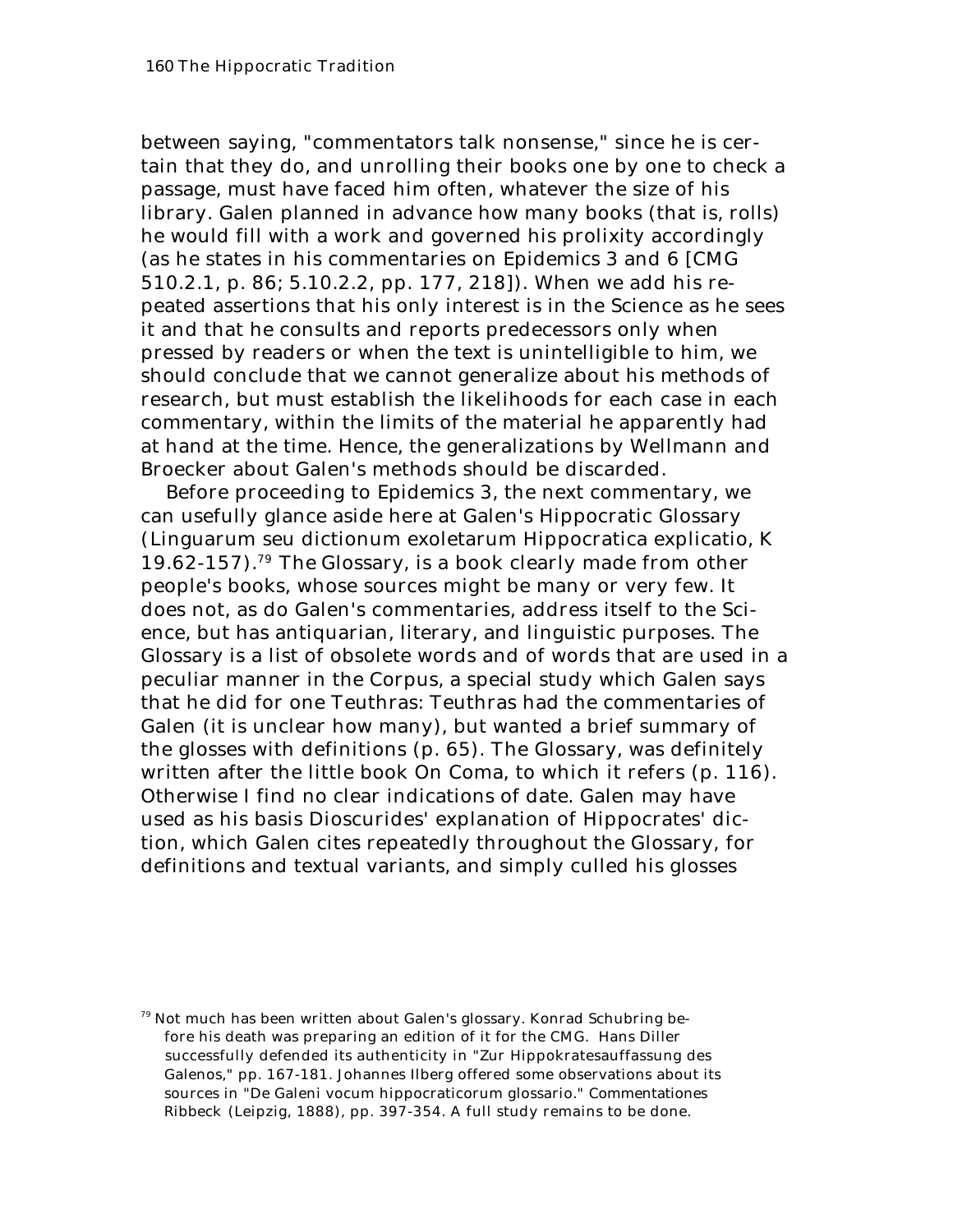between saying, "commentators talk nonsense," since he is certain that they do, and unrolling their books one by one to check a passage, must have faced him often, whatever the size of his library. Galen planned in advance how many books (that is, rolls) he would fill with a work and governed his prolixity accordingly (as he states in his commentaries on Epidemics 3 and 6 [CMG 510.2.1, p. 86; 5.10.2.2, pp. 177, 218]). When we add his repeated assertions that his only interest is in the Science as he sees it and that he consults and reports predecessors only when pressed by readers or when the text is unintelligible to him, we should conclude that we cannot generalize about his methods of research, but must establish the likelihoods for each case in each commentary, within the limits of the material he apparently had at hand at the time. Hence, the generalizations by Wellmann and Broecker about Galen's methods should be discarded.

Before proceeding to Epidemics 3, the next commentary, we can usefully glance aside here at Galen's Hippocratic Glossary (*Linguarum seu dictionum exoletarum Hippocratica explicatio*, K 19.62-157).[79] The Glossary, is a book clearly made from other people's books, whose sources might be many or very few. It does not, as do Galen's commentaries, address itself to the Science, but has antiquarian, literary, and linguistic purposes. The Glossary is a list of obsolete words and of words that are used in a peculiar manner in the Corpus, a special study which Galen says that he did for one Teuthras: Teuthras had the commentaries of Galen (it is unclear how many), but wanted a brief summary of the glosses with definitions (p. 65). The Glossary, was definitely written after the little book On Coma, to which it refers (p. 116). Otherwise I find no clear indications of date. Galen may have used as his basis Dioscurides' explanation of Hippocrates' diction, which Galen cites repeatedly throughout the Glossary, for definitions and textual variants, and simply culled his glosses

[79] Not much has been written about Galen's glossary. Konrad Schubring before his death was preparing an edition of it for the CMG. Hans Diller successfully defended its authenticity in "Zur Hippokratesauffassung des Galenos," pp. 167-181. Johannes Ilberg offered some observations about its sources in "De Galeni vocum hippocraticorum glossario." Commentationes Ribbeck (Leipzig, 1888), pp. 397-354. A full study remains to be done.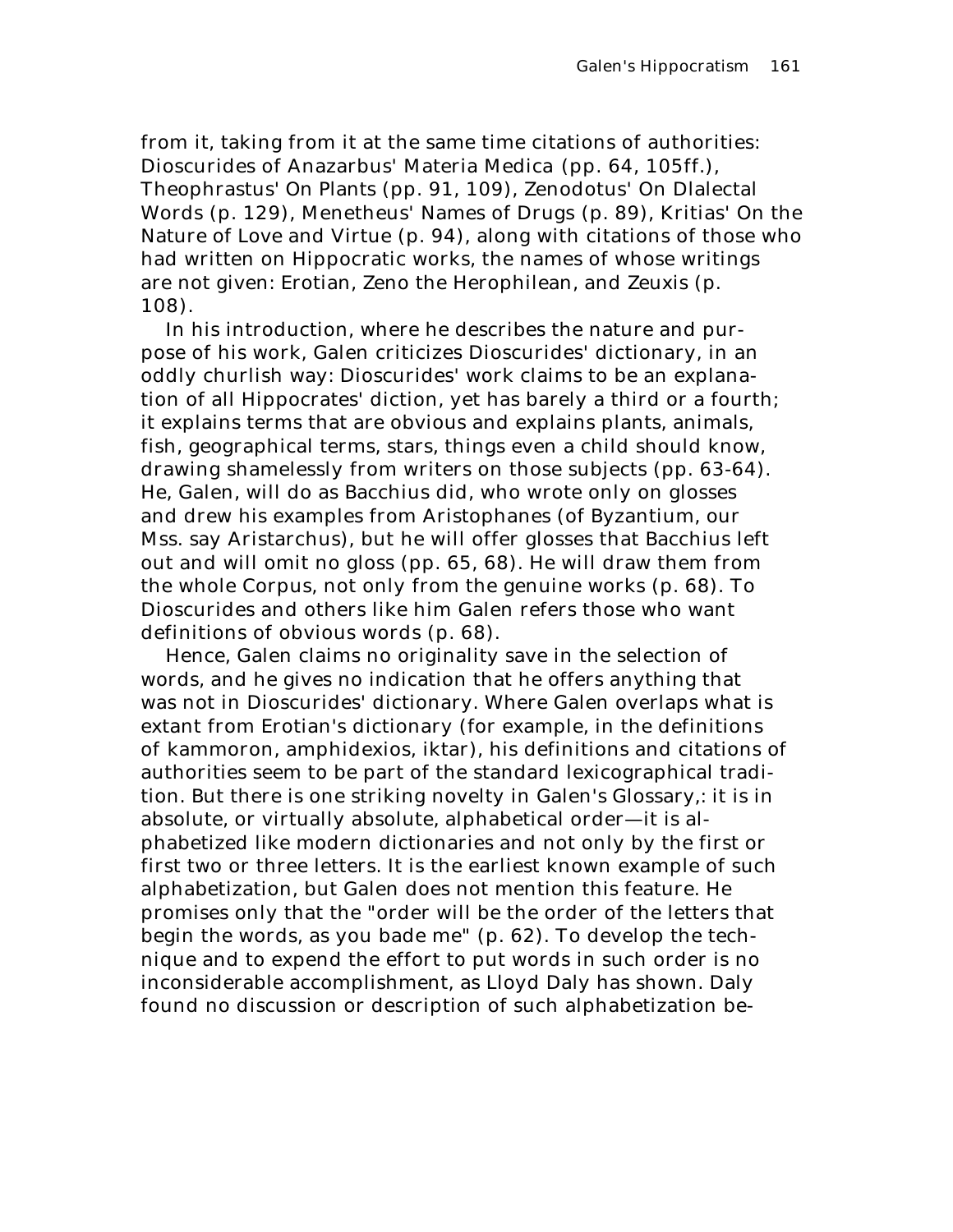from it, taking from it at the same time citations of authorities: Dioscurides of Anazarbus' Materia Medica (pp. 64, 105ff.), Theophrastus' On Plants (pp. 91, 109), Zenodotus' On DIalectal Words (p. 129), Menetheus' Names of Drugs (p. 89), Kritias' On the Nature of Love and Virtue (p. 94), along with citations of those who had written on Hippocratic works, the names of whose writings are not given: Erotian, Zeno the Herophilean, and Zeuxis (p. 108).

In his introduction, where he describes the nature and purpose of his work, Galen criticizes Dioscurides' dictionary, in an oddly churlish way: Dioscurides' work claims to be an explanation of all Hippocrates' diction, yet has barely a third or a fourth; it explains terms that are obvious and explains plants, animals, fish, geographical terms, stars, things even a child should know, drawing shamelessly from writers on those subjects (pp. 63-64). He, Galen, will do as Bacchius did, who wrote only on glosses and drew his examples from Aristophanes (of Byzantium, our Mss. say Aristarchus), but he will offer glosses that Bacchius left out and will omit no gloss (pp. 65, 68). He will draw them from the whole Corpus, not only from the genuine works (p. 68). To Dioscurides and others like him Galen refers those who want definitions of obvious words (p. 68).

Hence, Galen claims no originality save in the selection of words, and he gives no indication that he offers anything that was not in Dioscurides' dictionary. Where Galen overlaps what is extant from Erotian's dictionary (for example, in the definitions of kammoron, amphidexios, iktar), his definitions and citations of authorities seem to be part of the standard lexicographical tradition. But there is one striking novelty in Galen's Glossary,: it is in absolute, or virtually absolute, alphabetical order—it is alphabetized like modern dictionaries and not only by the first or first two or three letters. It is the earliest known example of such alphabetization, but Galen does not mention this feature. He promises only that the "order will be the order of the letters that begin the words, as you bade me" (p. 62). To develop the technique and to expend the effort to put words in such order is no inconsiderable accomplishment, as Lloyd Daly has shown. Daly found no discussion or description of such alphabetization be-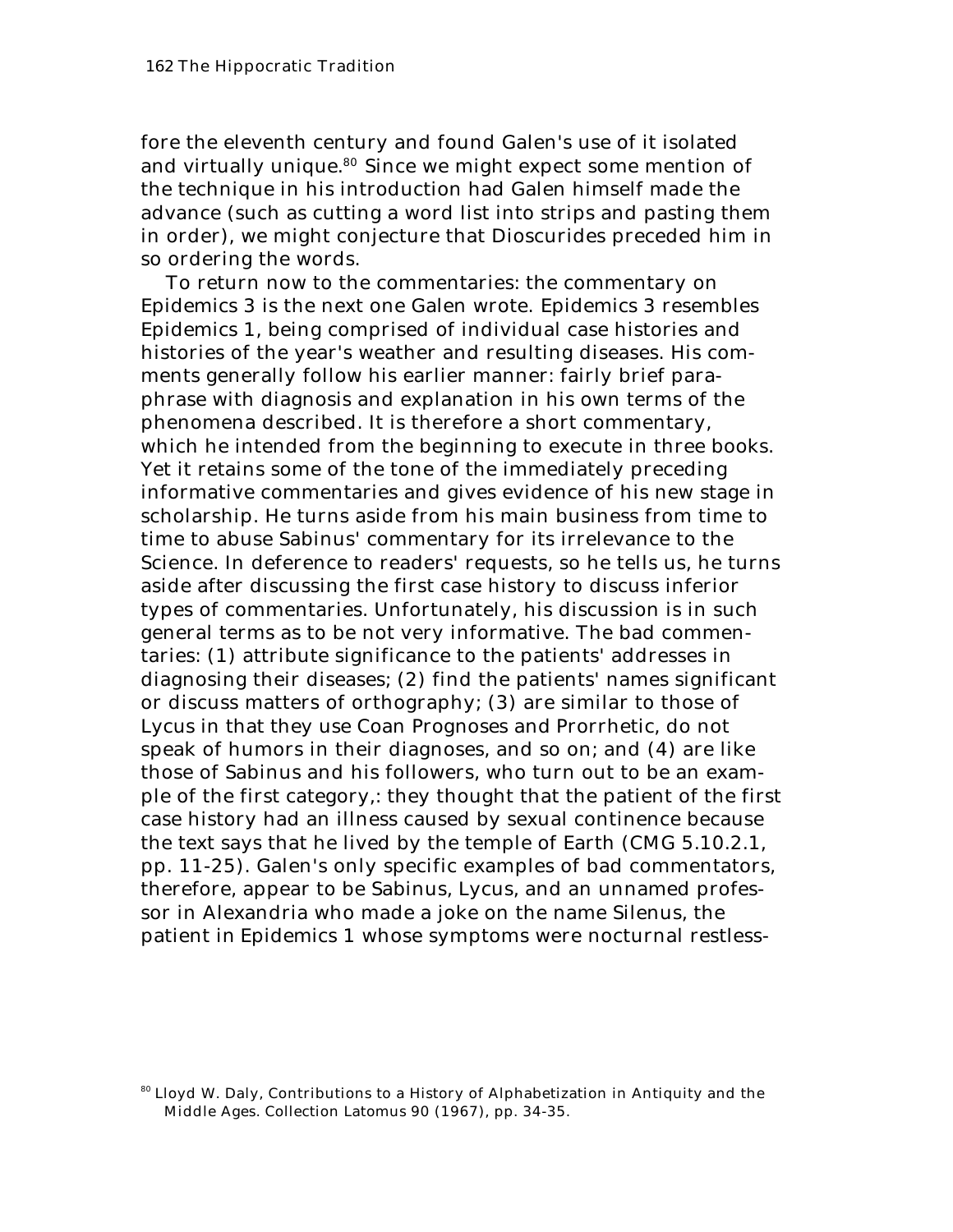fore the eleventh century and found Galen's use of it isolated and virtually unique.[80] Since we might expect some mention of the technique in his introduction had Galen himself made the advance (such as cutting a word list into strips and pasting them in order), we might conjecture that Dioscurides preceded him in so ordering the words.

To return now to the commentaries: the commentary on Epidemics 3 is the next one Galen wrote. Epidemics 3 resembles Epidemics 1, being comprised of individual case histories and histories of the year's weather and resulting diseases. His comments generally follow his earlier manner: fairly brief paraphrase with diagnosis and explanation in his own terms of the phenomena described. It is therefore a short commentary, which he intended from the beginning to execute in three books. Yet it retains some of the tone of the immediately preceding informative commentaries and gives evidence of his new stage in scholarship. He turns aside from his main business from time to time to abuse Sabinus' commentary for its irrelevance to the Science. In deference to readers' requests, so he tells us, he turns aside after discussing the first case history to discuss inferior types of commentaries. Unfortunately, his discussion is in such general terms as to be not very informative. The bad commentaries: (1) attribute significance to the patients' addresses in diagnosing their diseases; (2) find the patients' names significant or discuss matters of orthography; (3) are similar to those of Lycus in that they use Coan Prognoses and Prorrhetic, do not speak of humors in their diagnoses, and so on; and (4) are like those of Sabinus and his followers, who turn out to be an example of the first category,: they thought that the patient of the first case history had an illness caused by sexual continence because the text says that he lived by the temple of Earth (CMG 5.10.2.1, pp. 11-25). Galen's only specific examples of bad commentators, therefore, appear to be Sabinus, Lycus, and an unnamed professor in Alexandria who made a joke on the name Silenus, the patient in Epidemics 1 whose symptoms were nocturnal restless-

[80] Lloyd W. Daly, *Contributions to a History of Alphabetization in Antiquity and the Middle Ages*. Collection Latomus 90 (1967), pp. 34-35.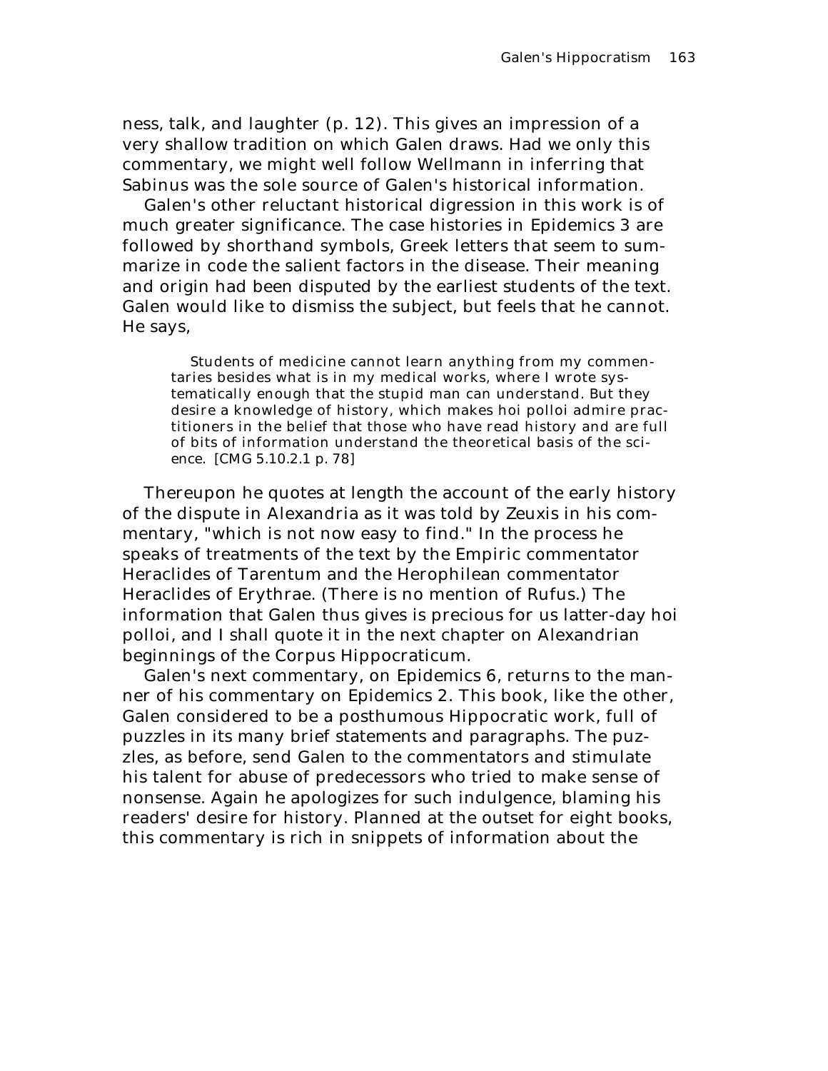ness, talk, and laughter (p. 12). This gives an impression of a very shallow tradition on which Galen draws. Had we only this commentary, we might well follow Wellmann in inferring that Sabinus was the sole source of Galen's historical information.

Galen's other reluctant historical digression in this work is of much greater significance. The case histories in *Epidemics* 3 are followed by shorthand symbols, Greek letters that seem to summarize in code the salient factors in the disease. Their meaning and origin had been disputed by the earliest students of the text. Galen would like to dismiss the subject, but feels that he cannot. He says,

> Students of medicine cannot learn anything from my commentaries besides what is in my medical works, where I wrote systematically enough that the stupid man can understand. But they desire a knowledge of history, which makes *hoi polloi* admire practitioners in the belief that those who have read history and are full of bits of information understand the theoretical basis of the science. [CMG 5.10.2.1 p. 78]

Thereupon he quotes at length the account of the early history of the dispute in Alexandria as it was told by Zeuxis in his commentary, "which is not now easy to find." In the process he speaks of treatments of the text by the Empiric commentator Heraclides of Tarentum and the Herophilean commentator Heraclides of Erythrae. (There is no mention of Rufus.) The information that Galen thus gives is precious for us latter-day *hoi polloi*, and I shall quote it in the next chapter on Alexandrian beginnings of the Corpus Hippocraticum.

Galen's next commentary, on *Epidemics* 6, returns to the manner of his commentary on *Epidemics* 2. This book, like the other, Galen considered to be a posthumous Hippocratic work, full of puzzles in its many brief statements and paragraphs. The puzzles, as before, send Galen to the commentators and stimulate his talent for abuse of predecessors who tried to make sense of nonsense. Again he apologizes for such indulgence, blaming his readers' desire for history. Planned at the outset for eight books, this commentary is rich in snippets of information about the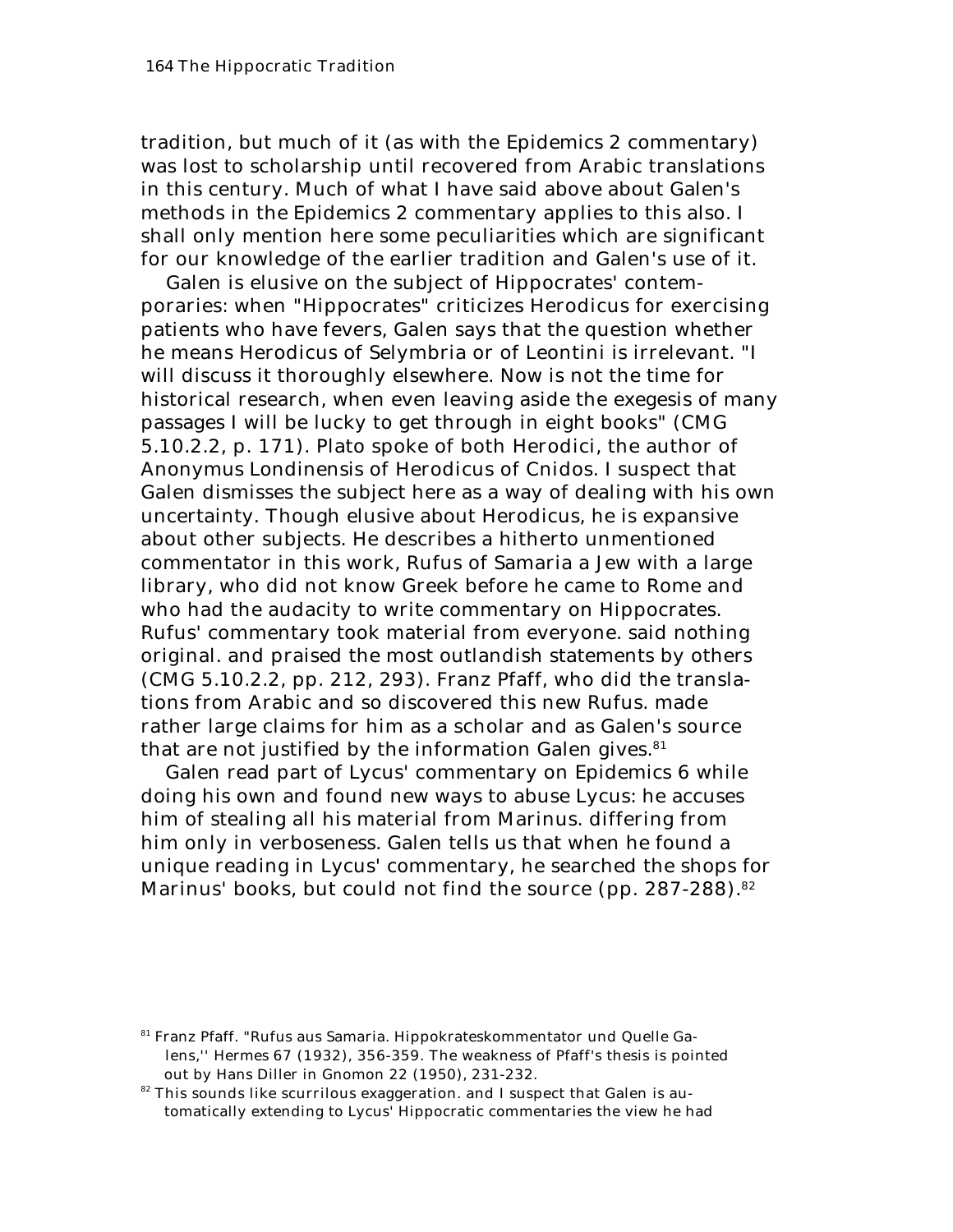tradition, but much of it (as with the Epidemics 2 commentary) was lost to scholarship until recovered from Arabic translations in this century. Much of what I have said above about Galen's methods in the Epidemics 2 commentary applies to this also. I shall only mention here some peculiarities which are significant for our knowledge of the earlier tradition and Galen's use of it.

Galen is elusive on the subject of Hippocrates' contemporaries: when "Hippocrates" criticizes Herodicus for exercising patients who have fevers, Galen says that the question whether he means Herodicus of Selymbria or of Leontini is irrelevant. "I will discuss it thoroughly elsewhere. Now is not the time for historical research, when even leaving aside the exegesis of many passages I will be lucky to get through in eight books" (CMG 5.10.2.2, p. 171). Plato spoke of both Herodici, the author of Anonymus Londinensis of Herodicus of Cnidos. I suspect that Galen dismisses the subject here as a way of dealing with his own uncertainty. Though elusive about Herodicus, he is expansive about other subjects. He describes a hitherto unmentioned commentator in this work, Rufus of Samaria a Jew with a large library, who did not know Greek before he came to Rome and who had the audacity to write commentary on Hippocrates. Rufus' commentary took material from everyone. said nothing original. and praised the most outlandish statements by others (CMG 5.10.2.2, pp. 212, 293). Franz Pfaff, who did the translations from Arabic and so discovered this new Rufus. made rather large claims for him as a scholar and as Galen's source that are not justified by the information Galen gives.[81]

Galen read part of Lycus' commentary on Epidemics 6 while doing his own and found new ways to abuse Lycus: he accuses him of stealing all his material from Marinus. differing from him only in verboseness. Galen tells us that when he found a unique reading in Lycus' commentary, he searched the shops for Marinus' books, but could not find the source (pp. 287-288).[82]

---

[81] Franz Pfaff. "Rufus aus Samaria. Hippokrateskommentator und Quelle Galens,'' Hermes 67 (1932), 356-359. The weakness of Pfaff's thesis is pointed out by Hans Diller in Gnomon 22 (1950), 231-232.

[82] This sounds like scurrilous exaggeration. and I suspect that Galen is automatically extending to Lycus' Hippocratic commentaries the view he had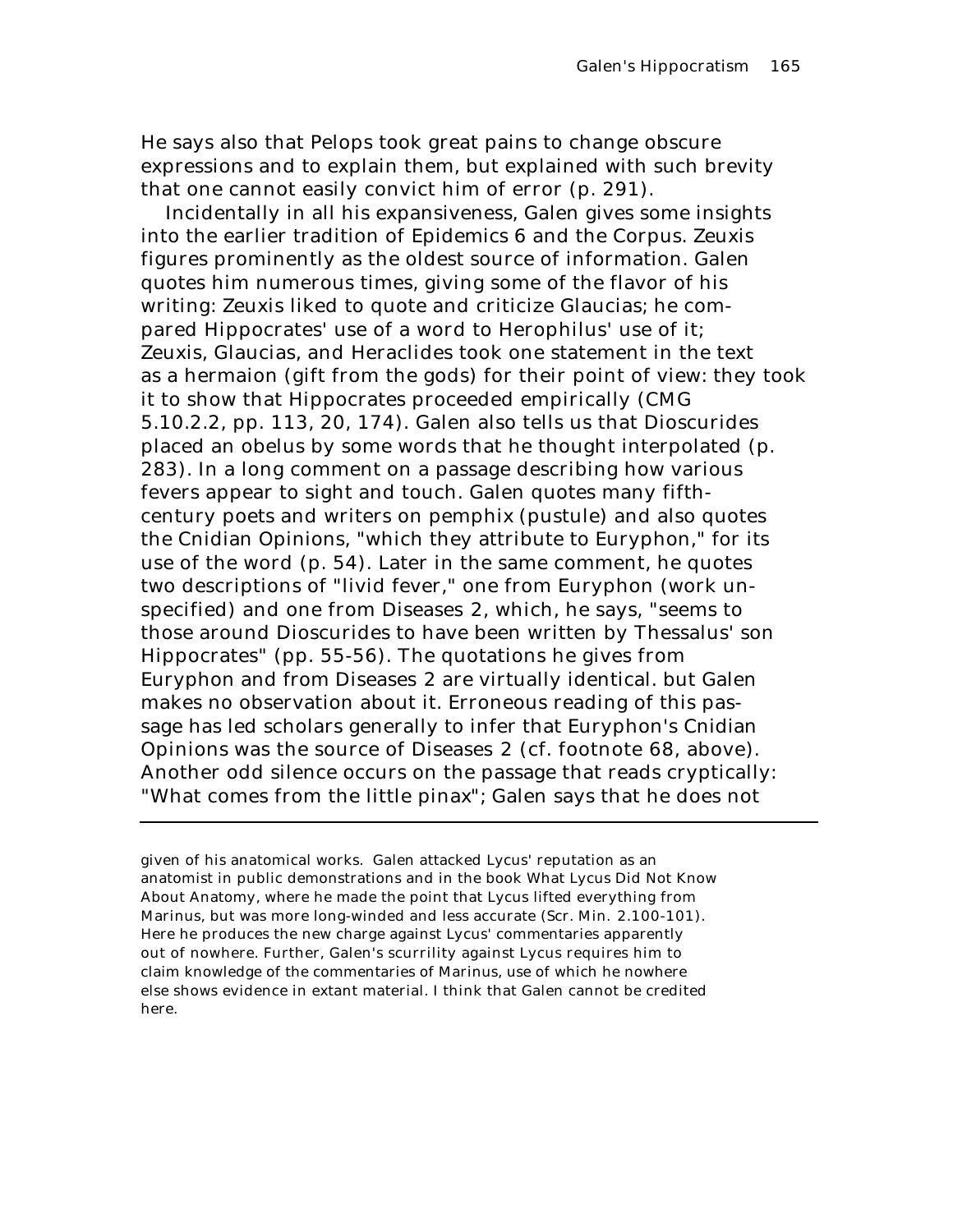He says also that Pelops took great pains to change obscure expressions and to explain them, but explained with such brevity that one cannot easily convict him of error (p. 291).

Incidentally in all his expansiveness, Galen gives some insights into the earlier tradition of Epidemics 6 and the Corpus. Zeuxis figures prominently as the oldest source of information. Galen quotes him numerous times, giving some of the flavor of his writing: Zeuxis liked to quote and criticize Glaucias; he compared Hippocrates' use of a word to Herophilus' use of it; Zeuxis, Glaucias, and Heraclides took one statement in the text as a hermaion (gift from the gods) for their point of view: they took it to show that Hippocrates proceeded empirically (CMG 5.10.2.2, pp. 113, 20, 174). Galen also tells us that Dioscurides placed an obelus by some words that he thought interpolated (p. 283). In a long comment on a passage describing how various fevers appear to sight and touch. Galen quotes many fifth-century poets and writers on pemphix (pustule) and also quotes the Cnidian Opinions, "which they attribute to Euryphon," for its use of the word (p. 54). Later in the same comment, he quotes two descriptions of "livid fever," one from Euryphon (work unspecified) and one from Diseases 2, which, he says, "seems to those around Dioscurides to have been written by Thessalus' son Hippocrates" (pp. 55-56). The quotations he gives from Euryphon and from Diseases 2 are virtually identical. but Galen makes no observation about it. Erroneous reading of this passage has led scholars generally to infer that Euryphon's Cnidian Opinions was the source of Diseases 2 (cf. footnote 68, above). Another odd silence occurs on the passage that reads cryptically: "What comes from the little pinax"; Galen says that he does not

---

given of his anatomical works. Galen attacked Lycus' reputation as an anatomist in public demonstrations and in the book What Lycus Did Not Know About Anatomy, where he made the point that Lycus lifted everything from Marinus, but was more long-winded and less accurate (Scr. Min. 2.100-101). Here he produces the new charge against Lycus' commentaries apparently out of nowhere. Further, Galen's scurrility against Lycus requires him to claim knowledge of the commentaries of Marinus, use of which he nowhere else shows evidence in extant material. I think that Galen cannot be credited here.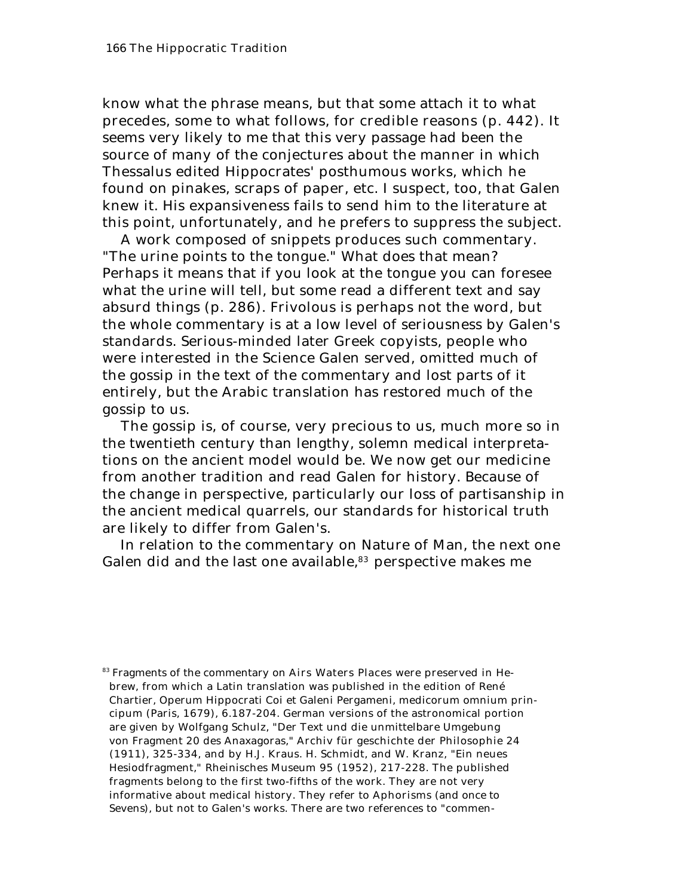know what the phrase means, but that some attach it to what precedes, some to what follows, for credible reasons (p. 442). It seems very likely to me that this very passage had been the source of many of the conjectures about the manner in which Thessalus edited Hippocrates' posthumous works, which he found on pinakes, scraps of paper, etc. I suspect, too, that Galen knew it. His expansiveness fails to send him to the literature at this point, unfortunately, and he prefers to suppress the subject.

A work composed of snippets produces such commentary. "The urine points to the tongue." What does that mean? Perhaps it means that if you look at the tongue you can foresee what the urine will tell, but some read a different text and say absurd things (p. 286). Frivolous is perhaps not the word, but the whole commentary is at a low level of seriousness by Galen's standards. Serious-minded later Greek copyists, people who were interested in the Science Galen served, omitted much of the gossip in the text of the commentary and lost parts of it entirely, but the Arabic translation has restored much of the gossip to us.

The gossip is, of course, very precious to us, much more so in the twentieth century than lengthy, solemn medical interpretations on the ancient model would be. We now get our medicine from another tradition and read Galen for history. Because of the change in perspective, particularly our loss of partisanship in the ancient medical quarrels, our standards for historical truth are likely to differ from Galen's.

In relation to the commentary on Nature of Man, the next one Galen did and the last one available,[83] perspective makes me

[83] Fragments of the commentary on *Airs Waters Places* were preserved in Hebrew, from which a Latin translation was published in the edition of René Chartier, *Operum Hippocrati Coi et Galeni Pergameni, medicorum omnium principum* (Paris, 1679), 6.187-204. German versions of the astronomical portion are given by Wolfgang Schulz, "Der Text und die unmittelbare Umgebung von Fragment 20 des Anaxagoras," *Archiv für geschichte der Philosophie* 24 (1911), 325-334, and by H.J. Kraus. H. Schmidt, and W. Kranz, "Ein neues Hesiodfragment," *Rheinisches Museum* 95 (1952), 217-228. The published fragments belong to the first two-fifths of the work. They are not very informative about medical history. They refer to *Aphorisms* (and once to *Sevens*), but not to Galen's works. There are two references to "commen-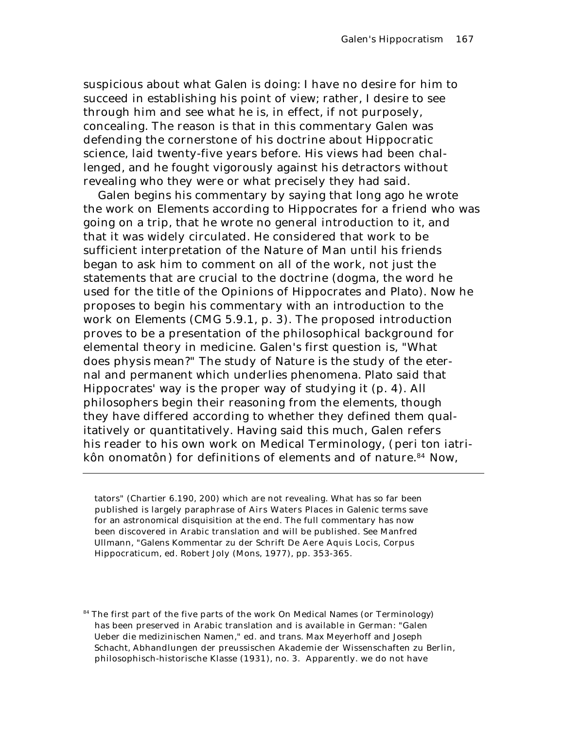suspicious about what Galen is doing: I have no desire for him to succeed in establishing his point of view; rather, I desire to see through him and see what he is, in effect, if not purposely, concealing. The reason is that in this commentary Galen was defending the cornerstone of his doctrine about Hippocratic science, laid twenty-five years before. His views had been challenged, and he fought vigorously against his detractors without revealing who they were or what precisely they had said.

Galen begins his commentary by saying that long ago he wrote the work on *Elements according to Hippocrates* for a friend who was going on a trip, that he wrote no general introduction to it, and that it was widely circulated. He considered that work to be sufficient interpretation of the *Nature of Man* until his friends began to ask him to comment on all of the work, not just the statements that are crucial to the doctrine (*dogma*, the word he used for the title of the *Opinions of Hippocrates and Plato*). Now he proposes to begin his commentary with an introduction to the work on *Elements* (CMG 5.9.1, p. 3). The proposed introduction proves to be a presentation of the philosophical background for elemental theory in medicine. Galen's first question is, "What does *physis* mean?" The study of Nature is the study of the eternal and permanent which underlies phenomena. Plato said that Hippocrates' way is the proper way of studying it (p. 4). All philosophers begin their reasoning from the elements, though they have differed according to whether they defined them qualitatively or quantitatively. Having said this much, Galen refers his reader to his own work on *Medical Terminology*, (*peri ton iatrikôn onomatôn*) for definitions of elements and of nature.[84] Now,

tators" (Chartier 6.190, 200) which are not revealing. What has so far been published is largely paraphrase of *Airs Waters Places* in Galenic terms save for an astronomical disquisition at the end. The full commentary has now been discovered in Arabic translation and will be published. See Manfred Ullmann, "Galens Kommentar zu der Schrift *De Aere Aquis Locis*, *Corpus Hippocraticum*, ed. Robert Joly (Mons, 1977), pp. 353-365.

[84] The first part of the five parts of the work *On Medical Names (or Terminology)* has been preserved in Arabic translation and is available in German: "Galen Ueber die medizinischen Namen," ed. and trans. Max Meyerhoff and Joseph Schacht, *Abhandlungen der preussischen Akademie der Wissenschaften zu Berlin, philosophisch-historische Klasse* (1931), no. 3. Apparently. we do not have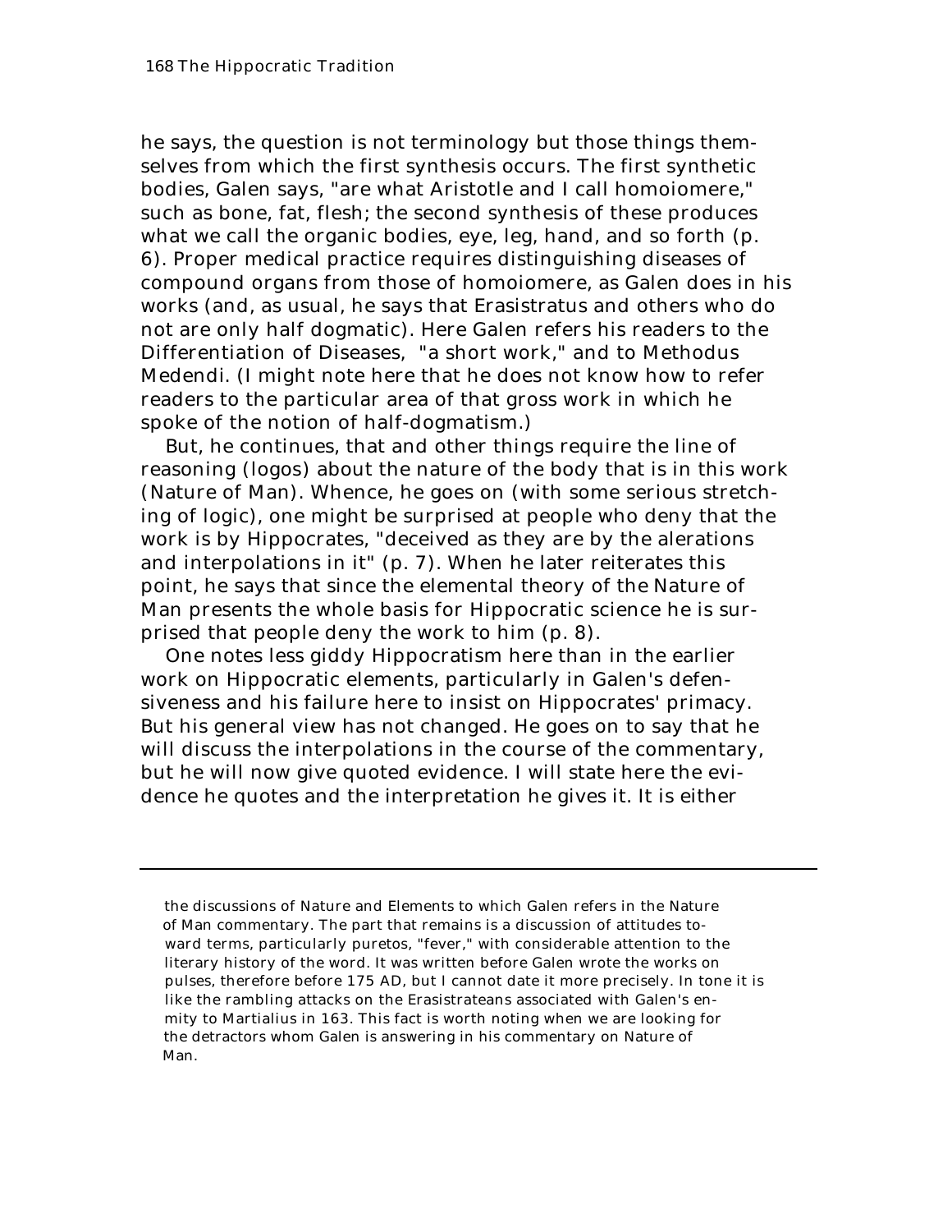he says, the question is not terminology but those things themselves from which the first synthesis occurs. The first synthetic bodies, Galen says, "are what Aristotle and I call homoiomere," such as bone, fat, flesh; the second synthesis of these produces what we call the organic bodies, eye, leg, hand, and so forth (p. 6). Proper medical practice requires distinguishing diseases of compound organs from those of homoiomere, as Galen does in his works (and, as usual, he says that Erasistratus and others who do not are only half dogmatic). Here Galen refers his readers to the Differentiation of Diseases, "a short work," and to Methodus Medendi. (I might note here that he does not know how to refer readers to the particular area of that gross work in which he spoke of the notion of half-dogmatism.)

But, he continues, that and other things require the line of reasoning (logos) about the nature of the body that is in this work (Nature of Man). Whence, he goes on (with some serious stretching of logic), one might be surprised at people who deny that the work is by Hippocrates, "deceived as they are by the alerations and interpolations in it" (p. 7). When he later reiterates this point, he says that since the elemental theory of the Nature of Man presents the whole basis for Hippocratic science he is surprised that people deny the work to him (p. 8).

One notes less giddy Hippocratism here than in the earlier work on Hippocratic elements, particularly in Galen's defensiveness and his failure here to insist on Hippocrates' primacy. But his general view has not changed. He goes on to say that he will discuss the interpolations in the course of the commentary, but he will now give quoted evidence. I will state here the evidence he quotes and the interpretation he gives it. It is either

---

the discussions of Nature and Elements to which Galen refers in the Nature of Man commentary. The part that remains is a discussion of attitudes toward terms, particularly puretos, "fever," with considerable attention to the literary history of the word. It was written before Galen wrote the works on pulses, therefore before 175 AD, but I cannot date it more precisely. In tone it is like the rambling attacks on the Erasistrateans associated with Galen's enmity to Martialius in 163. This fact is worth noting when we are looking for the detractors whom Galen is answering in his commentary on Nature of Man.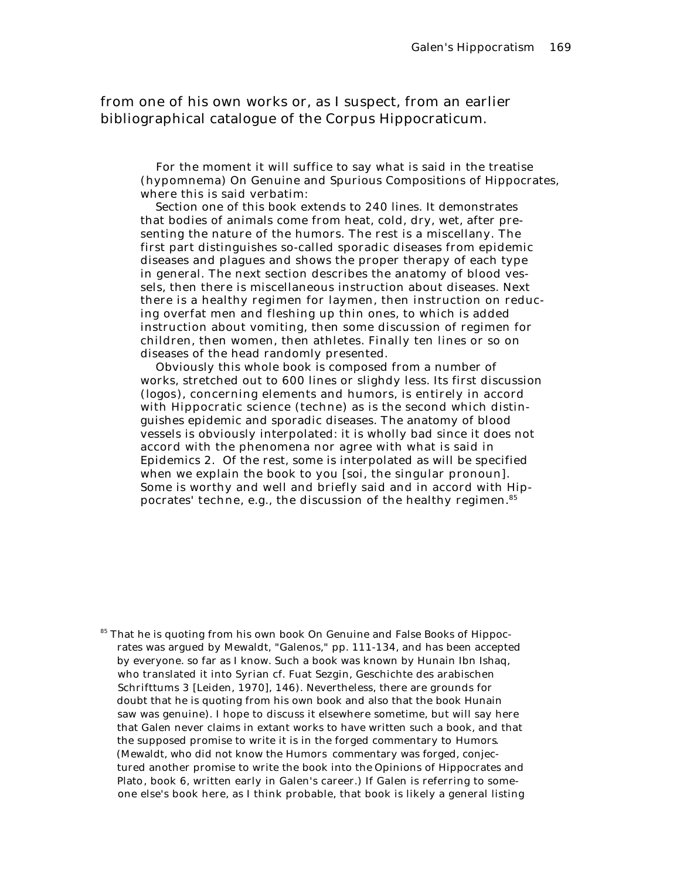from one of his own works or, as I suspect, from an earlier bibliographical catalogue of the Corpus Hippocraticum.

> For the moment it will suffice to say what is said in the treatise (hypomnema) On Genuine and Spurious Compositions of Hippocrates, where this is said verbatim:
>
> Section one of this book extends to 240 lines. It demonstrates that bodies of animals come from heat, cold, dry, wet, after presenting the nature of the humors. The rest is a miscellany. The first part distinguishes so-called sporadic diseases from epidemic diseases and plagues and shows the proper therapy of each type in general. The next section describes the anatomy of blood vessels, then there is miscellaneous instruction about diseases. Next there is a healthy regimen for laymen, then instruction on reducing overfat men and fleshing up thin ones, to which is added instruction about vomiting, then some discussion of regimen for children, then women, then athletes. Finally ten lines or so on diseases of the head randomly presented.
>
> Obviously this whole book is composed from a number of works, stretched out to 600 lines or slighdy less. Its first discussion (logos), concerning elements and humors, is entirely in accord with Hippocratic science (techne) as is the second which distinguishes epidemic and sporadic diseases. The anatomy of blood vessels is obviously interpolated: it is wholly bad since it does not accord with the phenomena nor agree with what is said in Epidemics 2. Of the rest, some is interpolated as will be specified when we explain the book to you [soi, the singular pronoun]. Some is worthy and well and briefly said and in accord with Hippocrates' techne, e.g., the discussion of the healthy regimen.[85]

[85] That he is quoting from his own book On Genuine and False Books of Hippocrates was argued by Mewaldt, "Galenos," pp. 111-134, and has been accepted by everyone. so far as I know. Such a book was known by Hunain Ibn Ishaq, who translated it into Syrian cf. Fuat Sezgin, *Geschichte des arabischen Schrifttums* 3 [Leiden, 1970], 146). Nevertheless, there are grounds for doubt that he is quoting from his own book and also that the book Hunain saw was genuine). I hope to discuss it elsewhere sometime, but will say here that Galen never claims in extant works to have written such a book, and that the supposed promise to write it is in the forged commentary to *Humors*. (Mewaldt, who did not know the *Humors* commentary was forged, conjectured another promise to write the book into the *Opinions of Hippocrates and Plato*, book 6, written early in Galen's career.) If Galen is referring to someone else's book here, as I think probable, that book is likely a general listing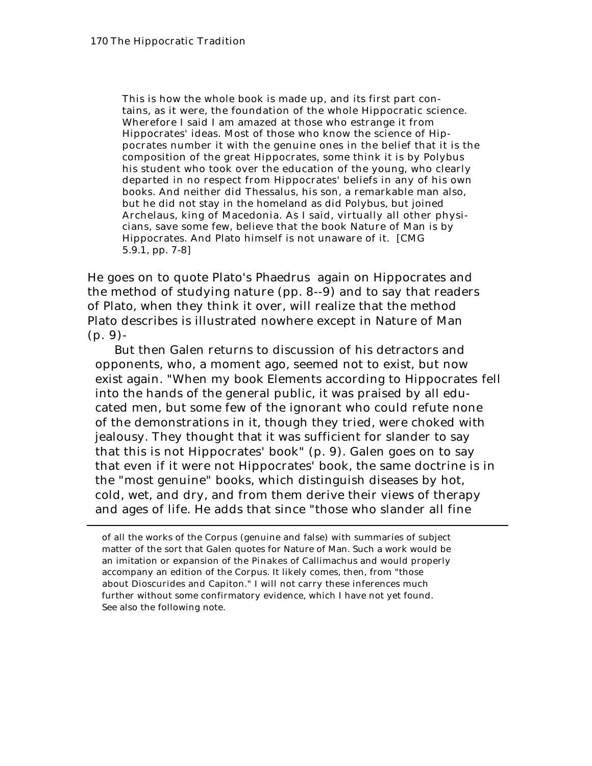> This is how the whole book is made up, and its first part contains, as it were, the foundation of the whole Hippocratic science. Wherefore I said I am amazed at those who estrange it from Hippocrates' ideas. Most of those who know the science of Hippocrates number it with the genuine ones in the belief that it is the composition of the great Hippocrates, some think it is by Polybus his student who took over the education of the young, who clearly departed in no respect from Hippocrates' beliefs in any of his own books. And neither did Thessalus, his son, a remarkable man also, but he did not stay in the homeland as did Polybus, but joined Archelaus, king of Macedonia. As I said, virtually all other physicians, save some few, believe that the book Nature of Man is by Hippocrates. And Plato himself is not unaware of it. [CMG 5.9.1, pp. 7-8]

He goes on to quote Plato's *Phaedrus* again on Hippocrates and the method of studying nature (pp. 8--9) and to say that readers of Plato, when they think it over, will realize that the method Plato describes is illustrated nowhere except in *Nature of Man* (p. 9)-

But then Galen returns to discussion of his detractors and opponents, who, a moment ago, seemed not to exist, but now exist again. "When my book *Elements according to Hippocrates* fell into the hands of the general public, it was praised by all educated men, but some few of the ignorant who could refute none of the demonstrations in it, though they tried, were choked with jealousy. They thought that it was sufficient for slander to say that this is not Hippocrates' book" (p. 9). Galen goes on to say that even if it were not Hippocrates' book, the same doctrine is in the "most genuine" books, which distinguish diseases by hot, cold, wet, and dry, and from them derive their views of therapy and ages of life. He adds that since "those who slander all fine

---

of all the works of the Corpus (genuine and false) with summaries of subject matter of the sort that Galen quotes for *Nature of Man*. Such a work would be an imitation or expansion of the *Pinakes* of Callimachus and would properly accompany an edition of the Corpus. It likely comes, then, from "those about Dioscurides and Capiton." I will not carry these inferences much further without some confirmatory evidence, which I have not yet found. See also the following note.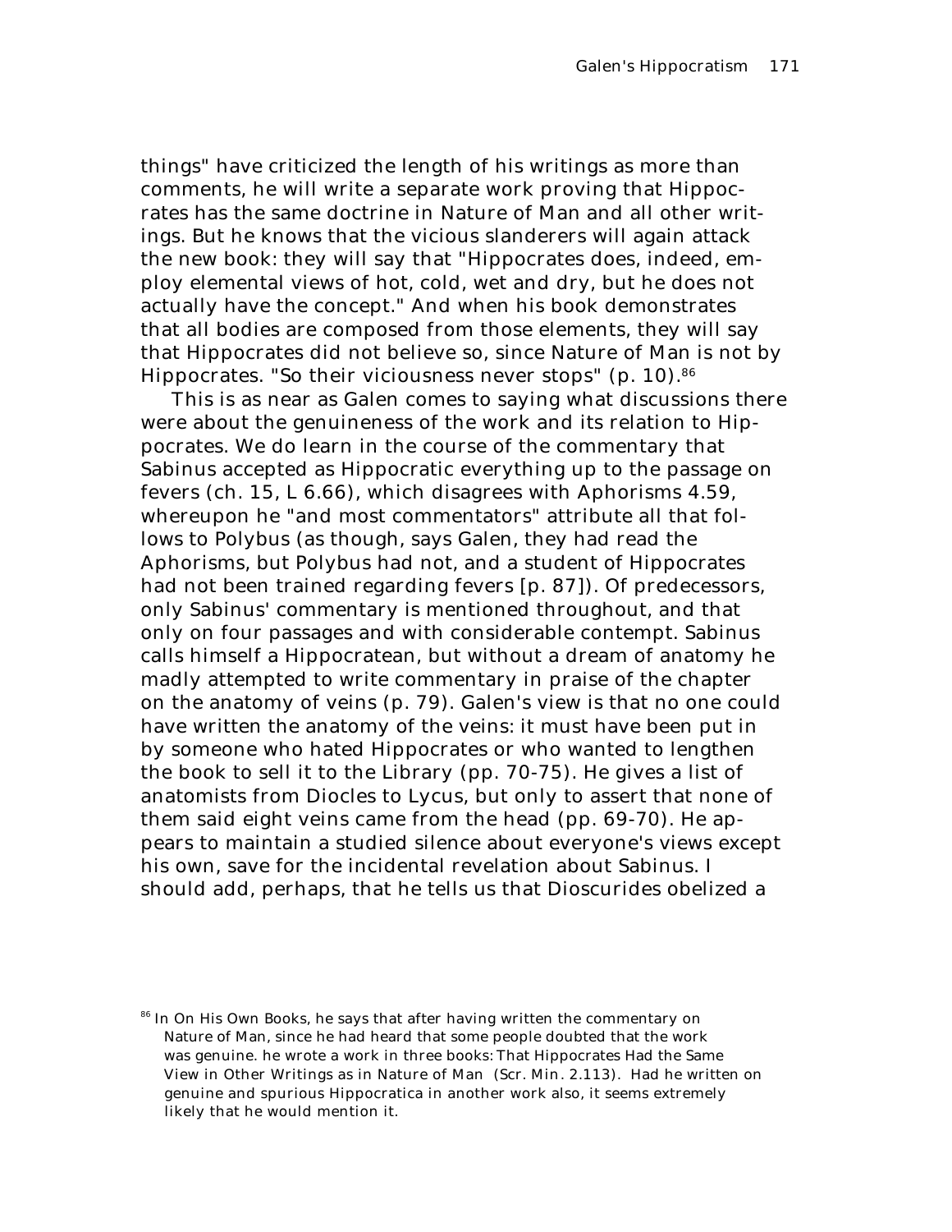things" have criticized the length of his writings as more than comments, he will write a separate work proving that Hippocrates has the same doctrine in *Nature of Man* and all other writings. But he knows that the vicious slanderers will again attack the new book: they will say that "Hippocrates does, indeed, employ elemental views of hot, cold, wet and dry, but he does not actually have the concept." And when his book demonstrates that all bodies are composed from those elements, they will say that Hippocrates did not believe so, since *Nature of Man* is not by Hippocrates. "So their viciousness never stops" (p. 10).[86]

This is as near as Galen comes to saying what discussions there were about the genuineness of the work and its relation to Hippocrates. We do learn in the course of the commentary that Sabinus accepted as Hippocratic everything up to the passage on fevers (ch. 15, L 6.66), which disagrees with *Aphorisms* 4.59, whereupon he "and most commentators" attribute all that follows to Polybus (as though, says Galen, they had read the *Aphorisms*, but Polybus had not, and a student of Hippocrates had not been trained regarding fevers [p. 87]). Of predecessors, only Sabinus' commentary is mentioned throughout, and that only on four passages and with considerable contempt. Sabinus calls himself a Hippocratean, but without a dream of anatomy he madly attempted to write commentary in praise of the chapter on the anatomy of veins (p. 79). Galen's view is that no one could have written the anatomy of the veins: it must have been put in by someone who hated Hippocrates or who wanted to lengthen the book to sell it to the Library (pp. 70-75). He gives a list of anatomists from Diocles to Lycus, but only to assert that none of them said eight veins came from the head (pp. 69-70). He appears to maintain a studied silence about everyone's views except his own, save for the incidental revelation about Sabinus. I should add, perhaps, that he tells us that Dioscurides obelized a

[86] In *On His Own Books*, he says that after having written the commentary on *Nature of Man*, since he had heard that some people doubted that the work was genuine. he wrote a work in three books: *That Hippocrates Had the Same View in Other Writings as in Nature of Man* (*Scr. Min.* 2.113). Had he written on genuine and spurious Hippocratica in another work also, it seems extremely likely that he would mention it.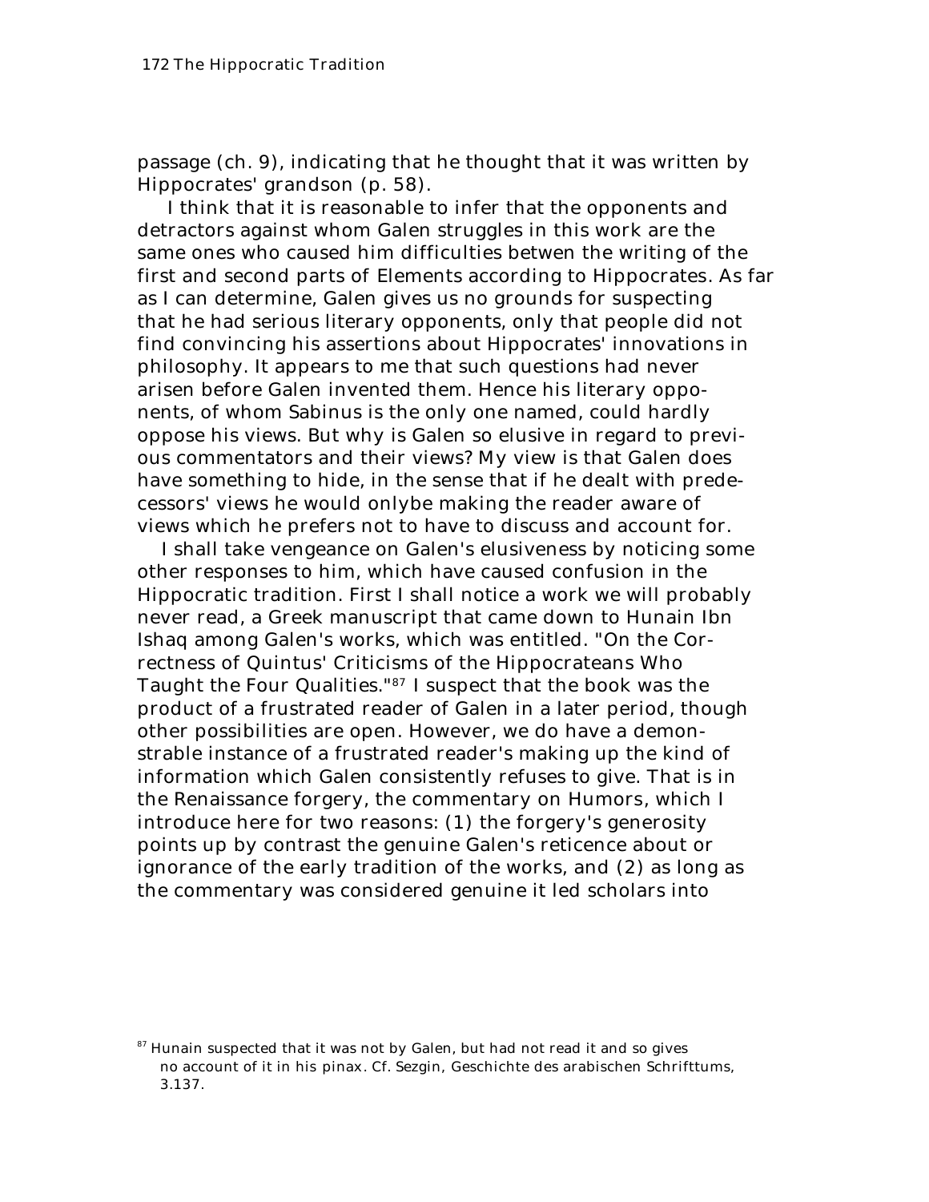passage (ch. 9), indicating that he thought that it was written by Hippocrates' grandson (p. 58).

I think that it is reasonable to infer that the opponents and detractors against whom Galen struggles in this work are the same ones who caused him difficulties betwen the writing of the first and second parts of Elements according to Hippocrates. As far as I can determine, Galen gives us no grounds for suspecting that he had serious literary opponents, only that people did not find convincing his assertions about Hippocrates' innovations in philosophy. It appears to me that such questions had never arisen before Galen invented them. Hence his literary opponents, of whom Sabinus is the only one named, could hardly oppose his views. But why is Galen so elusive in regard to previous commentators and their views? My view is that Galen does have something to hide, in the sense that if he dealt with predecessors' views he would onlybe making the reader aware of views which he prefers not to have to discuss and account for.

I shall take vengeance on Galen's elusiveness by noticing some other responses to him, which have caused confusion in the Hippocratic tradition. First I shall notice a work we will probably never read, a Greek manuscript that came down to Hunain Ibn Ishaq among Galen's works, which was entitled. "On the Correctness of Quintus' Criticisms of the Hippocrateans Who Taught the Four Qualities."[87] I suspect that the book was the product of a frustrated reader of Galen in a later period, though other possibilities are open. However, we do have a demonstrable instance of a frustrated reader's making up the kind of information which Galen consistently refuses to give. That is in the Renaissance forgery, the commentary on Humors, which I introduce here for two reasons: (1) the forgery's generosity points up by contrast the genuine Galen's reticence about or ignorance of the early tradition of the works, and (2) as long as the commentary was considered genuine it led scholars into

[87] Hunain suspected that it was not by Galen, but had not read it and so gives no account of it in his pinax. Cf. Sezgin, Geschichte des arabischen Schrifttums, 3.137.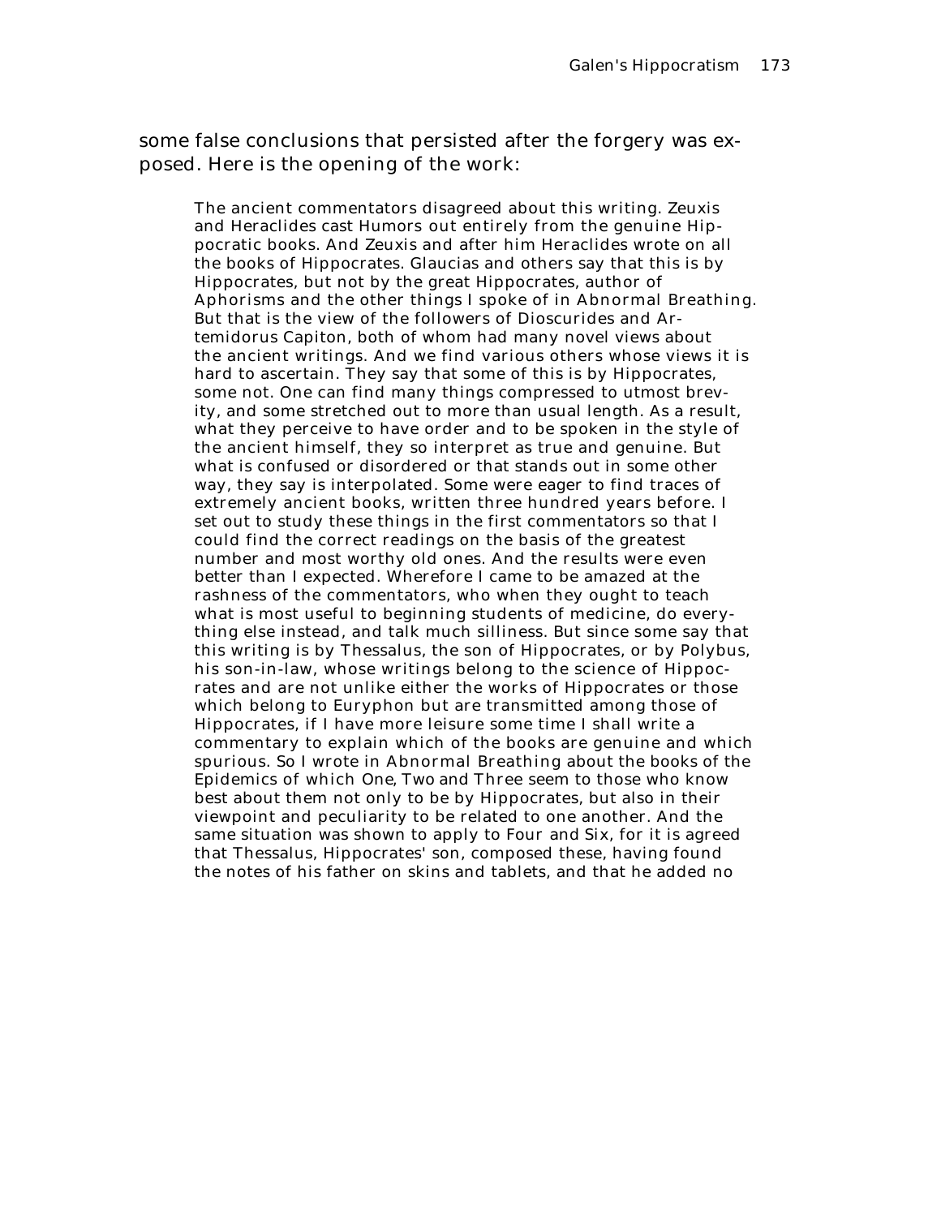some false conclusions that persisted after the forgery was exposed. Here is the opening of the work:

> The ancient commentators disagreed about this writing. Zeuxis and Heraclides cast Humors out entirely from the genuine Hippocratic books. And Zeuxis and after him Heraclides wrote on all the books of Hippocrates. Glaucias and others say that this is by Hippocrates, but not by the great Hippocrates, author of *Aphorisms* and the other things I spoke of in *Abnormal Breathing*. But that is the view of the followers of Dioscurides and Artemidorus Capiton, both of whom had many novel views about the ancient writings. And we find various others whose views it is hard to ascertain. They say that some of this is by Hippocrates, some not. One can find many things compressed to utmost brevity, and some stretched out to more than usual length. As a result, what they perceive to have order and to be spoken in the style of the ancient himself, they so interpret as true and genuine. But what is confused or disordered or that stands out in some other way, they say is interpolated. Some were eager to find traces of extremely ancient books, written three hundred years before. I set out to study these things in the first commentators so that I could find the correct readings on the basis of the greatest number and most worthy old ones. And the results were even better than I expected. Wherefore I came to be amazed at the rashness of the commentators, who when they ought to teach what is most useful to beginning students of medicine, do everything else instead, and talk much silliness. But since some say that this writing is by Thessalus, the son of Hippocrates, or by Polybus, his son-in-law, whose writings belong to the science of Hippocrates and are not unlike either the works of Hippocrates or those which belong to Euryphon but are transmitted among those of Hippocrates, if I have more leisure some time I shall write a commentary to explain which of the books are genuine and which spurious. So I wrote in *Abnormal Breathing* about the books of the *Epidemics* of which One, Two and Three seem to those who know best about them not only to be by Hippocrates, but also in their viewpoint and peculiarity to be related to one another. And the same situation was shown to apply to Four and Six, for it is agreed that Thessalus, Hippocrates' son, composed these, having found the notes of his father on skins and tablets, and that he added no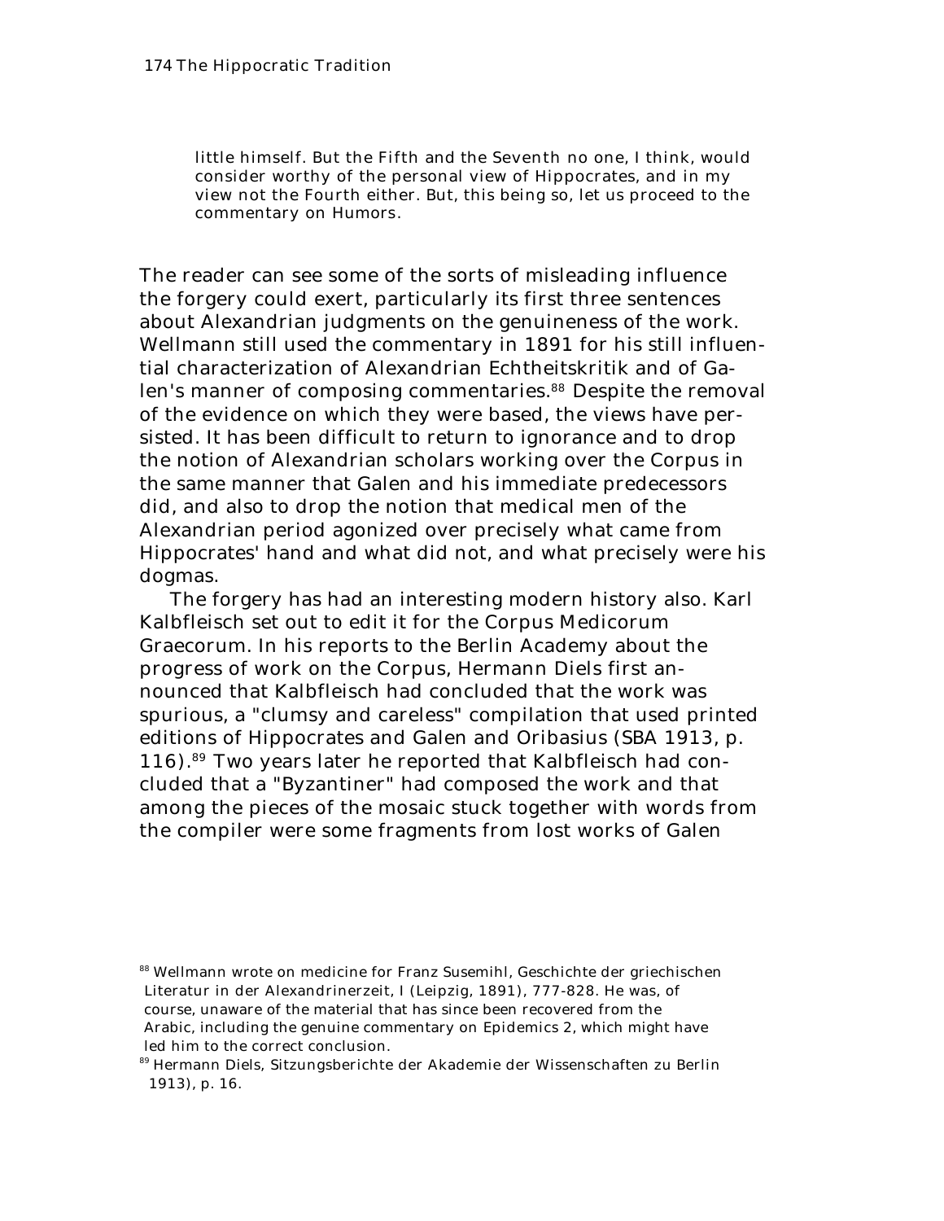> little himself. But the Fifth and the Seventh no one, I think, would consider worthy of the personal view of Hippocrates, and in my view not the Fourth either. But, this being so, let us proceed to the commentary on Humors.

The reader can see some of the sorts of misleading influence the forgery could exert, particularly its first three sentences about Alexandrian judgments on the genuineness of the work. Wellmann still used the commentary in 1891 for his still influential characterization of Alexandrian Echtheitskritik and of Galen's manner of composing commentaries.[88] Despite the removal of the evidence on which they were based, the views have persisted. It has been difficult to return to ignorance and to drop the notion of Alexandrian scholars working over the Corpus in the same manner that Galen and his immediate predecessors did, and also to drop the notion that medical men of the Alexandrian period agonized over precisely what came from Hippocrates' hand and what did not, and what precisely were his dogmas.

The forgery has had an interesting modern history also. Karl Kalbfleisch set out to edit it for the Corpus Medicorum Graecorum. In his reports to the Berlin Academy about the progress of work on the Corpus, Hermann Diels first announced that Kalbfleisch had concluded that the work was spurious, a "clumsy and careless" compilation that used printed editions of Hippocrates and Galen and Oribasius (SBA 1913, p. 116).[89] Two years later he reported that Kalbfleisch had concluded that a "Byzantiner" had composed the work and that among the pieces of the mosaic stuck together with words from the compiler were some fragments from lost works of Galen

---

[88] Wellmann wrote on medicine for Franz Susemihl, Geschichte der griechischen Literatur in der Alexandrinerzeit, I (Leipzig, 1891), 777-828. He was, of course, unaware of the material that has since been recovered from the Arabic, including the genuine commentary on Epidemics 2, which might have led him to the correct conclusion.

[89] Hermann Diels, Sitzungsberichte der Akademie der Wissenschaften zu Berlin 1913), p. 16.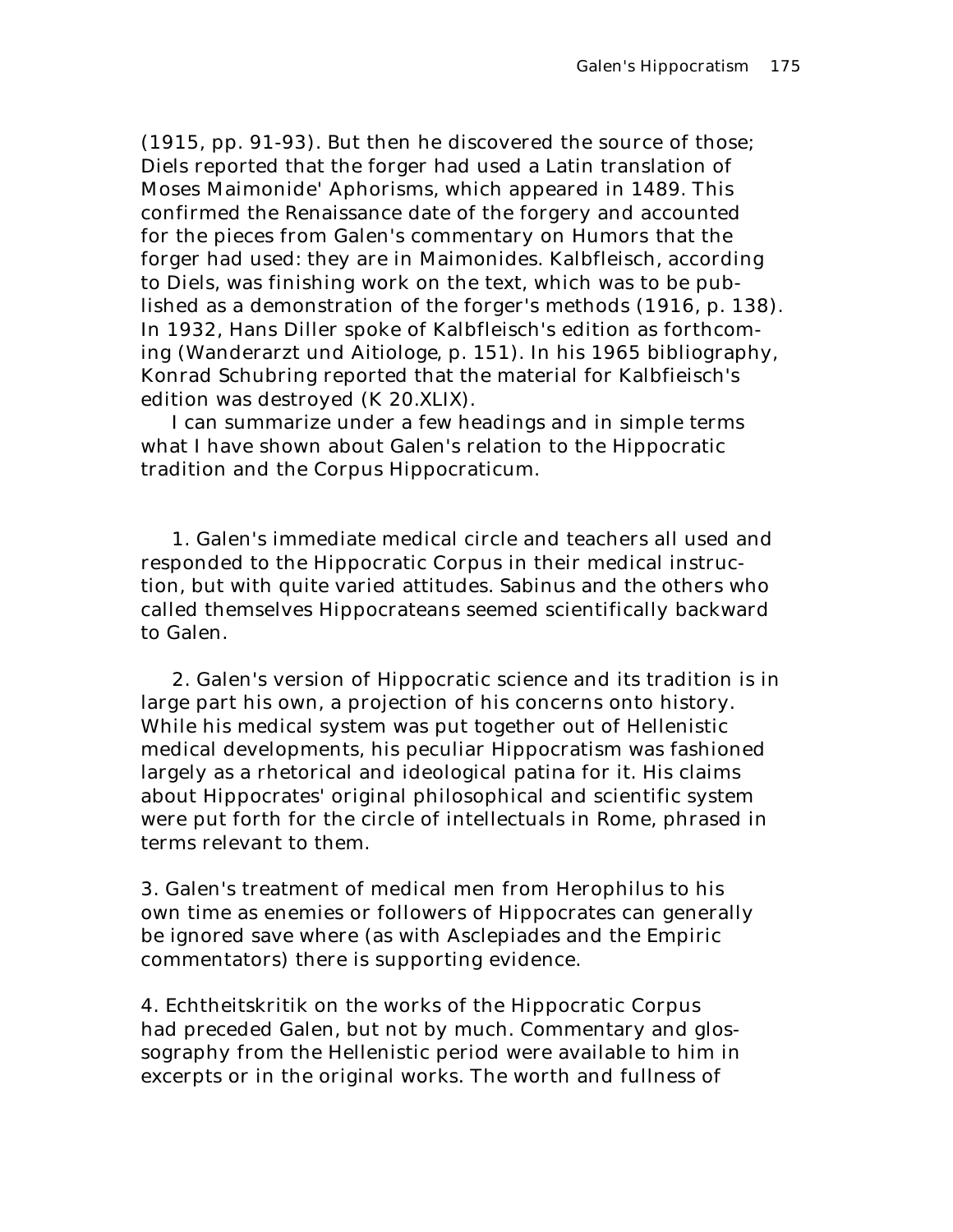(1915, pp. 91-93). But then he discovered the source of those; Diels reported that the forger had used a Latin translation of Moses Maimonide' Aphorisms, which appeared in 1489. This confirmed the Renaissance date of the forgery and accounted for the pieces from Galen's commentary on Humors that the forger had used: they are in Maimonides. Kalbfleisch, according to Diels, was finishing work on the text, which was to be published as a demonstration of the forger's methods (1916, p. 138). In 1932, Hans Diller spoke of Kalbfleisch's edition as forthcoming (Wanderarzt und Aitiologe, p. 151). In his 1965 bibliography, Konrad Schubring reported that the material for Kalbfieisch's edition was destroyed (K 20.XLIX).

I can summarize under a few headings and in simple terms what I have shown about Galen's relation to the Hippocratic tradition and the Corpus Hippocraticum.

1. Galen's immediate medical circle and teachers all used and responded to the Hippocratic Corpus in their medical instruction, but with quite varied attitudes. Sabinus and the others who called themselves Hippocrateans seemed scientifically backward to Galen.

2. Galen's version of Hippocratic science and its tradition is in large part his own, a projection of his concerns onto history. While his medical system was put together out of Hellenistic medical developments, his peculiar Hippocratism was fashioned largely as a rhetorical and ideological patina for it. His claims about Hippocrates' original philosophical and scientific system were put forth for the circle of intellectuals in Rome, phrased in terms relevant to them.

3. Galen's treatment of medical men from Herophilus to his own time as enemies or followers of Hippocrates can generally be ignored save where (as with Asclepiades and the Empiric commentators) there is supporting evidence.

4. Echtheitskritik on the works of the Hippocratic Corpus had preceded Galen, but not by much. Commentary and glossography from the Hellenistic period were available to him in excerpts or in the original works. The worth and fullness of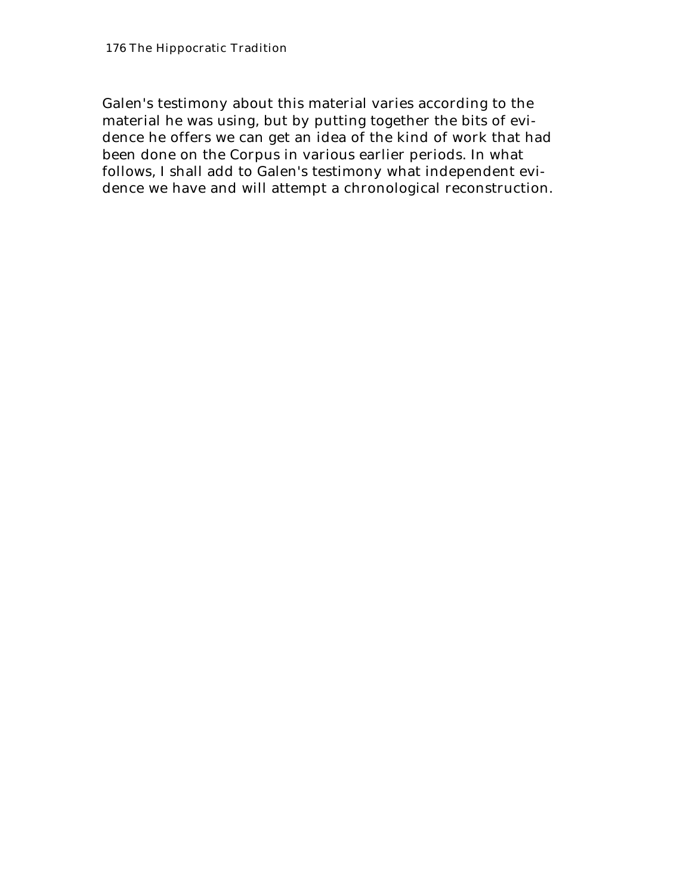Galen's testimony about this material varies according to the material he was using, but by putting together the bits of evidence he offers we can get an idea of the kind of work that had been done on the Corpus in various earlier periods. In what follows, I shall add to Galen's testimony what independent evidence we have and will attempt a chronological reconstruction.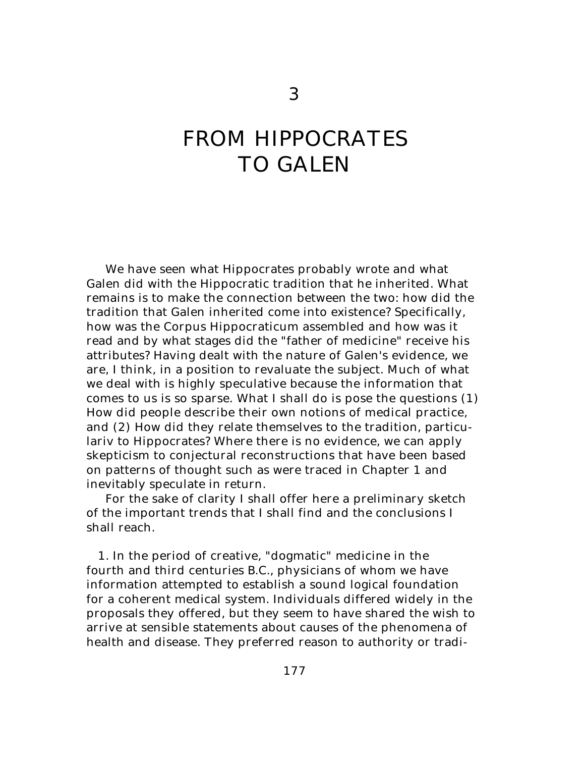# 3

# FROM HIPPOCRATES TO GALEN

We have seen what Hippocrates probably wrote and what Galen did with the Hippocratic tradition that he inherited. What remains is to make the connection between the two: how did the tradition that Galen inherited come into existence? Specifically, how was the Corpus Hippocraticum assembled and how was it read and by what stages did the "father of medicine" receive his attributes? Having dealt with the nature of Galen's evidence, we are, I think, in a position to revaluate the subject. Much of what we deal with is highly speculative because the information that comes to us is so sparse. What I shall do is pose the questions (1) How did people describe their own notions of medical practice, and (2) How did they relate themselves to the tradition, particulariv to Hippocrates? Where there is no evidence, we can apply skepticism to conjectural reconstructions that have been based on patterns of thought such as were traced in Chapter 1 and inevitably speculate in return.

For the sake of clarity I shall offer here a preliminary sketch of the important trends that I shall find and the conclusions I shall reach.

1. In the period of creative, "dogmatic" medicine in the fourth and third centuries B.C., physicians of whom we have information attempted to establish a sound logical foundation for a coherent medical system. Individuals differed widely in the proposals they offered, but they seem to have shared the wish to arrive at sensible statements about causes of the phenomena of health and disease. They preferred reason to authority or tradi-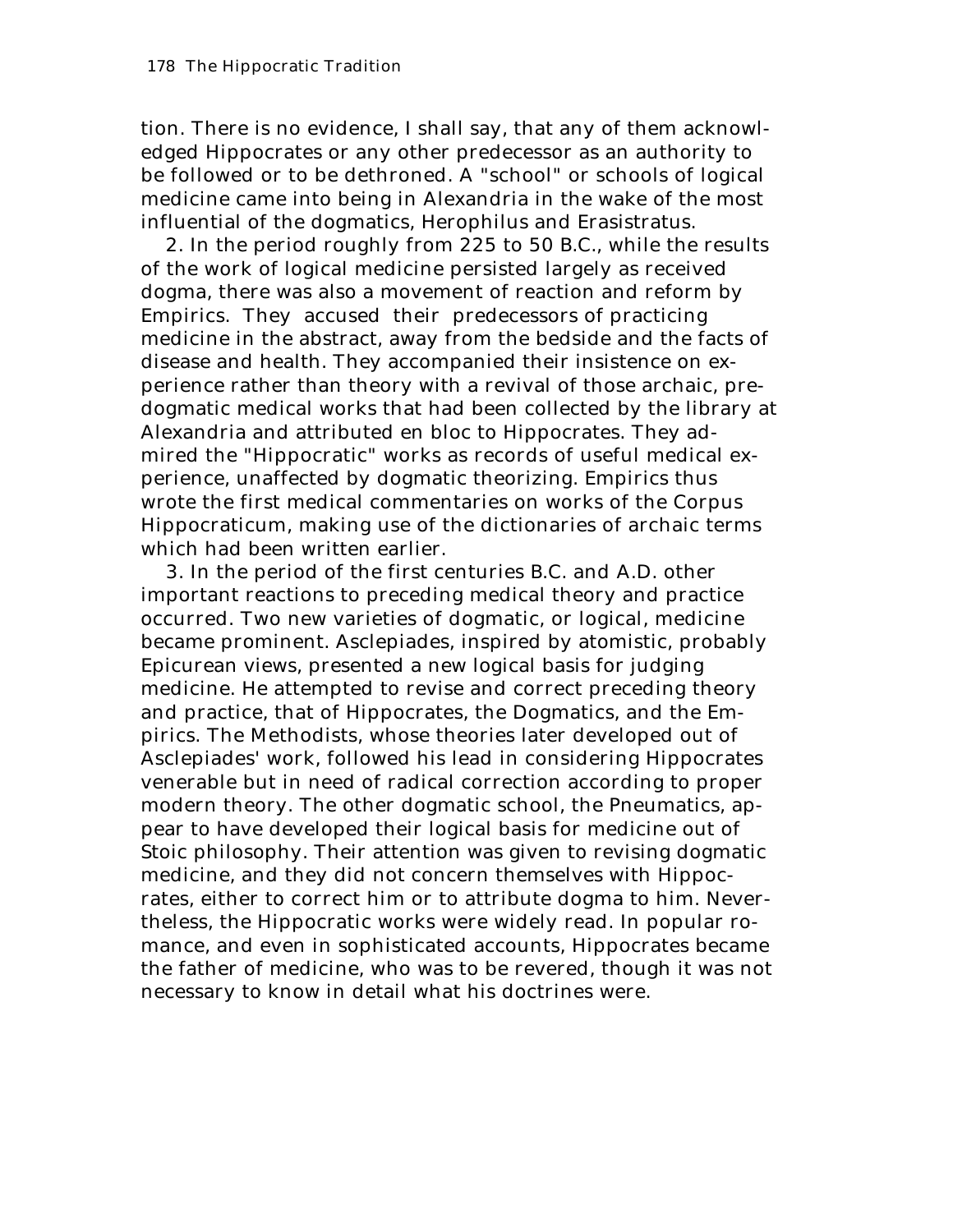tion. There is no evidence, I shall say, that any of them acknowledged Hippocrates or any other predecessor as an authority to be followed or to be dethroned. A "school" or schools of logical medicine came into being in Alexandria in the wake of the most influential of the dogmatics, Herophilus and Erasistratus.

2. In the period roughly from 225 to 50 B.C., while the results of the work of logical medicine persisted largely as received dogma, there was also a movement of reaction and reform by Empirics. They accused their predecessors of practicing medicine in the abstract, away from the bedside and the facts of disease and health. They accompanied their insistence on experience rather than theory with a revival of those archaic, predogmatic medical works that had been collected by the library at Alexandria and attributed en bloc to Hippocrates. They admired the "Hippocratic" works as records of useful medical experience, unaffected by dogmatic theorizing. Empirics thus wrote the first medical commentaries on works of the Corpus Hippocraticum, making use of the dictionaries of archaic terms which had been written earlier.

3. In the period of the first centuries B.C. and A.D. other important reactions to preceding medical theory and practice occurred. Two new varieties of dogmatic, or logical, medicine became prominent. Asclepiades, inspired by atomistic, probably Epicurean views, presented a new logical basis for judging medicine. He attempted to revise and correct preceding theory and practice, that of Hippocrates, the Dogmatics, and the Empirics. The Methodists, whose theories later developed out of Asclepiades' work, followed his lead in considering Hippocrates venerable but in need of radical correction according to proper modern theory. The other dogmatic school, the Pneumatics, appear to have developed their logical basis for medicine out of Stoic philosophy. Their attention was given to revising dogmatic medicine, and they did not concern themselves with Hippocrates, either to correct him or to attribute dogma to him. Nevertheless, the Hippocratic works were widely read. In popular romance, and even in sophisticated accounts, Hippocrates became the father of medicine, who was to be revered, though it was not necessary to know in detail what his doctrines were.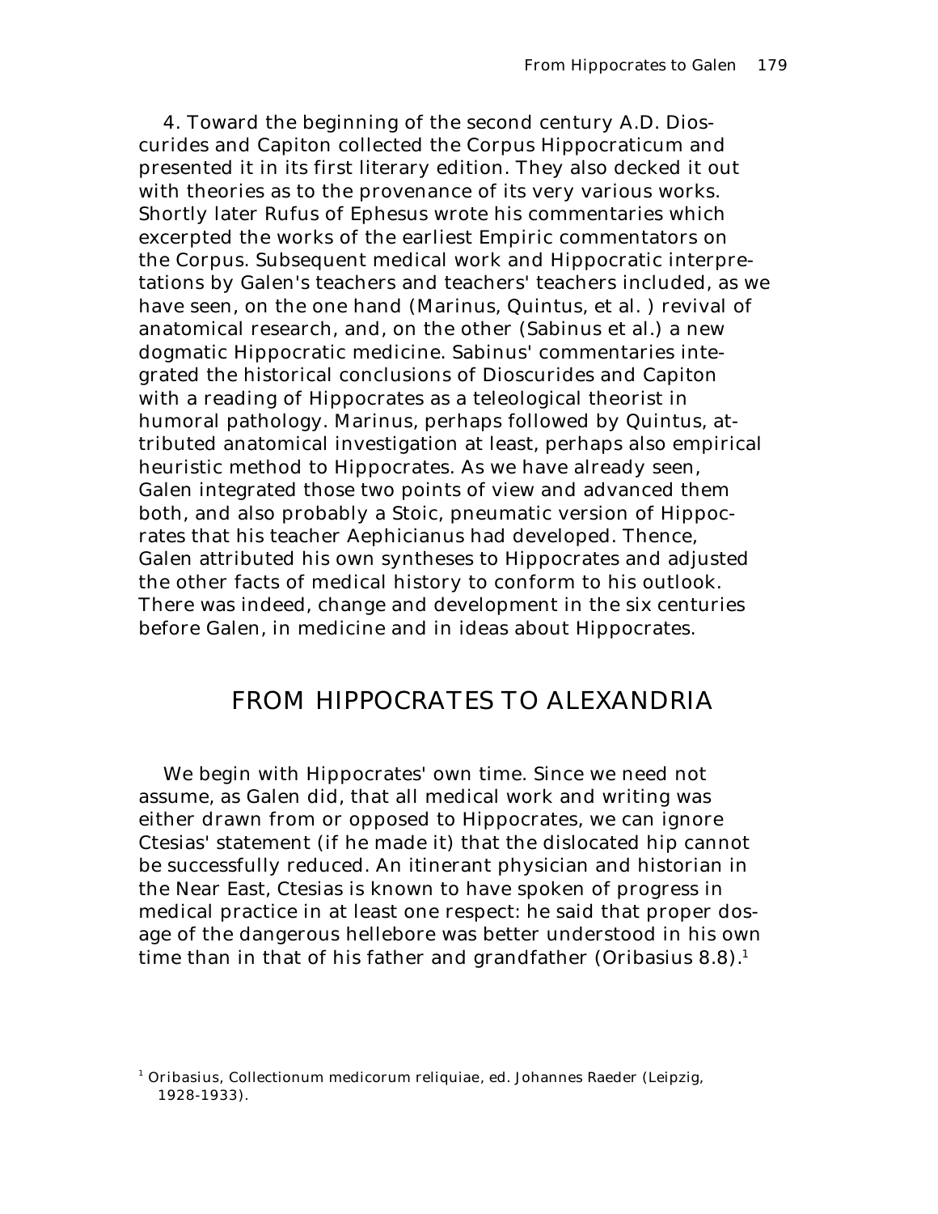4. Toward the beginning of the second century A.D. Dioscurides and Capiton collected the Corpus Hippocraticum and presented it in its first literary edition. They also decked it out with theories as to the provenance of its very various works. Shortly later Rufus of Ephesus wrote his commentaries which excerpted the works of the earliest Empiric commentators on the Corpus. Subsequent medical work and Hippocratic interpretations by Galen's teachers and teachers' teachers included, as we have seen, on the one hand (Marinus, Quintus, et al. ) revival of anatomical research, and, on the other (Sabinus et al.) a new dogmatic Hippocratic medicine. Sabinus' commentaries integrated the historical conclusions of Dioscurides and Capiton with a reading of Hippocrates as a teleological theorist in humoral pathology. Marinus, perhaps followed by Quintus, attributed anatomical investigation at least, perhaps also empirical heuristic method to Hippocrates. As we have already seen, Galen integrated those two points of view and advanced them both, and also probably a Stoic, pneumatic version of Hippocrates that his teacher Aephicianus had developed. Thence, Galen attributed his own syntheses to Hippocrates and adjusted the other facts of medical history to conform to his outlook. There was indeed, change and development in the six centuries before Galen, in medicine and in ideas about Hippocrates.

## FROM HIPPOCRATES TO ALEXANDRIA

We begin with Hippocrates' own time. Since we need not assume, as Galen did, that all medical work and writing was either drawn from or opposed to Hippocrates, we can ignore Ctesias' statement (if he made it) that the dislocated hip cannot be successfully reduced. An itinerant physician and historian in the Near East, Ctesias is known to have spoken of progress in medical practice in at least one respect: he said that proper dosage of the dangerous hellebore was better understood in his own time than in that of his father and grandfather (Oribasius 8.8).[1]

[1] Oribasius, Collectionum medicorum reliquiae, ed. Johannes Raeder (Leipzig, 1928-1933).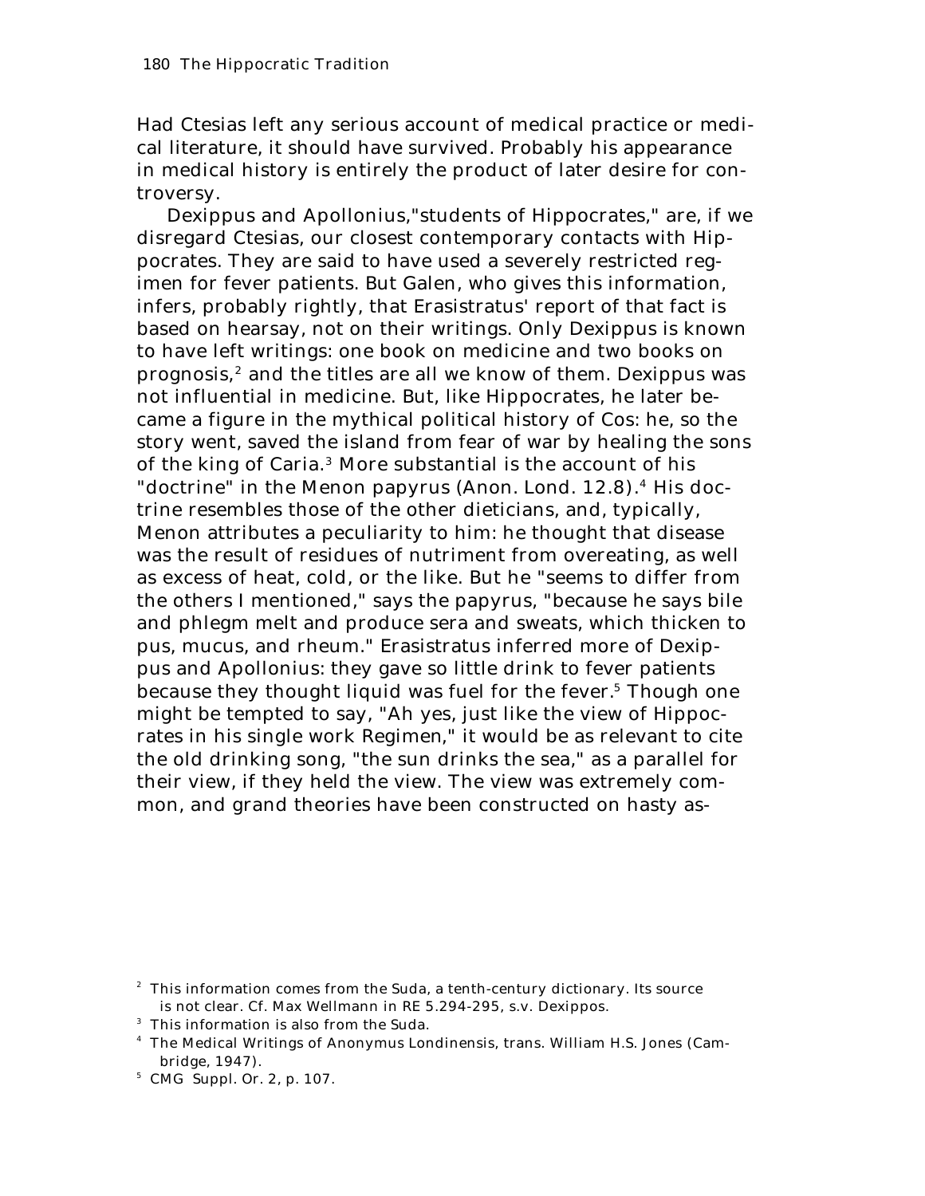Had Ctesias left any serious account of medical practice or medical literature, it should have survived. Probably his appearance in medical history is entirely the product of later desire for controversy.

Dexippus and Apollonius,"students of Hippocrates," are, if we disregard Ctesias, our closest contemporary contacts with Hippocrates. They are said to have used a severely restricted regimen for fever patients. But Galen, who gives this information, infers, probably rightly, that Erasistratus' report of that fact is based on hearsay, not on their writings. Only Dexippus is known to have left writings: one book on medicine and two books on prognosis,[2] and the titles are all we know of them. Dexippus was not influential in medicine. But, like Hippocrates, he later became a figure in the mythical political history of Cos: he, so the story went, saved the island from fear of war by healing the sons of the king of Caria.[3] More substantial is the account of his "doctrine" in the Menon papyrus (Anon. Lond. 12.8).[4] His doctrine resembles those of the other dieticians, and, typically, Menon attributes a peculiarity to him: he thought that disease was the result of residues of nutriment from overeating, as well as excess of heat, cold, or the like. But he "seems to differ from the others I mentioned," says the papyrus, "because he says bile and phlegm melt and produce sera and sweats, which thicken to pus, mucus, and rheum." Erasistratus inferred more of Dexippus and Apollonius: they gave so little drink to fever patients because they thought liquid was fuel for the fever.[5] Though one might be tempted to say, "Ah yes, just like the view of Hippocrates in his single work Regimen," it would be as relevant to cite the old drinking song, "the sun drinks the sea," as a parallel for their view, if they held the view. The view was extremely common, and grand theories have been constructed on hasty as-

[2] This information comes from the Suda, a tenth-century dictionary. Its source is not clear. Cf. Max Wellmann in RE 5.294-295, s.v. Dexippos.

[3] This information is also from the Suda.

[4] *The Medical Writings of Anonymus Londinensis*, trans. William H.S. Jones (Cambridge, 1947).

[5] CMG Suppl. Or. 2, p. 107.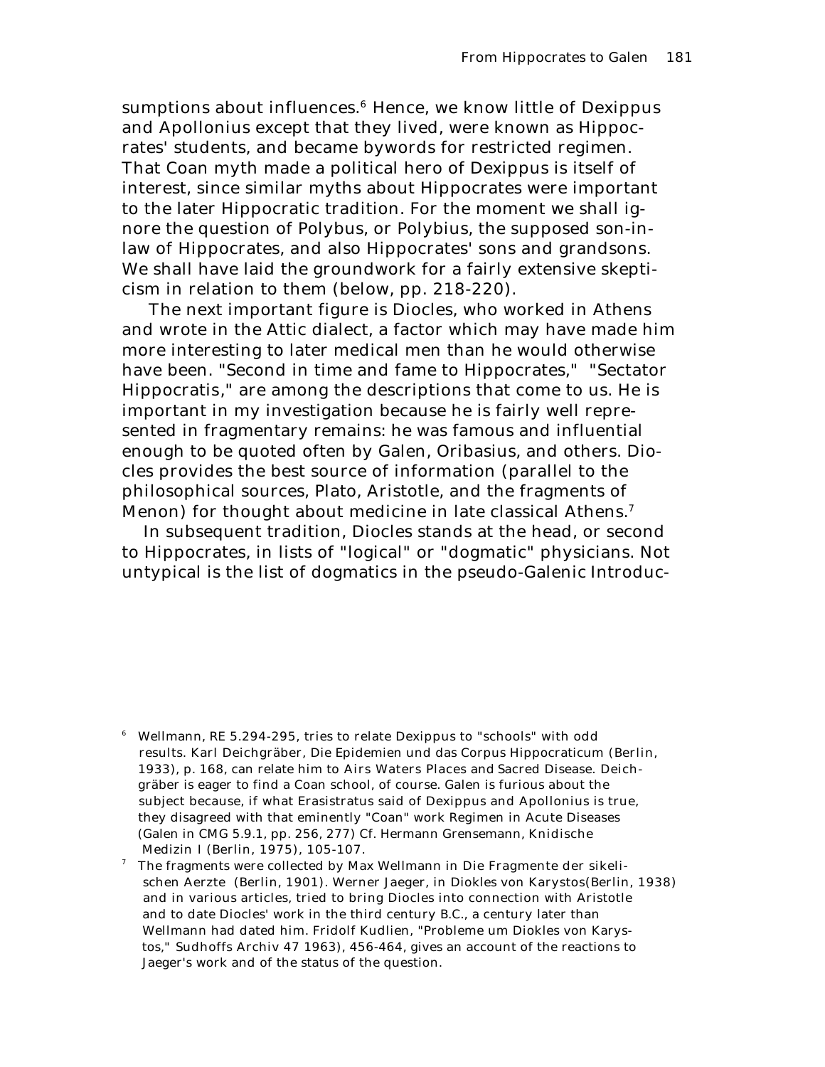sumptions about influences.[6] Hence, we know little of Dexippus and Apollonius except that they lived, were known as Hippocrates' students, and became bywords for restricted regimen. That Coan myth made a political hero of Dexippus is itself of interest, since similar myths about Hippocrates were important to the later Hippocratic tradition. For the moment we shall ignore the question of Polybus, or Polybius, the supposed son-in-law of Hippocrates, and also Hippocrates' sons and grandsons. We shall have laid the groundwork for a fairly extensive skepticism in relation to them (below, pp. 218-220).

The next important figure is Diocles, who worked in Athens and wrote in the Attic dialect, a factor which may have made him more interesting to later medical men than he would otherwise have been. "Second in time and fame to Hippocrates," "Sectator Hippocratis," are among the descriptions that come to us. He is important in my investigation because he is fairly well represented in fragmentary remains: he was famous and influential enough to be quoted often by Galen, Oribasius, and others. Diocles provides the best source of information (parallel to the philosophical sources, Plato, Aristotle, and the fragments of Menon) for thought about medicine in late classical Athens.[7]

In subsequent tradition, Diocles stands at the head, or second to Hippocrates, in lists of "logical" or "dogmatic" physicians. Not untypical is the list of dogmatics in the pseudo-Galenic *Introduc-*

[6] Wellmann, *RE* 5.294-295, tries to relate Dexippus to "schools" with odd results. Karl Deichgräber, *Die Epidemien und das Corpus Hippocraticum* (Berlin, 1933), p. 168, can relate him to *Airs Waters Places* and *Sacred Disease*. Deichgräber is eager to find a Coan school, of course. Galen is furious about the subject because, if what Erasistratus said of Dexippus and Apollonius is true, they disagreed with that eminently "Coan" work *Regimen in Acute Diseases* (Galen in CMG 5.9.1, pp. 256, 277) Cf. Hermann Grensemann, *Knidische Medizin I* (Berlin, 1975), 105-107.

[7] The fragments were collected by Max Wellmann in *Die Fragmente der sikelischen Aerzte* (Berlin, 1901). Werner Jaeger, in *Diokles von Karystos*(Berlin, 1938) and in various articles, tried to bring Diocles into connection with Aristotle and to date Diocles' work in the third century B.C., a century later than Wellmann had dated him. Fridolf Kudlien, "Probleme um Diokles von Karystos," *Sudhoffs Archiv* 47 1963), 456-464, gives an account of the reactions to Jaeger's work and of the status of the question.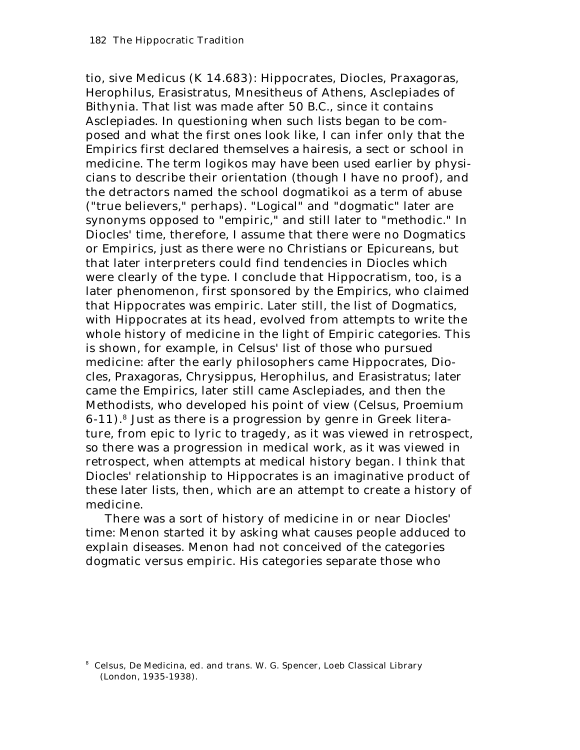tio, sive Medicus (K 14.683): Hippocrates, Diocles, Praxagoras, Herophilus, Erasistratus, Mnesitheus of Athens, Asclepiades of Bithynia. That list was made after 50 B.C., since it contains Asclepiades. In questioning when such lists began to be composed and what the first ones look like, I can infer only that the Empirics first declared themselves a hairesis, a sect or school in medicine. The term logikos may have been used earlier by physicians to describe their orientation (though I have no proof), and the detractors named the school dogmatikoi as a term of abuse ("true believers," perhaps). "Logical" and "dogmatic" later are synonyms opposed to "empiric," and still later to "methodic." In Diocles' time, therefore, I assume that there were no Dogmatics or Empirics, just as there were no Christians or Epicureans, but that later interpreters could find tendencies in Diocles which were clearly of the type. I conclude that Hippocratism, too, is a later phenomenon, first sponsored by the Empirics, who claimed that Hippocrates was empiric. Later still, the list of Dogmatics, with Hippocrates at its head, evolved from attempts to write the whole history of medicine in the light of Empiric categories. This is shown, for example, in Celsus' list of those who pursued medicine: after the early philosophers came Hippocrates, Diocles, Praxagoras, Chrysippus, Herophilus, and Erasistratus; later came the Empirics, later still came Asclepiades, and then the Methodists, who developed his point of view (Celsus, Proemium 6-11).[8] Just as there is a progression by genre in Greek literature, from epic to lyric to tragedy, as it was viewed in retrospect, so there was a progression in medical work, as it was viewed in retrospect, when attempts at medical history began. I think that Diocles' relationship to Hippocrates is an imaginative product of these later lists, then, which are an attempt to create a history of medicine.

There was a sort of history of medicine in or near Diocles' time: Menon started it by asking what causes people adduced to explain diseases. Menon had not conceived of the categories dogmatic versus empiric. His categories separate those who

[8] Celsus, De Medicina, ed. and trans. W. G. Spencer, Loeb Classical Library (London, 1935-1938).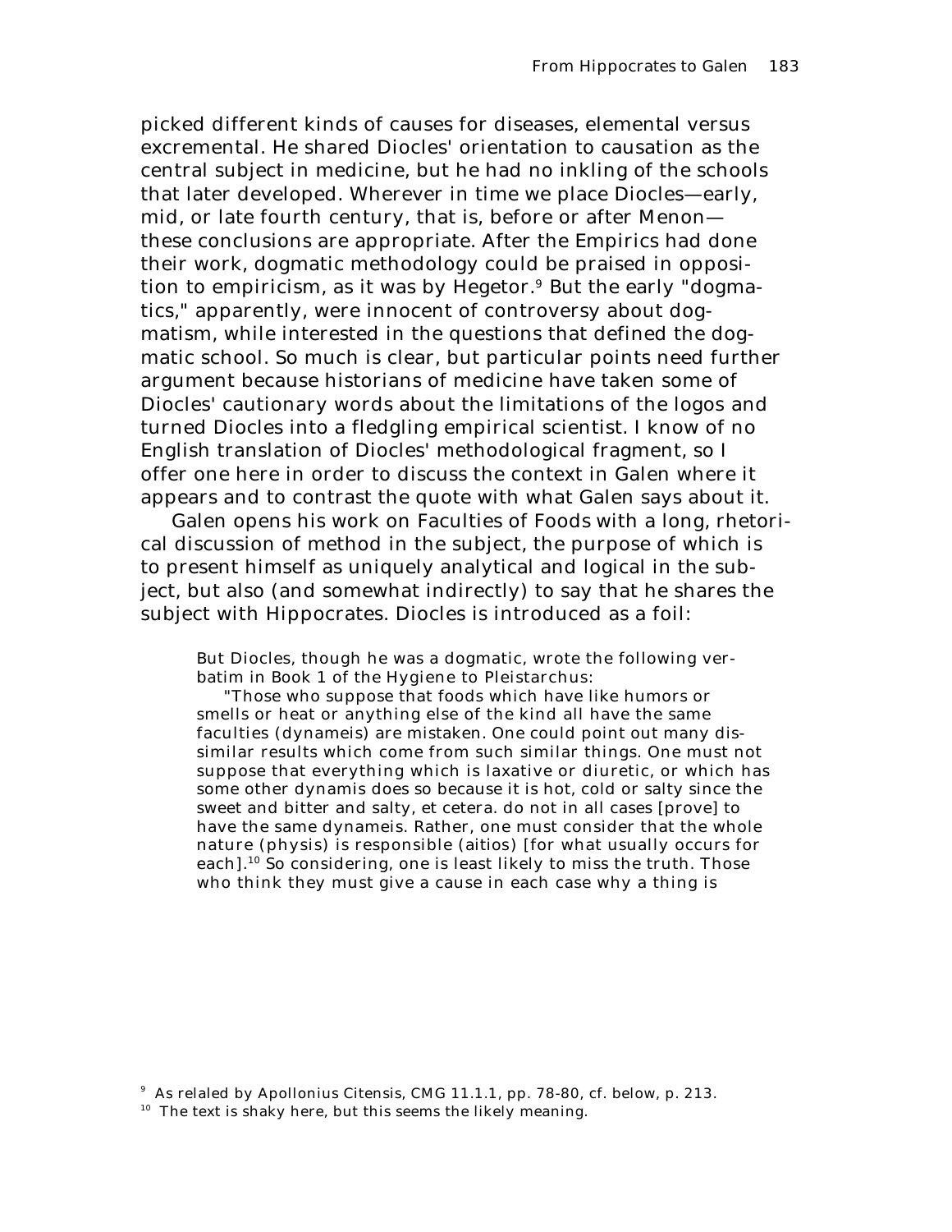picked different kinds of causes for diseases, elemental versus excremental. He shared Diocles' orientation to causation as the central subject in medicine, but he had no inkling of the schools that later developed. Wherever in time we place Diocles—early, mid, or late fourth century, that is, before or after Menon—these conclusions are appropriate. After the Empirics had done their work, dogmatic methodology could be praised in opposition to empiricism, as it was by Hegetor.[9] But the early "dogmatics," apparently, were innocent of controversy about dogmatism, while interested in the questions that defined the dogmatic school. So much is clear, but particular points need further argument because historians of medicine have taken some of Diocles' cautionary words about the limitations of the logos and turned Diocles into a fledgling empirical scientist. I know of no English translation of Diocles' methodological fragment, so I offer one here in order to discuss the context in Galen where it appears and to contrast the quote with what Galen says about it.

Galen opens his work on *Faculties of Foods* with a long, rhetorical discussion of method in the subject, the purpose of which is to present himself as uniquely analytical and logical in the subject, but also (and somewhat indirectly) to say that he shares the subject with Hippocrates. Diocles is introduced as a foil:

> But Diocles, though he was a dogmatic, wrote the following verbatim in Book 1 of the *Hygiene to Pleistarchus*:
>
> "Those who suppose that foods which have like humors or smells or heat or anything else of the kind all have the same faculties (*dynameis*) are mistaken. One could point out many dissimilar results which come from such similar things. One must not suppose that everything which is laxative or diuretic, or which has some other *dynamis* does so because it is hot, cold or salty since the sweet and bitter and salty, et cetera. do not in all cases [prove] to have the same *dynameis*. Rather, one must consider that the whole nature (*physis*) is responsible (*aitios*) [for what usually occurs for each].[10] So considering, one is least likely to miss the truth. Those who think they must give a cause in each case why a thing is

[9] As relaled by Apollonius Citensis, CMG 11.1.1, pp. 78-80, cf. below, p. 213.

[10] The text is shaky here, but this seems the likely meaning.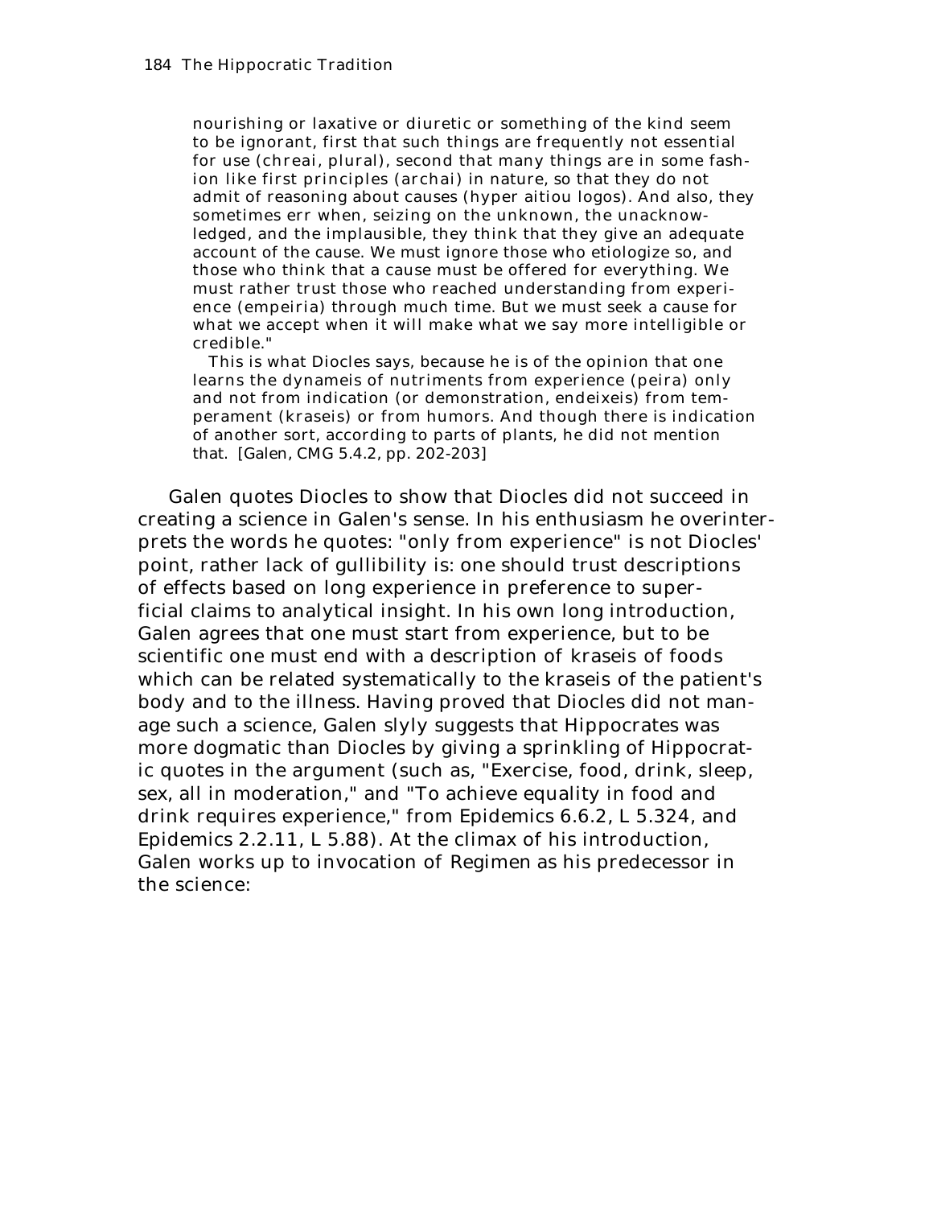> nourishing or laxative or diuretic or something of the kind seem to be ignorant, first that such things are frequently not essential for use (chreai, plural), second that many things are in some fashion like first principles (archai) in nature, so that they do not admit of reasoning about causes (hyper aitiou logos). And also, they sometimes err when, seizing on the unknown, the unacknowledged, and the implausible, they think that they give an adequate account of the cause. We must ignore those who etiologize so, and those who think that a cause must be offered for everything. We must rather trust those who reached understanding from experience (empeiria) through much time. But we must seek a cause for what we accept when it will make what we say more intelligible or credible."
>
> This is what Diocles says, because he is of the opinion that one learns the dynameis of nutriments from experience (peira) only and not from indication (or demonstration, endeixeis) from temperament (kraseis) or from humors. And though there is indication of another sort, according to parts of plants, he did not mention that. [Galen, CMG 5.4.2, pp. 202-203]

Galen quotes Diocles to show that Diocles did not succeed in creating a science in Galen's sense. In his enthusiasm he overinterprets the words he quotes: "only from experience" is not Diocles' point, rather lack of gullibility is: one should trust descriptions of effects based on long experience in preference to superficial claims to analytical insight. In his own long introduction, Galen agrees that one must start from experience, but to be scientific one must end with a description of kraseis of foods which can be related systematically to the kraseis of the patient's body and to the illness. Having proved that Diocles did not manage such a science, Galen slyly suggests that Hippocrates was more dogmatic than Diocles by giving a sprinkling of Hippocratic quotes in the argument (such as, "Exercise, food, drink, sleep, sex, all in moderation," and "To achieve equality in food and drink requires experience," from Epidemics 6.6.2, L 5.324, and Epidemics 2.2.11, L 5.88). At the climax of his introduction, Galen works up to invocation of Regimen as his predecessor in the science: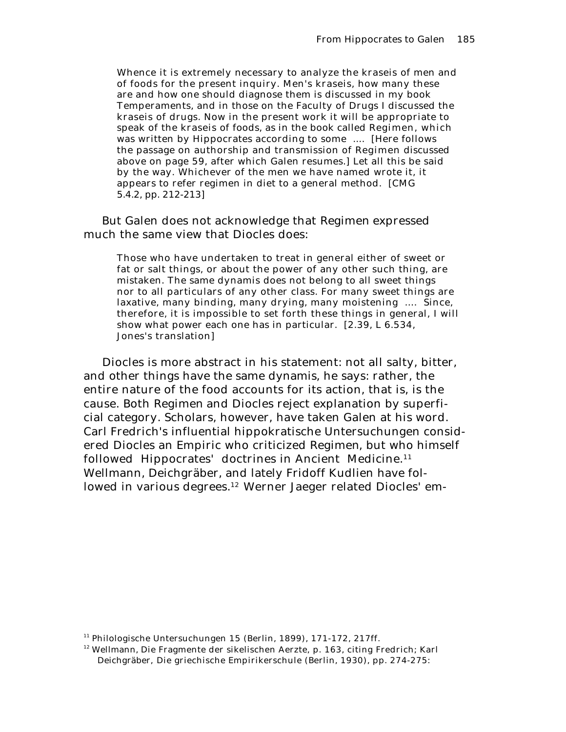> Whence it is extremely necessary to analyze the kraseis of men and of foods for the present inquiry. Men's kraseis, how many these are and how one should diagnose them is discussed in my book *Temperaments*, and in those on the *Faculty of Drugs* I discussed the kraseis of drugs. Now in the present work it will be appropriate to speak of the kraseis of foods, as in the book called *Regimen*, which was written by Hippocrates according to some .... [Here follows the passage on authorship and transmission of *Regimen* discussed above on page 59, after which Galen resumes.] Let all this be said by the way. Whichever of the men we have named wrote it, it appears to refer regimen in diet to a general method. [CMG 5.4.2, pp. 212-213]

But Galen does not acknowledge that *Regimen* expressed much the same view that Diocles does:

> Those who have undertaken to treat in general either of sweet or fat or salt things, or about the power of any other such thing, are mistaken. The same dynamis does not belong to all sweet things nor to all particulars of any other class. For many sweet things are laxative, many binding, many drying, many moistening .... Since, therefore, it is impossible to set forth these things in general, I will show what power each one has in particular. [2.39, L 6.534, Jones's translation]

Diocles is more abstract in his statement: not all salty, bitter, and other things have the same dynamis, he says: rather, the entire nature of the food accounts for its action, that is, is the cause. Both *Regimen* and Diocles reject explanation by superficial category. Scholars, however, have taken Galen at his word. Carl Fredrich's influential *hippokratische Untersuchungen* considered Diocles an Empiric who criticized *Regimen*, but who himself followed Hippocrates' doctrines in *Ancient Medicine*.[11] Wellmann, Deichgräber, and lately Fridoff Kudlien have followed in various degrees.[12] Werner Jaeger related Diocles' em-

---

[11] *Philologische Untersuchungen* 15 (Berlin, 1899), 171-172, 217ff.

[12] Wellmann, *Die Fragmente der sikelischen Aerzte*, p. 163, citing Fredrich; Karl Deichgräber, *Die griechische Empirikerschule* (Berlin, 1930), pp. 274-275: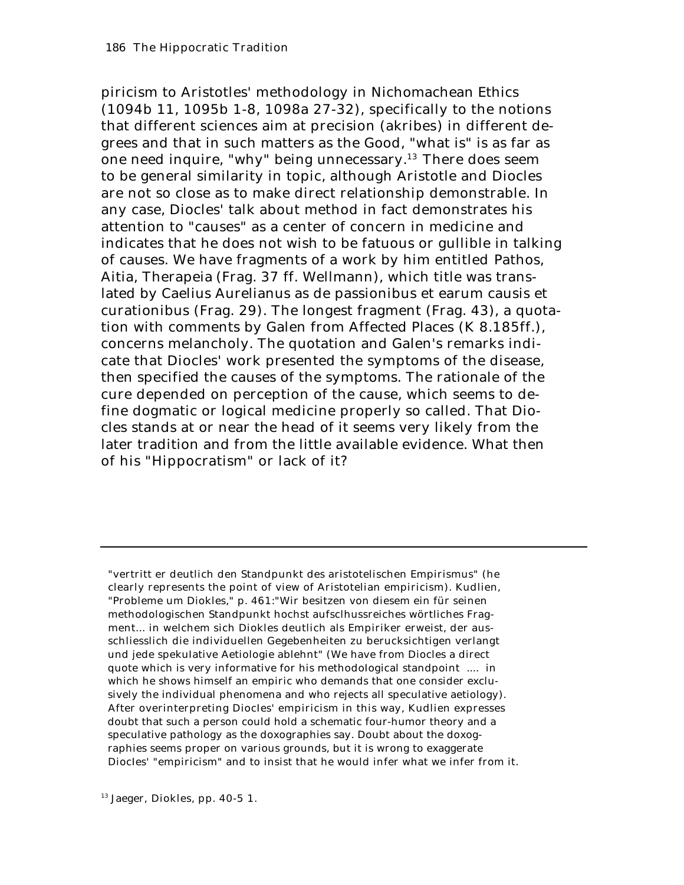piricism to Aristotles' methodology in Nichomachean Ethics (1094b 11, 1095b 1-8, 1098a 27-32), specifically to the notions that different sciences aim at precision (akribes) in different degrees and that in such matters as the Good, "what is" is as far as one need inquire, "why" being unnecessary.[13] There does seem to be general similarity in topic, although Aristotle and Diocles are not so close as to make direct relationship demonstrable. In any case, Diocles' talk about method in fact demonstrates his attention to "causes" as a center of concern in medicine and indicates that he does not wish to be fatuous or gullible in talking of causes. We have fragments of a work by him entitled *Pathos, Aitia, Therapeia* (Frag. 37 ff. Wellmann), which title was translated by Caelius Aurelianus as *de passionibus et earum causis et curationibus* (Frag. 29). The longest fragment (Frag. 43), a quotation with comments by Galen from *Affected Places* (K 8.185ff.), concerns melancholy. The quotation and Galen's remarks indicate that Diocles' work presented the symptoms of the disease, then specified the causes of the symptoms. The rationale of the cure depended on perception of the cause, which seems to define dogmatic or logical medicine properly so called. That Diocles stands at or near the head of it seems very likely from the later tradition and from the little available evidence. What then of his "Hippocratism" or lack of it?

---

"vertritt er deutlich den Standpunkt des aristotelischen Empirismus" (he clearly represents the point of view of Aristotelian empiricism). Kudlien, "Probleme um Diokles," p. 461:"Wir besitzen von diesem ein für seinen methodologischen Standpunkt hochst aufsclhussreiches wörtliches Fragment... in welchem sich Diokles deutlich als Empiriker erweist, der ausschliesslich die individuellen Gegebenheiten zu berucksichtigen verlangt und jede spekulative Aetiologie ablehnt" (We have from Diocles a direct quote which is very informative for his methodological standpoint .... in which he shows himself an empiric who demands that one consider exclusively the individual phenomena and who rejects all speculative aetiology). After overinterpreting Diocles' empiricism in this way, Kudlien expresses doubt that such a person could hold a schematic four-humor theory and a speculative pathology as the doxographies say. Doubt about the doxographies seems proper on various grounds, but it is wrong to exaggerate Diocles' "empiricism" and to insist that he would infer what we infer from it.

[13] Jaeger, *Diokles*, pp. 40-5 1.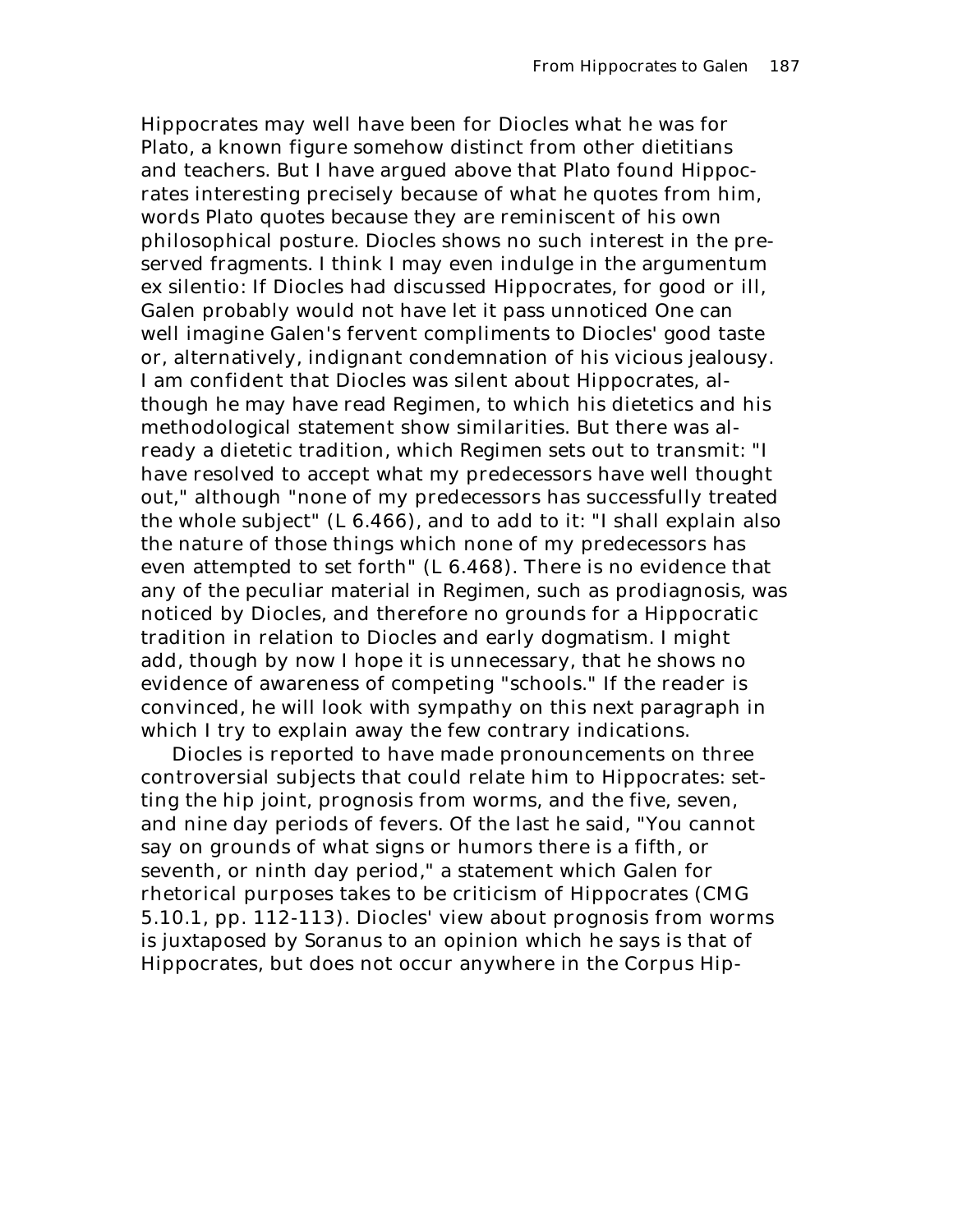Hippocrates may well have been for Diocles what he was for Plato, a known figure somehow distinct from other dietitians and teachers. But I have argued above that Plato found Hippocrates interesting precisely because of what he quotes from him, words Plato quotes because they are reminiscent of his own philosophical posture. Diocles shows no such interest in the preserved fragments. I think I may even indulge in the argumentum ex silentio: If Diocles had discussed Hippocrates, for good or ill, Galen probably would not have let it pass unnoticed One can well imagine Galen's fervent compliments to Diocles' good taste or, alternatively, indignant condemnation of his vicious jealousy. I am confident that Diocles was silent about Hippocrates, although he may have read Regimen, to which his dietetics and his methodological statement show similarities. But there was already a dietetic tradition, which Regimen sets out to transmit: "I have resolved to accept what my predecessors have well thought out," although "none of my predecessors has successfully treated the whole subject" (L 6.466), and to add to it: "I shall explain also the nature of those things which none of my predecessors has even attempted to set forth" (L 6.468). There is no evidence that any of the peculiar material in Regimen, such as prodiagnosis, was noticed by Diocles, and therefore no grounds for a Hippocratic tradition in relation to Diocles and early dogmatism. I might add, though by now I hope it is unnecessary, that he shows no evidence of awareness of competing "schools." If the reader is convinced, he will look with sympathy on this next paragraph in which I try to explain away the few contrary indications.

Diocles is reported to have made pronouncements on three controversial subjects that could relate him to Hippocrates: setting the hip joint, prognosis from worms, and the five, seven, and nine day periods of fevers. Of the last he said, "You cannot say on grounds of what signs or humors there is a fifth, or seventh, or ninth day period," a statement which Galen for rhetorical purposes takes to be criticism of Hippocrates (CMG 5.10.1, pp. 112-113). Diocles' view about prognosis from worms is juxtaposed by Soranus to an opinion which he says is that of Hippocrates, but does not occur anywhere in the Corpus Hip-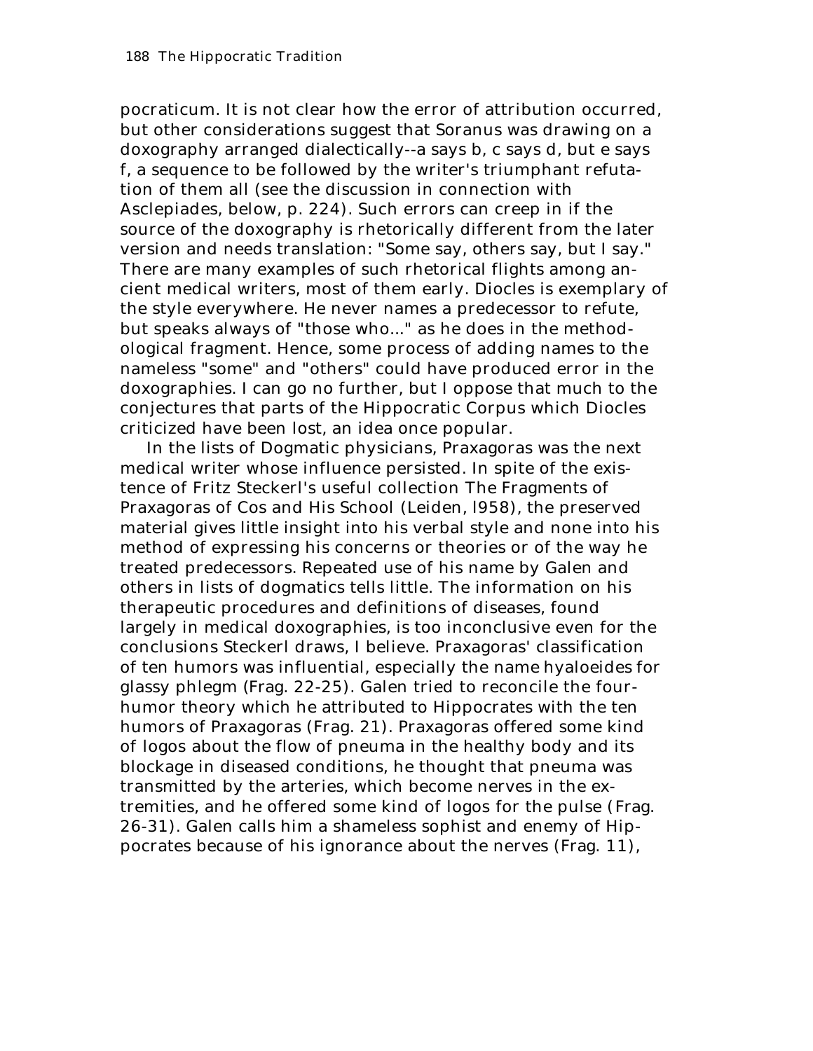pocraticum. It is not clear how the error of attribution occurred, but other considerations suggest that Soranus was drawing on a doxography arranged dialectically--a says b, c says d, but e says f, a sequence to be followed by the writer's triumphant refutation of them all (see the discussion in connection with Asclepiades, below, p. 224). Such errors can creep in if the source of the doxography is rhetorically different from the later version and needs translation: "Some say, others say, but I say." There are many examples of such rhetorical flights among ancient medical writers, most of them early. Diocles is exemplary of the style everywhere. He never names a predecessor to refute, but speaks always of "those who..." as he does in the methodological fragment. Hence, some process of adding names to the nameless "some" and "others" could have produced error in the doxographies. I can go no further, but I oppose that much to the conjectures that parts of the Hippocratic Corpus which Diocles criticized have been lost, an idea once popular.

In the lists of Dogmatic physicians, Praxagoras was the next medical writer whose influence persisted. In spite of the existence of Fritz Steckerl's useful collection *The Fragments of Praxagoras of Cos and His School* (Leiden, l958), the preserved material gives little insight into his verbal style and none into his method of expressing his concerns or theories or of the way he treated predecessors. Repeated use of his name by Galen and others in lists of dogmatics tells little. The information on his therapeutic procedures and definitions of diseases, found largely in medical doxographies, is too inconclusive even for the conclusions Steckerl draws, I believe. Praxagoras' classification of ten humors was influential, especially the name *hyaloeides* for glassy phlegm (Frag. 22-25). Galen tried to reconcile the four-humor theory which he attributed to Hippocrates with the ten humors of Praxagoras (Frag. 21). Praxagoras offered some kind of logos about the flow of pneuma in the healthy body and its blockage in diseased conditions, he thought that pneuma was transmitted by the arteries, which become nerves in the extremities, and he offered some kind of logos for the pulse (Frag. 26-31). Galen calls him a shameless sophist and enemy of Hippocrates because of his ignorance about the nerves (Frag. 11),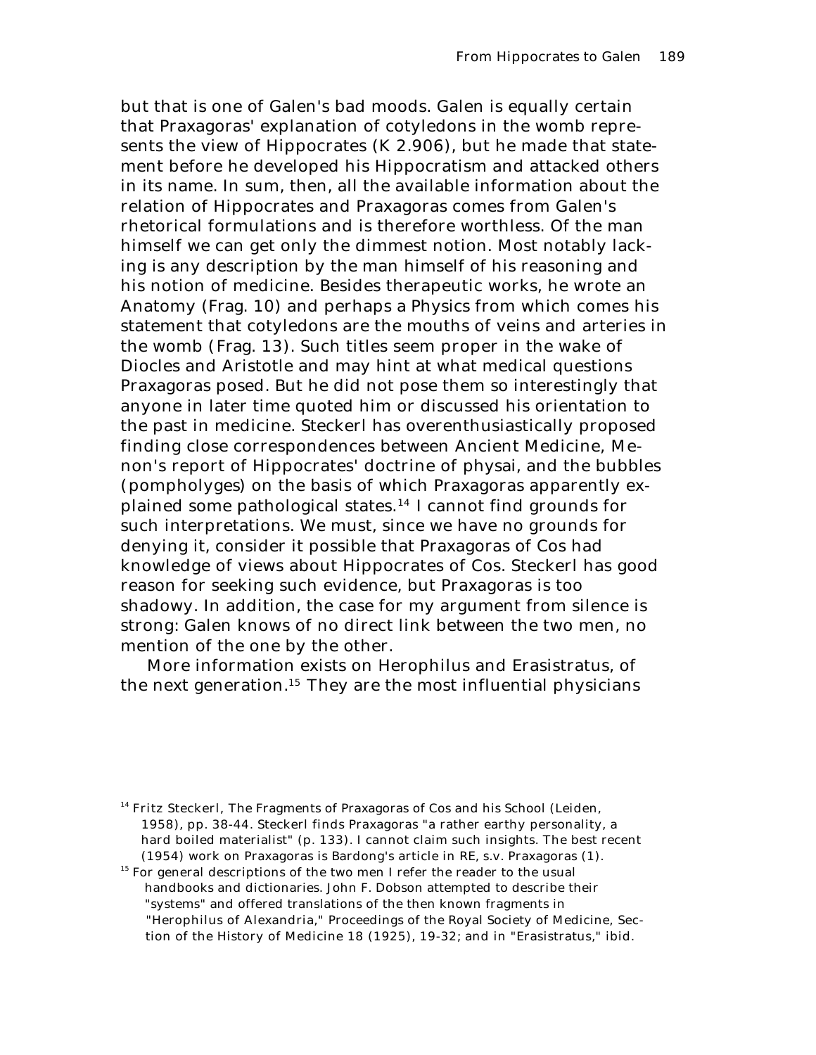but that is one of Galen's bad moods. Galen is equally certain that Praxagoras' explanation of cotyledons in the womb represents the view of Hippocrates (K 2.906), but he made that statement before he developed his Hippocratism and attacked others in its name. In sum, then, all the available information about the relation of Hippocrates and Praxagoras comes from Galen's rhetorical formulations and is therefore worthless. Of the man himself we can get only the dimmest notion. Most notably lacking is any description by the man himself of his reasoning and his notion of medicine. Besides therapeutic works, he wrote an *Anatomy* (Frag. 10) and perhaps a *Physics* from which comes his statement that cotyledons are the mouths of veins and arteries in the womb (Frag. 13). Such titles seem proper in the wake of Diocles and Aristotle and may hint at what medical questions Praxagoras posed. But he did not pose them so interestingly that anyone in later time quoted him or discussed his orientation to the past in medicine. Steckerl has overenthusiastically proposed finding close correspondences between *Ancient Medicine*, Menon's report of Hippocrates' doctrine of *physai*, and the bubbles (*pompholyges*) on the basis of which Praxagoras apparently explained some pathological states.[14] I cannot find grounds for such interpretations. We must, since we have no grounds for denying it, consider it possible that Praxagoras of Cos had knowledge of views about Hippocrates of Cos. Steckerl has good reason for seeking such evidence, but Praxagoras is too shadowy. In addition, the case for my argument from silence is strong: Galen knows of no direct link between the two men, no mention of the one by the other.

More information exists on Herophilus and Erasistratus, of the next generation.[15] They are the most influential physicians

---

[14] Fritz Steckerl, *The Fragments of Praxagoras of Cos and his School* (Leiden, 1958), pp. 38-44. Steckerl finds Praxagoras "a rather earthy personality, a hard boiled materialist" (p. 133). I cannot claim such insights. The best recent (1954) work on Praxagoras is Bardong's article in *RE*, s.v. Praxagoras (1).

[15] For general descriptions of the two men I refer the reader to the usual handbooks and dictionaries. John F. Dobson attempted to describe their "systems" and offered translations of the then known fragments in "Herophilus of Alexandria," *Proceedings of the Royal Society of Medicine, Section of the History of Medicine* 18 (1925), 19-32; and in "Erasistratus," ibid.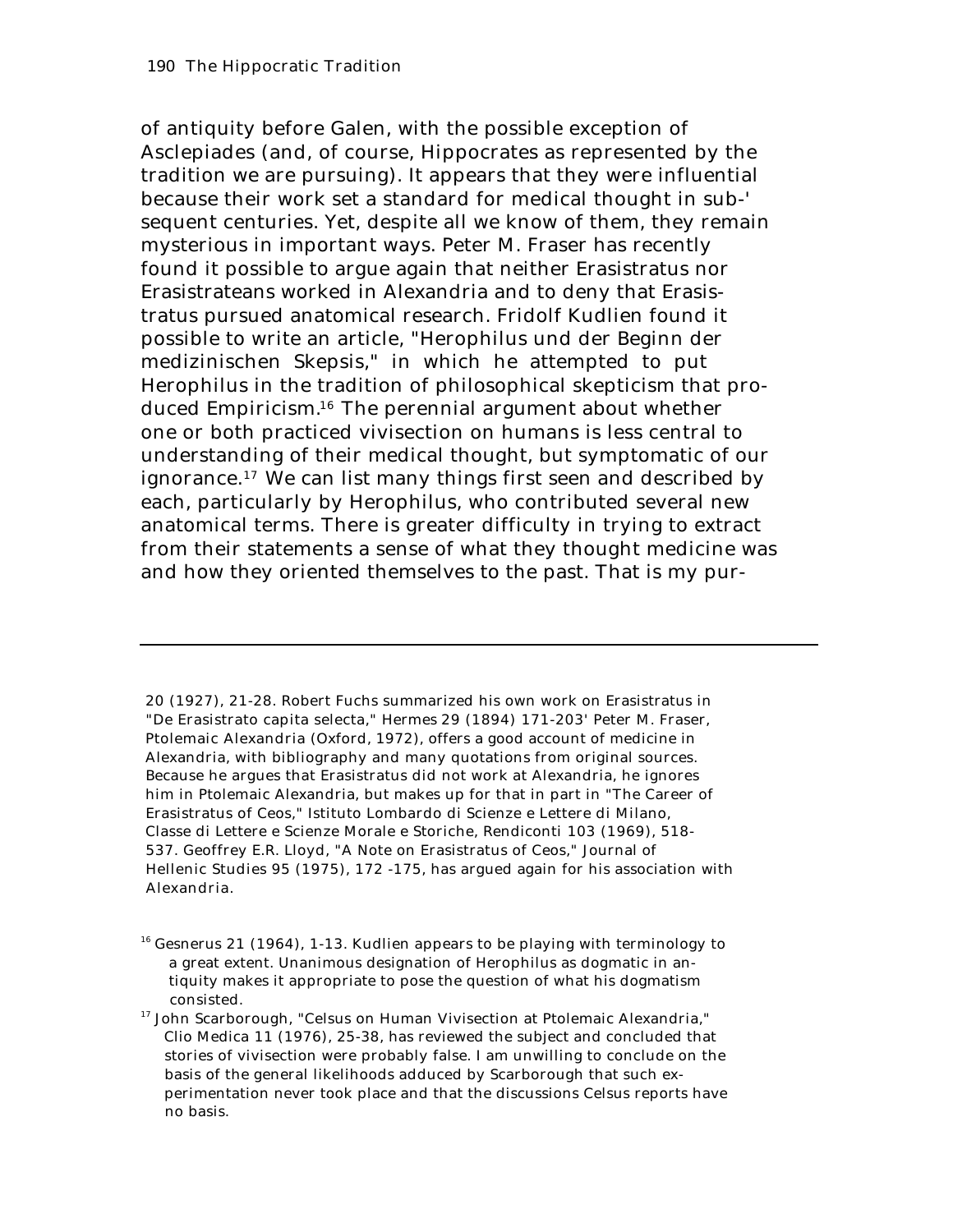of antiquity before Galen, with the possible exception of Asclepiades (and, of course, Hippocrates as represented by the tradition we are pursuing). It appears that they were influential because their work set a standard for medical thought in sub-' sequent centuries. Yet, despite all we know of them, they remain mysterious in important ways. Peter M. Fraser has recently found it possible to argue again that neither Erasistratus nor Erasistrateans worked in Alexandria and to deny that Erasistratus pursued anatomical research. Fridolf Kudlien found it possible to write an article, "Herophilus und der Beginn der medizinischen Skepsis," in which he attempted to put Herophilus in the tradition of philosophical skepticism that produced Empiricism.[16] The perennial argument about whether one or both practiced vivisection on humans is less central to understanding of their medical thought, but symptomatic of our ignorance.[17] We can list many things first seen and described by each, particularly by Herophilus, who contributed several new anatomical terms. There is greater difficulty in trying to extract from their statements a sense of what they thought medicine was and how they oriented themselves to the past. That is my pur-

---

20 (1927), 21-28. Robert Fuchs summarized his own work on Erasistratus in "De Erasistrato capita selecta," *Hermes* 29 (1894) 171-203' Peter M. Fraser, *Ptolemaic Alexandria* (Oxford, 1972), offers a good account of medicine in Alexandria, with bibliography and many quotations from original sources. Because he argues that Erasistratus did not work at Alexandria, he ignores him in *Ptolemaic Alexandria*, but makes up for that in part in "The Career of Erasistratus of Ceos," *Istituto Lombardo di Scienze e Lettere di Milano, Classe di Lettere e Scienze Morale e Storiche, Rendiconti* 103 (1969), 518-537. Geoffrey E.R. Lloyd, "A Note on Erasistratus of Ceos," *Journal of Hellenic Studies* 95 (1975), 172 -175, has argued again for his association with Alexandria.

[16] *Gesnerus* 21 (1964), 1-13. Kudlien appears to be playing with terminology to a great extent. Unanimous designation of Herophilus as dogmatic in antiquity makes it appropriate to pose the question of what his dogmatism consisted.

[17] John Scarborough, "Celsus on Human Vivisection at Ptolemaic Alexandria," *Clio Medica* 11 (1976), 25-38, has reviewed the subject and concluded that stories of vivisection were probably false. I am unwilling to conclude on the basis of the general likelihoods adduced by Scarborough that such experimentation never took place and that the discussions Celsus reports have no basis.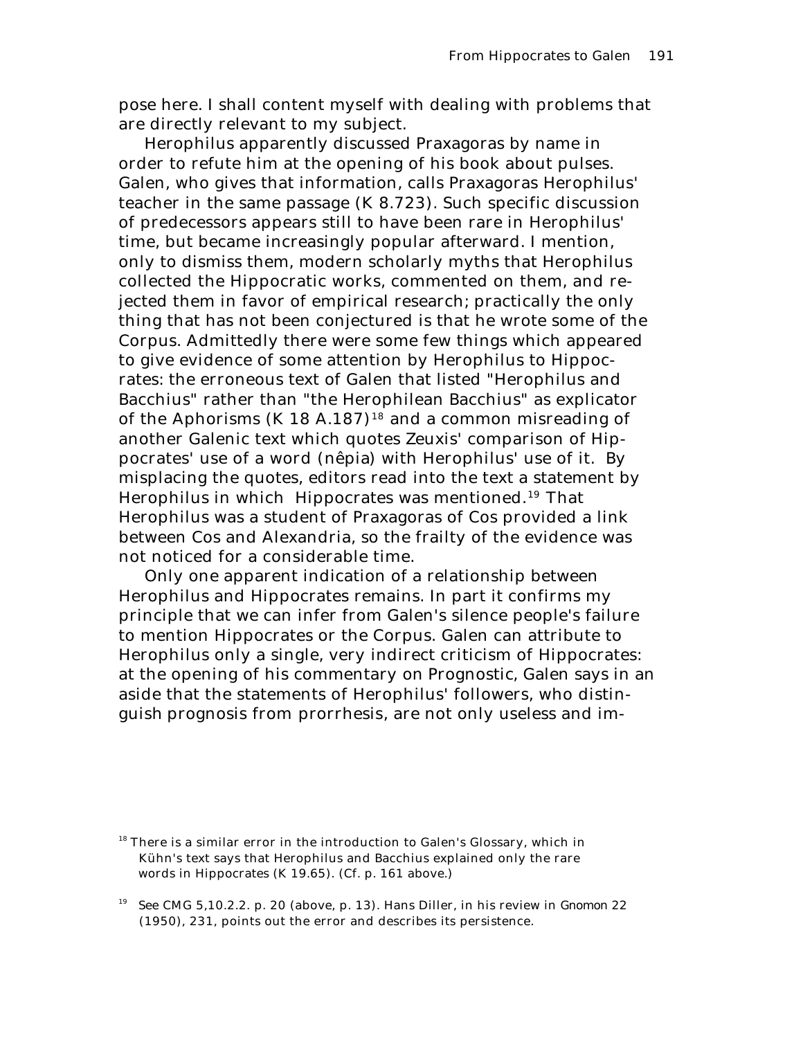pose here. I shall content myself with dealing with problems that are directly relevant to my subject.

Herophilus apparently discussed Praxagoras by name in order to refute him at the opening of his book about pulses. Galen, who gives that information, calls Praxagoras Herophilus' teacher in the same passage (K 8.723). Such specific discussion of predecessors appears still to have been rare in Herophilus' time, but became increasingly popular afterward. I mention, only to dismiss them, modern scholarly myths that Herophilus collected the Hippocratic works, commented on them, and rejected them in favor of empirical research; practically the only thing that has not been conjectured is that he wrote some of the Corpus. Admittedly there were some few things which appeared to give evidence of some attention by Herophilus to Hippocrates: the erroneous text of Galen that listed "Herophilus and Bacchius" rather than "the Herophilean Bacchius" as explicator of the *Aphorisms* (K 18 A.187)[18] and a common misreading of another Galenic text which quotes Zeuxis' comparison of Hippocrates' use of a word (*nêpia*) with Herophilus' use of it. By misplacing the quotes, editors read into the text a statement by Herophilus in which Hippocrates was mentioned.[19] That Herophilus was a student of Praxagoras of Cos provided a link between Cos and Alexandria, so the frailty of the evidence was not noticed for a considerable time.

Only one apparent indication of a relationship between Herophilus and Hippocrates remains. In part it confirms my principle that we can infer from Galen's silence people's failure to mention Hippocrates or the Corpus. Galen can attribute to Herophilus only a single, very indirect criticism of Hippocrates: at the opening of his commentary on *Prognostic*, Galen says in an aside that the statements of Herophilus' followers, who distinguish prognosis from prorrhesis, are not only useless and im-

[18] There is a similar error in the introduction to Galen's *Glossary*, which in Kühn's text says that Herophilus and Bacchius explained only the rare words in Hippocrates (K 19.65). (Cf. p. 161 above.)

[19] See CMG 5,10.2.2. p. 20 (above, p. 13). Hans Diller, in his review in *Gnomon* 22 (1950), 231, points out the error and describes its persistence.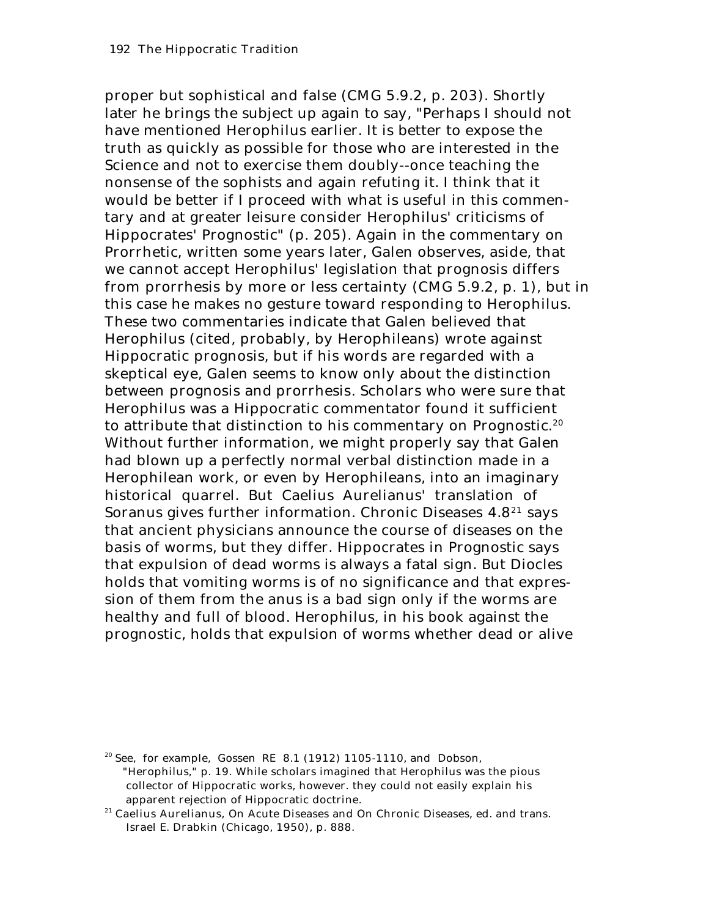proper but sophistical and false (CMG 5.9.2, p. 203). Shortly later he brings the subject up again to say, "Perhaps I should not have mentioned Herophilus earlier. It is better to expose the truth as quickly as possible for those who are interested in the Science and not to exercise them doubly--once teaching the nonsense of the sophists and again refuting it. I think that it would be better if I proceed with what is useful in this commentary and at greater leisure consider Herophilus' criticisms of Hippocrates' Prognostic" (p. 205). Again in the commentary on Prorrhetic, written some years later, Galen observes, aside, that we cannot accept Herophilus' legislation that prognosis differs from prorrhesis by more or less certainty (CMG 5.9.2, p. 1), but in this case he makes no gesture toward responding to Herophilus. These two commentaries indicate that Galen believed that Herophilus (cited, probably, by Herophileans) wrote against Hippocratic prognosis, but if his words are regarded with a skeptical eye, Galen seems to know only about the distinction between prognosis and prorrhesis. Scholars who were sure that Herophilus was a Hippocratic commentator found it sufficient to attribute that distinction to his commentary on Prognostic.[20] Without further information, we might properly say that Galen had blown up a perfectly normal verbal distinction made in a Herophilean work, or even by Herophileans, into an imaginary historical quarrel. But Caelius Aurelianus' translation of Soranus gives further information. Chronic Diseases 4.8[21] says that ancient physicians announce the course of diseases on the basis of worms, but they differ. Hippocrates in Prognostic says that expulsion of dead worms is always a fatal sign. But Diocles holds that vomiting worms is of no significance and that expression of them from the anus is a bad sign only if the worms are healthy and full of blood. Herophilus, in his book against the prognostic, holds that expulsion of worms whether dead or alive

[20] See, for example, Gossen RE 8.1 (1912) 1105-1110, and Dobson, "Herophilus," p. 19. While scholars imagined that Herophilus was the pious collector of Hippocratic works, however. they could not easily explain his apparent rejection of Hippocratic doctrine.

[21] Caelius Aurelianus, On Acute Diseases and On Chronic Diseases, ed. and trans. Israel E. Drabkin (Chicago, 1950), p. 888.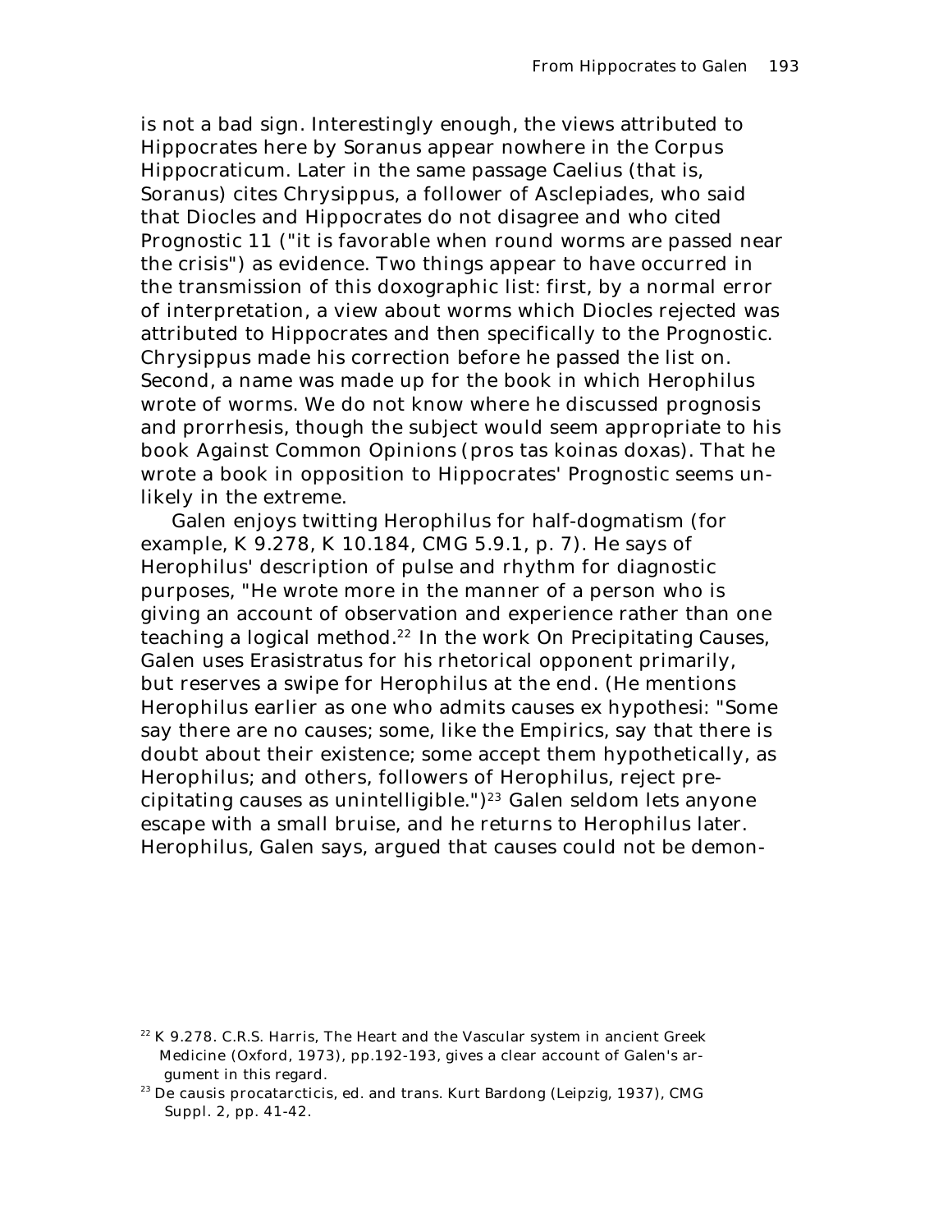is not a bad sign. Interestingly enough, the views attributed to Hippocrates here by Soranus appear nowhere in the Corpus Hippocraticum. Later in the same passage Caelius (that is, Soranus) cites Chrysippus, a follower of Asclepiades, who said that Diocles and Hippocrates do not disagree and who cited Prognostic 11 ("it is favorable when round worms are passed near the crisis") as evidence. Two things appear to have occurred in the transmission of this doxographic list: first, by a normal error of interpretation, a view about worms which Diocles rejected was attributed to Hippocrates and then specifically to the Prognostic. Chrysippus made his correction before he passed the list on. Second, a name was made up for the book in which Herophilus wrote of worms. We do not know where he discussed prognosis and prorrhesis, though the subject would seem appropriate to his book *Against Common Opinions* (*pros tas koinas doxas*). That he wrote a book in opposition to Hippocrates' Prognostic seems unlikely in the extreme.

Galen enjoys twitting Herophilus for half-dogmatism (for example, K 9.278, K 10.184, CMG 5.9.1, p. 7). He says of Herophilus' description of pulse and rhythm for diagnostic purposes, "He wrote more in the manner of a person who is giving an account of observation and experience rather than one teaching a logical method.[22] In the work *On Precipitating Causes*, Galen uses Erasistratus for his rhetorical opponent primarily, but reserves a swipe for Herophilus at the end. (He mentions Herophilus earlier as one who admits causes *ex hypothesi*: "Some say there are no causes; some, like the Empirics, say that there is doubt about their existence; some accept them hypothetically, as Herophilus; and others, followers of Herophilus, reject precipitating causes as unintelligible.")[23] Galen seldom lets anyone escape with a small bruise, and he returns to Herophilus later. Herophilus, Galen says, argued that causes could not be demon-

[22] K 9.278. C.R.S. Harris, *The Heart and the Vascular system in ancient Greek Medicine* (Oxford, 1973), pp.192-193, gives a clear account of Galen's argument in this regard.

[23] *De causis procatarcticis*, ed. and trans. Kurt Bardong (Leipzig, 1937), CMG Suppl. 2, pp. 41-42.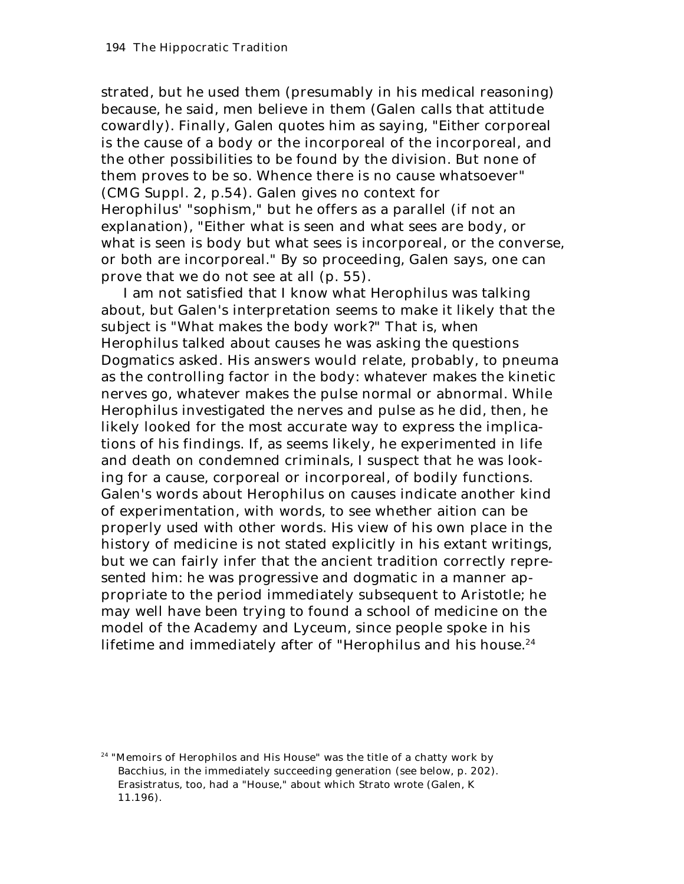strated, but he used them (presumably in his medical reasoning) because, he said, men believe in them (Galen calls that attitude cowardly). Finally, Galen quotes him as saying, "Either corporeal is the cause of a body or the incorporeal of the incorporeal, and the other possibilities to be found by the division. But none of them proves to be so. Whence there is no cause whatsoever" (CMG Suppl. 2, p.54). Galen gives no context for Herophilus' "sophism," but he offers as a parallel (if not an explanation), "Either what is seen and what sees are body, or what is seen is body but what sees is incorporeal, or the converse, or both are incorporeal." By so proceeding, Galen says, one can prove that we do not see at all (p. 55).

I am not satisfied that I know what Herophilus was talking about, but Galen's interpretation seems to make it likely that the subject is "What makes the body work?" That is, when Herophilus talked about causes he was asking the questions Dogmatics asked. His answers would relate, probably, to pneuma as the controlling factor in the body: whatever makes the kinetic nerves go, whatever makes the pulse normal or abnormal. While Herophilus investigated the nerves and pulse as he did, then, he likely looked for the most accurate way to express the implications of his findings. If, as seems likely, he experimented in life and death on condemned criminals, I suspect that he was looking for a cause, corporeal or incorporeal, of bodily functions. Galen's words about Herophilus on causes indicate another kind of experimentation, with words, to see whether aition can be properly used with other words. His view of his own place in the history of medicine is not stated explicitly in his extant writings, but we can fairly infer that the ancient tradition correctly represented him: he was progressive and dogmatic in a manner appropriate to the period immediately subsequent to Aristotle; he may well have been trying to found a school of medicine on the model of the Academy and Lyceum, since people spoke in his lifetime and immediately after of "Herophilus and his house.[24]

[24] "Memoirs of Herophilos and His House" was the title of a chatty work by Bacchius, in the immediately succeeding generation (see below, p. 202). Erasistratus, too, had a "House," about which Strato wrote (Galen, K 11.196).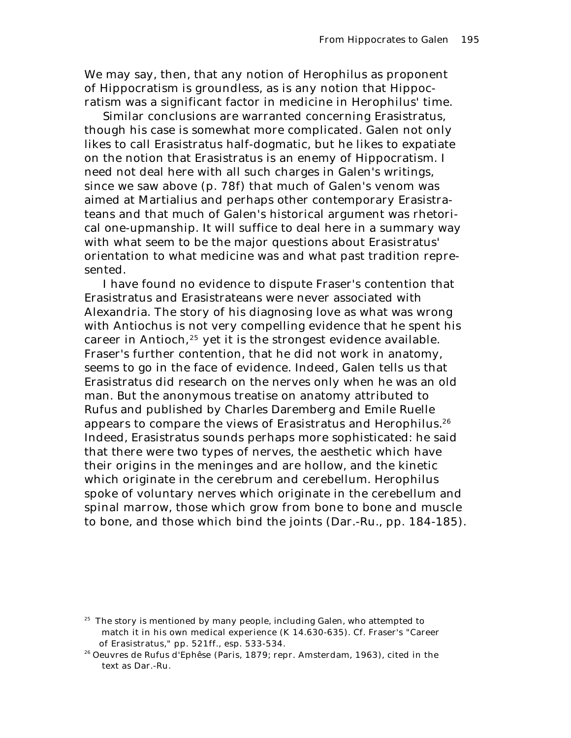We may say, then, that any notion of Herophilus as proponent of Hippocratism is groundless, as is any notion that Hippocratism was a significant factor in medicine in Herophilus' time.

Similar conclusions are warranted concerning Erasistratus, though his case is somewhat more complicated. Galen not only likes to call Erasistratus half-dogmatic, but he likes to expatiate on the notion that Erasistratus is an enemy of Hippocratism. I need not deal here with all such charges in Galen's writings, since we saw above (p. 78f) that much of Galen's venom was aimed at Martialius and perhaps other contemporary Erasistrateans and that much of Galen's historical argument was rhetorical one-upmanship. It will suffice to deal here in a summary way with what seem to be the major questions about Erasistratus' orientation to what medicine was and what past tradition represented.

I have found no evidence to dispute Fraser's contention that Erasistratus and Erasistrateans were never associated with Alexandria. The story of his diagnosing love as what was wrong with Antiochus is not very compelling evidence that he spent his career in Antioch,[25] yet it is the strongest evidence available. Fraser's further contention, that he did not work in anatomy, seems to go in the face of evidence. Indeed, Galen tells us that Erasistratus did research on the nerves only when he was an old man. But the anonymous treatise on anatomy attributed to Rufus and published by Charles Daremberg and Emile Ruelle appears to compare the views of Erasistratus and Herophilus.[26] Indeed, Erasistratus sounds perhaps more sophisticated: he said that there were two types of nerves, the aesthetic which have their origins in the meninges and are hollow, and the kinetic which originate in the cerebrum and cerebellum. Herophilus spoke of voluntary nerves which originate in the cerebellum and spinal marrow, those which grow from bone to bone and muscle to bone, and those which bind the joints (Dar.-Ru., pp. 184-185).

[25] The story is mentioned by many people, including Galen, who attempted to match it in his own medical experience (K 14.630-635). Cf. Fraser's "Career of Erasistratus," pp. 521ff., esp. 533-534.

[26] *Oeuvres de Rufus d'Ephêse* (Paris, 1879; repr. Amsterdam, 1963), cited in the text as Dar.-Ru.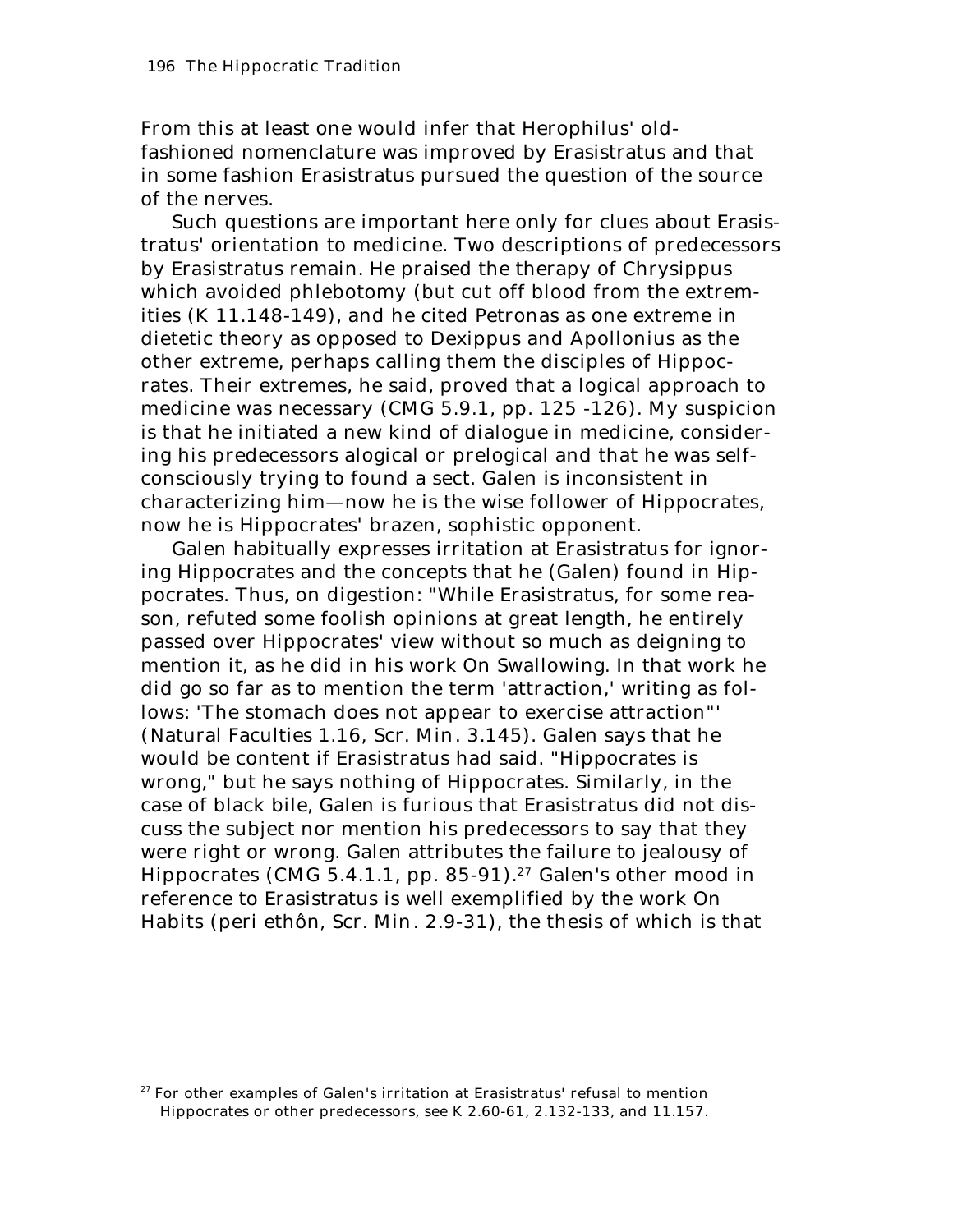From this at least one would infer that Herophilus' old-fashioned nomenclature was improved by Erasistratus and that in some fashion Erasistratus pursued the question of the source of the nerves.

Such questions are important here only for clues about Erasistratus' orientation to medicine. Two descriptions of predecessors by Erasistratus remain. He praised the therapy of Chrysippus which avoided phlebotomy (but cut off blood from the extremities (K 11.148-149), and he cited Petronas as one extreme in dietetic theory as opposed to Dexippus and Apollonius as the other extreme, perhaps calling them the disciples of Hippocrates. Their extremes, he said, proved that a logical approach to medicine was necessary (CMG 5.9.1, pp. 125 -126). My suspicion is that he initiated a new kind of dialogue in medicine, considering his predecessors alogical or prelogical and that he was self-consciously trying to found a sect. Galen is inconsistent in characterizing him—now he is the wise follower of Hippocrates, now he is Hippocrates' brazen, sophistic opponent.

Galen habitually expresses irritation at Erasistratus for ignoring Hippocrates and the concepts that he (Galen) found in Hippocrates. Thus, on digestion: "While Erasistratus, for some reason, refuted some foolish opinions at great length, he entirely passed over Hippocrates' view without so much as deigning to mention it, as he did in his work On Swallowing. In that work he did go so far as to mention the term 'attraction,' writing as follows: 'The stomach does not appear to exercise attraction"' (*Natural Faculties* 1.16, *Scr. Min*. 3.145). Galen says that he would be content if Erasistratus had said. "Hippocrates is wrong," but he says nothing of Hippocrates. Similarly, in the case of black bile, Galen is furious that Erasistratus did not discuss the subject nor mention his predecessors to say that they were right or wrong. Galen attributes the failure to jealousy of Hippocrates (CMG 5.4.1.1, pp. 85-91).[27] Galen's other mood in reference to Erasistratus is well exemplified by the work *On Habits* (*peri ethôn*, *Scr. Min*. 2.9-31), the thesis of which is that

[27] For other examples of Galen's irritation at Erasistratus' refusal to mention Hippocrates or other predecessors, see K 2.60-61, 2.132-133, and 11.157.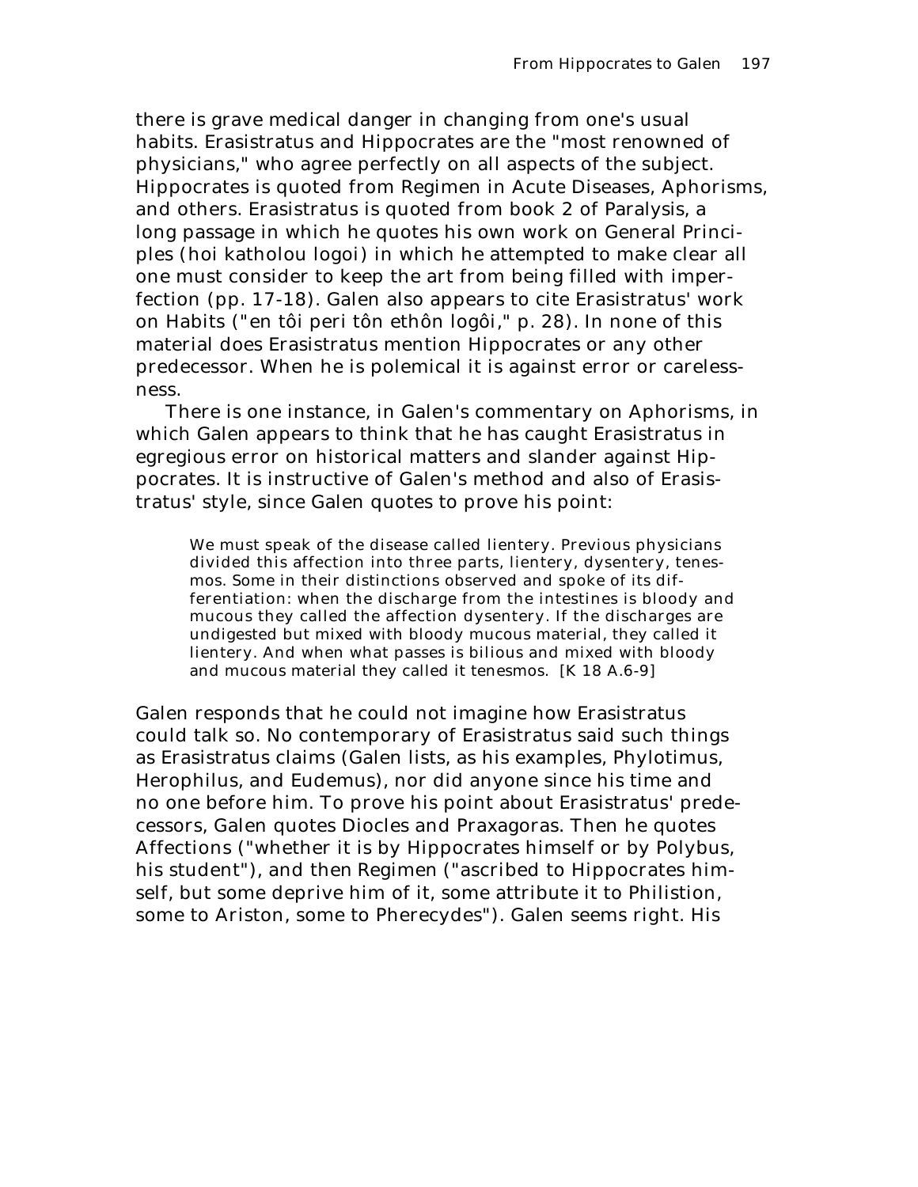there is grave medical danger in changing from one's usual habits. Erasistratus and Hippocrates are the "most renowned of physicians," who agree perfectly on all aspects of the subject. Hippocrates is quoted from *Regimen in Acute Diseases*, *Aphorisms*, and others. Erasistratus is quoted from book 2 of *Paralysis*, a long passage in which he quotes his own work on General Principles (*hoi katholou logoi*) in which he attempted to make clear all one must consider to keep the art from being filled with imperfection (pp. 17-18). Galen also appears to cite Erasistratus' work on Habits ("*en tôi peri tôn ethôn logôi*," p. 28). In none of this material does Erasistratus mention Hippocrates or any other predecessor. When he is polemical it is against error or carelessness.

There is one instance, in Galen's commentary on *Aphorisms*, in which Galen appears to think that he has caught Erasistratus in egregious error on historical matters and slander against Hippocrates. It is instructive of Galen's method and also of Erasistratus' style, since Galen quotes to prove his point:

> We must speak of the disease called lientery. Previous physicians divided this affection into three parts, lientery, dysentery, tenesmos. Some in their distinctions observed and spoke of its differentiation: when the discharge from the intestines is bloody and mucous they called the affection dysentery. If the discharges are undigested but mixed with bloody mucous material, they called it lientery. And when what passes is bilious and mixed with bloody and mucous material they called it tenesmos. [K 18 A.6-9]

Galen responds that he could not imagine how Erasistratus could talk so. No contemporary of Erasistratus said such things as Erasistratus claims (Galen lists, as his examples, Phylotimus, Herophilus, and Eudemus), nor did anyone since his time and no one before him. To prove his point about Erasistratus' predecessors, Galen quotes Diocles and Praxagoras. Then he quotes *Affections* ("whether it is by Hippocrates himself or by Polybus, his student"), and then *Regimen* ("ascribed to Hippocrates himself, but some deprive him of it, some attribute it to Philistion, some to Ariston, some to Pherecydes"). Galen seems right. His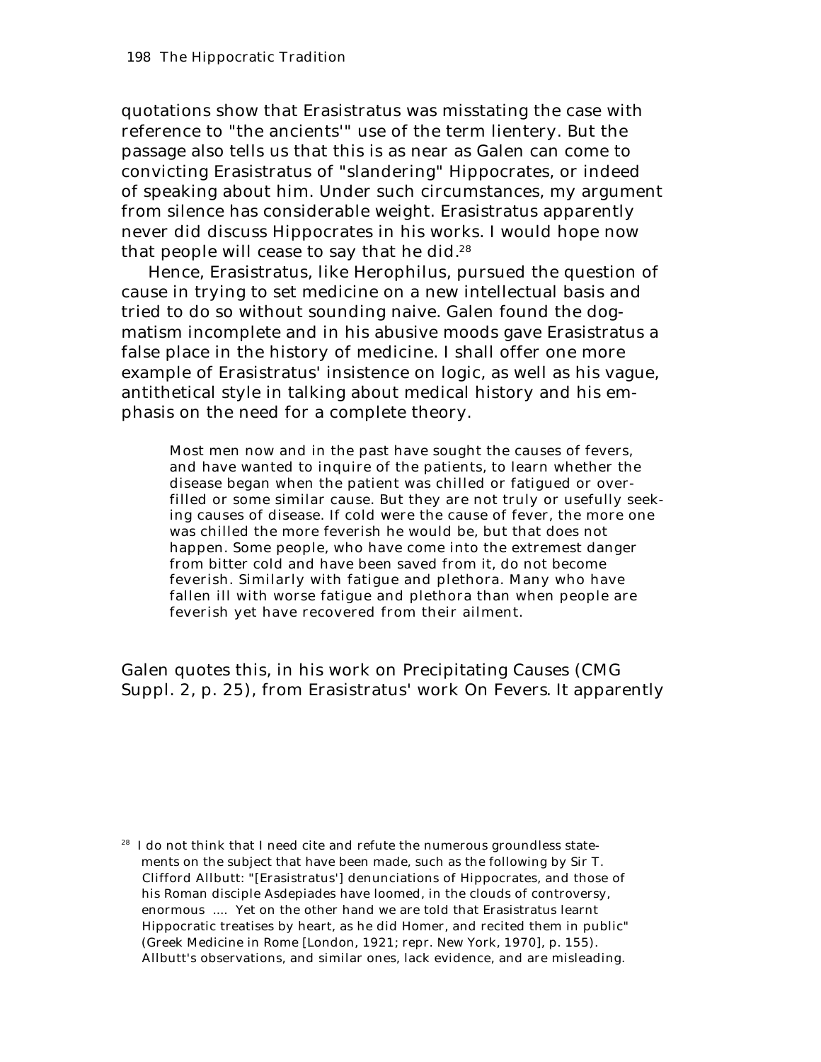quotations show that Erasistratus was misstating the case with reference to "the ancients'" use of the term lientery. But the passage also tells us that this is as near as Galen can come to convicting Erasistratus of "slandering" Hippocrates, or indeed of speaking about him. Under such circumstances, my argument from silence has considerable weight. Erasistratus apparently never did discuss Hippocrates in his works. I would hope now that people will cease to say that he did.[28]

Hence, Erasistratus, like Herophilus, pursued the question of cause in trying to set medicine on a new intellectual basis and tried to do so without sounding naive. Galen found the dogmatism incomplete and in his abusive moods gave Erasistratus a false place in the history of medicine. I shall offer one more example of Erasistratus' insistence on logic, as well as his vague, antithetical style in talking about medical history and his emphasis on the need for a complete theory.

> Most men now and in the past have sought the causes of fevers, and have wanted to inquire of the patients, to learn whether the disease began when the patient was chilled or fatigued or overfilled or some similar cause. But they are not truly or usefully seeking causes of disease. If cold were the cause of fever, the more one was chilled the more feverish he would be, but that does not happen. Some people, who have come into the extremest danger from bitter cold and have been saved from it, do not become feverish. Similarly with fatigue and plethora. Many who have fallen ill with worse fatigue and plethora than when people are feverish yet have recovered from their ailment.

Galen quotes this, in his work on Precipitating Causes (CMG Suppl. 2, p. 25), from Erasistratus' work On Fevers. It apparently

[28] I do not think that I need cite and refute the numerous groundless statements on the subject that have been made, such as the following by Sir T. Clifford Allbutt: "[Erasistratus'] denunciations of Hippocrates, and those of his Roman disciple Asdepiades have loomed, in the clouds of controversy, enormous .... Yet on the other hand we are told that Erasistratus learnt Hippocratic treatises by heart, as he did Homer, and recited them in public" (Greek Medicine in Rome [London, 1921; repr. New York, 1970], p. 155). Allbutt's observations, and similar ones, lack evidence, and are misleading.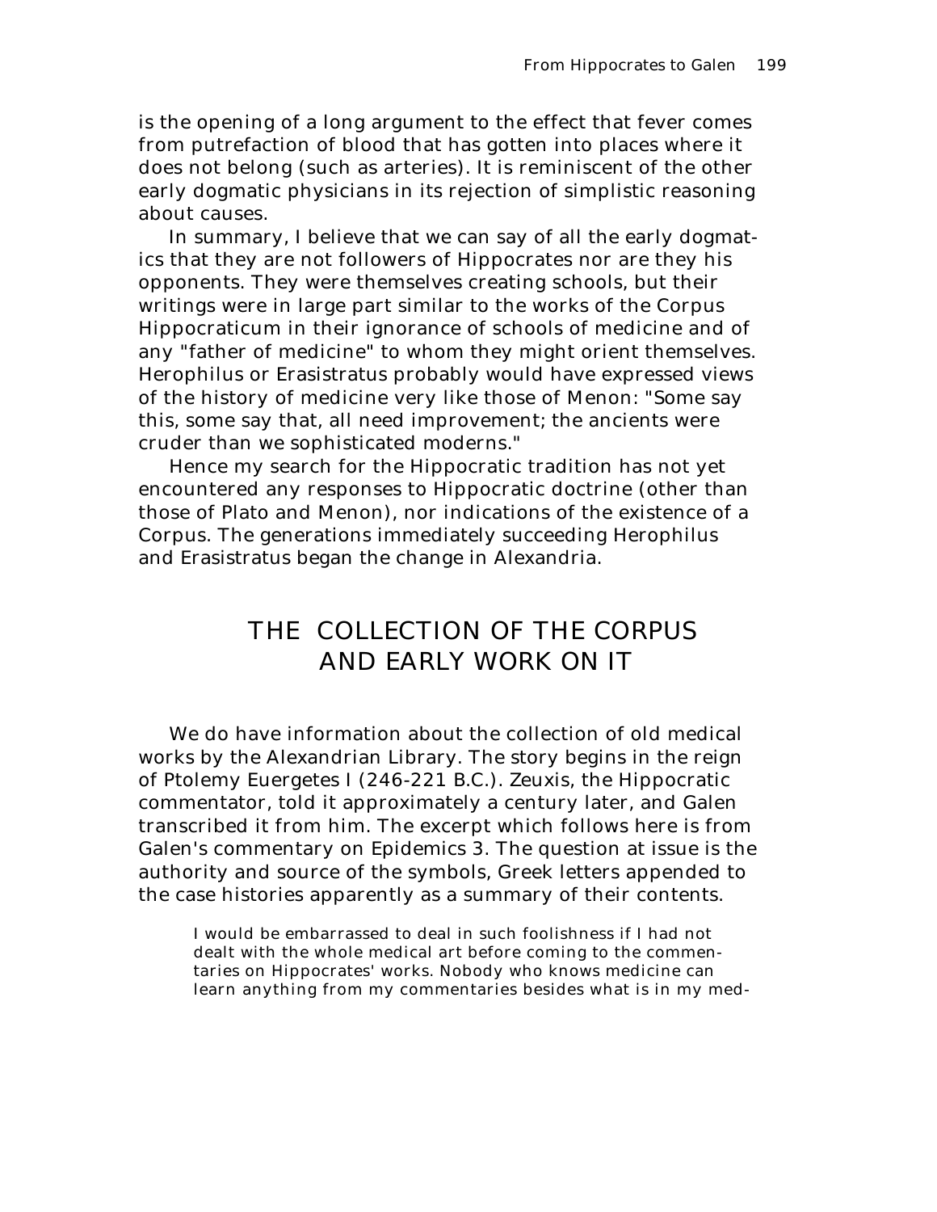is the opening of a long argument to the effect that fever comes from putrefaction of blood that has gotten into places where it does not belong (such as arteries). It is reminiscent of the other early dogmatic physicians in its rejection of simplistic reasoning about causes.

In summary, I believe that we can say of all the early dogmatics that they are not followers of Hippocrates nor are they his opponents. They were themselves creating schools, but their writings were in large part similar to the works of the Corpus Hippocraticum in their ignorance of schools of medicine and of any "father of medicine" to whom they might orient themselves. Herophilus or Erasistratus probably would have expressed views of the history of medicine very like those of Menon: "Some say this, some say that, all need improvement; the ancients were cruder than we sophisticated moderns."

Hence my search for the Hippocratic tradition has not yet encountered any responses to Hippocratic doctrine (other than those of Plato and Menon), nor indications of the existence of a Corpus. The generations immediately succeeding Herophilus and Erasistratus began the change in Alexandria.

## THE COLLECTION OF THE CORPUS AND EARLY WORK ON IT

We do have information about the collection of old medical works by the Alexandrian Library. The story begins in the reign of Ptolemy Euergetes I (246-221 B.C.). Zeuxis, the Hippocratic commentator, told it approximately a century later, and Galen transcribed it from him. The excerpt which follows here is from Galen's commentary on Epidemics 3. The question at issue is the authority and source of the symbols, Greek letters appended to the case histories apparently as a summary of their contents.

> I would be embarrassed to deal in such foolishness if I had not dealt with the whole medical art before coming to the commentaries on Hippocrates' works. Nobody who knows medicine can learn anything from my commentaries besides what is in my med-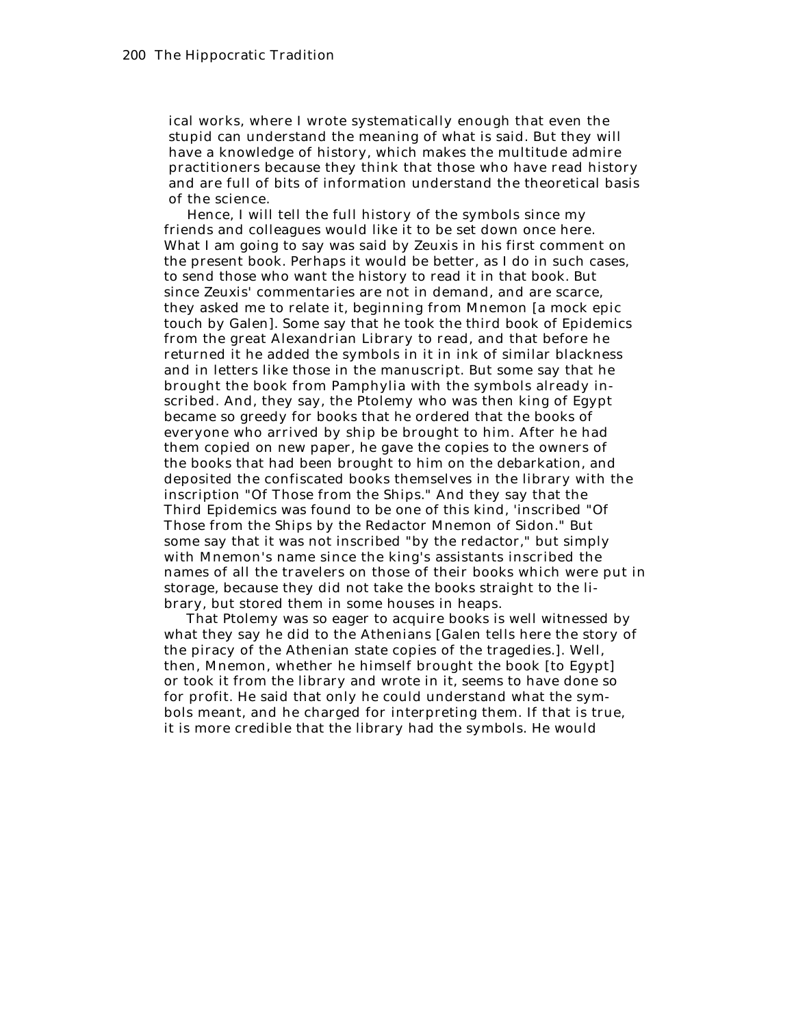ical works, where I wrote systematically enough that even the stupid can understand the meaning of what is said. But they will have a knowledge of history, which makes the multitude admire practitioners because they think that those who have read history and are full of bits of information understand the theoretical basis of the science.

Hence, I will tell the full history of the symbols since my friends and colleagues would like it to be set down once here. What I am going to say was said by Zeuxis in his first comment on the present book. Perhaps it would be better, as I do in such cases, to send those who want the history to read it in that book. But since Zeuxis' commentaries are not in demand, and are scarce, they asked me to relate it, beginning from Mnemon [a mock epic touch by Galen]. Some say that he took the third book of Epidemics from the great Alexandrian Library to read, and that before he returned it he added the symbols in it in ink of similar blackness and in letters like those in the manuscript. But some say that he brought the book from Pamphylia with the symbols already inscribed. And, they say, the Ptolemy who was then king of Egypt became so greedy for books that he ordered that the books of everyone who arrived by ship be brought to him. After he had them copied on new paper, he gave the copies to the owners of the books that had been brought to him on the debarkation, and deposited the confiscated books themselves in the library with the inscription "Of Those from the Ships." And they say that the Third Epidemics was found to be one of this kind, 'inscribed "Of Those from the Ships by the Redactor Mnemon of Sidon." But some say that it was not inscribed "by the redactor," but simply with Mnemon's name since the king's assistants inscribed the names of all the travelers on those of their books which were put in storage, because they did not take the books straight to the library, but stored them in some houses in heaps.

That Ptolemy was so eager to acquire books is well witnessed by what they say he did to the Athenians [Galen tells here the story of the piracy of the Athenian state copies of the tragedies.]. Well, then, Mnemon, whether he himself brought the book [to Egypt] or took it from the library and wrote in it, seems to have done so for profit. He said that only he could understand what the symbols meant, and he charged for interpreting them. If that is true, it is more credible that the library had the symbols. He would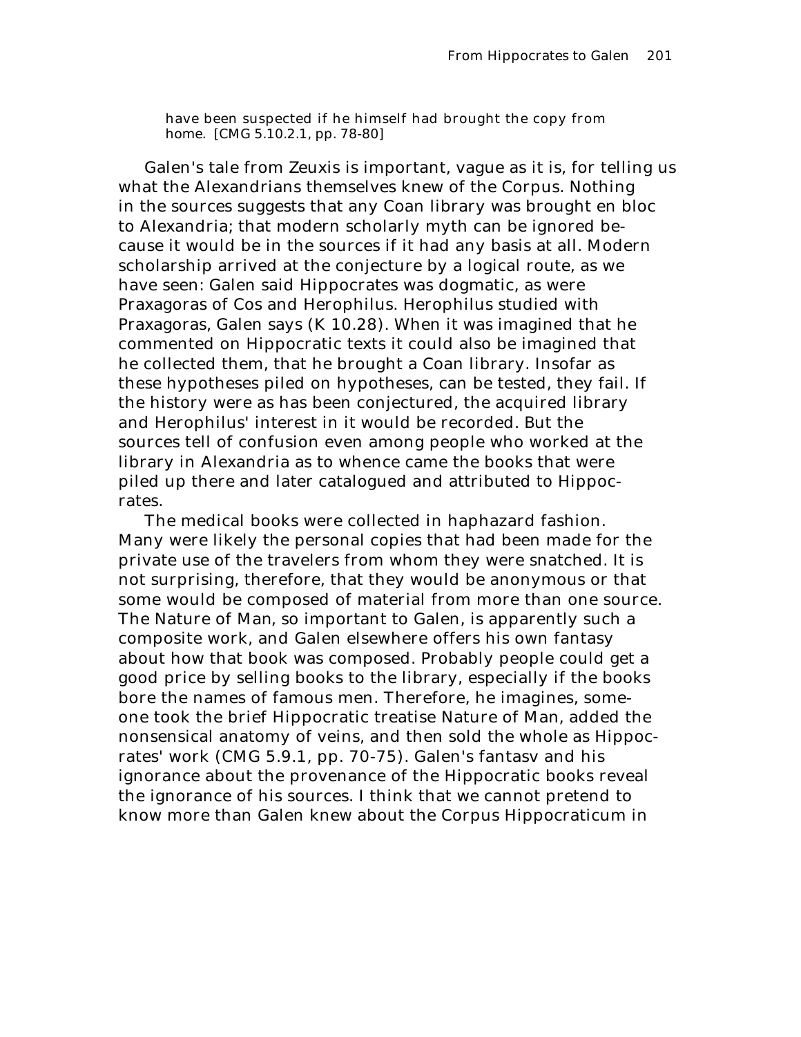have been suspected if he himself had brought the copy from home. [CMG 5.10.2.1, pp. 78-80]

Galen's tale from Zeuxis is important, vague as it is, for telling us what the Alexandrians themselves knew of the Corpus. Nothing in the sources suggests that any Coan library was brought en bloc to Alexandria; that modern scholarly myth can be ignored because it would be in the sources if it had any basis at all. Modern scholarship arrived at the conjecture by a logical route, as we have seen: Galen said Hippocrates was dogmatic, as were Praxagoras of Cos and Herophilus. Herophilus studied with Praxagoras, Galen says (K 10.28). When it was imagined that he commented on Hippocratic texts it could also be imagined that he collected them, that he brought a Coan library. Insofar as these hypotheses piled on hypotheses, can be tested, they fail. If the history were as has been conjectured, the acquired library and Herophilus' interest in it would be recorded. But the sources tell of confusion even among people who worked at the library in Alexandria as to whence came the books that were piled up there and later catalogued and attributed to Hippocrates.

The medical books were collected in haphazard fashion. Many were likely the personal copies that had been made for the private use of the travelers from whom they were snatched. It is not surprising, therefore, that they would be anonymous or that some would be composed of material from more than one source. The Nature of Man, so important to Galen, is apparently such a composite work, and Galen elsewhere offers his own fantasy about how that book was composed. Probably people could get a good price by selling books to the library, especially if the books bore the names of famous men. Therefore, he imagines, someone took the brief Hippocratic treatise Nature of Man, added the nonsensical anatomy of veins, and then sold the whole as Hippocrates' work (CMG 5.9.1, pp. 70-75). Galen's fantasy and his ignorance about the provenance of the Hippocratic books reveal the ignorance of his sources. I think that we cannot pretend to know more than Galen knew about the Corpus Hippocraticum in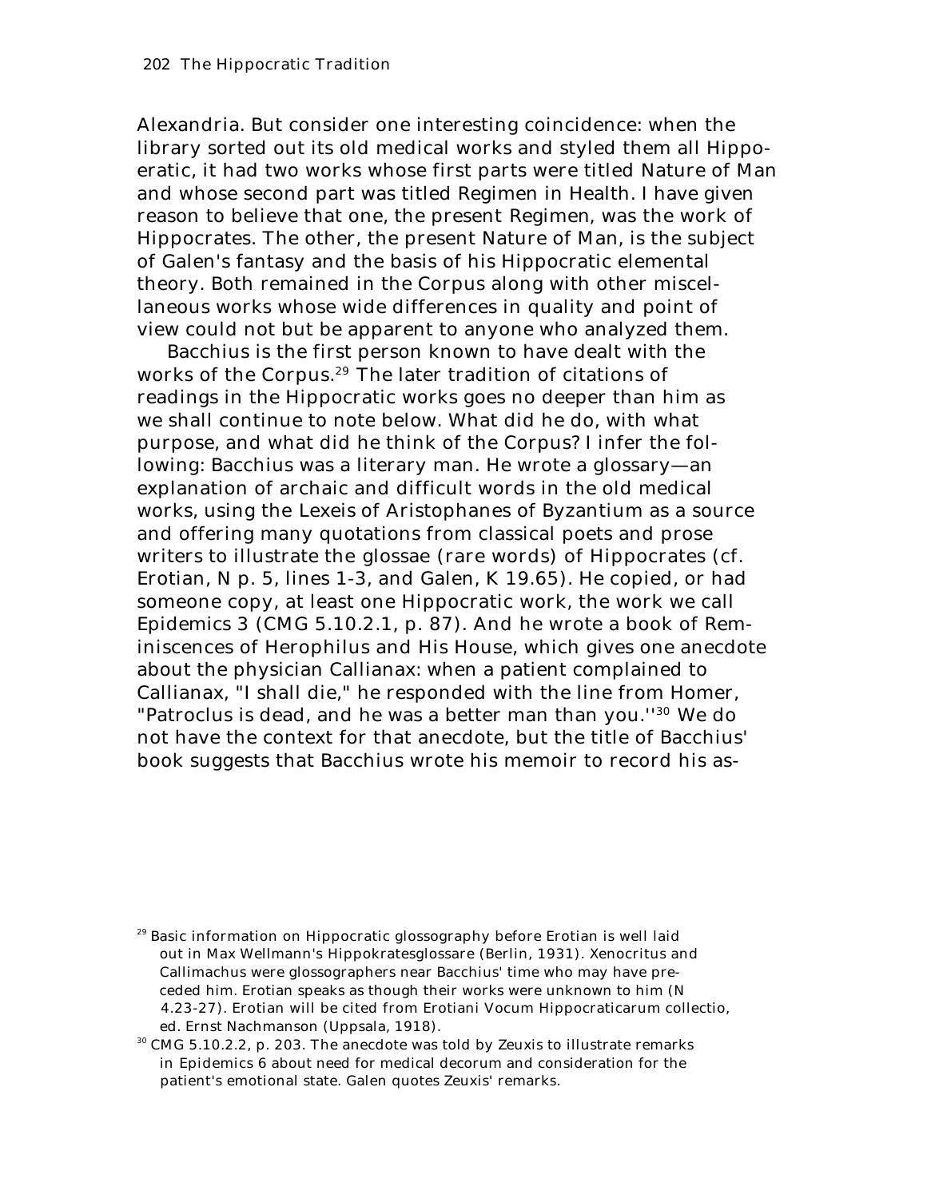Alexandria. But consider one interesting coincidence: when the library sorted out its old medical works and styled them all Hippoeratic, it had two works whose first parts were titled Nature of Man and whose second part was titled Regimen in Health. I have given reason to believe that one, the present Regimen, was the work of Hippocrates. The other, the present Nature of Man, is the subject of Galen's fantasy and the basis of his Hippocratic elemental theory. Both remained in the Corpus along with other miscellaneous works whose wide differences in quality and point of view could not but be apparent to anyone who analyzed them.

Bacchius is the first person known to have dealt with the works of the Corpus.[29] The later tradition of citations of readings in the Hippocratic works goes no deeper than him as we shall continue to note below. What did he do, with what purpose, and what did he think of the Corpus? I infer the following: Bacchius was a literary man. He wrote a glossary—an explanation of archaic and difficult words in the old medical works, using the Lexeis of Aristophanes of Byzantium as a source and offering many quotations from classical poets and prose writers to illustrate the glossae (rare words) of Hippocrates (cf. Erotian, N p. 5, lines 1-3, and Galen, K 19.65). He copied, or had someone copy, at least one Hippocratic work, the work we call Epidemics 3 (CMG 5.10.2.1, p. 87). And he wrote a book of Reminiscences of Herophilus and His House, which gives one anecdote about the physician Callianax: when a patient complained to Callianax, "I shall die," he responded with the line from Homer, "Patroclus is dead, and he was a better man than you."[30] We do not have the context for that anecdote, but the title of Bacchius' book suggests that Bacchius wrote his memoir to record his as-

[29] Basic information on Hippocratic glossography before Erotian is well laid out in Max Wellmann's Hippokratesglossare (Berlin, 1931). Xenocritus and Callimachus were glossographers near Bacchius' time who may have preceded him. Erotian speaks as though their works were unknown to him (N 4.23-27). Erotian will be cited from Erotiani Vocum Hippocraticarum collectio, ed. Ernst Nachmanson (Uppsala, 1918).

[30] CMG 5.10.2.2, p. 203. The anecdote was told by Zeuxis to illustrate remarks in Epidemics 6 about need for medical decorum and consideration for the patient's emotional state. Galen quotes Zeuxis' remarks.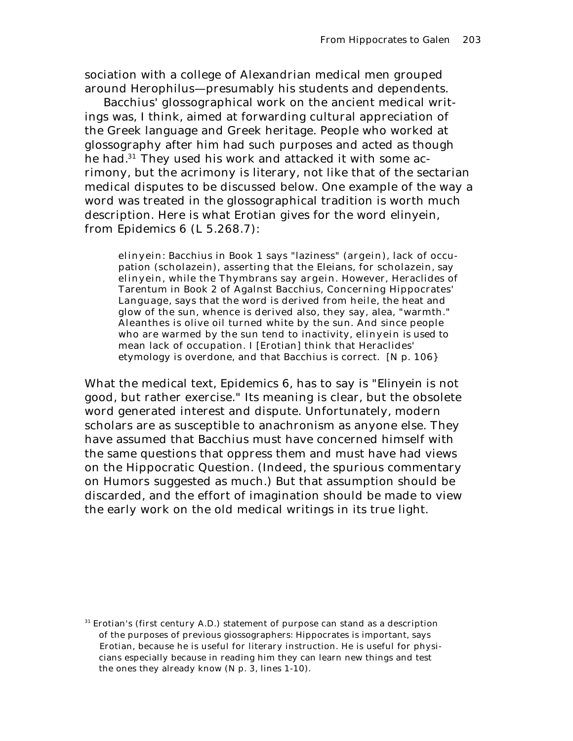sociation with a college of Alexandrian medical men grouped around Herophilus—presumably his students and dependents.

Bacchius' glossographical work on the ancient medical writings was, I think, aimed at forwarding cultural appreciation of the Greek language and Greek heritage. People who worked at glossography after him had such purposes and acted as though he had.[31] They used his work and attacked it with some acrimony, but the acrimony is literary, not like that of the sectarian medical disputes to be discussed below. One example of the way a word was treated in the glossographical tradition is worth much description. Here is what Erotian gives for the word *elinyein*, from *Epidemics* 6 (L 5.268.7):

> *elinyein*: Bacchius in Book 1 says "laziness" (*argein*), lack of occupation (*scholazein*), asserting that the Eleians, for *scholazein*, say *elinyein*, while the Thymbrans say *argein*. However, Heraclides of Tarentum in Book 2 of *Against Bacchius, Concerning Hippocrates' Language*, says that the word is derived from *heile*, the heat and glow of the sun, whence is derived also, they say, *alea*, "warmth." *Aleanthes* is olive oil turned white by the sun. And since people who are warmed by the sun tend to inactivity, *elinyein* is used to mean lack of occupation. I [Erotian] think that Heraclides' etymology is overdone, and that Bacchius is correct. [N p. 106}

What the medical text, *Epidemics* 6, has to say is "*Elinyein* is not good, but rather exercise." Its meaning is clear, but the obsolete word generated interest and dispute. Unfortunately, modern scholars are as susceptible to anachronism as anyone else. They have assumed that Bacchius must have concerned himself with the same questions that oppress them and must have had views on the Hippocratic Question. (Indeed, the spurious commentary on *Humors* suggested as much.) But that assumption should be discarded, and the effort of imagination should be made to view the early work on the old medical writings in its true light.

[31] Erotian's (first century A.D.) statement of purpose can stand as a description of the purposes of previous glossographers: Hippocrates is important, says Erotian, because he is useful for literary instruction. He is useful for physicians especially because in reading him they can learn new things and test the ones they already know (N p. 3, lines 1-10).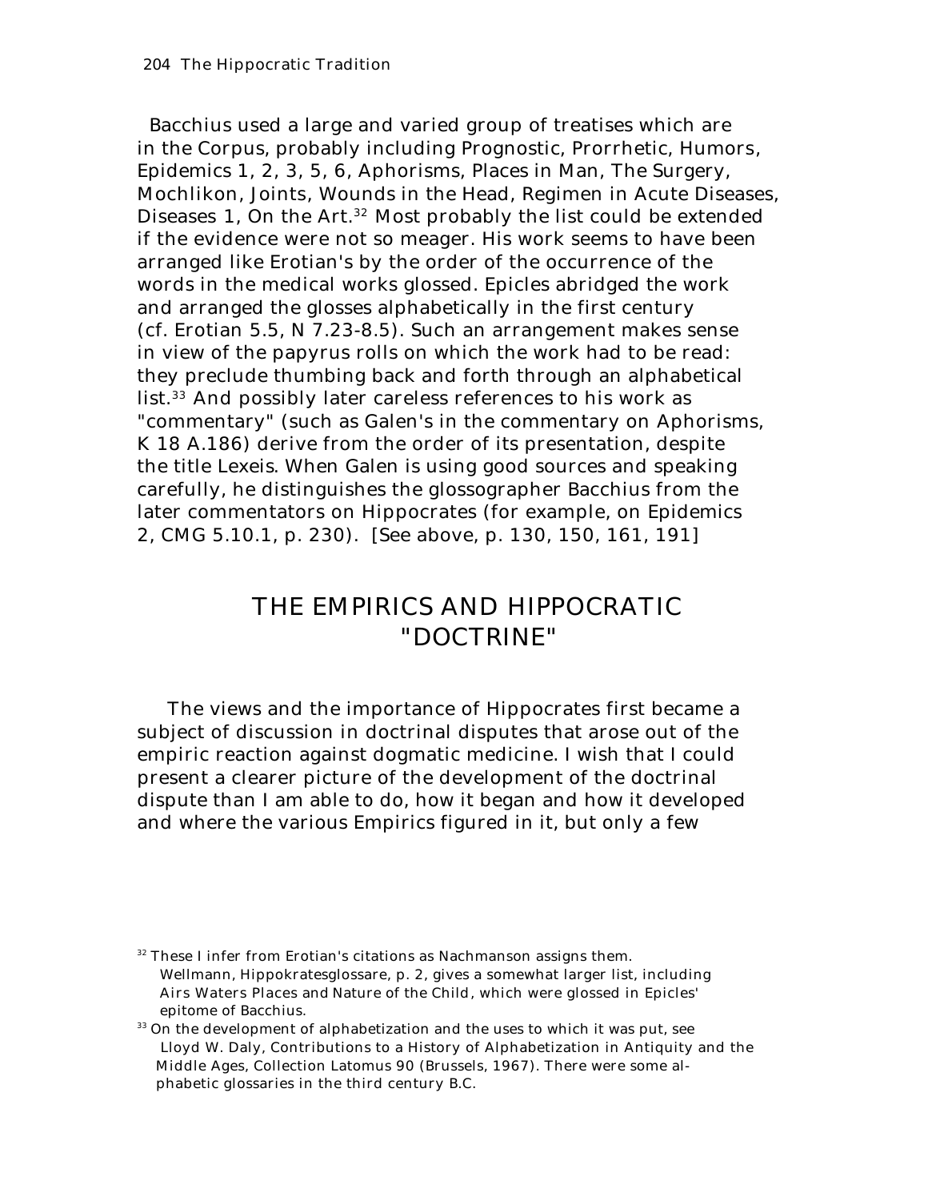Bacchius used a large and varied group of treatises which are in the Corpus, probably including Prognostic, Prorrhetic, Humors, Epidemics 1, 2, 3, 5, 6, Aphorisms, Places in Man, The Surgery, Mochlikon, Joints, Wounds in the Head, Regimen in Acute Diseases, Diseases 1, On the Art.[32] Most probably the list could be extended if the evidence were not so meager. His work seems to have been arranged like Erotian's by the order of the occurrence of the words in the medical works glossed. Epicles abridged the work and arranged the glosses alphabetically in the first century (cf. Erotian 5.5, N 7.23-8.5). Such an arrangement makes sense in view of the papyrus rolls on which the work had to be read: they preclude thumbing back and forth through an alphabetical list.[33] And possibly later careless references to his work as "commentary" (such as Galen's in the commentary on Aphorisms, K 18 A.186) derive from the order of its presentation, despite the title Lexeis. When Galen is using good sources and speaking carefully, he distinguishes the glossographer Bacchius from the later commentators on Hippocrates (for example, on Epidemics 2, CMG 5.10.1, p. 230). [See above, p. 130, 150, 161, 191]

## THE EMPIRICS AND HIPPOCRATIC "DOCTRINE"

The views and the importance of Hippocrates first became a subject of discussion in doctrinal disputes that arose out of the empiric reaction against dogmatic medicine. I wish that I could present a clearer picture of the development of the doctrinal dispute than I am able to do, how it began and how it developed and where the various Empirics figured in it, but only a few

[32] These I infer from Erotian's citations as Nachmanson assigns them. Wellmann, Hippokratesglossare, p. 2, gives a somewhat larger list, including Airs Waters Places and Nature of the Child, which were glossed in Epicles' epitome of Bacchius.

[33] On the development of alphabetization and the uses to which it was put, see Lloyd W. Daly, Contributions to a History of Alphabetization in Antiquity and the Middle Ages, Collection Latomus 90 (Brussels, 1967). There were some alphabetic glossaries in the third century B.C.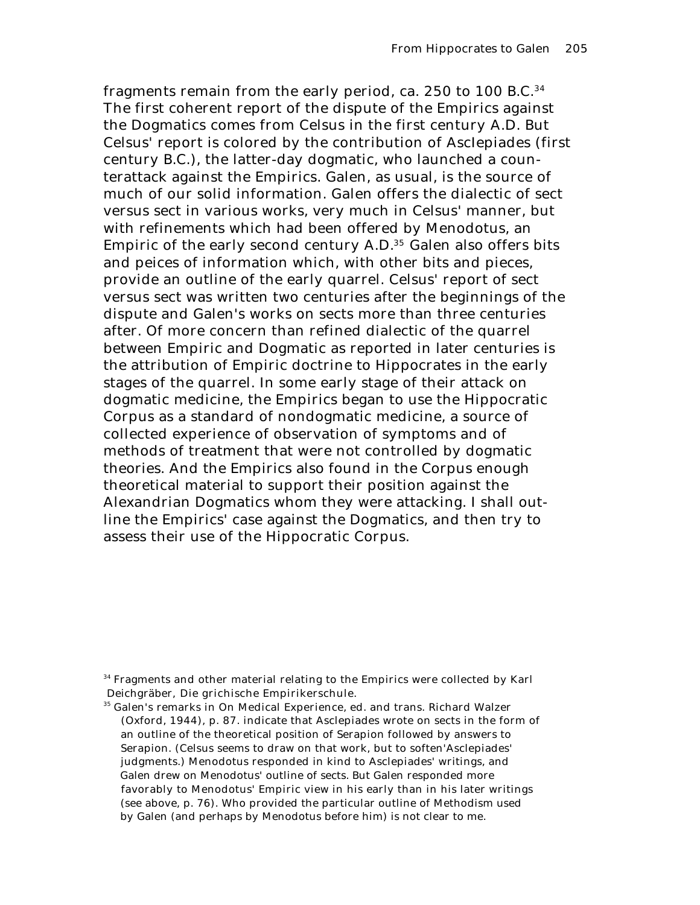fragments remain from the early period, ca. 250 to 100 B.C.[34] The first coherent report of the dispute of the Empirics against the Dogmatics comes from Celsus in the first century A.D. But Celsus' report is colored by the contribution of Asclepiades (first century B.C.), the latter-day dogmatic, who launched a counterattack against the Empirics. Galen, as usual, is the source of much of our solid information. Galen offers the dialectic of sect versus sect in various works, very much in Celsus' manner, but with refinements which had been offered by Menodotus, an Empiric of the early second century A.D.[35] Galen also offers bits and peices of information which, with other bits and pieces, provide an outline of the early quarrel. Celsus' report of sect versus sect was written two centuries after the beginnings of the dispute and Galen's works on sects more than three centuries after. Of more concern than refined dialectic of the quarrel between Empiric and Dogmatic as reported in later centuries is the attribution of Empiric doctrine to Hippocrates in the early stages of the quarrel. In some early stage of their attack on dogmatic medicine, the Empirics began to use the Hippocratic Corpus as a standard of nondogmatic medicine, a source of collected experience of observation of symptoms and of methods of treatment that were not controlled by dogmatic theories. And the Empirics also found in the Corpus enough theoretical material to support their position against the Alexandrian Dogmatics whom they were attacking. I shall outline the Empirics' case against the Dogmatics, and then try to assess their use of the Hippocratic Corpus.

[34] Fragments and other material relating to the Empirics were collected by Karl Deichgräber, *Die grichische Empirikerschule.*

[35] Galen's remarks in *On Medical Experience*, ed. and trans. Richard Walzer (Oxford, 1944), p. 87. indicate that Asclepiades wrote on sects in the form of an outline of the theoretical position of Serapion followed by answers to Serapion. (Celsus seems to draw on that work, but to soften'Asclepiades' judgments.) Menodotus responded in kind to Asclepiades' writings, and Galen drew on Menodotus' outline of sects. But Galen responded more favorably to Menodotus' Empiric view in his early than in his later writings (see above, p. 76). Who provided the particular outline of Methodism used by Galen (and perhaps by Menodotus before him) is not clear to me.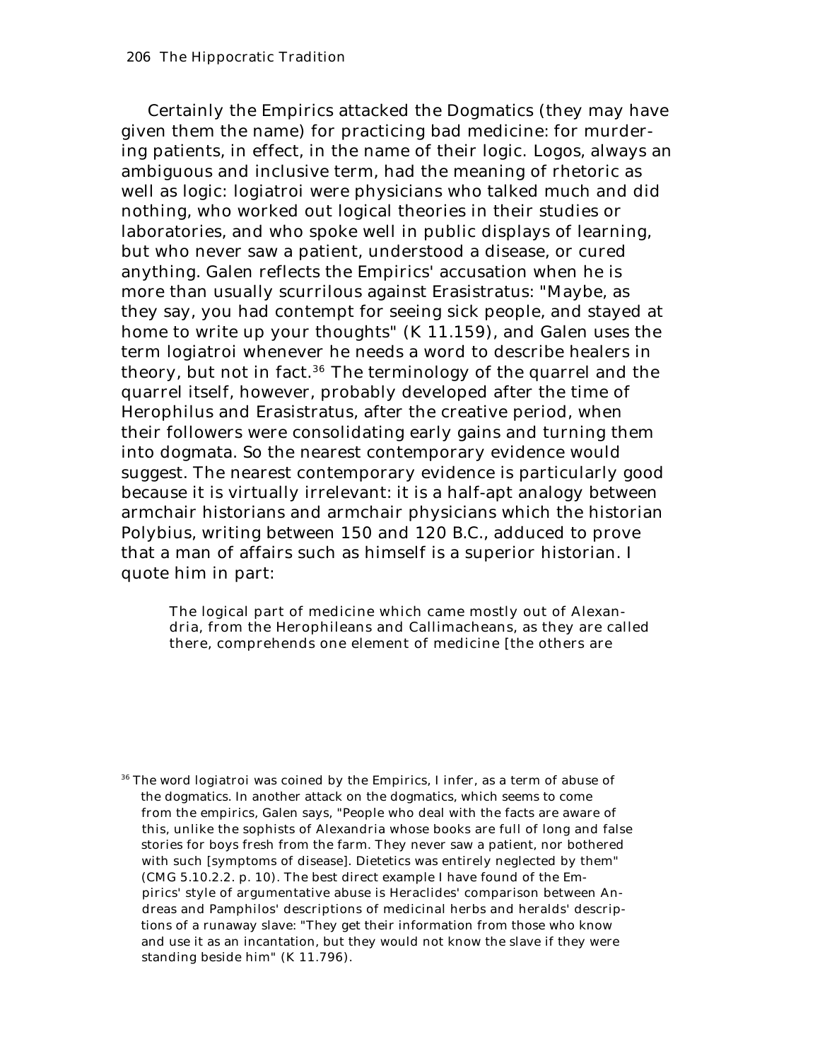Certainly the Empirics attacked the Dogmatics (they may have given them the name) for practicing bad medicine: for murdering patients, in effect, in the name of their logic. Logos, always an ambiguous and inclusive term, had the meaning of rhetoric as well as logic: logiatroi were physicians who talked much and did nothing, who worked out logical theories in their studies or laboratories, and who spoke well in public displays of learning, but who never saw a patient, understood a disease, or cured anything. Galen reflects the Empirics' accusation when he is more than usually scurrilous against Erasistratus: "Maybe, as they say, you had contempt for seeing sick people, and stayed at home to write up your thoughts" (K 11.159), and Galen uses the term logiatroi whenever he needs a word to describe healers in theory, but not in fact.[36] The terminology of the quarrel and the quarrel itself, however, probably developed after the time of Herophilus and Erasistratus, after the creative period, when their followers were consolidating early gains and turning them into dogmata. So the nearest contemporary evidence would suggest. The nearest contemporary evidence is particularly good because it is virtually irrelevant: it is a half-apt analogy between armchair historians and armchair physicians which the historian Polybius, writing between 150 and 120 B.C., adduced to prove that a man of affairs such as himself is a superior historian. I quote him in part:

> The logical part of medicine which came mostly out of Alexandria, from the Herophileans and Callimacheans, as they are called there, comprehends one element of medicine [the others are

[36] The word logiatroi was coined by the Empirics, I infer, as a term of abuse of the dogmatics. In another attack on the dogmatics, which seems to come from the empirics, Galen says, "People who deal with the facts are aware of this, unlike the sophists of Alexandria whose books are full of long and false stories for boys fresh from the farm. They never saw a patient, nor bothered with such [symptoms of disease]. Dietetics was entirely neglected by them" (CMG 5.10.2.2. p. 10). The best direct example I have found of the Empirics' style of argumentative abuse is Heraclides' comparison between Andreas and Pamphilos' descriptions of medicinal herbs and heralds' descriptions of a runaway slave: "They get their information from those who know and use it as an incantation, but they would not know the slave if they were standing beside him" (K 11.796).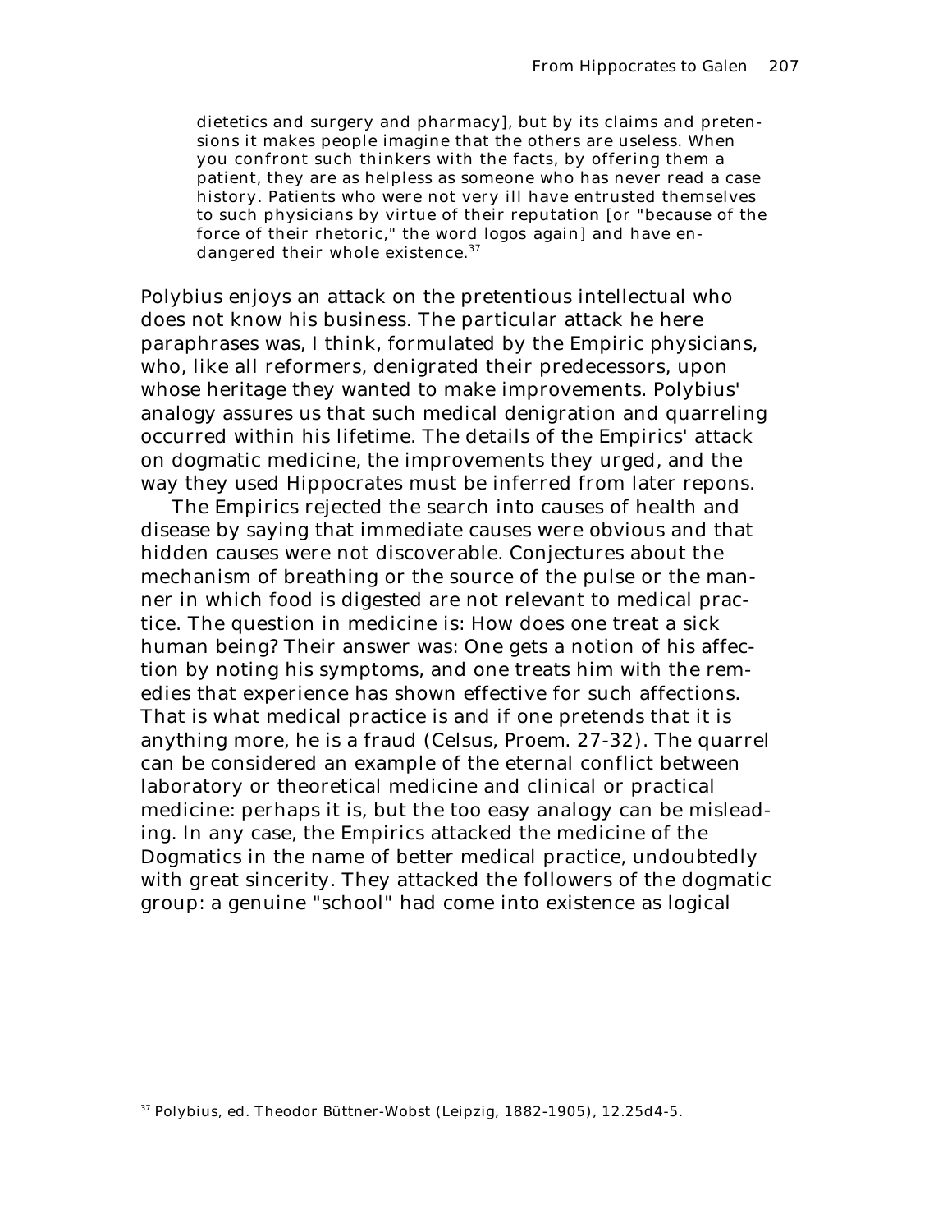> dietetics and surgery and pharmacy], but by its claims and pretensions it makes people imagine that the others are useless. When you confront such thinkers with the facts, by offering them a patient, they are as helpless as someone who has never read a case history. Patients who were not very ill have entrusted themselves to such physicians by virtue of their reputation [or "because of the force of their rhetoric," the word logos again] and have endangered their whole existence.[37]

Polybius enjoys an attack on the pretentious intellectual who does not know his business. The particular attack he here paraphrases was, I think, formulated by the Empiric physicians, who, like all reformers, denigrated their predecessors, upon whose heritage they wanted to make improvements. Polybius' analogy assures us that such medical denigration and quarreling occurred within his lifetime. The details of the Empirics' attack on dogmatic medicine, the improvements they urged, and the way they used Hippocrates must be inferred from later repons.

The Empirics rejected the search into causes of health and disease by saying that immediate causes were obvious and that hidden causes were not discoverable. Conjectures about the mechanism of breathing or the source of the pulse or the manner in which food is digested are not relevant to medical practice. The question in medicine is: How does one treat a sick human being? Their answer was: One gets a notion of his affection by noting his symptoms, and one treats him with the remedies that experience has shown effective for such affections. That is what medical practice is and if one pretends that it is anything more, he is a fraud (Celsus, Proem. 27-32). The quarrel can be considered an example of the eternal conflict between laboratory or theoretical medicine and clinical or practical medicine: perhaps it is, but the too easy analogy can be misleading. In any case, the Empirics attacked the medicine of the Dogmatics in the name of better medical practice, undoubtedly with great sincerity. They attacked the followers of the dogmatic group: a genuine "school" had come into existence as logical

[37] Polybius, ed. Theodor Büttner-Wobst (Leipzig, 1882-1905), 12.25d4-5.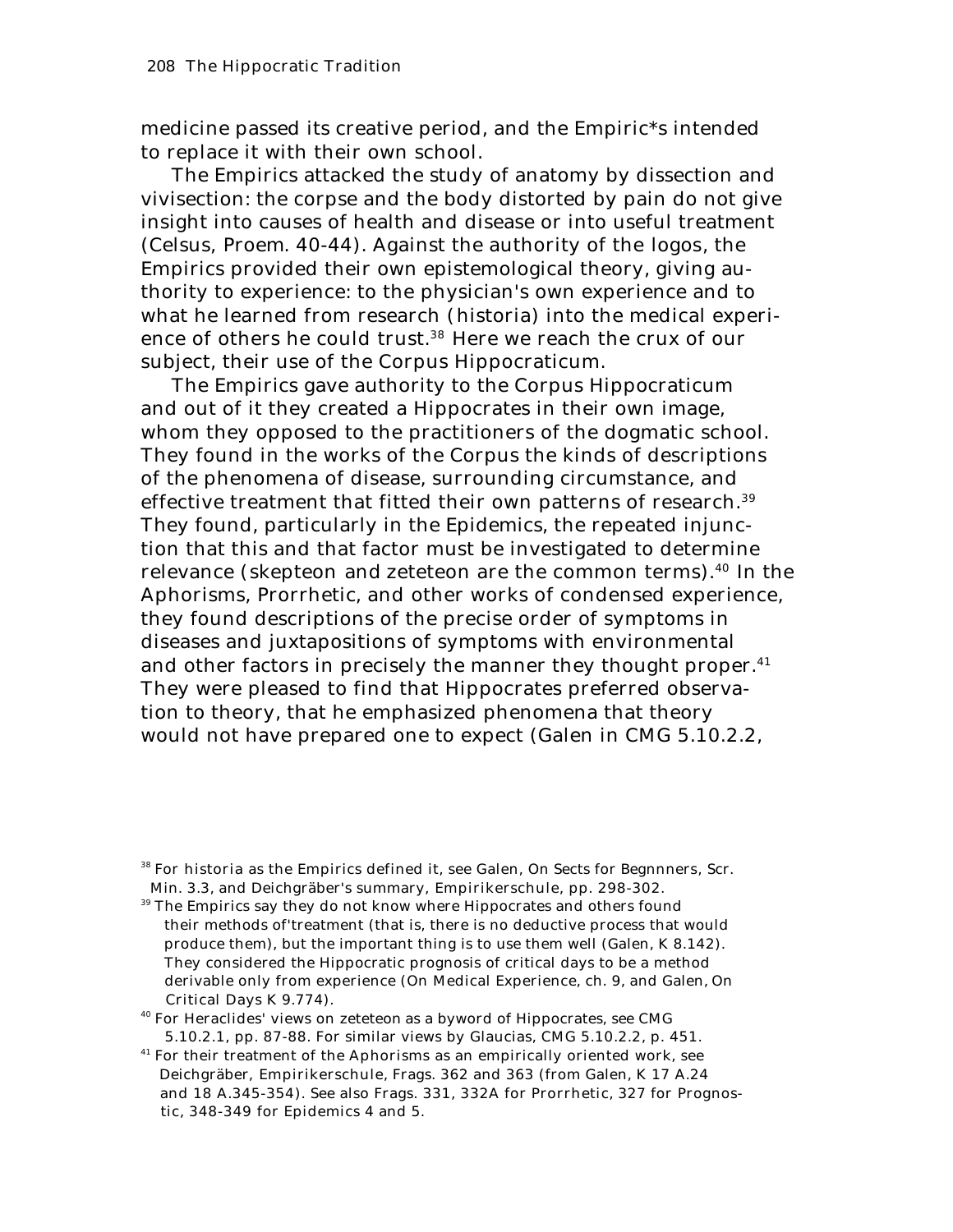medicine passed its creative period, and the Empiric*s intended to replace it with their own school.

The Empirics attacked the study of anatomy by dissection and vivisection: the corpse and the body distorted by pain do not give insight into causes of health and disease or into useful treatment (Celsus, Proem. 40-44). Against the authority of the logos, the Empirics provided their own epistemological theory, giving authority to experience: to the physician's own experience and to what he learned from research (historia) into the medical experience of others he could trust.[38] Here we reach the crux of our subject, their use of the Corpus Hippocraticum.

The Empirics gave authority to the Corpus Hippocraticum and out of it they created a Hippocrates in their own image, whom they opposed to the practitioners of the dogmatic school. They found in the works of the Corpus the kinds of descriptions of the phenomena of disease, surrounding circumstance, and effective treatment that fitted their own patterns of research.[39] They found, particularly in the Epidemics, the repeated injunction that this and that factor must be investigated to determine relevance (skepteon and zeteteon are the common terms).[40] In the Aphorisms, Prorrhetic, and other works of condensed experience, they found descriptions of the precise order of symptoms in diseases and juxtapositions of symptoms with environmental and other factors in precisely the manner they thought proper.[41] They were pleased to find that Hippocrates preferred observation to theory, that he emphasized phenomena that theory would not have prepared one to expect (Galen in CMG 5.10.2.2,

---

[38] For historia as the Empirics defined it, see Galen, On Sects for Begnnners, Scr. Min. 3.3, and Deichgräber's summary, Empirikerschule, pp. 298-302.

[39] The Empirics say they do not know where Hippocrates and others found their methods of'treatment (that is, there is no deductive process that would produce them), but the important thing is to use them well (Galen, K 8.142). They considered the Hippocratic prognosis of critical days to be a method derivable only from experience (On Medical Experience, ch. 9, and Galen, On Critical Days K 9.774).

[40] For Heraclides' views on zeteteon as a byword of Hippocrates, see CMG 5.10.2.1, pp. 87-88. For similar views by Glaucias, CMG 5.10.2.2, p. 451.

[41] For their treatment of the Aphorisms as an empirically oriented work, see Deichgräber, Empirikerschule, Frags. 362 and 363 (from Galen, K 17 A.24 and 18 A.345-354). See also Frags. 331, 332A for Prorrhetic, 327 for Prognostic, 348-349 for Epidemics 4 and 5.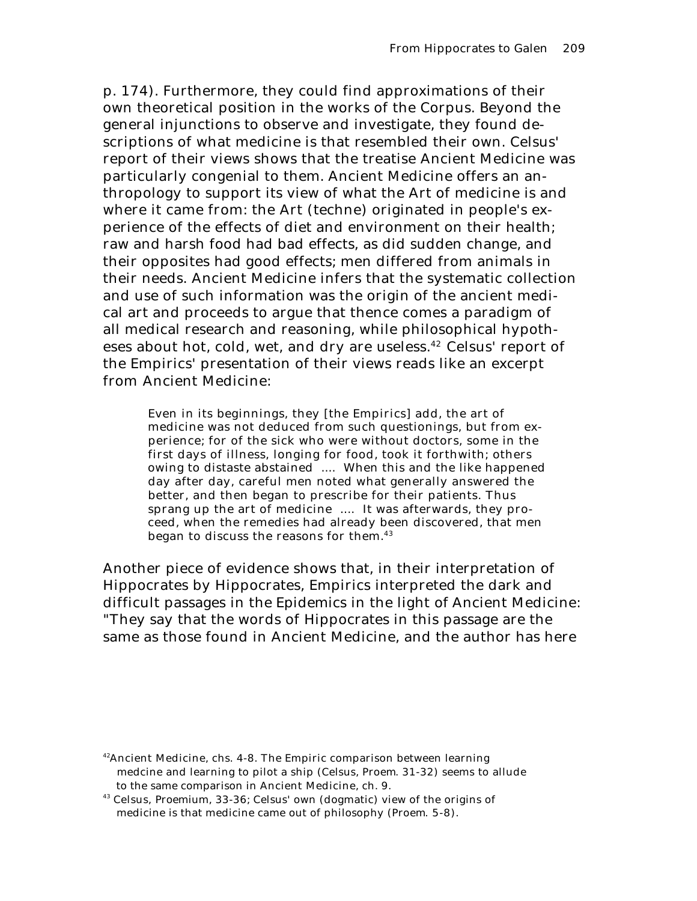p. 174). Furthermore, they could find approximations of their own theoretical position in the works of the Corpus. Beyond the general injunctions to observe and investigate, they found descriptions of what medicine is that resembled their own. Celsus' report of their views shows that the treatise *Ancient Medicine* was particularly congenial to them. *Ancient Medicine* offers an anthropology to support its view of what the Art of medicine is and where it came from: the Art (*techne*) originated in people's experience of the effects of diet and environment on their health; raw and harsh food had bad effects, as did sudden change, and their opposites had good effects; men differed from animals in their needs. *Ancient Medicine* infers that the systematic collection and use of such information was the origin of the ancient medical art and proceeds to argue that thence comes a paradigm of all medical research and reasoning, while philosophical hypotheses about hot, cold, wet, and dry are useless.[42] Celsus' report of the Empirics' presentation of their views reads like an excerpt from *Ancient Medicine*:

> Even in its beginnings, they [the Empirics] add, the art of medicine was not deduced from such questionings, but from experience; for of the sick who were without doctors, some in the first days of illness, longing for food, took it forthwith; others owing to distaste abstained .... When this and the like happened day after day, careful men noted what generally answered the better, and then began to prescribe for their patients. Thus sprang up the art of medicine .... It was afterwards, they proceed, when the remedies had already been discovered, that men began to discuss the reasons for them.[43]

Another piece of evidence shows that, in their interpretation of Hippocrates by Hippocrates, Empirics interpreted the dark and difficult passages in the *Epidemics* in the light of *Ancient Medicine*: "They say that the words of Hippocrates in this passage are the same as those found in *Ancient Medicine*, and the author has here

[42]*Ancient Medicine*, chs. 4-8. The Empiric comparison between learning medcine and learning to pilot a ship (Celsus, Proem. 31-32) seems to allude to the same comparison in *Ancient Medicine*, ch. 9.

[43] Celsus, Proemium, 33-36; Celsus' own (dogmatic) view of the origins of medicine is that medicine came out of philosophy (Proem. 5-8).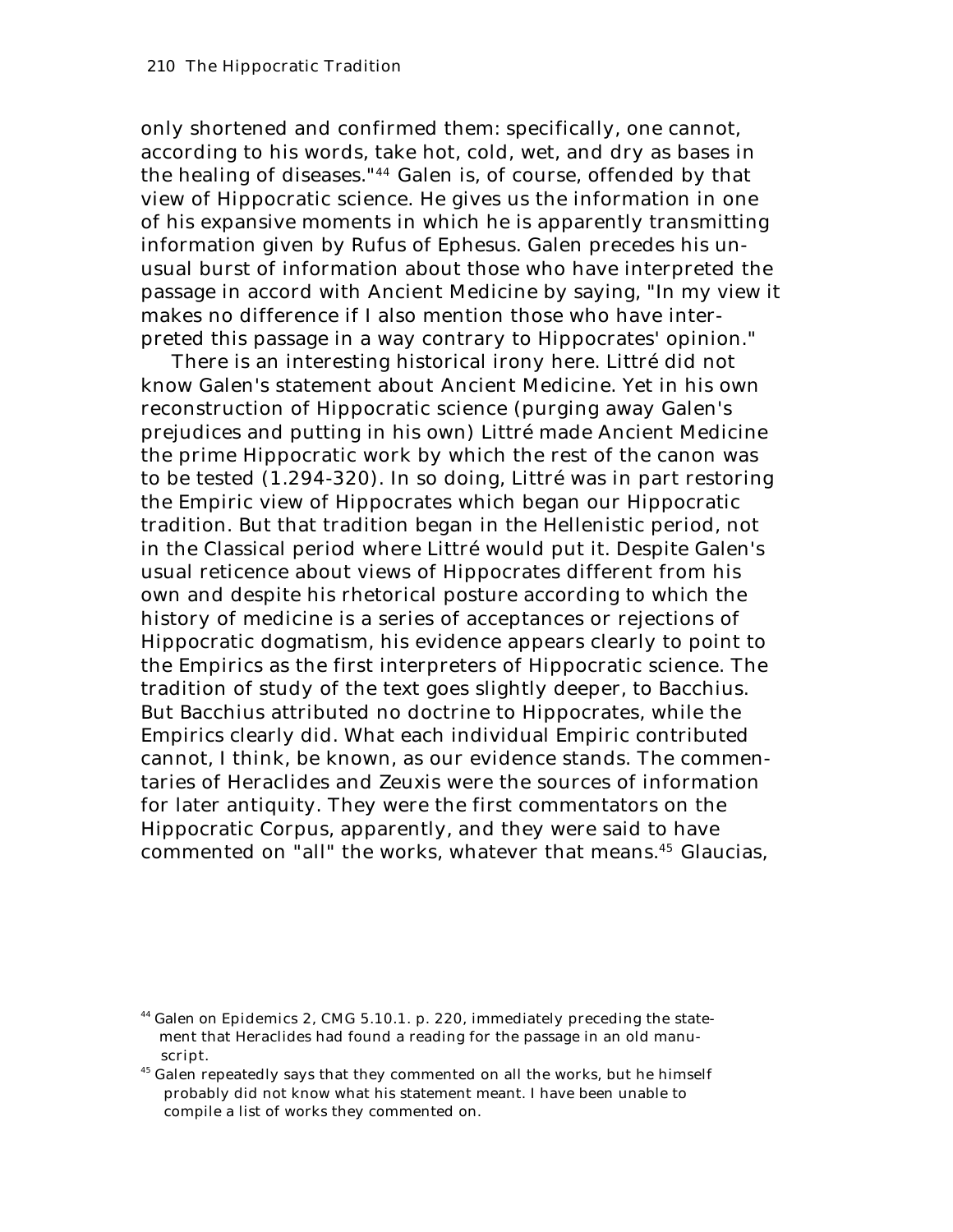only shortened and confirmed them: specifically, one cannot, according to his words, take hot, cold, wet, and dry as bases in the healing of diseases."[44] Galen is, of course, offended by that view of Hippocratic science. He gives us the information in one of his expansive moments in which he is apparently transmitting information given by Rufus of Ephesus. Galen precedes his unusual burst of information about those who have interpreted the passage in accord with Ancient Medicine by saying, "In my view it makes no difference if I also mention those who have interpreted this passage in a way contrary to Hippocrates' opinion."

There is an interesting historical irony here. Littré did not know Galen's statement about Ancient Medicine. Yet in his own reconstruction of Hippocratic science (purging away Galen's prejudices and putting in his own) Littré made Ancient Medicine the prime Hippocratic work by which the rest of the canon was to be tested (1.294-320). In so doing, Littré was in part restoring the Empiric view of Hippocrates which began our Hippocratic tradition. But that tradition began in the Hellenistic period, not in the Classical period where Littré would put it. Despite Galen's usual reticence about views of Hippocrates different from his own and despite his rhetorical posture according to which the history of medicine is a series of acceptances or rejections of Hippocratic dogmatism, his evidence appears clearly to point to the Empirics as the first interpreters of Hippocratic science. The tradition of study of the text goes slightly deeper, to Bacchius. But Bacchius attributed no doctrine to Hippocrates, while the Empirics clearly did. What each individual Empiric contributed cannot, I think, be known, as our evidence stands. The commentaries of Heraclides and Zeuxis were the sources of information for later antiquity. They were the first commentators on the Hippocratic Corpus, apparently, and they were said to have commented on "all" the works, whatever that means.[45] Glaucias,

[44] Galen on Epidemics 2, CMG 5.10.1. p. 220, immediately preceding the statement that Heraclides had found a reading for the passage in an old manuscript.

[45] Galen repeatedly says that they commented on all the works, but he himself probably did not know what his statement meant. I have been unable to compile a list of works they commented on.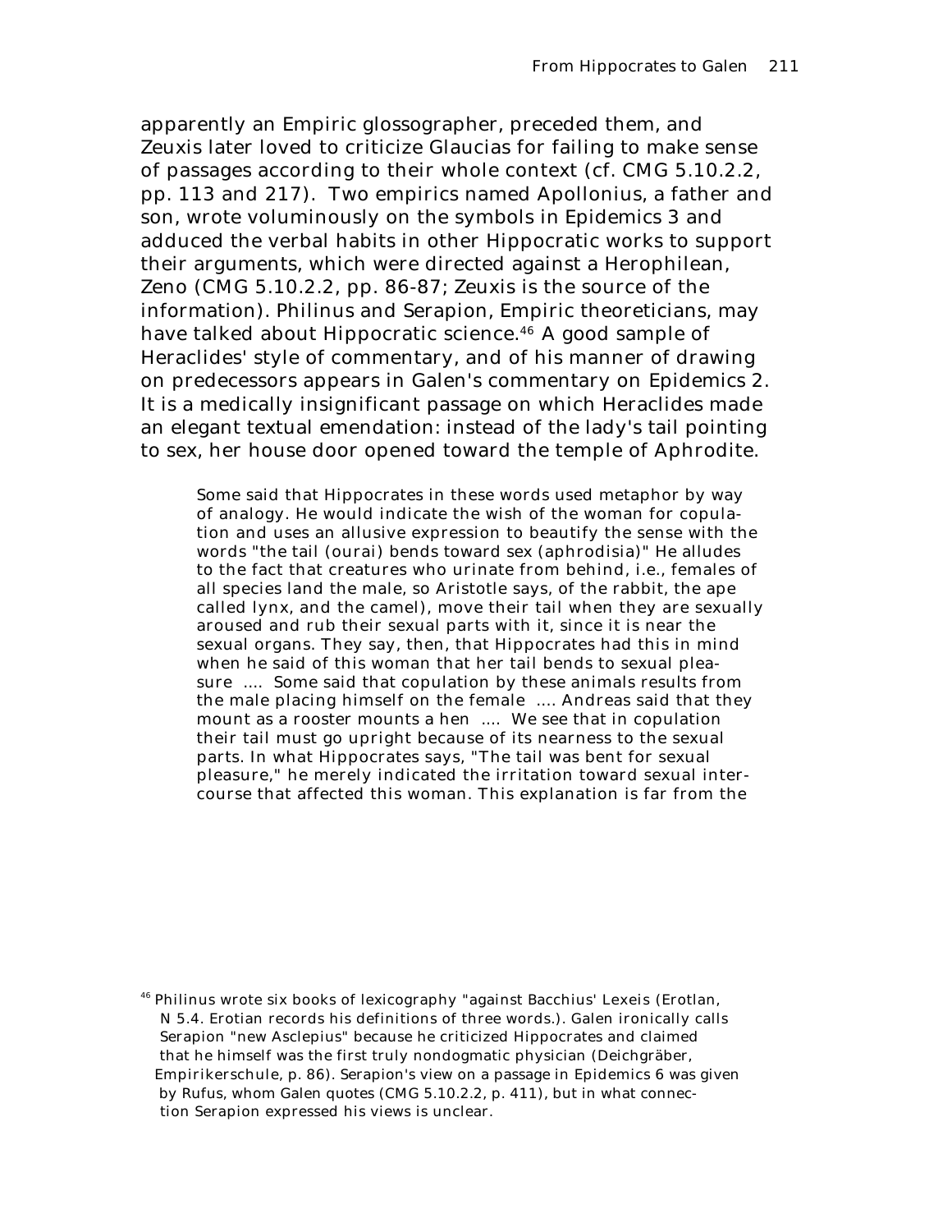apparently an Empiric glossographer, preceded them, and Zeuxis later loved to criticize Glaucias for failing to make sense of passages according to their whole context (cf. CMG 5.10.2.2, pp. 113 and 217). Two empirics named Apollonius, a father and son, wrote voluminously on the symbols in Epidemics 3 and adduced the verbal habits in other Hippocratic works to support their arguments, which were directed against a Herophilean, Zeno (CMG 5.10.2.2, pp. 86-87; Zeuxis is the source of the information). Philinus and Serapion, Empiric theoreticians, may have talked about Hippocratic science.[46] A good sample of Heraclides' style of commentary, and of his manner of drawing on predecessors appears in Galen's commentary on Epidemics 2. It is a medically insignificant passage on which Heraclides made an elegant textual emendation: instead of the lady's tail pointing to sex, her house door opened toward the temple of Aphrodite.

> Some said that Hippocrates in these words used metaphor by way of analogy. He would indicate the wish of the woman for copulation and uses an allusive expression to beautify the sense with the words "the tail (ourai) bends toward sex (aphrodisia)" He alludes to the fact that creatures who urinate from behind, i.e., females of all species land the male, so Aristotle says, of the rabbit, the ape called lynx, and the camel), move their tail when they are sexually aroused and rub their sexual parts with it, since it is near the sexual organs. They say, then, that Hippocrates had this in mind when he said of this woman that her tail bends to sexual pleasure .... Some said that copulation by these animals results from the male placing himself on the female .... Andreas said that they mount as a rooster mounts a hen .... We see that in copulation their tail must go upright because of its nearness to the sexual parts. In what Hippocrates says, "The tail was bent for sexual pleasure," he merely indicated the irritation toward sexual intercourse that affected this woman. This explanation is far from the

[46] Philinus wrote six books of lexicography "against Bacchius' Lexeis (Erotlan, N 5.4. Erotian records his definitions of three words.). Galen ironically calls Serapion "new Asclepius" because he criticized Hippocrates and claimed that he himself was the first truly nondogmatic physician (Deichgräber, Empirikerschule, p. 86). Serapion's view on a passage in Epidemics 6 was given by Rufus, whom Galen quotes (CMG 5.10.2.2, p. 411), but in what connection Serapion expressed his views is unclear.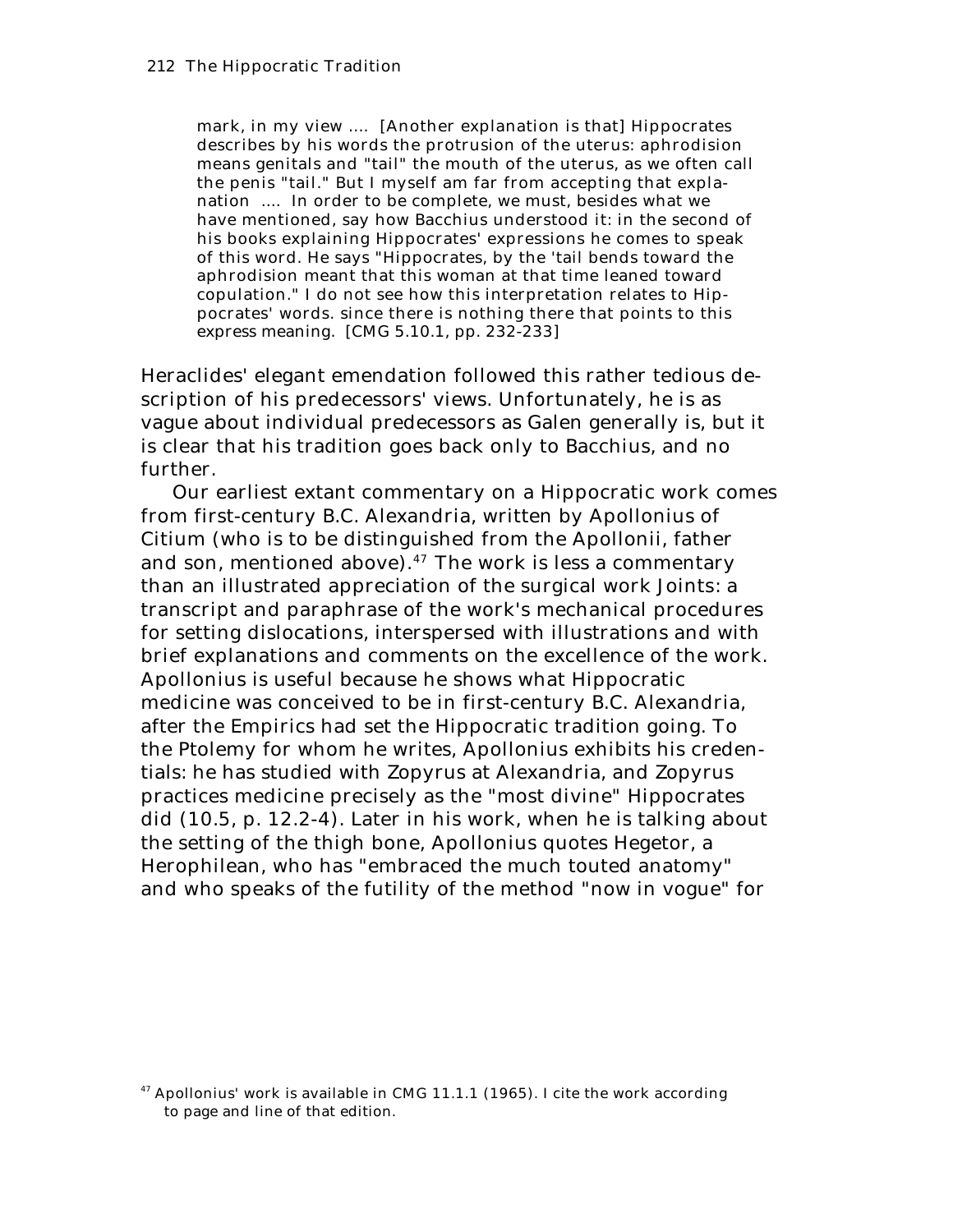> mark, in my view .... [Another explanation is that] Hippocrates describes by his words the protrusion of the uterus: aphrodision means genitals and "tail" the mouth of the uterus, as we often call the penis "tail." But I myself am far from accepting that explanation .... In order to be complete, we must, besides what we have mentioned, say how Bacchius understood it: in the second of his books explaining Hippocrates' expressions he comes to speak of this word. He says "Hippocrates, by the 'tail bends toward the aphrodision meant that this woman at that time leaned toward copulation." I do not see how this interpretation relates to Hippocrates' words. since there is nothing there that points to this express meaning. [CMG 5.10.1, pp. 232-233]

Heraclides' elegant emendation followed this rather tedious description of his predecessors' views. Unfortunately, he is as vague about individual predecessors as Galen generally is, but it is clear that his tradition goes back only to Bacchius, and no further.

Our earliest extant commentary on a Hippocratic work comes from first-century B.C. Alexandria, written by Apollonius of Citium (who is to be distinguished from the Apollonii, father and son, mentioned above).[47] The work is less a commentary than an illustrated appreciation of the surgical work Joints: a transcript and paraphrase of the work's mechanical procedures for setting dislocations, interspersed with illustrations and with brief explanations and comments on the excellence of the work. Apollonius is useful because he shows what Hippocratic medicine was conceived to be in first-century B.C. Alexandria, after the Empirics had set the Hippocratic tradition going. To the Ptolemy for whom he writes, Apollonius exhibits his credentials: he has studied with Zopyrus at Alexandria, and Zopyrus practices medicine precisely as the "most divine" Hippocrates did (10.5, p. 12.2-4). Later in his work, when he is talking about the setting of the thigh bone, Apollonius quotes Hegetor, a Herophilean, who has "embraced the much touted anatomy" and who speaks of the futility of the method "now in vogue" for

[47] Apollonius' work is available in CMG 11.1.1 (1965). I cite the work according to page and line of that edition.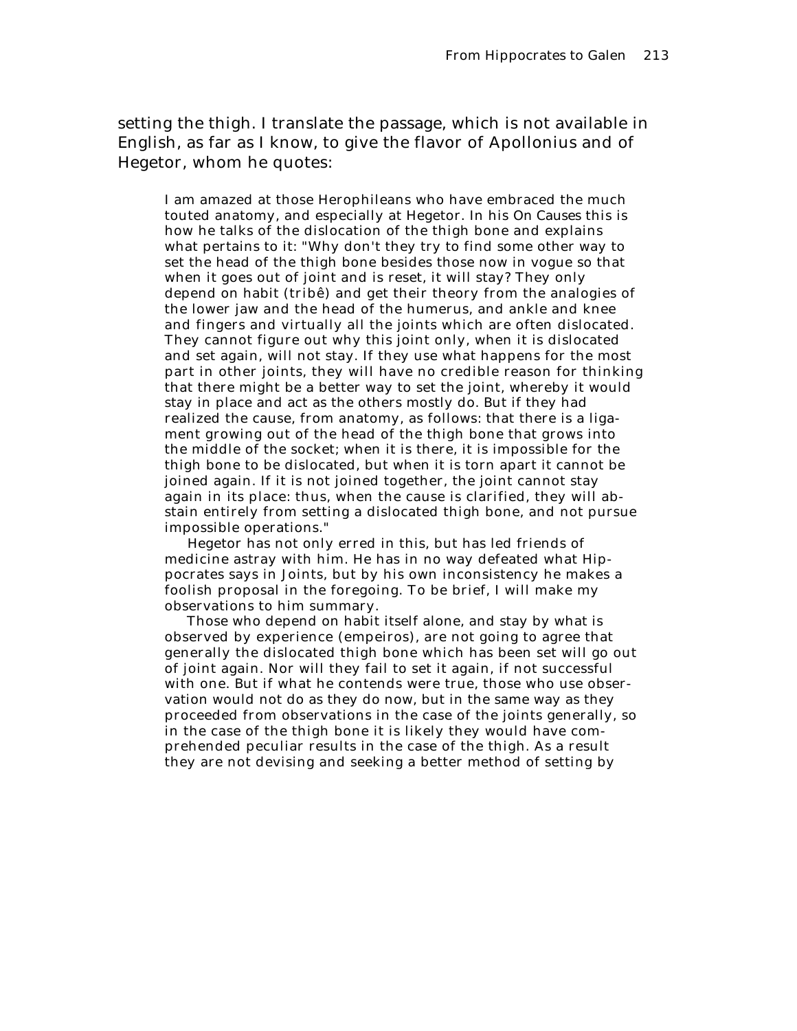setting the thigh. I translate the passage, which is not available in English, as far as I know, to give the flavor of Apollonius and of Hegetor, whom he quotes:

> I am amazed at those Herophileans who have embraced the much touted anatomy, and especially at Hegetor. In his *On Causes* this is how he talks of the dislocation of the thigh bone and explains what pertains to it: "Why don't they try to find some other way to set the head of the thigh bone besides those now in vogue so that when it goes out of joint and is reset, it will stay? They only depend on habit (*tribê*) and get their theory from the analogies of the lower jaw and the head of the humerus, and ankle and knee and fingers and virtually all the joints which are often dislocated. They cannot figure out why this joint only, when it is dislocated and set again, will not stay. If they use what happens for the most part in other joints, they will have no credible reason for thinking that there might be a better way to set the joint, whereby it would stay in place and act as the others mostly do. But if they had realized the cause, from anatomy, as follows: that there is a ligament growing out of the head of the thigh bone that grows into the middle of the socket; when it is there, it is impossible for the thigh bone to be dislocated, but when it is torn apart it cannot be joined again. If it is not joined together, the joint cannot stay again in its place: thus, when the cause is clarified, they will abstain entirely from setting a dislocated thigh bone, and not pursue impossible operations."
>
> Hegetor has not only erred in this, but has led friends of medicine astray with him. He has in no way defeated what Hippocrates says in *Joints*, but by his own inconsistency he makes a foolish proposal in the foregoing. To be brief, I will make my observations to him summary.
>
> Those who depend on habit itself alone, and stay by what is observed by experience (*empeiros*), are not going to agree that generally the dislocated thigh bone which has been set will go out of joint again. Nor will they fail to set it again, if not successful with one. But if what he contends were true, those who use observation would not do as they do now, but in the same way as they proceeded from observations in the case of the joints generally, so in the case of the thigh bone it is likely they would have comprehended peculiar results in the case of the thigh. As a result they are not devising and seeking a better method of setting by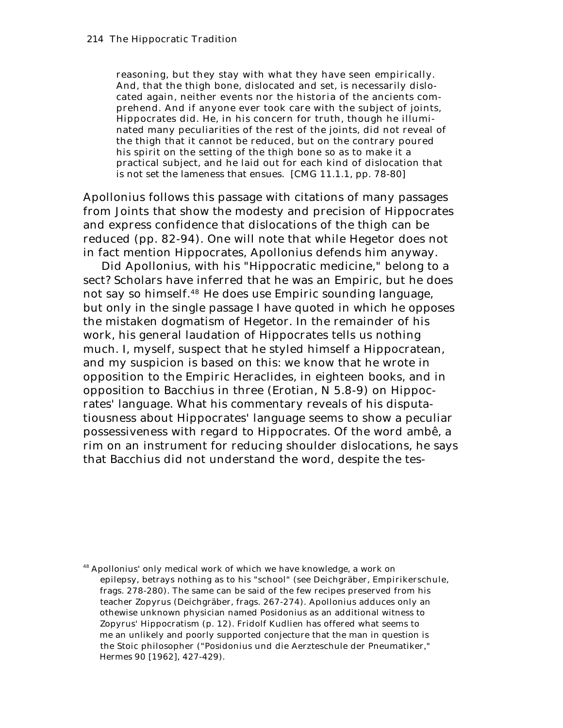> reasoning, but they stay with what they have seen empirically. And, that the thigh bone, dislocated and set, is necessarily dislocated again, neither events nor the historia of the ancients comprehend. And if anyone ever took care with the subject of joints, Hippocrates did. He, in his concern for truth, though he illuminated many peculiarities of the rest of the joints, did not reveal of the thigh that it cannot be reduced, but on the contrary poured his spirit on the setting of the thigh bone so as to make it a practical subject, and he laid out for each kind of dislocation that is not set the lameness that ensues. [CMG 11.1.1, pp. 78-80]

Apollonius follows this passage with citations of many passages from Joints that show the modesty and precision of Hippocrates and express confidence that dislocations of the thigh can be reduced (pp. 82-94). One will note that while Hegetor does not in fact mention Hippocrates, Apollonius defends him anyway.

Did Apollonius, with his "Hippocratic medicine," belong to a sect? Scholars have inferred that he was an Empiric, but he does not say so himself.[48] He does use Empiric sounding language, but only in the single passage I have quoted in which he opposes the mistaken dogmatism of Hegetor. In the remainder of his work, his general laudation of Hippocrates tells us nothing much. I, myself, suspect that he styled himself a Hippocratean, and my suspicion is based on this: we know that he wrote in opposition to the Empiric Heraclides, in eighteen books, and in opposition to Bacchius in three (Erotian, N 5.8-9) on Hippocrates' language. What his commentary reveals of his disputatiousness about Hippocrates' language seems to show a peculiar possessiveness with regard to Hippocrates. Of the word ambê, a rim on an instrument for reducing shoulder dislocations, he says that Bacchius did not understand the word, despite the tes-

[48] Apollonius' only medical work of which we have knowledge, a work on epilepsy, betrays nothing as to his "school" (see Deichgräber, Empirikerschule, frags. 278-280). The same can be said of the few recipes preserved from his teacher Zopyrus (Deichgräber, frags. 267-274). Apollonius adduces only an othewise unknown physician named Posidonius as an additional witness to Zopyrus' Hippocratism (p. 12). Fridolf Kudlien has offered what seems to me an unlikely and poorly supported conjecture that the man in question is the Stoic philosopher ("Posidonius und die Aerzteschule der Pneumatiker," Hermes 90 [1962], 427-429).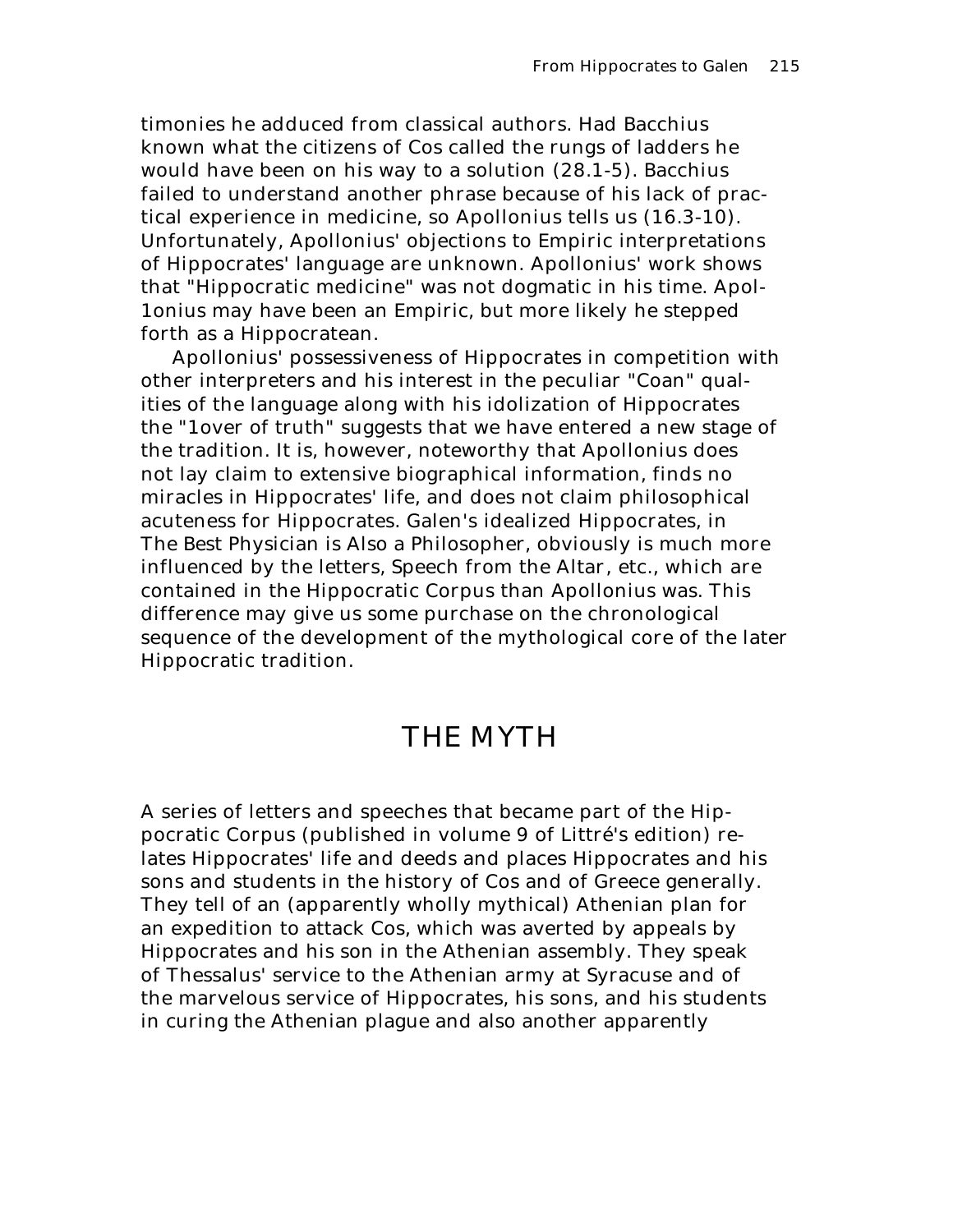timonies he adduced from classical authors. Had Bacchius known what the citizens of Cos called the rungs of ladders he would have been on his way to a solution (28.1-5). Bacchius failed to understand another phrase because of his lack of practical experience in medicine, so Apollonius tells us (16.3-10). Unfortunately, Apollonius' objections to Empiric interpretations of Hippocrates' language are unknown. Apollonius' work shows that "Hippocratic medicine" was not dogmatic in his time. Apollonius may have been an Empiric, but more likely he stepped forth as a Hippocratean.

Apollonius' possessiveness of Hippocrates in competition with other interpreters and his interest in the peculiar "Coan" qualities of the language along with his idolization of Hippocrates the "lover of truth" suggests that we have entered a new stage of the tradition. It is, however, noteworthy that Apollonius does not lay claim to extensive biographical information, finds no miracles in Hippocrates' life, and does not claim philosophical acuteness for Hippocrates. Galen's idealized Hippocrates, in *The Best Physician is Also a Philosopher*, obviously is much more influenced by the letters, Speech from the Altar, etc., which are contained in the Hippocratic Corpus than Apollonius was. This difference may give us some purchase on the chronological sequence of the development of the mythological core of the later Hippocratic tradition.

## THE MYTH

A series of letters and speeches that became part of the Hippocratic Corpus (published in volume 9 of Littré's edition) relates Hippocrates' life and deeds and places Hippocrates and his sons and students in the history of Cos and of Greece generally. They tell of an (apparently wholly mythical) Athenian plan for an expedition to attack Cos, which was averted by appeals by Hippocrates and his son in the Athenian assembly. They speak of Thessalus' service to the Athenian army at Syracuse and of the marvelous service of Hippocrates, his sons, and his students in curing the Athenian plague and also another apparently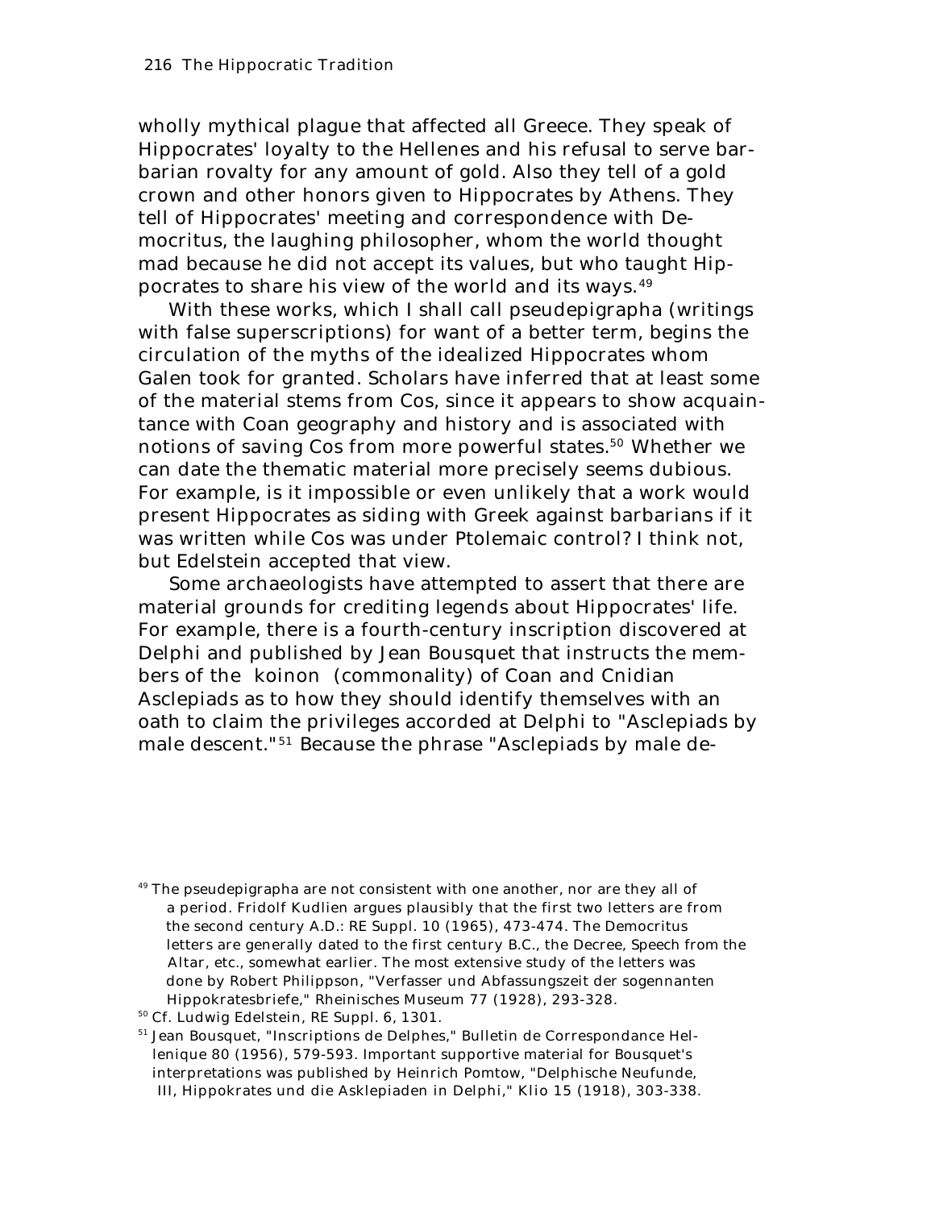wholly mythical plague that affected all Greece. They speak of Hippocrates' loyalty to the Hellenes and his refusal to serve barbarian rovalty for any amount of gold. Also they tell of a gold crown and other honors given to Hippocrates by Athens. They tell of Hippocrates' meeting and correspondence with Democritus, the laughing philosopher, whom the world thought mad because he did not accept its values, but who taught Hippocrates to share his view of the world and its ways.[49]

With these works, which I shall call pseudepigrapha (writings with false superscriptions) for want of a better term, begins the circulation of the myths of the idealized Hippocrates whom Galen took for granted. Scholars have inferred that at least some of the material stems from Cos, since it appears to show acquaintance with Coan geography and history and is associated with notions of saving Cos from more powerful states.[50] Whether we can date the thematic material more precisely seems dubious. For example, is it impossible or even unlikely that a work would present Hippocrates as siding with Greek against barbarians if it was written while Cos was under Ptolemaic control? I think not, but Edelstein accepted that view.

Some archaeologists have attempted to assert that there are material grounds for crediting legends about Hippocrates' life. For example, there is a fourth-century inscription discovered at Delphi and published by Jean Bousquet that instructs the members of the *koinon* (commonality) of Coan and Cnidian Asclepiads as to how they should identify themselves with an oath to claim the privileges accorded at Delphi to "Asclepiads by male descent."[51] Because the phrase "Asclepiads by male de-

---

[49] The pseudepigrapha are not consistent with one another, nor are they all of a period. Fridolf Kudlien argues plausibly that the first two letters are from the second century A.D.: *RE* Suppl. 10 (1965), 473-474. The Democritus letters are generally dated to the first century B.C., the Decree, Speech from the Altar, etc., somewhat earlier. The most extensive study of the letters was done by Robert Philippson, "Verfasser und Abfassungszeit der sogenannten Hippokratesbriefe," *Rheinisches Museum* 77 (1928), 293-328.

[50] Cf. Ludwig Edelstein, *RE* Suppl. 6, 1301.

[51] Jean Bousquet, "Inscriptions de Delphes," *Bulletin de Correspondance Hellenique* 80 (1956), 579-593. Important supportive material for Bousquet's interpretations was published by Heinrich Pomtow, "Delphische Neufunde, III, Hippokrates und die Asklepiaden in Delphi," *Klio* 15 (1918), 303-338.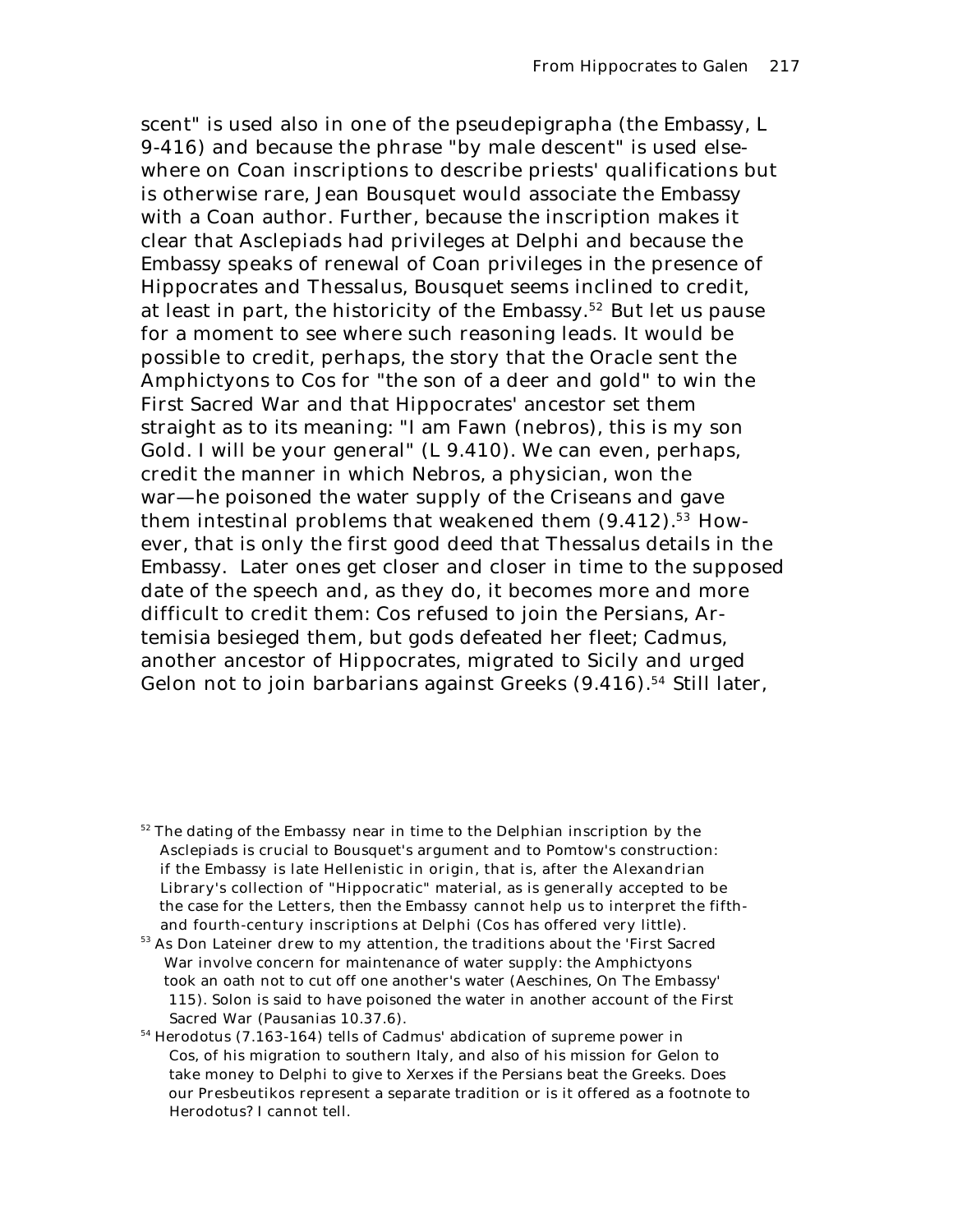scent" is used also in one of the pseudepigrapha (the Embassy, L 9-416) and because the phrase "by male descent" is used elsewhere on Coan inscriptions to describe priests' qualifications but is otherwise rare, Jean Bousquet would associate the Embassy with a Coan author. Further, because the inscription makes it clear that Asclepiads had privileges at Delphi and because the Embassy speaks of renewal of Coan privileges in the presence of Hippocrates and Thessalus, Bousquet seems inclined to credit, at least in part, the historicity of the Embassy.[52] But let us pause for a moment to see where such reasoning leads. It would be possible to credit, perhaps, the story that the Oracle sent the Amphictyons to Cos for "the son of a deer and gold" to win the First Sacred War and that Hippocrates' ancestor set them straight as to its meaning: "I am Fawn (nebros), this is my son Gold. I will be your general" (L 9.410). We can even, perhaps, credit the manner in which Nebros, a physician, won the war—he poisoned the water supply of the Criseans and gave them intestinal problems that weakened them (9.412).[53] However, that is only the first good deed that Thessalus details in the Embassy. Later ones get closer and closer in time to the supposed date of the speech and, as they do, it becomes more and more difficult to credit them: Cos refused to join the Persians, Artemisia besieged them, but gods defeated her fleet; Cadmus, another ancestor of Hippocrates, migrated to Sicily and urged Gelon not to join barbarians against Greeks (9.416).[54] Still later,

[52] The dating of the Embassy near in time to the Delphian inscription by the Asclepiads is crucial to Bousquet's argument and to Pomtow's construction: if the Embassy is late Hellenistic in origin, that is, after the Alexandrian Library's collection of "Hippocratic" material, as is generally accepted to be the case for the Letters, then the Embassy cannot help us to interpret the fifth- and fourth-century inscriptions at Delphi (Cos has offered very little).

[53] As Don Lateiner drew to my attention, the traditions about the 'First Sacred War involve concern for maintenance of water supply: the Amphictyons took an oath not to cut off one another's water (Aeschines, On The Embassy' 115). Solon is said to have poisoned the water in another account of the First Sacred War (Pausanias 10.37.6).

[54] Herodotus (7.163-164) tells of Cadmus' abdication of supreme power in Cos, of his migration to southern Italy, and also of his mission for Gelon to take money to Delphi to give to Xerxes if the Persians beat the Greeks. Does our Presbeutikos represent a separate tradition or is it offered as a footnote to Herodotus? I cannot tell.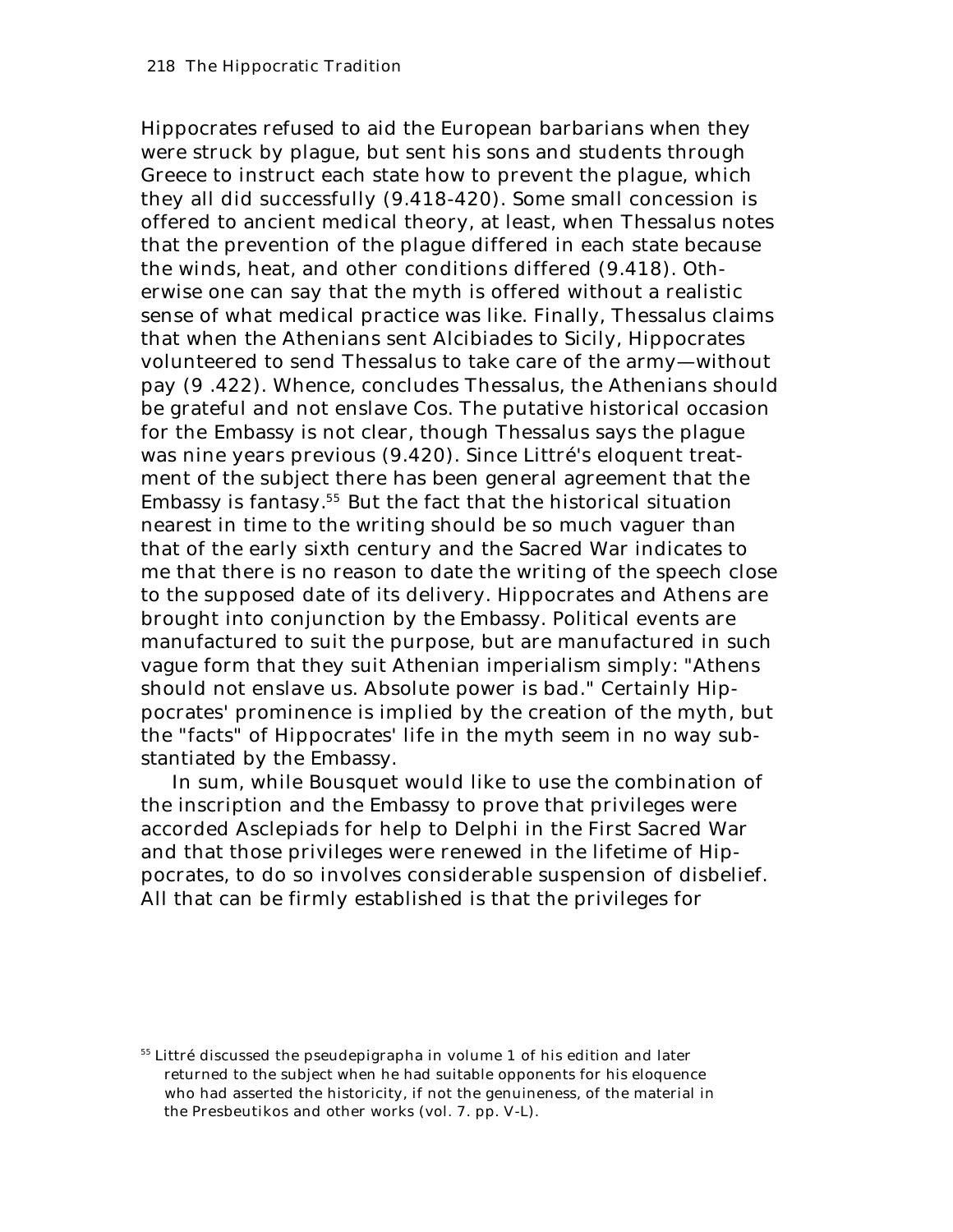Hippocrates refused to aid the European barbarians when they were struck by plague, but sent his sons and students through Greece to instruct each state how to prevent the plague, which they all did successfully (9.418-420). Some small concession is offered to ancient medical theory, at least, when Thessalus notes that the prevention of the plague differed in each state because the winds, heat, and other conditions differed (9.418). Otherwise one can say that the myth is offered without a realistic sense of what medical practice was like. Finally, Thessalus claims that when the Athenians sent Alcibiades to Sicily, Hippocrates volunteered to send Thessalus to take care of the army—without pay (9 .422). Whence, concludes Thessalus, the Athenians should be grateful and not enslave Cos. The putative historical occasion for the Embassy is not clear, though Thessalus says the plague was nine years previous (9.420). Since Littré's eloquent treatment of the subject there has been general agreement that the Embassy is fantasy.[55] But the fact that the historical situation nearest in time to the writing should be so much vaguer than that of the early sixth century and the Sacred War indicates to me that there is no reason to date the writing of the speech close to the supposed date of its delivery. Hippocrates and Athens are brought into conjunction by the Embassy. Political events are manufactured to suit the purpose, but are manufactured in such vague form that they suit Athenian imperialism simply: "Athens should not enslave us. Absolute power is bad." Certainly Hippocrates' prominence is implied by the creation of the myth, but the "facts" of Hippocrates' life in the myth seem in no way substantiated by the Embassy.

In sum, while Bousquet would like to use the combination of the inscription and the Embassy to prove that privileges were accorded Asclepiads for help to Delphi in the First Sacred War and that those privileges were renewed in the lifetime of Hippocrates, to do so involves considerable suspension of disbelief. All that can be firmly established is that the privileges for

[55] Littré discussed the pseudepigrapha in volume 1 of his edition and later returned to the subject when he had suitable opponents for his eloquence who had asserted the historicity, if not the genuineness, of the material in the *Presbeutikos* and other works (vol. 7. pp. V-L).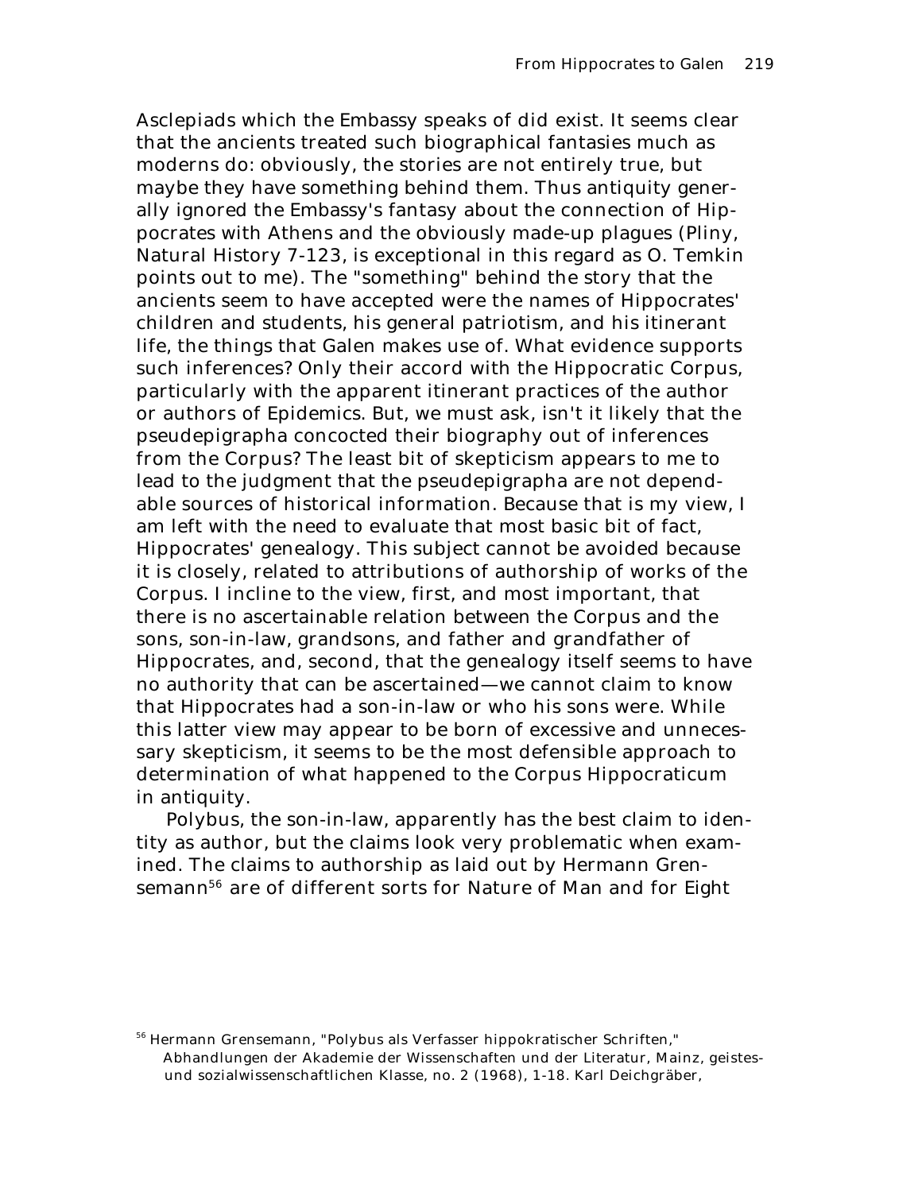Asclepiads which the Embassy speaks of did exist. It seems clear that the ancients treated such biographical fantasies much as moderns do: obviously, the stories are not entirely true, but maybe they have something behind them. Thus antiquity generally ignored the Embassy's fantasy about the connection of Hippocrates with Athens and the obviously made-up plagues (Pliny, *Natural History* 7-123, is exceptional in this regard as O. Temkin points out to me). The "something" behind the story that the ancients seem to have accepted were the names of Hippocrates' children and students, his general patriotism, and his itinerant life, the things that Galen makes use of. What evidence supports such inferences? Only their accord with the Hippocratic Corpus, particularly with the apparent itinerant practices of the author or authors of *Epidemics*. But, we must ask, isn't it likely that the pseudepigrapha concocted their biography out of inferences from the Corpus? The least bit of skepticism appears to me to lead to the judgment that the pseudepigrapha are not dependable sources of historical information. Because that is my view, I am left with the need to evaluate that most basic bit of fact, Hippocrates' genealogy. This subject cannot be avoided because it is closely, related to attributions of authorship of works of the Corpus. I incline to the view, first, and most important, that there is no ascertainable relation between the Corpus and the sons, son-in-law, grandsons, and father and grandfather of Hippocrates, and, second, that the genealogy itself seems to have no authority that can be ascertained—we cannot claim to know that Hippocrates had a son-in-law or who his sons were. While this latter view may appear to be born of excessive and unnecessary skepticism, it seems to be the most defensible approach to determination of what happened to the Corpus Hippocraticum in antiquity.

Polybus, the son-in-law, apparently has the best claim to identity as author, but the claims look very problematic when examined. The claims to authorship as laid out by Hermann Grensemann[56] are of different sorts for *Nature of Man* and for *Eight*

[56] Hermann Grensemann, "Polybus als Verfasser hippokratischer Schriften," *Abhandlungen der Akademie der Wissenschaften und der Literatur, Mainz, geistes- und sozialwissenschaftlichen Klasse*, no. 2 (1968), 1-18. Karl Deichgräber,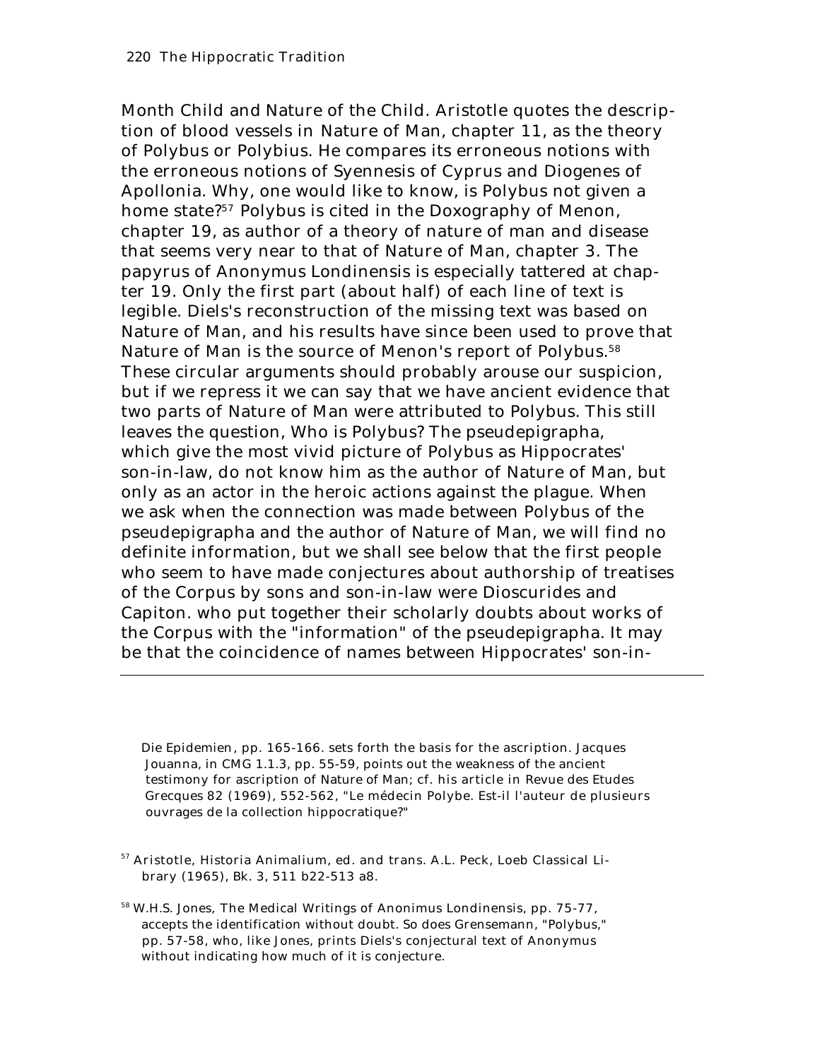Month Child and Nature of the Child. Aristotle quotes the description of blood vessels in Nature of Man, chapter 11, as the theory of Polybus or Polybius. He compares its erroneous notions with the erroneous notions of Syennesis of Cyprus and Diogenes of Apollonia. Why, one would like to know, is Polybus not given a home state?[57] Polybus is cited in the Doxography of Menon, chapter 19, as author of a theory of nature of man and disease that seems very near to that of Nature of Man, chapter 3. The papyrus of Anonymus Londinensis is especially tattered at chapter 19. Only the first part (about half) of each line of text is legible. Diels's reconstruction of the missing text was based on Nature of Man, and his results have since been used to prove that Nature of Man is the source of Menon's report of Polybus.[58] These circular arguments should probably arouse our suspicion, but if we repress it we can say that we have ancient evidence that two parts of Nature of Man were attributed to Polybus. This still leaves the question, Who is Polybus? The pseudepigrapha, which give the most vivid picture of Polybus as Hippocrates' son-in-law, do not know him as the author of Nature of Man, but only as an actor in the heroic actions against the plague. When we ask when the connection was made between Polybus of the pseudepigrapha and the author of Nature of Man, we will find no definite information, but we shall see below that the first people who seem to have made conjectures about authorship of treatises of the Corpus by sons and son-in-law were Dioscurides and Capiton. who put together their scholarly doubts about works of the Corpus with the "information" of the pseudepigrapha. It may be that the coincidence of names between Hippocrates' son-in-

---

Die Epidemien, pp. 165-166. sets forth the basis for the ascription. Jacques Jouanna, in CMG 1.1.3, pp. 55-59, points out the weakness of the ancient testimony for ascription of Nature of Man; cf. his article in Revue des Etudes Grecques 82 (1969), 552-562, "Le médecin Polybe. Est-il l'auteur de plusieurs ouvrages de la collection hippocratique?"

[57] Aristotle, Historia Animalium, ed. and trans. A.L. Peck, Loeb Classical Library (1965), Bk. 3, 511 b22-513 a8.

[58] W.H.S. Jones, The Medical Writings of Anonimus Londinensis, pp. 75-77, accepts the identification without doubt. So does Grensemann, "Polybus," pp. 57-58, who, like Jones, prints Diels's conjectural text of Anonymus without indicating how much of it is conjecture.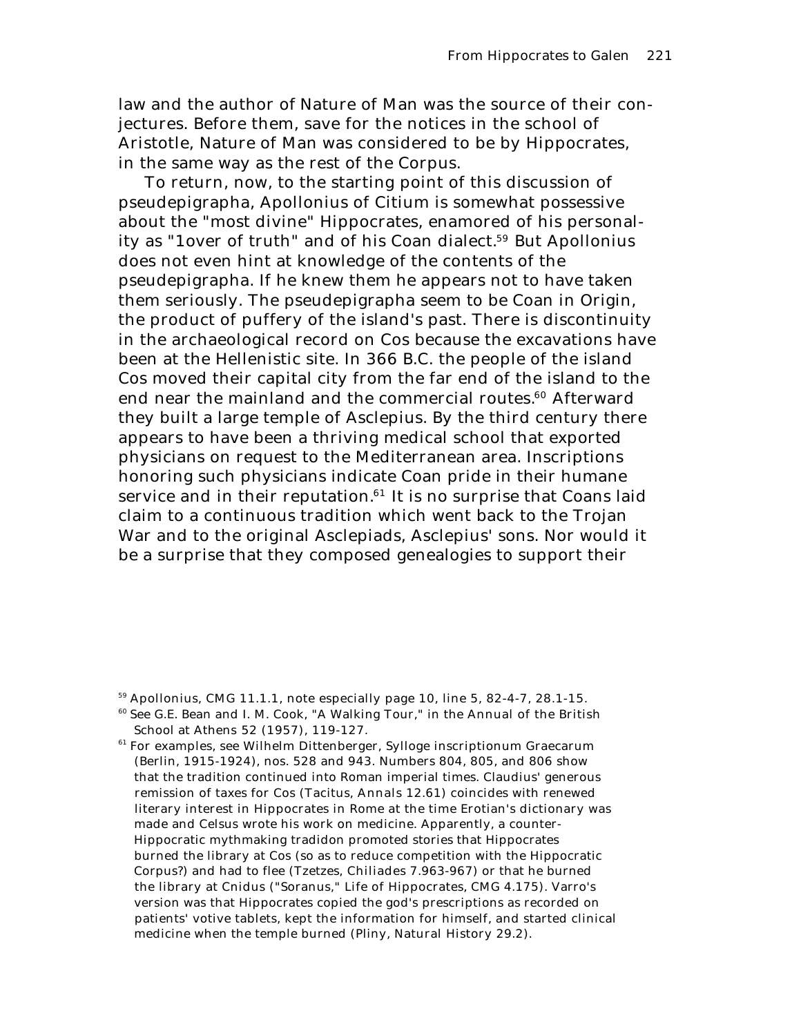law and the author of Nature of Man was the source of their conjectures. Before them, save for the notices in the school of Aristotle, Nature of Man was considered to be by Hippocrates, in the same way as the rest of the Corpus.

To return, now, to the starting point of this discussion of pseudepigrapha, Apollonius of Citium is somewhat possessive about the "most divine" Hippocrates, enamored of his personality as "1over of truth" and of his Coan dialect.[59] But Apollonius does not even hint at knowledge of the contents of the pseudepigrapha. If he knew them he appears not to have taken them seriously. The pseudepigrapha seem to be Coan in Origin, the product of puffery of the island's past. There is discontinuity in the archaeological record on Cos because the excavations have been at the Hellenistic site. In 366 B.C. the people of the island Cos moved their capital city from the far end of the island to the end near the mainland and the commercial routes.[60] Afterward they built a large temple of Asclepius. By the third century there appears to have been a thriving medical school that exported physicians on request to the Mediterranean area. Inscriptions honoring such physicians indicate Coan pride in their humane service and in their reputation.[61] It is no surprise that Coans laid claim to a continuous tradition which went back to the Trojan War and to the original Asclepiads, Asclepius' sons. Nor would it be a surprise that they composed genealogies to support their

---

[59] Apollonius, CMG 11.1.1, note especially page 10, line 5, 82-4-7, 28.1-15.

[60] See G.E. Bean and I. M. Cook, "A Walking Tour," in the Annual of the British School at Athens 52 (1957), 119-127.

[61] For examples, see Wilhelm Dittenberger, Sylloge inscriptionum Graecarum (Berlin, 1915-1924), nos. 528 and 943. Numbers 804, 805, and 806 show that the tradition continued into Roman imperial times. Claudius' generous remission of taxes for Cos (Tacitus, *Annals* 12.61) coincides with renewed literary interest in Hippocrates in Rome at the time Erotian's dictionary was made and Celsus wrote his work on medicine. Apparently, a counter-Hippocratic mythmaking tradidon promoted stories that Hippocrates burned the library at Cos (so as to reduce competition with the Hippocratic Corpus?) and had to flee (Tzetzes, *Chiliades* 7.963-967) or that he burned the library at Cnidus ("Soranus," Life of Hippocrates, CMG 4.175). Varro's version was that Hippocrates copied the god's prescriptions as recorded on patients' votive tablets, kept the information for himself, and started clinical medicine when the temple burned (Pliny, Natural History 29.2).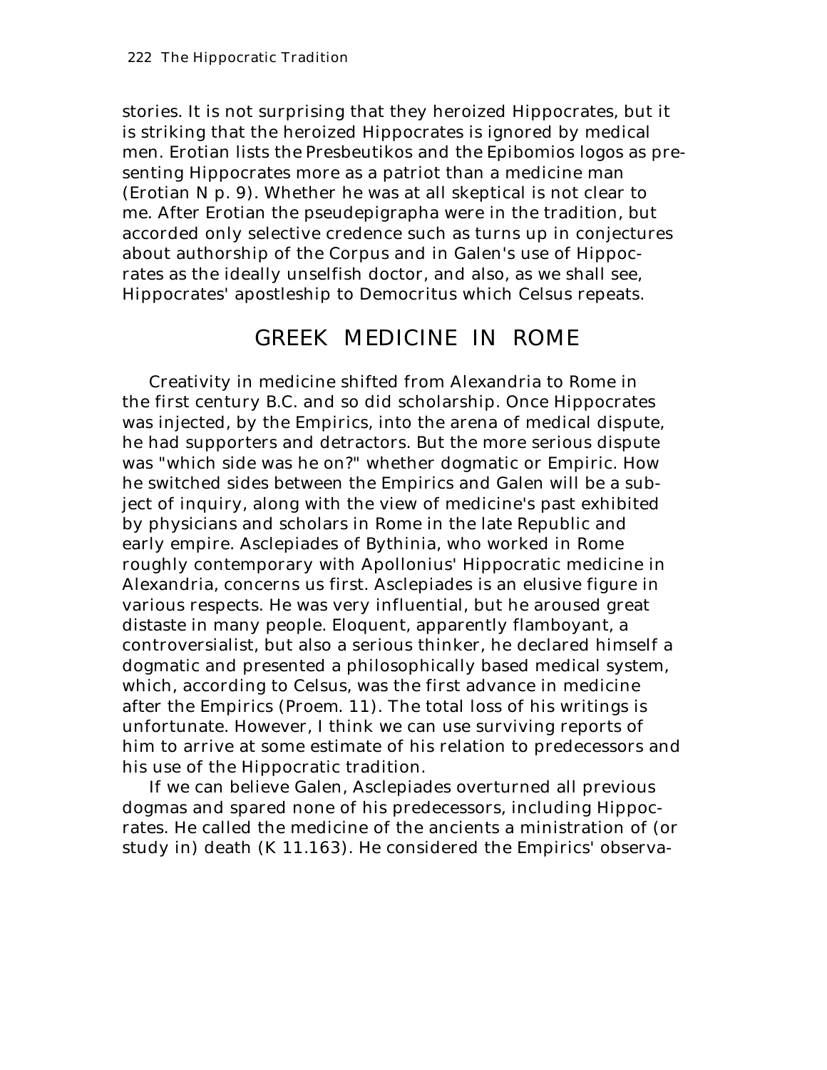stories. It is not surprising that they heroized Hippocrates, but it is striking that the heroized Hippocrates is ignored by medical men. Erotian lists the *Presbeutikos* and the *Epibomios logos* as presenting Hippocrates more as a patriot than a medicine man (Erotian N p. 9). Whether he was at all skeptical is not clear to me. After Erotian the pseudepigrapha were in the tradition, but accorded only selective credence such as turns up in conjectures about authorship of the Corpus and in Galen's use of Hippocrates as the ideally unselfish doctor, and also, as we shall see, Hippocrates' apostleship to Democritus which Celsus repeats.

## GREEK MEDICINE IN ROME

Creativity in medicine shifted from Alexandria to Rome in the first century B.C. and so did scholarship. Once Hippocrates was injected, by the Empirics, into the arena of medical dispute, he had supporters and detractors. But the more serious dispute was "which side was he on?" whether dogmatic or Empiric. How he switched sides between the Empirics and Galen will be a subject of inquiry, along with the view of medicine's past exhibited by physicians and scholars in Rome in the late Republic and early empire. Asclepiades of Bythinia, who worked in Rome roughly contemporary with Apollonius' Hippocratic medicine in Alexandria, concerns us first. Asclepiades is an elusive figure in various respects. He was very influential, but he aroused great distaste in many people. Eloquent, apparently flamboyant, a controversialist, but also a serious thinker, he declared himself a dogmatic and presented a philosophically based medical system, which, according to Celsus, was the first advance in medicine after the Empirics (Proem. 11). The total loss of his writings is unfortunate. However, I think we can use surviving reports of him to arrive at some estimate of his relation to predecessors and his use of the Hippocratic tradition.

If we can believe Galen, Asclepiades overturned all previous dogmas and spared none of his predecessors, including Hippocrates. He called the medicine of the ancients a ministration of (or study in) death (K 11.163). He considered the Empirics' observa-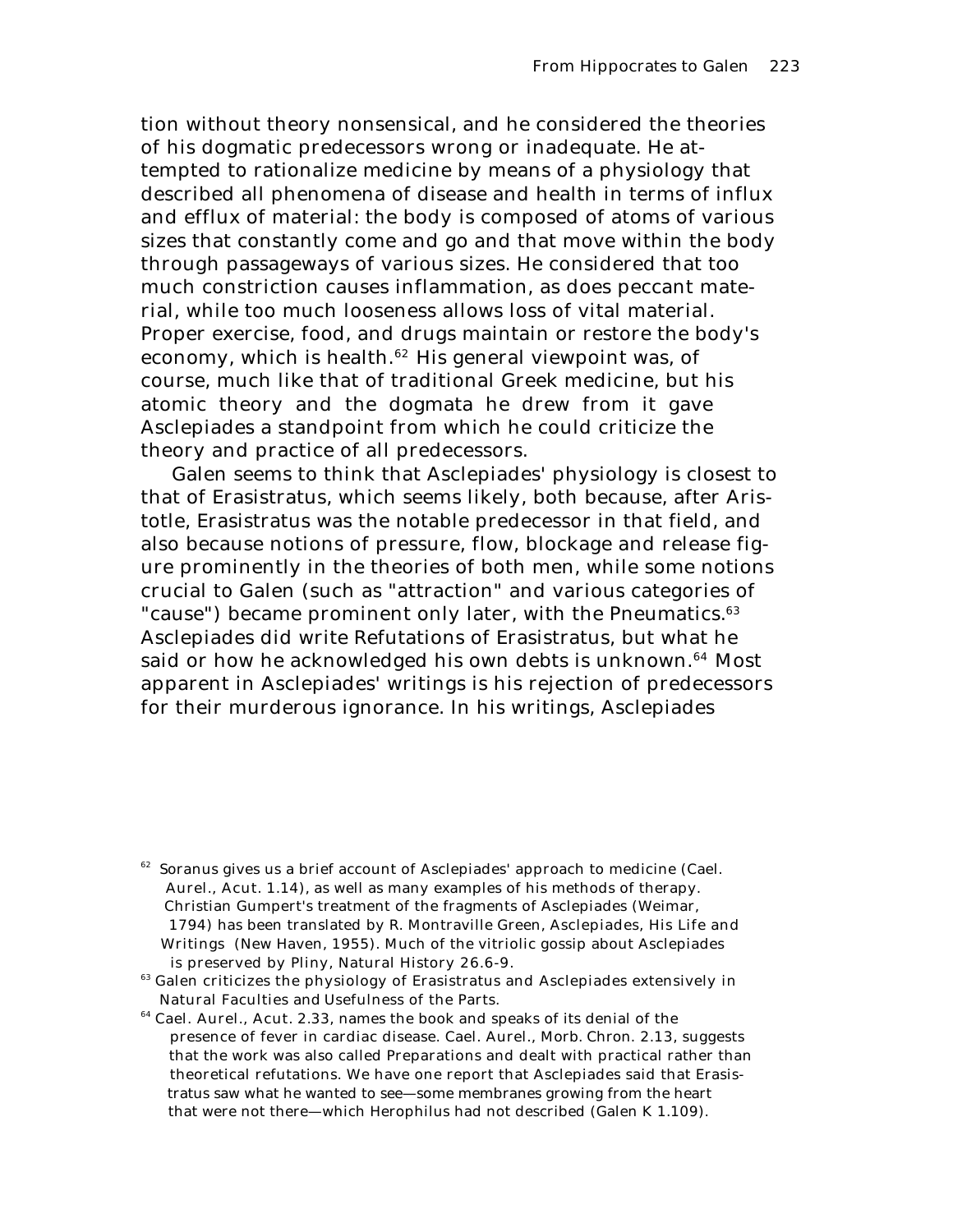tion without theory nonsensical, and he considered the theories of his dogmatic predecessors wrong or inadequate. He attempted to rationalize medicine by means of a physiology that described all phenomena of disease and health in terms of influx and efflux of material: the body is composed of atoms of various sizes that constantly come and go and that move within the body through passageways of various sizes. He considered that too much constriction causes inflammation, as does peccant material, while too much looseness allows loss of vital material. Proper exercise, food, and drugs maintain or restore the body's economy, which is health.[62] His general viewpoint was, of course, much like that of traditional Greek medicine, but his atomic theory and the dogmata he drew from it gave Asclepiades a standpoint from which he could criticize the theory and practice of all predecessors.

Galen seems to think that Asclepiades' physiology is closest to that of Erasistratus, which seems likely, both because, after Aristotle, Erasistratus was the notable predecessor in that field, and also because notions of pressure, flow, blockage and release figure prominently in the theories of both men, while some notions crucial to Galen (such as "attraction" and various categories of "cause") became prominent only later, with the Pneumatics.[63] Asclepiades did write *Refutations of Erasistratus*, but what he said or how he acknowledged his own debts is unknown.[64] Most apparent in Asclepiades' writings is his rejection of predecessors for their murderous ignorance. In his writings, Asclepiades

---

[62] Soranus gives us a brief account of Asclepiades' approach to medicine (Cael. Aurel., *Acut.* 1.14), as well as many examples of his methods of therapy. Christian Gumpert's treatment of the fragments of Asclepiades (Weimar, 1794) has been translated by R. Montraville Green, *Asclepiades, His Life and Writings* (New Haven, 1955). Much of the vitriolic gossip about Asclepiades is preserved by Pliny, *Natural History* 26.6-9.

[63] Galen criticizes the physiology of Erasistratus and Asclepiades extensively in *Natural Faculties* and *Usefulness of the Parts*.

[64] Cael. Aurel., *Acut.* 2.33, names the book and speaks of its denial of the presence of fever in cardiac disease. Cael. Aurel., *Morb. Chron.* 2.13, suggests that the work was also called *Preparations* and dealt with practical rather than theoretical refutations. We have one report that Asclepiades said that Erasistratus saw what he wanted to see—some membranes growing from the heart that were not there—which Herophilus had not described (Galen K 1.109).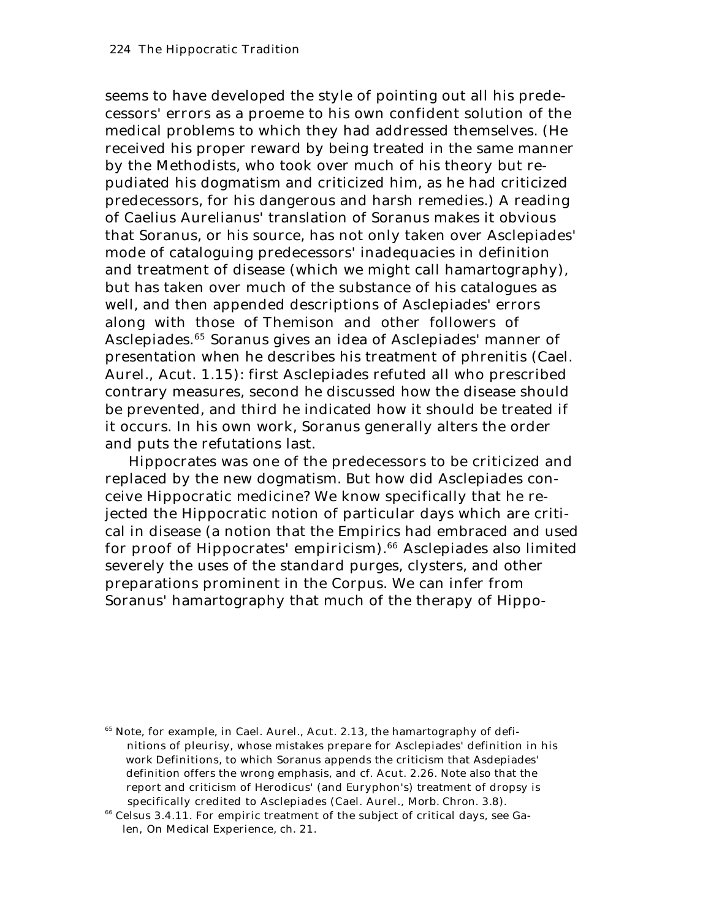seems to have developed the style of pointing out all his predecessors' errors as a proeme to his own confident solution of the medical problems to which they had addressed themselves. (He received his proper reward by being treated in the same manner by the Methodists, who took over much of his theory but repudiated his dogmatism and criticized him, as he had criticized predecessors, for his dangerous and harsh remedies.) A reading of Caelius Aurelianus' translation of Soranus makes it obvious that Soranus, or his source, has not only taken over Asclepiades' mode of cataloguing predecessors' inadequacies in definition and treatment of disease (which we might call hamartography), but has taken over much of the substance of his catalogues as well, and then appended descriptions of Asclepiades' errors along with those of Themison and other followers of Asclepiades.[65] Soranus gives an idea of Asclepiades' manner of presentation when he describes his treatment of phrenitis (Cael. Aurel., *Acut.* 1.15): first Asclepiades refuted all who prescribed contrary measures, second he discussed how the disease should be prevented, and third he indicated how it should be treated if it occurs. In his own work, Soranus generally alters the order and puts the refutations last.

Hippocrates was one of the predecessors to be criticized and replaced by the new dogmatism. But how did Asclepiades conceive Hippocratic medicine? We know specifically that he rejected the Hippocratic notion of particular days which are critical in disease (a notion that the Empirics had embraced and used for proof of Hippocrates' empiricism).[66] Asclepiades also limited severely the uses of the standard purges, clysters, and other preparations prominent in the Corpus. We can infer from Soranus' hamartography that much of the therapy of Hippo-

[65] Note, for example, in Cael. Aurel., *Acut.* 2.13, the hamartography of definitions of pleurisy, whose mistakes prepare for Asclepiades' definition in his work *Definitions*, to which Soranus appends the criticism that Asdepiades' definition offers the wrong emphasis, and cf. *Acut.* 2.26. Note also that the report and criticism of Herodicus' (and Euryphon's) treatment of dropsy is specifically credited to Asclepiades (Cael. Aurel., *Morb. Chron.* 3.8).

[66] Celsus 3.4.11. For empiric treatment of the subject of critical days, see Galen, *On Medical Experience*, ch. 21.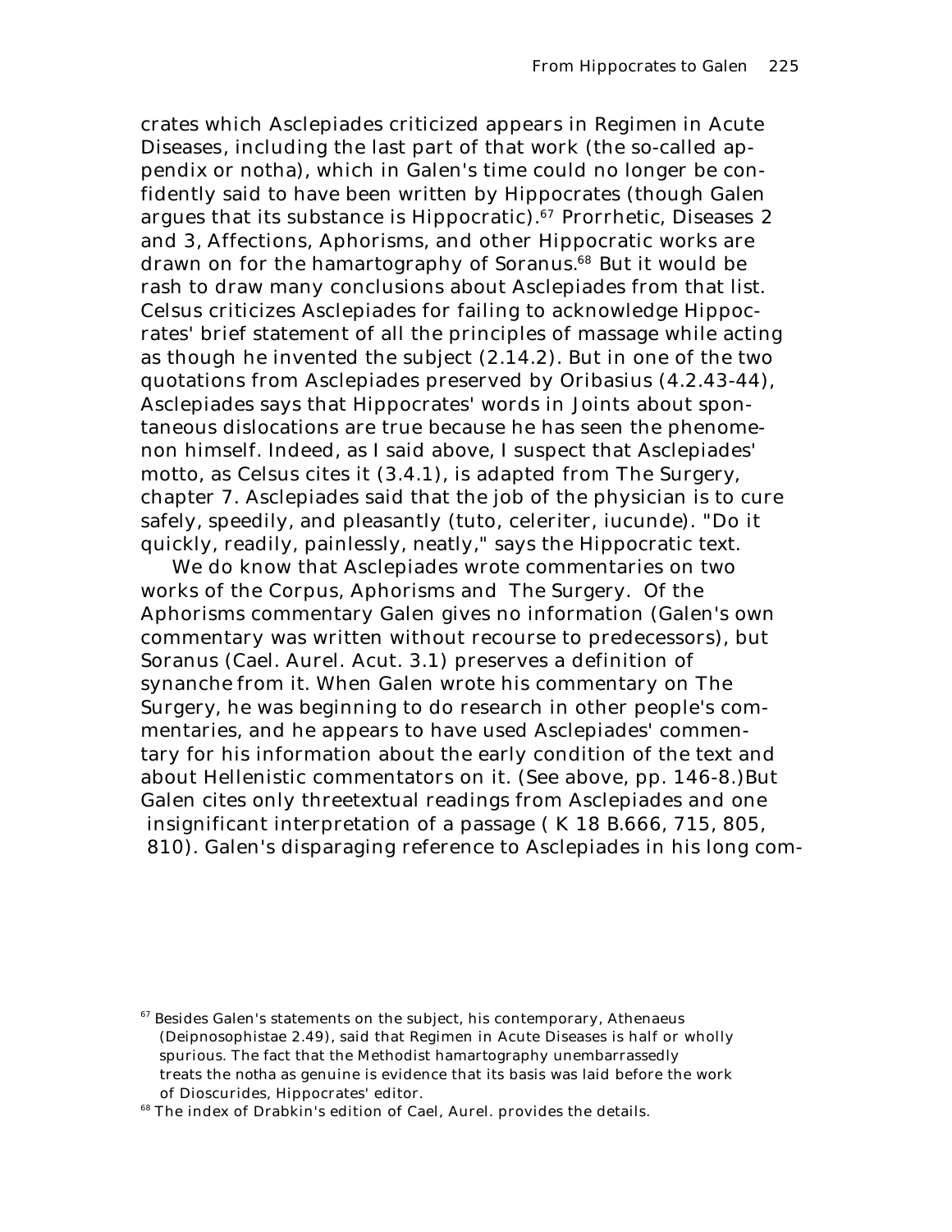crates which Asclepiades criticized appears in Regimen in Acute Diseases, including the last part of that work (the so-called appendix or notha), which in Galen's time could no longer be confidently said to have been written by Hippocrates (though Galen argues that its substance is Hippocratic).[67] Prorrhetic, Diseases 2 and 3, Affections, Aphorisms, and other Hippocratic works are drawn on for the hamartography of Soranus.[68] But it would be rash to draw many conclusions about Asclepiades from that list. Celsus criticizes Asclepiades for failing to acknowledge Hippocrates' brief statement of all the principles of massage while acting as though he invented the subject (2.14.2). But in one of the two quotations from Asclepiades preserved by Oribasius (4.2.43-44), Asclepiades says that Hippocrates' words in Joints about spontaneous dislocations are true because he has seen the phenomenon himself. Indeed, as I said above, I suspect that Asclepiades' motto, as Celsus cites it (3.4.1), is adapted from The Surgery, chapter 7. Asclepiades said that the job of the physician is to cure safely, speedily, and pleasantly (tuto, celeriter, iucunde). "Do it quickly, readily, painlessly, neatly," says the Hippocratic text.

We do know that Asclepiades wrote commentaries on two works of the Corpus, Aphorisms and The Surgery. Of the Aphorisms commentary Galen gives no information (Galen's own commentary was written without recourse to predecessors), but Soranus (Cael. Aurel. Acut. 3.1) preserves a definition of synanche from it. When Galen wrote his commentary on The Surgery, he was beginning to do research in other people's commentaries, and he appears to have used Asclepiades' commentary for his information about the early condition of the text and about Hellenistic commentators on it. (See above, pp. 146-8.)But Galen cites only threetextual readings from Asclepiades and one insignificant interpretation of a passage ( K 18 B.666, 715, 805, 810). Galen's disparaging reference to Asclepiades in his long com-

[67] Besides Galen's statements on the subject, his contemporary, Athenaeus (Deipnosophistae 2.49), said that Regimen in Acute Diseases is half or wholly spurious. The fact that the Methodist hamartography unembarrassedly treats the notha as genuine is evidence that its basis was laid before the work of Dioscurides, Hippocrates' editor.

[68] The index of Drabkin's edition of Cael, Aurel. provides the details.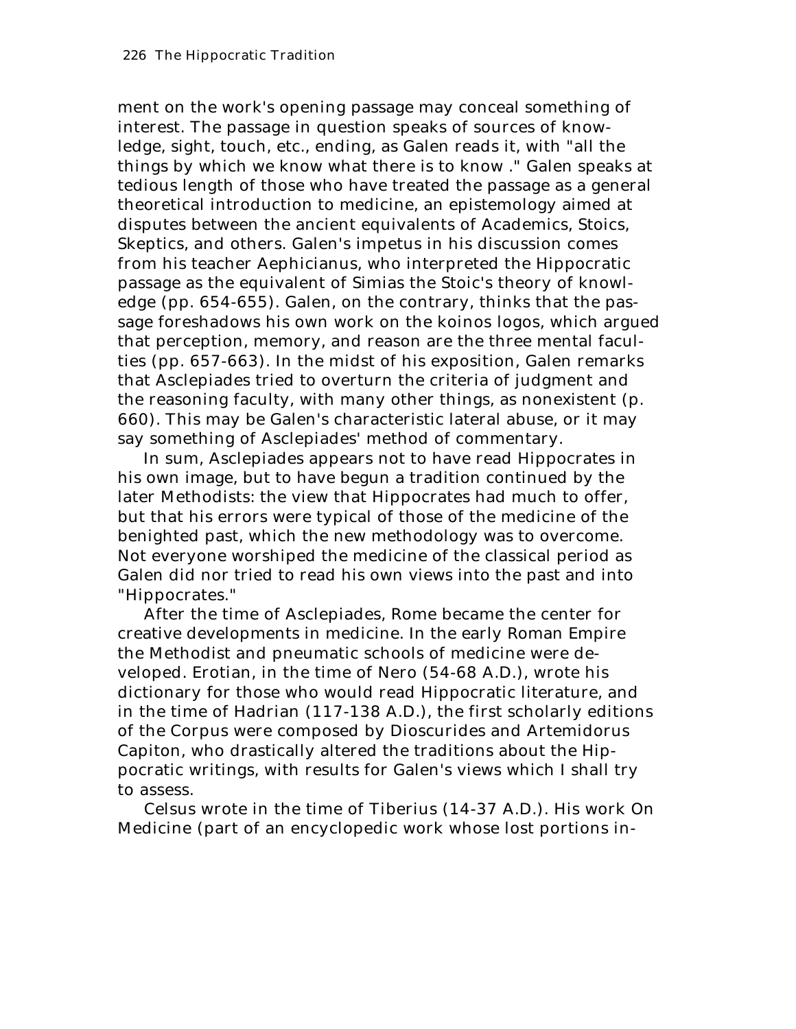ment on the work's opening passage may conceal something of interest. The passage in question speaks of sources of knowledge, sight, touch, etc., ending, as Galen reads it, with "all the things by which we know what there is to know ." Galen speaks at tedious length of those who have treated the passage as a general theoretical introduction to medicine, an epistemology aimed at disputes between the ancient equivalents of Academics, Stoics, Skeptics, and others. Galen's impetus in his discussion comes from his teacher Aephicianus, who interpreted the Hippocratic passage as the equivalent of Simias the Stoic's theory of knowledge (pp. 654-655). Galen, on the contrary, thinks that the passage foreshadows his own work on the koinos logos, which argued that perception, memory, and reason are the three mental faculties (pp. 657-663). In the midst of his exposition, Galen remarks that Asclepiades tried to overturn the criteria of judgment and the reasoning faculty, with many other things, as nonexistent (p. 660). This may be Galen's characteristic lateral abuse, or it may say something of Asclepiades' method of commentary.

In sum, Asclepiades appears not to have read Hippocrates in his own image, but to have begun a tradition continued by the later Methodists: the view that Hippocrates had much to offer, but that his errors were typical of those of the medicine of the benighted past, which the new methodology was to overcome. Not everyone worshiped the medicine of the classical period as Galen did nor tried to read his own views into the past and into "Hippocrates."

After the time of Asclepiades, Rome became the center for creative developments in medicine. In the early Roman Empire the Methodist and pneumatic schools of medicine were developed. Erotian, in the time of Nero (54-68 A.D.), wrote his dictionary for those who would read Hippocratic literature, and in the time of Hadrian (117-138 A.D.), the first scholarly editions of the Corpus were composed by Dioscurides and Artemidorus Capiton, who drastically altered the traditions about the Hippocratic writings, with results for Galen's views which I shall try to assess.

Celsus wrote in the time of Tiberius (14-37 A.D.). His work On Medicine (part of an encyclopedic work whose lost portions in-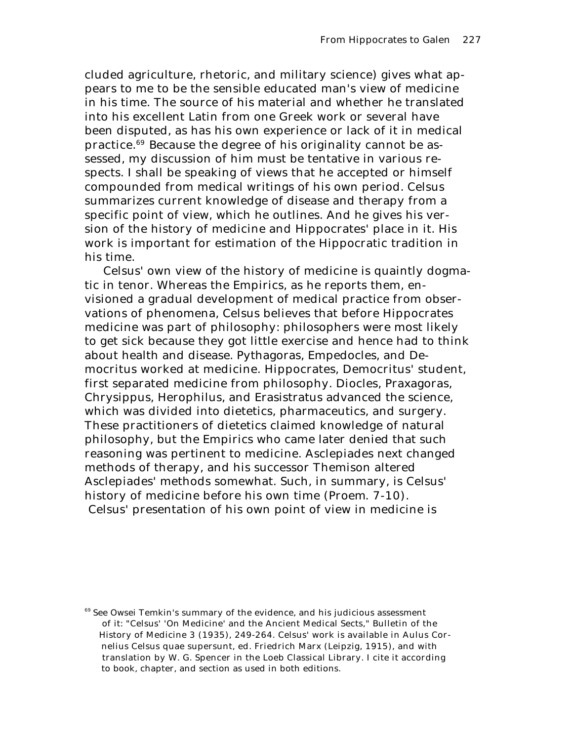cluded agriculture, rhetoric, and military science) gives what appears to me to be the sensible educated man's view of medicine in his time. The source of his material and whether he translated into his excellent Latin from one Greek work or several have been disputed, as has his own experience or lack of it in medical practice.[69] Because the degree of his originality cannot be assessed, my discussion of him must be tentative in various respects. I shall be speaking of views that he accepted or himself compounded from medical writings of his own period. Celsus summarizes current knowledge of disease and therapy from a specific point of view, which he outlines. And he gives his version of the history of medicine and Hippocrates' place in it. His work is important for estimation of the Hippocratic tradition in his time.

Celsus' own view of the history of medicine is quaintly dogmatic in tenor. Whereas the Empirics, as he reports them, envisioned a gradual development of medical practice from observations of phenomena, Celsus believes that before Hippocrates medicine was part of philosophy: philosophers were most likely to get sick because they got little exercise and hence had to think about health and disease. Pythagoras, Empedocles, and Democritus worked at medicine. Hippocrates, Democritus' student, first separated medicine from philosophy. Diocles, Praxagoras, Chrysippus, Herophilus, and Erasistratus advanced the science, which was divided into dietetics, pharmaceutics, and surgery. These practitioners of dietetics claimed knowledge of natural philosophy, but the Empirics who came later denied that such reasoning was pertinent to medicine. Asclepiades next changed methods of therapy, and his successor Themison altered Asclepiades' methods somewhat. Such, in summary, is Celsus' history of medicine before his own time (Proem. 7-10).

Celsus' presentation of his own point of view in medicine is

[69] See Owsei Temkin's summary of the evidence, and his judicious assessment of it: "Celsus' 'On Medicine' and the Ancient Medical Sects," *Bulletin of the History of Medicine* 3 (1935), 249-264. Celsus' work is available in *Aulus Cornelius Celsus quae supersunt*, ed. Friedrich Marx (Leipzig, 1915), and with translation by W. G. Spencer in the Loeb Classical Library. I cite it according to book, chapter, and section as used in both editions.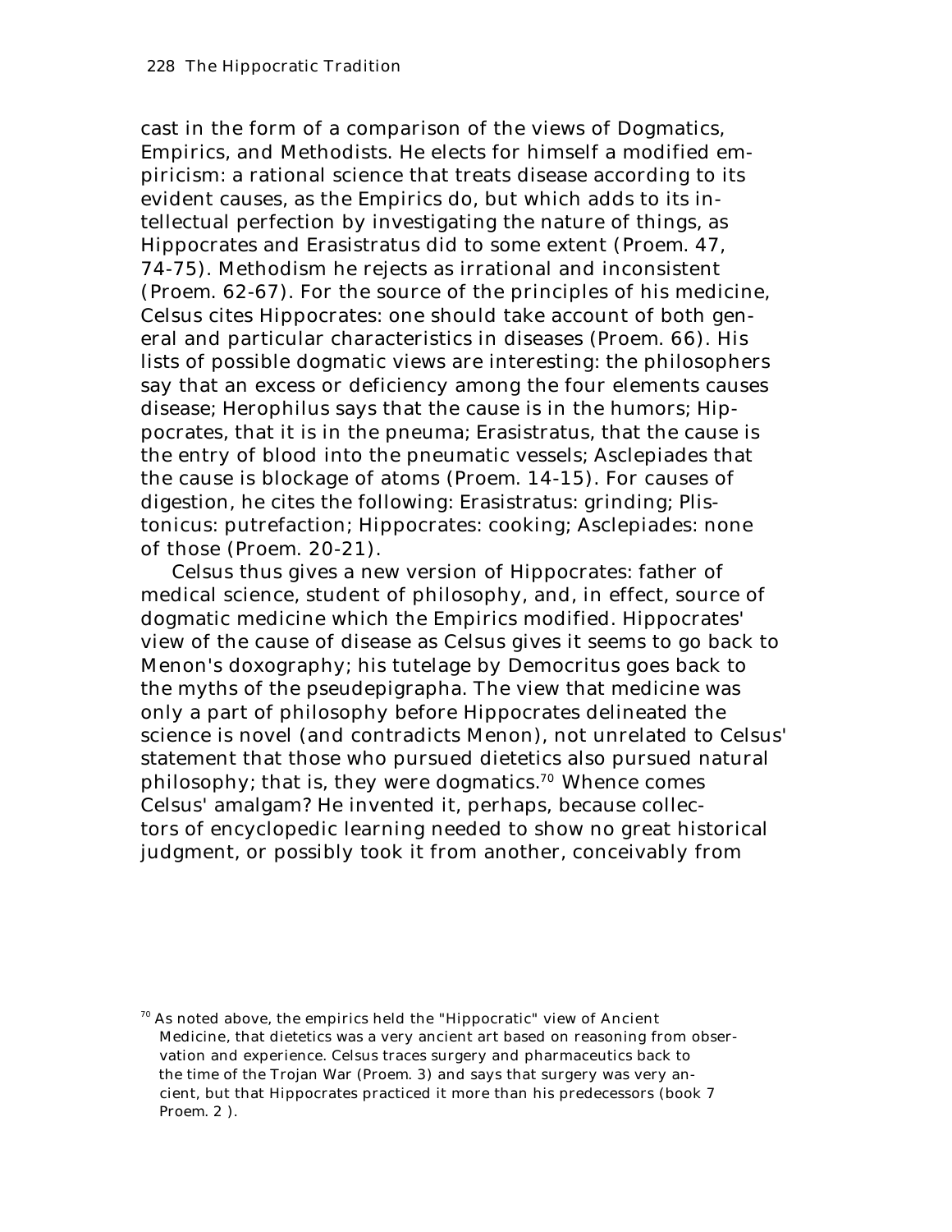cast in the form of a comparison of the views of Dogmatics, Empirics, and Methodists. He elects for himself a modified empiricism: a rational science that treats disease according to its evident causes, as the Empirics do, but which adds to its intellectual perfection by investigating the nature of things, as Hippocrates and Erasistratus did to some extent (Proem. 47, 74-75). Methodism he rejects as irrational and inconsistent (Proem. 62-67). For the source of the principles of his medicine, Celsus cites Hippocrates: one should take account of both general and particular characteristics in diseases (Proem. 66). His lists of possible dogmatic views are interesting: the philosophers say that an excess or deficiency among the four elements causes disease; Herophilus says that the cause is in the humors; Hippocrates, that it is in the pneuma; Erasistratus, that the cause is the entry of blood into the pneumatic vessels; Asclepiades that the cause is blockage of atoms (Proem. 14-15). For causes of digestion, he cites the following: Erasistratus: grinding; Plistonicus: putrefaction; Hippocrates: cooking; Asclepiades: none of those (Proem. 20-21).

Celsus thus gives a new version of Hippocrates: father of medical science, student of philosophy, and, in effect, source of dogmatic medicine which the Empirics modified. Hippocrates' view of the cause of disease as Celsus gives it seems to go back to Menon's doxography; his tutelage by Democritus goes back to the myths of the pseudepigrapha. The view that medicine was only a part of philosophy before Hippocrates delineated the science is novel (and contradicts Menon), not unrelated to Celsus' statement that those who pursued dietetics also pursued natural philosophy; that is, they were dogmatics.[70] Whence comes Celsus' amalgam? He invented it, perhaps, because collectors of encyclopedic learning needed to show no great historical judgment, or possibly took it from another, conceivably from

[70] As noted above, the empirics held the "Hippocratic" view of *Ancient Medicine*, that dietetics was a very ancient art based on reasoning from observation and experience. Celsus traces surgery and pharmaceutics back to the time of the Trojan War (Proem. 3) and says that surgery was very ancient, but that Hippocrates practiced it more than his predecessors (book 7 Proem. 2 ).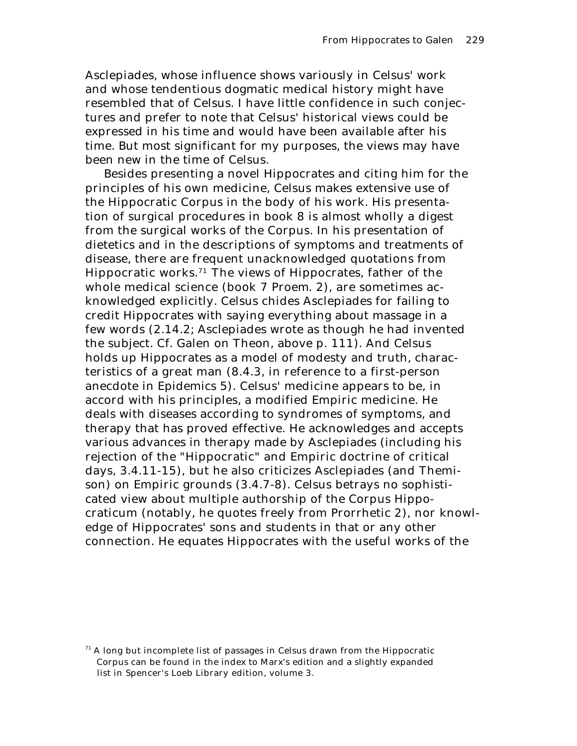Asclepiades, whose influence shows variously in Celsus' work and whose tendentious dogmatic medical history might have resembled that of Celsus. I have little confidence in such conjectures and prefer to note that Celsus' historical views could be expressed in his time and would have been available after his time. But most significant for my purposes, the views may have been new in the time of Celsus.

Besides presenting a novel Hippocrates and citing him for the principles of his own medicine, Celsus makes extensive use of the Hippocratic Corpus in the body of his work. His presentation of surgical procedures in book 8 is almost wholly a digest from the surgical works of the Corpus. In his presentation of dietetics and in the descriptions of symptoms and treatments of disease, there are frequent unacknowledged quotations from Hippocratic works.[71] The views of Hippocrates, father of the whole medical science (book 7 Proem. 2), are sometimes acknowledged explicitly. Celsus chides Asclepiades for failing to credit Hippocrates with saying everything about massage in a few words (2.14.2; Asclepiades wrote as though he had invented the subject. Cf. Galen on Theon, above p. 111). And Celsus holds up Hippocrates as a model of modesty and truth, characteristics of a great man (8.4.3, in reference to a first-person anecdote in Epidemics 5). Celsus' medicine appears to be, in accord with his principles, a modified Empiric medicine. He deals with diseases according to syndromes of symptoms, and therapy that has proved effective. He acknowledges and accepts various advances in therapy made by Asclepiades (including his rejection of the "Hippocratic" and Empiric doctrine of critical days, 3.4.11-15), but he also criticizes Asclepiades (and Themison) on Empiric grounds (3.4.7-8). Celsus betrays no sophisticated view about multiple authorship of the Corpus Hippocraticum (notably, he quotes freely from Prorrhetic 2), nor knowledge of Hippocrates' sons and students in that or any other connection. He equates Hippocrates with the useful works of the

[71] A long but incomplete list of passages in Celsus drawn from the Hippocratic Corpus can be found in the index to Marx's edition and a slightly expanded list in Spencer's Loeb Library edition, volume 3.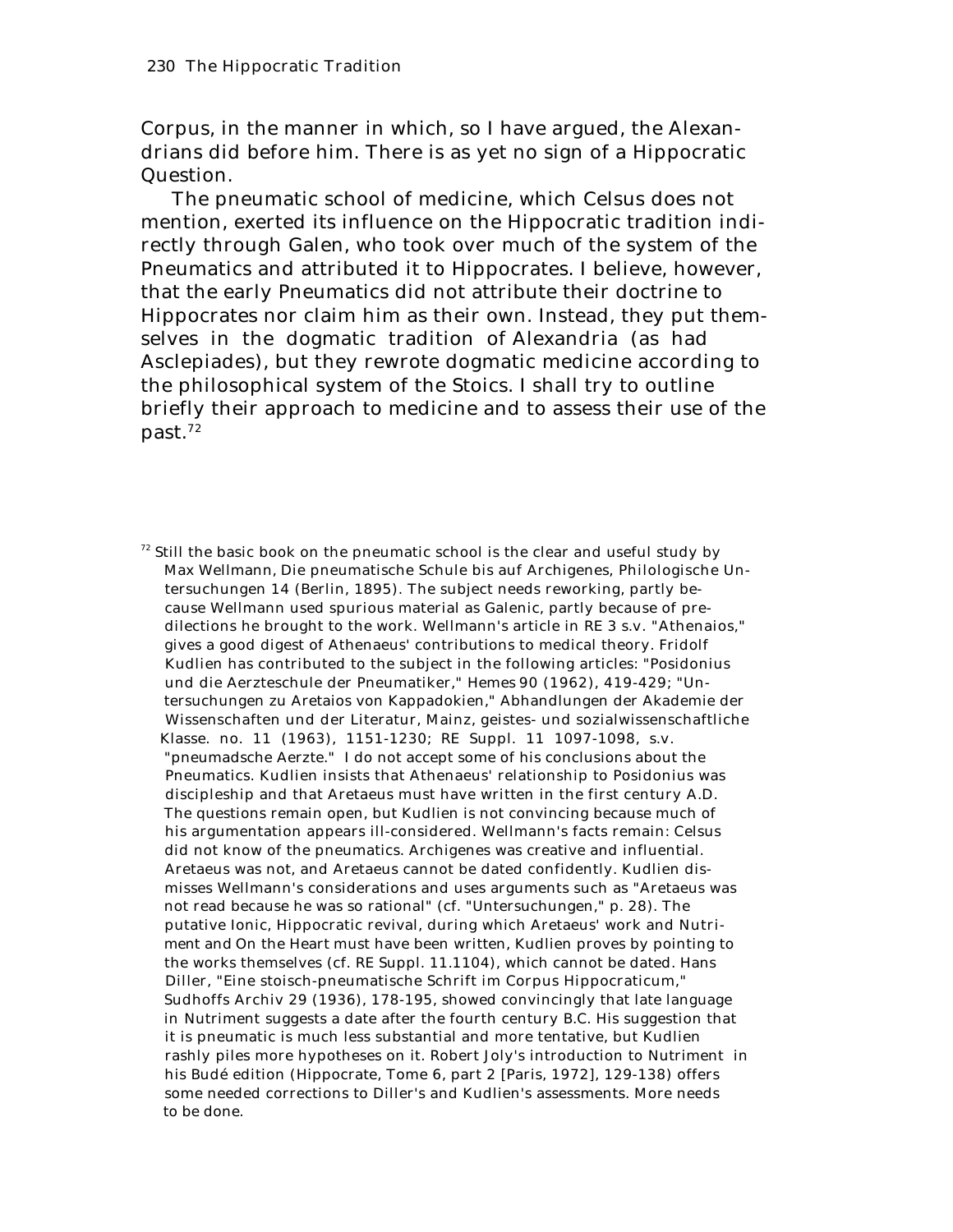Corpus, in the manner in which, so I have argued, the Alexandrians did before him. There is as yet no sign of a Hippocratic Question.

The pneumatic school of medicine, which Celsus does not mention, exerted its influence on the Hippocratic tradition indirectly through Galen, who took over much of the system of the Pneumatics and attributed it to Hippocrates. I believe, however, that the early Pneumatics did not attribute their doctrine to Hippocrates nor claim him as their own. Instead, they put themselves in the dogmatic tradition of Alexandria (as had Asclepiades), but they rewrote dogmatic medicine according to the philosophical system of the Stoics. I shall try to outline briefly their approach to medicine and to assess their use of the past.[72]

[72] Still the basic book on the pneumatic school is the clear and useful study by Max Wellmann, *Die pneumatische Schule bis auf Archigenes*, Philologische Untersuchungen 14 (Berlin, 1895). The subject needs reworking, partly because Wellmann used spurious material as Galenic, partly because of predilections he brought to the work. Wellmann's article in *RE* 3 s.v. "Athenaios," gives a good digest of Athenaeus' contributions to medical theory. Fridolf Kudlien has contributed to the subject in the following articles: "Posidonius und die Aerzteschule der Pneumatiker," *Hemes* 90 (1962), 419-429; "Untersuchungen zu Aretaios von Kappadokien," Abhandlungen der Akademie der Wissenschaften und der Literatur, Mainz, geistes- und sozialwissenschaftliche Klasse. no. 11 (1963), 1151-1230; *RE* Suppl. 11 1097-1098, s.v. "pneumadsche Aerzte." I do not accept some of his conclusions about the Pneumatics. Kudlien insists that Athenaeus' relationship to Posidonius was discipleship and that Aretaeus must have written in the first century A.D. The questions remain open, but Kudlien is not convincing because much of his argumentation appears ill-considered. Wellmann's facts remain: Celsus did not know of the pneumatics. Archigenes was creative and influential. Aretaeus was not, and Aretaeus cannot be dated confidently. Kudlien dismisses Wellmann's considerations and uses arguments such as "Aretaeus was not read because he was so rational" (cf. "Untersuchungen," p. 28). The putative Ionic, Hippocratic revival, during which Aretaeus' work and *Nutriment* and *On the Heart* must have been written, Kudlien proves by pointing to the works themselves (cf. *RE* Suppl. 11.1104), which cannot be dated. Hans Diller, "Eine stoisch-pneumatische Schrift im Corpus Hippocraticum," *Sudhoffs Archiv* 29 (1936), 178-195, showed convincingly that late language in *Nutriment* suggests a date after the fourth century B.C. His suggestion that it is pneumatic is much less substantial and more tentative, but Kudlien rashly piles more hypotheses on it. Robert Joly's introduction to *Nutriment* in his Budé edition (*Hippocrate*, Tome 6, part 2 [Paris, 1972], 129-138) offers some needed corrections to Diller's and Kudlien's assessments. More needs to be done.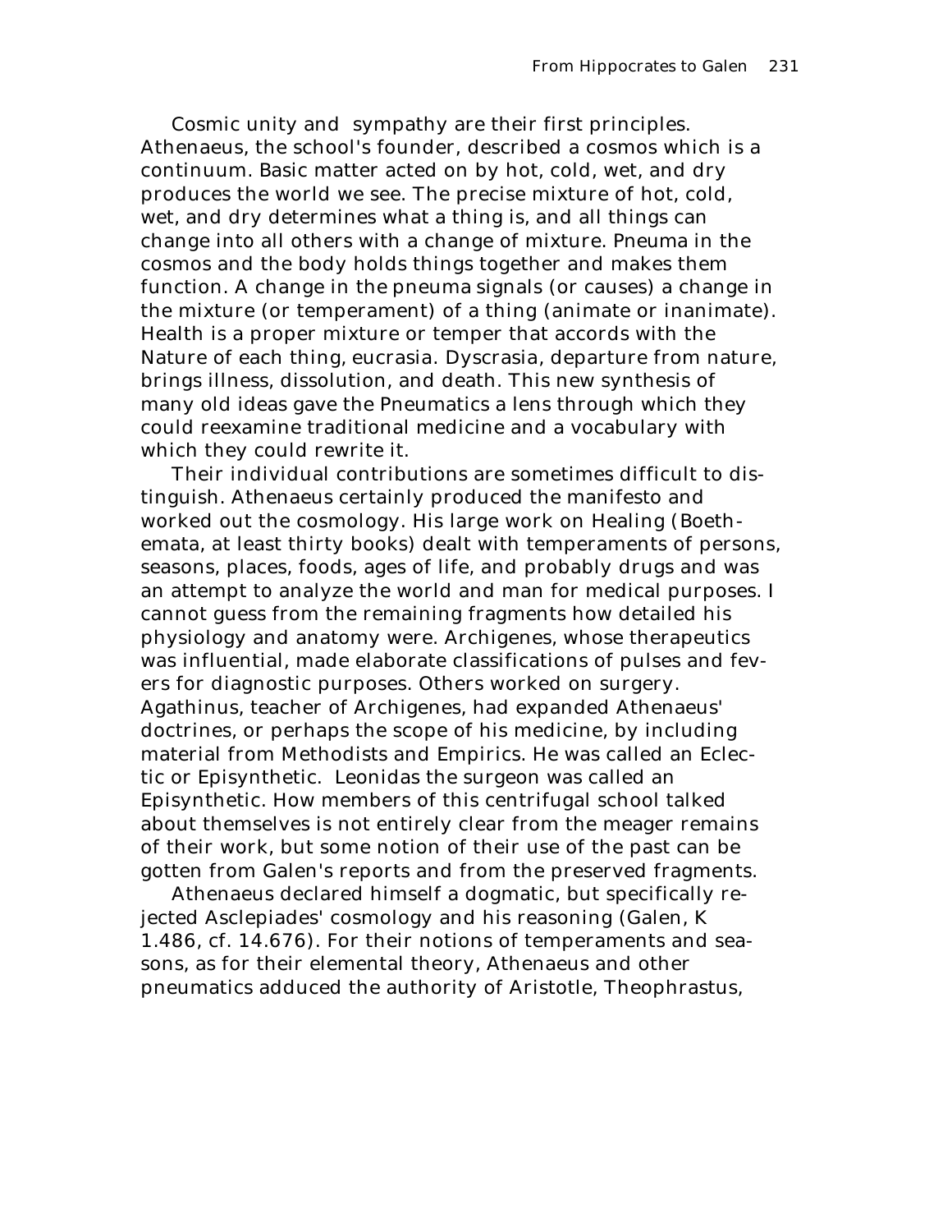Cosmic unity and sympathy are their first principles. Athenaeus, the school's founder, described a cosmos which is a continuum. Basic matter acted on by hot, cold, wet, and dry produces the world we see. The precise mixture of hot, cold, wet, and dry determines what a thing is, and all things can change into all others with a change of mixture. Pneuma in the cosmos and the body holds things together and makes them function. A change in the pneuma signals (or causes) a change in the mixture (or temperament) of a thing (animate or inanimate). Health is a proper mixture or temper that accords with the Nature of each thing, eucrasia. Dyscrasia, departure from nature, brings illness, dissolution, and death. This new synthesis of many old ideas gave the Pneumatics a lens through which they could reexamine traditional medicine and a vocabulary with which they could rewrite it.

Their individual contributions are sometimes difficult to distinguish. Athenaeus certainly produced the manifesto and worked out the cosmology. His large work on Healing (Boethemata, at least thirty books) dealt with temperaments of persons, seasons, places, foods, ages of life, and probably drugs and was an attempt to analyze the world and man for medical purposes. I cannot guess from the remaining fragments how detailed his physiology and anatomy were. Archigenes, whose therapeutics was influential, made elaborate classifications of pulses and fevers for diagnostic purposes. Others worked on surgery. Agathinus, teacher of Archigenes, had expanded Athenaeus' doctrines, or perhaps the scope of his medicine, by including material from Methodists and Empirics. He was called an Eclectic or Episynthetic. Leonidas the surgeon was called an Episynthetic. How members of this centrifugal school talked about themselves is not entirely clear from the meager remains of their work, but some notion of their use of the past can be gotten from Galen's reports and from the preserved fragments.

Athenaeus declared himself a dogmatic, but specifically rejected Asclepiades' cosmology and his reasoning (Galen, K 1.486, cf. 14.676). For their notions of temperaments and seasons, as for their elemental theory, Athenaeus and other pneumatics adduced the authority of Aristotle, Theophrastus,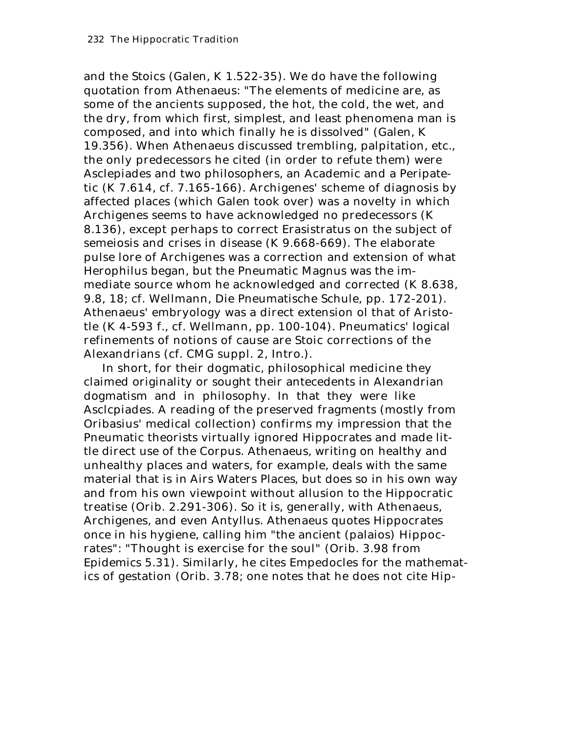and the Stoics (Galen, K 1.522-35). We do have the following quotation from Athenaeus: "The elements of medicine are, as some of the ancients supposed, the hot, the cold, the wet, and the dry, from which first, simplest, and least phenomena man is composed, and into which finally he is dissolved" (Galen, K 19.356). When Athenaeus discussed trembling, palpitation, etc., the only predecessors he cited (in order to refute them) were Asclepiades and two philosophers, an Academic and a Peripatetic (K 7.614, cf. 7.165-166). Archigenes' scheme of diagnosis by affected places (which Galen took over) was a novelty in which Archigenes seems to have acknowledged no predecessors (K 8.136), except perhaps to correct Erasistratus on the subject of semeiosis and crises in disease (K 9.668-669). The elaborate pulse lore of Archigenes was a correction and extension of what Herophilus began, but the Pneumatic Magnus was the immediate source whom he acknowledged and corrected (K 8.638, 9.8, 18; cf. Wellmann, Die Pneumatische Schule, pp. 172-201). Athenaeus' embryology was a direct extension ol that of Aristotle (K 4-593 f., cf. Wellmann, pp. 100-104). Pneumatics' logical refinements of notions of cause are Stoic corrections of the Alexandrians (cf. CMG suppl. 2, Intro.).

In short, for their dogmatic, philosophical medicine they claimed originality or sought their antecedents in Alexandrian dogmatism and in philosophy. In that they were like Asclcpiades. A reading of the preserved fragments (mostly from Oribasius' medical collection) confirms my impression that the Pneumatic theorists virtually ignored Hippocrates and made little direct use of the Corpus. Athenaeus, writing on healthy and unhealthy places and waters, for example, deals with the same material that is in Airs Waters Places, but does so in his own way and from his own viewpoint without allusion to the Hippocratic treatise (Orib. 2.291-306). So it is, generally, with Athenaeus, Archigenes, and even Antyllus. Athenaeus quotes Hippocrates once in his hygiene, calling him "the ancient (palaios) Hippocrates": "Thought is exercise for the soul" (Orib. 3.98 from Epidemics 5.31). Similarly, he cites Empedocles for the mathematics of gestation (Orib. 3.78; one notes that he does not cite Hip-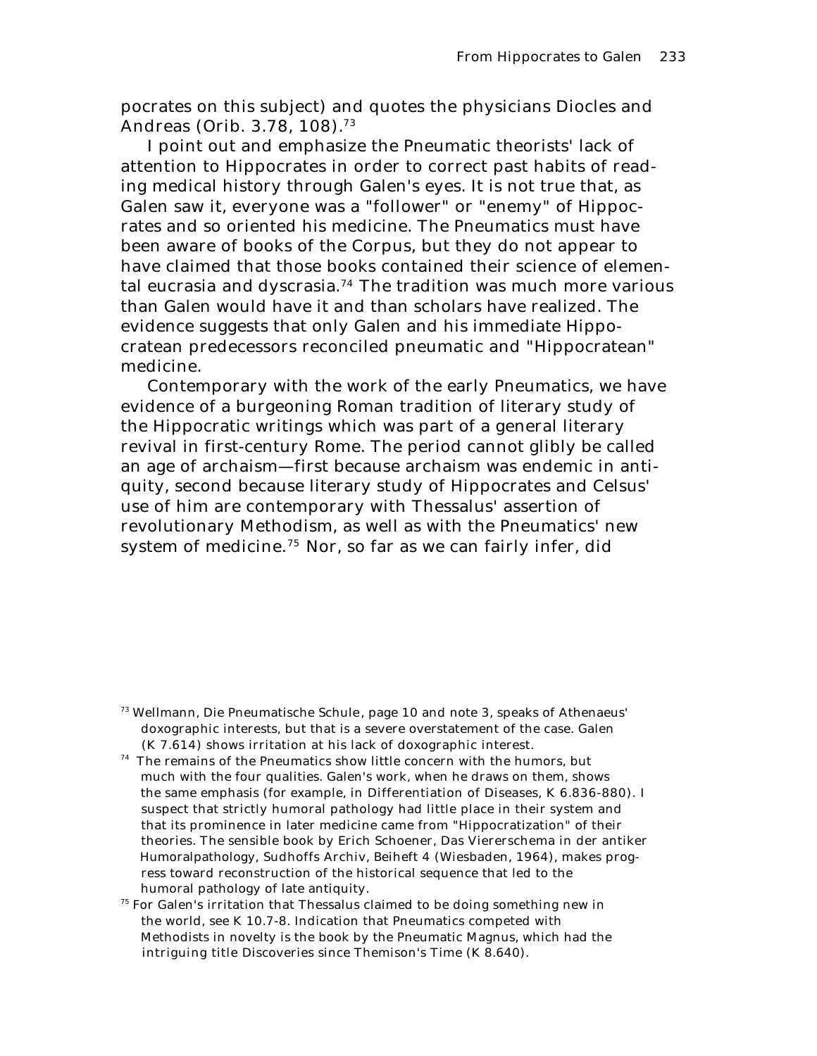pocrates on this subject) and quotes the physicians Diocles and Andreas (Orib. 3.78, 108).[73]

I point out and emphasize the Pneumatic theorists' lack of attention to Hippocrates in order to correct past habits of reading medical history through Galen's eyes. It is not true that, as Galen saw it, everyone was a "follower" or "enemy" of Hippocrates and so oriented his medicine. The Pneumatics must have been aware of books of the Corpus, but they do not appear to have claimed that those books contained their science of elemental eucrasia and dyscrasia.[74] The tradition was much more various than Galen would have it and than scholars have realized. The evidence suggests that only Galen and his immediate Hippocratean predecessors reconciled pneumatic and "Hippocratean" medicine.

Contemporary with the work of the early Pneumatics, we have evidence of a burgeoning Roman tradition of literary study of the Hippocratic writings which was part of a general literary revival in first-century Rome. The period cannot glibly be called an age of archaism—first because archaism was endemic in antiquity, second because literary study of Hippocrates and Celsus' use of him are contemporary with Thessalus' assertion of revolutionary Methodism, as well as with the Pneumatics' new system of medicine.[75] Nor, so far as we can fairly infer, did

[73] Wellmann, *Die Pneumatische Schule*, page 10 and note 3, speaks of Athenaeus' doxographic interests, but that is a severe overstatement of the case. Galen (K 7.614) shows irritation at his lack of doxographic interest.

[74] The remains of the Pneumatics show little concern with the humors, but much with the four qualities. Galen's work, when he draws on them, shows the same emphasis (for example, in *Differentiation of Diseases*, K 6.836-880). I suspect that strictly humoral pathology had little place in their system and that its prominence in later medicine came from "Hippocratization" of their theories. The sensible book by Erich Schoener, *Das Viererschema in der antiker Humoralpathology*, Sudhoffs Archiv, Beiheft 4 (Wiesbaden, 1964), makes progress toward reconstruction of the historical sequence that led to the humoral pathology of late antiquity.

[75] For Galen's irritation that Thessalus claimed to be doing something new in the world, see K 10.7-8. Indication that Pneumatics competed with Methodists in novelty is the book by the Pneumatic Magnus, which had the intriguing title *Discoveries since Themison's Time* (K 8.640).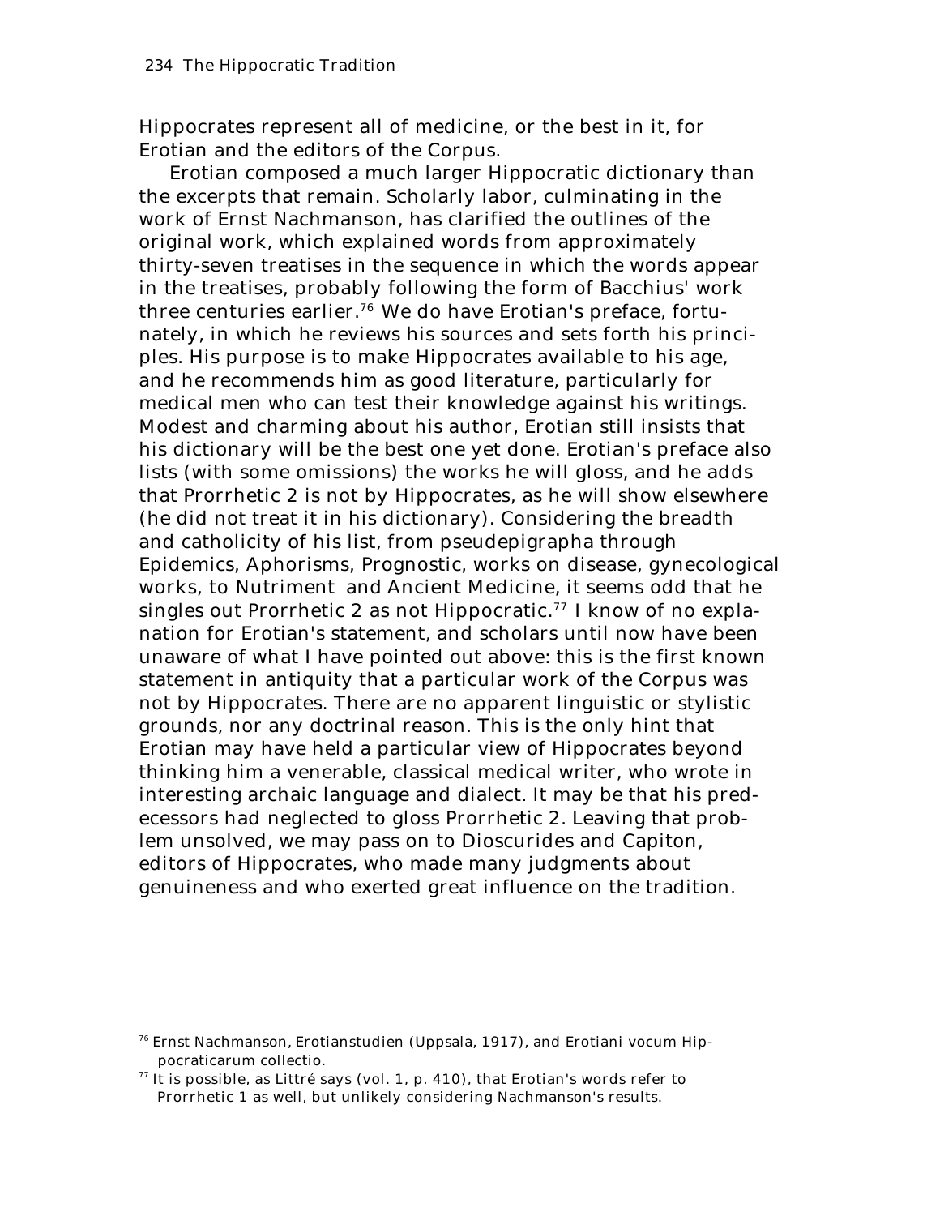Hippocrates represent all of medicine, or the best in it, for Erotian and the editors of the Corpus.

Erotian composed a much larger Hippocratic dictionary than the excerpts that remain. Scholarly labor, culminating in the work of Ernst Nachmanson, has clarified the outlines of the original work, which explained words from approximately thirty-seven treatises in the sequence in which the words appear in the treatises, probably following the form of Bacchius' work three centuries earlier.[76] We do have Erotian's preface, fortunately, in which he reviews his sources and sets forth his principles. His purpose is to make Hippocrates available to his age, and he recommends him as good literature, particularly for medical men who can test their knowledge against his writings. Modest and charming about his author, Erotian still insists that his dictionary will be the best one yet done. Erotian's preface also lists (with some omissions) the works he will gloss, and he adds that *Prorrhetic 2* is not by Hippocrates, as he will show elsewhere (he did not treat it in his dictionary). Considering the breadth and catholicity of his list, from pseudepigrapha through *Epidemics*, *Aphorisms*, *Prognostic*, works on disease, gynecological works, to *Nutriment* and *Ancient Medicine*, it seems odd that he singles out *Prorrhetic 2* as not Hippocratic.[77] I know of no explanation for Erotian's statement, and scholars until now have been unaware of what I have pointed out above: this is the first known statement in antiquity that a particular work of the Corpus was not by Hippocrates. There are no apparent linguistic or stylistic grounds, nor any doctrinal reason. This is the only hint that Erotian may have held a particular view of Hippocrates beyond thinking him a venerable, classical medical writer, who wrote in interesting archaic language and dialect. It may be that his predecessors had neglected to gloss *Prorrhetic 2*. Leaving that problem unsolved, we may pass on to Dioscurides and Capiton, editors of Hippocrates, who made many judgments about genuineness and who exerted great influence on the tradition.

[76] Ernst Nachmanson, *Erotianstudien* (Uppsala, 1917), and *Erotiani vocum Hippocraticarum collectio*.

[77] It is possible, as Littré says (vol. 1, p. 410), that Erotian's words refer to *Prorrhetic 1* as well, but unlikely considering Nachmanson's results.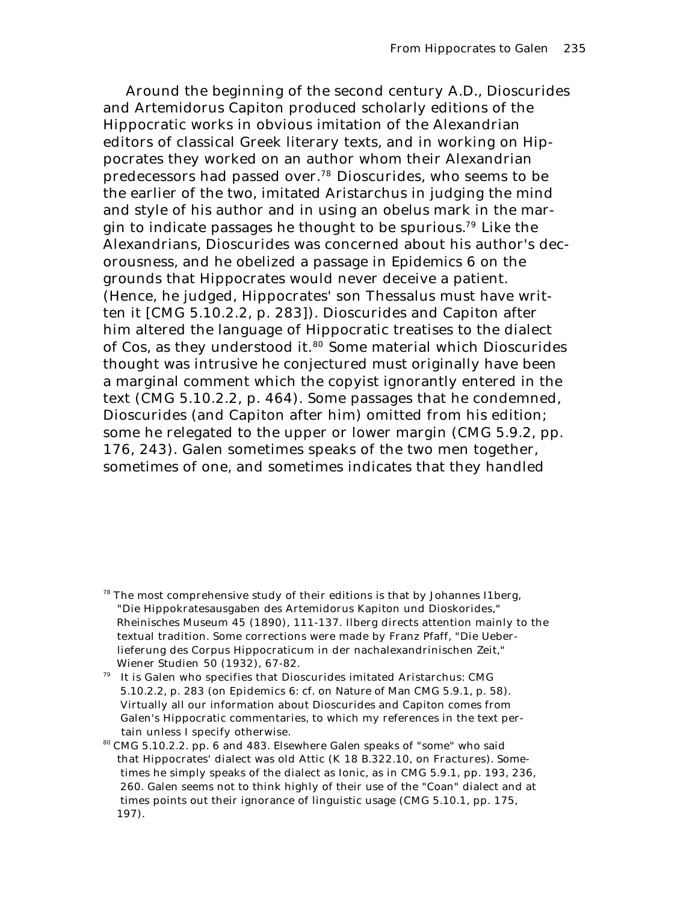Around the beginning of the second century A.D., Dioscurides and Artemidorus Capiton produced scholarly editions of the Hippocratic works in obvious imitation of the Alexandrian editors of classical Greek literary texts, and in working on Hippocrates they worked on an author whom their Alexandrian predecessors had passed over.[78] Dioscurides, who seems to be the earlier of the two, imitated Aristarchus in judging the mind and style of his author and in using an obelus mark in the margin to indicate passages he thought to be spurious.[79] Like the Alexandrians, Dioscurides was concerned about his author's decorousness, and he obelized a passage in *Epidemics* 6 on the grounds that Hippocrates would never deceive a patient. (Hence, he judged, Hippocrates' son Thessalus must have written it [CMG 5.10.2.2, p. 283]). Dioscurides and Capiton after him altered the language of Hippocratic treatises to the dialect of Cos, as they understood it.[80] Some material which Dioscurides thought was intrusive he conjectured must originally have been a marginal comment which the copyist ignorantly entered in the text (CMG 5.10.2.2, p. 464). Some passages that he condemned, Dioscurides (and Capiton after him) omitted from his edition; some he relegated to the upper or lower margin (CMG 5.9.2, pp. 176, 243). Galen sometimes speaks of the two men together, sometimes of one, and sometimes indicates that they handled

[78] The most comprehensive study of their editions is that by Johannes Ilberg, "Die Hippokratesausgaben des Artemidorus Kapiton und Dioskorides," *Rheinisches Museum* 45 (1890), 111-137. Ilberg directs attention mainly to the textual tradition. Some corrections were made by Franz Pfaff, "Die Ueberlieferung des Corpus Hippocraticum in der nachalexandrinischen Zeit," *Wiener Studien* 50 (1932), 67-82.

[79] It is Galen who specifies that Dioscurides imitated Aristarchus: CMG 5.10.2.2, p. 283 (on *Epidemics* 6: cf. on *Nature of Man* CMG 5.9.1, p. 58). Virtually all our information about Dioscurides and Capiton comes from Galen's Hippocratic commentaries, to which my references in the text pertain unless I specify otherwise.

[80] CMG 5.10.2.2. pp. 6 and 483. Elsewhere Galen speaks of "some" who said that Hippocrates' dialect was old Attic (K 18 B.322.10, on *Fractures*). Sometimes he simply speaks of the dialect as Ionic, as in CMG 5.9.1, pp. 193, 236, 260. Galen seems not to think highly of their use of the "Coan" dialect and at times points out their ignorance of linguistic usage (CMG 5.10.1, pp. 175, 197).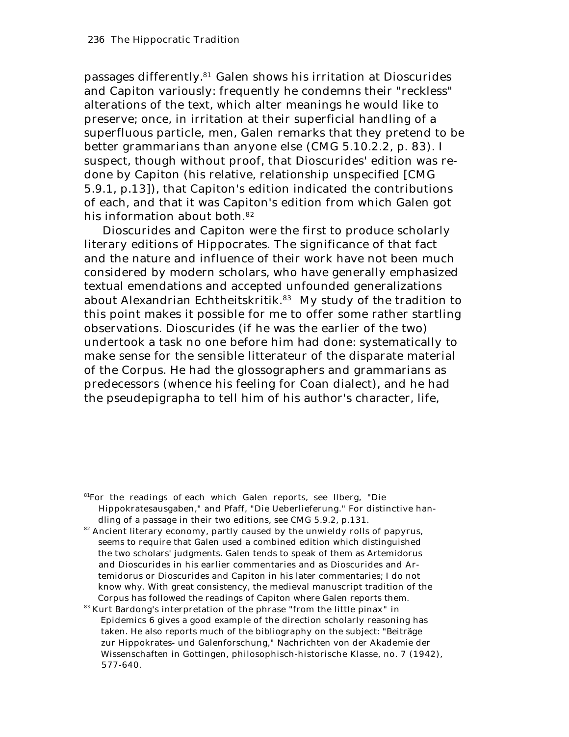passages differently.[81] Galen shows his irritation at Dioscurides and Capiton variously: frequently he condemns their "reckless" alterations of the text, which alter meanings he would like to preserve; once, in irritation at their superficial handling of a superfluous particle, men, Galen remarks that they pretend to be better grammarians than anyone else (CMG 5.10.2.2, p. 83). I suspect, though without proof, that Dioscurides' edition was re-done by Capiton (his relative, relationship unspecified [CMG 5.9.1, p.13]), that Capiton's edition indicated the contributions of each, and that it was Capiton's edition from which Galen got his information about both.[82]

Dioscurides and Capiton were the first to produce scholarly literary editions of Hippocrates. The significance of that fact and the nature and influence of their work have not been much considered by modern scholars, who have generally emphasized textual emendations and accepted unfounded generalizations about Alexandrian Echtheitskritik.[83] My study of the tradition to this point makes it possible for me to offer some rather startling observations. Dioscurides (if he was the earlier of the two) undertook a task no one before him had done: systematically to make sense for the sensible litterateur of the disparate material of the Corpus. He had the glossographers and grammarians as predecessors (whence his feeling for Coan dialect), and he had the pseudepigrapha to tell him of his author's character, life,

[81] For the readings of each which Galen reports, see Ilberg, "Die Hippokratesausgaben," and Pfaff, "Die Ueberlieferung." For distinctive handling of a passage in their two editions, see CMG 5.9.2, p.131.

[82] Ancient literary economy, partly caused by the unwieldy rolls of papyrus, seems to require that Galen used a combined edition which distinguished the two scholars' judgments. Galen tends to speak of them as Artemidorus and Dioscurides in his earlier commentaries and as Dioscurides and Artemidorus or Dioscurides and Capiton in his later commentaries; I do not know why. With great consistency, the medieval manuscript tradition of the Corpus has followed the readings of Capiton where Galen reports them.

[83] Kurt Bardong's interpretation of the phrase "from the little pinax" in Epidemics 6 gives a good example of the direction scholarly reasoning has taken. He also reports much of the bibliography on the subject: "Beiträge zur Hippokrates- und Galenforschung," Nachrichten von der Akademie der Wissenschaften in Gottingen, philosophisch-historische Klasse, no. 7 (1942), 577-640.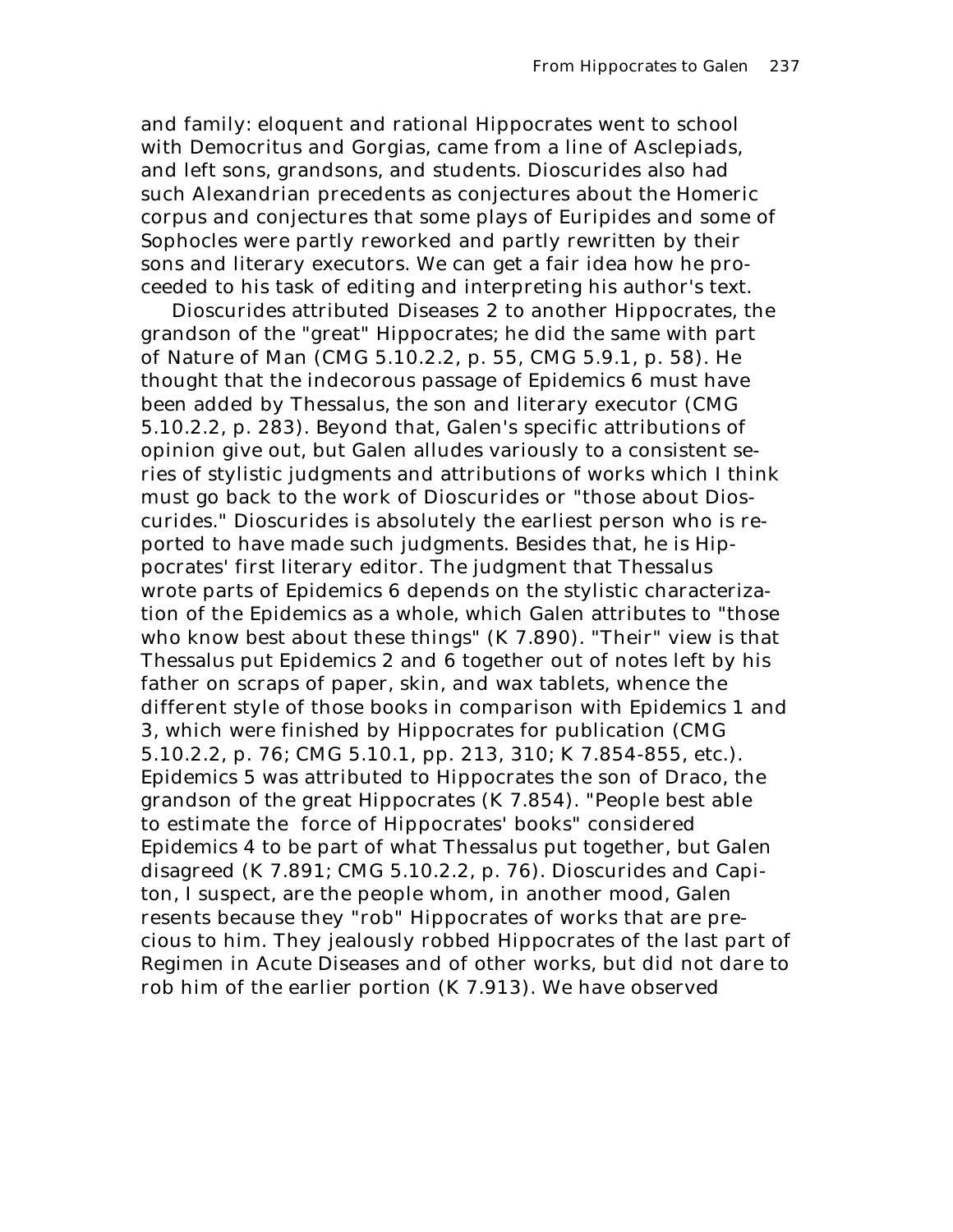and family: eloquent and rational Hippocrates went to school with Democritus and Gorgias, came from a line of Asclepiads, and left sons, grandsons, and students. Dioscurides also had such Alexandrian precedents as conjectures about the Homeric corpus and conjectures that some plays of Euripides and some of Sophocles were partly reworked and partly rewritten by their sons and literary executors. We can get a fair idea how he proceeded to his task of editing and interpreting his author's text.

Dioscurides attributed *Diseases 2* to another Hippocrates, the grandson of the "great" Hippocrates; he did the same with part of *Nature of Man* (CMG 5.10.2.2, p. 55, CMG 5.9.1, p. 58). He thought that the indecorous passage of *Epidemics 6* must have been added by Thessalus, the son and literary executor (CMG 5.10.2.2, p. 283). Beyond that, Galen's specific attributions of opinion give out, but Galen alludes variously to a consistent series of stylistic judgments and attributions of works which I think must go back to the work of Dioscurides or "those about Dioscurides." Dioscurides is absolutely the earliest person who is reported to have made such judgments. Besides that, he is Hippocrates' first literary editor. The judgment that Thessalus wrote parts of *Epidemics 6* depends on the stylistic characterization of the *Epidemics* as a whole, which Galen attributes to "those who know best about these things" (K 7.890). "Their" view is that Thessalus put *Epidemics 2* and *6* together out of notes left by his father on scraps of paper, skin, and wax tablets, whence the different style of those books in comparison with *Epidemics 1* and *3*, which were finished by Hippocrates for publication (CMG 5.10.2.2, p. 76; CMG 5.10.1, pp. 213, 310; K 7.854-855, etc.). *Epidemics 5* was attributed to Hippocrates the son of Draco, the grandson of the great Hippocrates (K 7.854). "People best able to estimate the force of Hippocrates' books" considered *Epidemics 4* to be part of what Thessalus put together, but Galen disagreed (K 7.891; CMG 5.10.2.2, p. 76). Dioscurides and Capiton, I suspect, are the people whom, in another mood, Galen resents because they "rob" Hippocrates of works that are precious to him. They jealously robbed Hippocrates of the last part of *Regimen in Acute Diseases* and of other works, but did not dare to rob him of the earlier portion (K 7.913). We have observed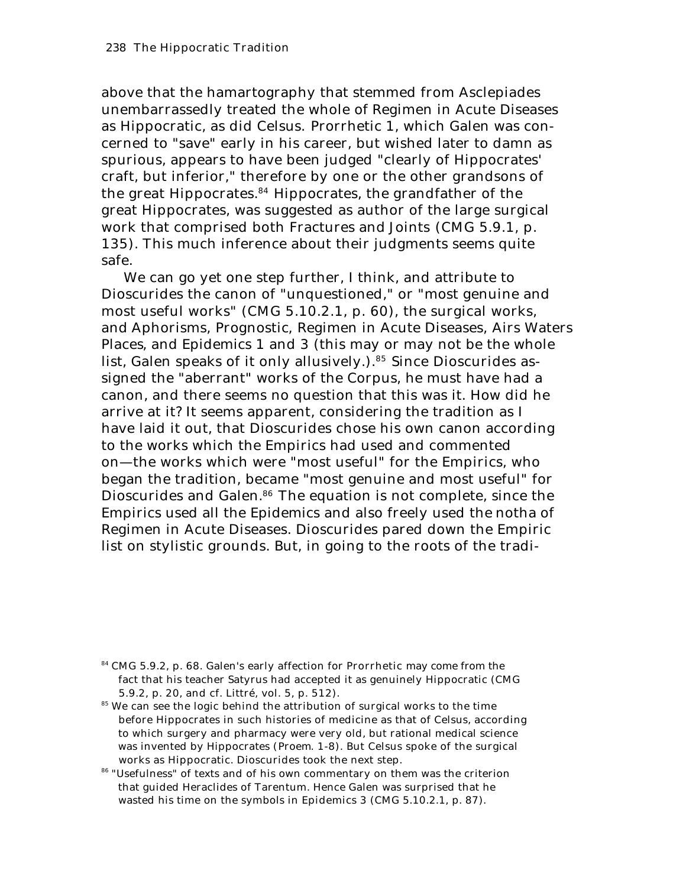above that the hamartography that stemmed from Asclepiades unembarrassedly treated the whole of *Regimen in Acute Diseases* as Hippocratic, as did Celsus. *Prorrhetic* 1, which Galen was concerned to "save" early in his career, but wished later to damn as spurious, appears to have been judged "clearly of Hippocrates' craft, but inferior," therefore by one or the other grandsons of the great Hippocrates.[84] Hippocrates, the grandfather of the great Hippocrates, was suggested as author of the large surgical work that comprised both *Fractures* and *Joints* (CMG 5.9.1, p. 135). This much inference about their judgments seems quite safe.

We can go yet one step further, I think, and attribute to Dioscurides the canon of "unquestioned," or "most genuine and most useful works" (CMG 5.10.2.1, p. 60), the surgical works, and *Aphorisms, Prognostic, Regimen in Acute Diseases, Airs Waters Places,* and *Epidemics* 1 and 3 (this may or may not be the whole list, Galen speaks of it only allusively.).[85] Since Dioscurides assigned the "aberrant" works of the Corpus, he must have had a canon, and there seems no question that this was it. How did he arrive at it? It seems apparent, considering the tradition as I have laid it out, that Dioscurides chose his own canon according to the works which the Empirics had used and commented on—the works which were "most useful" for the Empirics, who began the tradition, became "most genuine and most useful" for Dioscurides and Galen.[86] The equation is not complete, since the Empirics used all the *Epidemics* and also freely used the *notha* of *Regimen in Acute Diseases*. Dioscurides pared down the Empiric list on stylistic grounds. But, in going to the roots of the tradi-

---

[84] CMG 5.9.2, p. 68. Galen's early affection for *Prorrhetic* may come from the fact that his teacher Satyrus had accepted it as genuinely Hippocratic (CMG 5.9.2, p. 20, and cf. Littré, vol. 5, p. 512).

[85] We can see the logic behind the attribution of surgical works to the time before Hippocrates in such histories of medicine as that of Celsus, according to which surgery and pharmacy were very old, but rational medical science was invented by Hippocrates (*Proem.* 1-8). But Celsus spoke of the surgical works as Hippocratic. Dioscurides took the next step.

[86] "Usefulness" of texts and of his own commentary on them was the criterion that guided Heraclides of Tarentum. Hence Galen was surprised that he wasted his time on the symbols in *Epidemics* 3 (CMG 5.10.2.1, p. 87).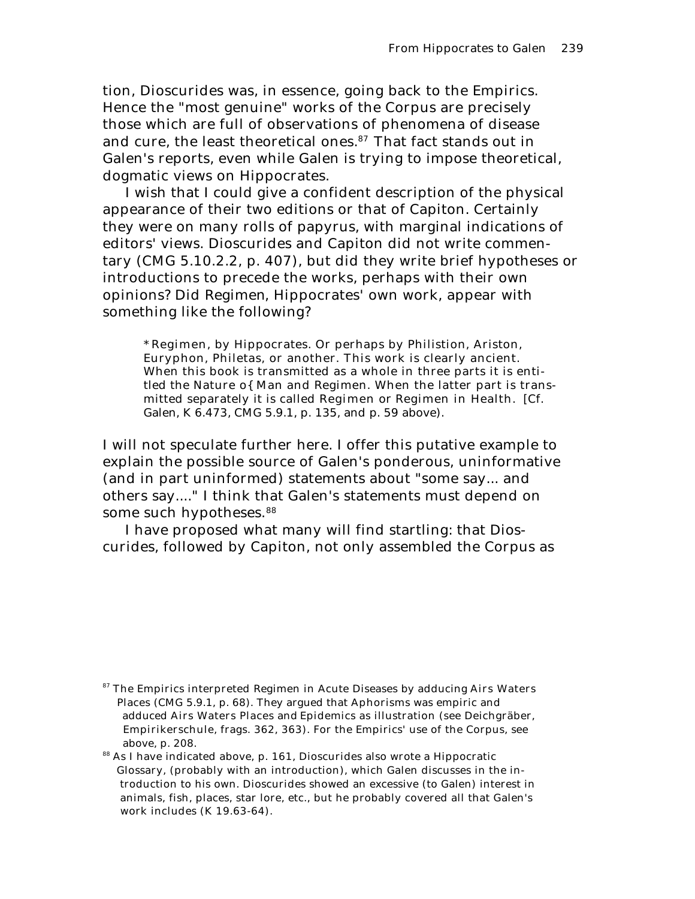tion, Dioscurides was, in essence, going back to the Empirics. Hence the "most genuine" works of the Corpus are precisely those which are full of observations of phenomena of disease and cure, the least theoretical ones.[87] That fact stands out in Galen's reports, even while Galen is trying to impose theoretical, dogmatic views on Hippocrates.

I wish that I could give a confident description of the physical appearance of their two editions or that of Capiton. Certainly they were on many rolls of papyrus, with marginal indications of editors' views. Dioscurides and Capiton did not write commentary (CMG 5.10.2.2, p. 407), but did they write brief hypotheses or introductions to precede the works, perhaps with their own opinions? Did *Regimen*, Hippocrates' own work, appear with something like the following?

> **Regimen*, by Hippocrates. Or perhaps by Philistion, Ariston, Euryphon, Philetas, or another. This work is clearly ancient. When this book is transmitted as a whole in three parts it is entitled the *Nature o{ Man and Regimen*. When the latter part is transmitted separately it is called *Regimen* or *Regimen in Health*. [Cf. Galen, K 6.473, CMG 5.9.1, p. 135, and p. 59 above).

I will not speculate further here. I offer this putative example to explain the possible source of Galen's ponderous, uninformative (and in part uninformed) statements about "some say... and others say...." I think that Galen's statements must depend on some such hypotheses.[88]

I have proposed what many will find startling: that Dioscurides, followed by Capiton, not only assembled the Corpus as

[87] The Empirics interpreted *Regimen in Acute Diseases* by adducing *Airs Waters Places* (CMG 5.9.1, p. 68). They argued that *Aphorisms* was empiric and adduced *Airs Waters Places* and *Epidemics* as illustration (see Deichgräber, *Empirikerschule*, frags. 362, 363). For the Empirics' use of the Corpus, see above, p. 208.

[88] As I have indicated above, p. 161, Dioscurides also wrote a Hippocratic Glossary, (probably with an introduction), which Galen discusses in the introduction to his own. Dioscurides showed an excessive (to Galen) interest in animals, fish, places, star lore, etc., but he probably covered all that Galen's work includes (K 19.63-64).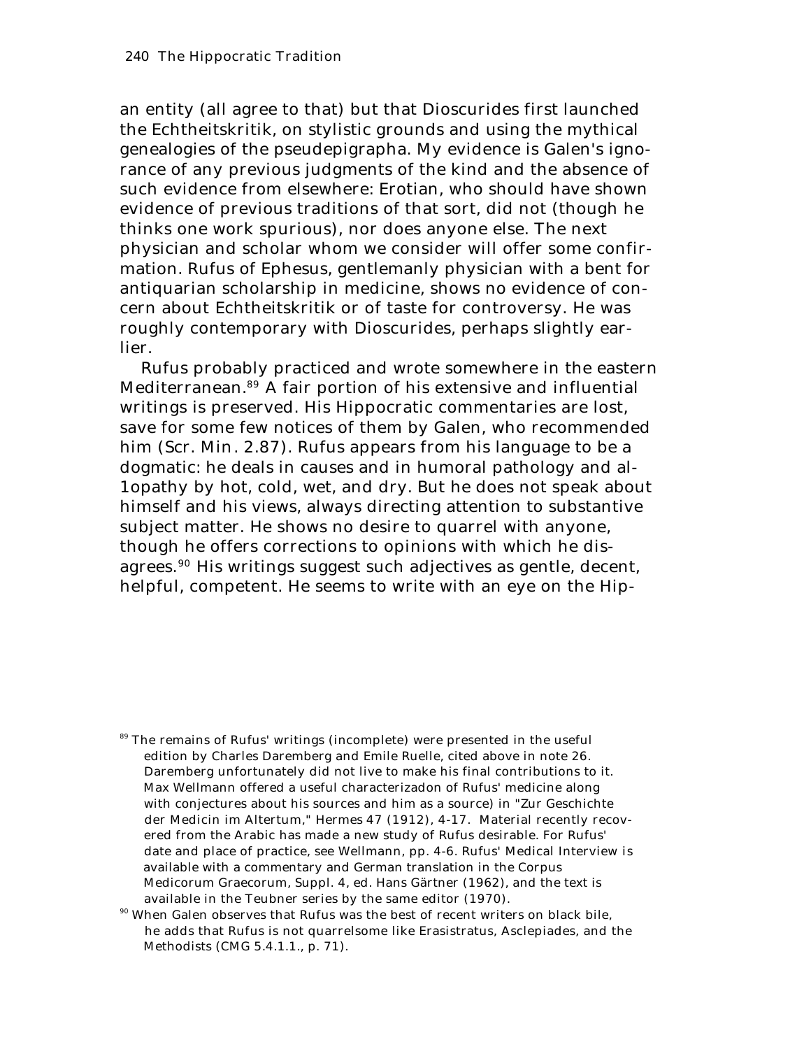an entity (all agree to that) but that Dioscurides first launched the Echtheitskritik, on stylistic grounds and using the mythical genealogies of the pseudepigrapha. My evidence is Galen's ignorance of any previous judgments of the kind and the absence of such evidence from elsewhere: Erotian, who should have shown evidence of previous traditions of that sort, did not (though he thinks one work spurious), nor does anyone else. The next physician and scholar whom we consider will offer some confirmation. Rufus of Ephesus, gentlemanly physician with a bent for antiquarian scholarship in medicine, shows no evidence of concern about Echtheitskritik or of taste for controversy. He was roughly contemporary with Dioscurides, perhaps slightly earlier.

Rufus probably practiced and wrote somewhere in the eastern Mediterranean.[89] A fair portion of his extensive and influential writings is preserved. His Hippocratic commentaries are lost, save for some few notices of them by Galen, who recommended him (*Scr. Min.* 2.87). Rufus appears from his language to be a dogmatic: he deals in causes and in humoral pathology and al-1opathy by hot, cold, wet, and dry. But he does not speak about himself and his views, always directing attention to substantive subject matter. He shows no desire to quarrel with anyone, though he offers corrections to opinions with which he disagrees.[90] His writings suggest such adjectives as gentle, decent, helpful, competent. He seems to write with an eye on the Hip-

[89] The remains of Rufus' writings (incomplete) were presented in the useful edition by Charles Daremberg and Emile Ruelle, cited above in note 26. Daremberg unfortunately did not live to make his final contributions to it. Max Wellmann offered a useful characterizadon of Rufus' medicine along with conjectures about his sources and him as a source) in "Zur Geschichte der Medicin im Altertum," *Hermes* 47 (1912), 4-17. Material recently recovered from the Arabic has made a new study of Rufus desirable. For Rufus' date and place of practice, see Wellmann, pp. 4-6. Rufus' *Medical Interview* is available with a commentary and German translation in the *Corpus Medicorum Graecorum*, Suppl. 4, ed. Hans Gärtner (1962), and the text is available in the Teubner series by the same editor (1970).

[90] When Galen observes that Rufus was the best of recent writers on black bile, he adds that Rufus is not quarrelsome like Erasistratus, Asclepiades, and the Methodists (*CMG* 5.4.1.1., p. 71).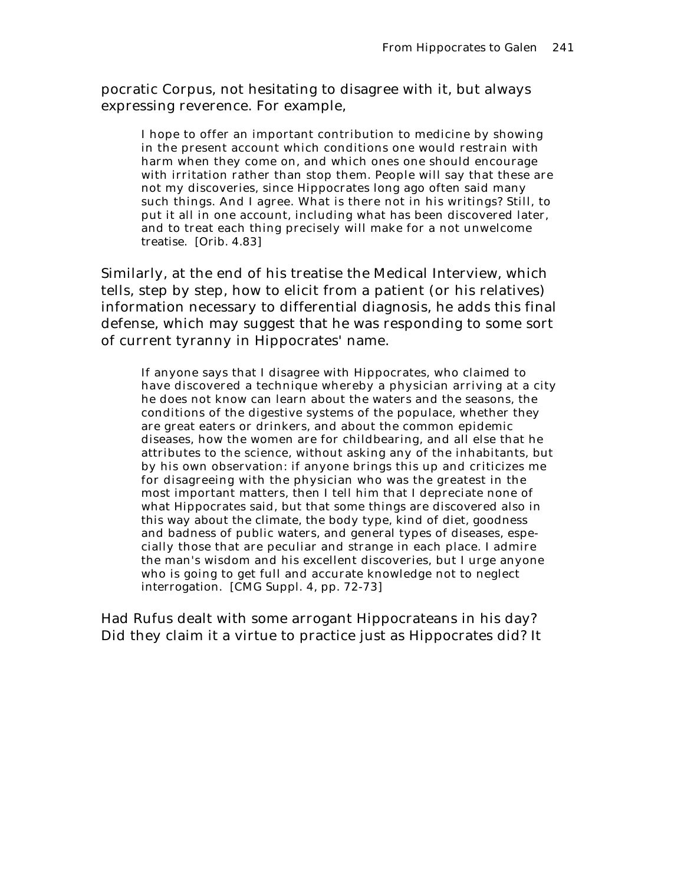pocratic Corpus, not hesitating to disagree with it, but always expressing reverence. For example,

> I hope to offer an important contribution to medicine by showing in the present account which conditions one would restrain with harm when they come on, and which ones one should encourage with irritation rather than stop them. People will say that these are not my discoveries, since Hippocrates long ago often said many such things. And I agree. What is there not in his writings? Still, to put it all in one account, including what has been discovered later, and to treat each thing precisely will make for a not unwelcome treatise. [Orib. 4.83]

Similarly, at the end of his treatise the Medical Interview, which tells, step by step, how to elicit from a patient (or his relatives) information necessary to differential diagnosis, he adds this final defense, which may suggest that he was responding to some sort of current tyranny in Hippocrates' name.

> If anyone says that I disagree with Hippocrates, who claimed to have discovered a technique whereby a physician arriving at a city he does not know can learn about the waters and the seasons, the conditions of the digestive systems of the populace, whether they are great eaters or drinkers, and about the common epidemic diseases, how the women are for childbearing, and all else that he attributes to the science, without asking any of the inhabitants, but by his own observation: if anyone brings this up and criticizes me for disagreeing with the physician who was the greatest in the most important matters, then I tell him that I depreciate none of what Hippocrates said, but that some things are discovered also in this way about the climate, the body type, kind of diet, goodness and badness of public waters, and general types of diseases, especially those that are peculiar and strange in each place. I admire the man's wisdom and his excellent discoveries, but I urge anyone who is going to get full and accurate knowledge not to neglect interrogation. [CMG Suppl. 4, pp. 72-73]

Had Rufus dealt with some arrogant Hippocrateans in his day? Did they claim it a virtue to practice just as Hippocrates did? It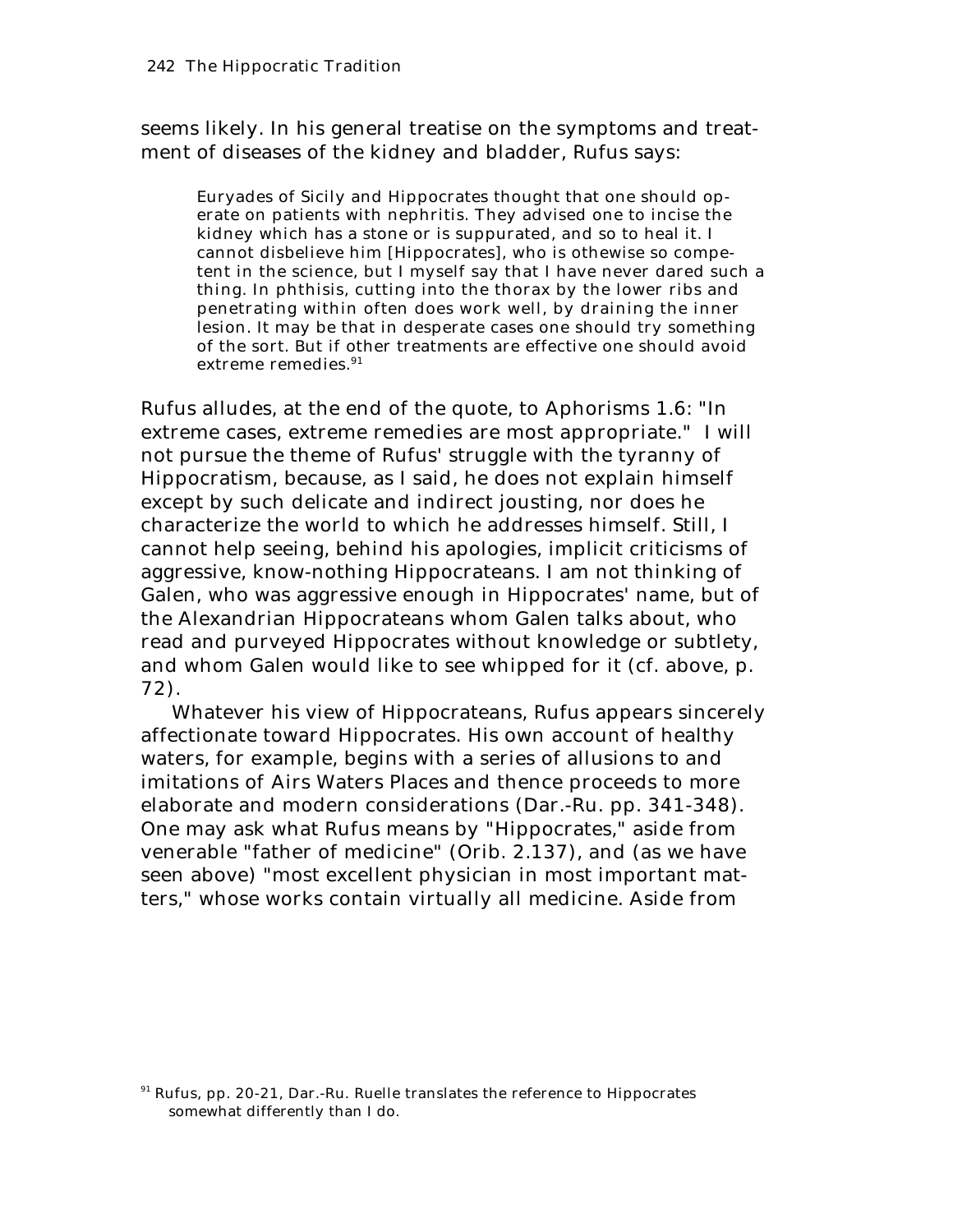seems likely. In his general treatise on the symptoms and treatment of diseases of the kidney and bladder, Rufus says:

> Euryades of Sicily and Hippocrates thought that one should operate on patients with nephritis. They advised one to incise the kidney which has a stone or is suppurated, and so to heal it. I cannot disbelieve him [Hippocrates], who is othewise so competent in the science, but I myself say that I have never dared such a thing. In phthisis, cutting into the thorax by the lower ribs and penetrating within often does work well, by draining the inner lesion. It may be that in desperate cases one should try something of the sort. But if other treatments are effective one should avoid extreme remedies.[91]

Rufus alludes, at the end of the quote, to Aphorisms 1.6: "In extreme cases, extreme remedies are most appropriate." I will not pursue the theme of Rufus' struggle with the tyranny of Hippocratism, because, as I said, he does not explain himself except by such delicate and indirect jousting, nor does he characterize the world to which he addresses himself. Still, I cannot help seeing, behind his apologies, implicit criticisms of aggressive, know-nothing Hippocrateans. I am not thinking of Galen, who was aggressive enough in Hippocrates' name, but of the Alexandrian Hippocrateans whom Galen talks about, who read and purveyed Hippocrates without knowledge or subtlety, and whom Galen would like to see whipped for it (cf. above, p. 72).

Whatever his view of Hippocrateans, Rufus appears sincerely affectionate toward Hippocrates. His own account of healthy waters, for example, begins with a series of allusions to and imitations of Airs Waters Places and thence proceeds to more elaborate and modern considerations (Dar.-Ru. pp. 341-348). One may ask what Rufus means by "Hippocrates," aside from venerable "father of medicine" (Orib. 2.137), and (as we have seen above) "most excellent physician in most important matters," whose works contain virtually all medicine. Aside from

[91] Rufus, pp. 20-21, Dar.-Ru. Ruelle translates the reference to Hippocrates somewhat differently than I do.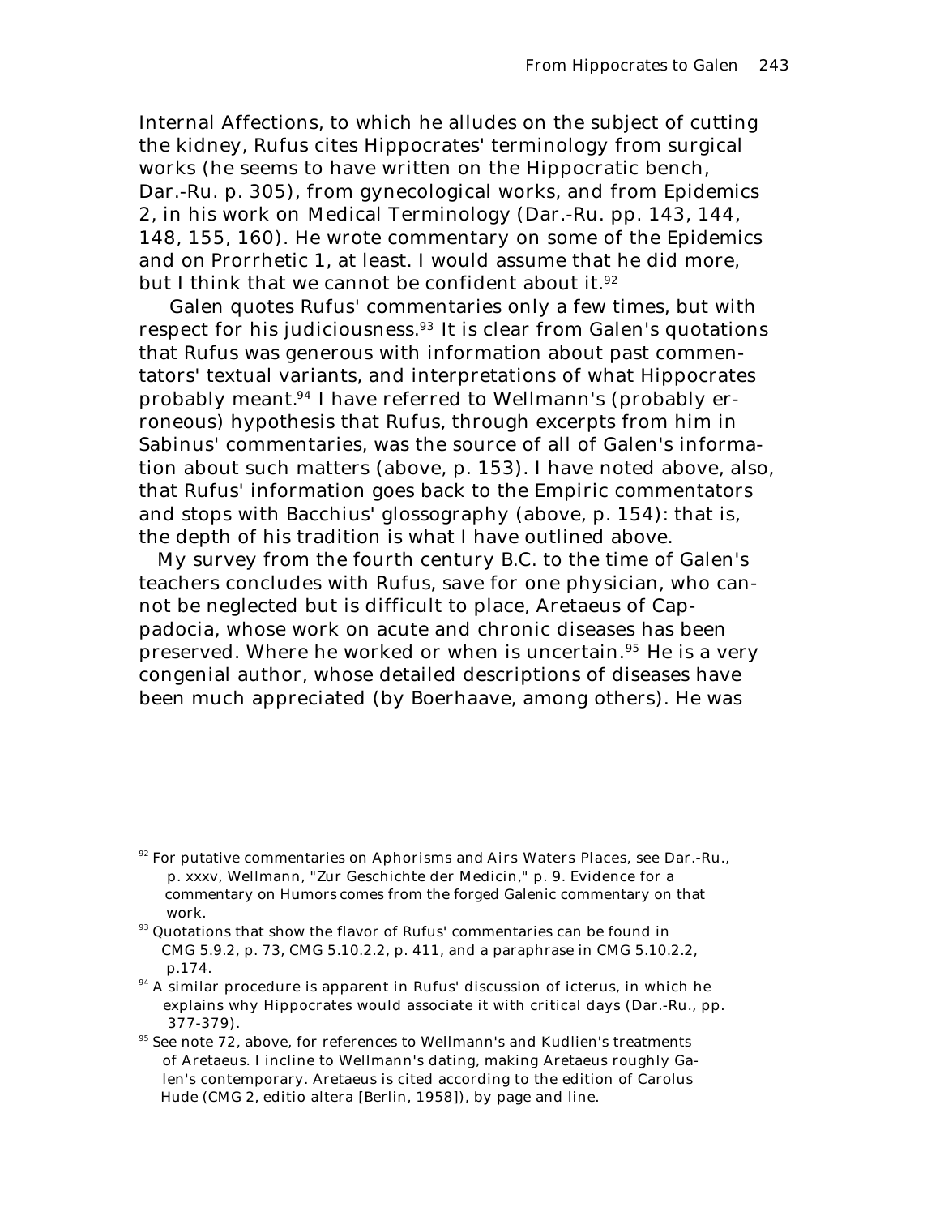*Internal Affections*, to which he alludes on the subject of cutting the kidney, Rufus cites Hippocrates' terminology from surgical works (he seems to have written on the Hippocratic bench, Dar.-Ru. p. 305), from gynecological works, and from *Epidemics* 2, in his work on *Medical Terminology* (Dar.-Ru. pp. 143, 144, 148, 155, 160). He wrote commentary on some of the *Epidemics* and on *Prorrhetic* 1, at least. I would assume that he did more, but I think that we cannot be confident about it.[92]

Galen quotes Rufus' commentaries only a few times, but with respect for his judiciousness.[93] It is clear from Galen's quotations that Rufus was generous with information about past commentators' textual variants, and interpretations of what Hippocrates probably meant.[94] I have referred to Wellmann's (probably erroneous) hypothesis that Rufus, through excerpts from him in Sabinus' commentaries, was the source of all of Galen's information about such matters (above, p. 153). I have noted above, also, that Rufus' information goes back to the Empiric commentators and stops with Bacchius' glossography (above, p. 154): that is, the depth of his tradition is what I have outlined above.

My survey from the fourth century B.C. to the time of Galen's teachers concludes with Rufus, save for one physician, who cannot be neglected but is difficult to place, Aretaeus of Cappadocia, whose work on acute and chronic diseases has been preserved. Where he worked or when is uncertain.[95] He is a very congenial author, whose detailed descriptions of diseases have been much appreciated (by Boerhaave, among others). He was

---

[92] For putative commentaries on *Aphorisms* and *Airs Waters Places*, see Dar.-Ru., p. xxxv, Wellmann, "Zur Geschichte der Medicin," p. 9. Evidence for a commentary on *Humors* comes from the forged Galenic commentary on that work.

[93] Quotations that show the flavor of Rufus' commentaries can be found in CMG 5.9.2, p. 73, CMG 5.10.2.2, p. 411, and a paraphrase in CMG 5.10.2.2, p.174.

[94] A similar procedure is apparent in Rufus' discussion of icterus, in which he explains why Hippocrates would associate it with critical days (Dar.-Ru., pp. 377-379).

[95] See note 72, above, for references to Wellmann's and Kudlien's treatments of Aretaeus. I incline to Wellmann's dating, making Aretaeus roughly Galen's contemporary. Aretaeus is cited according to the edition of Carolus Hude (CMG 2, editio altera [Berlin, 1958]), by page and line.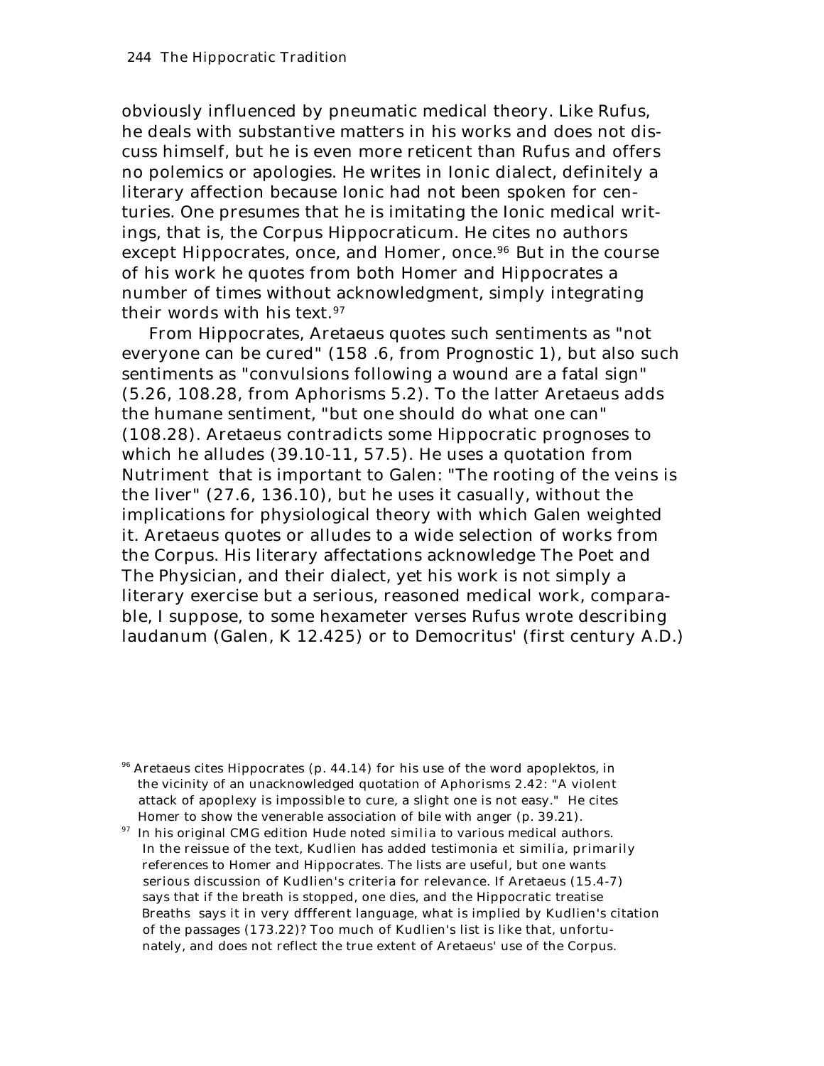obviously influenced by pneumatic medical theory. Like Rufus, he deals with substantive matters in his works and does not discuss himself, but he is even more reticent than Rufus and offers no polemics or apologies. He writes in Ionic dialect, definitely a literary affection because Ionic had not been spoken for centuries. One presumes that he is imitating the Ionic medical writings, that is, the Corpus Hippocraticum. He cites no authors except Hippocrates, once, and Homer, once.[96] But in the course of his work he quotes from both Homer and Hippocrates a number of times without acknowledgment, simply integrating their words with his text.[97]

From Hippocrates, Aretaeus quotes such sentiments as "not everyone can be cured" (158 .6, from *Prognostic* 1), but also such sentiments as "convulsions following a wound are a fatal sign" (5.26, 108.28, from *Aphorisms* 5.2). To the latter Aretaeus adds the humane sentiment, "but one should do what one can" (108.28). Aretaeus contradicts some Hippocratic prognoses to which he alludes (39.10-11, 57.5). He uses a quotation from *Nutriment* that is important to Galen: "The rooting of the veins is the liver" (27.6, 136.10), but he uses it casually, without the implications for physiological theory with which Galen weighted it. Aretaeus quotes or alludes to a wide selection of works from the Corpus. His literary affectations acknowledge The Poet and The Physician, and their dialect, yet his work is not simply a literary exercise but a serious, reasoned medical work, comparable, I suppose, to some hexameter verses Rufus wrote describing laudanum (Galen, K 12.425) or to Democritus' (first century A.D.)

---

[96] Aretaeus cites Hippocrates (p. 44.14) for his use of the word *apoplektos*, in the vicinity of an unacknowledged quotation of *Aphorisms* 2.42: "A violent attack of apoplexy is impossible to cure, a slight one is not easy." He cites Homer to show the venerable association of bile with anger (p. 39.21).

[97] In his original CMG edition Hude noted *similia* to various medical authors. In the reissue of the text, Kudlien has added *testimonia et similia*, primarily references to Homer and Hippocrates. The lists are useful, but one wants serious discussion of Kudlien's criteria for relevance. If Aretaeus (15.4-7) says that if the breath is stopped, one dies, and the Hippocratic treatise *Breaths* says it in very dffferent language, what is implied by Kudlien's citation of the passages (173.22)? Too much of Kudlien's list is like that, unfortunately, and does not reflect the true extent of Aretaeus' use of the Corpus.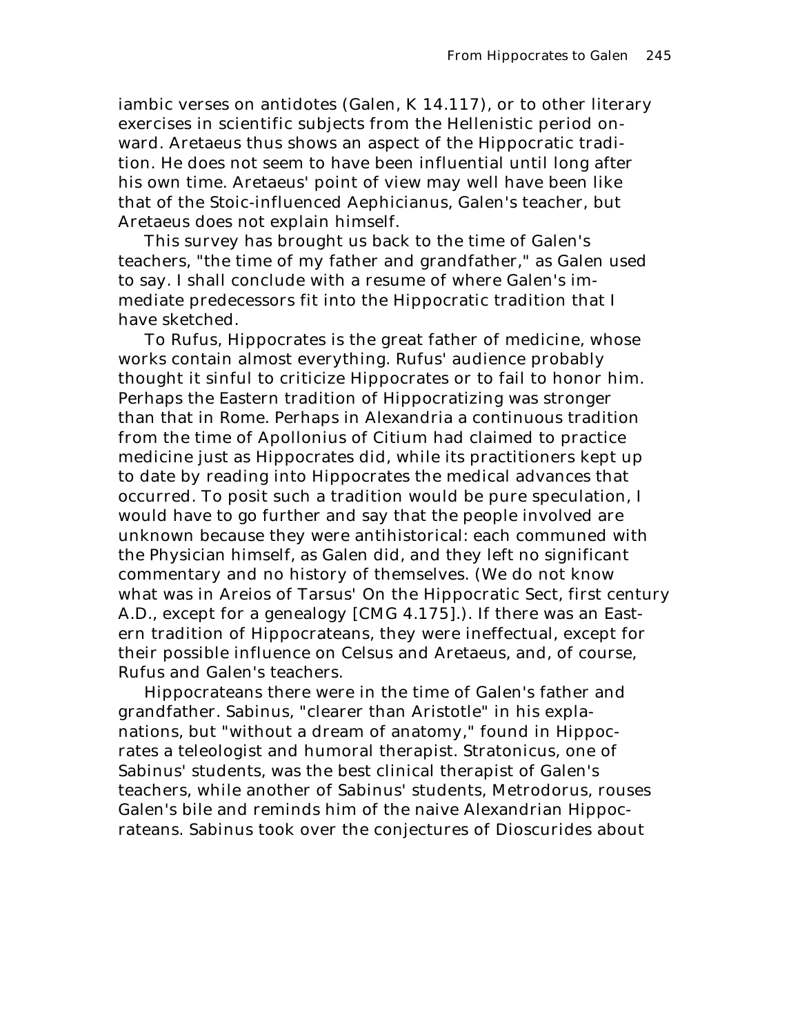iambic verses on antidotes (Galen, K 14.117), or to other literary exercises in scientific subjects from the Hellenistic period onward. Aretaeus thus shows an aspect of the Hippocratic tradition. He does not seem to have been influential until long after his own time. Aretaeus' point of view may well have been like that of the Stoic-influenced Aephicianus, Galen's teacher, but Aretaeus does not explain himself.

This survey has brought us back to the time of Galen's teachers, "the time of my father and grandfather," as Galen used to say. I shall conclude with a resume of where Galen's immediate predecessors fit into the Hippocratic tradition that I have sketched.

To Rufus, Hippocrates is the great father of medicine, whose works contain almost everything. Rufus' audience probably thought it sinful to criticize Hippocrates or to fail to honor him. Perhaps the Eastern tradition of Hippocratizing was stronger than that in Rome. Perhaps in Alexandria a continuous tradition from the time of Apollonius of Citium had claimed to practice medicine just as Hippocrates did, while its practitioners kept up to date by reading into Hippocrates the medical advances that occurred. To posit such a tradition would be pure speculation, I would have to go further and say that the people involved are unknown because they were antihistorical: each communed with the Physician himself, as Galen did, and they left no significant commentary and no history of themselves. (We do not know what was in Areios of Tarsus' On the Hippocratic Sect, first century A.D., except for a genealogy [CMG 4.175].). If there was an Eastern tradition of Hippocrateans, they were ineffectual, except for their possible influence on Celsus and Aretaeus, and, of course, Rufus and Galen's teachers.

Hippocrateans there were in the time of Galen's father and grandfather. Sabinus, "clearer than Aristotle" in his explanations, but "without a dream of anatomy," found in Hippocrates a teleologist and humoral therapist. Stratonicus, one of Sabinus' students, was the best clinical therapist of Galen's teachers, while another of Sabinus' students, Metrodorus, rouses Galen's bile and reminds him of the naive Alexandrian Hippocrateans. Sabinus took over the conjectures of Dioscurides about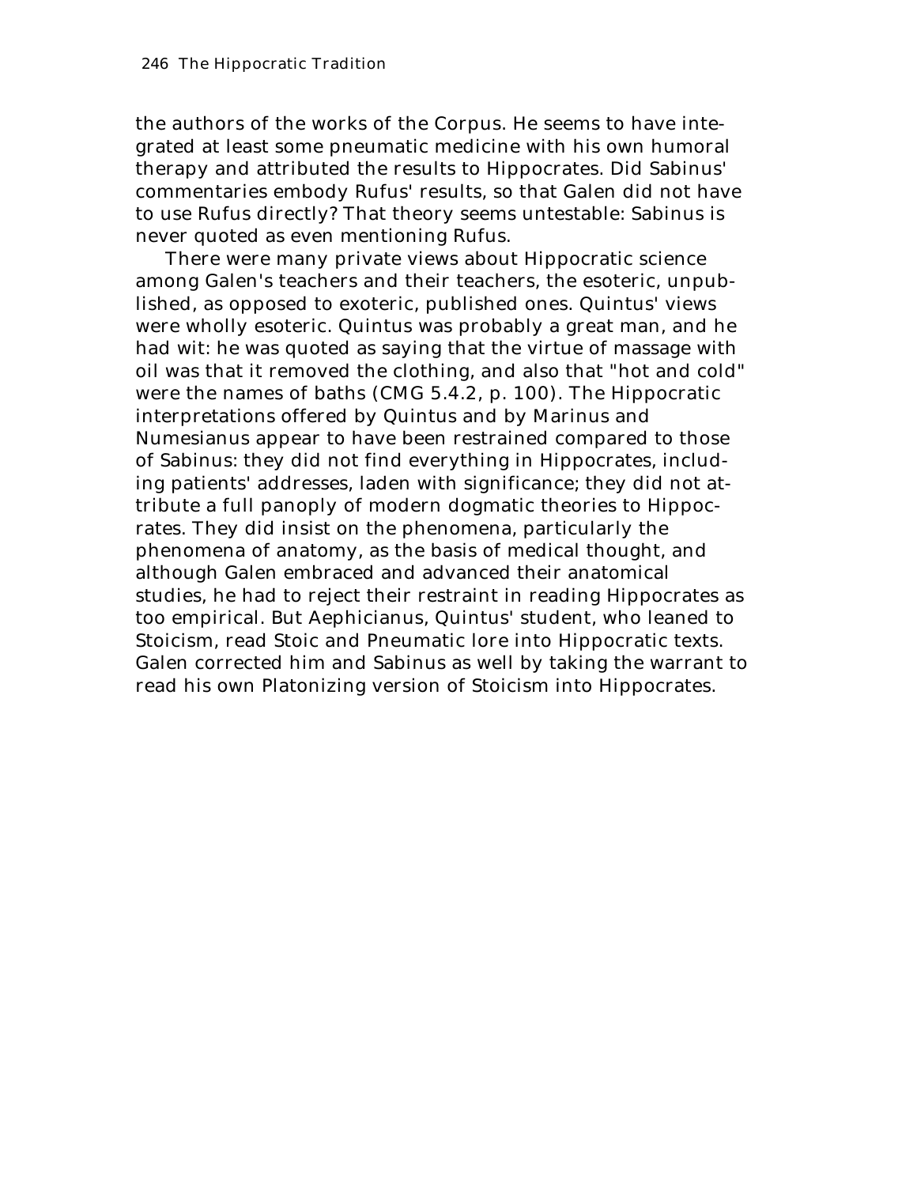the authors of the works of the Corpus. He seems to have integrated at least some pneumatic medicine with his own humoral therapy and attributed the results to Hippocrates. Did Sabinus' commentaries embody Rufus' results, so that Galen did not have to use Rufus directly? That theory seems untestable: Sabinus is never quoted as even mentioning Rufus.

There were many private views about Hippocratic science among Galen's teachers and their teachers, the esoteric, unpublished, as opposed to exoteric, published ones. Quintus' views were wholly esoteric. Quintus was probably a great man, and he had wit: he was quoted as saying that the virtue of massage with oil was that it removed the clothing, and also that "hot and cold" were the names of baths (CMG 5.4.2, p. 100). The Hippocratic interpretations offered by Quintus and by Marinus and Numesianus appear to have been restrained compared to those of Sabinus: they did not find everything in Hippocrates, including patients' addresses, laden with significance; they did not attribute a full panoply of modern dogmatic theories to Hippocrates. They did insist on the phenomena, particularly the phenomena of anatomy, as the basis of medical thought, and although Galen embraced and advanced their anatomical studies, he had to reject their restraint in reading Hippocrates as too empirical. But Aephicianus, Quintus' student, who leaned to Stoicism, read Stoic and Pneumatic lore into Hippocratic texts. Galen corrected him and Sabinus as well by taking the warrant to read his own Platonizing version of Stoicism into Hippocrates.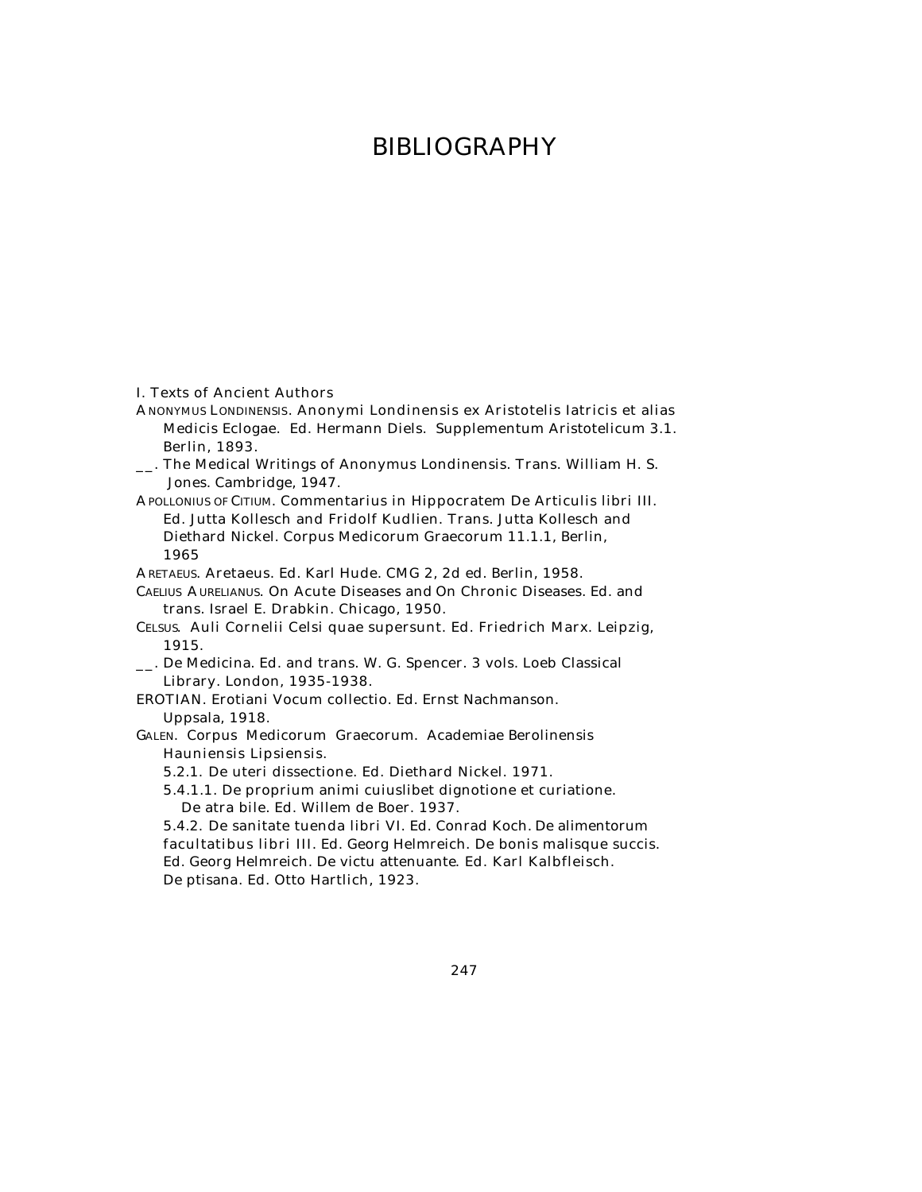# BIBLIOGRAPHY

I. Texts of Ancient Authors

ANONYMUS LONDINENSIS. Anonymi Londinensis ex Aristotelis Iatricis et alias Medicis Eclogae. Ed. Hermann Diels. Supplementum Aristotelicum 3.1. Berlin, 1893.

__. The Medical Writings of Anonymus Londinensis. Trans. William H. S. Jones. Cambridge, 1947.

APOLLONIUS OF CITIUM. Commentarius in Hippocratem De Articulis libri III. Ed. Jutta Kollesch and Fridolf Kudlien. Trans. Jutta Kollesch and Diethard Nickel. Corpus Medicorum Graecorum 11.1.1, Berlin, 1965

ARETAEUS. Aretaeus. Ed. Karl Hude. CMG 2, 2d ed. Berlin, 1958.

CAELIUS AURELIANUS. On Acute Diseases and On Chronic Diseases. Ed. and trans. Israel E. Drabkin. Chicago, 1950.

CELSUS. Auli Cornelii Celsi quae supersunt. Ed. Friedrich Marx. Leipzig, 1915.

__. De Medicina. Ed. and trans. W. G. Spencer. 3 vols. Loeb Classical Library. London, 1935-1938.

EROTIAN. Erotiani Vocum collectio. Ed. Ernst Nachmanson. Uppsala, 1918.

GALEN. Corpus Medicorum Graecorum. Academiae Berolinensis Hauniensis Lipsiensis.

5.2.1. De uteri dissectione. Ed. Diethard Nickel. 1971.

5.4.1.1. De proprium animi cuiuslibet dignotione et curiatione. De atra bile. Ed. Willem de Boer. 1937.

5.4.2. De sanitate tuenda libri VI. Ed. Conrad Koch. De alimentorum facultatibus libri III. Ed. Georg Helmreich. De bonis malisque succis. Ed. Georg Helmreich. De victu attenuante. Ed. Karl Kalbfleisch. De ptisana. Ed. Otto Hartlich, 1923.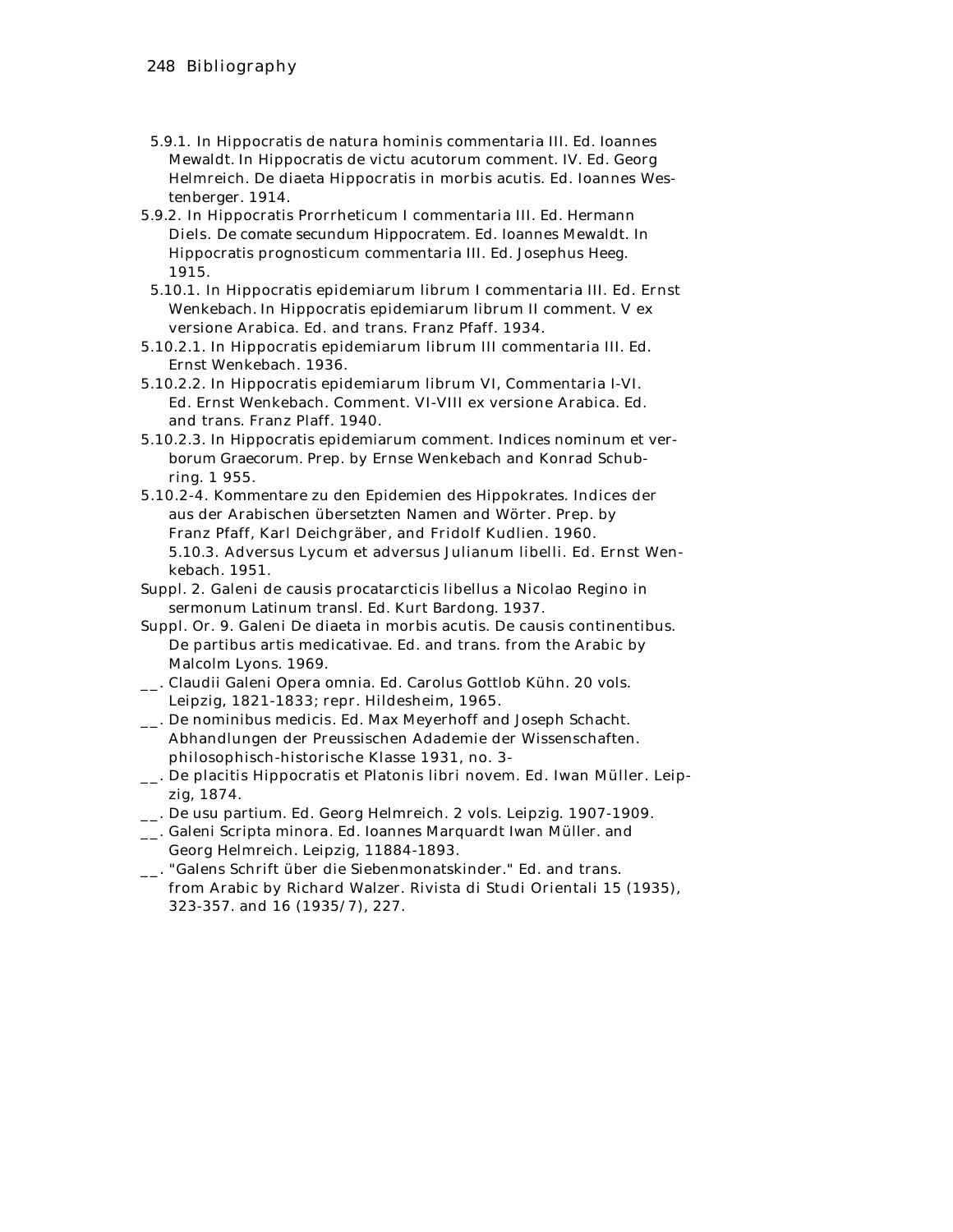5.9.1. In Hippocratis de natura hominis commentaria III. Ed. Ioannes Mewaldt. In Hippocratis de victu acutorum comment. IV. Ed. Georg Helmreich. De diaeta Hippocratis in morbis acutis. Ed. Ioannes Westenberger. 1914.

5.9.2. In Hippocratis Prorrheticum I commentaria III. Ed. Hermann Diels. De comate secundum Hippocratem. Ed. Ioannes Mewaldt. In Hippocratis prognosticum commentaria III. Ed. Josephus Heeg. 1915.

5.10.1. In Hippocratis epidemiarum librum I commentaria III. Ed. Ernst Wenkebach. In Hippocratis epidemiarum librum II comment. V ex versione Arabica. Ed. and trans. Franz Pfaff. 1934.

5.10.2.1. In Hippocratis epidemiarum librum III commentaria III. Ed. Ernst Wenkebach. 1936.

5.10.2.2. In Hippocratis epidemiarum librum VI, Commentaria I-VI. Ed. Ernst Wenkebach. Comment. VI-VIII ex versione Arabica. Ed. and trans. Franz Plaff. 1940.

5.10.2.3. In Hippocratis epidemiarum comment. Indices nominum et verborum Graecorum. Prep. by Ernse Wenkebach and Konrad Schubring. 1 955.

5.10.2-4. Kommentare zu den Epidemien des Hippokrates. Indices der aus der Arabischen übersetzten Namen and Wörter. Prep. by Franz Pfaff, Karl Deichgräber, and Fridolf Kudlien. 1960. 5.10.3. Adversus Lycum et adversus Julianum libelli. Ed. Ernst Wenkebach. 1951.

Suppl. 2. Galeni de causis procatarcticis libellus a Nicolao Regino in sermonum Latinum transl. Ed. Kurt Bardong. 1937.

Suppl. Or. 9. Galeni De diaeta in morbis acutis. De causis continentibus. De partibus artis medicativae. Ed. and trans. from the Arabic by Malcolm Lyons. 1969.

\_\_. Claudii Galeni Opera omnia. Ed. Carolus Gottlob Kühn. 20 vols. Leipzig, 1821-1833; repr. Hildesheim, 1965.

\_\_. De nominibus medicis. Ed. Max Meyerhoff and Joseph Schacht. Abhandlungen der Preussischen Adademie der Wissenschaften. philosophisch-historische Klasse 1931, no. 3-

\_\_. De placitis Hippocratis et Platonis libri novem. Ed. Iwan Müller. Leipzig, 1874.

\_\_. De usu partium. Ed. Georg Helmreich. 2 vols. Leipzig. 1907-1909.

\_\_. Galeni Scripta minora. Ed. Ioannes Marquardt Iwan Müller. and Georg Helmreich. Leipzig, 11884-1893.

\_\_. "Galens Schrift über die Siebenmonatskinder." Ed. and trans. from Arabic by Richard Walzer. Rivista di Studi Orientali 15 (1935), 323-357. and 16 (1935/7), 227.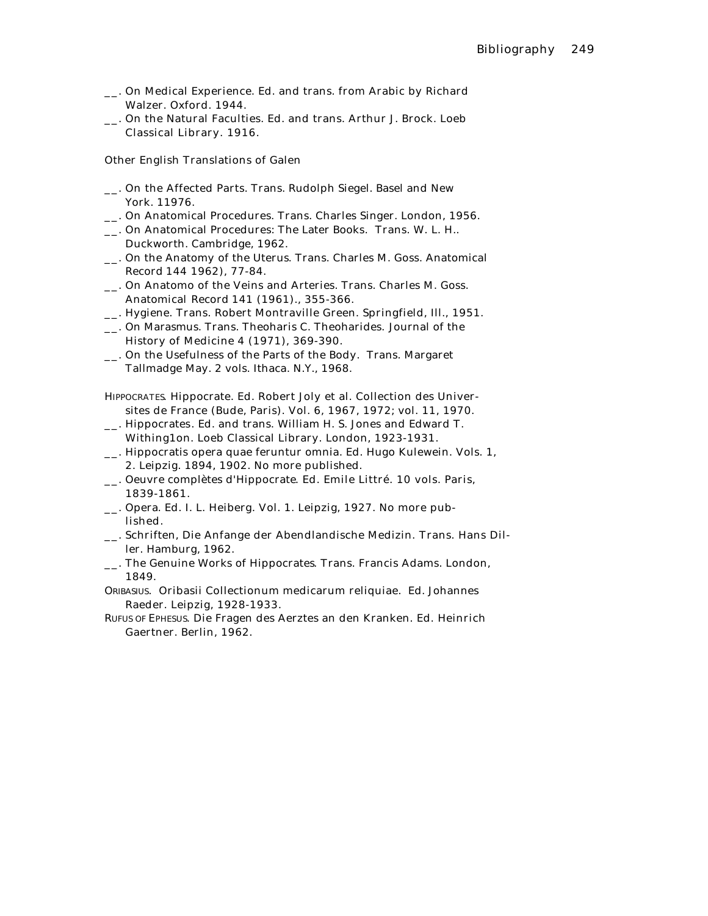__. On Medical Experience. Ed. and trans. from Arabic by Richard Walzer. Oxford. 1944.

__. On the Natural Faculties. Ed. and trans. Arthur J. Brock. Loeb Classical Library. 1916.

Other English Translations of Galen

__. On the Affected Parts. Trans. Rudolph Siegel. Basel and New York. 11976.

__. On Anatomical Procedures. Trans. Charles Singer. London, 1956.

__. On Anatomical Procedures: The Later Books. Trans. W. L. H.. Duckworth. Cambridge, 1962.

__. On the Anatomy of the Uterus. Trans. Charles M. Goss. Anatomical Record 144 1962), 77-84.

__. On Anatomo of the Veins and Arteries. Trans. Charles M. Goss. Anatomical Record 141 (1961)., 355-366.

__. Hygiene. Trans. Robert Montraville Green. Springfield, Ill., 1951.

__. On Marasmus. Trans. Theoharis C. Theoharides. Journal of the History of Medicine 4 (1971), 369-390.

__. On the Usefulness of the Parts of the Body. Trans. Margaret Tallmadge May. 2 vols. Ithaca. N.Y., 1968.

HIPPOCRATES. Hippocrate. Ed. Robert Joly et al. Collection des Universites de France (Bude, Paris). Vol. 6, 1967, 1972; vol. 11, 1970.

__. Hippocrates. Ed. and trans. William H. S. Jones and Edward T. Withing1on. Loeb Classical Library. London, 1923-1931.

__. Hippocratis opera quae feruntur omnia. Ed. Hugo Kulewein. Vols. 1, 2. Leipzig. 1894, 1902. No more published.

__. Oeuvre complètes d'Hippocrate. Ed. Emile Littré. 10 vols. Paris, 1839-1861.

__. Opera. Ed. I. L. Heiberg. Vol. 1. Leipzig, 1927. No more published.

__. Schriften, Die Anfange der Abendlandische Medizin. Trans. Hans Diller. Hamburg, 1962.

__. The Genuine Works of Hippocrates. Trans. Francis Adams. London, 1849.

ORIBASIUS. Oribasii Collectionum medicarum reliquiae. Ed. Johannes Raeder. Leipzig, 1928-1933.

RUFUS OF EPHESUS. Die Fragen des Aerztes an den Kranken. Ed. Heinrich Gaertner. Berlin, 1962.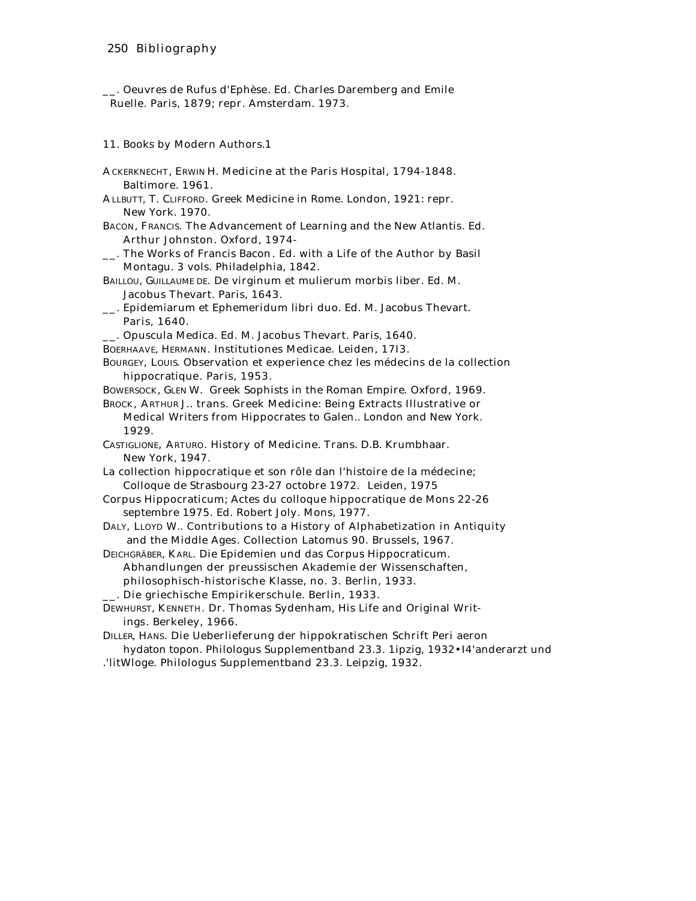__. Oeuvres de Rufus d'Ephèse. Ed. Charles Daremberg and Emile Ruelle. Paris, 1879; repr. Amsterdam. 1973.

11. Books by Modern Authors.1

ACKERKNECHT, ERWIN H. Medicine at the Paris Hospital, 1794-1848. Baltimore. 1961.

ALLBUTT, T. CLIFFORD. Greek Medicine in Rome. London, 1921: repr. New York. 1970.

BACON, FRANCIS. The Advancement of Learning and the New Atlantis. Ed. Arthur Johnston. Oxford, 1974-

__. The Works of Francis Bacon. Ed. with a Life of the Author by Basil Montagu. 3 vols. Philadelphia, 1842.

BAILLOU, GUILLAUME DE. De virginum et mulierum morbis liber. Ed. M. Jacobus Thevart. Paris, 1643.

__. Epidemiarum et Ephemeridum libri duo. Ed. M. Jacobus Thevart. Paris, 1640.

__. Opuscula Medica. Ed. M. Jacobus Thevart. Paris, 1640.

BOERHAAVE, HERMANN. Institutiones Medicae. Leiden, 17I3.

BOURGEY, LOUIS. Observation et experience chez les médecins de la collection hippocratique. Paris, 1953.

BOWERSOCK, GLEN W. Greek Sophists in the Roman Empire. Oxford, 1969.

BROCK, ARTHUR J.. trans. Greek Medicine: Being Extracts Illustrative or Medical Writers from Hippocrates to Galen.. London and New York. 1929.

CASTIGLIONE, ARTURO. History of Medicine. Trans. D.B. Krumbhaar. New York, 1947.

La collection hippocratique et son rôle dan l'histoire de la médecine; Colloque de Strasbourg 23-27 octobre 1972. Leiden, 1975

Corpus Hippocraticum; Actes du colloque hippocratique de Mons 22-26 septembre 1975. Ed. Robert Joly. Mons, 1977.

DALY, LLOYD W.. Contributions to a History of Alphabetization in Antiquity and the Middle Ages. Collection Latomus 90. Brussels, 1967.

DEICHGRÄBER, KARL. Die Epidemien und das Corpus Hippocraticum. Abhandlungen der preussischen Akademie der Wissenschaften, philosophisch-historische Klasse, no. 3. Berlin, 1933.

__. Die griechische Empirikerschule. Berlin, 1933.

DEWHURST, KENNETH. Dr. Thomas Sydenham, His Life and Original Writings. Berkeley, 1966.

DILLER, HANS. Die Ueberlieferung der hippokratischen Schrift Peri aeron hydaton topon. Philologus Supplementband 23.3. 1ipzig, 1932•I4'anderarzt und .'litWloge. Philologus Supplementband 23.3. Leipzig, 1932.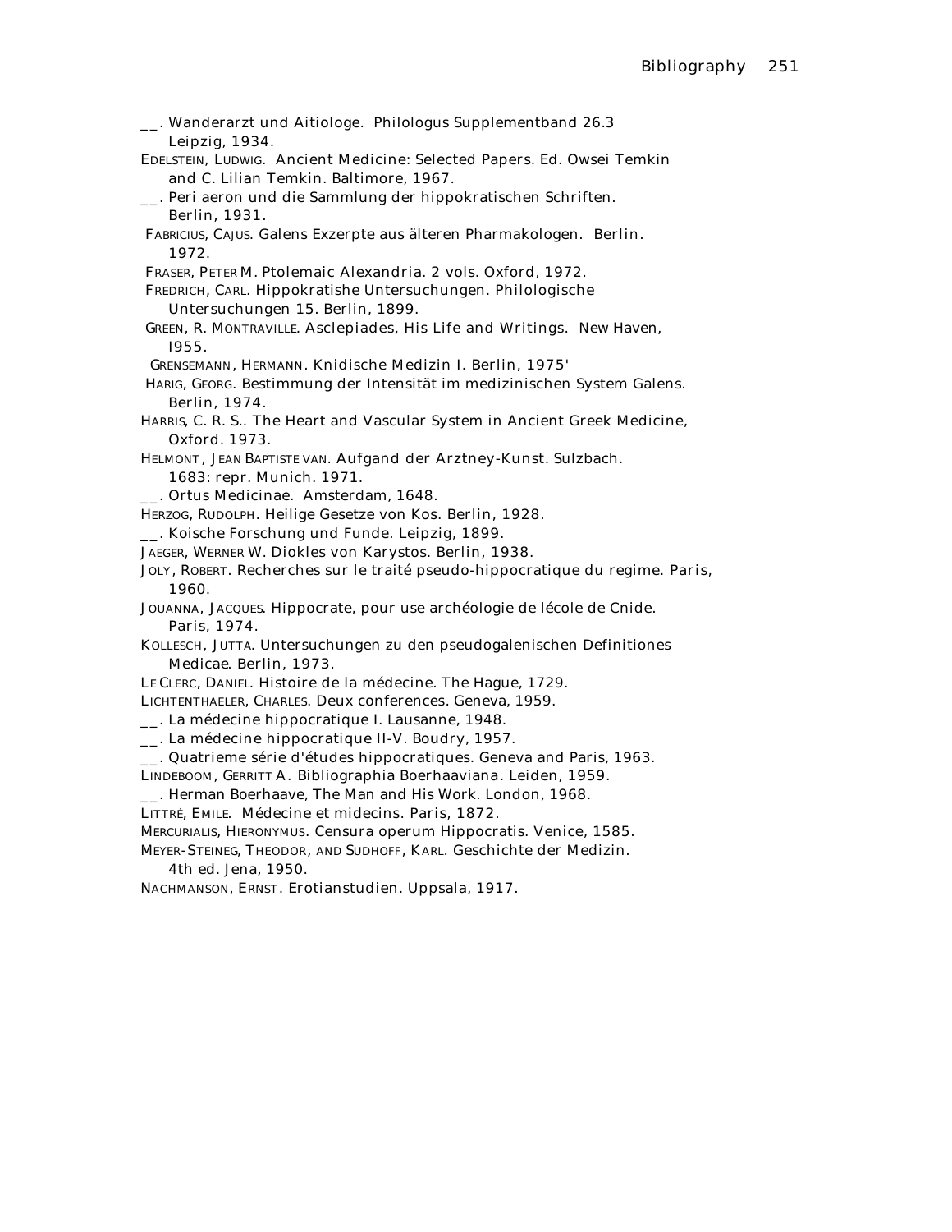__. Wanderarzt und Aitiologe. Philologus Supplementband 26.3 Leipzig, 1934.

EDELSTEIN, LUDWIG. Ancient Medicine: Selected Papers. Ed. Owsei Temkin and C. Lilian Temkin. Baltimore, 1967.

__. Peri aeron und die Sammlung der hippokratischen Schriften. Berlin, 1931.

FABRICIUS, CAJUS. Galens Exzerpte aus älteren Pharmakologen. Berlin. 1972.

FRASER, PETER M. Ptolemaic Alexandria. 2 vols. Oxford, 1972.

FREDRICH, CARL. Hippokratishe Untersuchungen. Philologische Untersuchungen 15. Berlin, 1899.

GREEN, R. MONTRAVILLE. Asclepiades, His Life and Writings. New Haven, I955.

GRENSEMANN, HERMANN. Knidische Medizin I. Berlin, 1975'

HARIG, GEORG. Bestimmung der Intensität im medizinischen System Galens. Berlin, 1974.

HARRIS, C. R. S.. The Heart and Vascular System in Ancient Greek Medicine, Oxford. 1973.

HELMONT, JEAN BAPTISTE VAN. Aufgand der Arztney-Kunst. Sulzbach. 1683: repr. Munich. 1971.

__. Ortus Medicinae. Amsterdam, 1648.

HERZOG, RUDOLPH. Heilige Gesetze von Kos. Berlin, 1928.

__. Koische Forschung und Funde. Leipzig, 1899.

JAEGER, WERNER W. Diokles von Karystos. Berlin, 1938.

JOLY, ROBERT. Recherches sur le traité pseudo-hippocratique du regime. Paris, 1960.

JOUANNA, JACQUES. Hippocrate, pour use archéologie de lécole de Cnide. Paris, 1974.

KOLLESCH, JUTTA. Untersuchungen zu den pseudogalenischen Definitiones Medicae. Berlin, 1973.

LE CLERC, DANIEL. Histoire de la médecine. The Hague, 1729.

LICHTENTHAELER, CHARLES. Deux conferences. Geneva, 1959.

__. La médecine hippocratique I. Lausanne, 1948.

__. La médecine hippocratique II-V. Boudry, 1957.

__. Quatrieme série d'études hippocratiques. Geneva and Paris, 1963.

LINDEBOOM, GERRITT A. Bibliographia Boerhaaviana. Leiden, 1959.

__. Herman Boerhaave, The Man and His Work. London, 1968.

LITTRÉ, EMILE. Médecine et midecins. Paris, 1872.

MERCURIALIS, HIERONYMUS. Censura operum Hippocratis. Venice, 1585.

MEYER-STEINEG, THEODOR, AND SUDHOFF, KARL. Geschichte der Medizin. 4th ed. Jena, 1950.

NACHMANSON, ERNST. Erotianstudien. Uppsala, 1917.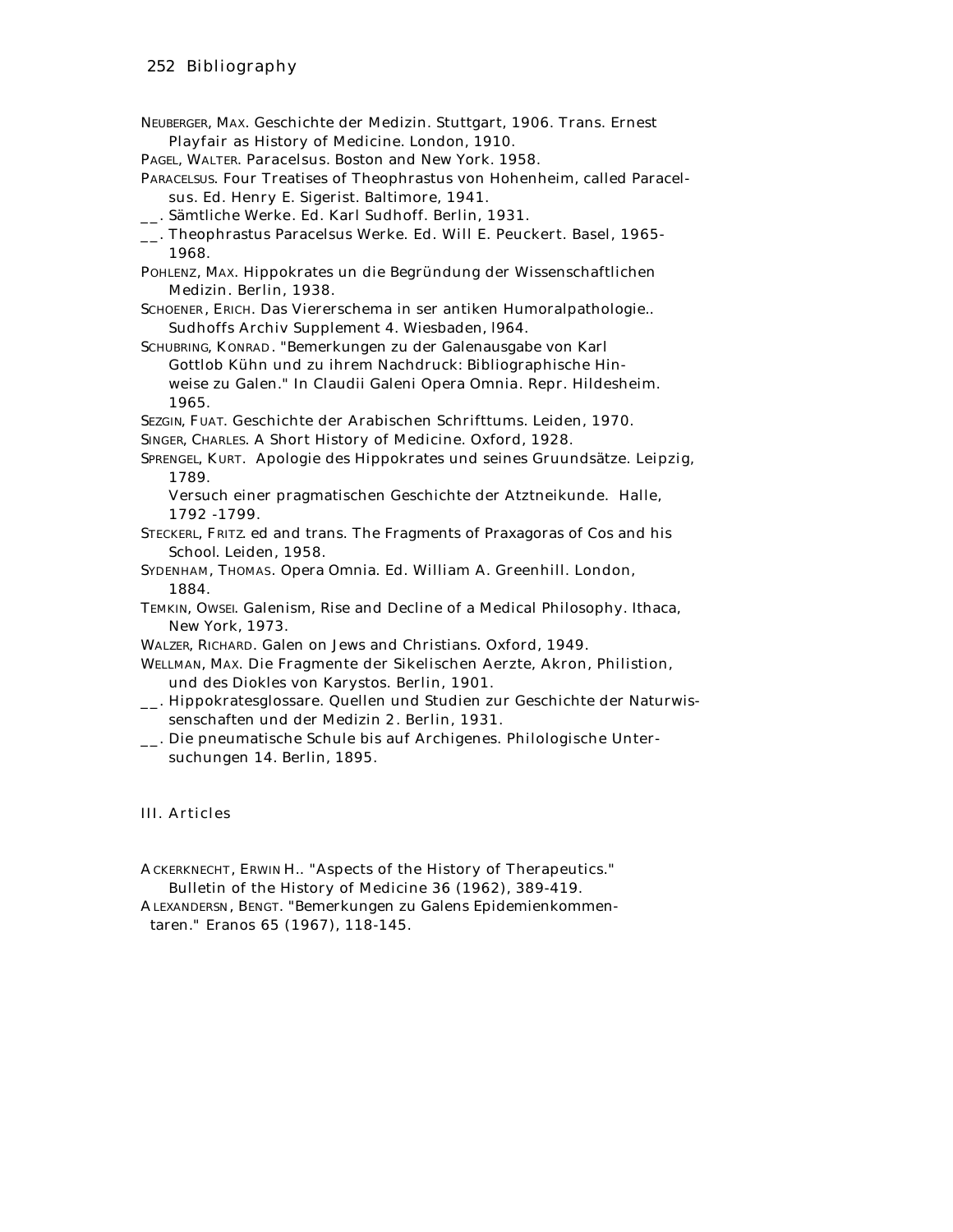NEUBERGER, MAX. Geschichte der Medizin. Stuttgart, 1906. Trans. Ernest Playfair as History of Medicine. London, 1910.

PAGEL, WALTER. Paracelsus. Boston and New York. 1958.

PARACELSUS. Four Treatises of Theophrastus von Hohenheim, called Paracelsus. Ed. Henry E. Sigerist. Baltimore, 1941.

__. Sämtliche Werke. Ed. Karl Sudhoff. Berlin, 1931.

__. Theophrastus Paracelsus Werke. Ed. Will E. Peuckert. Basel, 1965-1968.

POHLENZ, MAX. Hippokrates un die Begründung der Wissenschaftlichen Medizin. Berlin, 1938.

SCHOENER, ERICH. Das Viererschema in ser antiken Humoralpathologie.. Sudhoffs Archiv Supplement 4. Wiesbaden, l964.

SCHUBRING, KONRAD. "Bemerkungen zu der Galenausgabe von Karl Gottlob Kühn und zu ihrem Nachdruck: Bibliographische Hinweise zu Galen." In Claudii Galeni Opera Omnia. Repr. Hildesheim. 1965.

SEZGIN, FUAT. Geschichte der Arabischen Schrifttums. Leiden, 1970.

SINGER, CHARLES. A Short History of Medicine. Oxford, 1928.

SPRENGEL, KURT. Apologie des Hippokrates und seines Gruundsätze. Leipzig, 1789.

Versuch einer pragmatischen Geschichte der Atztneikunde. Halle, 1792 -1799.

STECKERL, FRITZ. ed and trans. The Fragments of Praxagoras of Cos and his School. Leiden, 1958.

SYDENHAM, THOMAS. Opera Omnia. Ed. William A. Greenhill. London, 1884.

TEMKIN, OWSEI. Galenism, Rise and Decline of a Medical Philosophy. Ithaca, New York, 1973.

WALZER, RICHARD. Galen on Jews and Christians. Oxford, 1949.

WELLMAN, MAX. Die Fragmente der Sikelischen Aerzte, Akron, Philistion, und des Diokles von Karystos. Berlin, 1901.

__. Hippokratesglossare. Quellen und Studien zur Geschichte der Naturwissenschaften und der Medizin 2. Berlin, 1931.

__. Die pneumatische Schule bis auf Archigenes. Philologische Untersuchungen 14. Berlin, 1895.

## III. Articles

ACKERKNECHT, ERWIN H.. "Aspects of the History of Therapeutics." Bulletin of the History of Medicine 36 (1962), 389-419.

ALEXANDERSN, BENGT. "Bemerkungen zu Galens Epidemienkommentaren." Eranos 65 (1967), 118-145.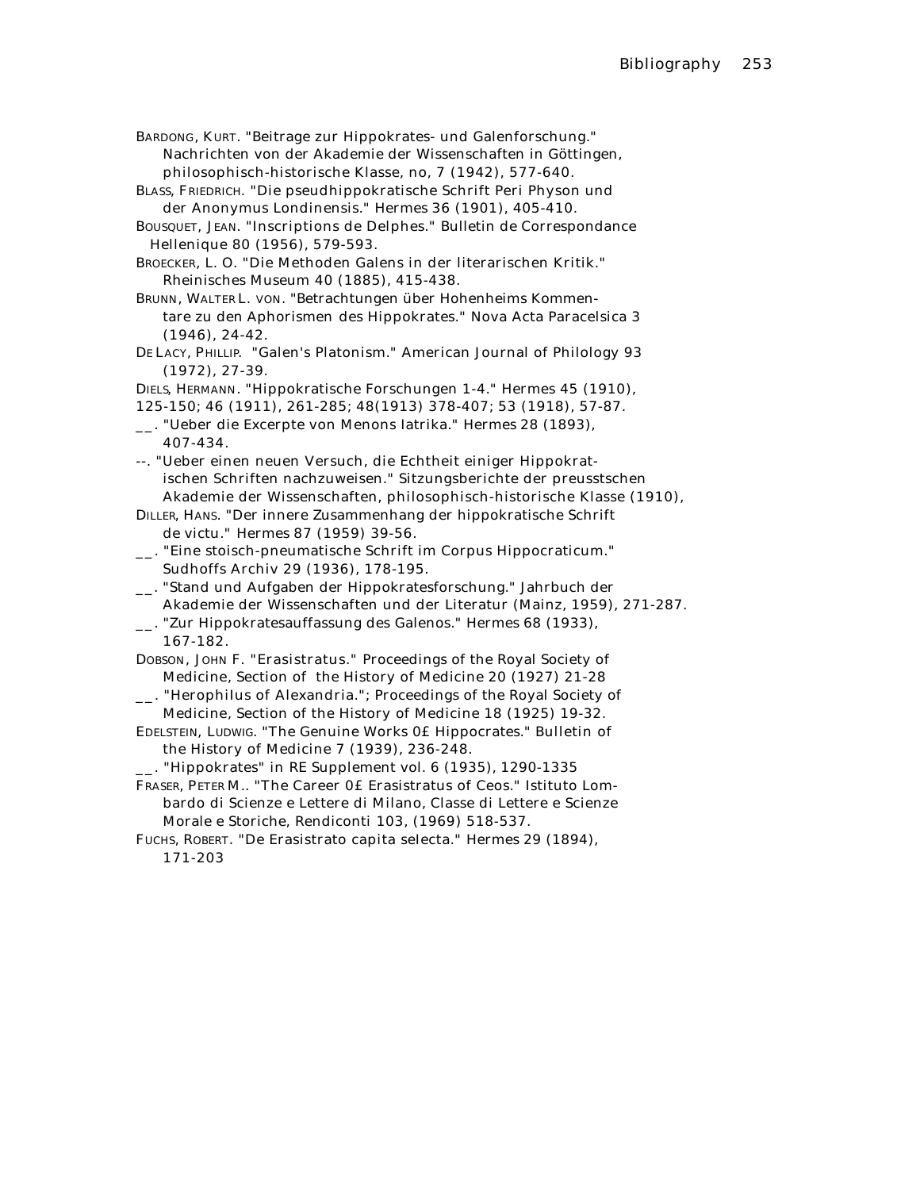BARDONG, KURT. "Beitrage zur Hippokrates- und Galenforschung." Nachrichten von der Akademie der Wissenschaften in Göttingen, philosophisch-historische Klasse, no, 7 (1942), 577-640.

BLASS, FRIEDRICH. "Die pseudhippokratische Schrift Peri Physon und der Anonymus Londinensis." Hermes 36 (1901), 405-410.

BOUSQUET, JEAN. "Inscriptions de Delphes." Bulletin de Correspondance Hellenique 80 (1956), 579-593.

BROECKER, L. O. "Die Methoden Galens in der literarischen Kritik." Rheinisches Museum 40 (1885), 415-438.

BRUNN, WALTER L. VON. "Betrachtungen über Hohenheims Kommentare zu den Aphorismen des Hippokrates." Nova Acta Paracelsica 3 (1946), 24-42.

DE LACY, PHILLIP. "Galen's Platonism." American Journal of Philology 93 (1972), 27-39.

DIELS, HERMANN. "Hippokratische Forschungen 1-4." Hermes 45 (1910), 125-150; 46 (1911), 261-285; 48(1913) 378-407; 53 (1918), 57-87.

__. "Ueber die Excerpte von Menons Iatrika." Hermes 28 (1893), 407-434.

--. "Ueber einen neuen Versuch, die Echtheit einiger Hippokratischen Schriften nachzuweisen." Sitzungsberichte der preusstschen Akademie der Wissenschaften, philosophisch-historische Klasse (1910),

DILLER, HANS. "Der innere Zusammenhang der hippokratische Schrift de victu." Hermes 87 (1959) 39-56.

__. "Eine stoisch-pneumatische Schrift im Corpus Hippocraticum." Sudhoffs Archiv 29 (1936), 178-195.

__. "Stand und Aufgaben der Hippokratesforschung." Jahrbuch der Akademie der Wissenschaften und der Literatur (Mainz, 1959), 271-287.

__. "Zur Hippokratesauffassung des Galenos." Hermes 68 (1933), 167-182.

DOBSON, JOHN F. "Erasistratus." Proceedings of the Royal Society of Medicine, Section of the History of Medicine 20 (1927) 21-28

__. "Herophilus of Alexandria."; Proceedings of the Royal Society of Medicine, Section of the History of Medicine 18 (1925) 19-32.

EDELSTEIN, LUDWIG. "The Genuine Works 0£ Hippocrates." Bulletin of the History of Medicine 7 (1939), 236-248.

__. "Hippokrates" in RE Supplement vol. 6 (1935), 1290-1335

FRASER, PETER M.. "The Career 0£ Erasistratus of Ceos." Istituto Lombardo di Scienze e Lettere di Milano, Classe di Lettere e Scienze Morale e Storiche, Rendiconti 103, (1969) 518-537.

FUCHS, ROBERT. "De Erasistrato capita selecta." Hermes 29 (1894), 171-203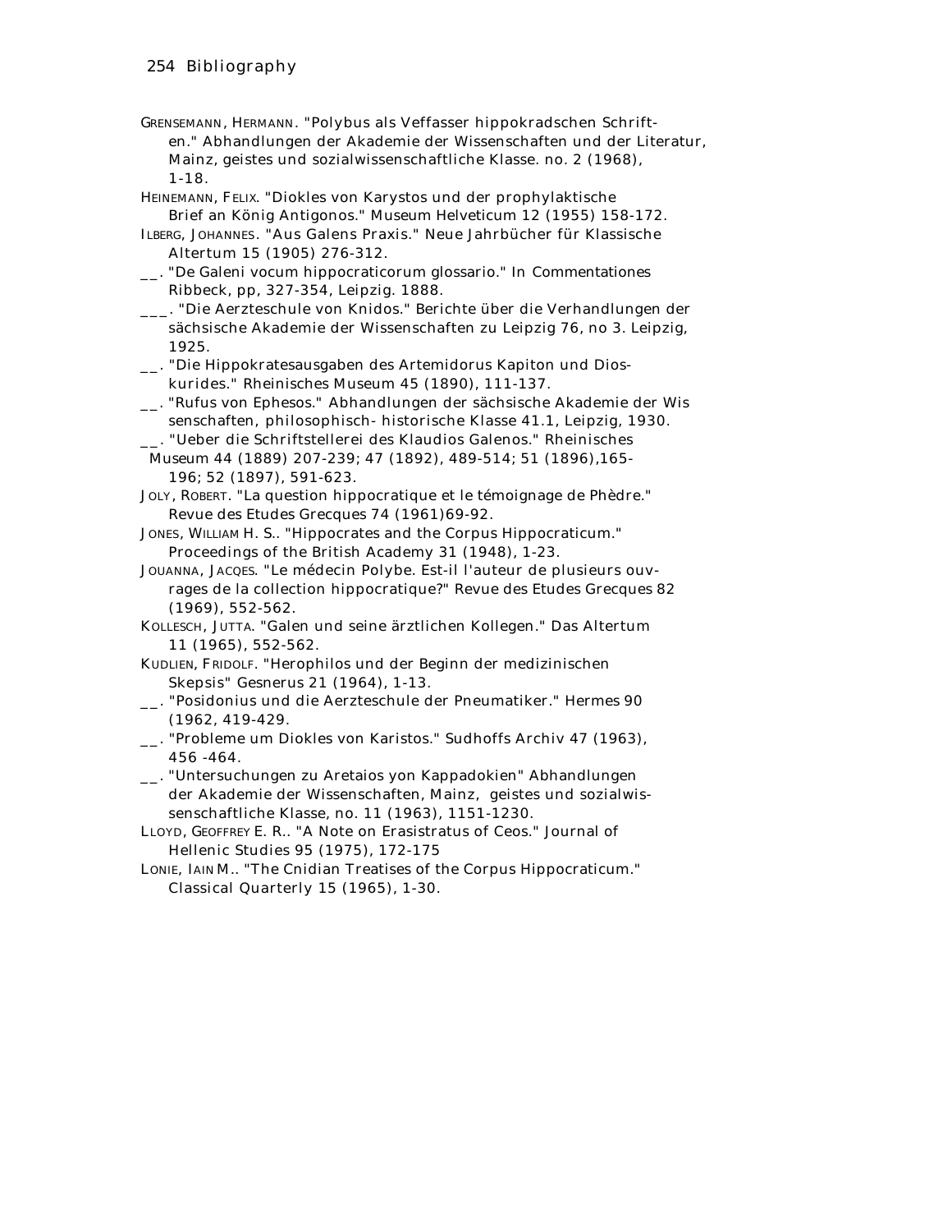GRENSEMANN, HERMANN. "Polybus als Veffasser hippokradschen Schriften." Abhandlungen der Akademie der Wissenschaften und der Literatur, Mainz, geistes und sozialwissenschaftliche Klasse. no. 2 (1968), 1-18.

HEINEMANN, FELIX. "Diokles von Karystos und der prophylaktische Brief an König Antigonos." Museum Helveticum 12 (1955) 158-172.

ILBERG, JOHANNES. "Aus Galens Praxis." Neue Jahrbücher für Klassische Altertum 15 (1905) 276-312.

__. "De Galeni vocum hippocraticorum glossario." In Commentationes Ribbeck, pp, 327-354, Leipzig. 1888.

___. "Die Aerzteschule von Knidos." Berichte über die Verhandlungen der sächsische Akademie der Wissenschaften zu Leipzig 76, no 3. Leipzig, 1925.

__. "Die Hippokratesausgaben des Artemidorus Kapiton und Dioskurides." Rheinisches Museum 45 (1890), 111-137.

__. "Rufus von Ephesos." Abhandlungen der sächsische Akademie der Wis senschaften, philosophisch- historische Klasse 41.1, Leipzig, 1930.

__. "Ueber die Schriftstellerei des Klaudios Galenos." Rheinisches Museum 44 (1889) 207-239; 47 (1892), 489-514; 51 (1896),165-196; 52 (1897), 591-623.

JOLY, ROBERT. "La question hippocratique et le témoignage de Phèdre." Revue des Etudes Grecques 74 (1961)69-92.

JONES, WILLIAM H. S.. "Hippocrates and the Corpus Hippocraticum." Proceedings of the British Academy 31 (1948), 1-23.

JOUANNA, JACQES. "Le médecin Polybe. Est-il l'auteur de plusieurs ouvrages de la collection hippocratique?" Revue des Etudes Grecques 82 (1969), 552-562.

KOLLESCH, JUTTA. "Galen und seine ärztlichen Kollegen." Das Altertum 11 (1965), 552-562.

KUDLIEN, FRIDOLF. "Herophilos und der Beginn der medizinischen Skepsis" Gesnerus 21 (1964), 1-13.

__. "Posidonius und die Aerzteschule der Pneumatiker." Hermes 90 (1962, 419-429.

__. "Probleme um Diokles von Karistos." Sudhoffs Archiv 47 (1963), 456 -464.

__. "Untersuchungen zu Aretaios yon Kappadokien" Abhandlungen der Akademie der Wissenschaften, Mainz, geistes und sozialwissenschaftliche Klasse, no. 11 (1963), 1151-1230.

LLOYD, GEOFFREY E. R.. "A Note on Erasistratus of Ceos." Journal of Hellenic Studies 95 (1975), 172-175

LONIE, IAIN M.. "The Cnidian Treatises of the Corpus Hippocraticum." Classical Quarterly 15 (1965), 1-30.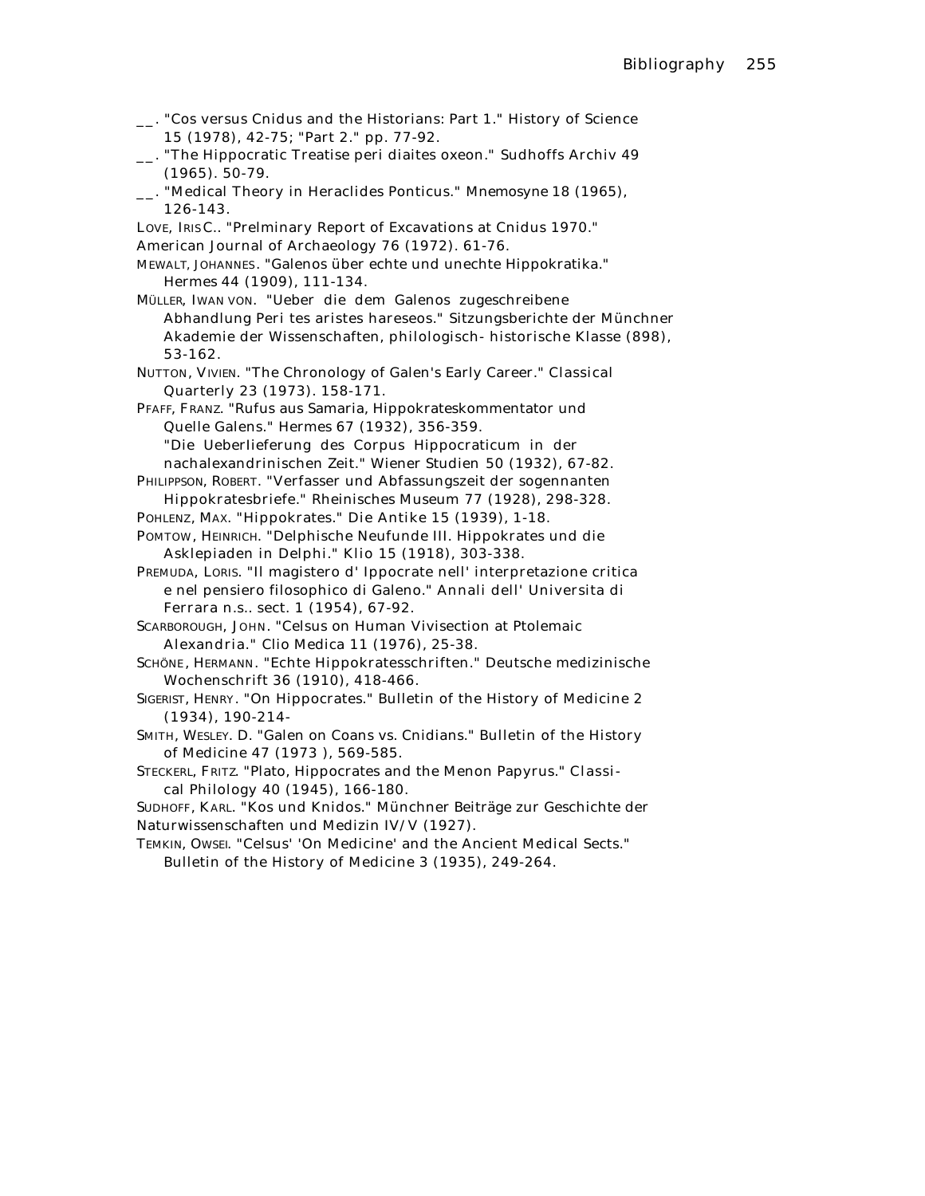__. "Cos versus Cnidus and the Historians: Part 1." History of Science 15 (1978), 42-75; "Part 2." pp. 77-92.

__. "The Hippocratic Treatise peri diaites oxeon." Sudhoffs Archiv 49 (1965). 50-79.

__. "Medical Theory in Heraclides Ponticus." Mnemosyne 18 (1965), 126-143.

LOVE, IRIS C.. "Prelminary Report of Excavations at Cnidus 1970." American Journal of Archaeology 76 (1972). 61-76.

MEWALT, JOHANNES. "Galenos über echte und unechte Hippokratika." Hermes 44 (1909), 111-134.

MÜLLER, IWAN VON. "Ueber die dem Galenos zugeschreibene Abhandlung Peri tes aristes hareseos." Sitzungsberichte der Münchner Akademie der Wissenschaften, philologisch- historische Klasse (898), 53-162.

NUTTON, VIVIEN. "The Chronology of Galen's Early Career." Classical Quarterly 23 (1973). 158-171.

PFAFF, FRANZ. "Rufus aus Samaria, Hippokrateskommentator und Quelle Galens." Hermes 67 (1932), 356-359.

"Die Ueberlieferung des Corpus Hippocraticum in der nachalexandrinischen Zeit." Wiener Studien 50 (1932), 67-82.

PHILIPPSON, ROBERT. "Verfasser und Abfassungszeit der sogennanten Hippokratesbriefe." Rheinisches Museum 77 (1928), 298-328.

POHLENZ, MAX. "Hippokrates." Die Antike 15 (1939), 1-18.

POMTOW, HEINRICH. "Delphische Neufunde III. Hippokrates und die Asklepiaden in Delphi." Klio 15 (1918), 303-338.

PREMUDA, LORIS. "Il magistero d' Ippocrate nell' interpretazione critica e nel pensiero filosophico di Galeno." Annali dell' Universita di Ferrara n.s.. sect. 1 (1954), 67-92.

SCARBOROUGH, JOHN. "Celsus on Human Vivisection at Ptolemaic Alexandria." Clio Medica 11 (1976), 25-38.

SCHÖNE, HERMANN. "Echte Hippokratesschriften." Deutsche medizinische Wochenschrift 36 (1910), 418-466.

SIGERIST, HENRY. "On Hippocrates." Bulletin of the History of Medicine 2 (1934), 190-214-

SMITH, WESLEY. D. "Galen on Coans vs. Cnidians." Bulletin of the History of Medicine 47 (1973 ), 569-585.

STECKERL, FRITZ. "Plato, Hippocrates and the Menon Papyrus." Classical Philology 40 (1945), 166-180.

SUDHOFF, KARL. "Kos und Knidos." Münchner Beiträge zur Geschichte der Naturwissenschaften und Medizin IV/V (1927).

TEMKIN, OWSEI. "Celsus' 'On Medicine' and the Ancient Medical Sects." Bulletin of the History of Medicine 3 (1935), 249-264.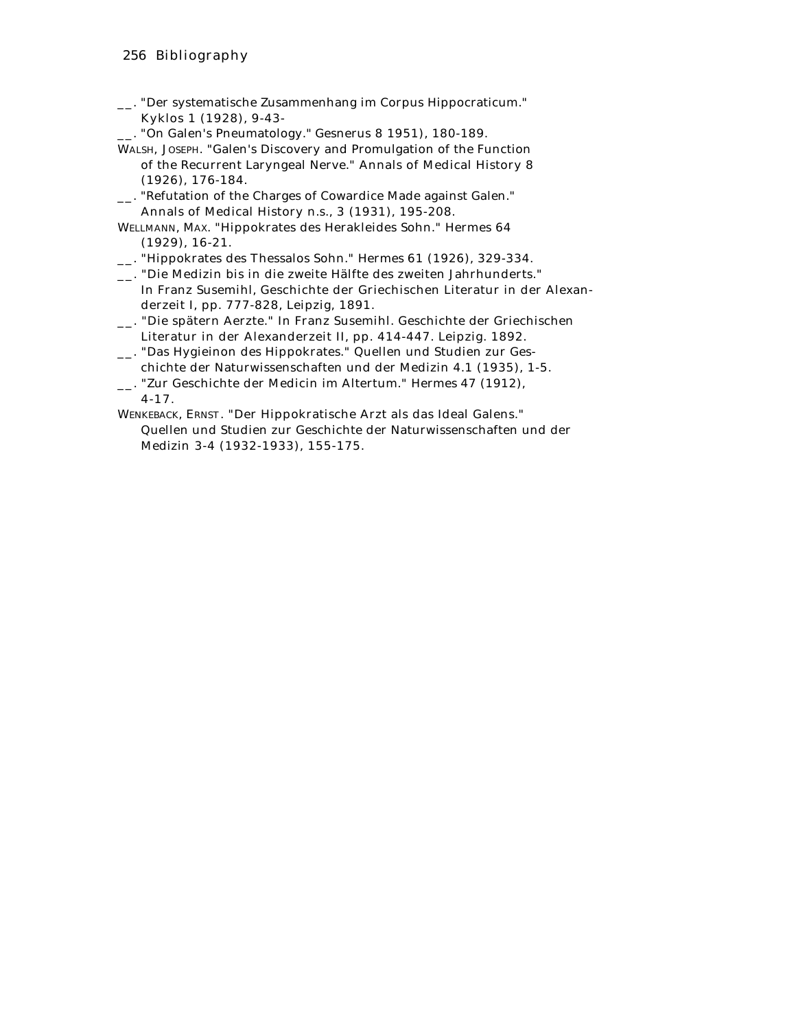__. "Der systematische Zusammenhang im Corpus Hippocraticum." Kyklos 1 (1928), 9-43-

__. "On Galen's Pneumatology." Gesnerus 8 1951), 180-189.

WALSH, JOSEPH. "Galen's Discovery and Promulgation of the Function of the Recurrent Laryngeal Nerve." Annals of Medical History 8 (1926), 176-184.

__. "Refutation of the Charges of Cowardice Made against Galen." Annals of Medical History n.s., 3 (1931), 195-208.

WELLMANN, MAX. "Hippokrates des Herakleides Sohn." Hermes 64 (1929), 16-21.

__. "Hippokrates des Thessalos Sohn." Hermes 61 (1926), 329-334.

__. "Die Medizin bis in die zweite Hälfte des zweiten Jahrhunderts." In Franz Susemihl, Geschichte der Griechischen Literatur in der Alexanderzeit I, pp. 777-828, Leipzig, 1891.

__. "Die spätern Aerzte." In Franz Susemihl. Geschichte der Griechischen Literatur in der Alexanderzeit II, pp. 414-447. Leipzig. 1892.

__. "Das Hygieinon des Hippokrates." Quellen und Studien zur Geschichte der Naturwissenschaften und der Medizin 4.1 (1935), 1-5.

__. "Zur Geschichte der Medicin im Altertum." Hermes 47 (1912), 4-17.

WENKEBACK, ERNST. "Der Hippokratische Arzt als das Ideal Galens." Quellen und Studien zur Geschichte der Naturwissenschaften und der Medizin 3-4 (1932-1933), 155-175.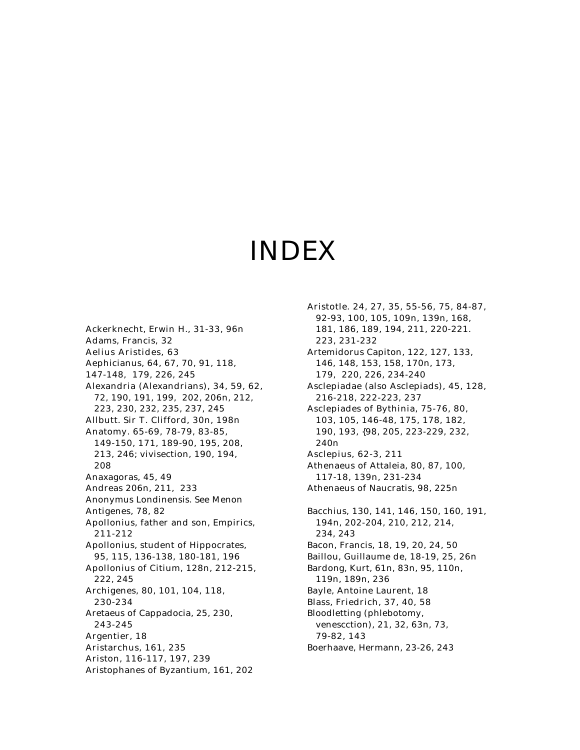# INDEX

Ackerknecht, Erwin H., 31-33, 96n
Adams, Francis, 32
Aelius Aristides, 63
Aephicianus, 64, 67, 70, 91, 118, 147-148, 179, 226, 245
Alexandria (Alexandrians), 34, 59, 62, 72, 190, 191, 199, 202, 206n, 212, 223, 230, 232, 235, 237, 245
Allbutt. Sir T. Clifford, 30n, 198n
Anatomy. 65-69, 78-79, 83-85, 149-150, 171, 189-90, 195, 208, 213, 246; vivisection, 190, 194, 208
Anaxagoras, 45, 49
Andreas 206n, 211, 233
Anonymus Londinensis. See Menon
Antigenes, 78, 82
Apollonius, father and son, Empirics, 211-212
Apollonius, student of Hippocrates, 95, 115, 136-138, 180-181, 196
Apollonius of Citium, 128n, 212-215, 222, 245
Archigenes, 80, 101, 104, 118, 230-234
Aretaeus of Cappadocia, 25, 230, 243-245
Argentier, 18
Aristarchus, 161, 235
Ariston, 116-117, 197, 239
Aristophanes of Byzantium, 161, 202
Aristotle. 24, 27, 35, 55-56, 75, 84-87, 92-93, 100, 105, 109n, 139n, 168, 181, 186, 189, 194, 211, 220-221. 223, 231-232
Artemidorus Capiton, 122, 127, 133, 146, 148, 153, 158, 170n, 173, 179, 220, 226, 234-240
Asclepiadae (also Asclepiads), 45, 128, 216-218, 222-223, 237
Asclepiades of Bythinia, 75-76, 80, 103, 105, 146-48, 175, 178, 182, 190, 193, {98, 205, 223-229, 232, 240n
Asclepius, 62-3, 211
Athenaeus of Attaleia, 80, 87, 100, 117-18, 139n, 231-234
Athenaeus of Naucratis, 98, 225n

Bacchius, 130, 141, 146, 150, 160, 191, 194n, 202-204, 210, 212, 214, 234, 243
Bacon, Francis, 18, 19, 20, 24, 50
Baillou, Guillaume de, 18-19, 25, 26n
Bardong, Kurt, 61n, 83n, 95, 110n, 119n, 189n, 236
Bayle, Antoine Laurent, 18
Blass, Friedrich, 37, 40, 58
Bloodletting (phlebotomy, venescction), 21, 32, 63n, 73, 79-82, 143
Boerhaave, Hermann, 23-26, 243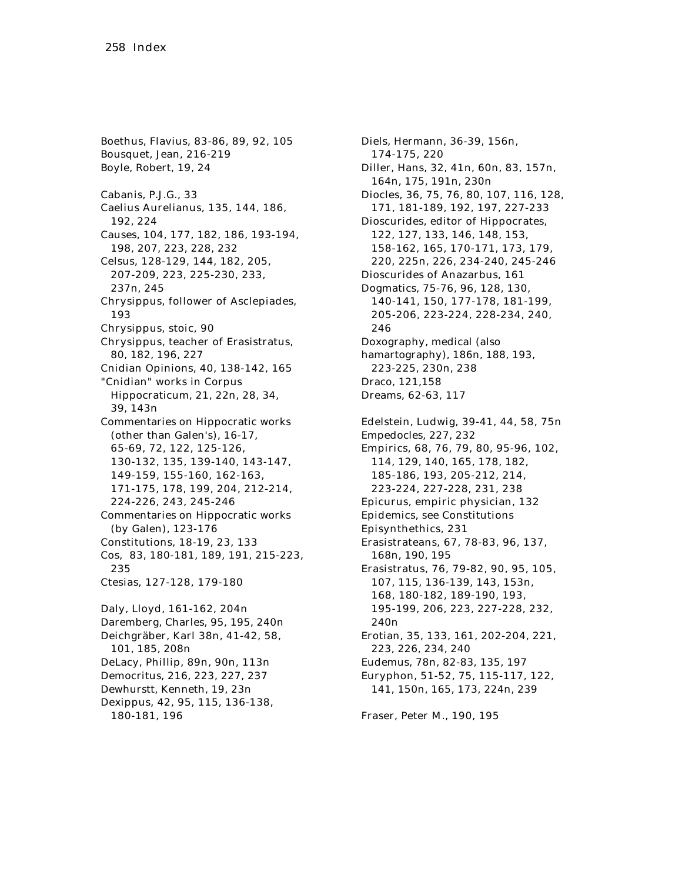Boethus, Flavius, 83-86, 89, 92, 105
Bousquet, Jean, 216-219
Boyle, Robert, 19, 24

Cabanis, P.J.G., 33
Caelius Aurelianus, 135, 144, 186, 192, 224
Causes, 104, 177, 182, 186, 193-194, 198, 207, 223, 228, 232
Celsus, 128-129, 144, 182, 205, 207-209, 223, 225-230, 233, 237n, 245
Chrysippus, follower of Asclepiades, 193
Chrysippus, stoic, 90
Chrysippus, teacher of Erasistratus, 80, 182, 196, 227
Cnidian Opinions, 40, 138-142, 165
"Cnidian" works in Corpus Hippocraticum, 21, 22n, 28, 34, 39, 143n
Commentaries on Hippocratic works (other than Galen's), 16-17, 65-69, 72, 122, 125-126, 130-132, 135, 139-140, 143-147, 149-159, 155-160, 162-163, 171-175, 178, 199, 204, 212-214, 224-226, 243, 245-246
Commentaries on Hippocratic works (by Galen), 123-176
Constitutions, 18-19, 23, 133
Cos, 83, 180-181, 189, 191, 215-223, 235
Ctesias, 127-128, 179-180

Daly, Lloyd, 161-162, 204n
Daremberg, Charles, 95, 195, 240n
Deichgräber, Karl 38n, 41-42, 58, 101, 185, 208n
DeLacy, Phillip, 89n, 90n, 113n
Democritus, 216, 223, 227, 237
Dewhurstt, Kenneth, 19, 23n
Dexippus, 42, 95, 115, 136-138, 180-181, 196
Diels, Hermann, 36-39, 156n, 174-175, 220
Diller, Hans, 32, 41n, 60n, 83, 157n, 164n, 175, 191n, 230n
Diocles, 36, 75, 76, 80, 107, 116, 128, 171, 181-189, 192, 197, 227-233
Dioscurides, editor of Hippocrates, 122, 127, 133, 146, 148, 153, 158-162, 165, 170-171, 173, 179, 220, 225n, 226, 234-240, 245-246
Dioscurides of Anazarbus, 161
Dogmatics, 75-76, 96, 128, 130, 140-141, 150, 177-178, 181-199, 205-206, 223-224, 228-234, 240, 246
Doxography, medical (also hamartography), 186n, 188, 193, 223-225, 230n, 238
Draco, 121,158
Dreams, 62-63, 117

Edelstein, Ludwig, 39-41, 44, 58, 75n
Empedocles, 227, 232
Empirics, 68, 76, 79, 80, 95-96, 102, 114, 129, 140, 165, 178, 182, 185-186, 193, 205-212, 214, 223-224, 227-228, 231, 238
Epicurus, empiric physician, 132
Epidemics, see Constitutions
Episynthethics, 231
Erasistrateans, 67, 78-83, 96, 137, 168n, 190, 195
Erasistratus, 76, 79-82, 90, 95, 105, 107, 115, 136-139, 143, 153n, 168, 180-182, 189-190, 193, 195-199, 206, 223, 227-228, 232, 240n
Erotian, 35, 133, 161, 202-204, 221, 223, 226, 234, 240
Eudemus, 78n, 82-83, 135, 197
Euryphon, 51-52, 75, 115-117, 122, 141, 150n, 165, 173, 224n, 239

Fraser, Peter M., 190, 195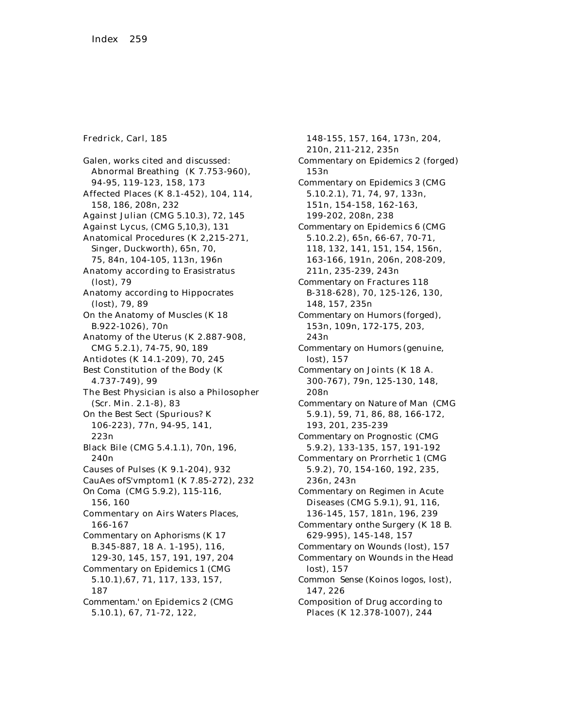Fredrick, Carl, 185

Galen, works cited and discussed:
- Abnormal Breathing (K 7.753-960), 94-95, 119-123, 158, 173
- Affected Places (K 8.1-452), 104, 114, 158, 186, 208n, 232
- Against Julian (CMG 5.10.3), 72, 145
- Against Lycus, (CMG 5,10,3), 131
- Anatomical Procedures (K 2,215-271, Singer, Duckworth), 65n, 70, 75, 84n, 104-105, 113n, 196n
- Anatomy according to Erasistratus (lost), 79
- Anatomy according to Hippocrates (lost), 79, 89
- On the Anatomy of Muscles (K 18 B.922-1026), 70n
- Anatomy of the Uterus (K 2.887-908, CMG 5.2.1), 74-75, 90, 189
- Antidotes (K 14.1-209), 70, 245
- Best Constitution of the Body (K 4.737-749), 99
- The Best Physician is also a Philosopher (Scr. Min. 2.1-8), 83
- On the Best Sect (Spurious? K 106-223), 77n, 94-95, 141, 223n
- Black Bile (CMG 5.4.1.1), 70n, 196, 240n
- Causes of Pulses (K 9.1-204), 932
- CauAes ofS'vmptom1 (K 7.85-272), 232
- On Coma (CMG 5.9.2), 115-116, 156, 160
- Commentary on Airs Waters Places, 166-167
- Commentary on Aphorisms (K 17 B.345-887, 18 A. 1-195), 116, 129-30, 145, 157, 191, 197, 204
- Commentary on Epidemics 1 (CMG 5.10.1),67, 71, 117, 133, 157, 187
- Commentam.' on Epidemics 2 (CMG 5.10.1), 67, 71-72, 122, 148-155, 157, 164, 173n, 204, 210n, 211-212, 235n
- Commentary on Epidemics 2 (forged) 153n
- Commentary on Epidemics 3 (CMG 5.10.2.1), 71, 74, 97, 133n, 151n, 154-158, 162-163, 199-202, 208n, 238
- Commentary on Epidemics 6 (CMG 5.10.2.2), 65n, 66-67, 70-71, 118, 132, 141, 151, 154, 156n, 163-166, 191n, 206n, 208-209, 211n, 235-239, 243n
- Commentary on Fractures 118 B-318-628), 70, 125-126, 130, 148, 157, 235n
- Commentary on Humors (forged), 153n, 109n, 172-175, 203, 243n
- Commentary on Humors (genuine, lost), 157
- Commentary on Joints (K 18 A. 300-767), 79n, 125-130, 148, 208n
- Commentary on Nature of Man (CMG 5.9.1), 59, 71, 86, 88, 166-172, 193, 201, 235-239
- Commentary on Prognostic (CMG 5.9.2), 133-135, 157, 191-192
- Commentary on Prorrhetic 1 (CMG 5.9.2), 70, 154-160, 192, 235, 236n, 243n
- Commentary on Regimen in Acute Diseases (CMG 5.9.1), 91, 116, 136-145, 157, 181n, 196, 239
- Commentary onthe Surgery (K 18 B. 629-995), 145-148, 157
- Commentary on Wounds (lost), 157
- Commentary on Wounds in the Head lost), 157
- Common Sense (Koinos logos, lost), 147, 226
- Composition of Drug according to Places (K 12.378-1007), 244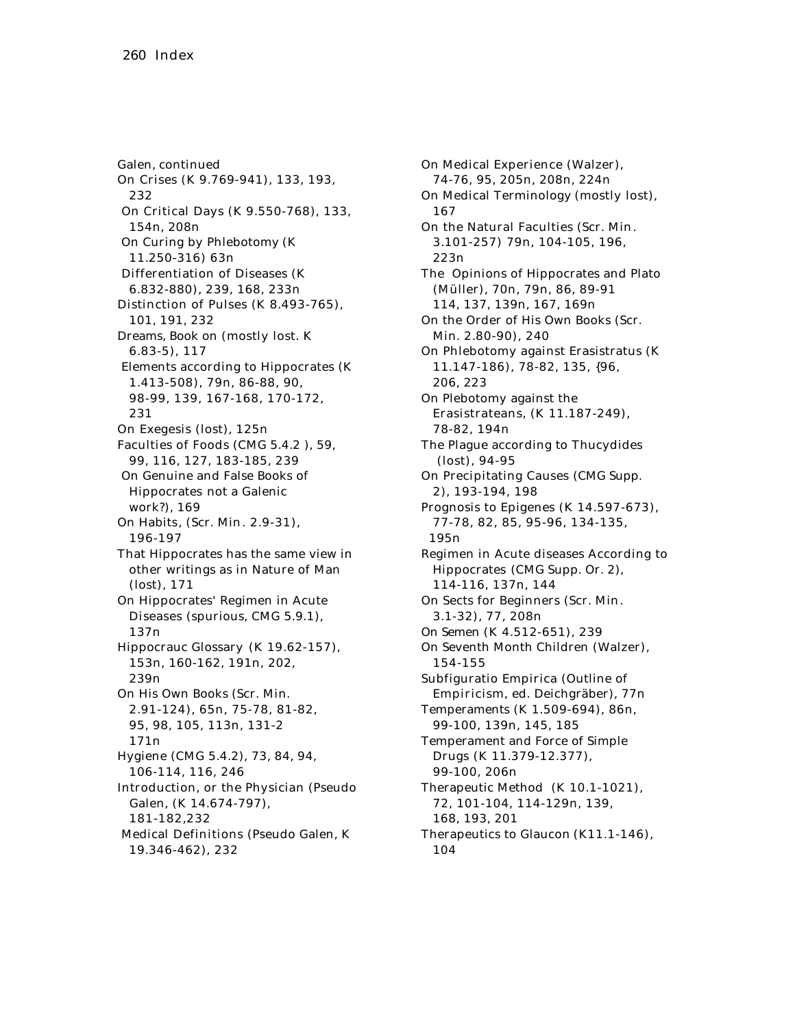Galen, continued

On Crises (K 9.769-941), 133, 193, 232

On Critical Days (K 9.550-768), 133, 154n, 208n

On Curing by Phlebotomy (K 11.250-316) 63n

Differentiation of Diseases (K 6.832-880), 239, 168, 233n

Distinction of Pulses (K 8.493-765), 101, 191, 232

Dreams, Book on (mostly lost. K 6.83-5), 117

Elements according to Hippocrates (K 1.413-508), 79n, 86-88, 90, 98-99, 139, 167-168, 170-172, 231

On Exegesis (lost), 125n

Faculties of Foods (CMG 5.4.2 ), 59, 99, 116, 127, 183-185, 239

On Genuine and False Books of Hippocrates not a Galenic work?), 169

On Habits, (Scr. Min. 2.9-31), 196-197

That Hippocrates has the same view in other writings as in Nature of Man (lost), 171

On Hippocrates' Regimen in Acute Diseases (spurious, CMG 5.9.1), 137n

Hippocrauc Glossary (K 19.62-157), 153n, 160-162, 191n, 202, 239n

On His Own Books (Scr. Min. 2.91-124), 65n, 75-78, 81-82, 95, 98, 105, 113n, 131-2 171n

Hygiene (CMG 5.4.2), 73, 84, 94, 106-114, 116, 246

Introduction, or the Physician (Pseudo Galen, (K 14.674-797), 181-182,232

Medical Definitions (Pseudo Galen, K 19.346-462), 232

On Medical Experience (Walzer), 74-76, 95, 205n, 208n, 224n

On Medical Terminology (mostly lost), 167

On the Natural Faculties (Scr. Min. 3.101-257) 79n, 104-105, 196, 223n

The Opinions of Hippocrates and Plato (Müller), 70n, 79n, 86, 89-91 114, 137, 139n, 167, 169n

On the Order of His Own Books (Scr. Min. 2.80-90), 240

On Phlebotomy against Erasistratus (K 11.147-186), 78-82, 135, {96, 206, 223

On Plebotomy against the Erasistrateans, (K 11.187-249), 78-82, 194n

The Plague according to Thucydides (lost), 94-95

On Precipitating Causes (CMG Supp. 2), 193-194, 198

Prognosis to Epigenes (K 14.597-673), 77-78, 82, 85, 95-96, 134-135, 195n

Regimen in Acute diseases According to Hippocrates (CMG Supp. Or. 2), 114-116, 137n, 144

On Sects for Beginners (Scr. Min. 3.1-32), 77, 208n

On Semen (K 4.512-651), 239

On Seventh Month Children (Walzer), 154-155

Subfiguratio Empirica (Outline of Empiricism, ed. Deichgräber), 77n

Temperaments (K 1.509-694), 86n, 99-100, 139n, 145, 185

Temperament and Force of Simple Drugs (K 11.379-12.377), 99-100, 206n

Therapeutic Method (K 10.1-1021), 72, 101-104, 114-129n, 139, 168, 193, 201

Therapeutics to Glaucon (K11.1-146), 104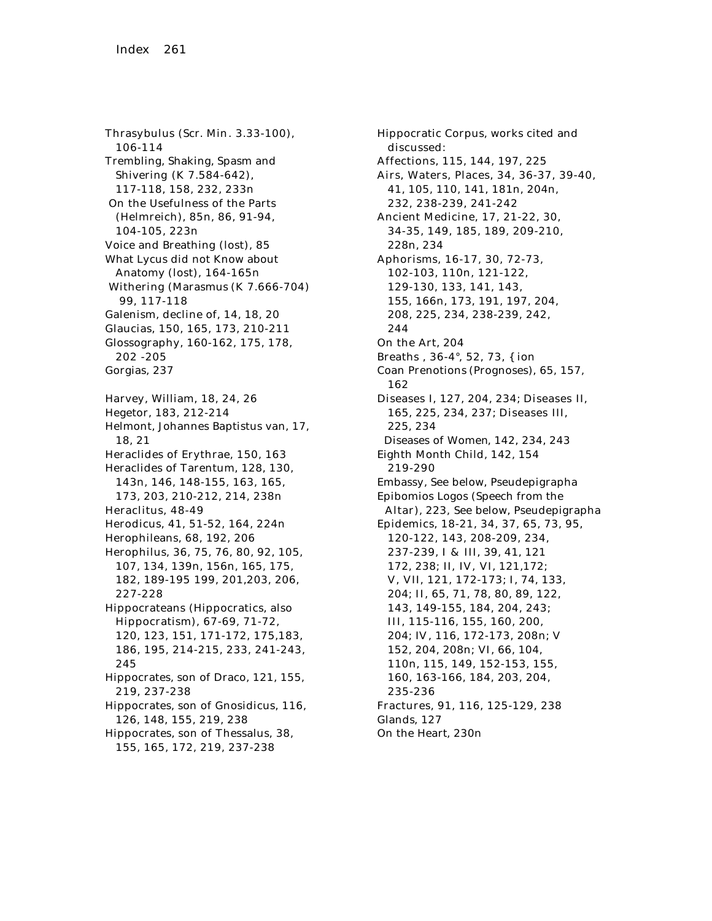Thrasybulus (Scr. Min. 3.33-100), 106-114
Trembling, Shaking, Spasm and Shivering (K 7.584-642), 117-118, 158, 232, 233n
On the Usefulness of the Parts (Helmreich), 85n, 86, 91-94, 104-105, 223n
Voice and Breathing (lost), 85
What Lycus did not Know about Anatomy (lost), 164-165n
Withering (Marasmus (K 7.666-704) 99, 117-118
Galenism, decline of, 14, 18, 20
Glaucias, 150, 165, 173, 210-211
Glossography, 160-162, 175, 178, 202 -205
Gorgias, 237

Harvey, William, 18, 24, 26
Hegetor, 183, 212-214
Helmont, Johannes Baptistus van, 17, 18, 21
Heraclides of Erythrae, 150, 163
Heraclides of Tarentum, 128, 130, 143n, 146, 148-155, 163, 165, 173, 203, 210-212, 214, 238n
Heraclitus, 48-49
Herodicus, 41, 51-52, 164, 224n
Herophileans, 68, 192, 206
Herophilus, 36, 75, 76, 80, 92, 105, 107, 134, 139n, 156n, 165, 175, 182, 189-195 199, 201,203, 206, 227-228
Hippocrateans (Hippocratics, also Hippocratism), 67-69, 71-72, 120, 123, 151, 171-172, 175,183, 186, 195, 214-215, 233, 241-243, 245
Hippocrates, son of Draco, 121, 155, 219, 237-238
Hippocrates, son of Gnosidicus, 116, 126, 148, 155, 219, 238
Hippocrates, son of Thessalus, 38, 155, 165, 172, 219, 237-238

Hippocratic Corpus, works cited and discussed:
Affections, 115, 144, 197, 225
Airs, Waters, Places, 34, 36-37, 39-40, 41, 105, 110, 141, 181n, 204n, 232, 238-239, 241-242
Ancient Medicine, 17, 21-22, 30, 34-35, 149, 185, 189, 209-210, 228n, 234
Aphorisms, 16-17, 30, 72-73, 102-103, 110n, 121-122, 129-130, 133, 141, 143, 155, 166n, 173, 191, 197, 204, 208, 225, 234, 238-239, 242, 244
On the Art, 204
Breaths , 36-4°, 52, 73, { ion
Coan Prenotions (Prognoses), 65, 157, 162
Diseases I, 127, 204, 234; Diseases II, 165, 225, 234, 237; Diseases III, 225, 234
Diseases of Women, 142, 234, 243
Eighth Month Child, 142, 154 219-290
Embassy, See below, Pseudepigrapha
Epibomios Logos (Speech from the Altar), 223, See below, Pseudepigrapha
Epidemics, 18-21, 34, 37, 65, 73, 95, 120-122, 143, 208-209, 234, 237-239, I & III, 39, 41, 121 172, 238; II, IV, VI, 121,172; V, VII, 121, 172-173; I, 74, 133, 204; II, 65, 71, 78, 80, 89, 122, 143, 149-155, 184, 204, 243; III, 115-116, 155, 160, 200, 204; IV, 116, 172-173, 208n; V 152, 204, 208n; VI, 66, 104, 110n, 115, 149, 152-153, 155, 160, 163-166, 184, 203, 204, 235-236
Fractures, 91, 116, 125-129, 238
Glands, 127
On the Heart, 230n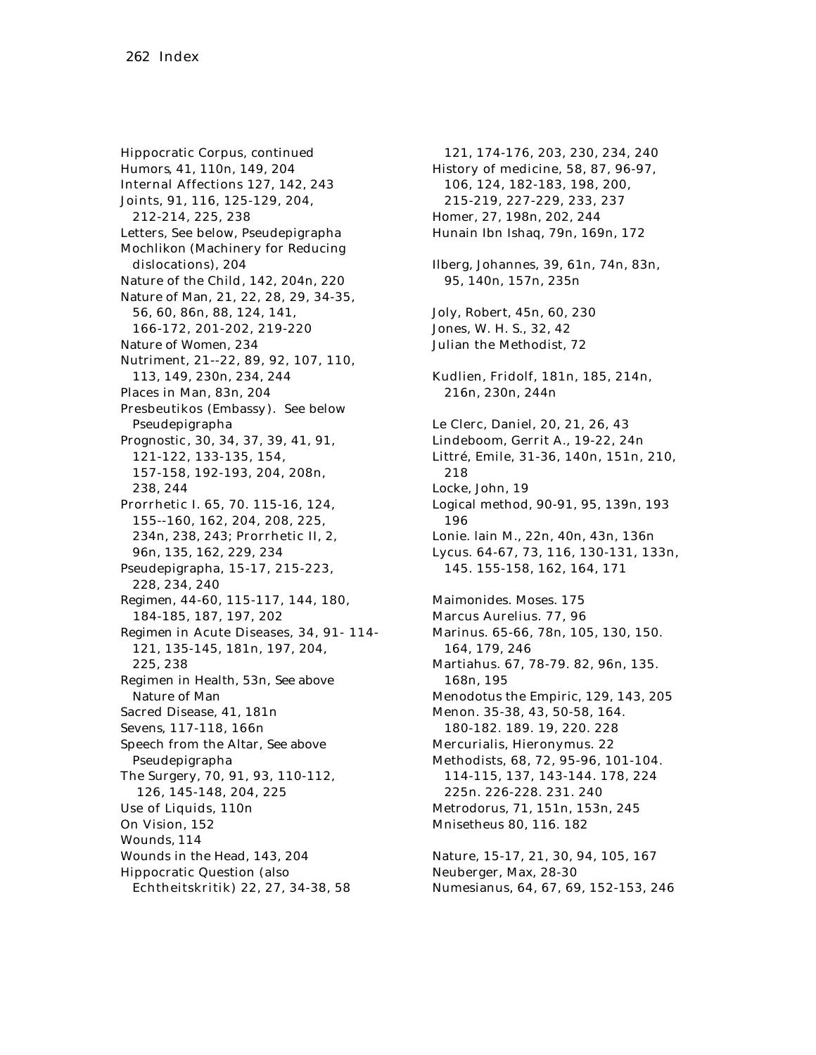Hippocratic Corpus, continued
Humors, 41, 110n, 149, 204
Internal Affections 127, 142, 243
Joints, 91, 116, 125-129, 204,
  212-214, 225, 238
Letters, See below, Pseudepigrapha
Mochlikon (Machinery for Reducing
  dislocations), 204
Nature of the Child, 142, 204n, 220
Nature of Man, 21, 22, 28, 29, 34-35,
  56, 60, 86n, 88, 124, 141,
  166-172, 201-202, 219-220
Nature of Women, 234
Nutriment, 21--22, 89, 92, 107, 110,
  113, 149, 230n, 234, 244
Places in Man, 83n, 204
Presbeutikos (Embassy). See below
  Pseudepigrapha
Prognostic, 30, 34, 37, 39, 41, 91,
  121-122, 133-135, 154,
  157-158, 192-193, 204, 208n,
  238, 244
Prorrhetic I. 65, 70. 115-16, 124,
  155--160, 162, 204, 208, 225,
  234n, 238, 243; Prorrhetic II, 2,
  96n, 135, 162, 229, 234
Pseudepigrapha, 15-17, 215-223,
  228, 234, 240
Regimen, 44-60, 115-117, 144, 180,
  184-185, 187, 197, 202
Regimen in Acute Diseases, 34, 91- 114-
  121, 135-145, 181n, 197, 204,
  225, 238
Regimen in Health, 53n, See above
  Nature of Man
Sacred Disease, 41, 181n
Sevens, 117-118, 166n
Speech from the Altar, See above
  Pseudepigrapha
The Surgery, 70, 91, 93, 110-112,
  126, 145-148, 204, 225
Use of Liquids, 110n
On Vision, 152
Wounds, 114
Wounds in the Head, 143, 204
Hippocratic Question (also
  Echtheitskritik) 22, 27, 34-38, 58
  121, 174-176, 203, 230, 234, 240
History of medicine, 58, 87, 96-97,
  106, 124, 182-183, 198, 200,
  215-219, 227-229, 233, 237
Homer, 27, 198n, 202, 244
Hunain Ibn Ishaq, 79n, 169n, 172

Ilberg, Johannes, 39, 61n, 74n, 83n,
  95, 140n, 157n, 235n

Joly, Robert, 45n, 60, 230
Jones, W. H. S., 32, 42
Julian the Methodist, 72

Kudlien, Fridolf, 181n, 185, 214n,
  216n, 230n, 244n

Le Clerc, Daniel, 20, 21, 26, 43
Lindeboom, Gerrit A., 19-22, 24n
Littré, Emile, 31-36, 140n, 151n, 210,
  218
Locke, John, 19
Logical method, 90-91, 95, 139n, 193
  196
Lonie. lain M., 22n, 40n, 43n, 136n
Lycus. 64-67, 73, 116, 130-131, 133n,
  145. 155-158, 162, 164, 171

Maimonides. Moses. 175
Marcus Aurelius. 77, 96
Marinus. 65-66, 78n, 105, 130, 150.
  164, 179, 246
Martiahus. 67, 78-79. 82, 96n, 135.
  168n, 195
Menodotus the Empiric, 129, 143, 205
Menon. 35-38, 43, 50-58, 164.
  180-182. 189. 19, 220. 228
Mercurialis, Hieronymus. 22
Methodists, 68, 72, 95-96, 101-104.
  114-115, 137, 143-144. 178, 224
  225n. 226-228. 231. 240
Metrodorus, 71, 151n, 153n, 245
Mnisetheus 80, 116. 182

Nature, 15-17, 21, 30, 94, 105, 167
Neuberger, Max, 28-30
Numesianus, 64, 67, 69, 152-153, 246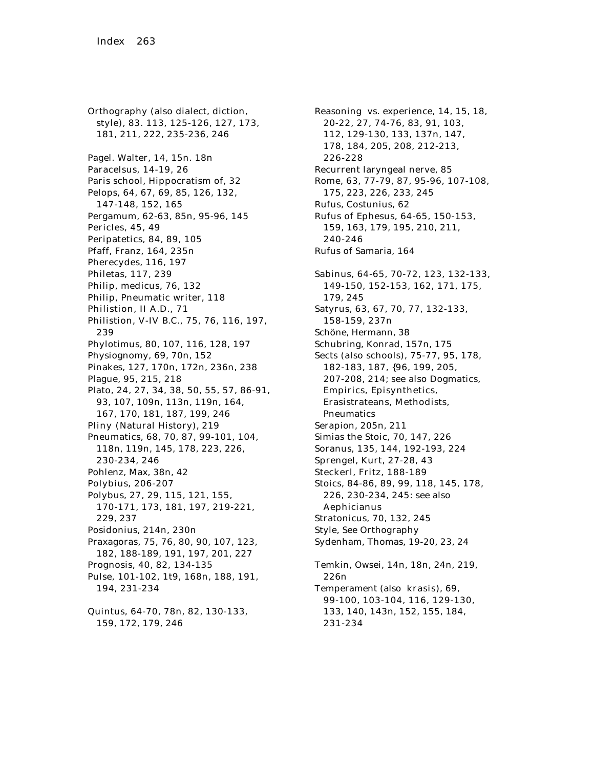Orthography (also dialect, diction, style), 83. 113, 125-126, 127, 173, 181, 211, 222, 235-236, 246

Pagel. Walter, 14, 15n. 18n
Paracelsus, 14-19, 26
Paris school, Hippocratism of, 32
Pelops, 64, 67, 69, 85, 126, 132, 147-148, 152, 165
Pergamum, 62-63, 85n, 95-96, 145
Pericles, 45, 49
Peripatetics, 84, 89, 105
Pfaff, Franz, 164, 235n
Pherecydes, 116, 197
Philetas, 117, 239
Philip, medicus, 76, 132
Philip, Pneumatic writer, 118
Philistion, II A.D., 71
Philistion, V-IV B.C., 75, 76, 116, 197, 239
Phylotimus, 80, 107, 116, 128, 197
Physiognomy, 69, 70n, 152
Pinakes, 127, 170n, 172n, 236n, 238
Plague, 95, 215, 218
Plato, 24, 27, 34, 38, 50, 55, 57, 86-91, 93, 107, 109n, 113n, 119n, 164, 167, 170, 181, 187, 199, 246
Pliny (Natural History), 219
Pneumatics, 68, 70, 87, 99-101, 104, 118n, 119n, 145, 178, 223, 226, 230-234, 246
Pohlenz, Max, 38n, 42
Polybius, 206-207
Polybus, 27, 29, 115, 121, 155, 170-171, 173, 181, 197, 219-221, 229, 237
Posidonius, 214n, 230n
Praxagoras, 75, 76, 80, 90, 107, 123, 182, 188-189, 191, 197, 201, 227
Prognosis, 40, 82, 134-135
Pulse, 101-102, 1t9, 168n, 188, 191, 194, 231-234

Quintus, 64-70, 78n, 82, 130-133, 159, 172, 179, 246

Reasoning vs. experience, 14, 15, 18, 20-22, 27, 74-76, 83, 91, 103, 112, 129-130, 133, 137n, 147, 178, 184, 205, 208, 212-213, 226-228
Recurrent laryngeal nerve, 85
Rome, 63, 77-79, 87, 95-96, 107-108, 175, 223, 226, 233, 245
Rufus, Costunius, 62
Rufus of Ephesus, 64-65, 150-153, 159, 163, 179, 195, 210, 211, 240-246
Rufus of Samaria, 164

Sabinus, 64-65, 70-72, 123, 132-133, 149-150, 152-153, 162, 171, 175, 179, 245
Satyrus, 63, 67, 70, 77, 132-133, 158-159, 237n
Schöne, Hermann, 38
Schubring, Konrad, 157n, 175
Sects (also schools), 75-77, 95, 178, 182-183, 187, {96, 199, 205, 207-208, 214; see also Dogmatics, Empirics, Episynthetics, Erasistrateans, Methodists, Pneumatics
Serapion, 205n, 211
Simias the Stoic, 70, 147, 226
Soranus, 135, 144, 192-193, 224
Sprengel, Kurt, 27-28, 43
Steckerl, Fritz, 188-189
Stoics, 84-86, 89, 99, 118, 145, 178, 226, 230-234, 245: see also Aephicianus
Stratonicus, 70, 132, 245
Style, See Orthography
Sydenham, Thomas, 19-20, 23, 24

Temkin, Owsei, 14n, 18n, 24n, 219, 226n
Temperament (also krasis), 69, 99-100, 103-104, 116, 129-130, 133, 140, 143n, 152, 155, 184, 231-234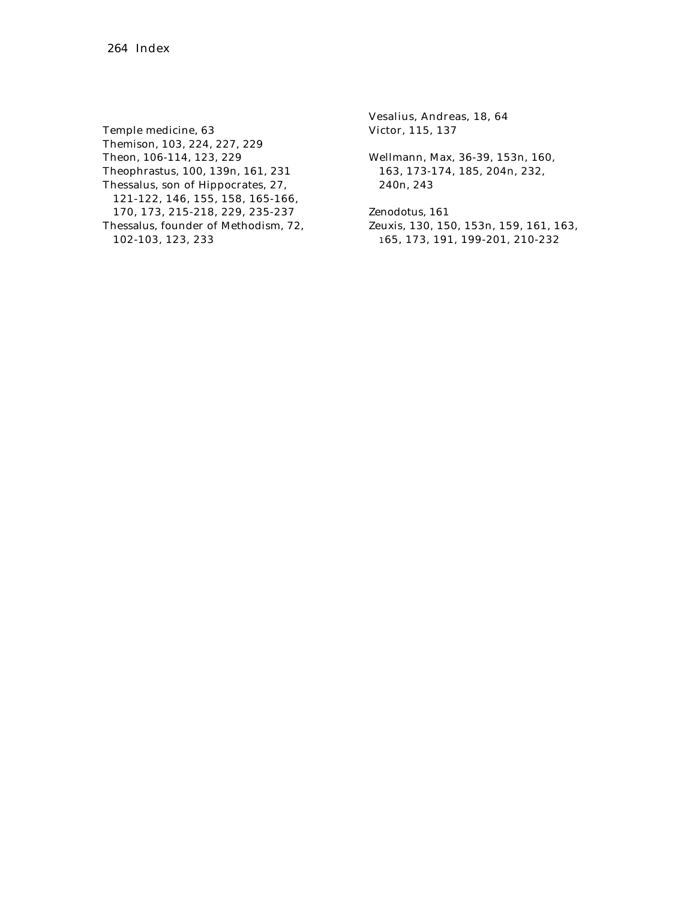Temple medicine, 63
Themison, 103, 224, 227, 229
Theon, 106-114, 123, 229
Theophrastus, 100, 139n, 161, 231
Thessalus, son of Hippocrates, 27, 121-122, 146, 155, 158, 165-166, 170, 173, 215-218, 229, 235-237
Thessalus, founder of Methodism, 72, 102-103, 123, 233

Vesalius, Andreas, 18, 64
Victor, 115, 137

Wellmann, Max, 36-39, 153n, 160, 163, 173-174, 185, 204n, 232, 240n, 243

Zenodotus, 161
Zeuxis, 130, 150, 153n, 159, 161, 163, 165, 173, 191, 199-201, 210-232